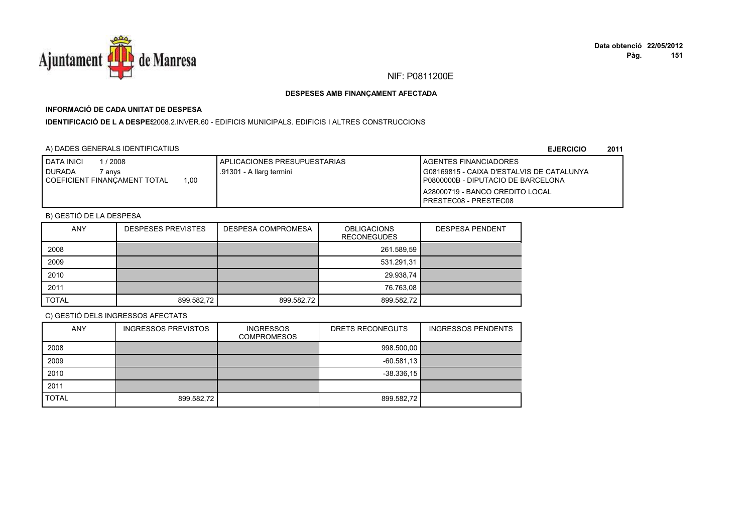NIF: P0811200E

**DESPESES AMB FINANÇAMENT AFECTADA**

**INFORMACIÓ DE CADA UNITAT DE DESPESA**

**IDENTIFICACIÓ DE L A DESPES** 2008.2.INVER.60 - EDIFICIS MUNICIPALS. EDIFICIS I ALTRES CONSTRUCCIONS

A) DADES GENERALS IDENTIFICATIUS

**EJERCICIO 2011**

| DATA INICI 1 / 2008<br>DURADA 7 anys<br>COEFICIENT FINANÇAMENT TOTAL 1,00 | APLICACIONES PRESUPUESTARIAS<br>.91301 - A llarg termini | AGENTES FINANCIADORES<br>G08169815 - CAIXA D'ESTALVIS DE CATALUNYA<br>P0800000B - DIPUTACIO DE BARCELONA<br>A28000719 - BANCO CREDITO LOCAL<br>PRESTEC08 - PRESTEC08 |
|---|---|---|

B) GESTIÓ DE LA DESPESA

| ANY | DESPESES PREVISTES | DESPESA COMPROMESA | OBLIGACIONS RECONEGUDES | DESPESA PENDENT |
|---|---|---|---|---|
| 2008 | | | 261.589,59 | |
| 2009 | | | 531.291,31 | |
| 2010 | | | 29.938,74 | |
| 2011 | | | 76.763,08 | |
| TOTAL | 899.582,72 | 899.582,72 | 899.582,72 | |

C) GESTIÓ DELS INGRESSOS AFECTATS

| ANY | INGRESSOS PREVISTOS | INGRESSOS COMPROMESOS | DRETS RECONEGUTS | INGRESSOS PENDENTS |
|---|---|---|---|---|
| 2008 | | | 998.500,00 | |
| 2009 | | | -60.581,13 | |
| 2010 | | | -38.336,15 | |
| 2011 | | | | |
| TOTAL | 899.582,72 | | 899.582,72 | |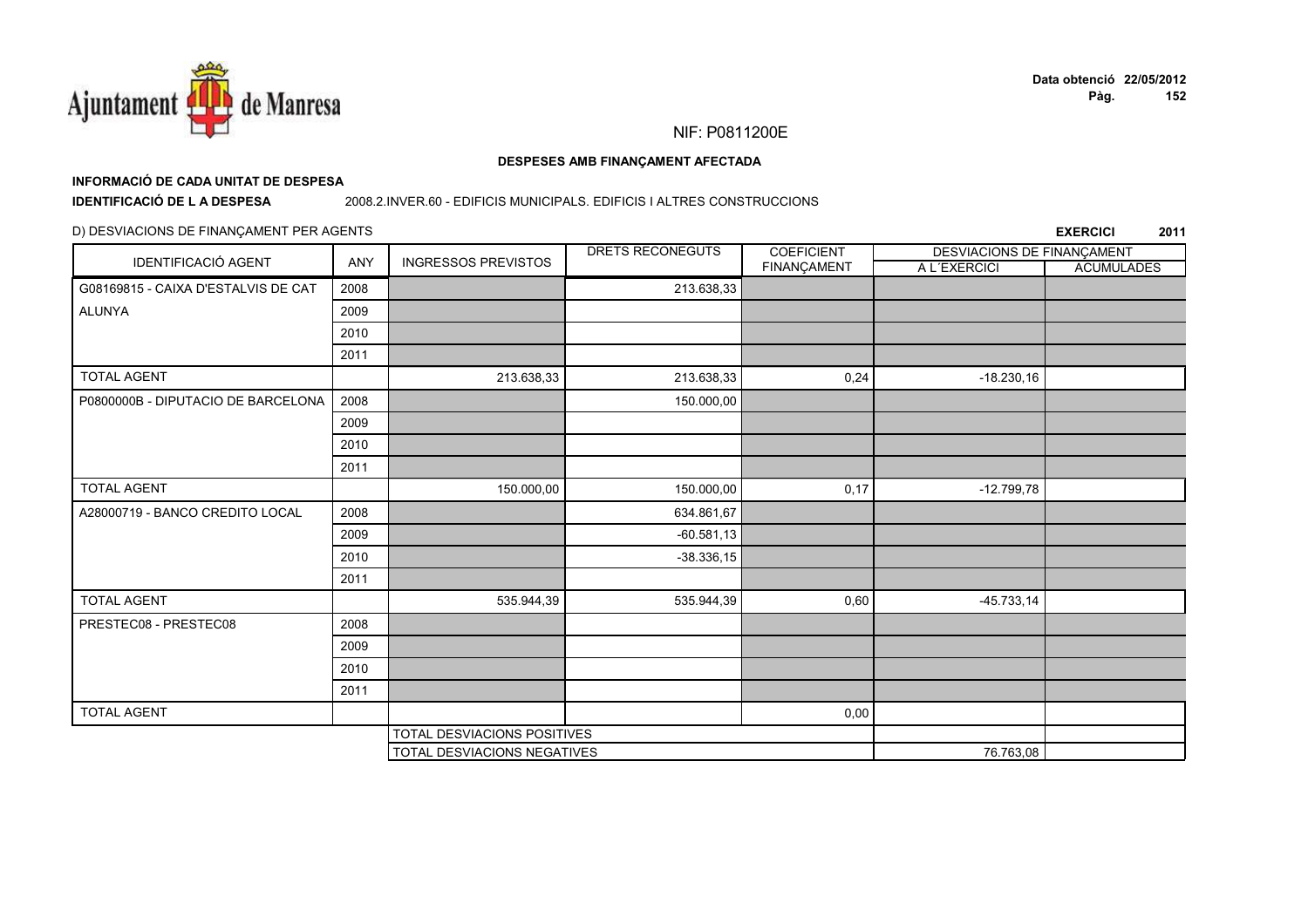NIF: P0811200E

**DESPESES AMB FINANÇAMENT AFECTADA**

**INFORMACIÓ DE CADA UNITAT DE DESPESA**

**IDENTIFICACIÓ DE L A DESPESA** 2008.2.INVER.60 - EDIFICIS MUNICIPALS. EDIFICIS I ALTRES CONSTRUCCIONS

D) DESVIACIONS DE FINANÇAMENT PER AGENTS

**EXERCICI 2011**

| IDENTIFICACIÓ AGENT | ANY | INGRESSOS PREVISTOS | DRETS RECONEGUTS | COEFICIENT FINANÇAMENT | DESVIACIONS DE FINANÇAMENT A L´EXERCICI | DESVIACIONS DE FINANÇAMENT ACUMULADES |
|---|---|---|---|---|---|---|
| G08169815 - CAIXA D'ESTALVIS DE CAT ALUNYA | 2008 | | 213.638,33 | | | |
| | 2009 | | | | | |
| | 2010 | | | | | |
| | 2011 | | | | | |
| TOTAL AGENT | | 213.638,33 | 213.638,33 | 0,24 | -18.230,16 | |
| P0800000B - DIPUTACIO DE BARCELONA | 2008 | | 150.000,00 | | | |
| | 2009 | | | | | |
| | 2010 | | | | | |
| | 2011 | | | | | |
| TOTAL AGENT | | 150.000,00 | 150.000,00 | 0,17 | -12.799,78 | |
| A28000719 - BANCO CREDITO LOCAL | 2008 | | 634.861,67 | | | |
| | 2009 | | -60.581,13 | | | |
| | 2010 | | -38.336,15 | | | |
| | 2011 | | | | | |
| TOTAL AGENT | | 535.944,39 | 535.944,39 | 0,60 | -45.733,14 | |
| PRESTEC08 - PRESTEC08 | 2008 | | | | | |
| | 2009 | | | | | |
| | 2010 | | | | | |
| | 2011 | | | | | |
| TOTAL AGENT | | | | 0,00 | | |
| | | TOTAL DESVIACIONS POSITIVES | | | | |
| | | TOTAL DESVIACIONS NEGATIVES | | | 76.763,08 | |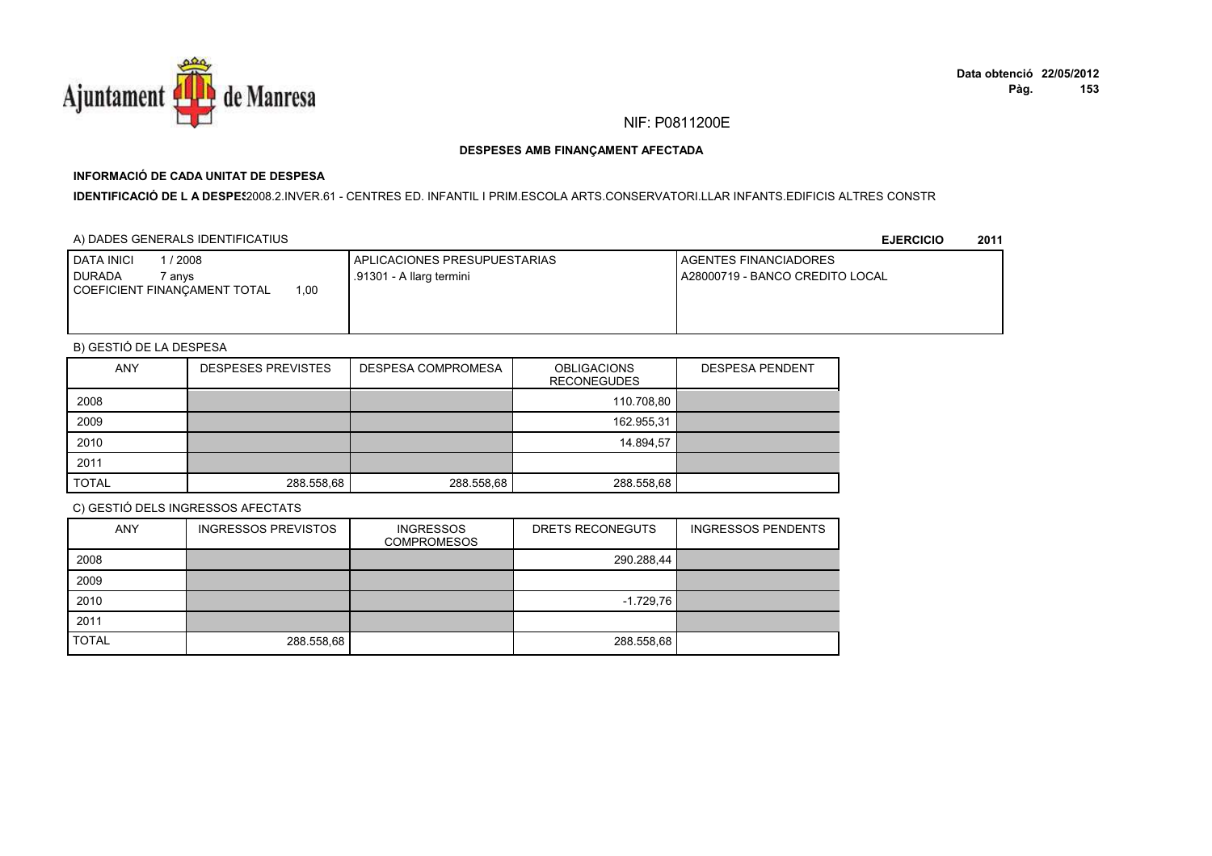NIF: P0811200E

**DESPESES AMB FINANÇAMENT AFECTADA**

**INFORMACIÓ DE CADA UNITAT DE DESPESA**

**IDENTIFICACIÓ DE L A DESPES** 2008.2.INVER.61 - CENTRES ED. INFANTIL I PRIM.ESCOLA ARTS.CONSERVATORI.LLAR INFANTS.EDIFICIS ALTRES CONSTR

A) DADES GENERALS IDENTIFICATIUS **EJERCICIO 2011**

| DATA INICI 1 / 2008<br>DURADA 7 anys<br>COEFICIENT FINANÇAMENT TOTAL 1,00 | APLICACIONES PRESUPUESTARIAS<br>.91301 - A llarg termini | AGENTES FINANCIADORES<br>A28000719 - BANCO CREDITO LOCAL |
|---|---|---|

B) GESTIÓ DE LA DESPESA

| ANY | DESPESES PREVISTES | DESPESA COMPROMESA | OBLIGACIONS RECONEGUDES | DESPESA PENDENT |
|---|---|---|---|---|
| 2008 | | | 110.708,80 | |
| 2009 | | | 162.955,31 | |
| 2010 | | | 14.894,57 | |
| 2011 | | | | |
| TOTAL | 288.558,68 | 288.558,68 | 288.558,68 | |

C) GESTIÓ DELS INGRESSOS AFECTATS

| ANY | INGRESSOS PREVISTOS | INGRESSOS COMPROMESOS | DRETS RECONEGUTS | INGRESSOS PENDENTS |
|---|---|---|---|---|
| 2008 | | | 290.288,44 | |
| 2009 | | | | |
| 2010 | | | -1.729,76 | |
| 2011 | | | | |
| TOTAL | 288.558,68 | | 288.558,68 | |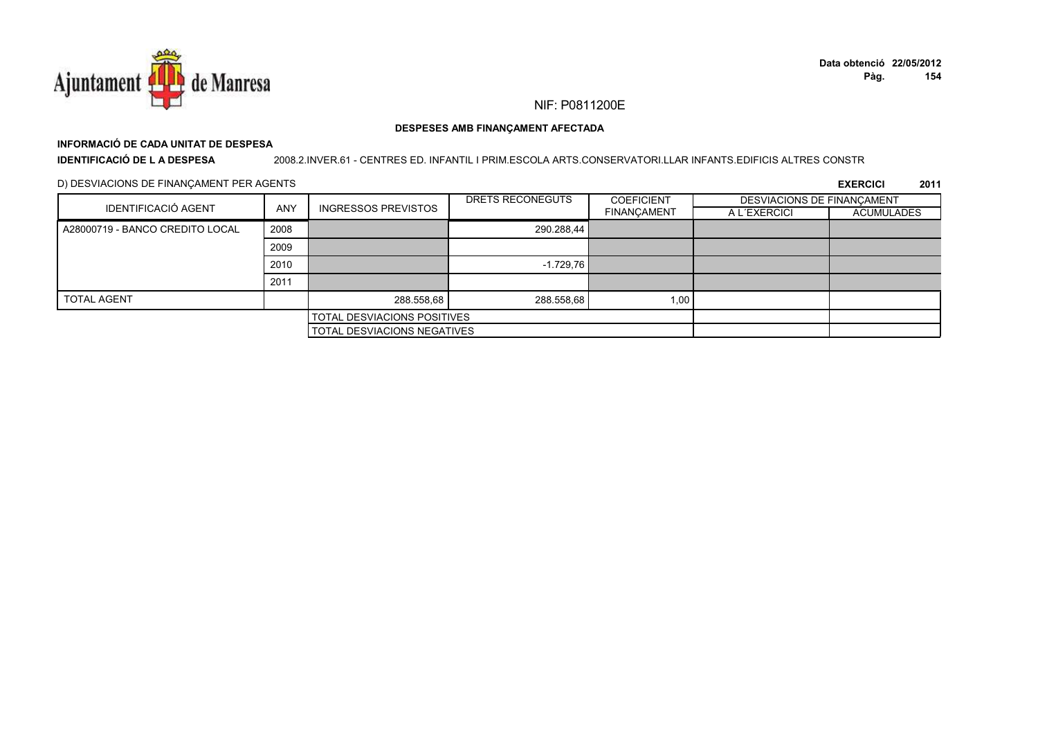NIF: P0811200E

**DESPESES AMB FINANÇAMENT AFECTADA**

**INFORMACIÓ DE CADA UNITAT DE DESPESA**

**IDENTIFICACIÓ DE L A DESPESA** 2008.2.INVER.61 - CENTRES ED. INFANTIL I PRIM.ESCOLA ARTS.CONSERVATORI.LLAR INFANTS.EDIFICIS ALTRES CONSTR

D) DESVIACIONS DE FINANÇAMENT PER AGENTS

**EXERCICI 2011**

| IDENTIFICACIÓ AGENT | ANY | INGRESSOS PREVISTOS | DRETS RECONEGUTS | COEFICIENT FINANÇAMENT | DESVIACIONS DE FINANÇAMENT A L´EXERCICI | ACUMULADES |
|---|---|---|---|---|---|---|
| A28000719 - BANCO CREDITO LOCAL | 2008 | | 290.288,44 | | | |
| | 2009 | | | | | |
| | 2010 | | -1.729,76 | | | |
| | 2011 | | | | | |
| TOTAL AGENT | | 288.558,68 | 288.558,68 | 1,00 | | |
| | | TOTAL DESVIACIONS POSITIVES | | | | |
| | | TOTAL DESVIACIONS NEGATIVES | | | | |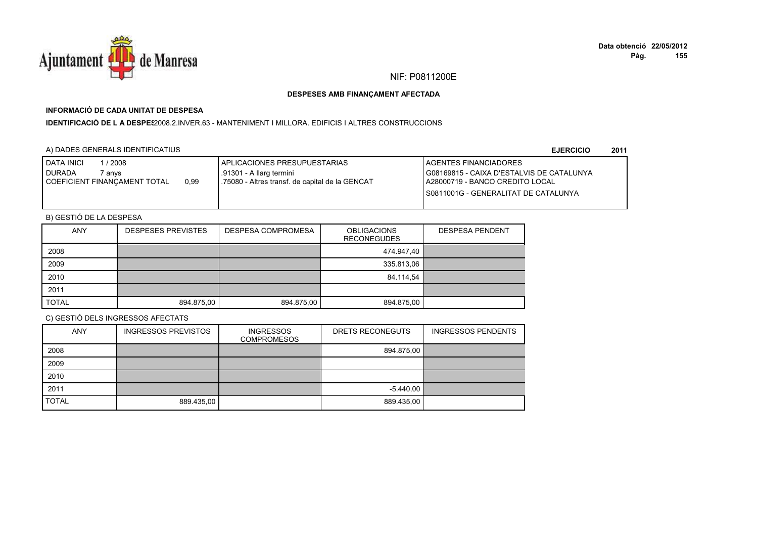Ajuntament de Manresa

NIF: P0811200E

**DESPESES AMB FINANÇAMENT AFECTADA**

**INFORMACIÓ DE CADA UNITAT DE DESPESA**

**IDENTIFICACIÓ DE L A DESPES**2008.2.INVER.63 - MANTENIMENT I MILLORA. EDIFICIS I ALTRES CONSTRUCCIONS

A) DADES GENERALS IDENTIFICATIUS

**EJERCICIO 2011**

| DATA INICI 1 / 2008<br>DURADA 7 anys<br>COEFICIENT FINANÇAMENT TOTAL 0,99 | APLICACIONES PRESUPUESTARIAS<br>.91301 - A llarg termini<br>.75080 - Altres transf. de capital de la GENCAT | AGENTES FINANCIADORES<br>G08169815 - CAIXA D'ESTALVIS DE CATALUNYA<br>A28000719 - BANCO CREDITO LOCAL<br>S0811001G - GENERALITAT DE CATALUNYA |
|---|---|---|

B) GESTIÓ DE LA DESPESA

| ANY | DESPESES PREVISTES | DESPESA COMPROMESA | OBLIGACIONS RECONEGUDES | DESPESA PENDENT |
|---|---|---|---|---|
| 2008 | | | 474.947,40 | |
| 2009 | | | 335.813,06 | |
| 2010 | | | 84.114,54 | |
| 2011 | | | | |
| TOTAL | 894.875,00 | 894.875,00 | 894.875,00 | |

C) GESTIÓ DELS INGRESSOS AFECTATS

| ANY | INGRESSOS PREVISTOS | INGRESSOS COMPROMESOS | DRETS RECONEGUTS | INGRESSOS PENDENTS |
|---|---|---|---|---|
| 2008 | | | 894.875,00 | |
| 2009 | | | | |
| 2010 | | | | |
| 2011 | | | -5.440,00 | |
| TOTAL | 889.435,00 | | 889.435,00 | |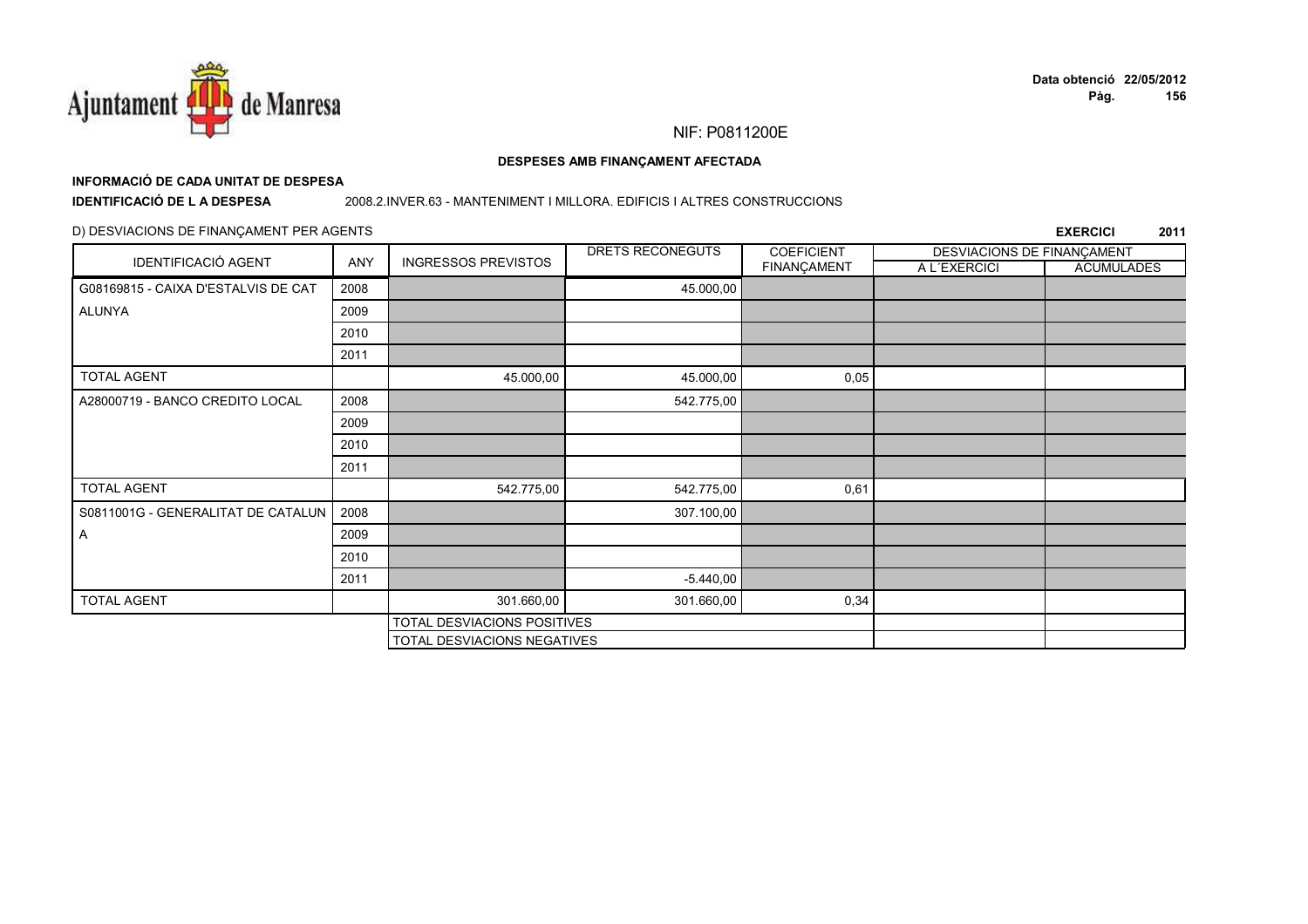NIF: P0811200E

**DESPESES AMB FINANÇAMENT AFECTADA**

**INFORMACIÓ DE CADA UNITAT DE DESPESA**

**IDENTIFICACIÓ DE L A DESPESA** 2008.2.INVER.63 - MANTENIMENT I MILLORA. EDIFICIS I ALTRES CONSTRUCCIONS

D) DESVIACIONS DE FINANÇAMENT PER AGENTS

**EXERCICI 2011**

| IDENTIFICACIÓ AGENT | ANY | INGRESSOS PREVISTOS | DRETS RECONEGUTS | COEFICIENT FINANÇAMENT | DESVIACIONS DE FINANÇAMENT A L´EXERCICI | DESVIACIONS DE FINANÇAMENT ACUMULADES |
|---|---|---|---|---|---|---|
| G08169815 - CAIXA D'ESTALVIS DE CATALUNYA | 2008 | | 45.000,00 | | | |
| | 2009 | | | | | |
| | 2010 | | | | | |
| | 2011 | | | | | |
| TOTAL AGENT | | 45.000,00 | 45.000,00 | 0,05 | | |
| A28000719 - BANCO CREDITO LOCAL | 2008 | | 542.775,00 | | | |
| | 2009 | | | | | |
| | 2010 | | | | | |
| | 2011 | | | | | |
| TOTAL AGENT | | 542.775,00 | 542.775,00 | 0,61 | | |
| S0811001G - GENERALITAT DE CATALUNYA | 2008 | | 307.100,00 | | | |
| | 2009 | | | | | |
| | 2010 | | | | | |
| | 2011 | | -5.440,00 | | | |
| TOTAL AGENT | | 301.660,00 | 301.660,00 | 0,34 | | |
| | | TOTAL DESVIACIONS POSITIVES | | | | |
| | | TOTAL DESVIACIONS NEGATIVES | | | | |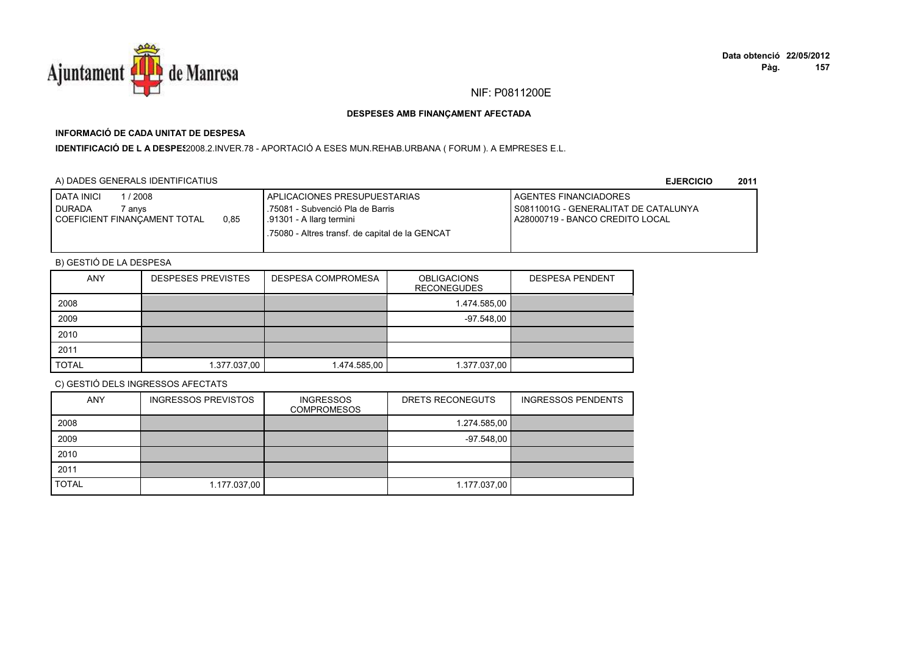NIF: P0811200E

**DESPESES AMB FINANÇAMENT AFECTADA**

**INFORMACIÓ DE CADA UNITAT DE DESPESA**

**IDENTIFICACIÓ DE L A DESPES**2008.2.INVER.78 - APORTACIÓ A ESES MUN.REHAB.URBANA ( FORUM ). A EMPRESES E.L.

A) DADES GENERALS IDENTIFICATIUS

**EJERCICIO 2011**

| DATA INICI 1 / 2008<br>DURADA 7 anys<br>COEFICIENT FINANÇAMENT TOTAL 0,85 | APLICACIONES PRESUPUESTARIAS<br>.75081 - Subvenció Pla de Barris<br>.91301 - A llarg termini<br>.75080 - Altres transf. de capital de la GENCAT | AGENTES FINANCIADORES<br>S0811001G - GENERALITAT DE CATALUNYA<br>A28000719 - BANCO CREDITO LOCAL |
|---|---|---|

B) GESTIÓ DE LA DESPESA

| ANY | DESPESES PREVISTES | DESPESA COMPROMESA | OBLIGACIONS RECONEGUDES | DESPESA PENDENT |
|---|---|---|---|---|
| 2008 | | | 1.474.585,00 | |
| 2009 | | | -97.548,00 | |
| 2010 | | | | |
| 2011 | | | | |
| TOTAL | 1.377.037,00 | 1.474.585,00 | 1.377.037,00 | |

C) GESTIÓ DELS INGRESSOS AFECTATS

| ANY | INGRESSOS PREVISTOS | INGRESSOS COMPROMESOS | DRETS RECONEGUTS | INGRESSOS PENDENTS |
|---|---|---|---|---|
| 2008 | | | 1.274.585,00 | |
| 2009 | | | -97.548,00 | |
| 2010 | | | | |
| 2011 | | | | |
| TOTAL | 1.177.037,00 | | 1.177.037,00 | |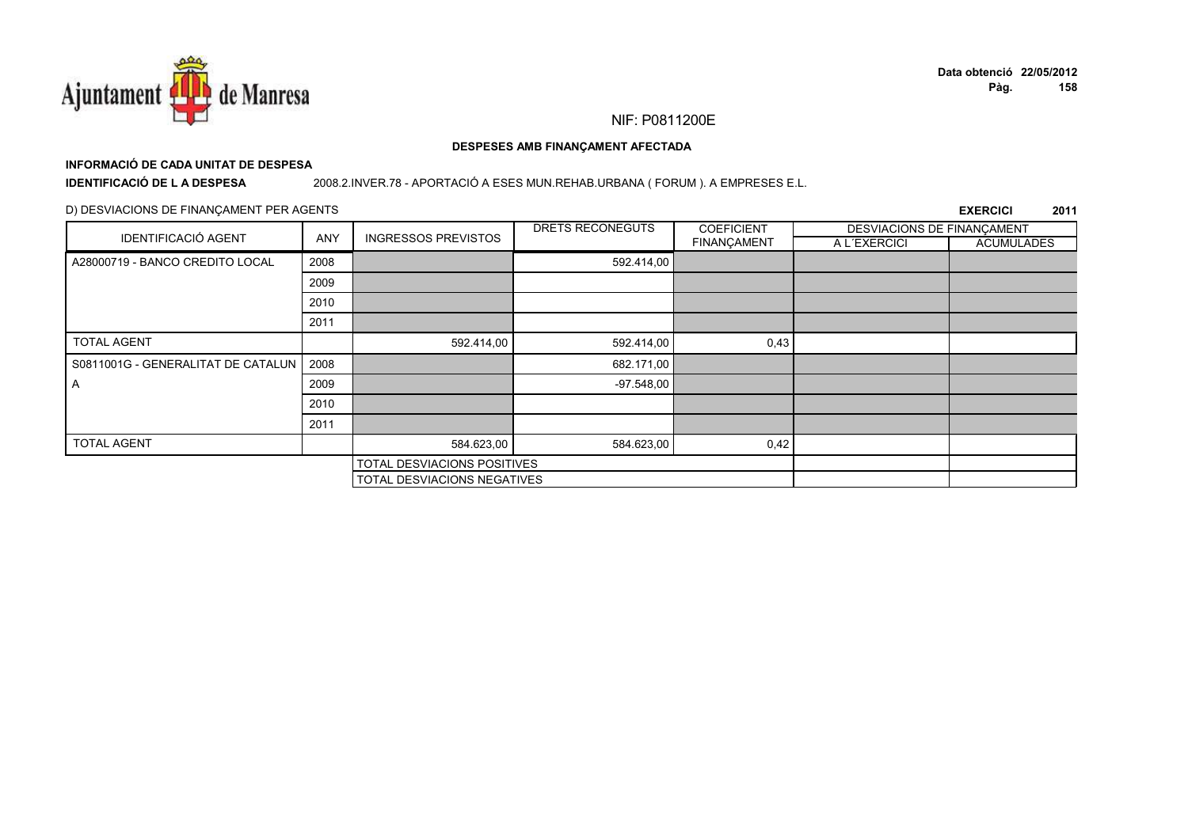NIF: P0811200E

**DESPESES AMB FINANÇAMENT AFECTADA**

**INFORMACIÓ DE CADA UNITAT DE DESPESA**

**IDENTIFICACIÓ DE L A DESPESA** 2008.2.INVER.78 - APORTACIÓ A ESES MUN.REHAB.URBANA ( FORUM ). A EMPRESES E.L.

D) DESVIACIONS DE FINANÇAMENT PER AGENTS

**EXERCICI 2011**

| IDENTIFICACIÓ AGENT | ANY | INGRESSOS PREVISTOS | DRETS RECONEGUTS | COEFICIENT FINANÇAMENT | DESVIACIONS DE FINANÇAMENT | |
|---|---|---|---|---|---|---|
| | | | | | A L´EXERCICI | ACUMULADES |
| A28000719 - BANCO CREDITO LOCAL | 2008 | | 592.414,00 | | | |
| | 2009 | | | | | |
| | 2010 | | | | | |
| | 2011 | | | | | |
| TOTAL AGENT | | 592.414,00 | 592.414,00 | 0,43 | | |
| S0811001G - GENERALITAT DE CATALUNA | 2008 | | 682.171,00 | | | |
| | 2009 | | -97.548,00 | | | |
| | 2010 | | | | | |
| | 2011 | | | | | |
| TOTAL AGENT | | 584.623,00 | 584.623,00 | 0,42 | | |
| | | TOTAL DESVIACIONS POSITIVES | | | | |
| | | TOTAL DESVIACIONS NEGATIVES | | | | |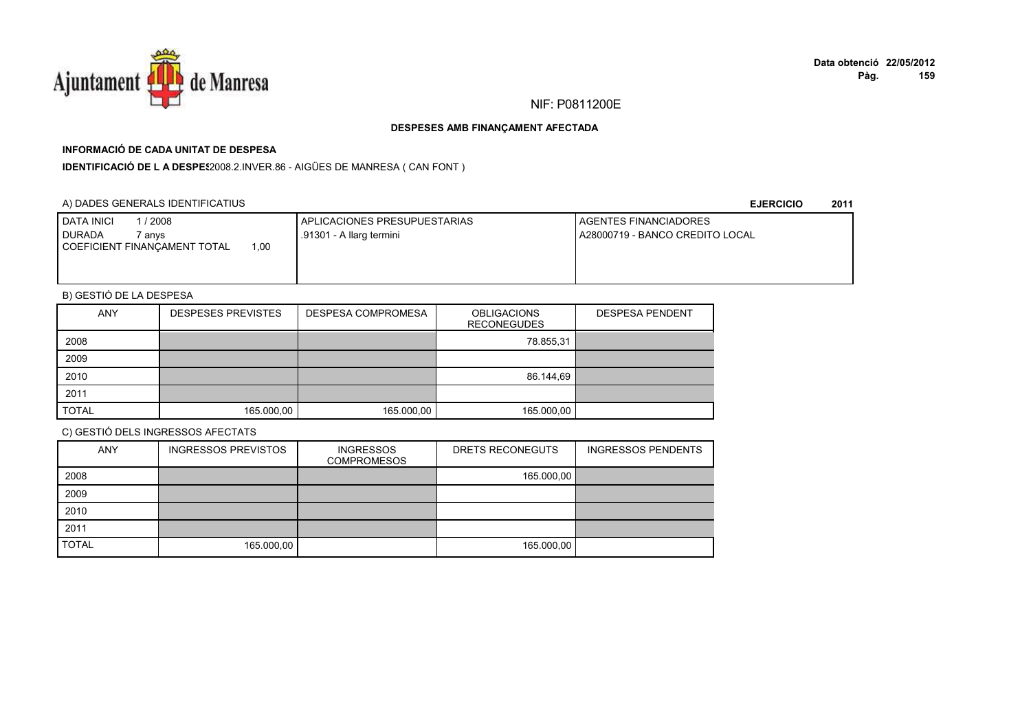NIF: P0811200E

**DESPESES AMB FINANÇAMENT AFECTADA**

**INFORMACIÓ DE CADA UNITAT DE DESPESA**

**IDENTIFICACIÓ DE L A DESPES**2008.2.INVER.86 - AIGÜES DE MANRESA ( CAN FONT )

A) DADES GENERALS IDENTIFICATIUS **EJERCICIO 2011**

| DATA INICI 1 / 2008<br>DURADA 7 anys<br>COEFICIENT FINANÇAMENT TOTAL 1,00 | APLICACIONES PRESUPUESTARIAS<br>.91301 - A llarg termini | AGENTES FINANCIADORES<br>A28000719 - BANCO CREDITO LOCAL |
|---|---|---|

B) GESTIÓ DE LA DESPESA

| ANY | DESPESES PREVISTES | DESPESA COMPROMESA | OBLIGACIONS RECONEGUDES | DESPESA PENDENT |
|---|---|---|---|---|
| 2008 | | | 78.855,31 | |
| 2009 | | | | |
| 2010 | | | 86.144,69 | |
| 2011 | | | | |
| TOTAL | 165.000,00 | 165.000,00 | 165.000,00 | |

C) GESTIÓ DELS INGRESSOS AFECTATS

| ANY | INGRESSOS PREVISTOS | INGRESSOS COMPROMESOS | DRETS RECONEGUTS | INGRESSOS PENDENTS |
|---|---|---|---|---|
| 2008 | | | 165.000,00 | |
| 2009 | | | | |
| 2010 | | | | |
| 2011 | | | | |
| TOTAL | 165.000,00 | | 165.000,00 | |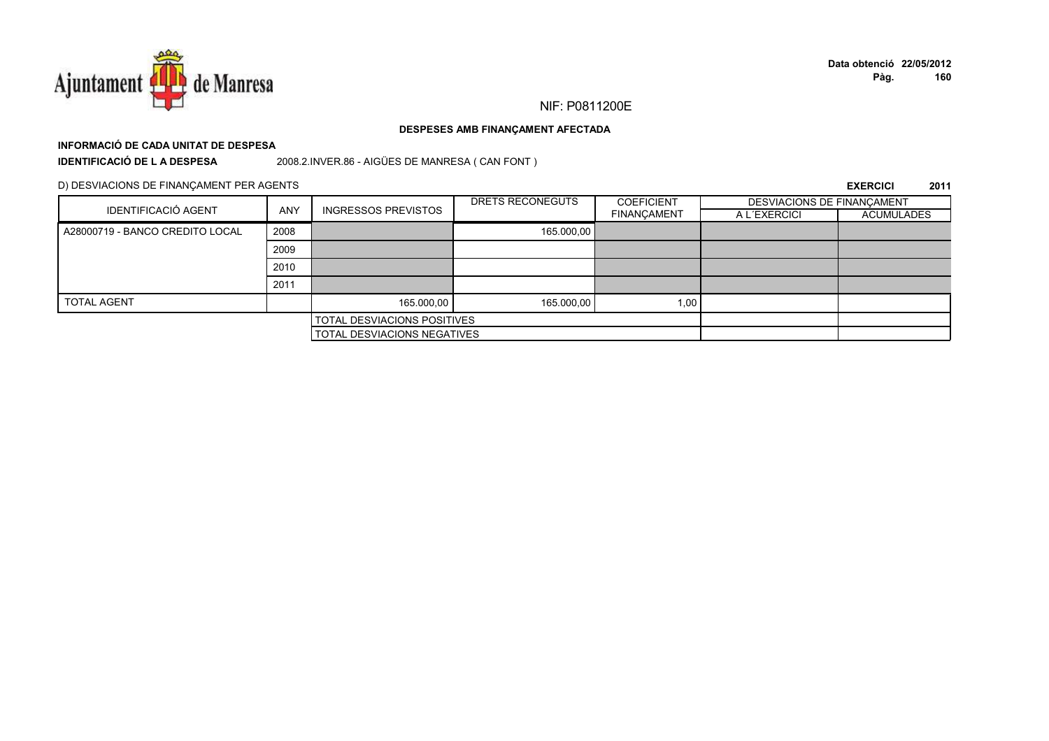NIF: P0811200E

**DESPESES AMB FINANÇAMENT AFECTADA**

**INFORMACIÓ DE CADA UNITAT DE DESPESA**

**IDENTIFICACIÓ DE L A DESPESA** 2008.2.INVER.86 - AIGÜES DE MANRESA ( CAN FONT )

D) DESVIACIONS DE FINANÇAMENT PER AGENTS

**EXERCICI 2011**

| IDENTIFICACIÓ AGENT | ANY | INGRESSOS PREVISTOS | DRETS RECONEGUTS | COEFICIENT FINANÇAMENT | DESVIACIONS DE FINANÇAMENT | |
|---|---|---|---|---|---|---|
| | | | | | A L´EXERCICI | ACUMULADES |
| A28000719 - BANCO CREDITO LOCAL | 2008 | | 165.000,00 | | | |
| | 2009 | | | | | |
| | 2010 | | | | | |
| | 2011 | | | | | |
| TOTAL AGENT | | 165.000,00 | 165.000,00 | 1,00 | | |
| | | TOTAL DESVIACIONS POSITIVES | | | | |
| | | TOTAL DESVIACIONS NEGATIVES | | | | |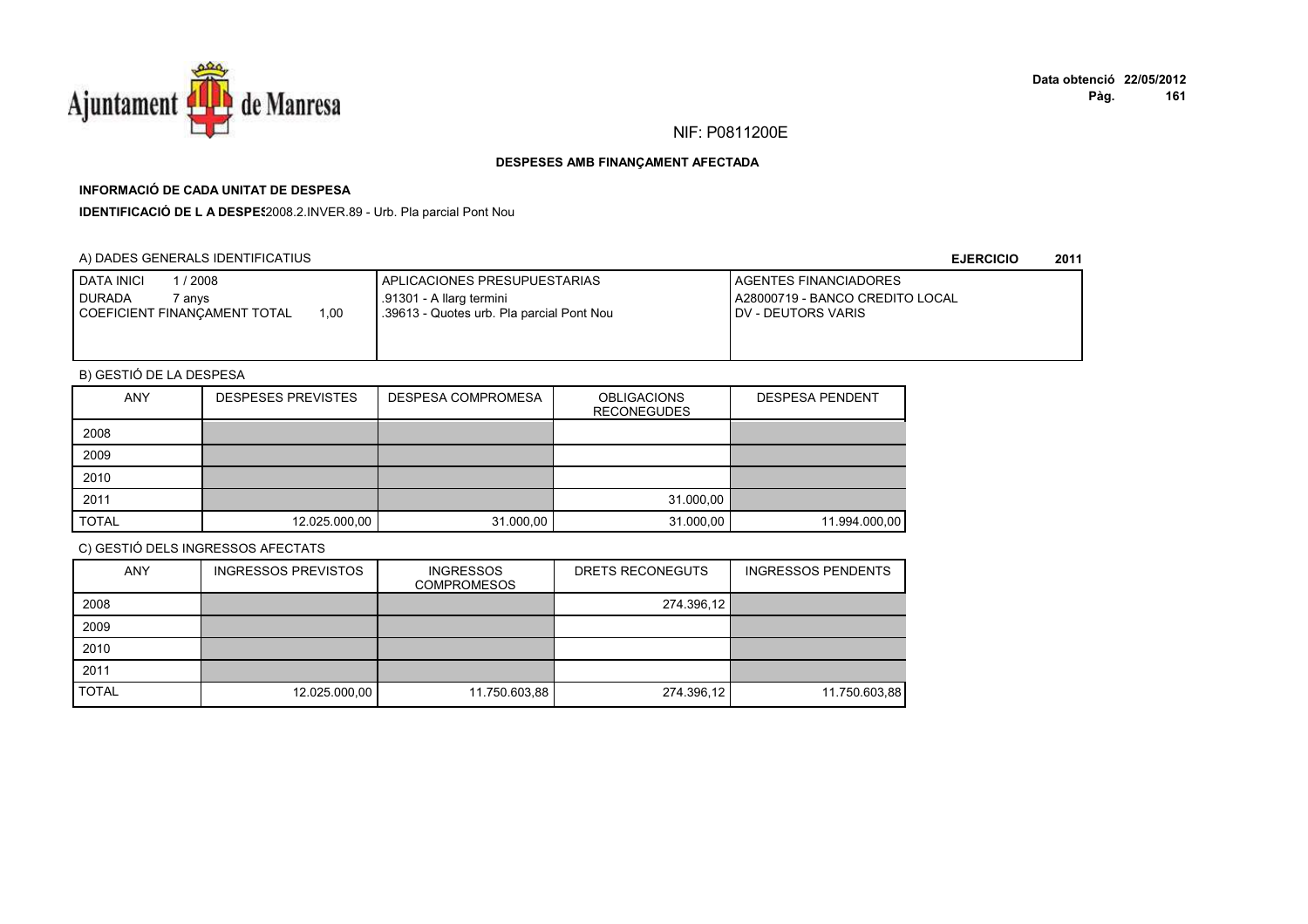NIF: P0811200E

**DESPESES AMB FINANÇAMENT AFECTADA**

**INFORMACIÓ DE CADA UNITAT DE DESPESA**

**IDENTIFICACIÓ DE L A DESPES**2008.2.INVER.89 - Urb. Pla parcial Pont Nou

A) DADES GENERALS IDENTIFICATIUS

**EJERCICIO 2011**

| DATA INICI 1 / 2008<br>DURADA 7 anys<br>COEFICIENT FINANÇAMENT TOTAL 1,00 | APLICACIONES PRESUPUESTARIAS<br>.91301 - A llarg termini<br>.39613 - Quotes urb. Pla parcial Pont Nou | AGENTES FINANCIADORES<br>A28000719 - BANCO CREDITO LOCAL<br>DV - DEUTORS VARIS |
|---|---|---|

B) GESTIÓ DE LA DESPESA

| ANY | DESPESES PREVISTES | DESPESA COMPROMESA | OBLIGACIONS RECONEGUDES | DESPESA PENDENT |
|---|---|---|---|---|
| 2008 | | | | |
| 2009 | | | | |
| 2010 | | | | |
| 2011 | | | 31.000,00 | |
| TOTAL | 12.025.000,00 | 31.000,00 | 31.000,00 | 11.994.000,00 |

C) GESTIÓ DELS INGRESSOS AFECTATS

| ANY | INGRESSOS PREVISTOS | INGRESSOS COMPROMESOS | DRETS RECONEGUTS | INGRESSOS PENDENTS |
|---|---|---|---|---|
| 2008 | | | 274.396,12 | |
| 2009 | | | | |
| 2010 | | | | |
| 2011 | | | | |
| TOTAL | 12.025.000,00 | 11.750.603,88 | 274.396,12 | 11.750.603,88 |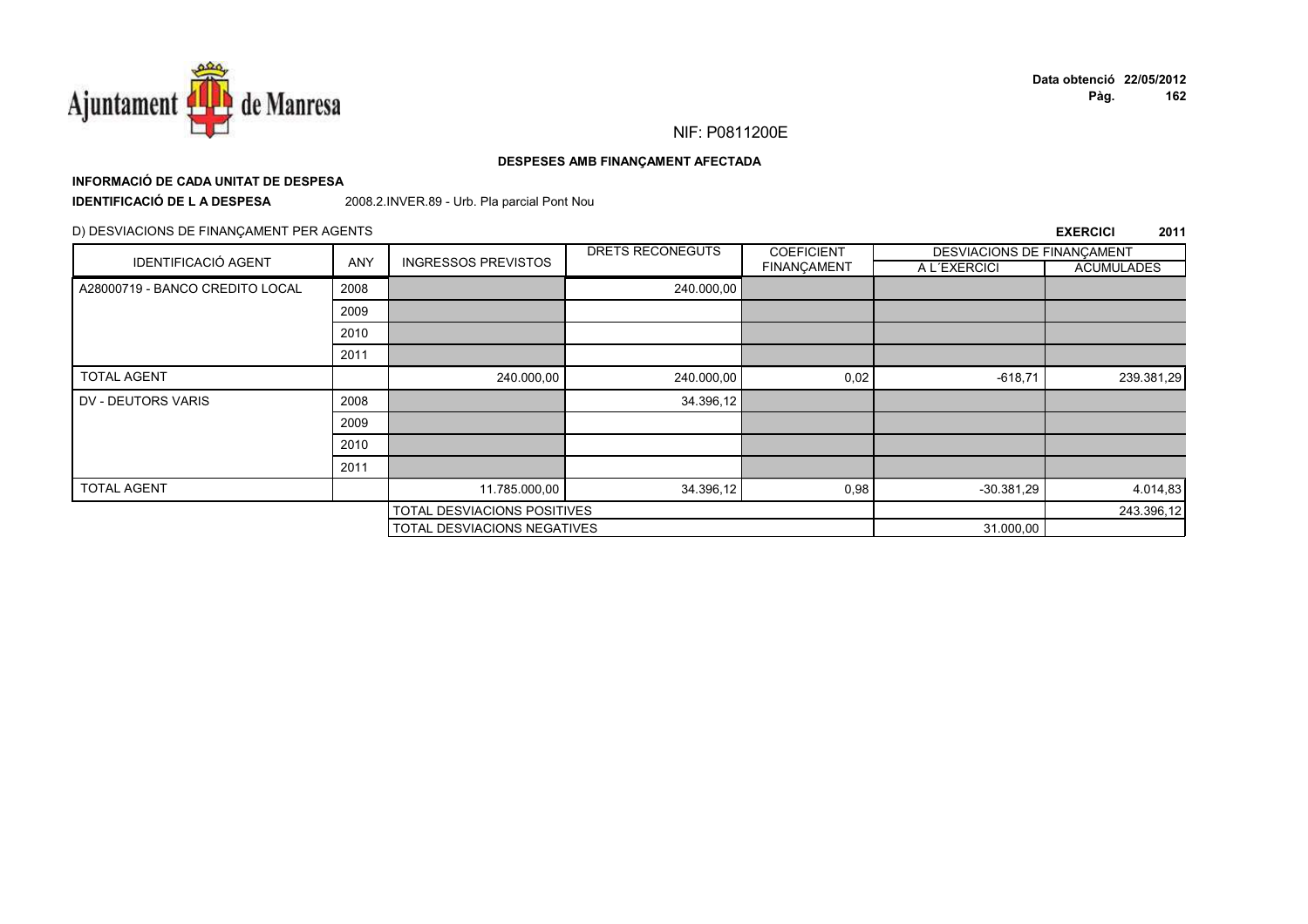NIF: P0811200E

**DESPESES AMB FINANÇAMENT AFECTADA**

**INFORMACIÓ DE CADA UNITAT DE DESPESA**

**IDENTIFICACIÓ DE L A DESPESA** 2008.2.INVER.89 - Urb. Pla parcial Pont Nou

D) DESVIACIONS DE FINANÇAMENT PER AGENTS

**EXERCICI 2011**

| IDENTIFICACIÓ AGENT | ANY | INGRESSOS PREVISTOS | DRETS RECONEGUTS | COEFICIENT FINANÇAMENT | DESVIACIONS DE FINANÇAMENT | |
|---|---|---|---|---|---|---|
| | | | | | A L´EXERCICI | ACUMULADES |
| A28000719 - BANCO CREDITO LOCAL | 2008 | | 240.000,00 | | | |
| | 2009 | | | | | |
| | 2010 | | | | | |
| | 2011 | | | | | |
| TOTAL AGENT | | 240.000,00 | 240.000,00 | 0,02 | -618,71 | 239.381,29 |
| DV - DEUTORS VARIS | 2008 | | 34.396,12 | | | |
| | 2009 | | | | | |
| | 2010 | | | | | |
| | 2011 | | | | | |
| TOTAL AGENT | | 11.785.000,00 | 34.396,12 | 0,98 | -30.381,29 | 4.014,83 |
| | | TOTAL DESVIACIONS POSITIVES | | | | 243.396,12 |
| | | TOTAL DESVIACIONS NEGATIVES | | | 31.000,00 | |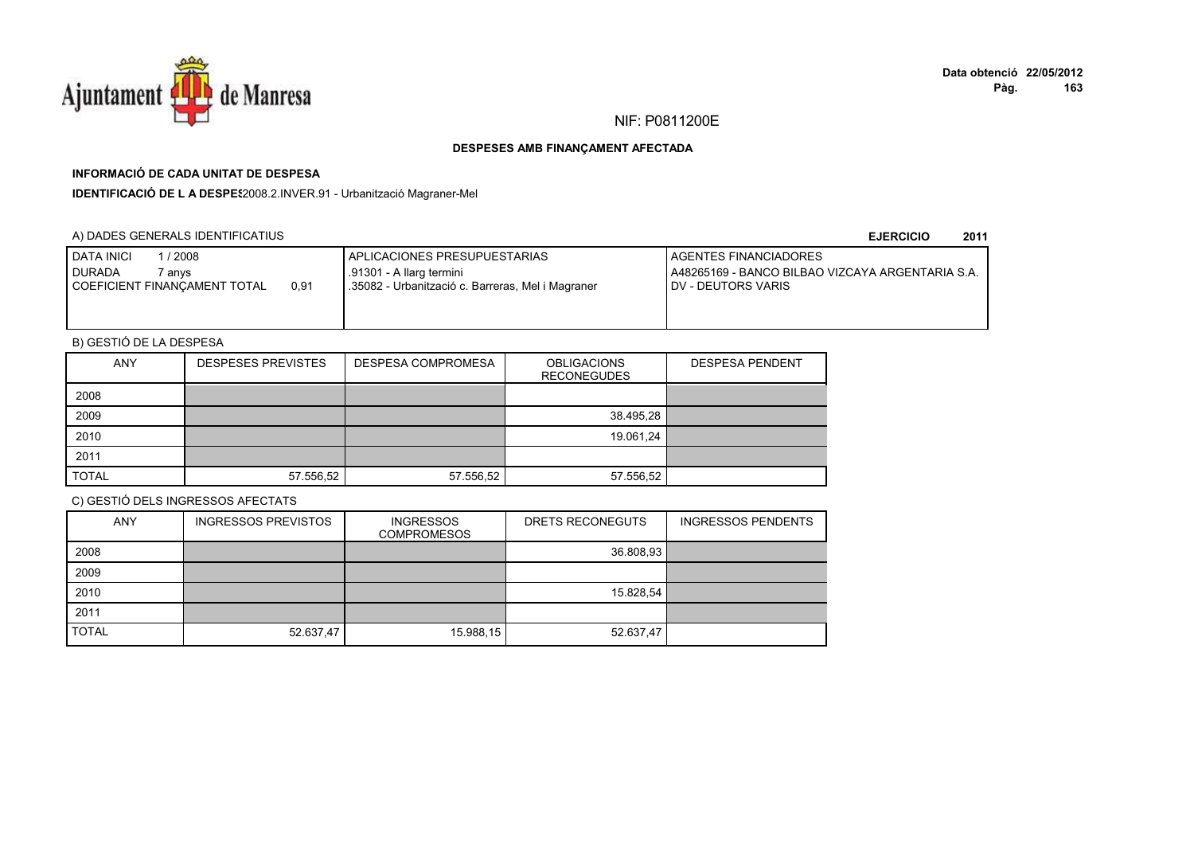NIF: P0811200E

**Data obtenció 22/05/2012**

**DESPESES AMB FINANÇAMENT AFECTADA**

**INFORMACIÓ DE CADA UNITAT DE DESPESA**

**IDENTIFICACIÓ DE L A DESPES** 2008.2.INVER.91 - Urbanització Magraner-Mel

A) DADES GENERALS IDENTIFICATIUS

**EJERCICIO 2011**

| DATA INICI 1 / 2008<br>DURADA 7 anys<br>COEFICIENT FINANÇAMENT TOTAL 0,91 | APLICACIONES PRESUPUESTARIAS<br>.91301 - A llarg termini<br>.35082 - Urbanització c. Barreras, Mel i Magraner | AGENTES FINANCIADORES<br>A48265169 - BANCO BILBAO VIZCAYA ARGENTARIA S.A.<br>DV - DEUTORS VARIS |
|---|---|---|

B) GESTIÓ DE LA DESPESA

| ANY | DESPESES PREVISTES | DESPESA COMPROMESA | OBLIGACIONS RECONEGUDES | DESPESA PENDENT |
|---|---|---|---|---|
| 2008 | | | | |
| 2009 | | | 38.495,28 | |
| 2010 | | | 19.061,24 | |
| 2011 | | | | |
| TOTAL | 57.556,52 | 57.556,52 | 57.556,52 | |

C) GESTIÓ DELS INGRESSOS AFECTATS

| ANY | INGRESSOS PREVISTOS | INGRESSOS COMPROMESOS | DRETS RECONEGUTS | INGRESSOS PENDENTS |
|---|---|---|---|---|
| 2008 | | | 36.808,93 | |
| 2009 | | | | |
| 2010 | | | 15.828,54 | |
| 2011 | | | | |
| TOTAL | 52.637,47 | 15.988,15 | 52.637,47 | |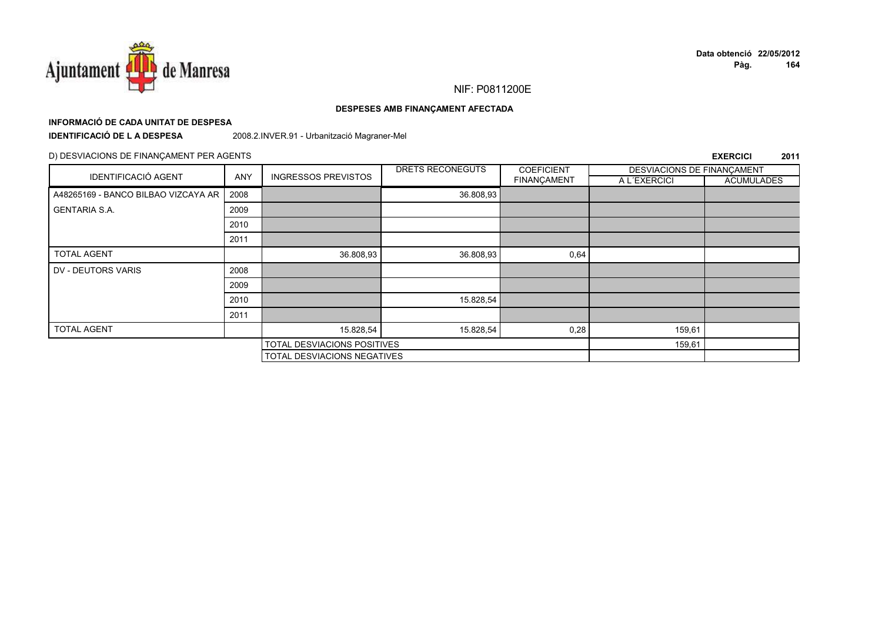NIF: P0811200E

**DESPESES AMB FINANÇAMENT AFECTADA**

**INFORMACIÓ DE CADA UNITAT DE DESPESA**

**IDENTIFICACIÓ DE L A DESPESA** 2008.2.INVER.91 - Urbanització Magraner-Mel

D) DESVIACIONS DE FINANÇAMENT PER AGENTS

**EXERCICI 2011**

| IDENTIFICACIÓ AGENT | ANY | INGRESSOS PREVISTOS | DRETS RECONEGUTS | COEFICIENT FINANÇAMENT | DESVIACIONS DE FINANÇAMENT | |
|---|---|---|---|---|---|---|
| | | | | | A L´EXERCICI | ACUMULADES |
| A48265169 - BANCO BILBAO VIZCAYA AR | 2008 | | 36.808,93 | | | |
| GENTARIA S.A. | 2009 | | | | | |
| | 2010 | | | | | |
| | 2011 | | | | | |
| TOTAL AGENT | | 36.808,93 | 36.808,93 | 0,64 | | |
| DV - DEUTORS VARIS | 2008 | | | | | |
| | 2009 | | | | | |
| | 2010 | | 15.828,54 | | | |
| | 2011 | | | | | |
| TOTAL AGENT | | 15.828,54 | 15.828,54 | 0,28 | 159,61 | |
| | | TOTAL DESVIACIONS POSITIVES | | | 159,61 | |
| | | TOTAL DESVIACIONS NEGATIVES | | | | |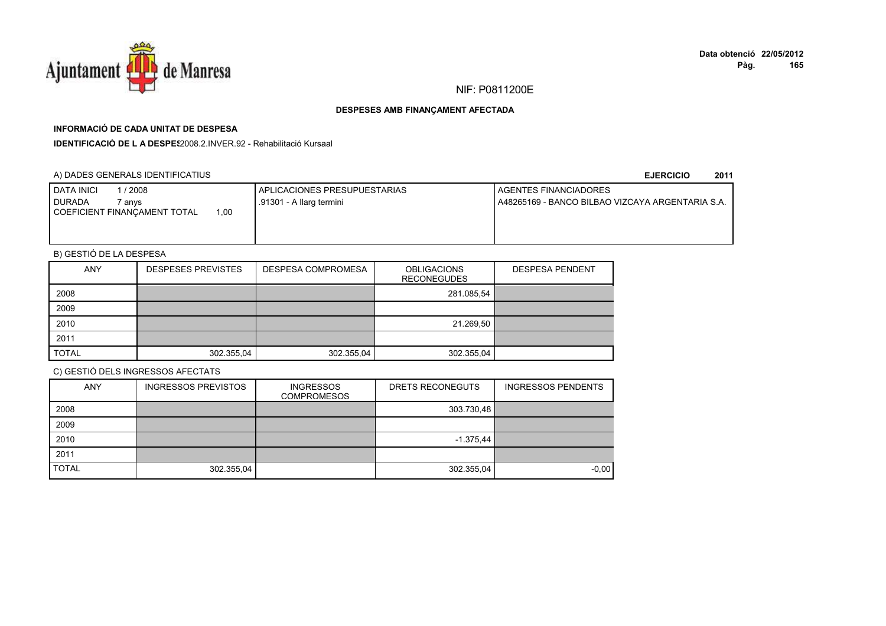NIF: P0811200E

**DESPESES AMB FINANÇAMENT AFECTADA**

**INFORMACIÓ DE CADA UNITAT DE DESPESA**

**IDENTIFICACIÓ DE L A DESPES**2008.2.INVER.92 - Rehabilitació Kursaal

A) DADES GENERALS IDENTIFICATIUS **EJERCICIO 2011**

| DATA INICI 1 / 2008<br>DURADA 7 anys<br>COEFICIENT FINANÇAMENT TOTAL 1,00 | APLICACIONES PRESUPUESTARIAS<br>.91301 - A llarg termini | AGENTES FINANCIADORES<br>A48265169 - BANCO BILBAO VIZCAYA ARGENTARIA S.A. |
|---|---|---|

B) GESTIÓ DE LA DESPESA

| ANY | DESPESES PREVISTES | DESPESA COMPROMESA | OBLIGACIONS RECONEGUDES | DESPESA PENDENT |
|---|---|---|---|---|
| 2008 | | | 281.085,54 | |
| 2009 | | | | |
| 2010 | | | 21.269,50 | |
| 2011 | | | | |
| TOTAL | 302.355,04 | 302.355,04 | 302.355,04 | |

C) GESTIÓ DELS INGRESSOS AFECTATS

| ANY | INGRESSOS PREVISTOS | INGRESSOS COMPROMESOS | DRETS RECONEGUTS | INGRESSOS PENDENTS |
|---|---|---|---|---|
| 2008 | | | 303.730,48 | |
| 2009 | | | | |
| 2010 | | | -1.375,44 | |
| 2011 | | | | |
| TOTAL | 302.355,04 | | 302.355,04 | -0,00 |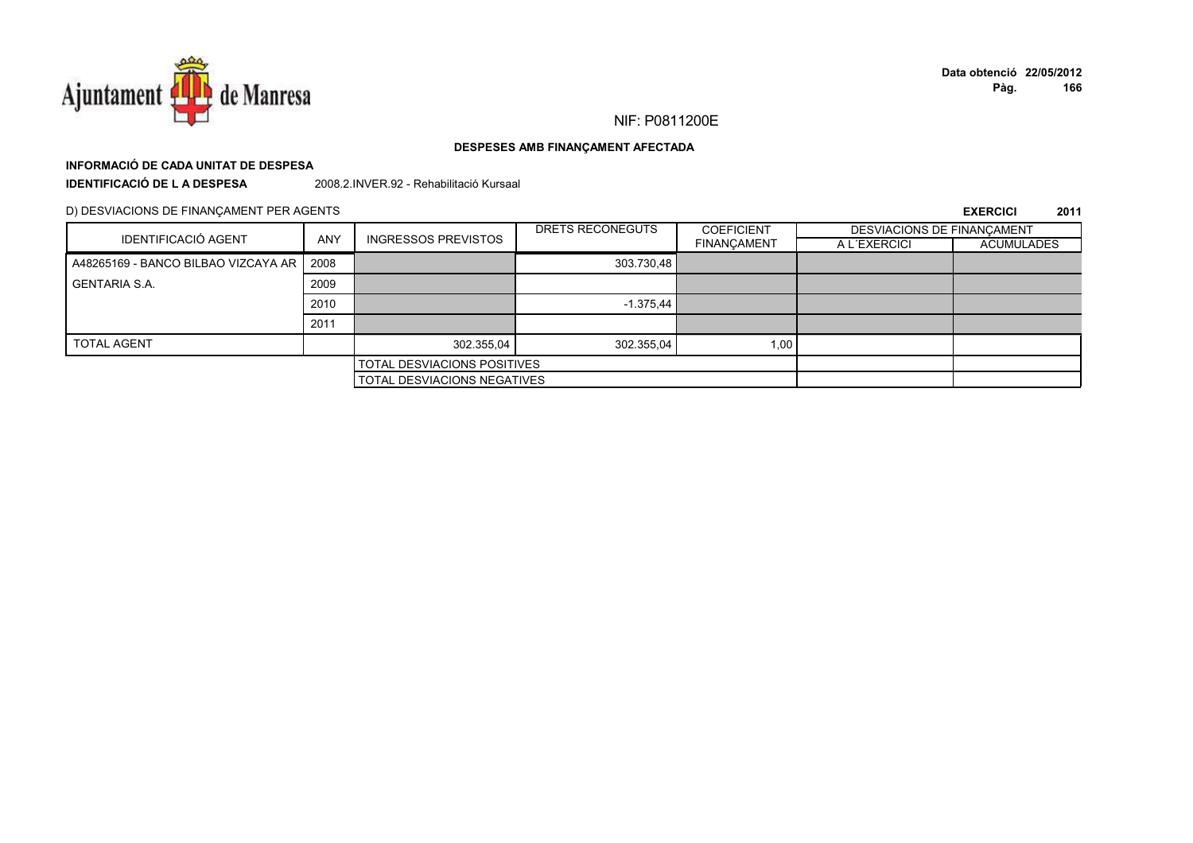NIF: P0811200E

**DESPESES AMB FINANÇAMENT AFECTADA**

**INFORMACIÓ DE CADA UNITAT DE DESPESA**

**IDENTIFICACIÓ DE L A DESPESA** 2008.2.INVER.92 - Rehabilitació Kursaal

D) DESVIACIONS DE FINANÇAMENT PER AGENTS

**EXERCICI 2011**

| IDENTIFICACIÓ AGENT | ANY | INGRESSOS PREVISTOS | DRETS RECONEGUTS | COEFICIENT FINANÇAMENT | DESVIACIONS DE FINANÇAMENT A L´EXERCICI | ACUMULADES |
|---|---|---|---|---|---|---|
| A48265169 - BANCO BILBAO VIZCAYA AR GENTARIA S.A. | 2008 | | 303.730,48 | | | |
| | 2009 | | | | | |
| | 2010 | | -1.375,44 | | | |
| | 2011 | | | | | |
| TOTAL AGENT | | 302.355,04 | 302.355,04 | 1,00 | | |
| | | TOTAL DESVIACIONS POSITIVES | | | | |
| | | TOTAL DESVIACIONS NEGATIVES | | | | |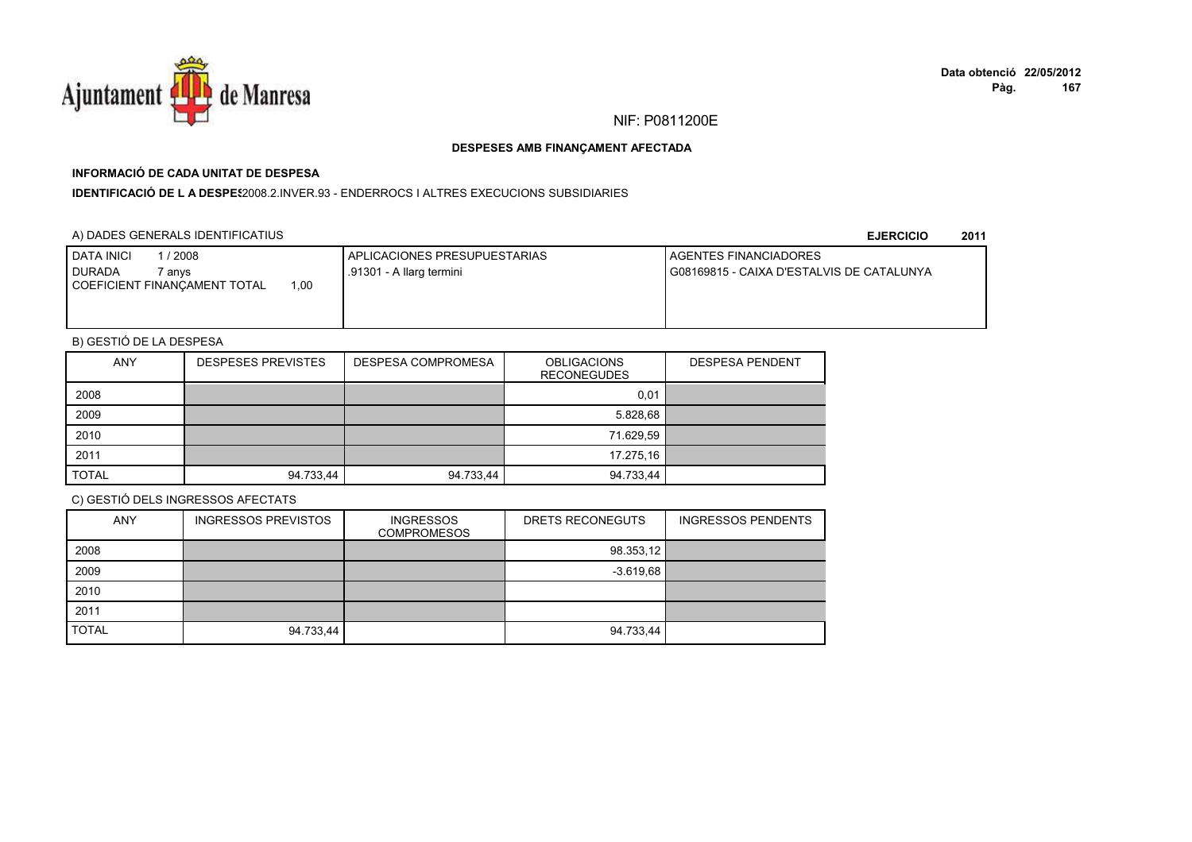NIF: P0811200E

**DESPESES AMB FINANÇAMENT AFECTADA**

**INFORMACIÓ DE CADA UNITAT DE DESPESA**

**IDENTIFICACIÓ DE L A DESPES** 2008.2.INVER.93 - ENDERROCS I ALTRES EXECUCIONS SUBSIDIARIES

A) DADES GENERALS IDENTIFICATIUS

**EJERCICIO 2011**

| DATA INICI 1 / 2008<br>DURADA 7 anys<br>COEFICIENT FINANÇAMENT TOTAL 1,00 | APLICACIONES PRESUPUESTARIAS<br>.91301 - A llarg termini | AGENTES FINANCIADORES<br>G08169815 - CAIXA D'ESTALVIS DE CATALUNYA |
|---|---|---|

B) GESTIÓ DE LA DESPESA

| ANY | DESPESES PREVISTES | DESPESA COMPROMESA | OBLIGACIONS RECONEGUDES | DESPESA PENDENT |
|---|---|---|---|---|
| 2008 | | | 0,01 | |
| 2009 | | | 5.828,68 | |
| 2010 | | | 71.629,59 | |
| 2011 | | | 17.275,16 | |
| TOTAL | 94.733,44 | 94.733,44 | 94.733,44 | |

C) GESTIÓ DELS INGRESSOS AFECTATS

| ANY | INGRESSOS PREVISTOS | INGRESSOS COMPROMESOS | DRETS RECONEGUTS | INGRESSOS PENDENTS |
|---|---|---|---|---|
| 2008 | | | 98.353,12 | |
| 2009 | | | -3.619,68 | |
| 2010 | | | | |
| 2011 | | | | |
| TOTAL | 94.733,44 | | 94.733,44 | |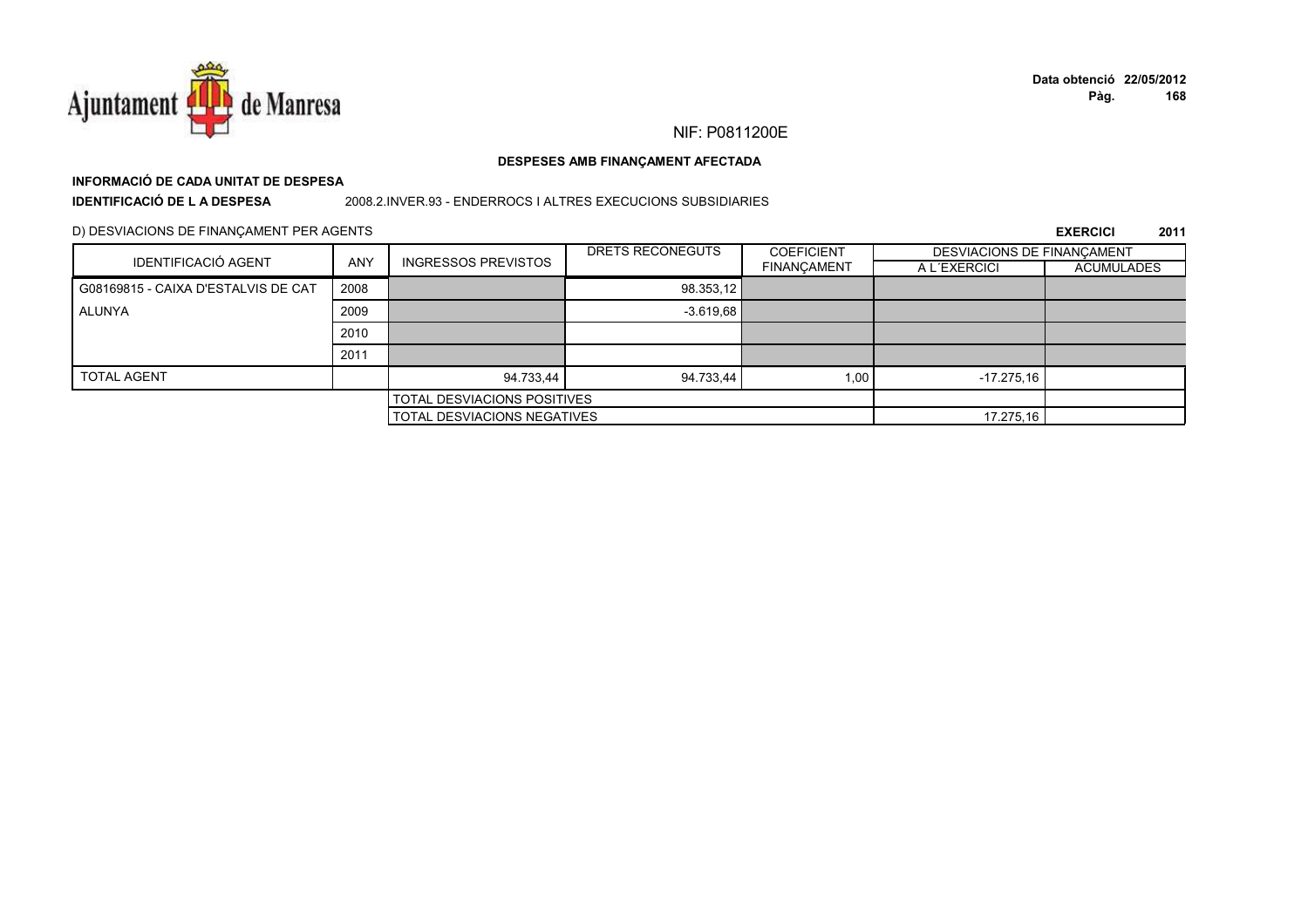NIF: P0811200E

**DESPESES AMB FINANÇAMENT AFECTADA**

**INFORMACIÓ DE CADA UNITAT DE DESPESA**

**IDENTIFICACIÓ DE L A DESPESA** 2008.2.INVER.93 - ENDERROCS I ALTRES EXECUCIONS SUBSIDIARIES

D) DESVIACIONS DE FINANÇAMENT PER AGENTS

**EXERCICI 2011**

| IDENTIFICACIÓ AGENT | ANY | INGRESSOS PREVISTOS | DRETS RECONEGUTS | COEFICIENT FINANÇAMENT | DESVIACIONS DE FINANÇAMENT | |
|---|---|---|---|---|---|---|
| | | | | | A L´EXERCICI | ACUMULADES |
| G08169815 - CAIXA D'ESTALVIS DE CAT | 2008 | | 98.353,12 | | | |
| ALUNYA | 2009 | | -3.619,68 | | | |
| | 2010 | | | | | |
| | 2011 | | | | | |
| TOTAL AGENT | | 94.733,44 | 94.733,44 | 1,00 | -17.275,16 | |
| | | TOTAL DESVIACIONS POSITIVES | | | | |
| | | TOTAL DESVIACIONS NEGATIVES | | | 17.275,16 | |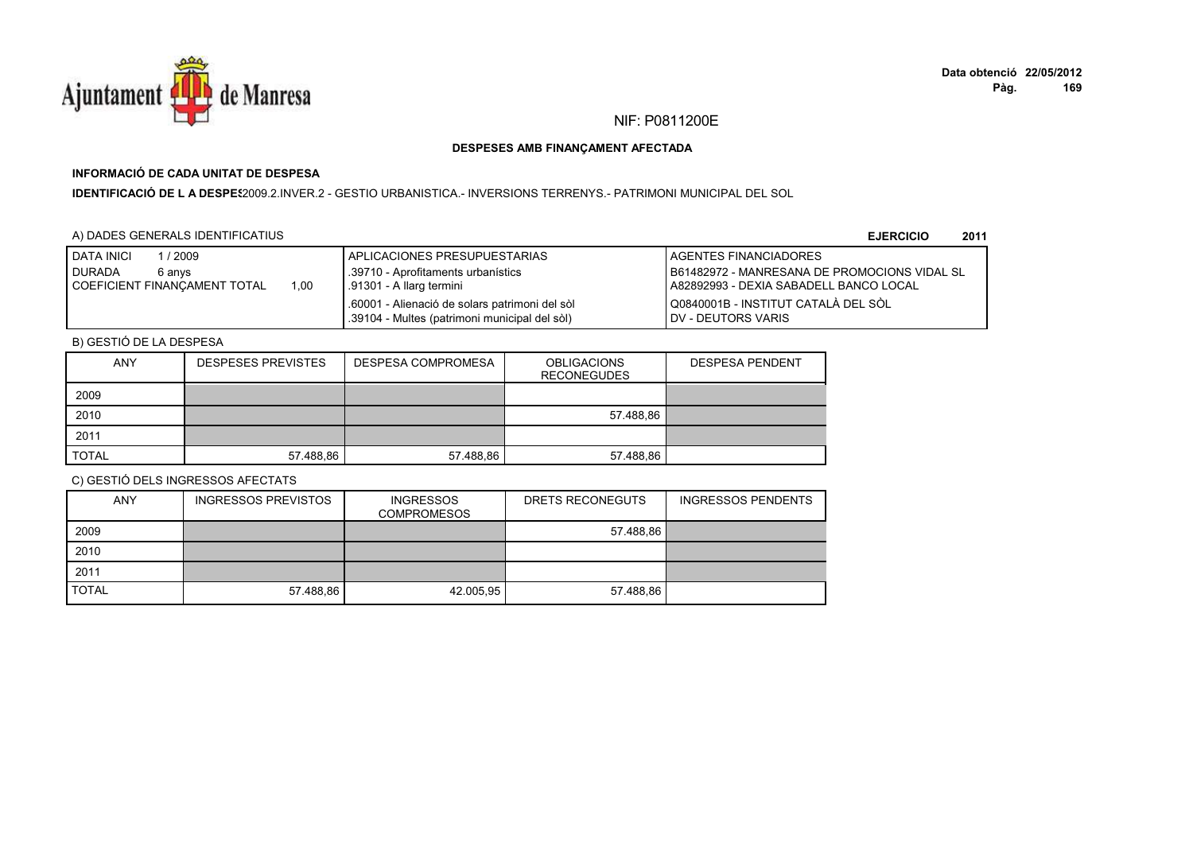NIF: P0811200E

**DESPESES AMB FINANÇAMENT AFECTADA**

**INFORMACIÓ DE CADA UNITAT DE DESPESA**

**IDENTIFICACIÓ DE L A DESPES** 2009.2.INVER.2 - GESTIO URBANISTICA.- INVERSIONS TERRENYS.- PATRIMONI MUNICIPAL DEL SOL

A) DADES GENERALS IDENTIFICATIUS

**EJERCICIO 2011**

| DATA INICI 1 / 2009<br>DURADA 6 anys<br>COEFICIENT FINANÇAMENT TOTAL 1,00 | APLICACIONES PRESUPUESTARIAS<br>.39710 - Aprofitaments urbanístics<br>.91301 - A llarg termini<br>.60001 - Alienació de solars patrimoni del sòl<br>.39104 - Multes (patrimoni municipal del sòl) | AGENTES FINANCIADORES<br>B61482972 - MANRESANA DE PROMOCIONS VIDAL SL<br>A82892993 - DEXIA SABADELL BANCO LOCAL<br>Q0840001B - INSTITUT CATALÀ DEL SÒL<br>DV - DEUTORS VARIS |
|---|---|---|

B) GESTIÓ DE LA DESPESA

| ANY | DESPESES PREVISTES | DESPESA COMPROMESA | OBLIGACIONS RECONEGUDES | DESPESA PENDENT |
|---|---|---|---|---|
| 2009 | | | | |
| 2010 | | | 57.488,86 | |
| 2011 | | | | |
| TOTAL | 57.488,86 | 57.488,86 | 57.488,86 | |

C) GESTIÓ DELS INGRESSOS AFECTATS

| ANY | INGRESSOS PREVISTOS | INGRESSOS COMPROMESOS | DRETS RECONEGUTS | INGRESSOS PENDENTS |
|---|---|---|---|---|
| 2009 | | | 57.488,86 | |
| 2010 | | | | |
| 2011 | | | | |
| TOTAL | 57.488,86 | 42.005,95 | 57.488,86 | |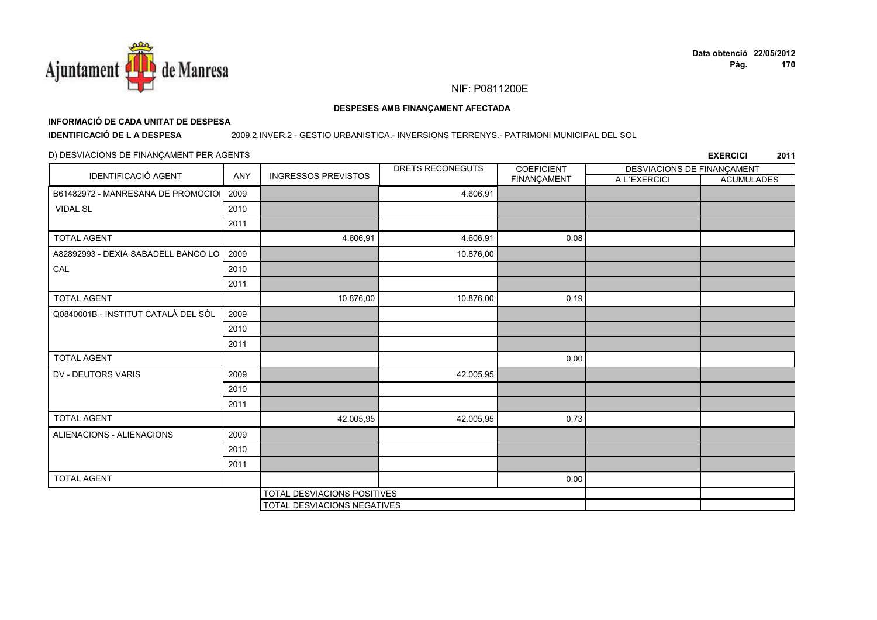NIF: P0811200E

**DESPESES AMB FINANÇAMENT AFECTADA**

**INFORMACIÓ DE CADA UNITAT DE DESPESA**

**IDENTIFICACIÓ DE L A DESPESA** 2009.2.INVER.2 - GESTIO URBANISTICA.- INVERSIONS TERRENYS.- PATRIMONI MUNICIPAL DEL SOL

D) DESVIACIONS DE FINANÇAMENT PER AGENTS

**EXERCICI 2011**

| IDENTIFICACIÓ AGENT | ANY | INGRESSOS PREVISTOS | DRETS RECONEGUTS | COEFICIENT FINANÇAMENT | DESVIACIONS DE FINANÇAMENT A L´EXERCICI | DESVIACIONS DE FINANÇAMENT ACUMULADES |
|---|---|---|---|---|---|---|
| B61482972 - MANRESANA DE PROMOCIO VIDAL SL | 2009 | | 4.606,91 | | | |
| | 2010 | | | | | |
| | 2011 | | | | | |
| TOTAL AGENT | | 4.606,91 | 4.606,91 | 0,08 | | |
| A82892993 - DEXIA SABADELL BANCO LOCAL | 2009 | | 10.876,00 | | | |
| | 2010 | | | | | |
| | 2011 | | | | | |
| TOTAL AGENT | | 10.876,00 | 10.876,00 | 0,19 | | |
| Q0840001B - INSTITUT CATALÀ DEL SÒL | 2009 | | | | | |
| | 2010 | | | | | |
| | 2011 | | | | | |
| TOTAL AGENT | | | | 0,00 | | |
| DV - DEUTORS VARIS | 2009 | | 42.005,95 | | | |
| | 2010 | | | | | |
| | 2011 | | | | | |
| TOTAL AGENT | | 42.005,95 | 42.005,95 | 0,73 | | |
| ALIENACIONS - ALIENACIONS | 2009 | | | | | |
| | 2010 | | | | | |
| | 2011 | | | | | |
| TOTAL AGENT | | | | 0,00 | | |
| | | TOTAL DESVIACIONS POSITIVES | | | | |
| | | TOTAL DESVIACIONS NEGATIVES | | | | |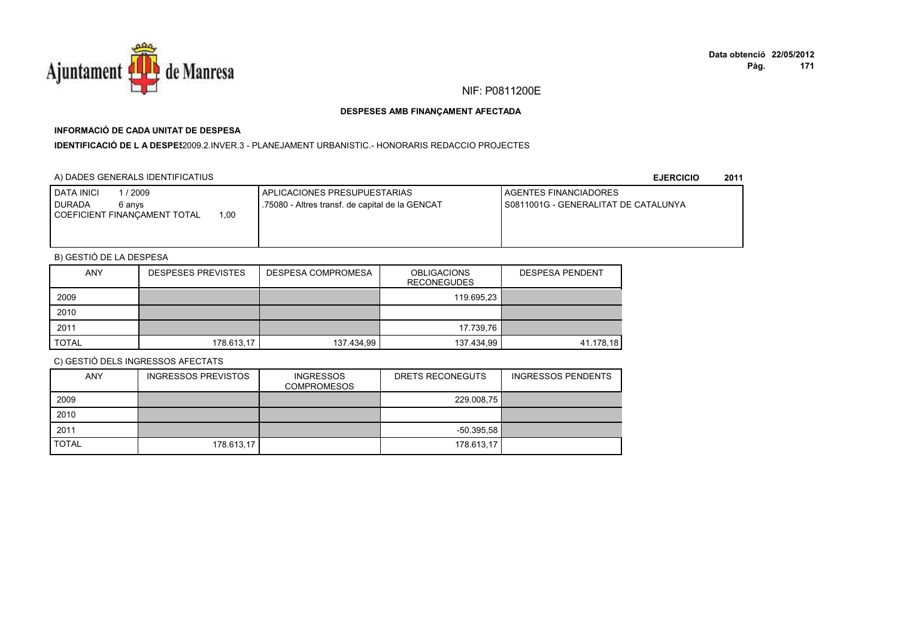NIF: P0811200E

**DESPESES AMB FINANÇAMENT AFECTADA**

**INFORMACIÓ DE CADA UNITAT DE DESPESA**

**IDENTIFICACIÓ DE L A DESPES** 2009.2.INVER.3 - PLANEJAMENT URBANISTIC.- HONORARIS REDACCIO PROJECTES

A) DADES GENERALS IDENTIFICATIUS

**EJERCICIO 2011**

| DATA INICI 1 / 2009<br>DURADA 6 anys<br>COEFICIENT FINANÇAMENT TOTAL 1,00 | APLICACIONES PRESUPUESTARIAS<br>.75080 - Altres transf. de capital de la GENCAT | AGENTES FINANCIADORES<br>S0811001G - GENERALITAT DE CATALUNYA |
|---|---|---|

B) GESTIÓ DE LA DESPESA

| ANY | DESPESES PREVISTES | DESPESA COMPROMESA | OBLIGACIONS RECONEGUDES | DESPESA PENDENT |
|---|---|---|---|---|
| 2009 | | | 119.695,23 | |
| 2010 | | | | |
| 2011 | | | 17.739,76 | |
| TOTAL | 178.613,17 | 137.434,99 | 137.434,99 | 41.178,18 |

C) GESTIÓ DELS INGRESSOS AFECTATS

| ANY | INGRESSOS PREVISTOS | INGRESSOS COMPROMESOS | DRETS RECONEGUTS | INGRESSOS PENDENTS |
|---|---|---|---|---|
| 2009 | | | 229.008,75 | |
| 2010 | | | | |
| 2011 | | | -50.395,58 | |
| TOTAL | 178.613,17 | | 178.613,17 | |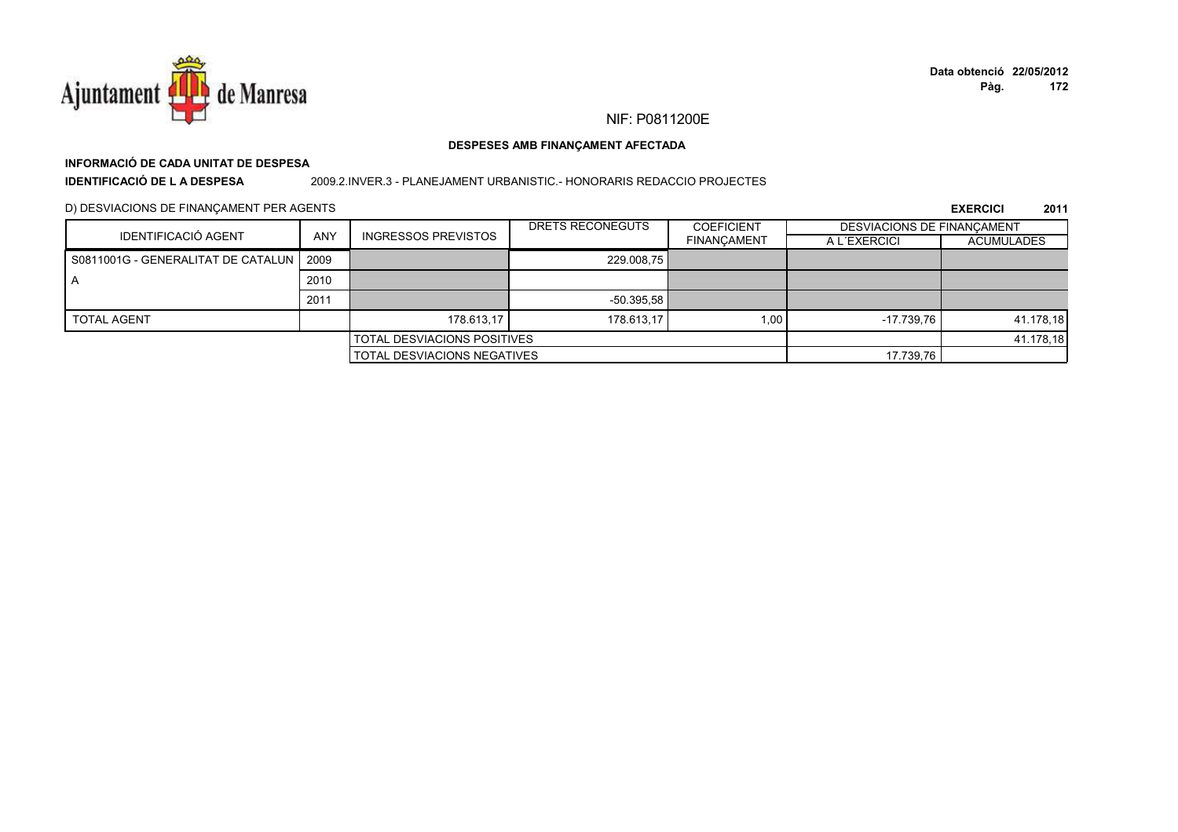NIF: P0811200E

**DESPESES AMB FINANÇAMENT AFECTADA**

**INFORMACIÓ DE CADA UNITAT DE DESPESA**

**IDENTIFICACIÓ DE L A DESPESA** 2009.2.INVER.3 - PLANEJAMENT URBANISTIC.- HONORARIS REDACCIO PROJECTES

D) DESVIACIONS DE FINANÇAMENT PER AGENTS

**EXERCICI 2011**

| IDENTIFICACIÓ AGENT | ANY | INGRESSOS PREVISTOS | DRETS RECONEGUTS | COEFICIENT FINANÇAMENT | DESVIACIONS DE FINANÇAMENT A L´EXERCICI | DESVIACIONS DE FINANÇAMENT ACUMULADES |
|---|---|---|---|---|---|---|
| S0811001G - GENERALITAT DE CATALUN | 2009 | | 229.008,75 | | | |
| A | 2010 | | | | | |
| | 2011 | | -50.395,58 | | | |
| TOTAL AGENT | | 178.613,17 | 178.613,17 | 1,00 | -17.739,76 | 41.178,18 |
| | | TOTAL DESVIACIONS POSITIVES | | | | 41.178,18 |
| | | TOTAL DESVIACIONS NEGATIVES | | | 17.739,76 | |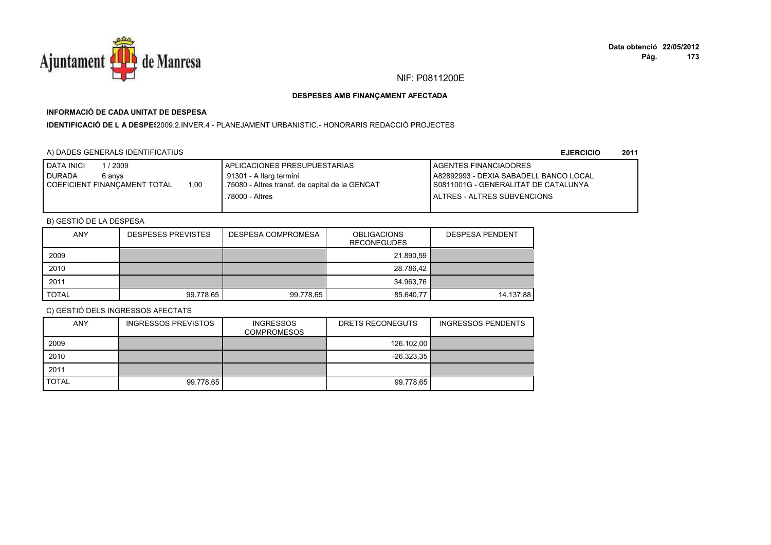NIF: P0811200E

**DESPESES AMB FINANÇAMENT AFECTADA**

**INFORMACIÓ DE CADA UNITAT DE DESPESA**

**IDENTIFICACIÓ DE L A DESPES**2009.2.INVER.4 - PLANEJAMENT URBANISTIC.- HONORARIS REDACCIÓ PROJECTES

A) DADES GENERALS IDENTIFICATIUS

**EJERCICIO 2011**

| DATA INICI 1 / 2009<br>DURADA 6 anys<br>COEFICIENT FINANÇAMENT TOTAL 1,00 | APLICACIONES PRESUPUESTARIAS<br>.91301 - A llarg termini<br>.75080 - Altres transf. de capital de la GENCAT<br>.78000 - Altres | AGENTES FINANCIADORES<br>A82892993 - DEXIA SABADELL BANCO LOCAL<br>S0811001G - GENERALITAT DE CATALUNYA<br>ALTRES - ALTRES SUBVENCIONS |
|---|---|---|

B) GESTIÓ DE LA DESPESA

| ANY | DESPESES PREVISTES | DESPESA COMPROMESA | OBLIGACIONS RECONEGUDES | DESPESA PENDENT |
|---|---|---|---|---|
| 2009 | | | 21.890,59 | |
| 2010 | | | 28.786,42 | |
| 2011 | | | 34.963,76 | |
| TOTAL | 99.778,65 | 99.778,65 | 85.640,77 | 14.137,88 |

C) GESTIÓ DELS INGRESSOS AFECTATS

| ANY | INGRESSOS PREVISTOS | INGRESSOS COMPROMESOS | DRETS RECONEGUTS | INGRESSOS PENDENTS |
|---|---|---|---|---|
| 2009 | | | 126.102,00 | |
| 2010 | | | -26.323,35 | |
| 2011 | | | | |
| TOTAL | 99.778,65 | | 99.778,65 | |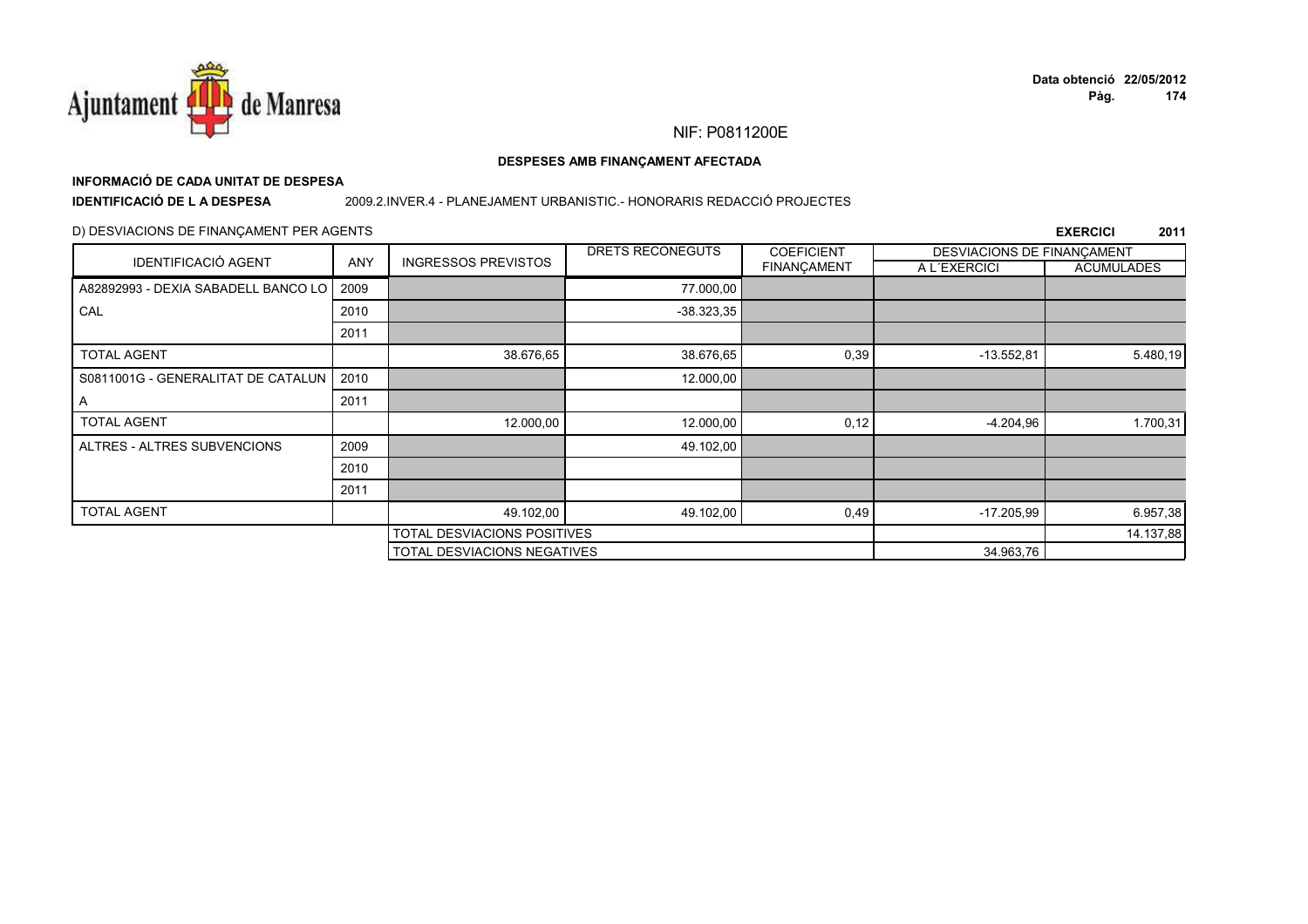NIF: P0811200E

**DESPESES AMB FINANÇAMENT AFECTADA**

**INFORMACIÓ DE CADA UNITAT DE DESPESA**

**IDENTIFICACIÓ DE L A DESPESA** 2009.2.INVER.4 - PLANEJAMENT URBANISTIC.- HONORARIS REDACCIÓ PROJECTES

D) DESVIACIONS DE FINANÇAMENT PER AGENTS

**EXERCICI 2011**

| IDENTIFICACIÓ AGENT | ANY | INGRESSOS PREVISTOS | DRETS RECONEGUTS | COEFICIENT FINANÇAMENT | DESVIACIONS DE FINANÇAMENT A L´EXERCICI | DESVIACIONS DE FINANÇAMENT ACUMULADES |
|---|---|---|---|---|---|---|
| A82892993 - DEXIA SABADELL BANCO LOCAL | 2009 | | 77.000,00 | | | |
| | 2010 | | -38.323,35 | | | |
| | 2011 | | | | | |
| TOTAL AGENT | | 38.676,65 | 38.676,65 | 0,39 | -13.552,81 | 5.480,19 |
| S0811001G - GENERALITAT DE CATALUNA | 2010 | | 12.000,00 | | | |
| | 2011 | | | | | |
| TOTAL AGENT | | 12.000,00 | 12.000,00 | 0,12 | -4.204,96 | 1.700,31 |
| ALTRES - ALTRES SUBVENCIONS | 2009 | | 49.102,00 | | | |
| | 2010 | | | | | |
| | 2011 | | | | | |
| TOTAL AGENT | | 49.102,00 | 49.102,00 | 0,49 | -17.205,99 | 6.957,38 |
| | | TOTAL DESVIACIONS POSITIVES | | | | 14.137,88 |
| | | TOTAL DESVIACIONS NEGATIVES | | | 34.963,76 | |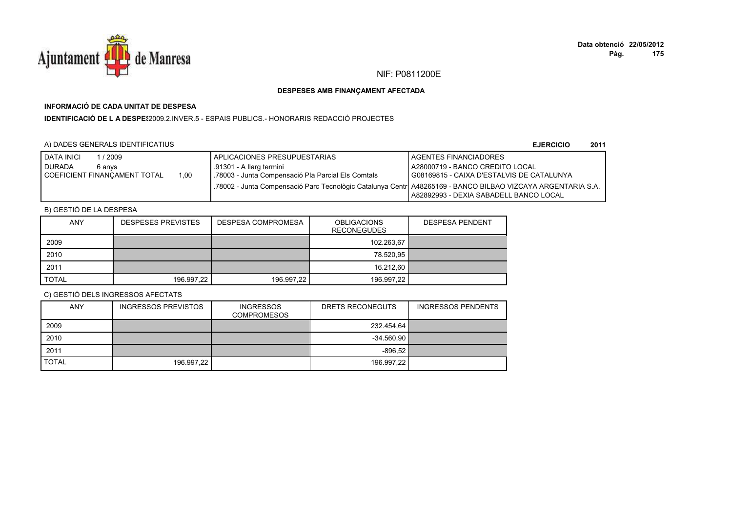NIF: P0811200E

## DESPESES AMB FINANÇAMENT AFECTADA

### INFORMACIÓ DE CADA UNITAT DE DESPESA

**IDENTIFICACIÓ DE L A DESPES** 2009.2.INVER.5 - ESPAIS PUBLICS.- HONORARIS REDACCIÓ PROJECTES

A) DADES GENERALS IDENTIFICATIUS

**EJERCICIO 2011**

| DATA INICI 1 / 2009<br>DURADA 6 anys<br>COEFICIENT FINANÇAMENT TOTAL 1,00 | APLICACIONES PRESUPUESTARIAS<br>.91301 - A llarg termini<br>.78003 - Junta Compensació Pla Parcial Els Comtals<br>.78002 - Junta Compensació Parc Tecnològic Catalunya Centr | AGENTES FINANCIADORES<br>A28000719 - BANCO CREDITO LOCAL<br>G08169815 - CAIXA D'ESTALVIS DE CATALUNYA<br>A48265169 - BANCO BILBAO VIZCAYA ARGENTARIA S.A.<br>A82892993 - DEXIA SABADELL BANCO LOCAL |
|---|---|---|

B) GESTIÓ DE LA DESPESA

| ANY | DESPESES PREVISTES | DESPESA COMPROMESA | OBLIGACIONS RECONEGUDES | DESPESA PENDENT |
|---|---|---|---|---|
| 2009 | | | 102.263,67 | |
| 2010 | | | 78.520,95 | |
| 2011 | | | 16.212,60 | |
| TOTAL | 196.997,22 | 196.997,22 | 196.997,22 | |

C) GESTIÓ DELS INGRESSOS AFECTATS

| ANY | INGRESSOS PREVISTOS | INGRESSOS COMPROMESOS | DRETS RECONEGUTS | INGRESSOS PENDENTS |
|---|---|---|---|---|
| 2009 | | | 232.454,64 | |
| 2010 | | | -34.560,90 | |
| 2011 | | | -896,52 | |
| TOTAL | 196.997,22 | | 196.997,22 | |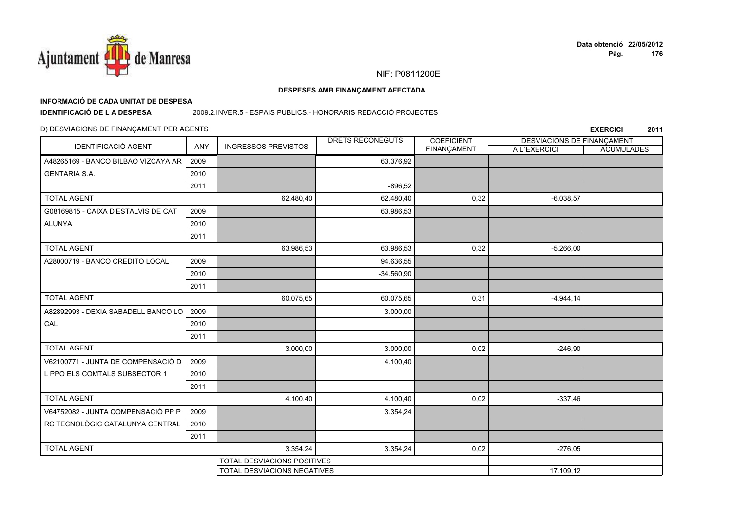NIF: P0811200E

**DESPESES AMB FINANÇAMENT AFECTADA**

**INFORMACIÓ DE CADA UNITAT DE DESPESA**

**IDENTIFICACIÓ DE L A DESPESA** 2009.2.INVER.5 - ESPAIS PUBLICS.- HONORARIS REDACCIÓ PROJECTES

D) DESVIACIONS DE FINANÇAMENT PER AGENTS

**EXERCICI 2011**

| IDENTIFICACIÓ AGENT | ANY | INGRESSOS PREVISTOS | DRETS RECONEGUTS | COEFICIENT FINANÇAMENT | DESVIACIONS DE FINANÇAMENT A L´EXERCICI | DESVIACIONS DE FINANÇAMENT ACUMULADES |
|---|---|---|---|---|---|---|
| A48265169 - BANCO BILBAO VIZCAYA ARGENTARIA S.A. | 2009 | | 63.376,92 | | | |
| | 2010 | | | | | |
| | 2011 | | -896,52 | | | |
| TOTAL AGENT | | 62.480,40 | 62.480,40 | 0,32 | -6.038,57 | |
| G08169815 - CAIXA D'ESTALVIS DE CATALUNYA | 2009 | | 63.986,53 | | | |
| | 2010 | | | | | |
| | 2011 | | | | | |
| TOTAL AGENT | | 63.986,53 | 63.986,53 | 0,32 | -5.266,00 | |
| A28000719 - BANCO CREDITO LOCAL | 2009 | | 94.636,55 | | | |
| | 2010 | | -34.560,90 | | | |
| | 2011 | | | | | |
| TOTAL AGENT | | 60.075,65 | 60.075,65 | 0,31 | -4.944,14 | |
| A82892993 - DEXIA SABADELL BANCO LOCAL | 2009 | | 3.000,00 | | | |
| | 2010 | | | | | |
| | 2011 | | | | | |
| TOTAL AGENT | | 3.000,00 | 3.000,00 | 0,02 | -246,90 | |
| V62100771 - JUNTA DE COMPENSACIÓ DL PPO ELS COMTALS SUBSECTOR 1 | 2009 | | 4.100,40 | | | |
| | 2010 | | | | | |
| | 2011 | | | | | |
| TOTAL AGENT | | 4.100,40 | 4.100,40 | 0,02 | -337,46 | |
| V64752082 - JUNTA COMPENSACIÓ PP PRC TECNOLÒGIC CATALUNYA CENTRAL | 2009 | | 3.354,24 | | | |
| | 2010 | | | | | |
| | 2011 | | | | | |
| TOTAL AGENT | | 3.354,24 | 3.354,24 | 0,02 | -276,05 | |
| | | TOTAL DESVIACIONS POSITIVES | | | | |
| | | TOTAL DESVIACIONS NEGATIVES | | | 17.109,12 | |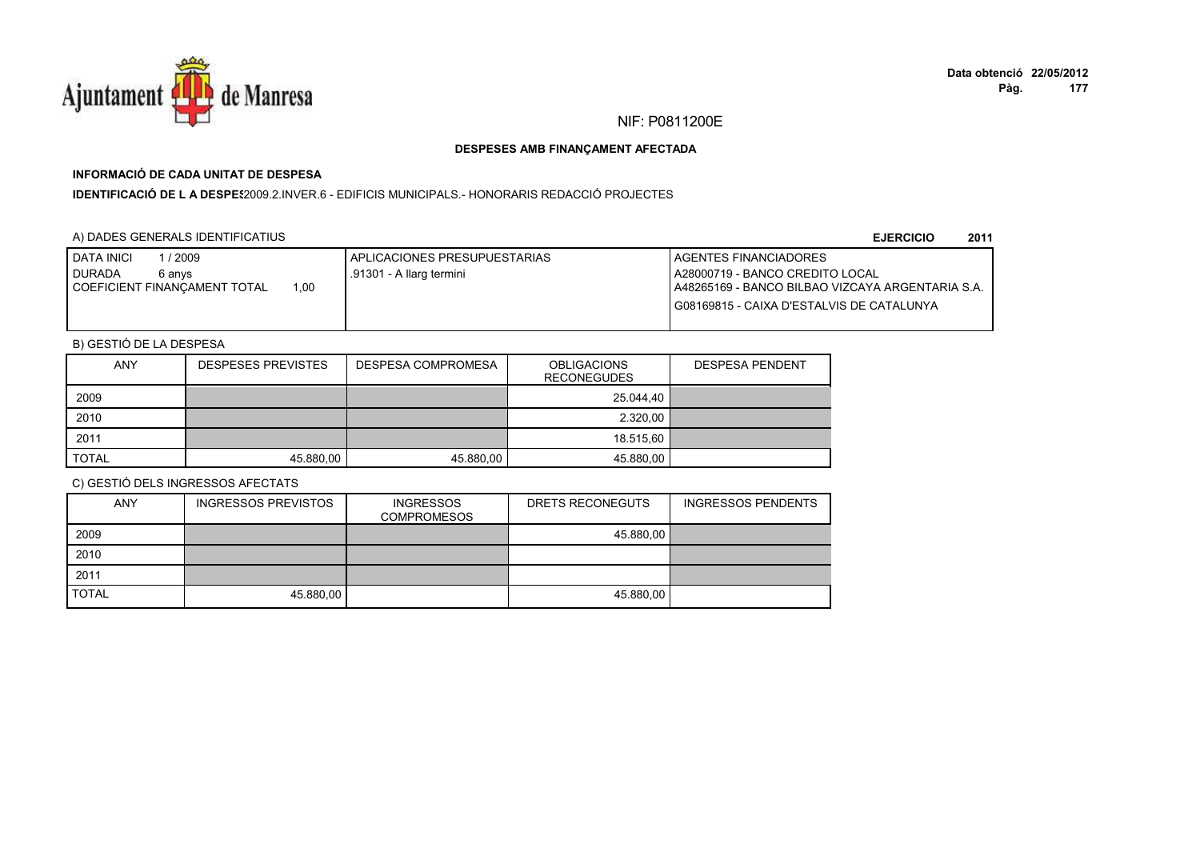NIF: P0811200E

## DESPESES AMB FINANÇAMENT AFECTADA

### INFORMACIÓ DE CADA UNITAT DE DESPESA

**IDENTIFICACIÓ DE L A DESPES** 2009.2.INVER.6 - EDIFICIS MUNICIPALS.- HONORARIS REDACCIÓ PROJECTES

A) DADES GENERALS IDENTIFICATIUS

**EJERCICIO 2011**

| DATA INICI 1 / 2009<br>DURADA 6 anys<br>COEFICIENT FINANÇAMENT TOTAL 1,00 | APLICACIONES PRESUPUESTARIAS<br>.91301 - A llarg termini | AGENTES FINANCIADORES<br>A28000719 - BANCO CREDITO LOCAL<br>A48265169 - BANCO BILBAO VIZCAYA ARGENTARIA S.A.<br>G08169815 - CAIXA D'ESTALVIS DE CATALUNYA |
|---|---|---|

B) GESTIÓ DE LA DESPESA

| ANY | DESPESES PREVISTES | DESPESA COMPROMESA | OBLIGACIONS RECONEGUDES | DESPESA PENDENT |
|---|---|---|---|---|
| 2009 | | | 25.044,40 | |
| 2010 | | | 2.320,00 | |
| 2011 | | | 18.515,60 | |
| TOTAL | 45.880,00 | 45.880,00 | 45.880,00 | |

C) GESTIÓ DELS INGRESSOS AFECTATS

| ANY | INGRESSOS PREVISTOS | INGRESSOS COMPROMESOS | DRETS RECONEGUTS | INGRESSOS PENDENTS |
|---|---|---|---|---|
| 2009 | | | 45.880,00 | |
| 2010 | | | | |
| 2011 | | | | |
| TOTAL | 45.880,00 | | 45.880,00 | |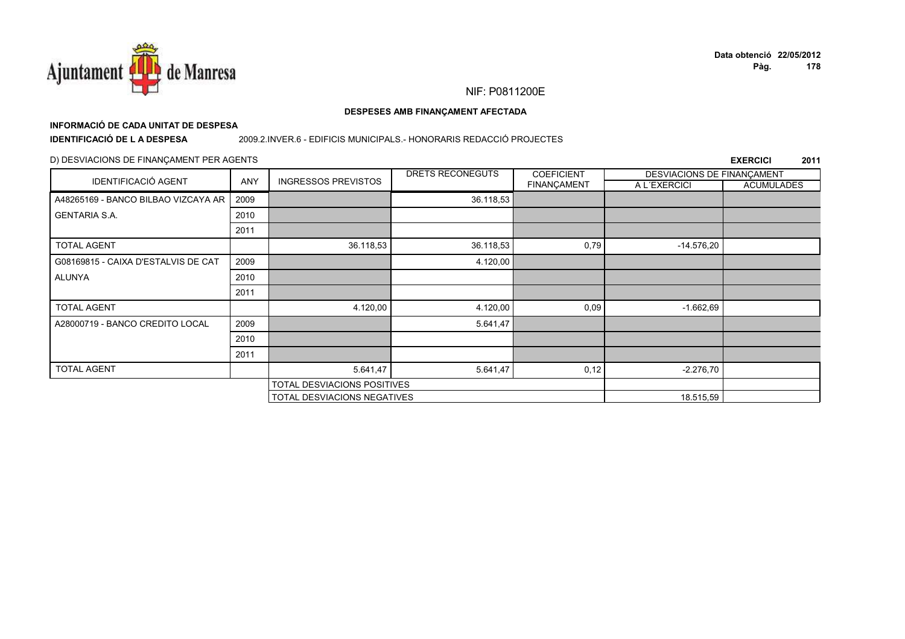NIF: P0811200E

**DESPESES AMB FINANÇAMENT AFECTADA**

**INFORMACIÓ DE CADA UNITAT DE DESPESA**

**IDENTIFICACIÓ DE L A DESPESA** 2009.2.INVER.6 - EDIFICIS MUNICIPALS.- HONORARIS REDACCIÓ PROJECTES

D) DESVIACIONS DE FINANÇAMENT PER AGENTS

**EXERCICI 2011**

| IDENTIFICACIÓ AGENT | ANY | INGRESSOS PREVISTOS | DRETS RECONEGUTS | COEFICIENT FINANÇAMENT | DESVIACIONS DE FINANÇAMENT A L´EXERCICI | DESVIACIONS DE FINANÇAMENT ACUMULADES |
|---|---|---|---|---|---|---|
| A48265169 - BANCO BILBAO VIZCAYA AR | 2009 | | 36.118,53 | | | |
| GENTARIA S.A. | 2010 | | | | | |
| | 2011 | | | | | |
| TOTAL AGENT | | 36.118,53 | 36.118,53 | 0,79 | -14.576,20 | |
| G08169815 - CAIXA D'ESTALVIS DE CAT | 2009 | | 4.120,00 | | | |
| ALUNYA | 2010 | | | | | |
| | 2011 | | | | | |
| TOTAL AGENT | | 4.120,00 | 4.120,00 | 0,09 | -1.662,69 | |
| A28000719 - BANCO CREDITO LOCAL | 2009 | | 5.641,47 | | | |
| | 2010 | | | | | |
| | 2011 | | | | | |
| TOTAL AGENT | | 5.641,47 | 5.641,47 | 0,12 | -2.276,70 | |
| | | TOTAL DESVIACIONS POSITIVES | | | | |
| | | TOTAL DESVIACIONS NEGATIVES | | | 18.515,59 | |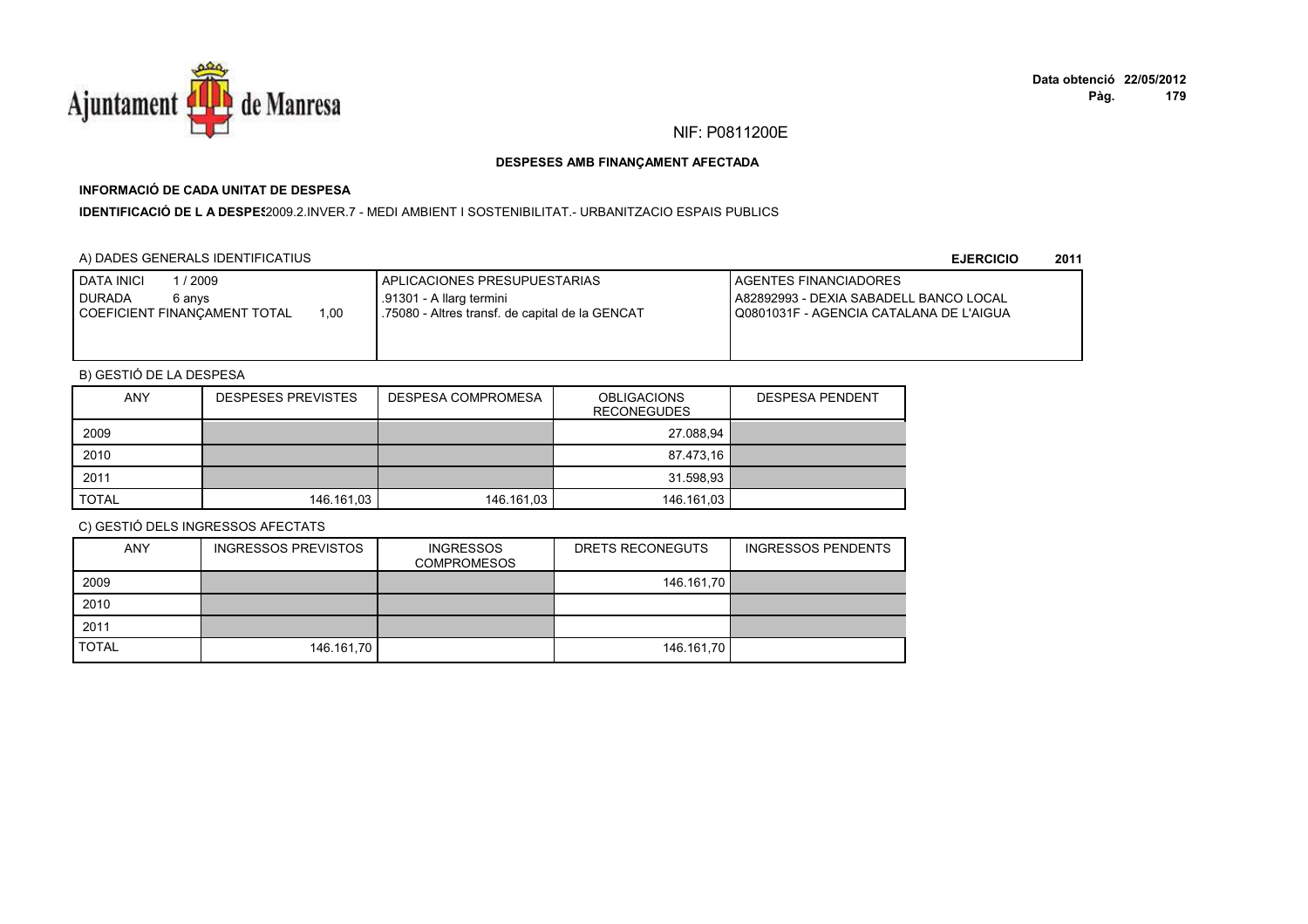NIF: P0811200E

**DESPESES AMB FINANÇAMENT AFECTADA**

**INFORMACIÓ DE CADA UNITAT DE DESPESA**

**IDENTIFICACIÓ DE L A DESPES** 2009.2.INVER.7 - MEDI AMBIENT I SOSTENIBILITAT.- URBANITZACIO ESPAIS PUBLICS

A) DADES GENERALS IDENTIFICATIUS

**EJERCICIO 2011**

| DATA INICI 1 / 2009<br>DURADA 6 anys<br>COEFICIENT FINANÇAMENT TOTAL 1,00 | APLICACIONES PRESUPUESTARIAS<br>.91301 - A llarg termini<br>.75080 - Altres transf. de capital de la GENCAT | AGENTES FINANCIADORES<br>A82892993 - DEXIA SABADELL BANCO LOCAL<br>Q0801031F - AGENCIA CATALANA DE L'AIGUA |
|---|---|---|

B) GESTIÓ DE LA DESPESA

| ANY | DESPESES PREVISTES | DESPESA COMPROMESA | OBLIGACIONS RECONEGUDES | DESPESA PENDENT |
|---|---|---|---|---|
| 2009 | | | 27.088,94 | |
| 2010 | | | 87.473,16 | |
| 2011 | | | 31.598,93 | |
| TOTAL | 146.161,03 | 146.161,03 | 146.161,03 | |

C) GESTIÓ DELS INGRESSOS AFECTATS

| ANY | INGRESSOS PREVISTOS | INGRESSOS COMPROMESOS | DRETS RECONEGUTS | INGRESSOS PENDENTS |
|---|---|---|---|---|
| 2009 | | | 146.161,70 | |
| 2010 | | | | |
| 2011 | | | | |
| TOTAL | 146.161,70 | | 146.161,70 | |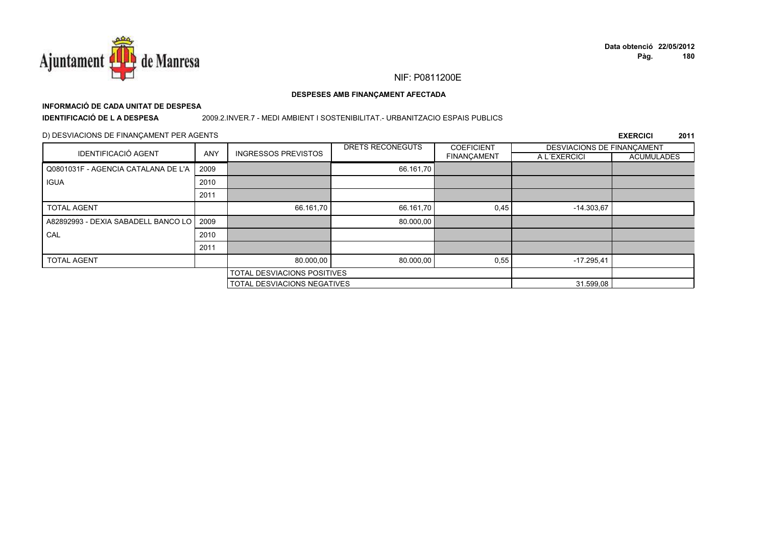NIF: P0811200E

**DESPESES AMB FINANÇAMENT AFECTADA**

**INFORMACIÓ DE CADA UNITAT DE DESPESA**

**IDENTIFICACIÓ DE L A DESPESA** 2009.2.INVER.7 - MEDI AMBIENT I SOSTENIBILITAT.- URBANITZACIO ESPAIS PUBLICS

D) DESVIACIONS DE FINANÇAMENT PER AGENTS

**EXERCICI 2011**

| IDENTIFICACIÓ AGENT | ANY | INGRESSOS PREVISTOS | DRETS RECONEGUTS | COEFICIENT FINANÇAMENT | DESVIACIONS DE FINANÇAMENT A L´EXERCICI | DESVIACIONS DE FINANÇAMENT ACUMULADES |
|---|---|---|---|---|---|---|
| Q0801031F - AGENCIA CATALANA DE L'A IGUA | 2009 | | 66.161,70 | | | |
| | 2010 | | | | | |
| | 2011 | | | | | |
| TOTAL AGENT | | 66.161,70 | 66.161,70 | 0,45 | -14.303,67 | |
| A82892993 - DEXIA SABADELL BANCO LO CAL | 2009 | | 80.000,00 | | | |
| | 2010 | | | | | |
| | 2011 | | | | | |
| TOTAL AGENT | | 80.000,00 | 80.000,00 | 0,55 | -17.295,41 | |
| | | TOTAL DESVIACIONS POSITIVES | | | | |
| | | TOTAL DESVIACIONS NEGATIVES | | | 31.599,08 | |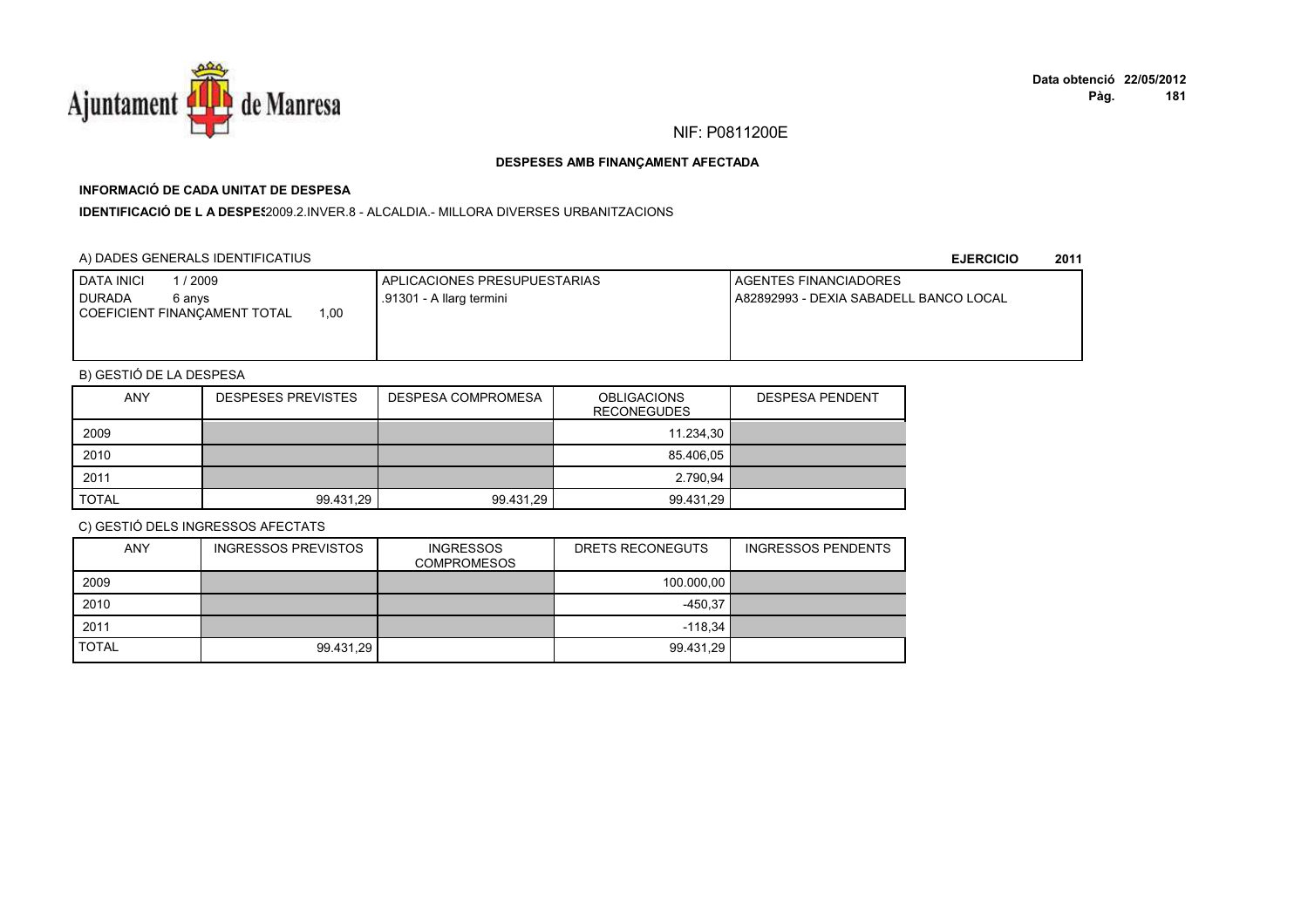NIF: P0811200E

**DESPESES AMB FINANÇAMENT AFECTADA**

**INFORMACIÓ DE CADA UNITAT DE DESPESA**

**IDENTIFICACIÓ DE L A DESPES** 2009.2.INVER.8 - ALCALDIA.- MILLORA DIVERSES URBANITZACIONS

A) DADES GENERALS IDENTIFICATIUS

**EJERCICIO 2011**

| DATA INICI 1 / 2009<br>DURADA 6 anys<br>COEFICIENT FINANÇAMENT TOTAL 1,00 | APLICACIONES PRESUPUESTARIAS<br>.91301 - A llarg termini | AGENTES FINANCIADORES<br>A82892993 - DEXIA SABADELL BANCO LOCAL |
|---|---|---|

B) GESTIÓ DE LA DESPESA

| ANY | DESPESES PREVISTES | DESPESA COMPROMESA | OBLIGACIONS RECONEGUDES | DESPESA PENDENT |
|---|---|---|---|---|
| 2009 | | | 11.234,30 | |
| 2010 | | | 85.406,05 | |
| 2011 | | | 2.790,94 | |
| TOTAL | 99.431,29 | 99.431,29 | 99.431,29 | |

C) GESTIÓ DELS INGRESSOS AFECTATS

| ANY | INGRESSOS PREVISTOS | INGRESSOS COMPROMESOS | DRETS RECONEGUTS | INGRESSOS PENDENTS |
|---|---|---|---|---|
| 2009 | | | 100.000,00 | |
| 2010 | | | -450,37 | |
| 2011 | | | -118,34 | |
| TOTAL | 99.431,29 | | 99.431,29 | |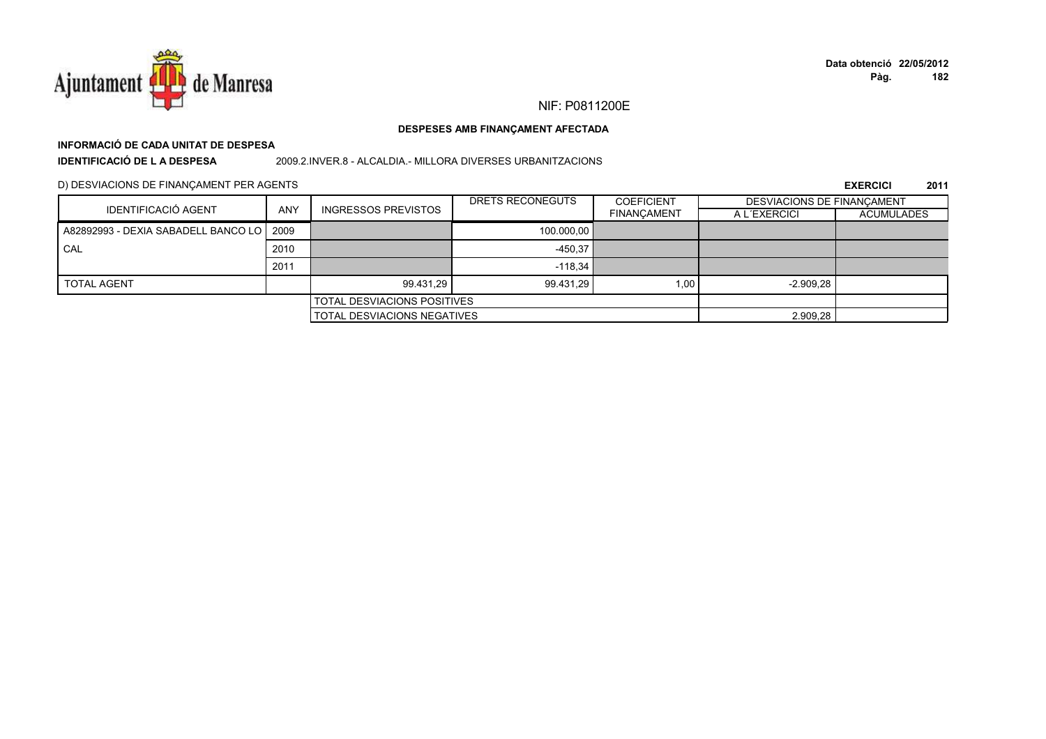NIF: P0811200E

**DESPESES AMB FINANÇAMENT AFECTADA**

**INFORMACIÓ DE CADA UNITAT DE DESPESA**

**IDENTIFICACIÓ DE L A DESPESA** 2009.2.INVER.8 - ALCALDIA.- MILLORA DIVERSES URBANITZACIONS

D) DESVIACIONS DE FINANÇAMENT PER AGENTS

**EXERCICI 2011**

| IDENTIFICACIÓ AGENT | ANY | INGRESSOS PREVISTOS | DRETS RECONEGUTS | COEFICIENT FINANÇAMENT | DESVIACIONS DE FINANÇAMENT | |
|---|---|---|---|---|---|---|
| | | | | | A L´EXERCICI | ACUMULADES |
| A82892993 - DEXIA SABADELL BANCO LOCAL | 2009 | | 100.000,00 | | | |
| | 2010 | | -450,37 | | | |
| | 2011 | | -118,34 | | | |
| TOTAL AGENT | | 99.431,29 | 99.431,29 | 1,00 | -2.909,28 | |
| | | TOTAL DESVIACIONS POSITIVES | | | | |
| | | TOTAL DESVIACIONS NEGATIVES | | | 2.909,28 | |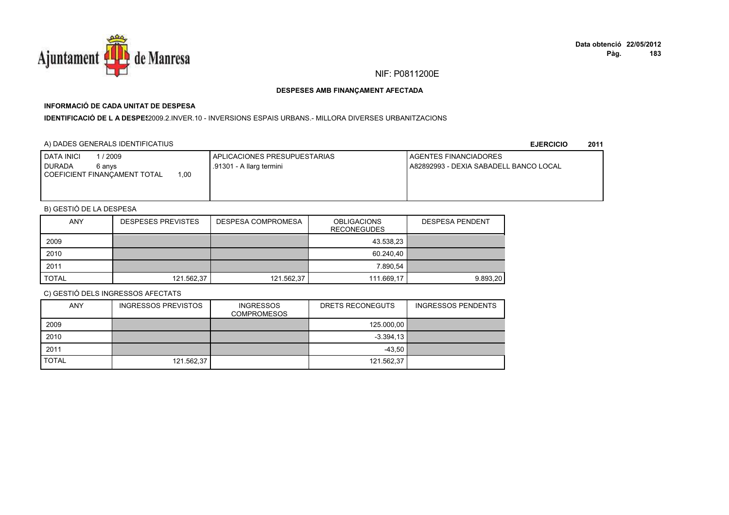NIF: P0811200E

**DESPESES AMB FINANÇAMENT AFECTADA**

**INFORMACIÓ DE CADA UNITAT DE DESPESA**

**IDENTIFICACIÓ DE L A DESPES**2009.2.INVER.10 - INVERSIONS ESPAIS URBANS.- MILLORA DIVERSES URBANITZACIONS

A) DADES GENERALS IDENTIFICATIUS **EJERCICIO 2011**

| DATA INICI 1 / 2009<br>DURADA 6 anys<br>COEFICIENT FINANÇAMENT TOTAL 1,00 | APLICACIONES PRESUPUESTARIAS<br>.91301 - A llarg termini | AGENTES FINANCIADORES<br>A82892993 - DEXIA SABADELL BANCO LOCAL |
|---|---|---|

B) GESTIÓ DE LA DESPESA

| ANY | DESPESES PREVISTES | DESPESA COMPROMESA | OBLIGACIONS RECONEGUDES | DESPESA PENDENT |
|---|---|---|---|---|
| 2009 | | | 43.538,23 | |
| 2010 | | | 60.240,40 | |
| 2011 | | | 7.890,54 | |
| TOTAL | 121.562,37 | 121.562,37 | 111.669,17 | 9.893,20 |

C) GESTIÓ DELS INGRESSOS AFECTATS

| ANY | INGRESSOS PREVISTOS | INGRESSOS COMPROMESOS | DRETS RECONEGUTS | INGRESSOS PENDENTS |
|---|---|---|---|---|
| 2009 | | | 125.000,00 | |
| 2010 | | | -3.394,13 | |
| 2011 | | | -43,50 | |
| TOTAL | 121.562,37 | | 121.562,37 | |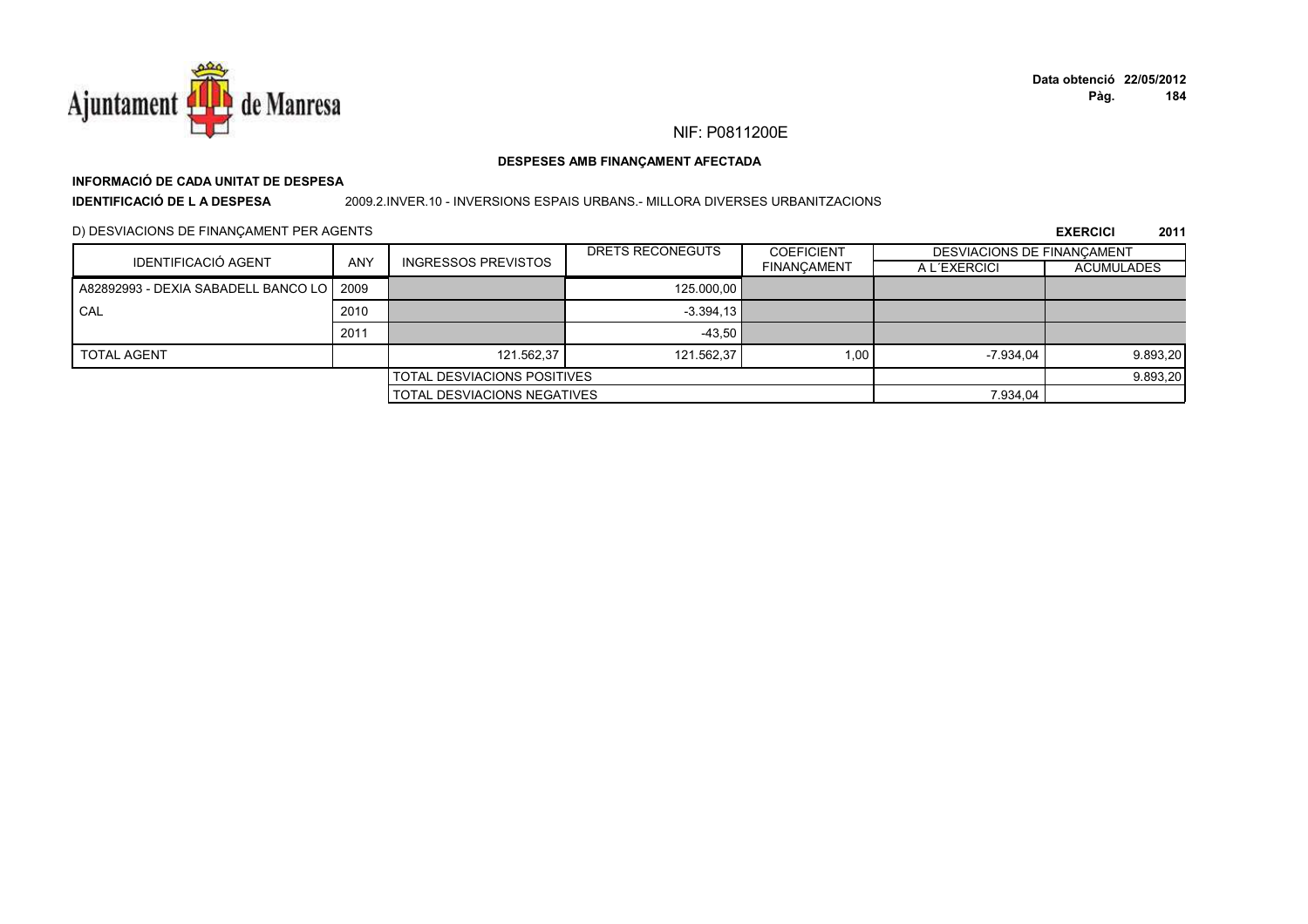NIF: P0811200E

**DESPESES AMB FINANÇAMENT AFECTADA**

**INFORMACIÓ DE CADA UNITAT DE DESPESA**

**IDENTIFICACIÓ DE L A DESPESA** 2009.2.INVER.10 - INVERSIONS ESPAIS URBANS.- MILLORA DIVERSES URBANITZACIONS

D) DESVIACIONS DE FINANÇAMENT PER AGENTS

**EXERCICI 2011**

| IDENTIFICACIÓ AGENT | ANY | INGRESSOS PREVISTOS | DRETS RECONEGUTS | COEFICIENT FINANÇAMENT | DESVIACIONS DE FINANÇAMENT | |
|---|---|---|---|---|---|---|
| | | | | | A L´EXERCICI | ACUMULADES |
| A82892993 - DEXIA SABADELL BANCO LOCAL | 2009 | | 125.000,00 | | | |
| | 2010 | | -3.394,13 | | | |
| | 2011 | | -43,50 | | | |
| TOTAL AGENT | | 121.562,37 | 121.562,37 | 1,00 | -7.934,04 | 9.893,20 |
| | | TOTAL DESVIACIONS POSITIVES | | | | 9.893,20 |
| | | TOTAL DESVIACIONS NEGATIVES | | | 7.934,04 | |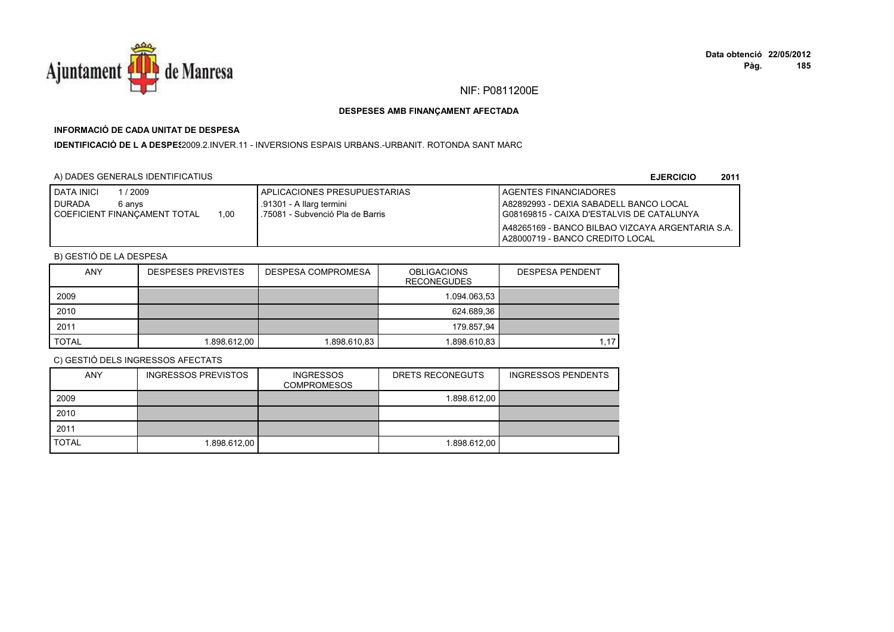NIF: P0811200E

**DESPESES AMB FINANÇAMENT AFECTADA**

**INFORMACIÓ DE CADA UNITAT DE DESPESA**

**IDENTIFICACIÓ DE L A DESPES**2009.2.INVER.11 - INVERSIONS ESPAIS URBANS.-URBANIT. ROTONDA SANT MARC

A) DADES GENERALS IDENTIFICATIUS

**EJERCICIO 2011**

| DATA INICI 1 / 2009<br>DURADA 6 anys<br>COEFICIENT FINANÇAMENT TOTAL 1,00 | APLICACIONES PRESUPUESTARIAS<br>.91301 - A llarg termini<br>.75081 - Subvenció Pla de Barris | AGENTES FINANCIADORES<br>A82892993 - DEXIA SABADELL BANCO LOCAL<br>G08169815 - CAIXA D'ESTALVIS DE CATALUNYA<br>A48265169 - BANCO BILBAO VIZCAYA ARGENTARIA S.A.<br>A28000719 - BANCO CREDITO LOCAL |
|---|---|---|

B) GESTIÓ DE LA DESPESA

| ANY | DESPESES PREVISTES | DESPESA COMPROMESA | OBLIGACIONS RECONEGUDES | DESPESA PENDENT |
|---|---|---|---|---|
| 2009 | | | 1.094.063,53 | |
| 2010 | | | 624.689,36 | |
| 2011 | | | 179.857,94 | |
| TOTAL | 1.898.612,00 | 1.898.610,83 | 1.898.610,83 | 1,17 |

C) GESTIÓ DELS INGRESSOS AFECTATS

| ANY | INGRESSOS PREVISTOS | INGRESSOS COMPROMESOS | DRETS RECONEGUTS | INGRESSOS PENDENTS |
|---|---|---|---|---|
| 2009 | | | 1.898.612,00 | |
| 2010 | | | | |
| 2011 | | | | |
| TOTAL | 1.898.612,00 | | 1.898.612,00 | |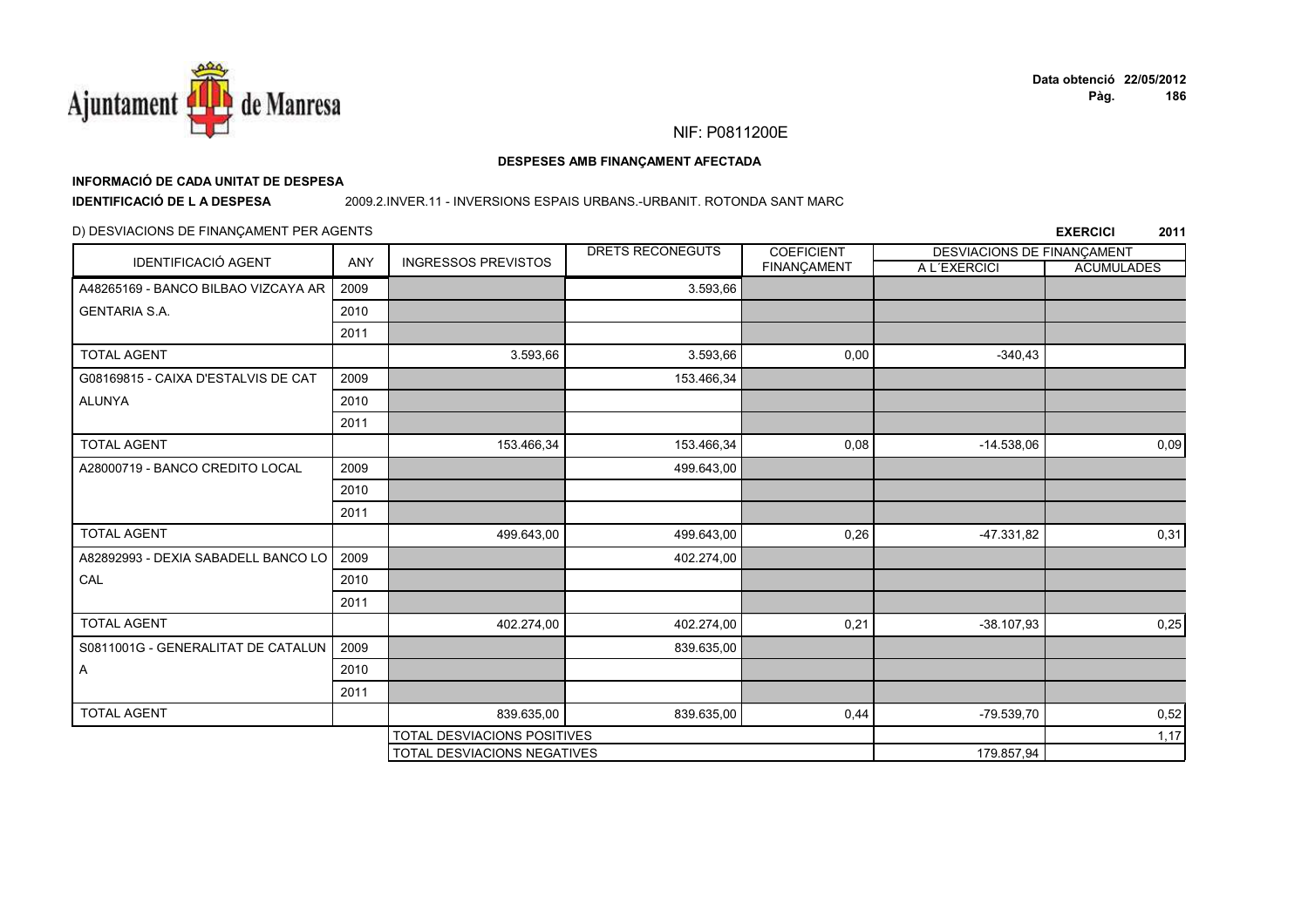NIF: P0811200E

**DESPESES AMB FINANÇAMENT AFECTADA**

**INFORMACIÓ DE CADA UNITAT DE DESPESA**

**IDENTIFICACIÓ DE L A DESPESA** 2009.2.INVER.11 - INVERSIONS ESPAIS URBANS.-URBANIT. ROTONDA SANT MARC

D) DESVIACIONS DE FINANÇAMENT PER AGENTS

**EXERCICI 2011**

| IDENTIFICACIÓ AGENT | ANY | INGRESSOS PREVISTOS | DRETS RECONEGUTS | COEFICIENT FINANÇAMENT | DESVIACIONS DE FINANÇAMENT A L´EXERCICI | DESVIACIONS DE FINANÇAMENT ACUMULADES |
|---|---|---|---|---|---|---|
| A48265169 - BANCO BILBAO VIZCAYA ARGENTARIA S.A. | 2009 | | 3.593,66 | | | |
| | 2010 | | | | | |
| | 2011 | | | | | |
| TOTAL AGENT | | 3.593,66 | 3.593,66 | 0,00 | -340,43 | |
| G08169815 - CAIXA D'ESTALVIS DE CATALUNYA | 2009 | | 153.466,34 | | | |
| | 2010 | | | | | |
| | 2011 | | | | | |
| TOTAL AGENT | | 153.466,34 | 153.466,34 | 0,08 | -14.538,06 | 0,09 |
| A28000719 - BANCO CREDITO LOCAL | 2009 | | 499.643,00 | | | |
| | 2010 | | | | | |
| | 2011 | | | | | |
| TOTAL AGENT | | 499.643,00 | 499.643,00 | 0,26 | -47.331,82 | 0,31 |
| A82892993 - DEXIA SABADELL BANCO LOCAL | 2009 | | 402.274,00 | | | |
| | 2010 | | | | | |
| | 2011 | | | | | |
| TOTAL AGENT | | 402.274,00 | 402.274,00 | 0,21 | -38.107,93 | 0,25 |
| S0811001G - GENERALITAT DE CATALUNA | 2009 | | 839.635,00 | | | |
| | 2010 | | | | | |
| | 2011 | | | | | |
| TOTAL AGENT | | 839.635,00 | 839.635,00 | 0,44 | -79.539,70 | 0,52 |
| | | TOTAL DESVIACIONS POSITIVES | | | | 1,17 |
| | | TOTAL DESVIACIONS NEGATIVES | | | 179.857,94 | |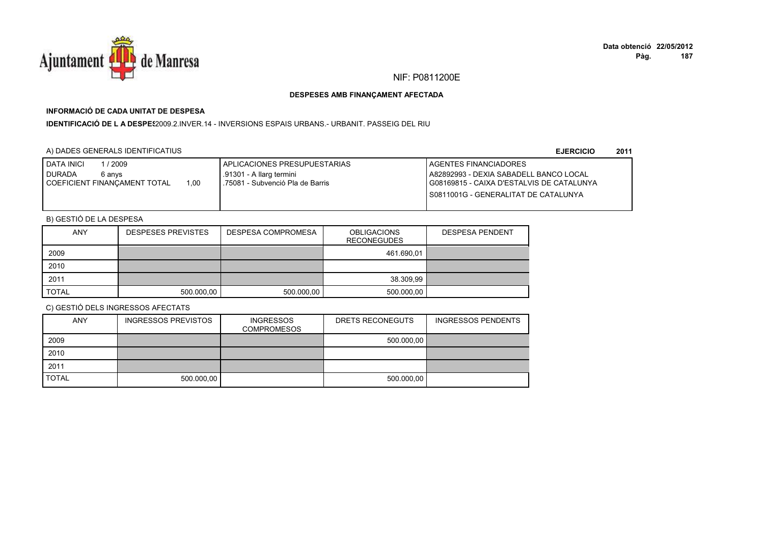NIF: P0811200E

**DESPESES AMB FINANÇAMENT AFECTADA**

**INFORMACIÓ DE CADA UNITAT DE DESPESA**

**IDENTIFICACIÓ DE L A DESPES** 2009.2.INVER.14 - INVERSIONS ESPAIS URBANS.- URBANIT. PASSEIG DEL RIU

A) DADES GENERALS IDENTIFICATIUS **EJERCICIO 2011**

| DATA INICI 1 / 2009<br>DURADA 6 anys<br>COEFICIENT FINANÇAMENT TOTAL 1,00 | APLICACIONES PRESUPUESTARIAS<br>.91301 - A llarg termini<br>.75081 - Subvenció Pla de Barris | AGENTES FINANCIADORES<br>A82892993 - DEXIA SABADELL BANCO LOCAL<br>G08169815 - CAIXA D'ESTALVIS DE CATALUNYA<br>S0811001G - GENERALITAT DE CATALUNYA |
|---|---|---|

B) GESTIÓ DE LA DESPESA

| ANY | DESPESES PREVISTES | DESPESA COMPROMESA | OBLIGACIONS RECONEGUDES | DESPESA PENDENT |
|---|---|---|---|---|
| 2009 | | | 461.690,01 | |
| 2010 | | | | |
| 2011 | | | 38.309,99 | |
| TOTAL | 500.000,00 | 500.000,00 | 500.000,00 | |

C) GESTIÓ DELS INGRESSOS AFECTATS

| ANY | INGRESSOS PREVISTOS | INGRESSOS COMPROMESOS | DRETS RECONEGUTS | INGRESSOS PENDENTS |
|---|---|---|---|---|
| 2009 | | | 500.000,00 | |
| 2010 | | | | |
| 2011 | | | | |
| TOTAL | 500.000,00 | | 500.000,00 | |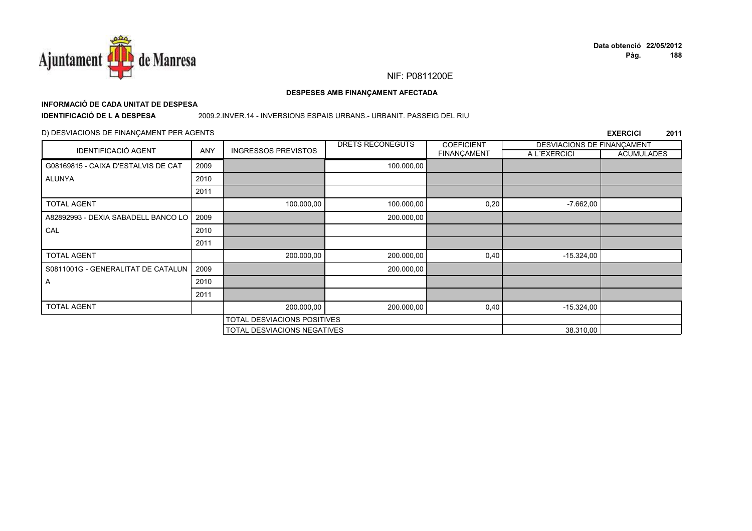NIF: P0811200E

**DESPESES AMB FINANÇAMENT AFECTADA**

**INFORMACIÓ DE CADA UNITAT DE DESPESA**

**IDENTIFICACIÓ DE L A DESPESA** 2009.2.INVER.14 - INVERSIONS ESPAIS URBANS.- URBANIT. PASSEIG DEL RIU

D) DESVIACIONS DE FINANÇAMENT PER AGENTS

**EXERCICI 2011**

| IDENTIFICACIÓ AGENT | ANY | INGRESSOS PREVISTOS | DRETS RECONEGUTS | COEFICIENT FINANÇAMENT | DESVIACIONS DE FINANÇAMENT A L´EXERCICI | DESVIACIONS DE FINANÇAMENT ACUMULADES |
|---|---|---|---|---|---|---|
| G08169815 - CAIXA D'ESTALVIS DE CATALUNYA | 2009 | | 100.000,00 | | | |
| | 2010 | | | | | |
| | 2011 | | | | | |
| TOTAL AGENT | | 100.000,00 | 100.000,00 | 0,20 | -7.662,00 | |
| A82892993 - DEXIA SABADELL BANCO LOCAL | 2009 | | 200.000,00 | | | |
| | 2010 | | | | | |
| | 2011 | | | | | |
| TOTAL AGENT | | 200.000,00 | 200.000,00 | 0,40 | -15.324,00 | |
| S0811001G - GENERALITAT DE CATALUNA | 2009 | | 200.000,00 | | | |
| | 2010 | | | | | |
| | 2011 | | | | | |
| TOTAL AGENT | | 200.000,00 | 200.000,00 | 0,40 | -15.324,00 | |
| | | TOTAL DESVIACIONS POSITIVES | | | | |
| | | TOTAL DESVIACIONS NEGATIVES | | | 38.310,00 | |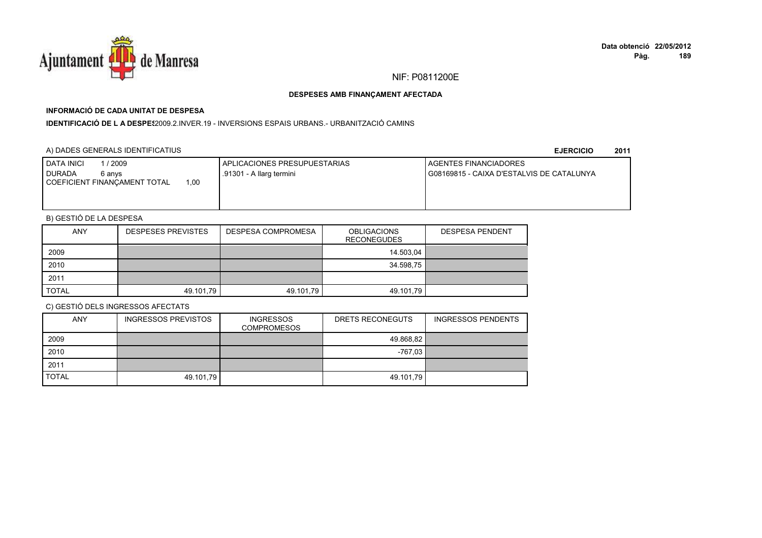NIF: P0811200E

**DESPESES AMB FINANÇAMENT AFECTADA**

**INFORMACIÓ DE CADA UNITAT DE DESPESA**

**IDENTIFICACIÓ DE L A DESPES**2009.2.INVER.19 - INVERSIONS ESPAIS URBANS.- URBANITZACIÓ CAMINS

A) DADES GENERALS IDENTIFICATIUS

**EJERCICIO 2011**

| DATA INICI 1 / 2009<br>DURADA 6 anys<br>COEFICIENT FINANÇAMENT TOTAL 1,00 | APLICACIONES PRESUPUESTARIAS<br>.91301 - A llarg termini | AGENTES FINANCIADORES<br>G08169815 - CAIXA D'ESTALVIS DE CATALUNYA |
|---|---|---|

B) GESTIÓ DE LA DESPESA

| ANY | DESPESES PREVISTES | DESPESA COMPROMESA | OBLIGACIONS RECONEGUDES | DESPESA PENDENT |
|---|---|---|---|---|
| 2009 | | | 14.503,04 | |
| 2010 | | | 34.598,75 | |
| 2011 | | | | |
| TOTAL | 49.101,79 | 49.101,79 | 49.101,79 | |

C) GESTIÓ DELS INGRESSOS AFECTATS

| ANY | INGRESSOS PREVISTOS | INGRESSOS COMPROMESOS | DRETS RECONEGUTS | INGRESSOS PENDENTS |
|---|---|---|---|---|
| 2009 | | | 49.868,82 | |
| 2010 | | | -767,03 | |
| 2011 | | | | |
| TOTAL | 49.101,79 | | 49.101,79 | |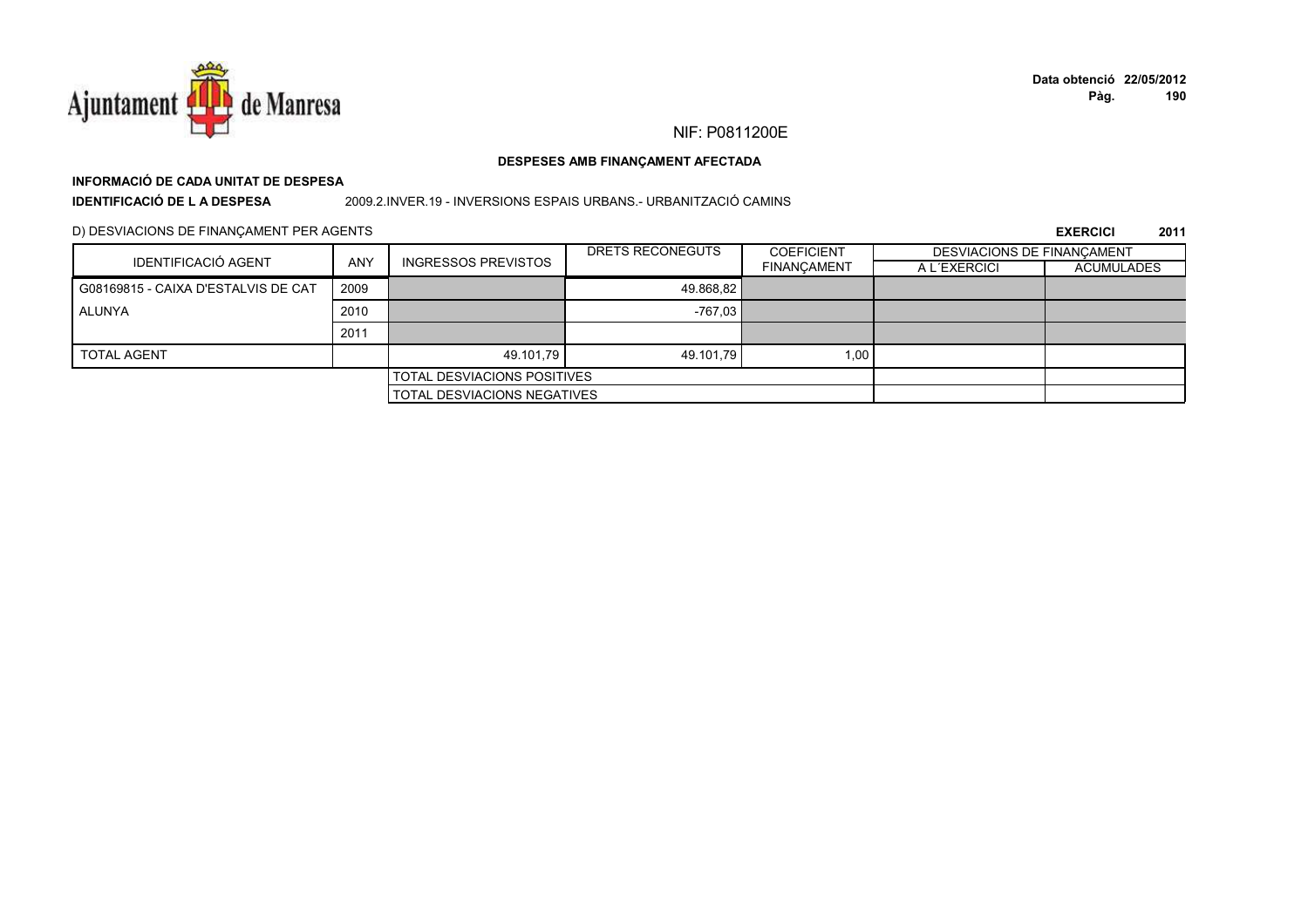NIF: P0811200E

**DESPESES AMB FINANÇAMENT AFECTADA**

**INFORMACIÓ DE CADA UNITAT DE DESPESA**

**IDENTIFICACIÓ DE L A DESPESA** 2009.2.INVER.19 - INVERSIONS ESPAIS URBANS.- URBANITZACIÓ CAMINS

D) DESVIACIONS DE FINANÇAMENT PER AGENTS

**EXERCICI 2011**

| IDENTIFICACIÓ AGENT | ANY | INGRESSOS PREVISTOS | DRETS RECONEGUTS | COEFICIENT FINANÇAMENT | DESVIACIONS DE FINANÇAMENT A L´EXERCICI | DESVIACIONS DE FINANÇAMENT ACUMULADES |
|---|---|---|---|---|---|---|
| G08169815 - CAIXA D'ESTALVIS DE CATALUNYA | 2009 | | 49.868,82 | | | |
| | 2010 | | -767,03 | | | |
| | 2011 | | | | | |
| TOTAL AGENT | | 49.101,79 | 49.101,79 | 1,00 | | |
| | | TOTAL DESVIACIONS POSITIVES | | | | |
| | | TOTAL DESVIACIONS NEGATIVES | | | | |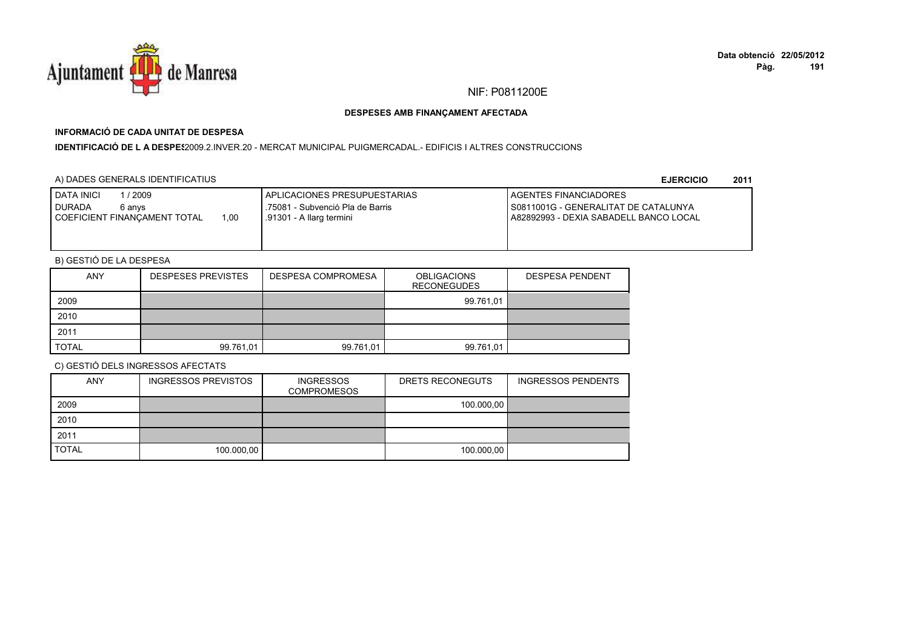NIF: P0811200E

**DESPESES AMB FINANÇAMENT AFECTADA**

**INFORMACIÓ DE CADA UNITAT DE DESPESA**

**IDENTIFICACIÓ DE L A DESPES**2009.2.INVER.20 - MERCAT MUNICIPAL PUIGMERCADAL.- EDIFICIS I ALTRES CONSTRUCCIONS

A) DADES GENERALS IDENTIFICATIUS

**EJERCICIO 2011**

| DATA INICI 1 / 2009<br>DURADA 6 anys<br>COEFICIENT FINANÇAMENT TOTAL 1,00 | APLICACIONES PRESUPUESTARIAS<br>.75081 - Subvenció Pla de Barris<br>.91301 - A llarg termini | AGENTES FINANCIADORES<br>S0811001G - GENERALITAT DE CATALUNYA<br>A82892993 - DEXIA SABADELL BANCO LOCAL |
|---|---|---|

B) GESTIÓ DE LA DESPESA

| ANY | DESPESES PREVISTES | DESPESA COMPROMESA | OBLIGACIONS RECONEGUDES | DESPESA PENDENT |
|---|---|---|---|---|
| 2009 | | | 99.761,01 | |
| 2010 | | | | |
| 2011 | | | | |
| TOTAL | 99.761,01 | 99.761,01 | 99.761,01 | |

C) GESTIÓ DELS INGRESSOS AFECTATS

| ANY | INGRESSOS PREVISTOS | INGRESSOS COMPROMESOS | DRETS RECONEGUTS | INGRESSOS PENDENTS |
|---|---|---|---|---|
| 2009 | | | 100.000,00 | |
| 2010 | | | | |
| 2011 | | | | |
| TOTAL | 100.000,00 | | 100.000,00 | |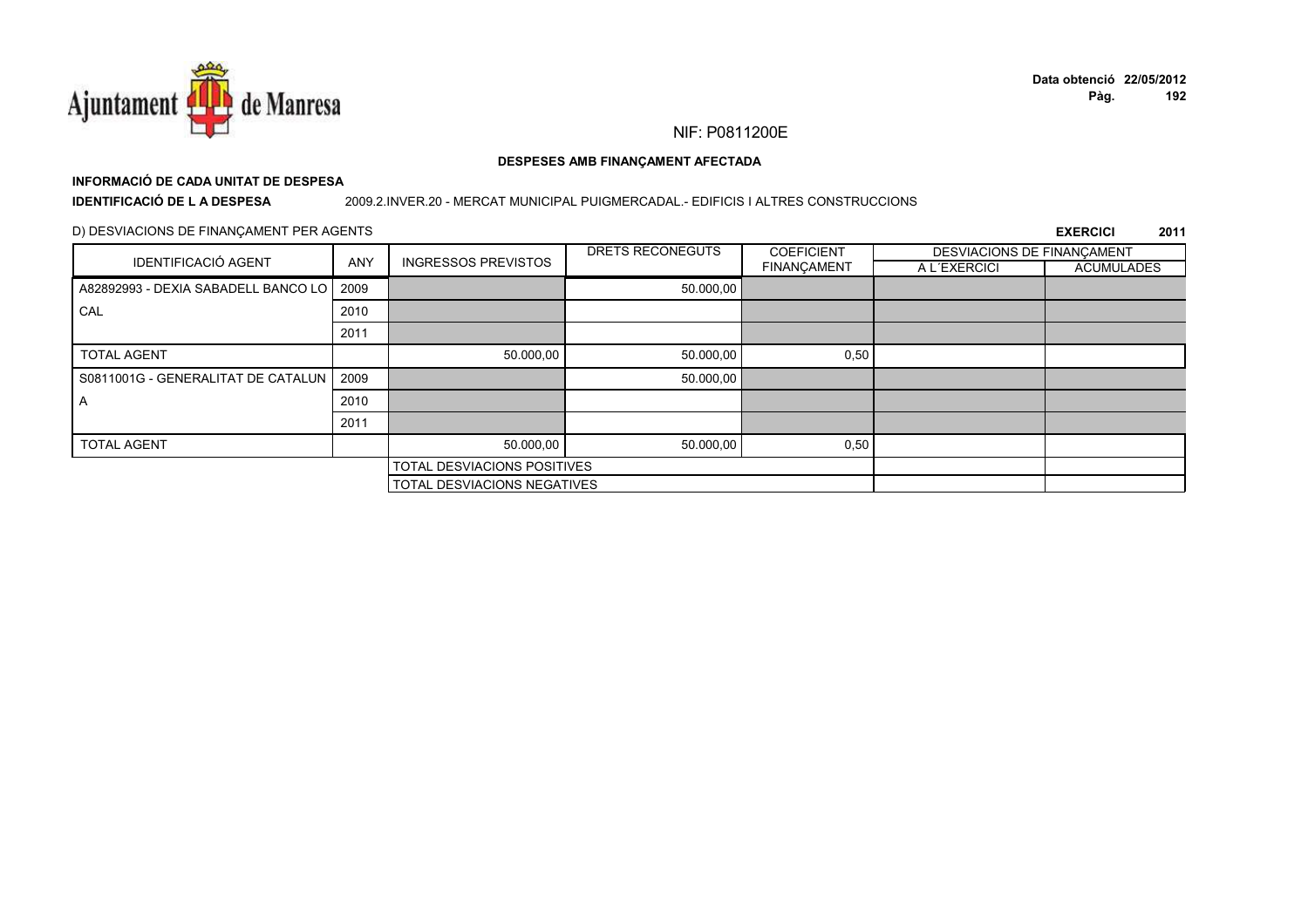NIF: P0811200E

**DESPESES AMB FINANÇAMENT AFECTADA**

**INFORMACIÓ DE CADA UNITAT DE DESPESA**

**IDENTIFICACIÓ DE L A DESPESA** 2009.2.INVER.20 - MERCAT MUNICIPAL PUIGMERCADAL.- EDIFICIS I ALTRES CONSTRUCCIONS

D) DESVIACIONS DE FINANÇAMENT PER AGENTS

**EXERCICI 2011**

| IDENTIFICACIÓ AGENT | ANY | INGRESSOS PREVISTOS | DRETS RECONEGUTS | COEFICIENT FINANÇAMENT | DESVIACIONS DE FINANÇAMENT | |
|---|---|---|---|---|---|---|
| | | | | | A L´EXERCICI | ACUMULADES |
| A82892993 - DEXIA SABADELL BANCO LO CAL | 2009 | | 50.000,00 | | | |
| | 2010 | | | | | |
| | 2011 | | | | | |
| TOTAL AGENT | | 50.000,00 | 50.000,00 | 0,50 | | |
| S0811001G - GENERALITAT DE CATALUN A | 2009 | | 50.000,00 | | | |
| | 2010 | | | | | |
| | 2011 | | | | | |
| TOTAL AGENT | | 50.000,00 | 50.000,00 | 0,50 | | |
| | | TOTAL DESVIACIONS POSITIVES | | | | |
| | | TOTAL DESVIACIONS NEGATIVES | | | | |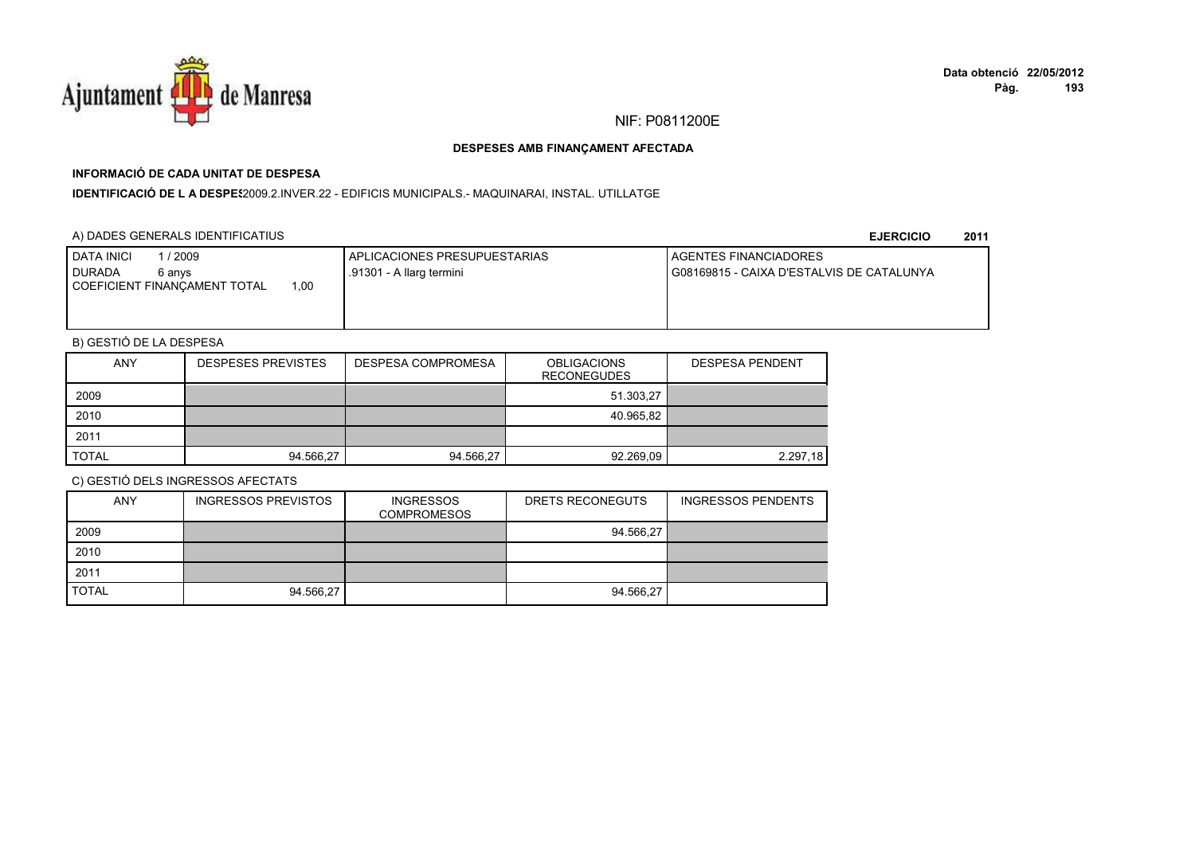NIF: P0811200E

**DESPESES AMB FINANÇAMENT AFECTADA**

**INFORMACIÓ DE CADA UNITAT DE DESPESA**

**IDENTIFICACIÓ DE L A DESPES**2009.2.INVER.22 - EDIFICIS MUNICIPALS.- MAQUINARAI, INSTAL. UTILLATGE

A) DADES GENERALS IDENTIFICATIUS

**EJERCICIO 2011**

| DATA INICI 1 / 2009<br>DURADA 6 anys<br>COEFICIENT FINANÇAMENT TOTAL 1,00 | APLICACIONES PRESUPUESTARIAS<br>.91301 - A llarg termini | AGENTES FINANCIADORES<br>G08169815 - CAIXA D'ESTALVIS DE CATALUNYA |
|---|---|---|

B) GESTIÓ DE LA DESPESA

| ANY | DESPESES PREVISTES | DESPESA COMPROMESA | OBLIGACIONS RECONEGUDES | DESPESA PENDENT |
|---|---|---|---|---|
| 2009 | | | 51.303,27 | |
| 2010 | | | 40.965,82 | |
| 2011 | | | | |
| TOTAL | 94.566,27 | 94.566,27 | 92.269,09 | 2.297,18 |

C) GESTIÓ DELS INGRESSOS AFECTATS

| ANY | INGRESSOS PREVISTOS | INGRESSOS COMPROMESOS | DRETS RECONEGUTS | INGRESSOS PENDENTS |
|---|---|---|---|---|
| 2009 | | | 94.566,27 | |
| 2010 | | | | |
| 2011 | | | | |
| TOTAL | 94.566,27 | | 94.566,27 | |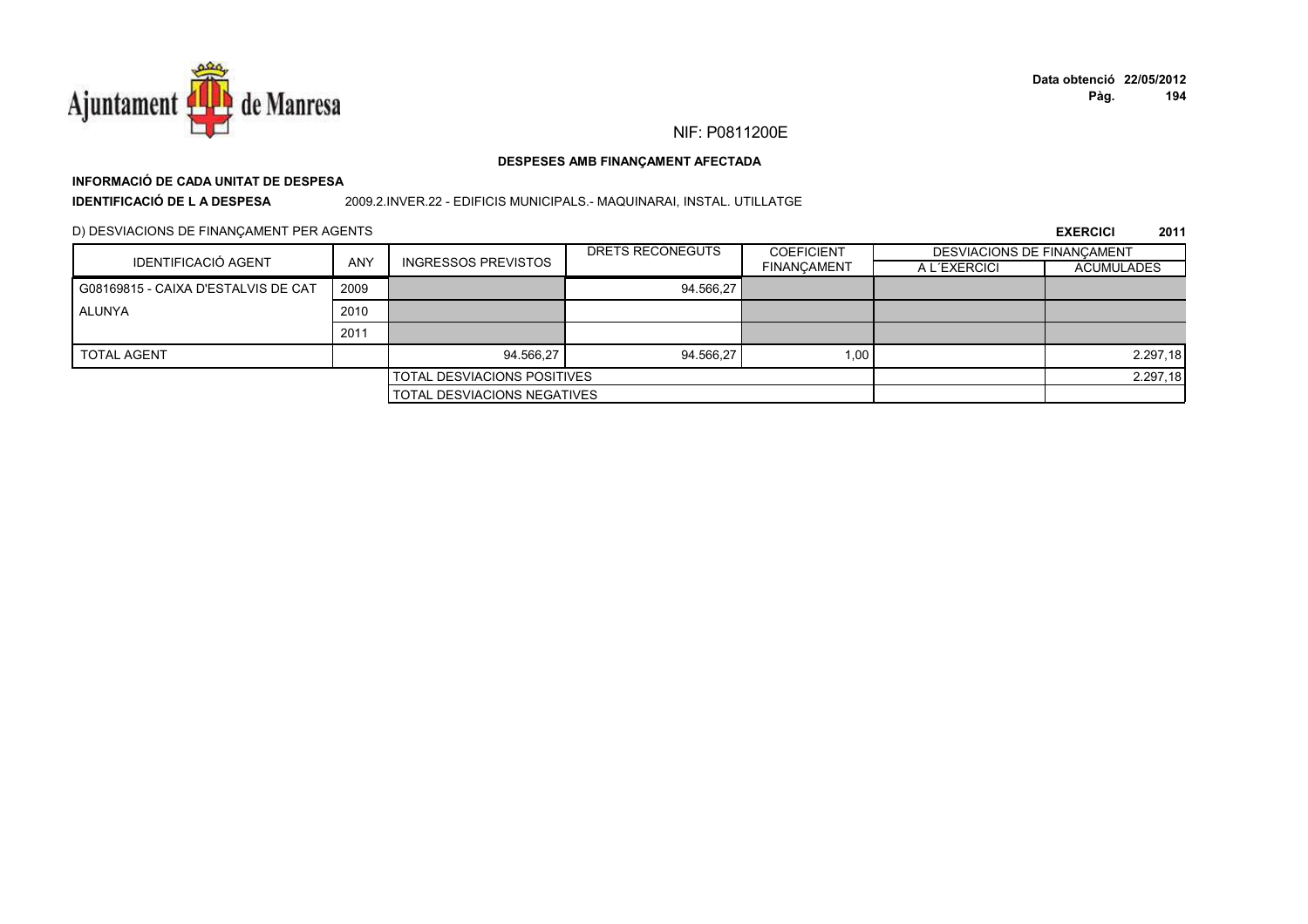NIF: P0811200E

**DESPESES AMB FINANÇAMENT AFECTADA**

**INFORMACIÓ DE CADA UNITAT DE DESPESA**

**IDENTIFICACIÓ DE L A DESPESA** 2009.2.INVER.22 - EDIFICIS MUNICIPALS.- MAQUINARAI, INSTAL. UTILLATGE

D) DESVIACIONS DE FINANÇAMENT PER AGENTS

**EXERCICI 2011**

| IDENTIFICACIÓ AGENT | ANY | INGRESSOS PREVISTOS | DRETS RECONEGUTS | COEFICIENT FINANÇAMENT | DESVIACIONS DE FINANÇAMENT | |
|---|---|---|---|---|---|---|
| | | | | | A L´EXERCICI | ACUMULADES |
| G08169815 - CAIXA D'ESTALVIS DE CATALUNYA | 2009 | | 94.566,27 | | | |
| | 2010 | | | | | |
| | 2011 | | | | | |
| TOTAL AGENT | | 94.566,27 | 94.566,27 | 1,00 | | 2.297,18 |
| | | TOTAL DESVIACIONS POSITIVES | | | | 2.297,18 |
| | | TOTAL DESVIACIONS NEGATIVES | | | | |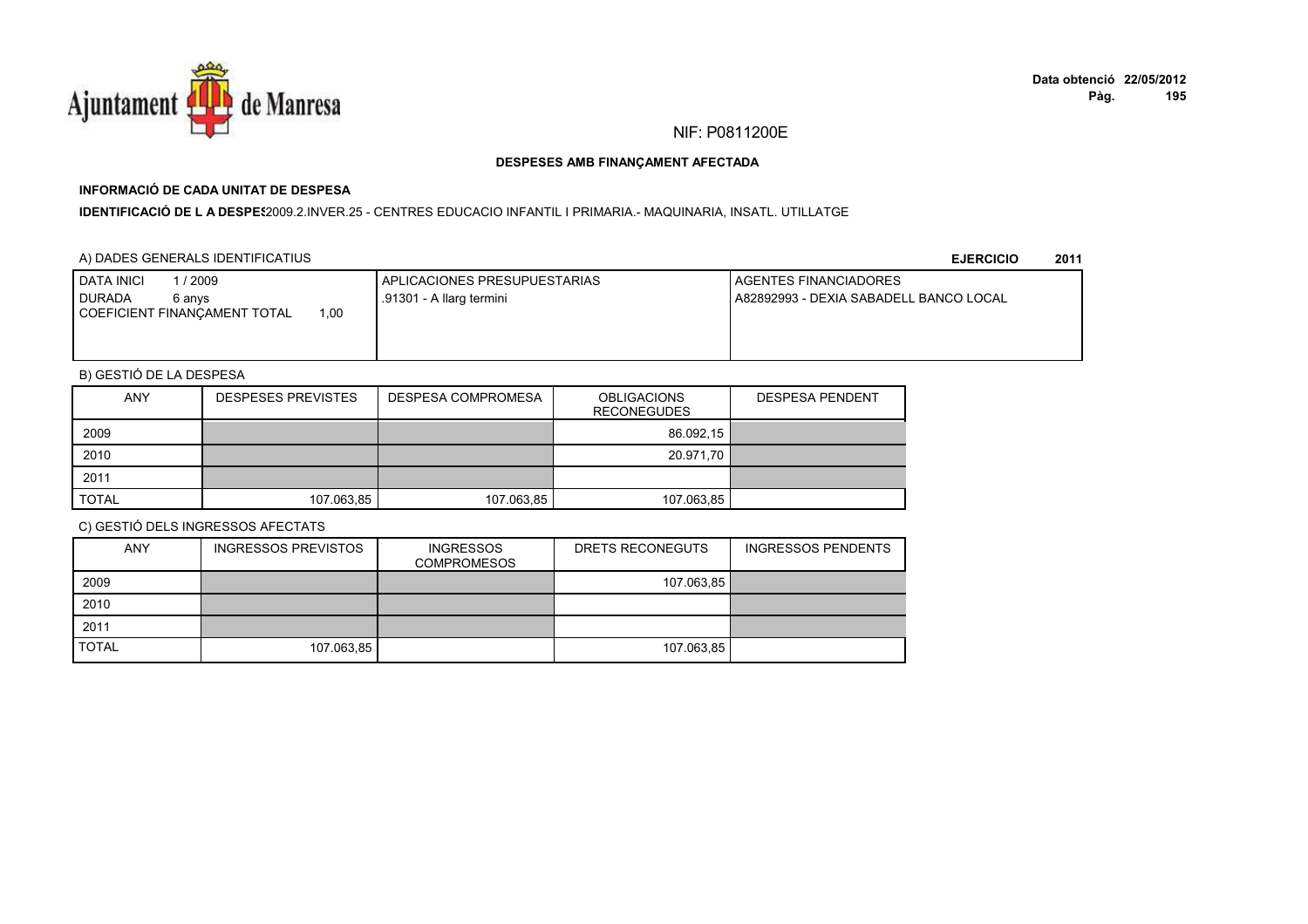NIF: P0811200E

**DESPESES AMB FINANÇAMENT AFECTADA**

**INFORMACIÓ DE CADA UNITAT DE DESPESA**

**IDENTIFICACIÓ DE L A DESPES**2009.2.INVER.25 - CENTRES EDUCACIO INFANTIL I PRIMARIA.- MAQUINARIA, INSATL. UTILLATGE

A) DADES GENERALS IDENTIFICATIUS

**EJERCICIO 2011**

| DATA INICI 1 / 2009<br>DURADA 6 anys<br>COEFICIENT FINANÇAMENT TOTAL 1,00 | APLICACIONES PRESUPUESTARIAS<br>.91301 - A llarg termini | AGENTES FINANCIADORES<br>A82892993 - DEXIA SABADELL BANCO LOCAL |
|---|---|---|

B) GESTIÓ DE LA DESPESA

| ANY | DESPESES PREVISTES | DESPESA COMPROMESA | OBLIGACIONS RECONEGUDES | DESPESA PENDENT |
|---|---|---|---|---|
| 2009 | | | 86.092,15 | |
| 2010 | | | 20.971,70 | |
| 2011 | | | | |
| TOTAL | 107.063,85 | 107.063,85 | 107.063,85 | |

C) GESTIÓ DELS INGRESSOS AFECTATS

| ANY | INGRESSOS PREVISTOS | INGRESSOS COMPROMESOS | DRETS RECONEGUTS | INGRESSOS PENDENTS |
|---|---|---|---|---|
| 2009 | | | 107.063,85 | |
| 2010 | | | | |
| 2011 | | | | |
| TOTAL | 107.063,85 | | 107.063,85 | |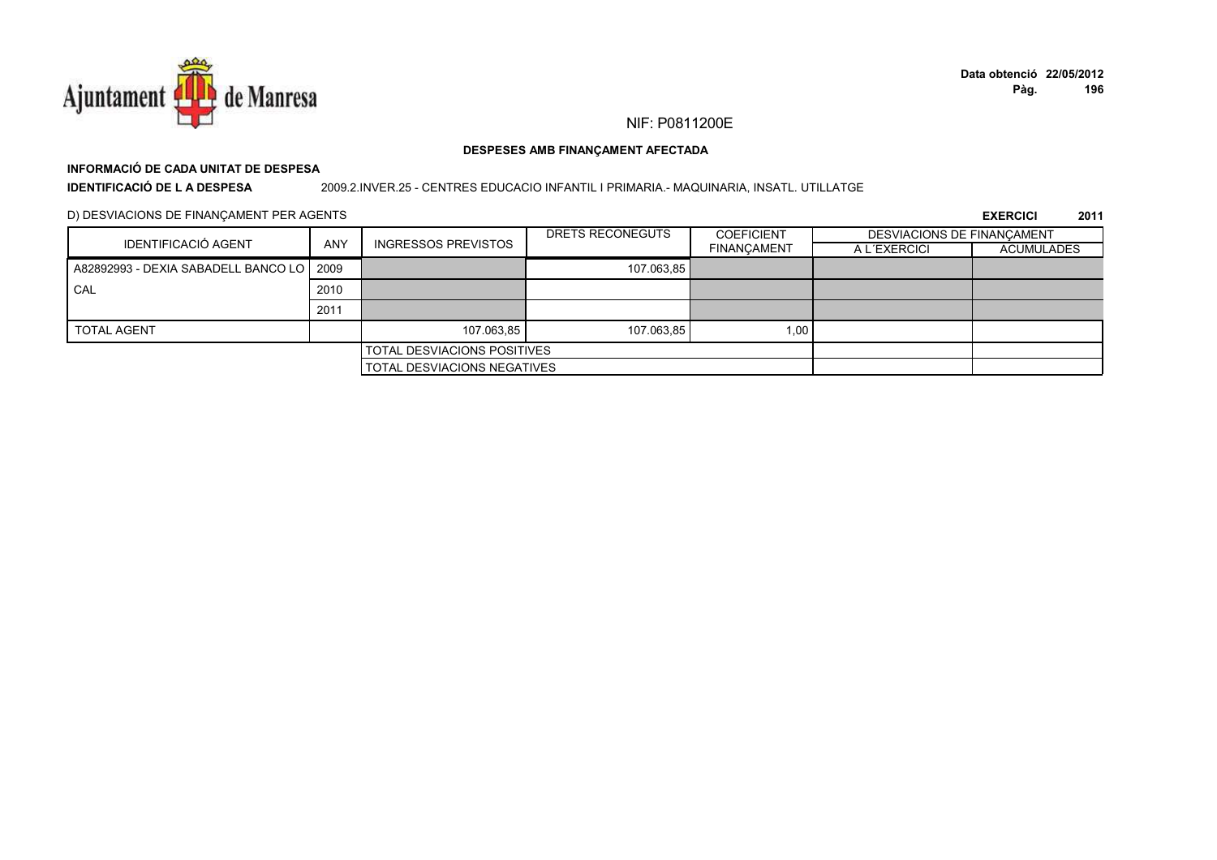NIF: P0811200E

**DESPESES AMB FINANÇAMENT AFECTADA**

**INFORMACIÓ DE CADA UNITAT DE DESPESA**

**IDENTIFICACIÓ DE L A DESPESA** 2009.2.INVER.25 - CENTRES EDUCACIO INFANTIL I PRIMARIA.- MAQUINARIA, INSATL. UTILLATGE

D) DESVIACIONS DE FINANÇAMENT PER AGENTS

**EXERCICI 2011**

| IDENTIFICACIÓ AGENT | ANY | INGRESSOS PREVISTOS | DRETS RECONEGUTS | COEFICIENT FINANÇAMENT | DESVIACIONS DE FINANÇAMENT A L´EXERCICI | DESVIACIONS DE FINANÇAMENT ACUMULADES |
|---|---|---|---|---|---|---|
| A82892993 - DEXIA SABADELL BANCO LOCAL | 2009 | | 107.063,85 | | | |
| | 2010 | | | | | |
| | 2011 | | | | | |
| TOTAL AGENT | | 107.063,85 | 107.063,85 | 1,00 | | |
| | | TOTAL DESVIACIONS POSITIVES | | | | |
| | | TOTAL DESVIACIONS NEGATIVES | | | | |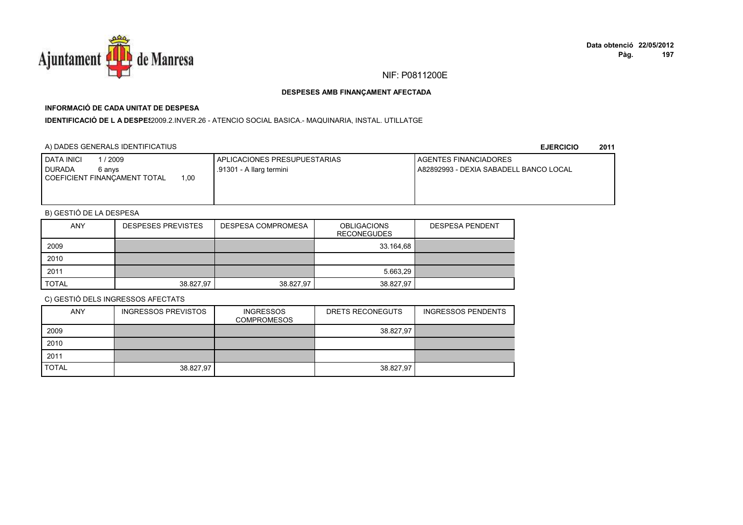NIF: P0811200E

**DESPESES AMB FINANÇAMENT AFECTADA**

**INFORMACIÓ DE CADA UNITAT DE DESPESA**

**IDENTIFICACIÓ DE L A DESPES** 2009.2.INVER.26 - ATENCIO SOCIAL BASICA.- MAQUINARIA, INSTAL. UTILLATGE

A) DADES GENERALS IDENTIFICATIUS **EJERCICIO 2011**

| DATA INICI 1 / 2009<br>DURADA 6 anys<br>COEFICIENT FINANÇAMENT TOTAL 1,00 | APLICACIONES PRESUPUESTARIAS<br>.91301 - A llarg termini | AGENTES FINANCIADORES<br>A82892993 - DEXIA SABADELL BANCO LOCAL |
|---|---|---|

B) GESTIÓ DE LA DESPESA

| ANY | DESPESES PREVISTES | DESPESA COMPROMESA | OBLIGACIONS RECONEGUDES | DESPESA PENDENT |
|---|---|---|---|---|
| 2009 | | | 33.164,68 | |
| 2010 | | | | |
| 2011 | | | 5.663,29 | |
| TOTAL | 38.827,97 | 38.827,97 | 38.827,97 | |

C) GESTIÓ DELS INGRESSOS AFECTATS

| ANY | INGRESSOS PREVISTOS | INGRESSOS COMPROMESOS | DRETS RECONEGUTS | INGRESSOS PENDENTS |
|---|---|---|---|---|
| 2009 | | | 38.827,97 | |
| 2010 | | | | |
| 2011 | | | | |
| TOTAL | 38.827,97 | | 38.827,97 | |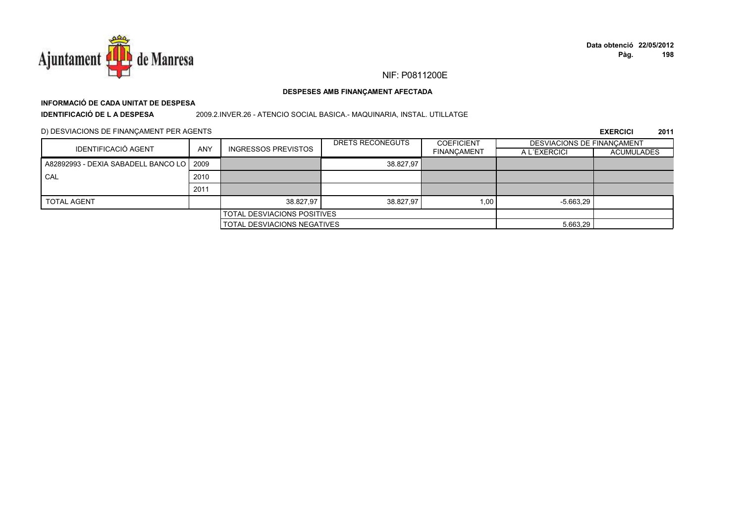NIF: P0811200E

**DESPESES AMB FINANÇAMENT AFECTADA**

**INFORMACIÓ DE CADA UNITAT DE DESPESA**

**IDENTIFICACIÓ DE L A DESPESA** 2009.2.INVER.26 - ATENCIO SOCIAL BASICA.- MAQUINARIA, INSTAL. UTILLATGE

D) DESVIACIONS DE FINANÇAMENT PER AGENTS

**EXERCICI 2011**

| IDENTIFICACIÓ AGENT | ANY | INGRESSOS PREVISTOS | DRETS RECONEGUTS | COEFICIENT FINANÇAMENT | DESVIACIONS DE FINANÇAMENT A L´EXERCICI | DESVIACIONS DE FINANÇAMENT ACUMULADES |
|---|---|---|---|---|---|---|
| A82892993 - DEXIA SABADELL BANCO LOCAL | 2009 | | 38.827,97 | | | |
| | 2010 | | | | | |
| | 2011 | | | | | |
| TOTAL AGENT | | 38.827,97 | 38.827,97 | 1,00 | -5.663,29 | |
| | | TOTAL DESVIACIONS POSITIVES | | | | |
| | | TOTAL DESVIACIONS NEGATIVES | | | 5.663,29 | |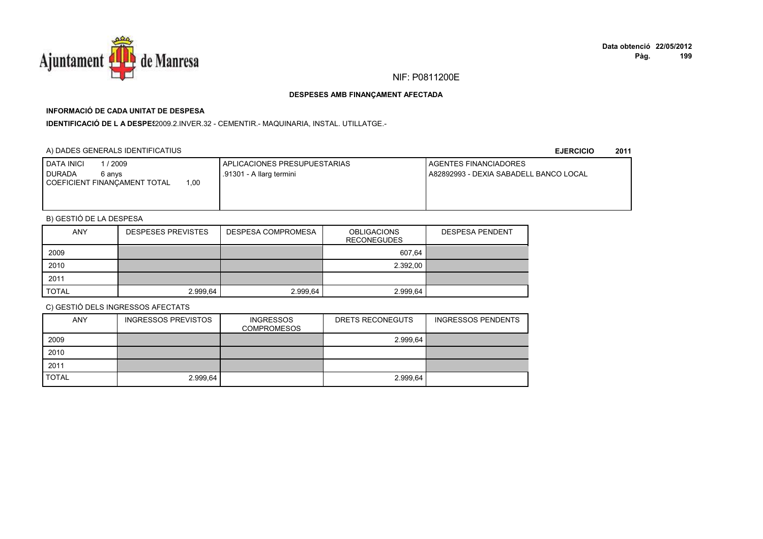Ajuntament de Manresa

NIF: P0811200E

**DESPESES AMB FINANÇAMENT AFECTADA**

**INFORMACIÓ DE CADA UNITAT DE DESPESA**

**IDENTIFICACIÓ DE L A DESPES**2009.2.INVER.32 - CEMENTIR.- MAQUINARIA, INSTAL. UTILLATGE.-

A) DADES GENERALS IDENTIFICATIUS

**EJERCICIO 2011**

| DATA INICI 1 / 2009<br>DURADA 6 anys<br>COEFICIENT FINANÇAMENT TOTAL 1,00 | APLICACIONES PRESUPUESTARIAS<br>.91301 - A llarg termini | AGENTES FINANCIADORES<br>A82892993 - DEXIA SABADELL BANCO LOCAL |
|---|---|---|

B) GESTIÓ DE LA DESPESA

| ANY | DESPESES PREVISTES | DESPESA COMPROMESA | OBLIGACIONS RECONEGUDES | DESPESA PENDENT |
|---|---|---|---|---|
| 2009 | | | 607,64 | |
| 2010 | | | 2.392,00 | |
| 2011 | | | | |
| TOTAL | 2.999,64 | 2.999,64 | 2.999,64 | |

C) GESTIÓ DELS INGRESSOS AFECTATS

| ANY | INGRESSOS PREVISTOS | INGRESSOS COMPROMESOS | DRETS RECONEGUTS | INGRESSOS PENDENTS |
|---|---|---|---|---|
| 2009 | | | 2.999,64 | |
| 2010 | | | | |
| 2011 | | | | |
| TOTAL | 2.999,64 | | 2.999,64 | |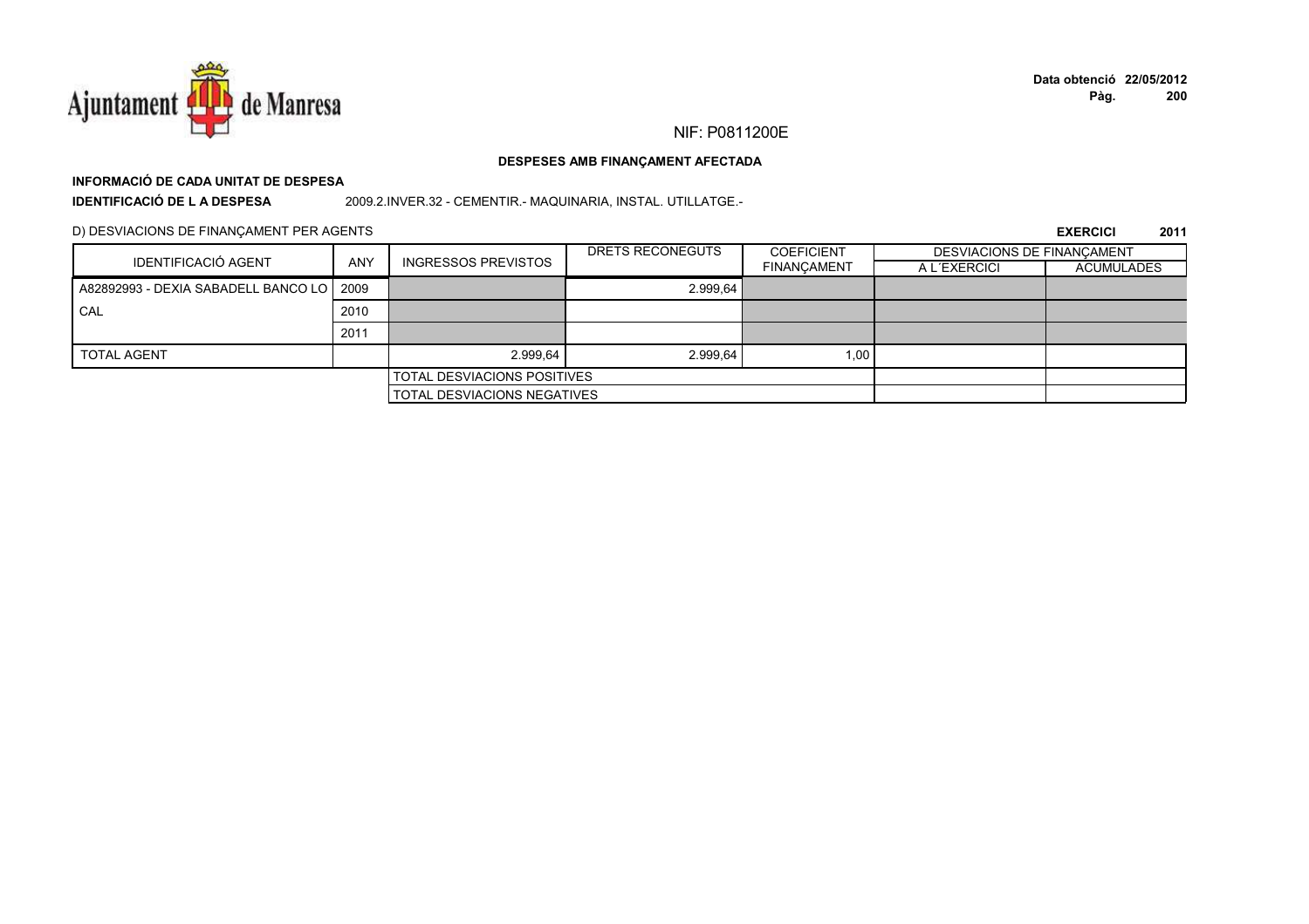NIF: P0811200E

**DESPESES AMB FINANÇAMENT AFECTADA**

**INFORMACIÓ DE CADA UNITAT DE DESPESA**

**IDENTIFICACIÓ DE L A DESPESA** 2009.2.INVER.32 - CEMENTIR.- MAQUINARIA, INSTAL. UTILLATGE.-

D) DESVIACIONS DE FINANÇAMENT PER AGENTS

**EXERCICI 2011**

| IDENTIFICACIÓ AGENT | ANY | INGRESSOS PREVISTOS | DRETS RECONEGUTS | COEFICIENT FINANÇAMENT | DESVIACIONS DE FINANÇAMENT | |
|---|---|---|---|---|---|---|
| | | | | | A L´EXERCICI | ACUMULADES |
| A82892993 - DEXIA SABADELL BANCO LO CAL | 2009 | | 2.999,64 | | | |
| | 2010 | | | | | |
| | 2011 | | | | | |
| TOTAL AGENT | | 2.999,64 | 2.999,64 | 1,00 | | |
| | | TOTAL DESVIACIONS POSITIVES | | | | |
| | | TOTAL DESVIACIONS NEGATIVES | | | | |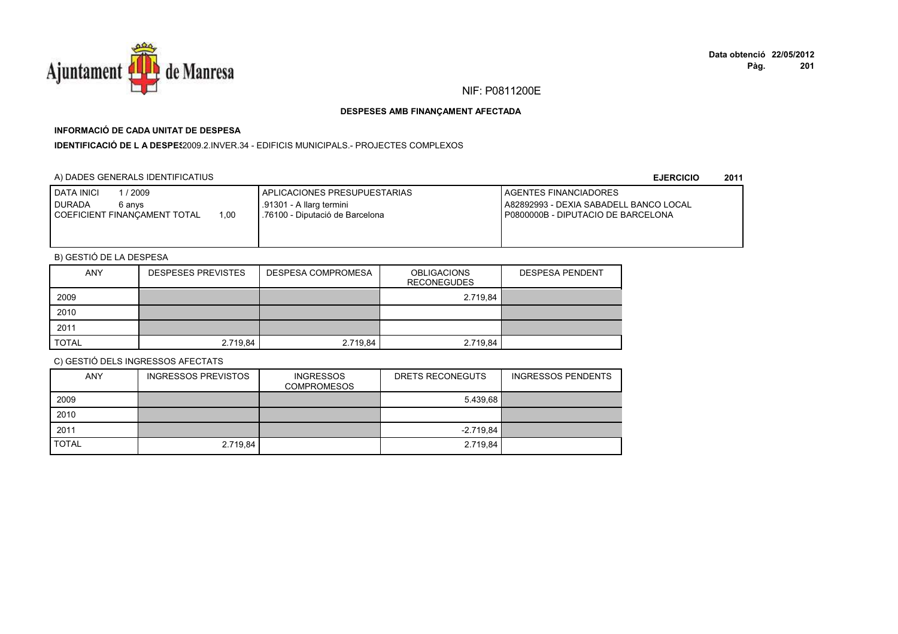Ajuntament de Manresa

NIF: P0811200E

**DESPESES AMB FINANÇAMENT AFECTADA**

**INFORMACIÓ DE CADA UNITAT DE DESPESA**

**IDENTIFICACIÓ DE L A DESPES** 2009.2.INVER.34 - EDIFICIS MUNICIPALS.- PROJECTES COMPLEXOS

A) DADES GENERALS IDENTIFICATIUS

**EJERCICIO 2011**

| DATA INICI 1 / 2009<br>DURADA 6 anys<br>COEFICIENT FINANÇAMENT TOTAL 1,00 | APLICACIONES PRESUPUESTARIAS<br>.91301 - A llarg termini<br>.76100 - Diputació de Barcelona | AGENTES FINANCIADORES<br>A82892993 - DEXIA SABADELL BANCO LOCAL<br>P0800000B - DIPUTACIO DE BARCELONA |
|---|---|---|

B) GESTIÓ DE LA DESPESA

| ANY | DESPESES PREVISTES | DESPESA COMPROMESA | OBLIGACIONS RECONEGUDES | DESPESA PENDENT |
|---|---|---|---|---|
| 2009 | | | 2.719,84 | |
| 2010 | | | | |
| 2011 | | | | |
| TOTAL | 2.719,84 | 2.719,84 | 2.719,84 | |

C) GESTIÓ DELS INGRESSOS AFECTATS

| ANY | INGRESSOS PREVISTOS | INGRESSOS COMPROMESOS | DRETS RECONEGUTS | INGRESSOS PENDENTS |
|---|---|---|---|---|
| 2009 | | | 5.439,68 | |
| 2010 | | | | |
| 2011 | | | -2.719,84 | |
| TOTAL | 2.719,84 | | 2.719,84 | |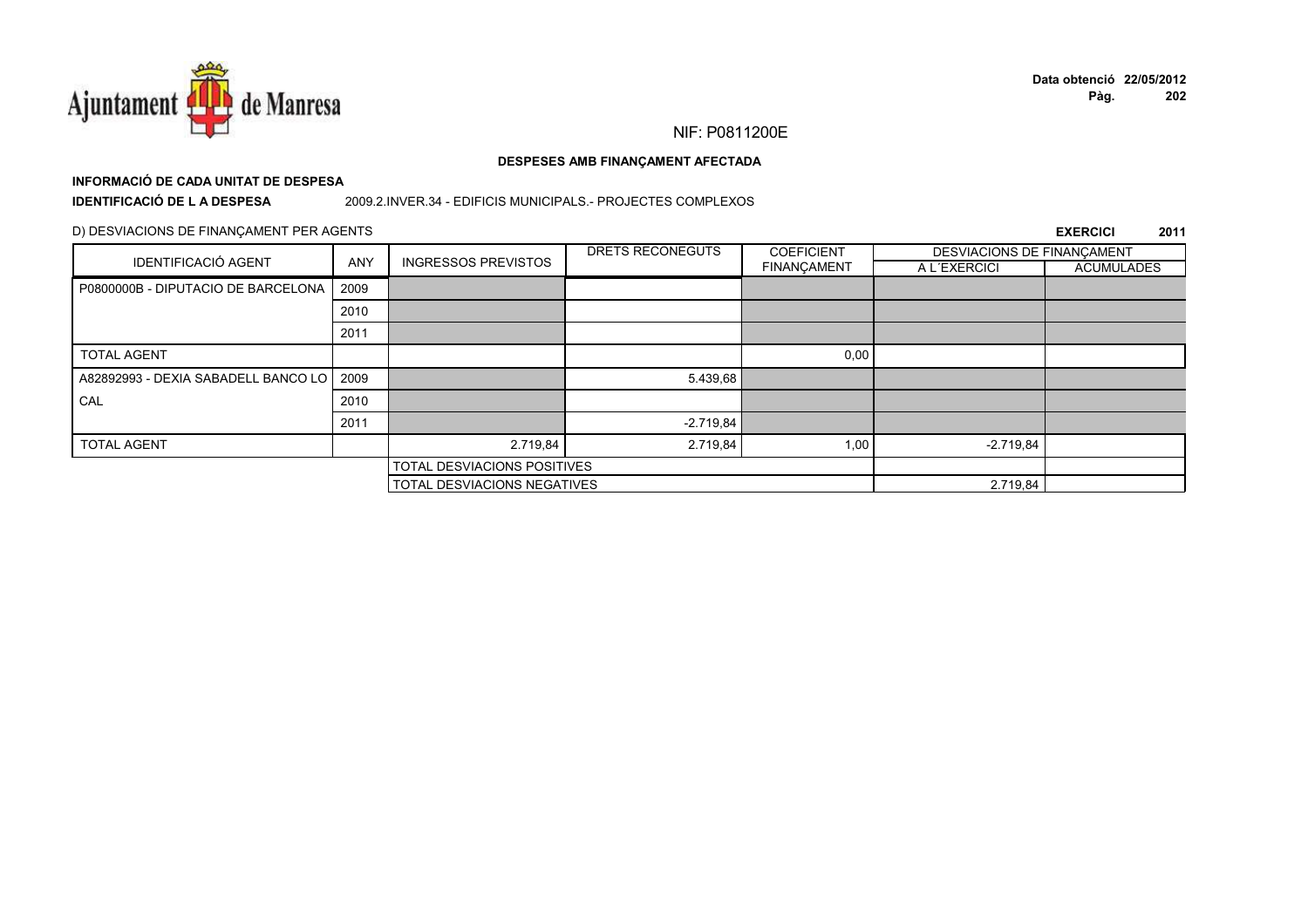NIF: P0811200E

**DESPESES AMB FINANÇAMENT AFECTADA**

**INFORMACIÓ DE CADA UNITAT DE DESPESA**

**IDENTIFICACIÓ DE L A DESPESA** 2009.2.INVER.34 - EDIFICIS MUNICIPALS.- PROJECTES COMPLEXOS

D) DESVIACIONS DE FINANÇAMENT PER AGENTS

**EXERCICI 2011**

| IDENTIFICACIÓ AGENT | ANY | INGRESSOS PREVISTOS | DRETS RECONEGUTS | COEFICIENT FINANÇAMENT | DESVIACIONS DE FINANÇAMENT A L´EXERCICI | DESVIACIONS DE FINANÇAMENT ACUMULADES |
|---|---|---|---|---|---|---|
| P0800000B - DIPUTACIO DE BARCELONA | 2009 | | | | | |
| | 2010 | | | | | |
| | 2011 | | | | | |
| TOTAL AGENT | | | | 0,00 | | |
| A82892993 - DEXIA SABADELL BANCO LOCAL | 2009 | | 5.439,68 | | | |
| | 2010 | | | | | |
| | 2011 | | -2.719,84 | | | |
| TOTAL AGENT | | 2.719,84 | 2.719,84 | 1,00 | -2.719,84 | |
| | | TOTAL DESVIACIONS POSITIVES | | | | |
| | | TOTAL DESVIACIONS NEGATIVES | | | 2.719,84 | |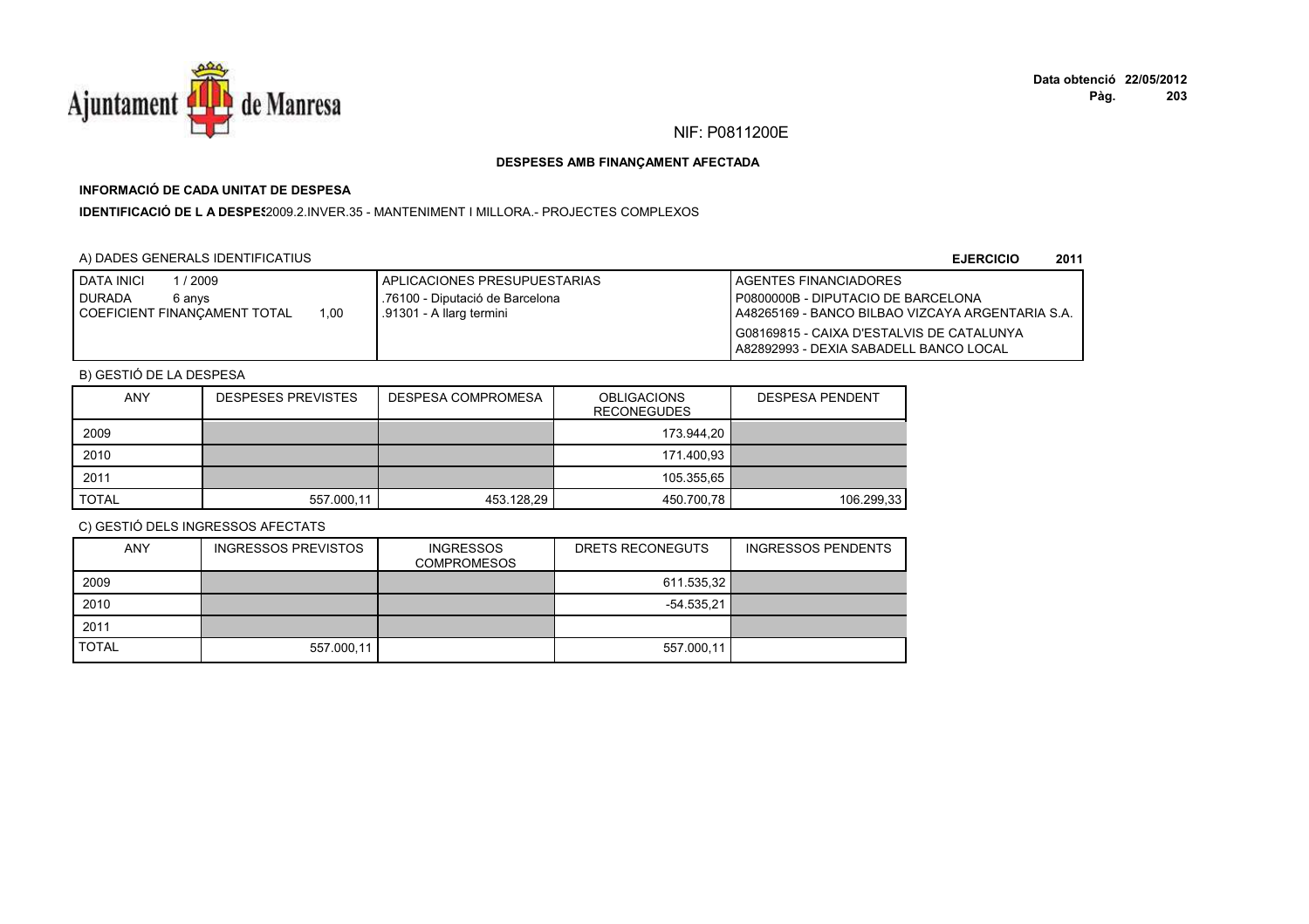NIF: P0811200E

**DESPESES AMB FINANÇAMENT AFECTADA**

**INFORMACIÓ DE CADA UNITAT DE DESPESA**

**IDENTIFICACIÓ DE L A DESPES**2009.2.INVER.35 - MANTENIMENT I MILLORA.- PROJECTES COMPLEXOS

A) DADES GENERALS IDENTIFICATIUS

**EJERCICIO 2011**

| | | |
|---|---|---|
| DATA INICI 1 / 2009<br>DURADA 6 anys<br>COEFICIENT FINANÇAMENT TOTAL 1,00 | APLICACIONES PRESUPUESTARIAS<br>.76100 - Diputació de Barcelona<br>.91301 - A llarg termini | AGENTES FINANCIADORES<br>P0800000B - DIPUTACIO DE BARCELONA<br>A48265169 - BANCO BILBAO VIZCAYA ARGENTARIA S.A.<br>G08169815 - CAIXA D'ESTALVIS DE CATALUNYA<br>A82892993 - DEXIA SABADELL BANCO LOCAL |

B) GESTIÓ DE LA DESPESA

| ANY | DESPESES PREVISTES | DESPESA COMPROMESA | OBLIGACIONS RECONEGUDES | DESPESA PENDENT |
|---|---|---|---|---|
| 2009 | | | 173.944,20 | |
| 2010 | | | 171.400,93 | |
| 2011 | | | 105.355,65 | |
| TOTAL | 557.000,11 | 453.128,29 | 450.700,78 | 106.299,33 |

C) GESTIÓ DELS INGRESSOS AFECTATS

| ANY | INGRESSOS PREVISTOS | INGRESSOS COMPROMESOS | DRETS RECONEGUTS | INGRESSOS PENDENTS |
|---|---|---|---|---|
| 2009 | | | 611.535,32 | |
| 2010 | | | -54.535,21 | |
| 2011 | | | | |
| TOTAL | 557.000,11 | | 557.000,11 | |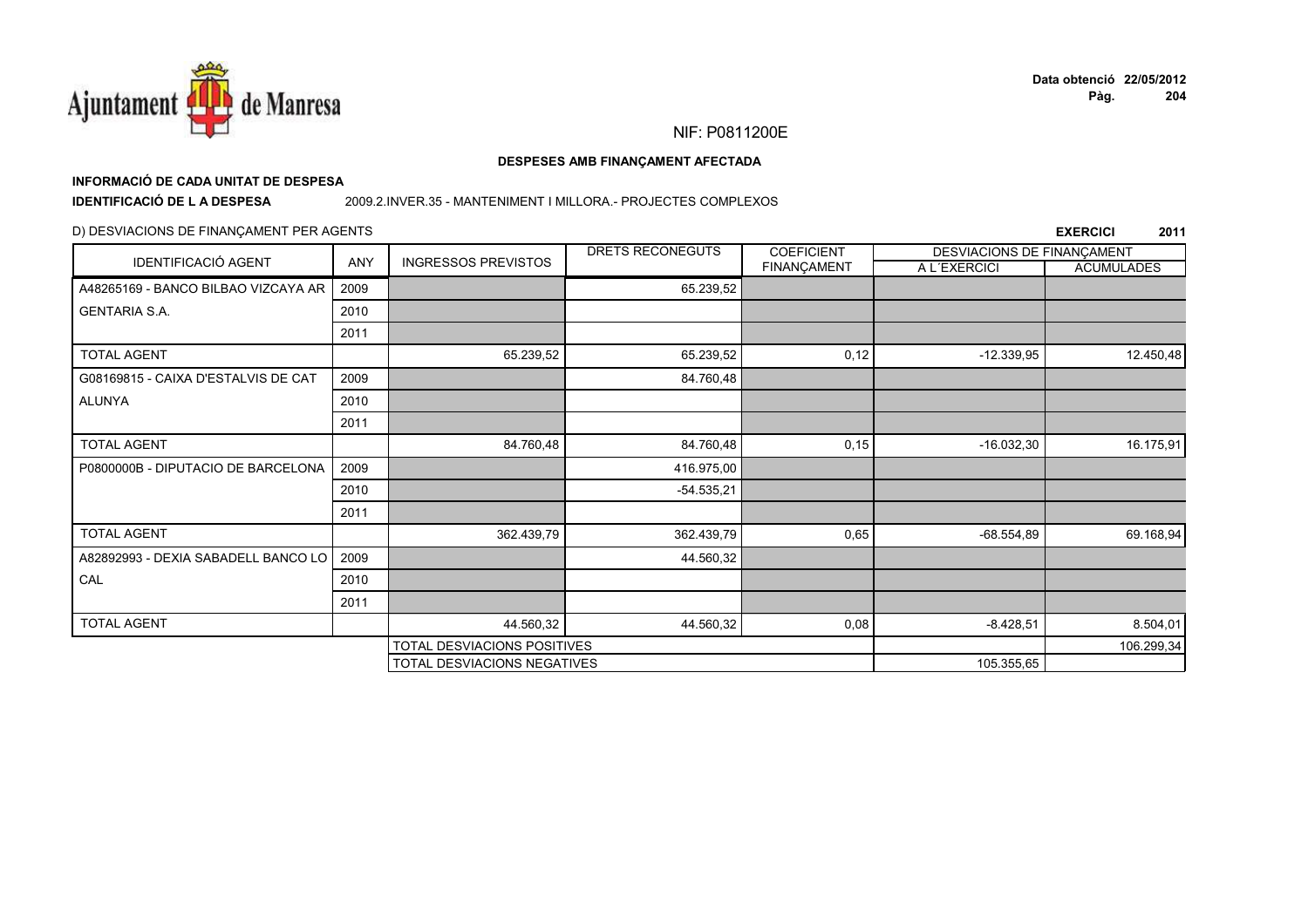NIF: P0811200E

**DESPESES AMB FINANÇAMENT AFECTADA**

**INFORMACIÓ DE CADA UNITAT DE DESPESA**

**IDENTIFICACIÓ DE L A DESPESA** 2009.2.INVER.35 - MANTENIMENT I MILLORA.- PROJECTES COMPLEXOS

D) DESVIACIONS DE FINANÇAMENT PER AGENTS

**EXERCICI 2011**

| IDENTIFICACIÓ AGENT | ANY | INGRESSOS PREVISTOS | DRETS RECONEGUTS | COEFICIENT FINANÇAMENT | DESVIACIONS DE FINANÇAMENT A L´EXERCICI | DESVIACIONS DE FINANÇAMENT ACUMULADES |
|---|---|---|---|---|---|---|
| A48265169 - BANCO BILBAO VIZCAYA AR GENTARIA S.A. | 2009 | | 65.239,52 | | | |
| | 2010 | | | | | |
| | 2011 | | | | | |
| TOTAL AGENT | | 65.239,52 | 65.239,52 | 0,12 | -12.339,95 | 12.450,48 |
| G08169815 - CAIXA D'ESTALVIS DE CAT ALUNYA | 2009 | | 84.760,48 | | | |
| | 2010 | | | | | |
| | 2011 | | | | | |
| TOTAL AGENT | | 84.760,48 | 84.760,48 | 0,15 | -16.032,30 | 16.175,91 |
| P0800000B - DIPUTACIO DE BARCELONA | 2009 | | 416.975,00 | | | |
| | 2010 | | -54.535,21 | | | |
| | 2011 | | | | | |
| TOTAL AGENT | | 362.439,79 | 362.439,79 | 0,65 | -68.554,89 | 69.168,94 |
| A82892993 - DEXIA SABADELL BANCO LO CAL | 2009 | | 44.560,32 | | | |
| | 2010 | | | | | |
| | 2011 | | | | | |
| TOTAL AGENT | | 44.560,32 | 44.560,32 | 0,08 | -8.428,51 | 8.504,01 |
| | | TOTAL DESVIACIONS POSITIVES | | | | 106.299,34 |
| | | TOTAL DESVIACIONS NEGATIVES | | | 105.355,65 | |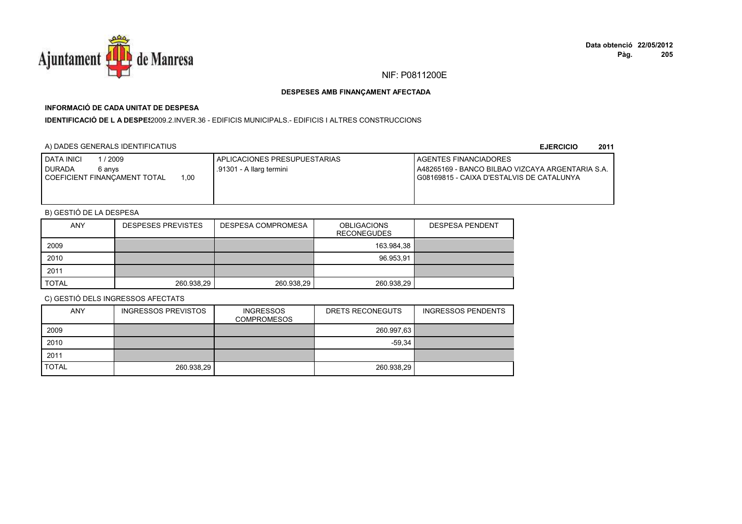NIF: P0811200E

**DESPESES AMB FINANÇAMENT AFECTADA**

**INFORMACIÓ DE CADA UNITAT DE DESPESA**

**IDENTIFICACIÓ DE L A DESPES** 2009.2.INVER.36 - EDIFICIS MUNICIPALS.- EDIFICIS I ALTRES CONSTRUCCIONS

A) DADES GENERALS IDENTIFICATIUS

**EJERCICIO 2011**

| DATA INICI 1 / 2009<br>DURADA 6 anys<br>COEFICIENT FINANÇAMENT TOTAL 1,00 | APLICACIONES PRESUPUESTARIAS<br>.91301 - A llarg termini | AGENTES FINANCIADORES<br>A48265169 - BANCO BILBAO VIZCAYA ARGENTARIA S.A.<br>G08169815 - CAIXA D'ESTALVIS DE CATALUNYA |
|---|---|---|

B) GESTIÓ DE LA DESPESA

| ANY | DESPESES PREVISTES | DESPESA COMPROMESA | OBLIGACIONS RECONEGUDES | DESPESA PENDENT |
|---|---|---|---|---|
| 2009 | | | 163.984,38 | |
| 2010 | | | 96.953,91 | |
| 2011 | | | | |
| TOTAL | 260.938,29 | 260.938,29 | 260.938,29 | |

C) GESTIÓ DELS INGRESSOS AFECTATS

| ANY | INGRESSOS PREVISTOS | INGRESSOS COMPROMESOS | DRETS RECONEGUTS | INGRESSOS PENDENTS |
|---|---|---|---|---|
| 2009 | | | 260.997,63 | |
| 2010 | | | -59,34 | |
| 2011 | | | | |
| TOTAL | 260.938,29 | | 260.938,29 | |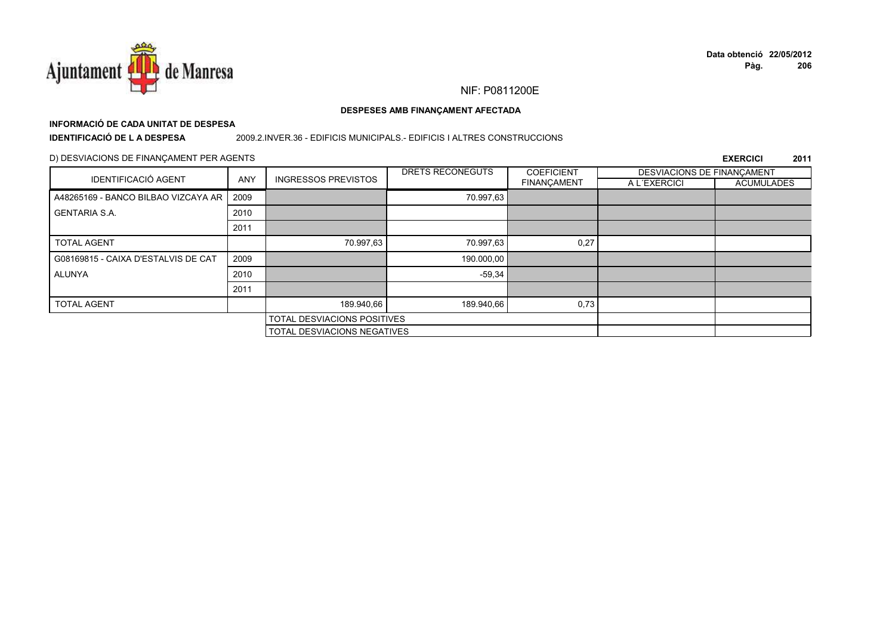NIF: P0811200E

**DESPESES AMB FINANÇAMENT AFECTADA**

**INFORMACIÓ DE CADA UNITAT DE DESPESA**

**IDENTIFICACIÓ DE L A DESPESA** 2009.2.INVER.36 - EDIFICIS MUNICIPALS.- EDIFICIS I ALTRES CONSTRUCCIONS

D) DESVIACIONS DE FINANÇAMENT PER AGENTS

**EXERCICI 2011**

| IDENTIFICACIÓ AGENT | ANY | INGRESSOS PREVISTOS | DRETS RECONEGUTS | COEFICIENT FINANÇAMENT | DESVIACIONS DE FINANÇAMENT A L´EXERCICI | DESVIACIONS DE FINANÇAMENT ACUMULADES |
|---|---|---|---|---|---|---|
| A48265169 - BANCO BILBAO VIZCAYA AR | 2009 | | 70.997,63 | | | |
| GENTARIA S.A. | 2010 | | | | | |
| | 2011 | | | | | |
| TOTAL AGENT | | 70.997,63 | 70.997,63 | 0,27 | | |
| G08169815 - CAIXA D'ESTALVIS DE CAT | 2009 | | 190.000,00 | | | |
| ALUNYA | 2010 | | -59,34 | | | |
| | 2011 | | | | | |
| TOTAL AGENT | | 189.940,66 | 189.940,66 | 0,73 | | |
| | | TOTAL DESVIACIONS POSITIVES | | | | |
| | | TOTAL DESVIACIONS NEGATIVES | | | | |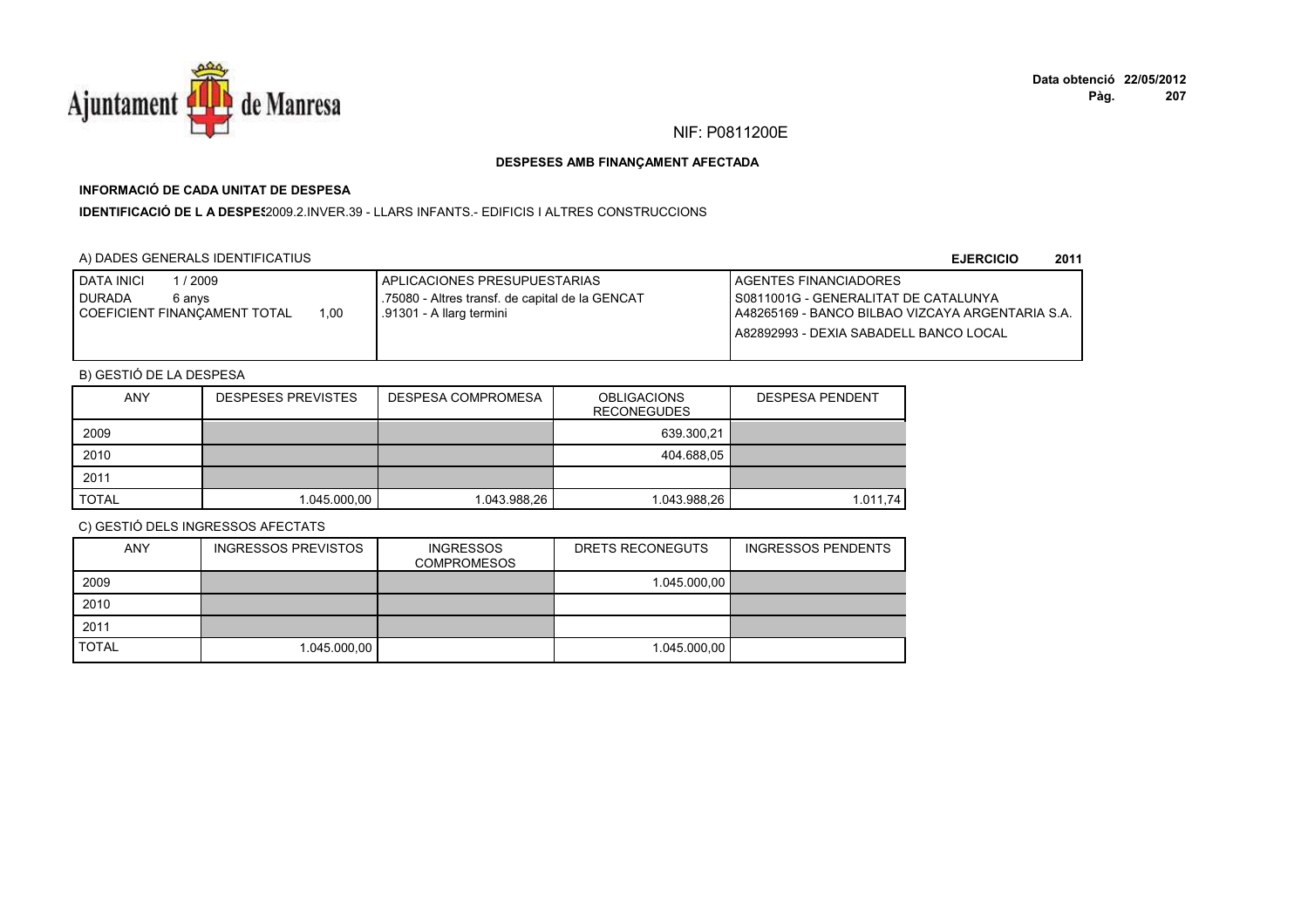Ajuntament de Manresa

**Data obtenció 22/05/2012**

NIF: P0811200E

**DESPESES AMB FINANÇAMENT AFECTADA**

**INFORMACIÓ DE CADA UNITAT DE DESPESA**

**IDENTIFICACIÓ DE L A DESPES**2009.2.INVER.39 - LLARS INFANTS.- EDIFICIS I ALTRES CONSTRUCCIONS

A) DADES GENERALS IDENTIFICATIUS

**EJERCICIO 2011**

| DATA INICI 1 / 2009<br>DURADA 6 anys<br>COEFICIENT FINANÇAMENT TOTAL 1,00 | APLICACIONES PRESUPUESTARIAS<br>.75080 - Altres transf. de capital de la GENCAT<br>.91301 - A llarg termini | AGENTES FINANCIADORES<br>S0811001G - GENERALITAT DE CATALUNYA<br>A48265169 - BANCO BILBAO VIZCAYA ARGENTARIA S.A.<br>A82892993 - DEXIA SABADELL BANCO LOCAL |
|---|---|---|

B) GESTIÓ DE LA DESPESA

| ANY | DESPESES PREVISTES | DESPESA COMPROMESA | OBLIGACIONS RECONEGUDES | DESPESA PENDENT |
|---|---|---|---|---|
| 2009 | | | 639.300,21 | |
| 2010 | | | 404.688,05 | |
| 2011 | | | | |
| TOTAL | 1.045.000,00 | 1.043.988,26 | 1.043.988,26 | 1.011,74 |

C) GESTIÓ DELS INGRESSOS AFECTATS

| ANY | INGRESSOS PREVISTOS | INGRESSOS COMPROMESOS | DRETS RECONEGUTS | INGRESSOS PENDENTS |
|---|---|---|---|---|
| 2009 | | | 1.045.000,00 | |
| 2010 | | | | |
| 2011 | | | | |
| TOTAL | 1.045.000,00 | | 1.045.000,00 | |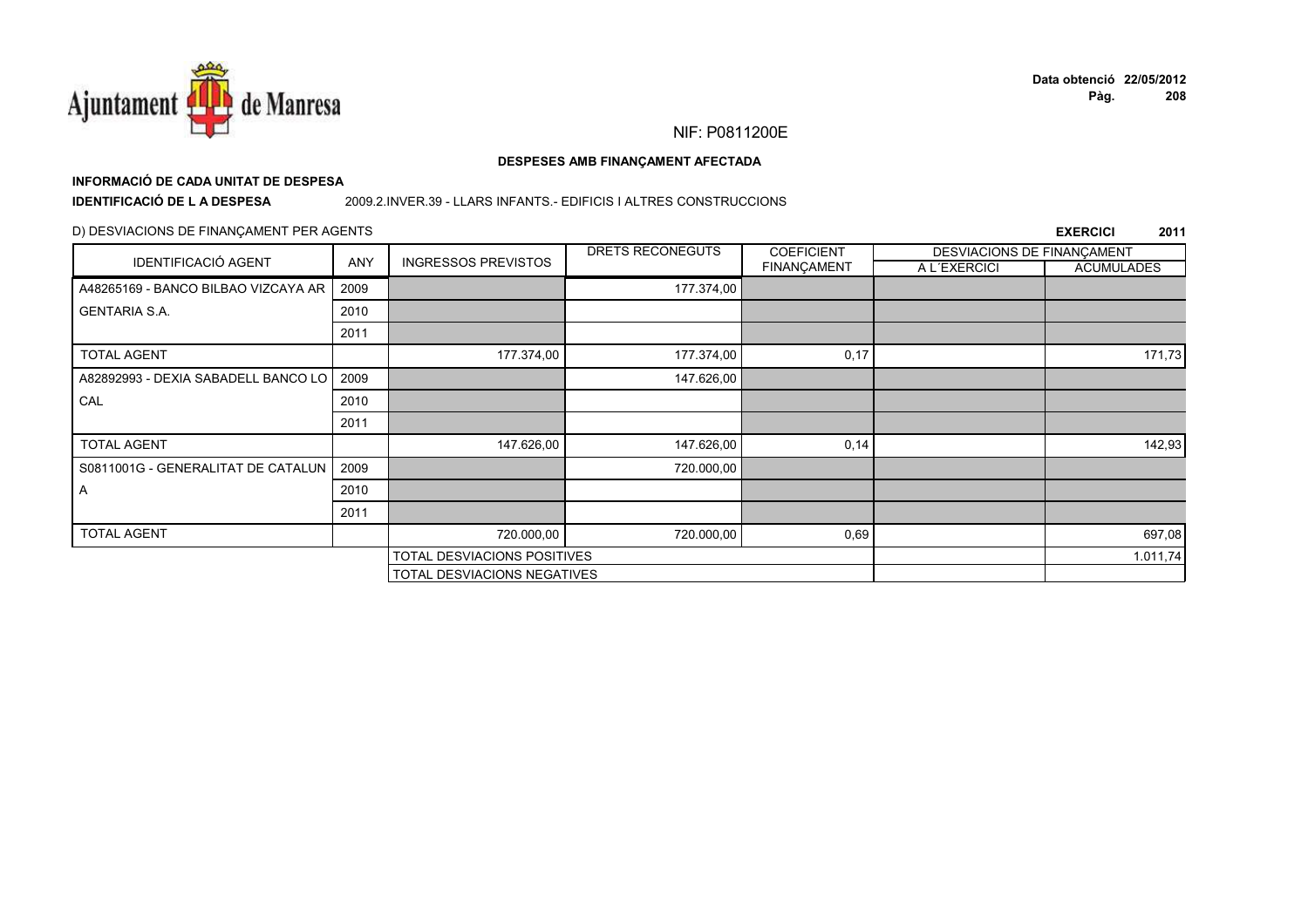NIF: P0811200E

**DESPESES AMB FINANÇAMENT AFECTADA**

**INFORMACIÓ DE CADA UNITAT DE DESPESA**

**IDENTIFICACIÓ DE L A DESPESA** 2009.2.INVER.39 - LLARS INFANTS.- EDIFICIS I ALTRES CONSTRUCCIONS

D) DESVIACIONS DE FINANÇAMENT PER AGENTS

**EXERCICI 2011**

| IDENTIFICACIÓ AGENT | ANY | INGRESSOS PREVISTOS | DRETS RECONEGUTS | COEFICIENT FINANÇAMENT | DESVIACIONS DE FINANÇAMENT A L´EXERCICI | DESVIACIONS DE FINANÇAMENT ACUMULADES |
|---|---|---|---|---|---|---|
| A48265169 - BANCO BILBAO VIZCAYA ARGENTARIA S.A. | 2009 | | 177.374,00 | | | |
| | 2010 | | | | | |
| | 2011 | | | | | |
| TOTAL AGENT | | 177.374,00 | 177.374,00 | 0,17 | | 171,73 |
| A82892993 - DEXIA SABADELL BANCO LOCAL | 2009 | | 147.626,00 | | | |
| | 2010 | | | | | |
| | 2011 | | | | | |
| TOTAL AGENT | | 147.626,00 | 147.626,00 | 0,14 | | 142,93 |
| S0811001G - GENERALITAT DE CATALUNA | 2009 | | 720.000,00 | | | |
| | 2010 | | | | | |
| | 2011 | | | | | |
| TOTAL AGENT | | 720.000,00 | 720.000,00 | 0,69 | | 697,08 |
| | | TOTAL DESVIACIONS POSITIVES | | | | 1.011,74 |
| | | TOTAL DESVIACIONS NEGATIVES | | | | |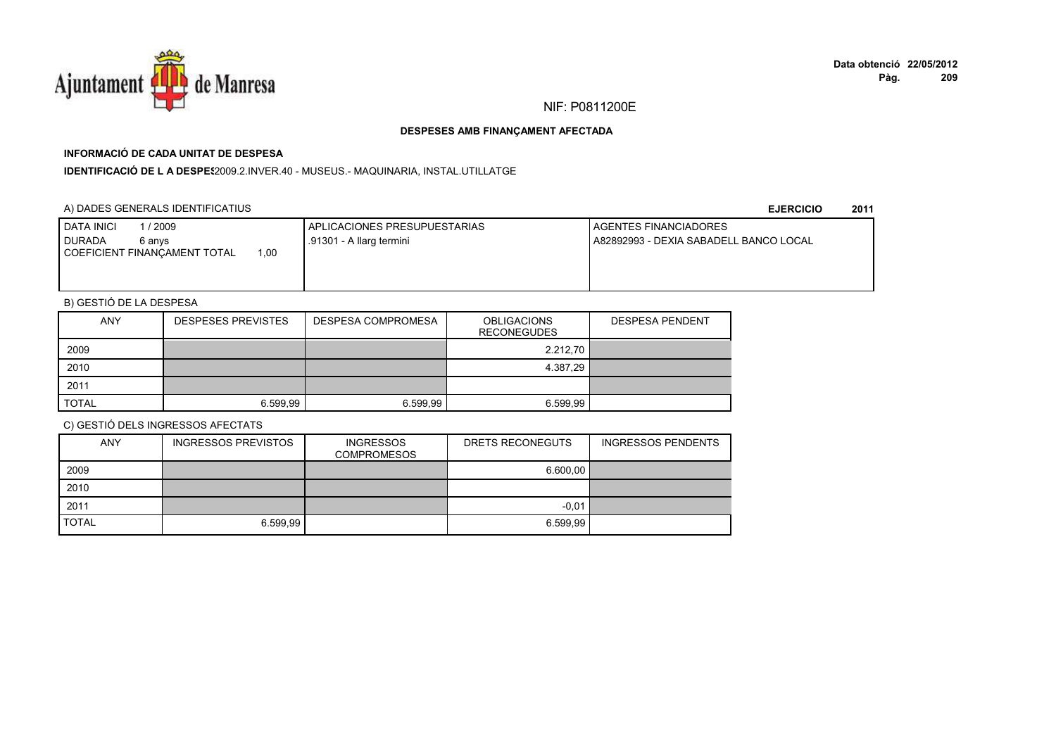NIF: P0811200E

**DESPESES AMB FINANÇAMENT AFECTADA**

**INFORMACIÓ DE CADA UNITAT DE DESPESA**

**IDENTIFICACIÓ DE L A DESPES** 2009.2.INVER.40 - MUSEUS.- MAQUINARIA, INSTAL.UTILLATGE

A) DADES GENERALS IDENTIFICATIUS

**EJERCICIO 2011**

| DATA INICI 1 / 2009<br>DURADA 6 anys<br>COEFICIENT FINANÇAMENT TOTAL 1,00 | APLICACIONES PRESUPUESTARIAS<br>.91301 - A llarg termini | AGENTES FINANCIADORES<br>A82892993 - DEXIA SABADELL BANCO LOCAL |
|---|---|---|

B) GESTIÓ DE LA DESPESA

| ANY | DESPESES PREVISTES | DESPESA COMPROMESA | OBLIGACIONS RECONEGUDES | DESPESA PENDENT |
|---|---|---|---|---|
| 2009 | | | 2.212,70 | |
| 2010 | | | 4.387,29 | |
| 2011 | | | | |
| TOTAL | 6.599,99 | 6.599,99 | 6.599,99 | |

C) GESTIÓ DELS INGRESSOS AFECTATS

| ANY | INGRESSOS PREVISTOS | INGRESSOS COMPROMESOS | DRETS RECONEGUTS | INGRESSOS PENDENTS |
|---|---|---|---|---|
| 2009 | | | 6.600,00 | |
| 2010 | | | | |
| 2011 | | | -0,01 | |
| TOTAL | 6.599,99 | | 6.599,99 | |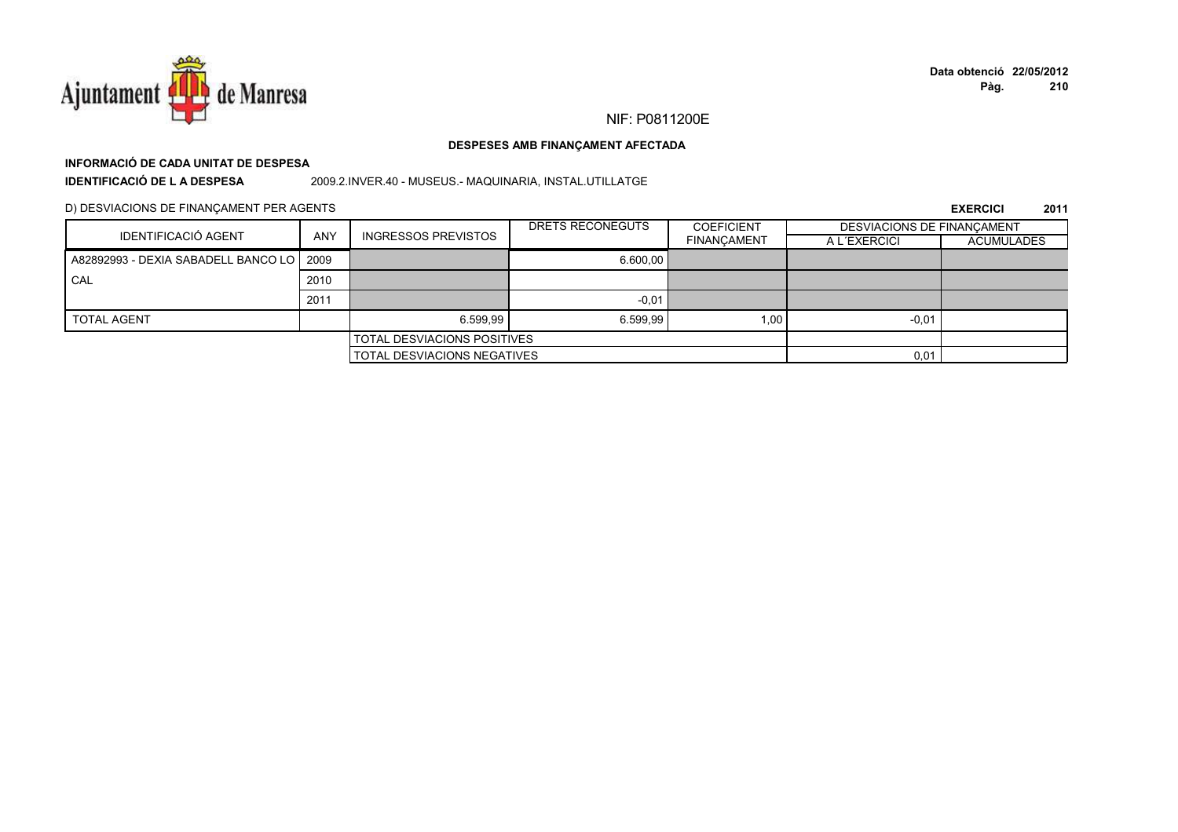NIF: P0811200E

**DESPESES AMB FINANÇAMENT AFECTADA**

**INFORMACIÓ DE CADA UNITAT DE DESPESA**

**IDENTIFICACIÓ DE L A DESPESA** 2009.2.INVER.40 - MUSEUS.- MAQUINARIA, INSTAL.UTILLATGE

D) DESVIACIONS DE FINANÇAMENT PER AGENTS

**EXERCICI 2011**

| IDENTIFICACIÓ AGENT | ANY | INGRESSOS PREVISTOS | DRETS RECONEGUTS | COEFICIENT FINANÇAMENT | DESVIACIONS DE FINANÇAMENT A L´EXERCICI | DESVIACIONS DE FINANÇAMENT ACUMULADES |
|---|---|---|---|---|---|---|
| A82892993 - DEXIA SABADELL BANCO LOCAL | 2009 | | 6.600,00 | | | |
| | 2010 | | | | | |
| | 2011 | | -0,01 | | | |
| TOTAL AGENT | | 6.599,99 | 6.599,99 | 1,00 | -0,01 | |
| | | TOTAL DESVIACIONS POSITIVES | | | | |
| | | TOTAL DESVIACIONS NEGATIVES | | | 0,01 | |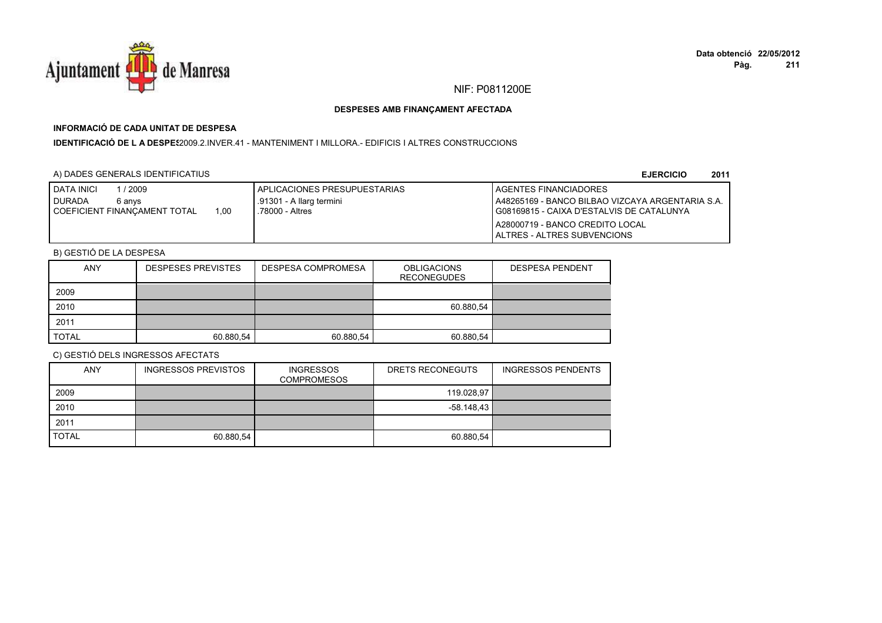NIF: P0811200E

**DESPESES AMB FINANÇAMENT AFECTADA**

**INFORMACIÓ DE CADA UNITAT DE DESPESA**

**IDENTIFICACIÓ DE L A DESPES**2009.2.INVER.41 - MANTENIMENT I MILLORA.- EDIFICIS I ALTRES CONSTRUCCIONS

A) DADES GENERALS IDENTIFICATIUS

**EJERCICIO 2011**

| DATA INICI 1 / 2009<br>DURADA 6 anys<br>COEFICIENT FINANÇAMENT TOTAL 1,00 | APLICACIONES PRESUPUESTARIAS<br>.91301 - A llarg termini<br>.78000 - Altres | AGENTES FINANCIADORES<br>A48265169 - BANCO BILBAO VIZCAYA ARGENTARIA S.A.<br>G08169815 - CAIXA D'ESTALVIS DE CATALUNYA<br>A28000719 - BANCO CREDITO LOCAL<br>ALTRES - ALTRES SUBVENCIONS |
|---|---|---|

B) GESTIÓ DE LA DESPESA

| ANY | DESPESES PREVISTES | DESPESA COMPROMESA | OBLIGACIONS RECONEGUDES | DESPESA PENDENT |
|---|---|---|---|---|
| 2009 | | | | |
| 2010 | | | 60.880,54 | |
| 2011 | | | | |
| TOTAL | 60.880,54 | 60.880,54 | 60.880,54 | |

C) GESTIÓ DELS INGRESSOS AFECTATS

| ANY | INGRESSOS PREVISTOS | INGRESSOS COMPROMESOS | DRETS RECONEGUTS | INGRESSOS PENDENTS |
|---|---|---|---|---|
| 2009 | | | 119.028,97 | |
| 2010 | | | -58.148,43 | |
| 2011 | | | | |
| TOTAL | 60.880,54 | | 60.880,54 | |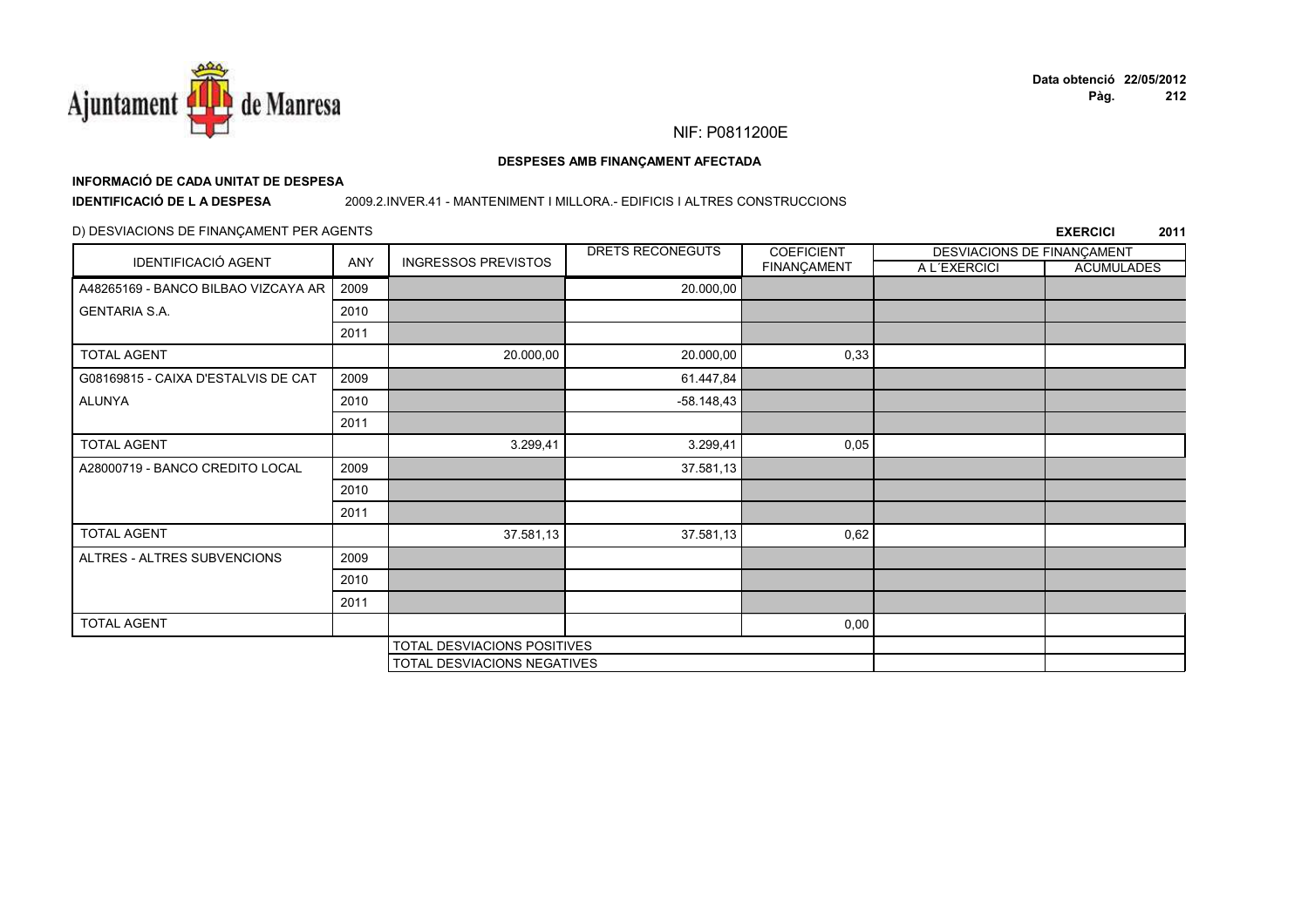NIF: P0811200E

**DESPESES AMB FINANÇAMENT AFECTADA**

**INFORMACIÓ DE CADA UNITAT DE DESPESA**

**IDENTIFICACIÓ DE L A DESPESA** 2009.2.INVER.41 - MANTENIMENT I MILLORA.- EDIFICIS I ALTRES CONSTRUCCIONS

D) DESVIACIONS DE FINANÇAMENT PER AGENTS

**EXERCICI 2011**

| IDENTIFICACIÓ AGENT | ANY | INGRESSOS PREVISTOS | DRETS RECONEGUTS | COEFICIENT FINANÇAMENT | DESVIACIONS DE FINANÇAMENT A L´EXERCICI | DESVIACIONS DE FINANÇAMENT ACUMULADES |
|---|---|---|---|---|---|---|
| A48265169 - BANCO BILBAO VIZCAYA AR | 2009 | | 20.000,00 | | | |
| GENTARIA S.A. | 2010 | | | | | |
| | 2011 | | | | | |
| TOTAL AGENT | | 20.000,00 | 20.000,00 | 0,33 | | |
| G08169815 - CAIXA D'ESTALVIS DE CAT | 2009 | | 61.447,84 | | | |
| ALUNYA | 2010 | | -58.148,43 | | | |
| | 2011 | | | | | |
| TOTAL AGENT | | 3.299,41 | 3.299,41 | 0,05 | | |
| A28000719 - BANCO CREDITO LOCAL | 2009 | | 37.581,13 | | | |
| | 2010 | | | | | |
| | 2011 | | | | | |
| TOTAL AGENT | | 37.581,13 | 37.581,13 | 0,62 | | |
| ALTRES - ALTRES SUBVENCIONS | 2009 | | | | | |
| | 2010 | | | | | |
| | 2011 | | | | | |
| TOTAL AGENT | | | | 0,00 | | |
| | | TOTAL DESVIACIONS POSITIVES | | | | |
| | | TOTAL DESVIACIONS NEGATIVES | | | | |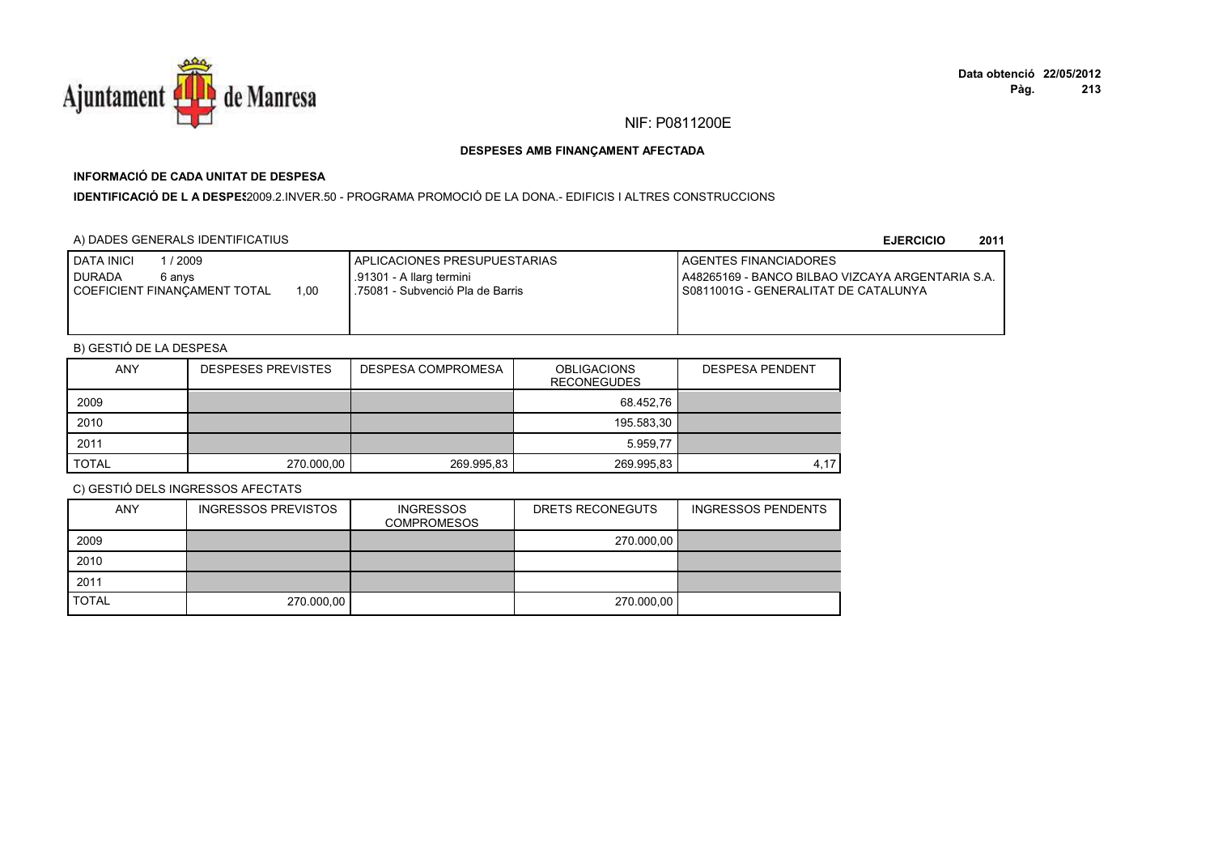NIF: P0811200E

**DESPESES AMB FINANÇAMENT AFECTADA**

**INFORMACIÓ DE CADA UNITAT DE DESPESA**

**IDENTIFICACIÓ DE L A DESPES** 2009.2.INVER.50 - PROGRAMA PROMOCIÓ DE LA DONA.- EDIFICIS I ALTRES CONSTRUCCIONS

A) DADES GENERALS IDENTIFICATIUS

**EJERCICIO 2011**

| DATA INICI 1 / 2009<br>DURADA 6 anys<br>COEFICIENT FINANÇAMENT TOTAL 1,00 | APLICACIONES PRESUPUESTARIAS<br>.91301 - A llarg termini<br>.75081 - Subvenció Pla de Barris | AGENTES FINANCIADORES<br>A48265169 - BANCO BILBAO VIZCAYA ARGENTARIA S.A.<br>S0811001G - GENERALITAT DE CATALUNYA |
|---|---|---|

B) GESTIÓ DE LA DESPESA

| ANY | DESPESES PREVISTES | DESPESA COMPROMESA | OBLIGACIONS RECONEGUDES | DESPESA PENDENT |
|---|---|---|---|---|
| 2009 | | | 68.452,76 | |
| 2010 | | | 195.583,30 | |
| 2011 | | | 5.959,77 | |
| TOTAL | 270.000,00 | 269.995,83 | 269.995,83 | 4,17 |

C) GESTIÓ DELS INGRESSOS AFECTATS

| ANY | INGRESSOS PREVISTOS | INGRESSOS COMPROMESOS | DRETS RECONEGUTS | INGRESSOS PENDENTS |
|---|---|---|---|---|
| 2009 | | | 270.000,00 | |
| 2010 | | | | |
| 2011 | | | | |
| TOTAL | 270.000,00 | | 270.000,00 | |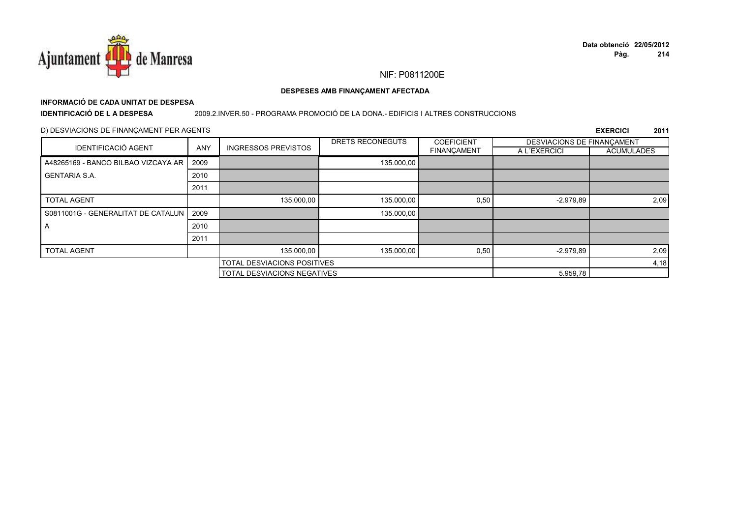NIF: P0811200E

**DESPESES AMB FINANÇAMENT AFECTADA**

**INFORMACIÓ DE CADA UNITAT DE DESPESA**

**IDENTIFICACIÓ DE L A DESPESA** 2009.2.INVER.50 - PROGRAMA PROMOCIÓ DE LA DONA.- EDIFICIS I ALTRES CONSTRUCCIONS

D) DESVIACIONS DE FINANÇAMENT PER AGENTS

**EXERCICI 2011**

| IDENTIFICACIÓ AGENT | ANY | INGRESSOS PREVISTOS | DRETS RECONEGUTS | COEFICIENT FINANÇAMENT | DESVIACIONS DE FINANÇAMENT | |
|---|---|---|---|---|---|---|
| | | | | | A L´EXERCICI | ACUMULADES |
| A48265169 - BANCO BILBAO VIZCAYA AR | 2009 | | 135.000,00 | | | |
| GENTARIA S.A. | 2010 | | | | | |
| | 2011 | | | | | |
| TOTAL AGENT | | 135.000,00 | 135.000,00 | 0,50 | -2.979,89 | 2,09 |
| S0811001G - GENERALITAT DE CATALUN | 2009 | | 135.000,00 | | | |
| A | 2010 | | | | | |
| | 2011 | | | | | |
| TOTAL AGENT | | 135.000,00 | 135.000,00 | 0,50 | -2.979,89 | 2,09 |
| | | TOTAL DESVIACIONS POSITIVES | | | | 4,18 |
| | | TOTAL DESVIACIONS NEGATIVES | | | 5.959,78 | |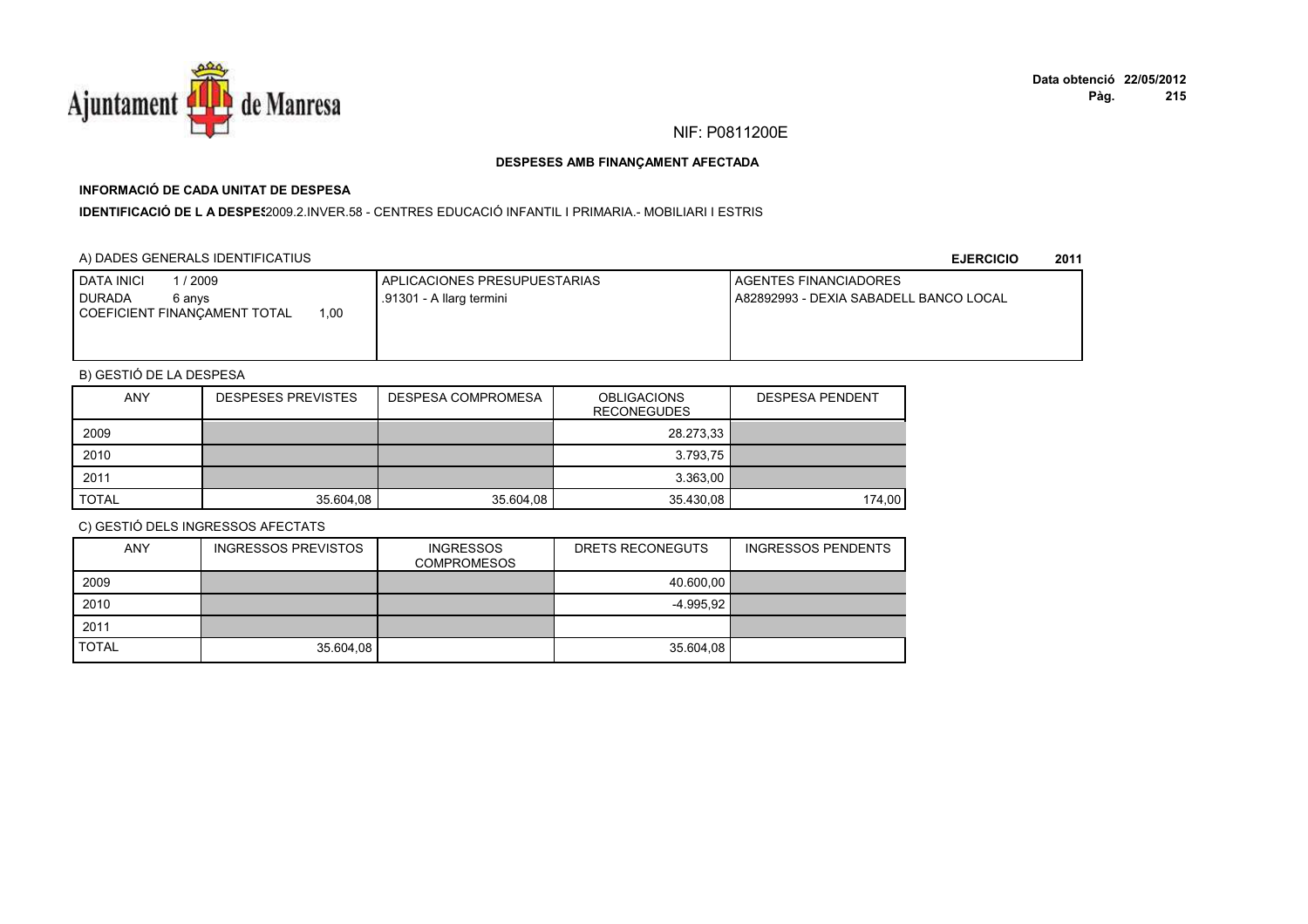NIF: P0811200E

**DESPESES AMB FINANÇAMENT AFECTADA**

**INFORMACIÓ DE CADA UNITAT DE DESPESA**

**IDENTIFICACIÓ DE L A DESPES** 2009.2.INVER.58 - CENTRES EDUCACIÓ INFANTIL I PRIMARIA.- MOBILIARI I ESTRIS

A) DADES GENERALS IDENTIFICATIUS

**EJERCICIO 2011**

| DATA INICI 1 / 2009<br>DURADA 6 anys<br>COEFICIENT FINANÇAMENT TOTAL 1,00 | APLICACIONES PRESUPUESTARIAS<br>.91301 - A llarg termini | AGENTES FINANCIADORES<br>A82892993 - DEXIA SABADELL BANCO LOCAL |
|---|---|---|

B) GESTIÓ DE LA DESPESA

| ANY | DESPESES PREVISTES | DESPESA COMPROMESA | OBLIGACIONS RECONEGUDES | DESPESA PENDENT |
|---|---|---|---|---|
| 2009 | | | 28.273,33 | |
| 2010 | | | 3.793,75 | |
| 2011 | | | 3.363,00 | |
| TOTAL | 35.604,08 | 35.604,08 | 35.430,08 | 174,00 |

C) GESTIÓ DELS INGRESSOS AFECTATS

| ANY | INGRESSOS PREVISTOS | INGRESSOS COMPROMESOS | DRETS RECONEGUTS | INGRESSOS PENDENTS |
|---|---|---|---|---|
| 2009 | | | 40.600,00 | |
| 2010 | | | -4.995,92 | |
| 2011 | | | | |
| TOTAL | 35.604,08 | | 35.604,08 | |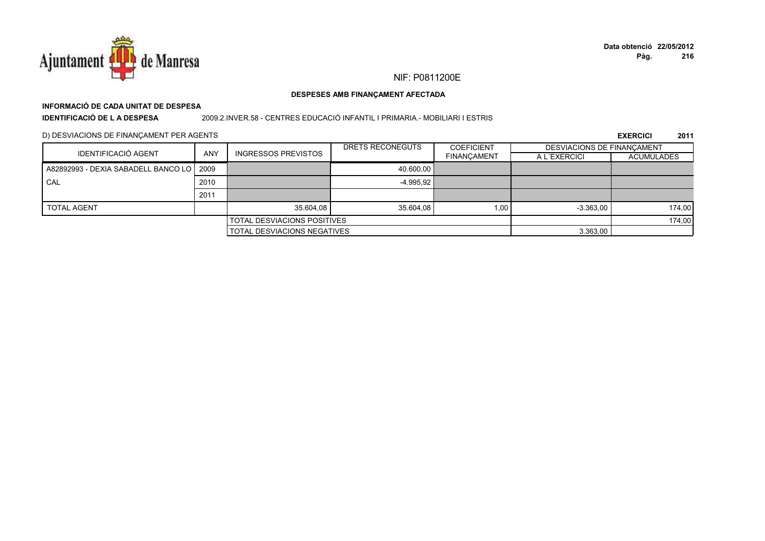NIF: P0811200E

**DESPESES AMB FINANÇAMENT AFECTADA**

**INFORMACIÓ DE CADA UNITAT DE DESPESA**

**IDENTIFICACIÓ DE L A DESPESA** 2009.2.INVER.58 - CENTRES EDUCACIÓ INFANTIL I PRIMARIA.- MOBILIARI I ESTRIS

D) DESVIACIONS DE FINANÇAMENT PER AGENTS

**EXERCICI 2011**

| IDENTIFICACIÓ AGENT | ANY | INGRESSOS PREVISTOS | DRETS RECONEGUTS | COEFICIENT FINANÇAMENT | DESVIACIONS DE FINANÇAMENT A L´EXERCICI | DESVIACIONS DE FINANÇAMENT ACUMULADES |
|---|---|---|---|---|---|---|
| A82892993 - DEXIA SABADELL BANCO LOCAL | 2009 | | 40.600,00 | | | |
| | 2010 | | -4.995,92 | | | |
| | 2011 | | | | | |
| TOTAL AGENT | | 35.604,08 | 35.604,08 | 1,00 | -3.363,00 | 174,00 |
| | | TOTAL DESVIACIONS POSITIVES | | | | 174,00 |
| | | TOTAL DESVIACIONS NEGATIVES | | | 3.363,00 | |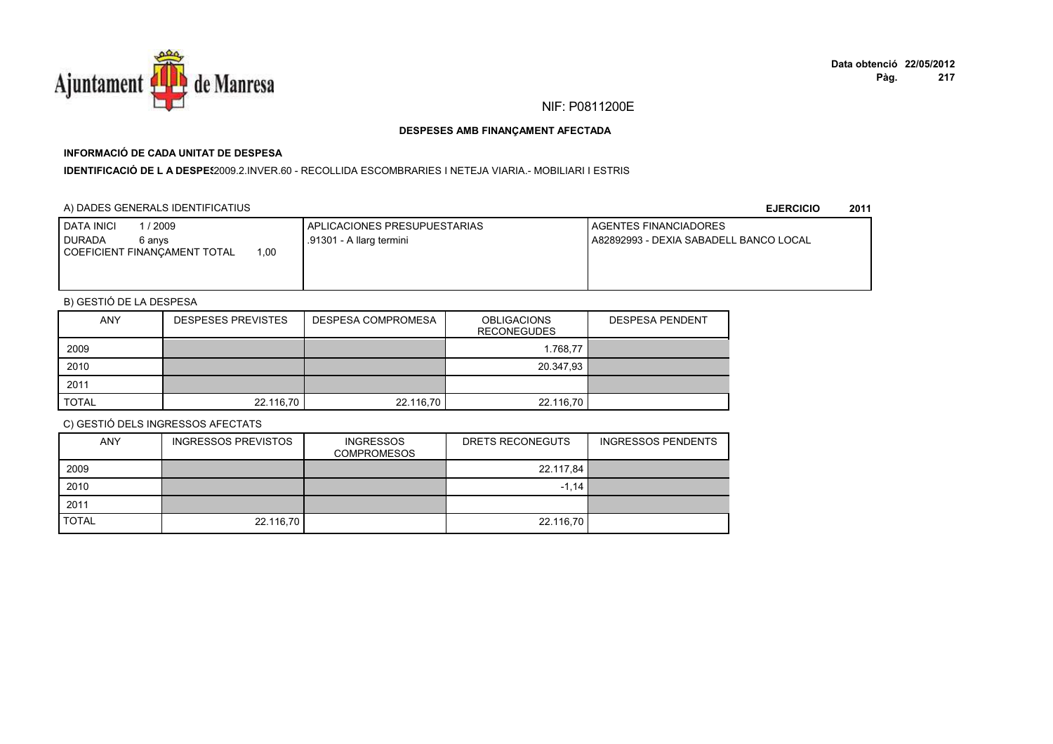NIF: P0811200E

**DESPESES AMB FINANÇAMENT AFECTADA**

**INFORMACIÓ DE CADA UNITAT DE DESPESA**

**IDENTIFICACIÓ DE L A DESPES** 2009.2.INVER.60 - RECOLLIDA ESCOMBRARIES I NETEJA VIARIA.- MOBILIARI I ESTRIS

A) DADES GENERALS IDENTIFICATIUS

**EJERCICIO 2011**

| DATA INICI 1 / 2009<br>DURADA 6 anys<br>COEFICIENT FINANÇAMENT TOTAL 1,00 | APLICACIONES PRESUPUESTARIAS<br>.91301 - A llarg termini | AGENTES FINANCIADORES<br>A82892993 - DEXIA SABADELL BANCO LOCAL |
|---|---|---|

B) GESTIÓ DE LA DESPESA

| ANY | DESPESES PREVISTES | DESPESA COMPROMESA | OBLIGACIONS RECONEGUDES | DESPESA PENDENT |
|---|---|---|---|---|
| 2009 | | | 1.768,77 | |
| 2010 | | | 20.347,93 | |
| 2011 | | | | |
| TOTAL | 22.116,70 | 22.116,70 | 22.116,70 | |

C) GESTIÓ DELS INGRESSOS AFECTATS

| ANY | INGRESSOS PREVISTOS | INGRESSOS COMPROMESOS | DRETS RECONEGUTS | INGRESSOS PENDENTS |
|---|---|---|---|---|
| 2009 | | | 22.117,84 | |
| 2010 | | | -1,14 | |
| 2011 | | | | |
| TOTAL | 22.116,70 | | 22.116,70 | |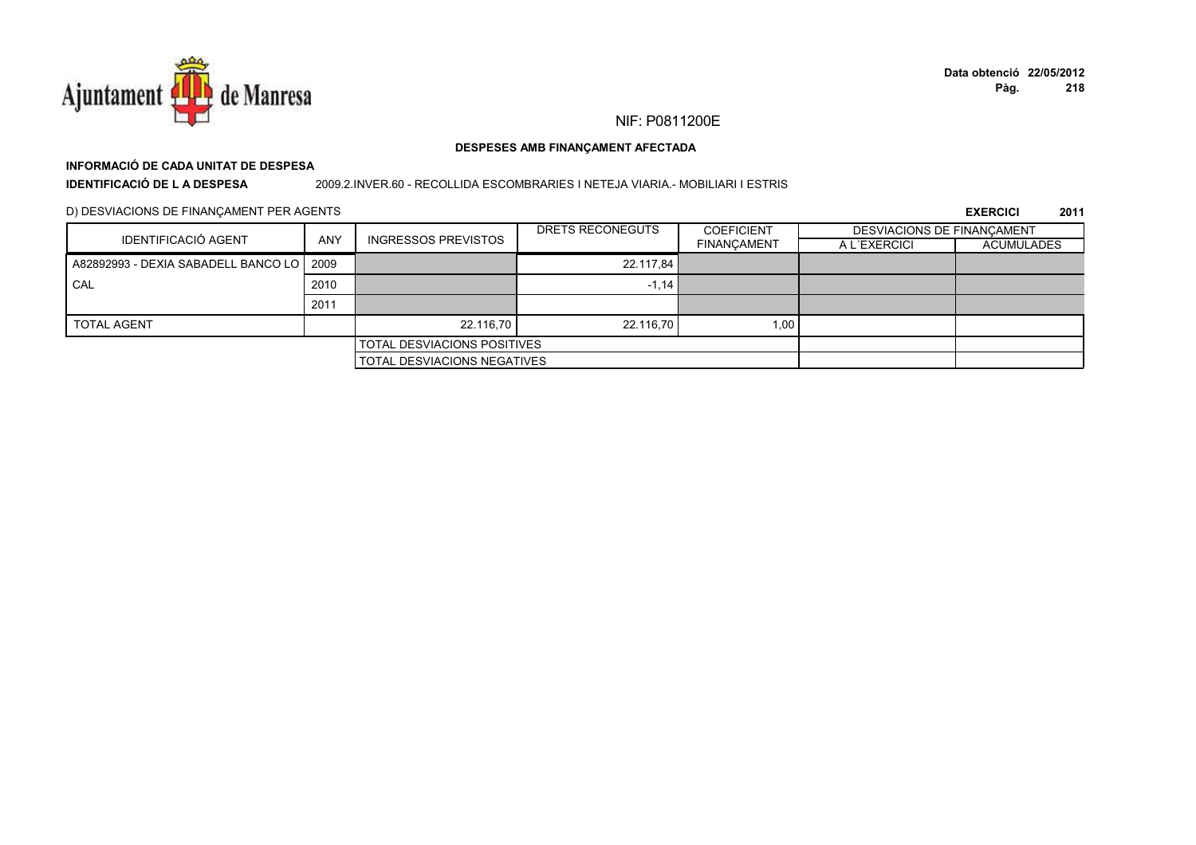NIF: P0811200E

**DESPESES AMB FINANÇAMENT AFECTADA**

**INFORMACIÓ DE CADA UNITAT DE DESPESA**

**IDENTIFICACIÓ DE L A DESPESA** 2009.2.INVER.60 - RECOLLIDA ESCOMBRARIES I NETEJA VIARIA.- MOBILIARI I ESTRIS

D) DESVIACIONS DE FINANÇAMENT PER AGENTS

**EXERCICI 2011**

| IDENTIFICACIÓ AGENT | ANY | INGRESSOS PREVISTOS | DRETS RECONEGUTS | COEFICIENT FINANÇAMENT | DESVIACIONS DE FINANÇAMENT A L´EXERCICI | DESVIACIONS DE FINANÇAMENT ACUMULADES |
|---|---|---|---|---|---|---|
| A82892993 - DEXIA SABADELL BANCO LOCAL | 2009 | | 22.117,84 | | | |
| | 2010 | | -1,14 | | | |
| | 2011 | | | | | |
| TOTAL AGENT | | 22.116,70 | 22.116,70 | 1,00 | | |
| | | TOTAL DESVIACIONS POSITIVES | | | | |
| | | TOTAL DESVIACIONS NEGATIVES | | | | |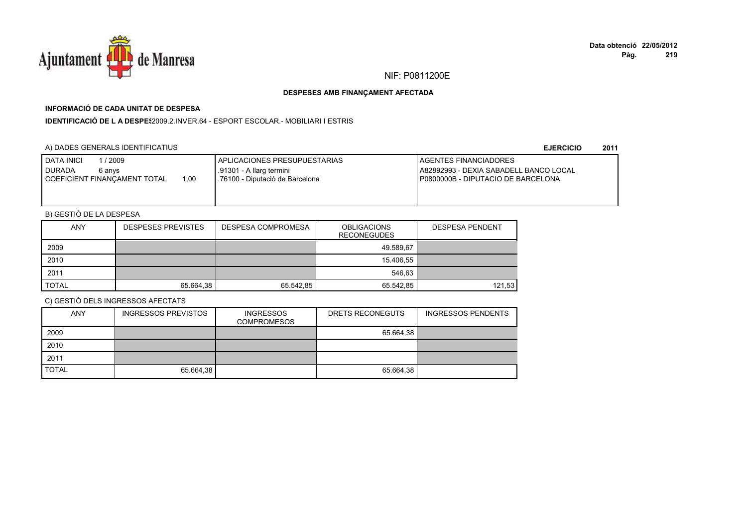NIF: P0811200E

**DESPESES AMB FINANÇAMENT AFECTADA**

**INFORMACIÓ DE CADA UNITAT DE DESPESA**

**IDENTIFICACIÓ DE L A DESPES**2009.2.INVER.64 - ESPORT ESCOLAR.- MOBILIARI I ESTRIS

A) DADES GENERALS IDENTIFICATIUS

**EJERCICIO 2011**

| DATA INICI 1 / 2009<br>DURADA 6 anys<br>COEFICIENT FINANÇAMENT TOTAL 1,00 | APLICACIONES PRESUPUESTARIAS<br>.91301 - A llarg termini<br>.76100 - Diputació de Barcelona | AGENTES FINANCIADORES<br>A82892993 - DEXIA SABADELL BANCO LOCAL<br>P0800000B - DIPUTACIO DE BARCELONA |
|---|---|---|

B) GESTIÓ DE LA DESPESA

| ANY | DESPESES PREVISTES | DESPESA COMPROMESA | OBLIGACIONS RECONEGUDES | DESPESA PENDENT |
|---|---|---|---|---|
| 2009 | | | 49.589,67 | |
| 2010 | | | 15.406,55 | |
| 2011 | | | 546,63 | |
| TOTAL | 65.664,38 | 65.542,85 | 65.542,85 | 121,53 |

C) GESTIÓ DELS INGRESSOS AFECTATS

| ANY | INGRESSOS PREVISTOS | INGRESSOS COMPROMESOS | DRETS RECONEGUTS | INGRESSOS PENDENTS |
|---|---|---|---|---|
| 2009 | | | 65.664,38 | |
| 2010 | | | | |
| 2011 | | | | |
| TOTAL | 65.664,38 | | 65.664,38 | |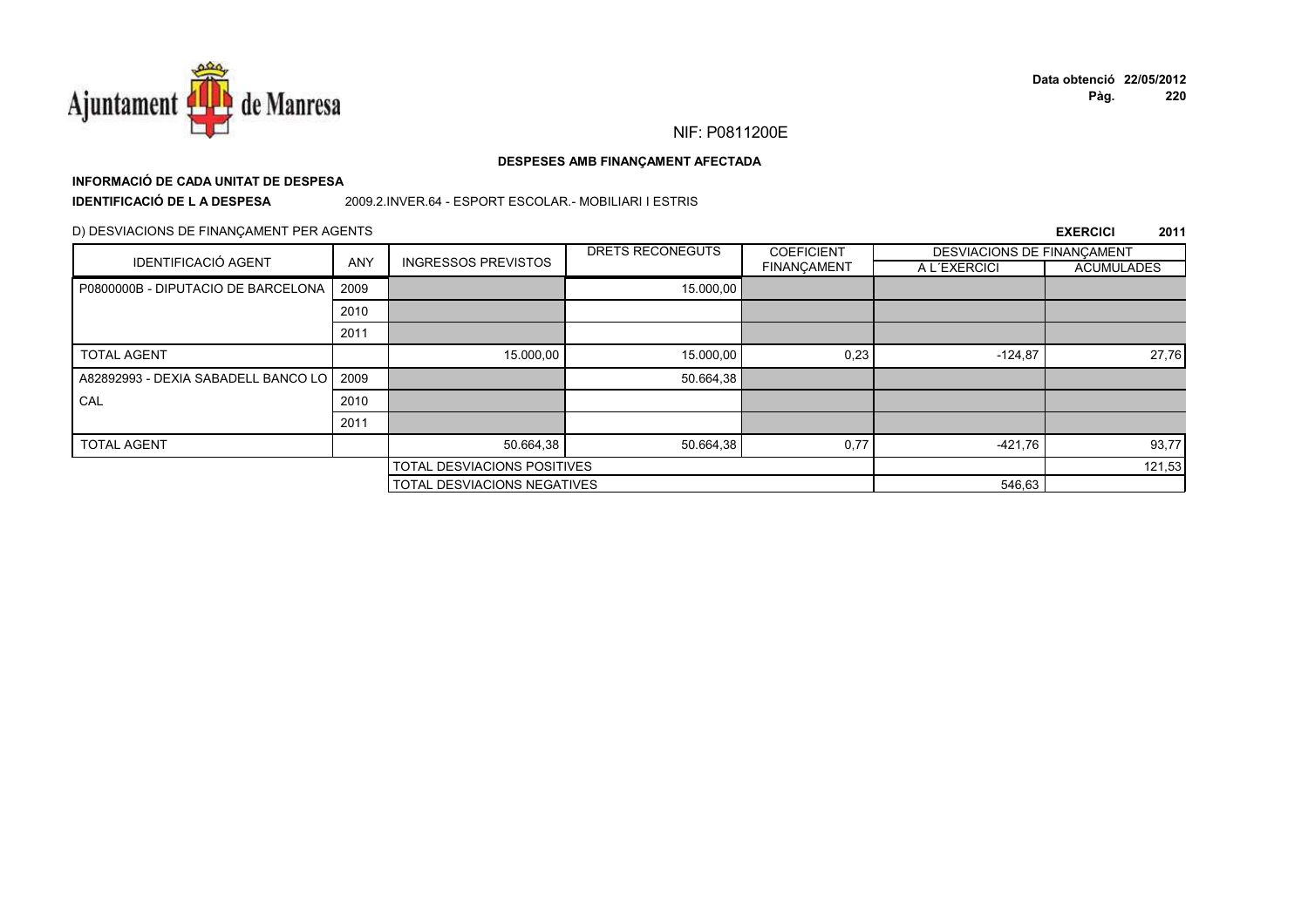NIF: P0811200E

**DESPESES AMB FINANÇAMENT AFECTADA**

**INFORMACIÓ DE CADA UNITAT DE DESPESA**

**IDENTIFICACIÓ DE L A DESPESA** 2009.2.INVER.64 - ESPORT ESCOLAR.- MOBILIARI I ESTRIS

D) DESVIACIONS DE FINANÇAMENT PER AGENTS

**EXERCICI 2011**

| IDENTIFICACIÓ AGENT | ANY | INGRESSOS PREVISTOS | DRETS RECONEGUTS | COEFICIENT FINANÇAMENT | DESVIACIONS DE FINANÇAMENT A L´EXERCICI | DESVIACIONS DE FINANÇAMENT ACUMULADES |
|---|---|---|---|---|---|---|
| P0800000B - DIPUTACIO DE BARCELONA | 2009 | | 15.000,00 | | | |
| | 2010 | | | | | |
| | 2011 | | | | | |
| TOTAL AGENT | | 15.000,00 | 15.000,00 | 0,23 | -124,87 | 27,76 |
| A82892993 - DEXIA SABADELL BANCO LOCAL | 2009 | | 50.664,38 | | | |
| | 2010 | | | | | |
| | 2011 | | | | | |
| TOTAL AGENT | | 50.664,38 | 50.664,38 | 0,77 | -421,76 | 93,77 |
| | | TOTAL DESVIACIONS POSITIVES | | | | 121,53 |
| | | TOTAL DESVIACIONS NEGATIVES | | | 546,63 | |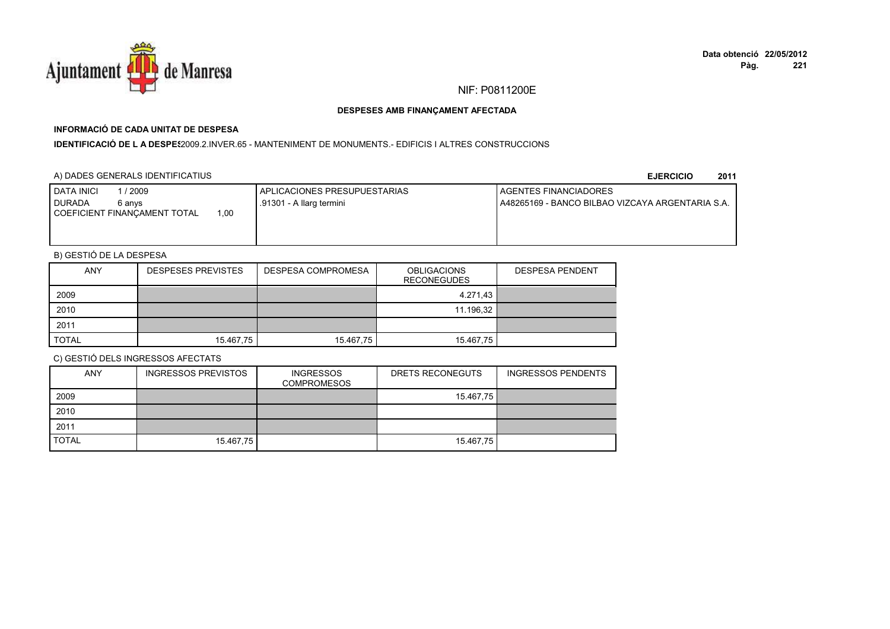NIF: P0811200E

**DESPESES AMB FINANÇAMENT AFECTADA**

**INFORMACIÓ DE CADA UNITAT DE DESPESA**

**IDENTIFICACIÓ DE L A DESPES**2009.2.INVER.65 - MANTENIMENT DE MONUMENTS.- EDIFICIS I ALTRES CONSTRUCCIONS

A) DADES GENERALS IDENTIFICATIUS

**EJERCICIO 2011**

| DATA INICI 1 / 2009<br>DURADA 6 anys<br>COEFICIENT FINANÇAMENT TOTAL 1,00 | APLICACIONES PRESUPUESTARIAS<br>.91301 - A llarg termini | AGENTES FINANCIADORES<br>A48265169 - BANCO BILBAO VIZCAYA ARGENTARIA S.A. |
|---|---|---|

B) GESTIÓ DE LA DESPESA

| ANY | DESPESES PREVISTES | DESPESA COMPROMESA | OBLIGACIONS RECONEGUDES | DESPESA PENDENT |
|---|---|---|---|---|
| 2009 | | | 4.271,43 | |
| 2010 | | | 11.196,32 | |
| 2011 | | | | |
| TOTAL | 15.467,75 | 15.467,75 | 15.467,75 | |

C) GESTIÓ DELS INGRESSOS AFECTATS

| ANY | INGRESSOS PREVISTOS | INGRESSOS COMPROMESOS | DRETS RECONEGUTS | INGRESSOS PENDENTS |
|---|---|---|---|---|
| 2009 | | | 15.467,75 | |
| 2010 | | | | |
| 2011 | | | | |
| TOTAL | 15.467,75 | | 15.467,75 | |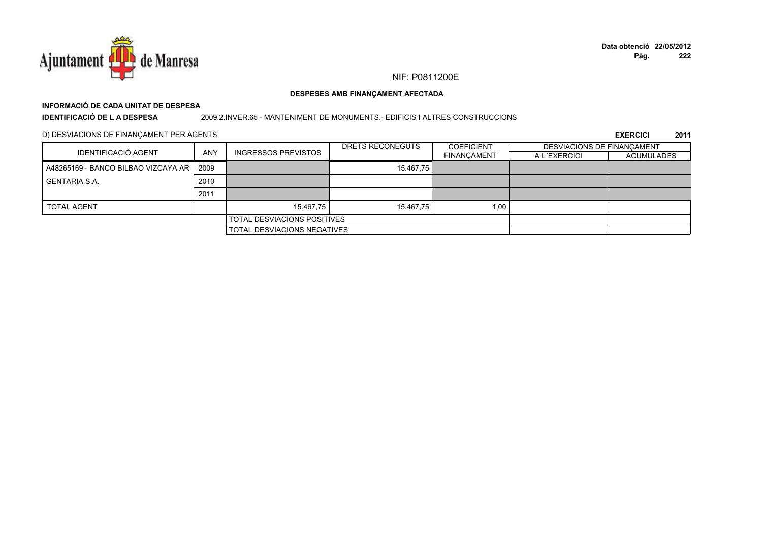NIF: P0811200E

**DESPESES AMB FINANÇAMENT AFECTADA**

**INFORMACIÓ DE CADA UNITAT DE DESPESA**

**IDENTIFICACIÓ DE L A DESPESA** 2009.2.INVER.65 - MANTENIMENT DE MONUMENTS.- EDIFICIS I ALTRES CONSTRUCCIONS

D) DESVIACIONS DE FINANÇAMENT PER AGENTS

**EXERCICI 2011**

| IDENTIFICACIÓ AGENT | ANY | INGRESSOS PREVISTOS | DRETS RECONEGUTS | COEFICIENT FINANÇAMENT | DESVIACIONS DE FINANÇAMENT A L´EXERCICI | DESVIACIONS DE FINANÇAMENT ACUMULADES |
|---|---|---|---|---|---|---|
| A48265169 - BANCO BILBAO VIZCAYA AR | 2009 | | 15.467,75 | | | |
| GENTARIA S.A. | 2010 | | | | | |
| | 2011 | | | | | |
| TOTAL AGENT | | 15.467,75 | 15.467,75 | 1,00 | | |
| | | TOTAL DESVIACIONS POSITIVES | | | | |
| | | TOTAL DESVIACIONS NEGATIVES | | | | |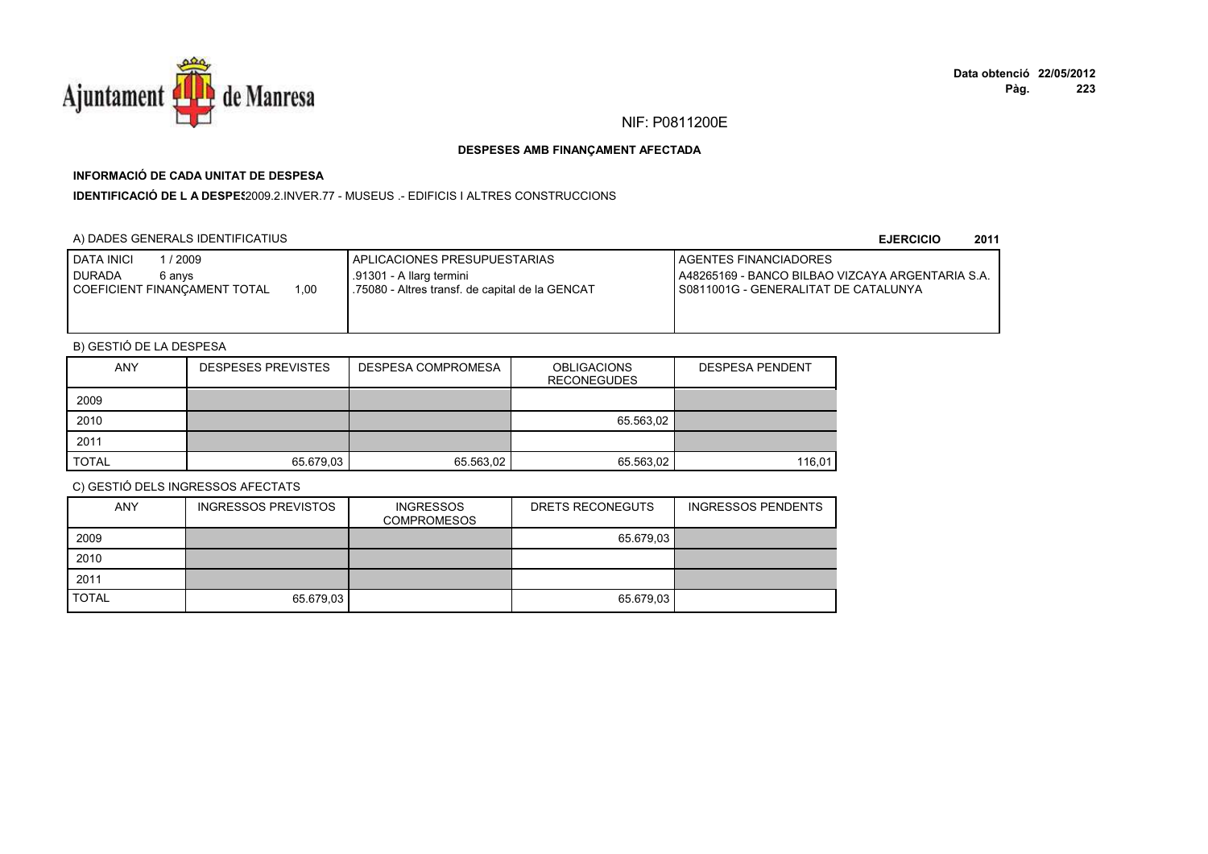NIF: P0811200E

**DESPESES AMB FINANÇAMENT AFECTADA**

**INFORMACIÓ DE CADA UNITAT DE DESPESA**

**IDENTIFICACIÓ DE L A DESPES** 2009.2.INVER.77 - MUSEUS .- EDIFICIS I ALTRES CONSTRUCCIONS

A) DADES GENERALS IDENTIFICATIUS

**EJERCICIO 2011**

| DATA INICI 1 / 2009<br>DURADA 6 anys<br>COEFICIENT FINANÇAMENT TOTAL 1,00 | APLICACIONES PRESUPUESTARIAS<br>.91301 - A llarg termini<br>.75080 - Altres transf. de capital de la GENCAT | AGENTES FINANCIADORES<br>A48265169 - BANCO BILBAO VIZCAYA ARGENTARIA S.A.<br>S0811001G - GENERALITAT DE CATALUNYA |
|---|---|---|

B) GESTIÓ DE LA DESPESA

| ANY | DESPESES PREVISTES | DESPESA COMPROMESA | OBLIGACIONS RECONEGUDES | DESPESA PENDENT |
|---|---|---|---|---|
| 2009 | | | | |
| 2010 | | | 65.563,02 | |
| 2011 | | | | |
| TOTAL | 65.679,03 | 65.563,02 | 65.563,02 | 116,01 |

C) GESTIÓ DELS INGRESSOS AFECTATS

| ANY | INGRESSOS PREVISTOS | INGRESSOS COMPROMESOS | DRETS RECONEGUTS | INGRESSOS PENDENTS |
|---|---|---|---|---|
| 2009 | | | 65.679,03 | |
| 2010 | | | | |
| 2011 | | | | |
| TOTAL | 65.679,03 | | 65.679,03 | |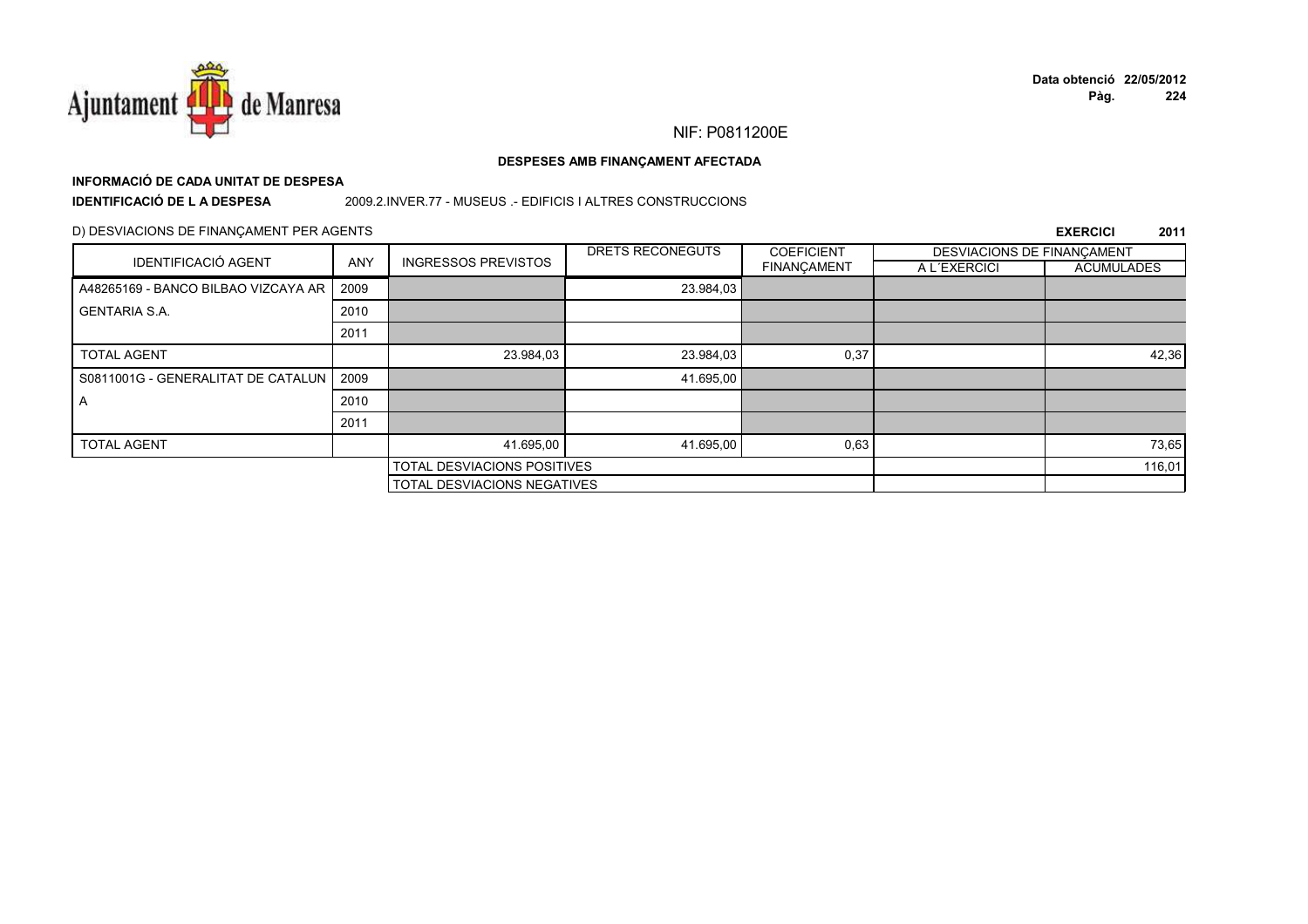NIF: P0811200E

**DESPESES AMB FINANÇAMENT AFECTADA**

**INFORMACIÓ DE CADA UNITAT DE DESPESA**

**IDENTIFICACIÓ DE L A DESPESA** 2009.2.INVER.77 - MUSEUS .- EDIFICIS I ALTRES CONSTRUCCIONS

D) DESVIACIONS DE FINANÇAMENT PER AGENTS

**EXERCICI 2011**

| IDENTIFICACIÓ AGENT | ANY | INGRESSOS PREVISTOS | DRETS RECONEGUTS | COEFICIENT FINANÇAMENT | DESVIACIONS DE FINANÇAMENT A L´EXERCICI | DESVIACIONS DE FINANÇAMENT ACUMULADES |
|---|---|---|---|---|---|---|
| A48265169 - BANCO BILBAO VIZCAYA AR | 2009 | | 23.984,03 | | | |
| GENTARIA S.A. | 2010 | | | | | |
| | 2011 | | | | | |
| TOTAL AGENT | | 23.984,03 | 23.984,03 | 0,37 | | 42,36 |
| S0811001G - GENERALITAT DE CATALUN | 2009 | | 41.695,00 | | | |
| A | 2010 | | | | | |
| | 2011 | | | | | |
| TOTAL AGENT | | 41.695,00 | 41.695,00 | 0,63 | | 73,65 |
| | | TOTAL DESVIACIONS POSITIVES | | | | 116,01 |
| | | TOTAL DESVIACIONS NEGATIVES | | | | |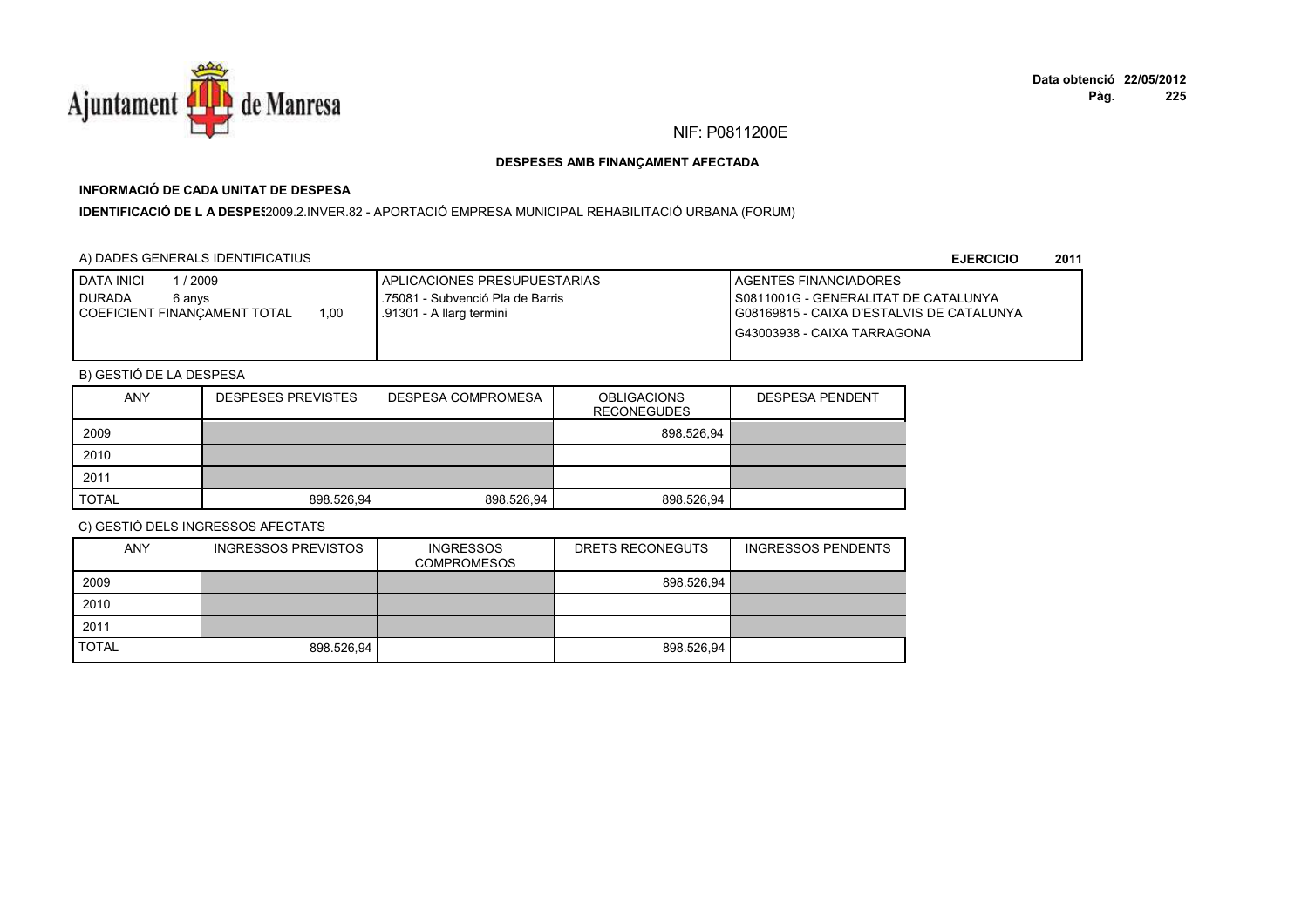NIF: P0811200E

**DESPESES AMB FINANÇAMENT AFECTADA**

**INFORMACIÓ DE CADA UNITAT DE DESPESA**

**IDENTIFICACIÓ DE L A DESPES** 2009.2.INVER.82 - APORTACIÓ EMPRESA MUNICIPAL REHABILITACIÓ URBANA (FORUM)

A) DADES GENERALS IDENTIFICATIUS

**EJERCICIO 2011**

| | APLICACIONES PRESUPUESTARIAS | AGENTES FINANCIADORES |
|---|---|---|
| DATA INICI 1 / 2009<br>DURADA 6 anys<br>COEFICIENT FINANÇAMENT TOTAL 1,00 | .75081 - Subvenció Pla de Barris<br>.91301 - A llarg termini | S0811001G - GENERALITAT DE CATALUNYA<br>G08169815 - CAIXA D'ESTALVIS DE CATALUNYA<br>G43003938 - CAIXA TARRAGONA |

B) GESTIÓ DE LA DESPESA

| ANY | DESPESES PREVISTES | DESPESA COMPROMESA | OBLIGACIONS RECONEGUDES | DESPESA PENDENT |
|---|---|---|---|---|
| 2009 | | | 898.526,94 | |
| 2010 | | | | |
| 2011 | | | | |
| TOTAL | 898.526,94 | 898.526,94 | 898.526,94 | |

C) GESTIÓ DELS INGRESSOS AFECTATS

| ANY | INGRESSOS PREVISTOS | INGRESSOS COMPROMESOS | DRETS RECONEGUTS | INGRESSOS PENDENTS |
|---|---|---|---|---|
| 2009 | | | 898.526,94 | |
| 2010 | | | | |
| 2011 | | | | |
| TOTAL | 898.526,94 | | 898.526,94 | |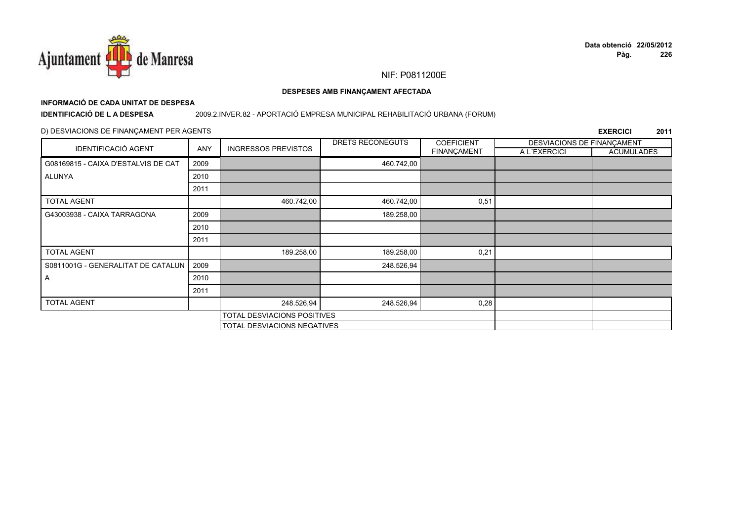NIF: P0811200E

**DESPESES AMB FINANÇAMENT AFECTADA**

**INFORMACIÓ DE CADA UNITAT DE DESPESA**

**IDENTIFICACIÓ DE L A DESPESA** 2009.2.INVER.82 - APORTACIÓ EMPRESA MUNICIPAL REHABILITACIÓ URBANA (FORUM)

D) DESVIACIONS DE FINANÇAMENT PER AGENTS

**EXERCICI 2011**

| IDENTIFICACIÓ AGENT | ANY | INGRESSOS PREVISTOS | DRETS RECONEGUTS | COEFICIENT FINANÇAMENT | DESVIACIONS DE FINANÇAMENT A L´EXERCICI | DESVIACIONS DE FINANÇAMENT ACUMULADES |
|---|---|---|---|---|---|---|
| G08169815 - CAIXA D'ESTALVIS DE CATALUNYA | 2009 | | 460.742,00 | | | |
| | 2010 | | | | | |
| | 2011 | | | | | |
| TOTAL AGENT | | 460.742,00 | 460.742,00 | 0,51 | | |
| G43003938 - CAIXA TARRAGONA | 2009 | | 189.258,00 | | | |
| | 2010 | | | | | |
| | 2011 | | | | | |
| TOTAL AGENT | | 189.258,00 | 189.258,00 | 0,21 | | |
| S0811001G - GENERALITAT DE CATALUNA | 2009 | | 248.526,94 | | | |
| | 2010 | | | | | |
| | 2011 | | | | | |
| TOTAL AGENT | | 248.526,94 | 248.526,94 | 0,28 | | |
| | | TOTAL DESVIACIONS POSITIVES | | | | |
| | | TOTAL DESVIACIONS NEGATIVES | | | | |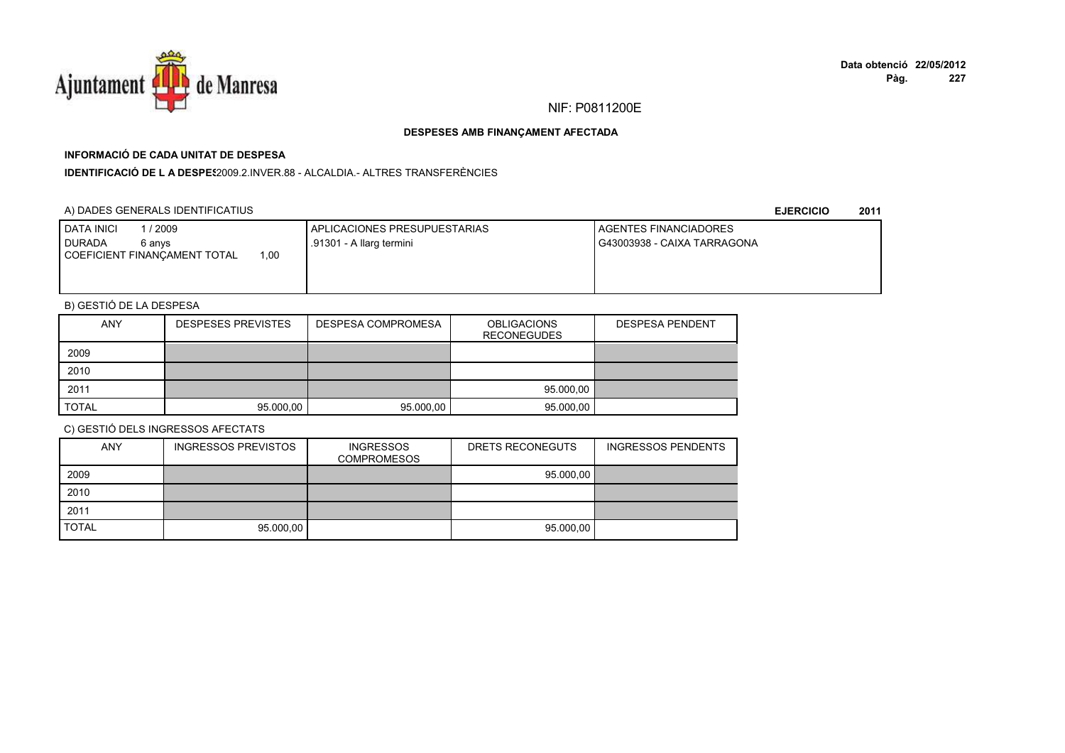NIF: P0811200E

**DESPESES AMB FINANÇAMENT AFECTADA**

**INFORMACIÓ DE CADA UNITAT DE DESPESA**

**IDENTIFICACIÓ DE L A DESPES** 2009.2.INVER.88 - ALCALDIA.- ALTRES TRANSFERÈNCIES

A) DADES GENERALS IDENTIFICATIUS

**EJERCICIO 2011**

| DATA INICI 1 / 2009<br>DURADA 6 anys<br>COEFICIENT FINANÇAMENT TOTAL 1,00 | APLICACIONES PRESUPUESTARIAS<br>.91301 - A llarg termini | AGENTES FINANCIADORES<br>G43003938 - CAIXA TARRAGONA |
|---|---|---|

B) GESTIÓ DE LA DESPESA

| ANY | DESPESES PREVISTES | DESPESA COMPROMESA | OBLIGACIONS RECONEGUDES | DESPESA PENDENT |
|---|---|---|---|---|
| 2009 | | | | |
| 2010 | | | | |
| 2011 | | | 95.000,00 | |
| TOTAL | 95.000,00 | 95.000,00 | 95.000,00 | |

C) GESTIÓ DELS INGRESSOS AFECTATS

| ANY | INGRESSOS PREVISTOS | INGRESSOS COMPROMESOS | DRETS RECONEGUTS | INGRESSOS PENDENTS |
|---|---|---|---|---|
| 2009 | | | 95.000,00 | |
| 2010 | | | | |
| 2011 | | | | |
| TOTAL | 95.000,00 | | 95.000,00 | |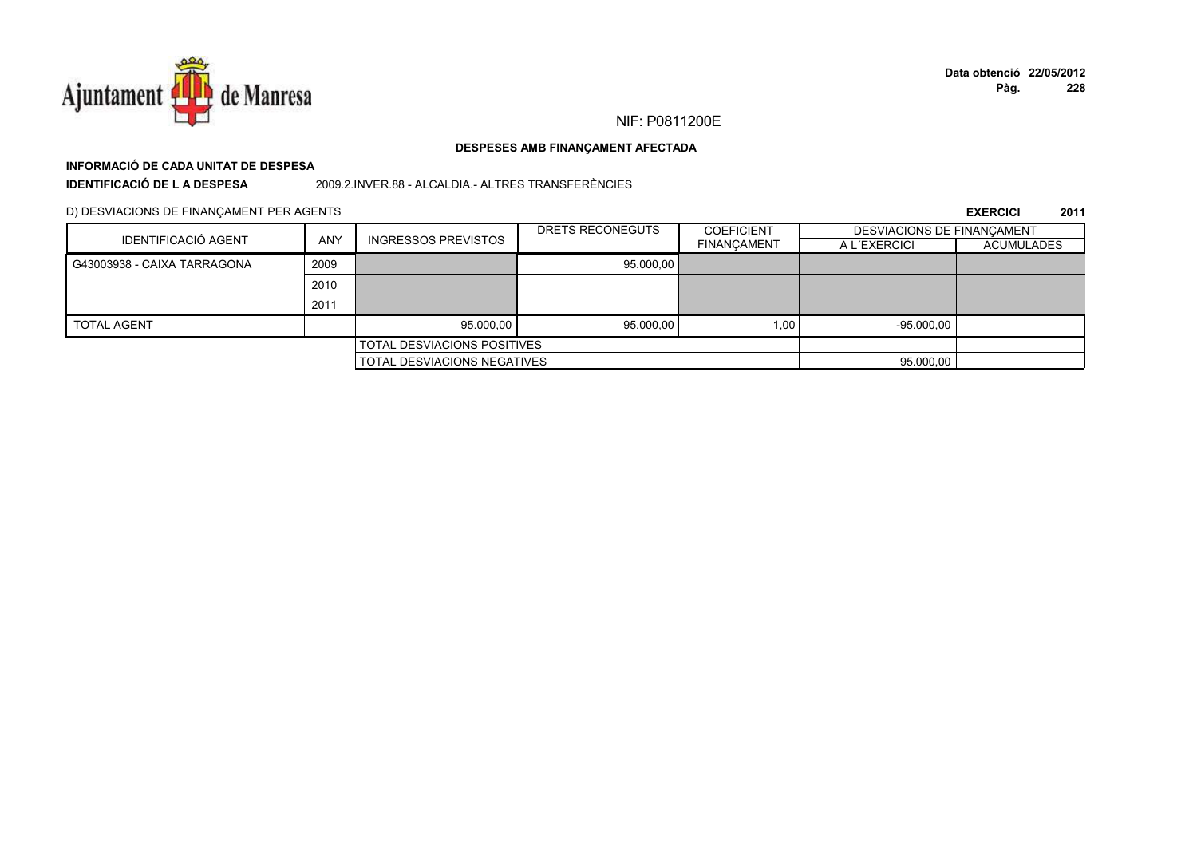NIF: P0811200E

**DESPESES AMB FINANÇAMENT AFECTADA**

**INFORMACIÓ DE CADA UNITAT DE DESPESA**

**IDENTIFICACIÓ DE L A DESPESA** 2009.2.INVER.88 - ALCALDIA.- ALTRES TRANSFERÈNCIES

D) DESVIACIONS DE FINANÇAMENT PER AGENTS

**EXERCICI 2011**

| IDENTIFICACIÓ AGENT | ANY | INGRESSOS PREVISTOS | DRETS RECONEGUTS | COEFICIENT FINANÇAMENT | DESVIACIONS DE FINANÇAMENT | |
|---|---|---|---|---|---|---|
| | | | | | A L´EXERCICI | ACUMULADES |
| G43003938 - CAIXA TARRAGONA | 2009 | | 95.000,00 | | | |
| | 2010 | | | | | |
| | 2011 | | | | | |
| TOTAL AGENT | | 95.000,00 | 95.000,00 | 1,00 | -95.000,00 | |
| | | TOTAL DESVIACIONS POSITIVES | | | | |
| | | TOTAL DESVIACIONS NEGATIVES | | | 95.000,00 | |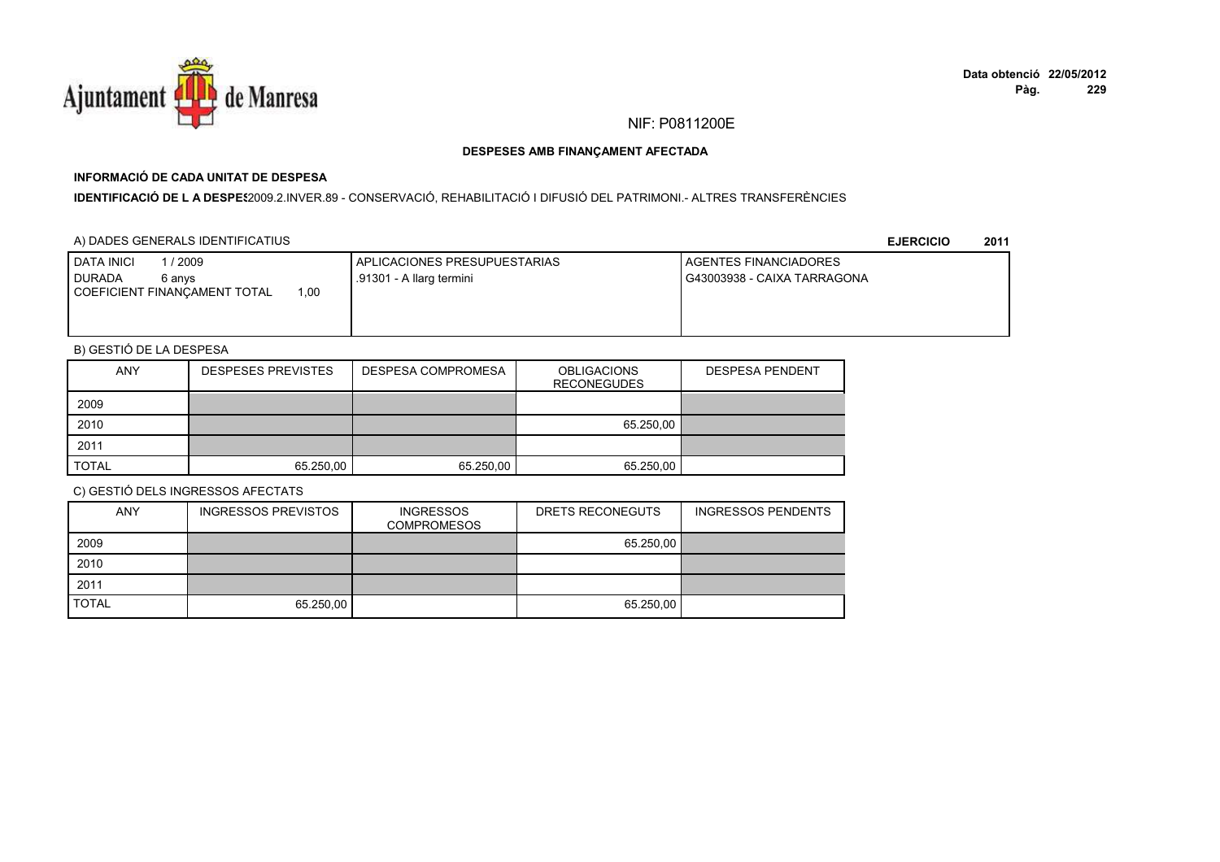NIF: P0811200E

**DESPESES AMB FINANÇAMENT AFECTADA**

**INFORMACIÓ DE CADA UNITAT DE DESPESA**

**IDENTIFICACIÓ DE L A DESPES** 2009.2.INVER.89 - CONSERVACIÓ, REHABILITACIÓ I DIFUSIÓ DEL PATRIMONI.- ALTRES TRANSFERÈNCIES

A) DADES GENERALS IDENTIFICATIUS

**EJERCICIO 2011**

| DATA INICI 1 / 2009<br>DURADA 6 anys<br>COEFICIENT FINANÇAMENT TOTAL 1,00 | APLICACIONES PRESUPUESTARIAS<br>.91301 - A llarg termini | AGENTES FINANCIADORES<br>G43003938 - CAIXA TARRAGONA |
|---|---|---|

B) GESTIÓ DE LA DESPESA

| ANY | DESPESES PREVISTES | DESPESA COMPROMESA | OBLIGACIONS RECONEGUDES | DESPESA PENDENT |
|---|---|---|---|---|
| 2009 | | | | |
| 2010 | | | 65.250,00 | |
| 2011 | | | | |
| TOTAL | 65.250,00 | 65.250,00 | 65.250,00 | |

C) GESTIÓ DELS INGRESSOS AFECTATS

| ANY | INGRESSOS PREVISTOS | INGRESSOS COMPROMESOS | DRETS RECONEGUTS | INGRESSOS PENDENTS |
|---|---|---|---|---|
| 2009 | | | 65.250,00 | |
| 2010 | | | | |
| 2011 | | | | |
| TOTAL | 65.250,00 | | 65.250,00 | |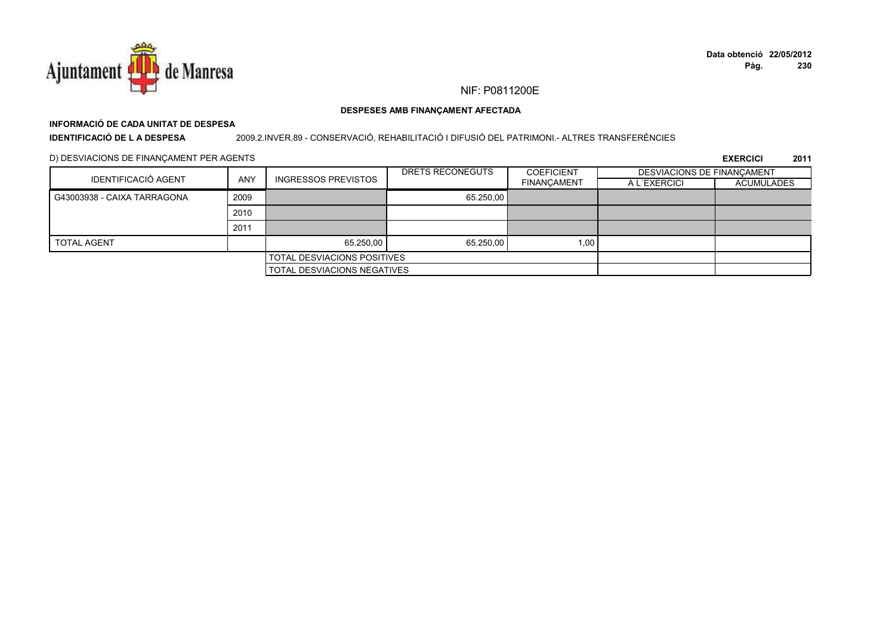NIF: P0811200E

**DESPESES AMB FINANÇAMENT AFECTADA**

**INFORMACIÓ DE CADA UNITAT DE DESPESA**

**IDENTIFICACIÓ DE L A DESPESA** 2009.2.INVER.89 - CONSERVACIÓ, REHABILITACIÓ I DIFUSIÓ DEL PATRIMONI.- ALTRES TRANSFERÈNCIES

D) DESVIACIONS DE FINANÇAMENT PER AGENTS

**EXERCICI 2011**

| IDENTIFICACIÓ AGENT | ANY | INGRESSOS PREVISTOS | DRETS RECONEGUTS | COEFICIENT FINANÇAMENT | DESVIACIONS DE FINANÇAMENT | |
|---|---|---|---|---|---|---|
| | | | | | A L´EXERCICI | ACUMULADES |
| G43003938 - CAIXA TARRAGONA | 2009 | | 65.250,00 | | | |
| | 2010 | | | | | |
| | 2011 | | | | | |
| TOTAL AGENT | | 65.250,00 | 65.250,00 | 1,00 | | |
| | | TOTAL DESVIACIONS POSITIVES | | | | |
| | | TOTAL DESVIACIONS NEGATIVES | | | | |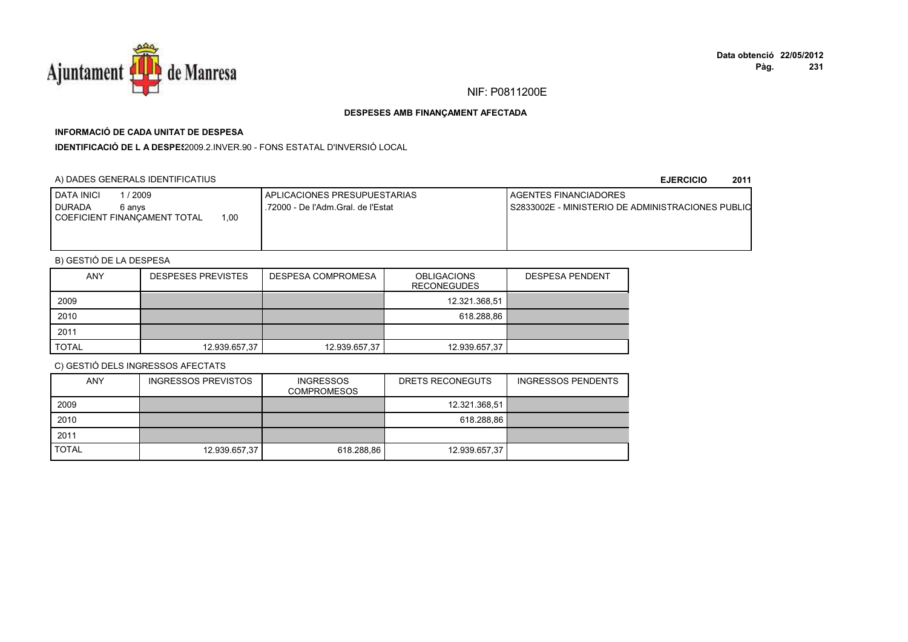NIF: P0811200E

**DESPESES AMB FINANÇAMENT AFECTADA**

**INFORMACIÓ DE CADA UNITAT DE DESPESA**

**IDENTIFICACIÓ DE L A DESPES**2009.2.INVER.90 - FONS ESTATAL D'INVERSIÓ LOCAL

A) DADES GENERALS IDENTIFICATIUS

**EJERCICIO 2011**

| DATA INICI 1 / 2009<br>DURADA 6 anys<br>COEFICIENT FINANÇAMENT TOTAL 1,00 | APLICACIONES PRESUPUESTARIAS<br>.72000 - De l'Adm.Gral. de l'Estat | AGENTES FINANCIADORES<br>S2833002E - MINISTERIO DE ADMINISTRACIONES PUBLIC |
|---|---|---|

B) GESTIÓ DE LA DESPESA

| ANY | DESPESES PREVISTES | DESPESA COMPROMESA | OBLIGACIONS RECONEGUDES | DESPESA PENDENT |
|---|---|---|---|---|
| 2009 | | | 12.321.368,51 | |
| 2010 | | | 618.288,86 | |
| 2011 | | | | |
| TOTAL | 12.939.657,37 | 12.939.657,37 | 12.939.657,37 | |

C) GESTIÓ DELS INGRESSOS AFECTATS

| ANY | INGRESSOS PREVISTOS | INGRESSOS COMPROMESOS | DRETS RECONEGUTS | INGRESSOS PENDENTS |
|---|---|---|---|---|
| 2009 | | | 12.321.368,51 | |
| 2010 | | | 618.288,86 | |
| 2011 | | | | |
| TOTAL | 12.939.657,37 | 618.288,86 | 12.939.657,37 | |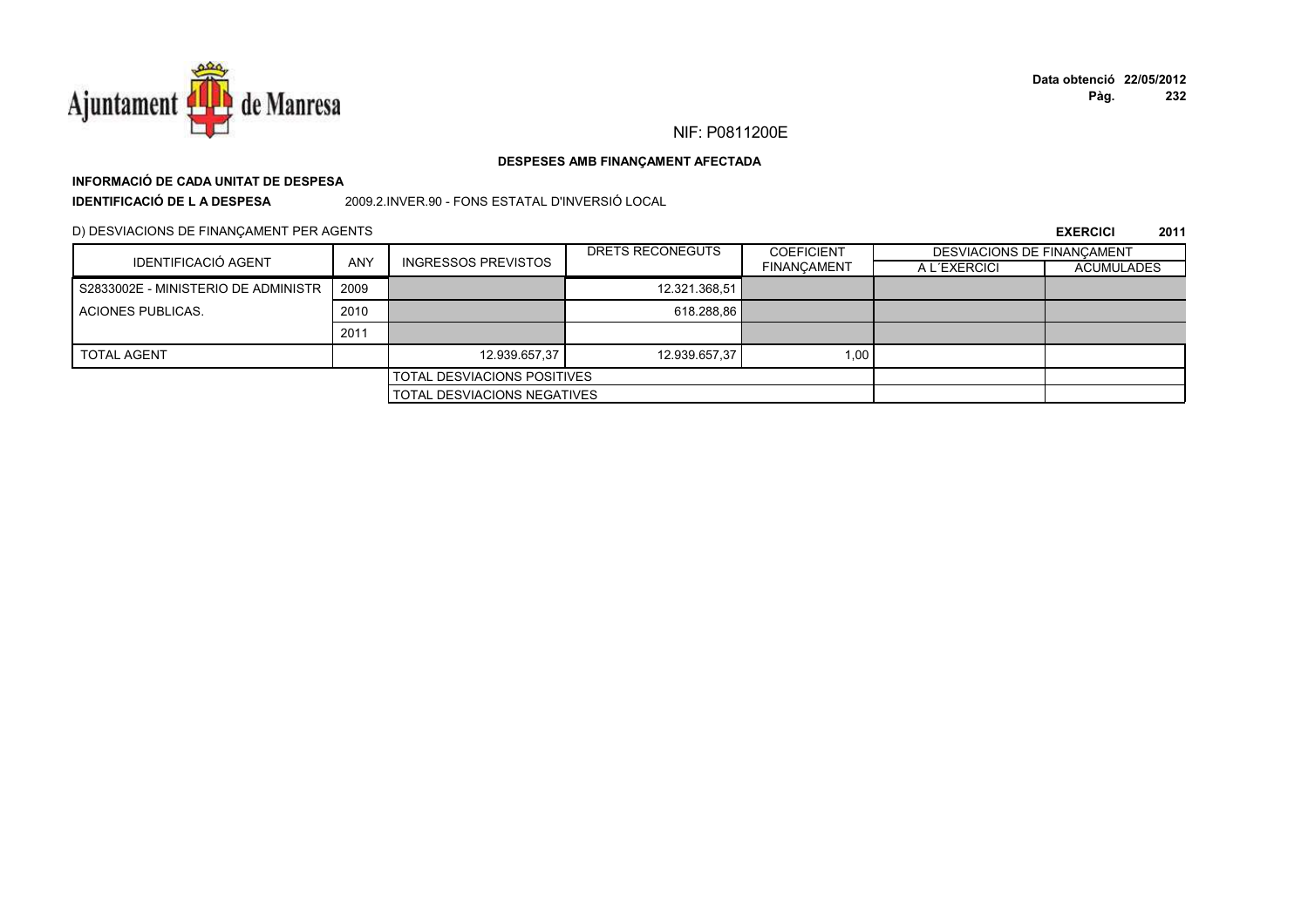NIF: P0811200E

**DESPESES AMB FINANÇAMENT AFECTADA**

**INFORMACIÓ DE CADA UNITAT DE DESPESA**

**IDENTIFICACIÓ DE L A DESPESA** 2009.2.INVER.90 - FONS ESTATAL D'INVERSIÓ LOCAL

D) DESVIACIONS DE FINANÇAMENT PER AGENTS **EXERCICI 2011**

| IDENTIFICACIÓ AGENT | ANY | INGRESSOS PREVISTOS | DRETS RECONEGUTS | COEFICIENT FINANÇAMENT | DESVIACIONS DE FINANÇAMENT | |
|---|---|---|---|---|---|---|
| | | | | | A L´EXERCICI | ACUMULADES |
| S2833002E - MINISTERIO DE ADMINISTR ACIONES PUBLICAS. | 2009 | | 12.321.368,51 | | | |
| | 2010 | | 618.288,86 | | | |
| | 2011 | | | | | |
| TOTAL AGENT | | 12.939.657,37 | 12.939.657,37 | 1,00 | | |
| | | TOTAL DESVIACIONS POSITIVES | | | | |
| | | TOTAL DESVIACIONS NEGATIVES | | | | |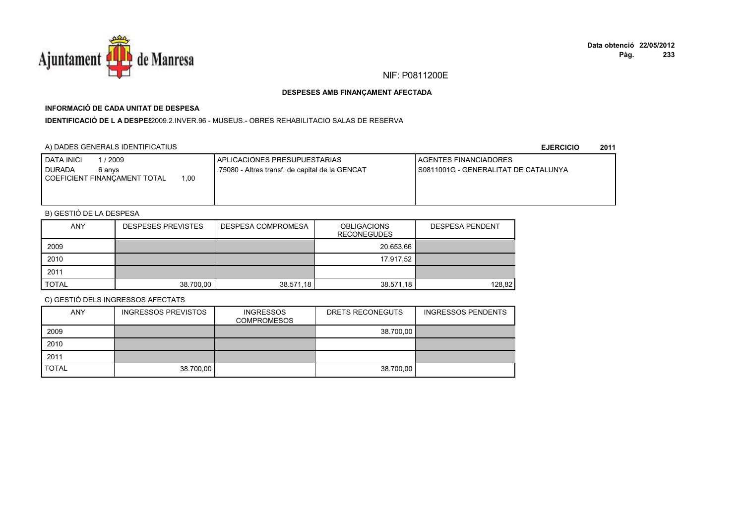NIF: P0811200E

**DESPESES AMB FINANÇAMENT AFECTADA**

**INFORMACIÓ DE CADA UNITAT DE DESPESA**

**IDENTIFICACIÓ DE L A DESPES** 2009.2.INVER.96 - MUSEUS.- OBRES REHABILITACIO SALAS DE RESERVA

A) DADES GENERALS IDENTIFICATIUS

**EJERCICIO 2011**

| DATA INICI 1 / 2009<br>DURADA 6 anys<br>COEFICIENT FINANÇAMENT TOTAL 1,00 | APLICACIONES PRESUPUESTARIAS<br>.75080 - Altres transf. de capital de la GENCAT | AGENTES FINANCIADORES<br>S0811001G - GENERALITAT DE CATALUNYA |
|---|---|---|

B) GESTIÓ DE LA DESPESA

| ANY | DESPESES PREVISTES | DESPESA COMPROMESA | OBLIGACIONS RECONEGUDES | DESPESA PENDENT |
|---|---|---|---|---|
| 2009 | | | 20.653,66 | |
| 2010 | | | 17.917,52 | |
| 2011 | | | | |
| TOTAL | 38.700,00 | 38.571,18 | 38.571,18 | 128,82 |

C) GESTIÓ DELS INGRESSOS AFECTATS

| ANY | INGRESSOS PREVISTOS | INGRESSOS COMPROMESOS | DRETS RECONEGUTS | INGRESSOS PENDENTS |
|---|---|---|---|---|
| 2009 | | | 38.700,00 | |
| 2010 | | | | |
| 2011 | | | | |
| TOTAL | 38.700,00 | | 38.700,00 | |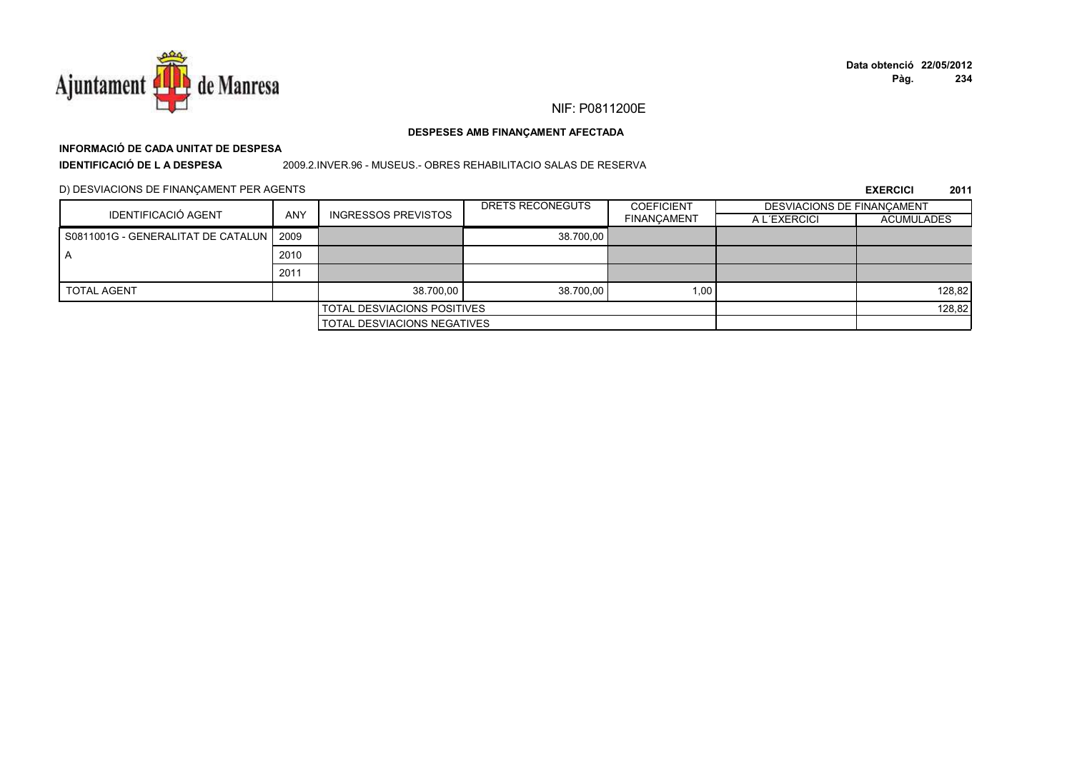NIF: P0811200E

**DESPESES AMB FINANÇAMENT AFECTADA**

**INFORMACIÓ DE CADA UNITAT DE DESPESA**

**IDENTIFICACIÓ DE L A DESPESA** 2009.2.INVER.96 - MUSEUS.- OBRES REHABILITACIO SALAS DE RESERVA

D) DESVIACIONS DE FINANÇAMENT PER AGENTS **EXERCICI 2011**

| IDENTIFICACIÓ AGENT | ANY | INGRESSOS PREVISTOS | DRETS RECONEGUTS | COEFICIENT FINANÇAMENT | DESVIACIONS DE FINANÇAMENT A L´EXERCICI | DESVIACIONS DE FINANÇAMENT ACUMULADES |
|---|---|---|---|---|---|---|
| S0811001G - GENERALITAT DE CATALUNYA | 2009 | | 38.700,00 | | | |
| | 2010 | | | | | |
| | 2011 | | | | | |
| TOTAL AGENT | | 38.700,00 | 38.700,00 | 1,00 | | 128,82 |
| | | TOTAL DESVIACIONS POSITIVES | | | | 128,82 |
| | | TOTAL DESVIACIONS NEGATIVES | | | | |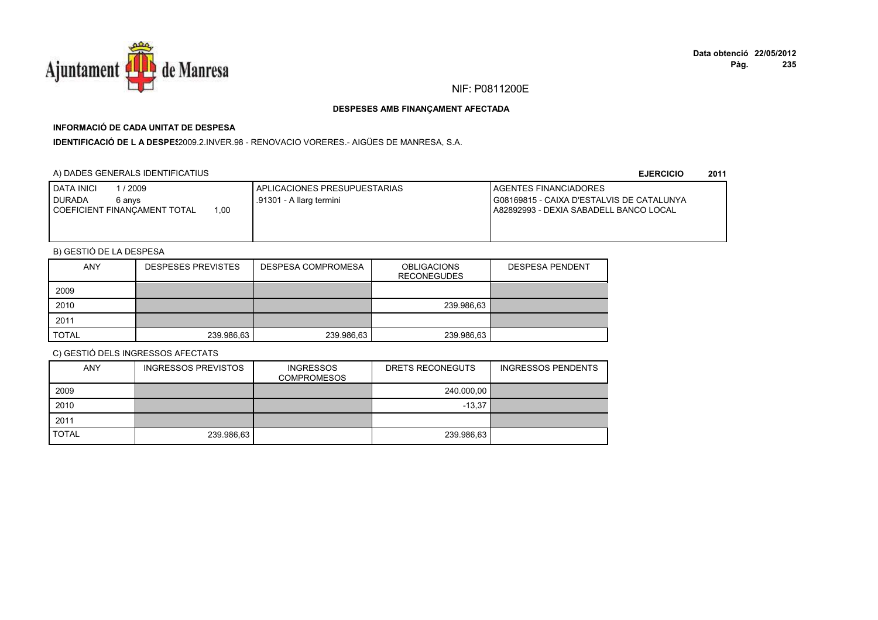NIF: P0811200E

## DESPESES AMB FINANÇAMENT AFECTADA

### INFORMACIÓ DE CADA UNITAT DE DESPESA

**IDENTIFICACIÓ DE L A DESPES** 2009.2.INVER.98 - RENOVACIO VORERES.- AIGÜES DE MANRESA, S.A.

A) DADES GENERALS IDENTIFICATIUS

**EJERCICIO 2011**

| DATA INICI 1 / 2009<br>DURADA 6 anys<br>COEFICIENT FINANÇAMENT TOTAL 1,00 | APLICACIONES PRESUPUESTARIAS<br>.91301 - A llarg termini | AGENTES FINANCIADORES<br>G08169815 - CAIXA D'ESTALVIS DE CATALUNYA<br>A82892993 - DEXIA SABADELL BANCO LOCAL |
|---|---|---|

B) GESTIÓ DE LA DESPESA

| ANY | DESPESES PREVISTES | DESPESA COMPROMESA | OBLIGACIONS RECONEGUDES | DESPESA PENDENT |
|---|---|---|---|---|
| 2009 | | | | |
| 2010 | | | 239.986,63 | |
| 2011 | | | | |
| TOTAL | 239.986,63 | 239.986,63 | 239.986,63 | |

C) GESTIÓ DELS INGRESSOS AFECTATS

| ANY | INGRESSOS PREVISTOS | INGRESSOS COMPROMESOS | DRETS RECONEGUTS | INGRESSOS PENDENTS |
|---|---|---|---|---|
| 2009 | | | 240.000,00 | |
| 2010 | | | -13,37 | |
| 2011 | | | | |
| TOTAL | 239.986,63 | | 239.986,63 | |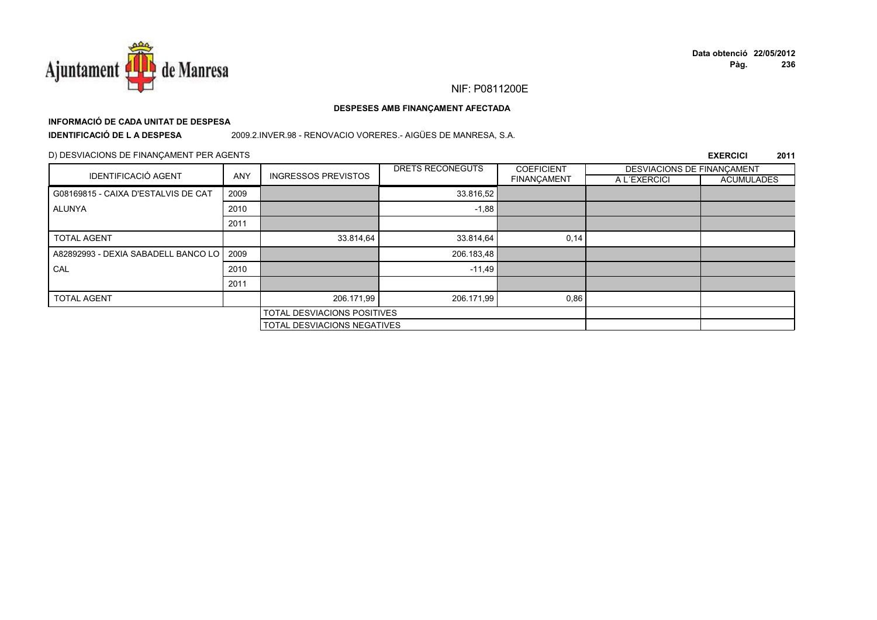NIF: P0811200E

**DESPESES AMB FINANÇAMENT AFECTADA**

**INFORMACIÓ DE CADA UNITAT DE DESPESA**

**IDENTIFICACIÓ DE L A DESPESA** 2009.2.INVER.98 - RENOVACIO VORERES.- AIGÜES DE MANRESA, S.A.

D) DESVIACIONS DE FINANÇAMENT PER AGENTS

**EXERCICI 2011**

| IDENTIFICACIÓ AGENT | ANY | INGRESSOS PREVISTOS | DRETS RECONEGUTS | COEFICIENT FINANÇAMENT | DESVIACIONS DE FINANÇAMENT A L´EXERCICI | DESVIACIONS DE FINANÇAMENT ACUMULADES |
|---|---|---|---|---|---|---|
| G08169815 - CAIXA D'ESTALVIS DE CATALUNYA | 2009 | | 33.816,52 | | | |
| | 2010 | | -1,88 | | | |
| | 2011 | | | | | |
| TOTAL AGENT | | 33.814,64 | 33.814,64 | 0,14 | | |
| A82892993 - DEXIA SABADELL BANCO LOCAL | 2009 | | 206.183,48 | | | |
| | 2010 | | -11,49 | | | |
| | 2011 | | | | | |
| TOTAL AGENT | | 206.171,99 | 206.171,99 | 0,86 | | |
| | | TOTAL DESVIACIONS POSITIVES | | | | |
| | | TOTAL DESVIACIONS NEGATIVES | | | | |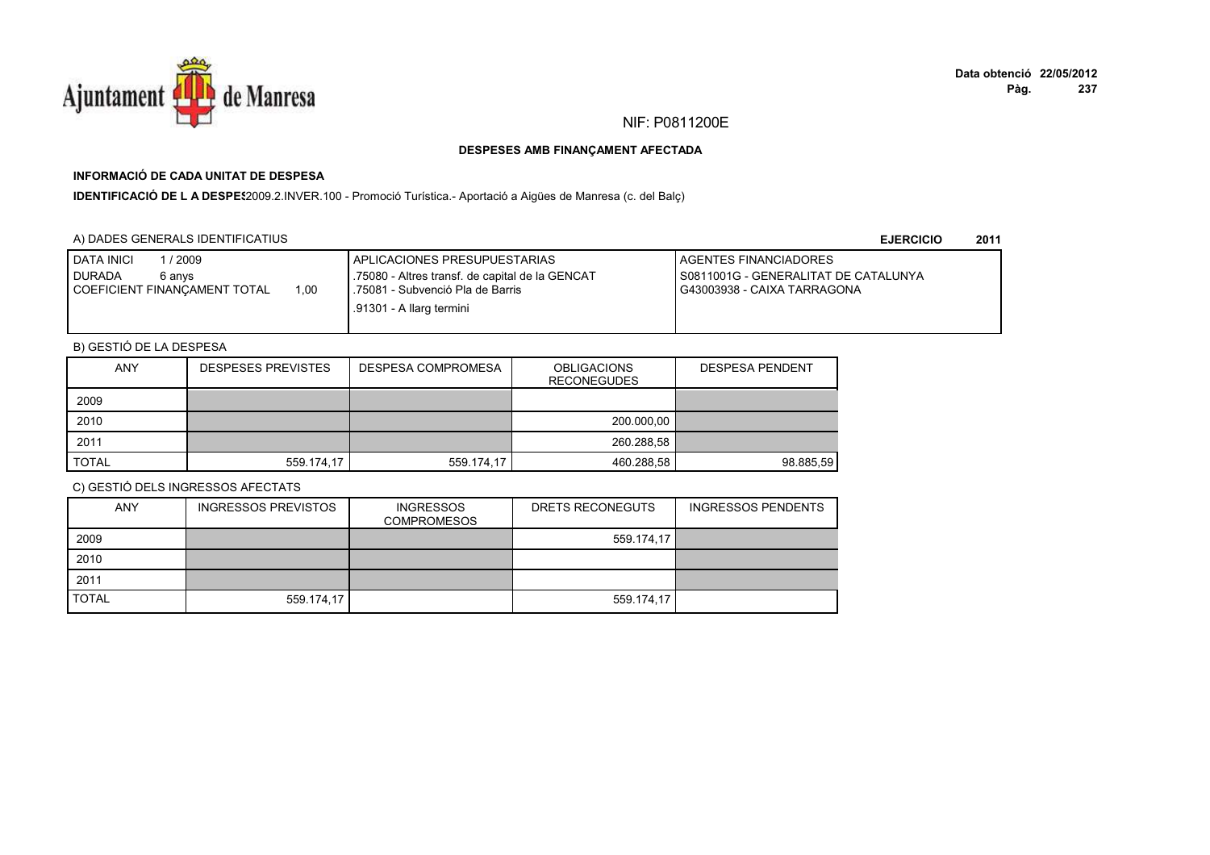NIF: P0811200E

**DESPESES AMB FINANÇAMENT AFECTADA**

**INFORMACIÓ DE CADA UNITAT DE DESPESA**

**IDENTIFICACIÓ DE L A DESPES**2009.2.INVER.100 - Promoció Turística.- Aportació a Aigües de Manresa (c. del Balç)

A) DADES GENERALS IDENTIFICATIUS

**EJERCICIO 2011**

| DATA INICI 1 / 2009<br>DURADA 6 anys<br>COEFICIENT FINANÇAMENT TOTAL 1,00 | APLICACIONES PRESUPUESTARIAS<br>.75080 - Altres transf. de capital de la GENCAT<br>.75081 - Subvenció Pla de Barris<br>.91301 - A llarg termini | AGENTES FINANCIADORES<br>S0811001G - GENERALITAT DE CATALUNYA<br>G43003938 - CAIXA TARRAGONA |
|---|---|---|

B) GESTIÓ DE LA DESPESA

| ANY | DESPESES PREVISTES | DESPESA COMPROMESA | OBLIGACIONS RECONEGUDES | DESPESA PENDENT |
|---|---|---|---|---|
| 2009 | | | | |
| 2010 | | | 200.000,00 | |
| 2011 | | | 260.288,58 | |
| TOTAL | 559.174,17 | 559.174,17 | 460.288,58 | 98.885,59 |

C) GESTIÓ DELS INGRESSOS AFECTATS

| ANY | INGRESSOS PREVISTOS | INGRESSOS COMPROMESOS | DRETS RECONEGUTS | INGRESSOS PENDENTS |
|---|---|---|---|---|
| 2009 | | | 559.174,17 | |
| 2010 | | | | |
| 2011 | | | | |
| TOTAL | 559.174,17 | | 559.174,17 | |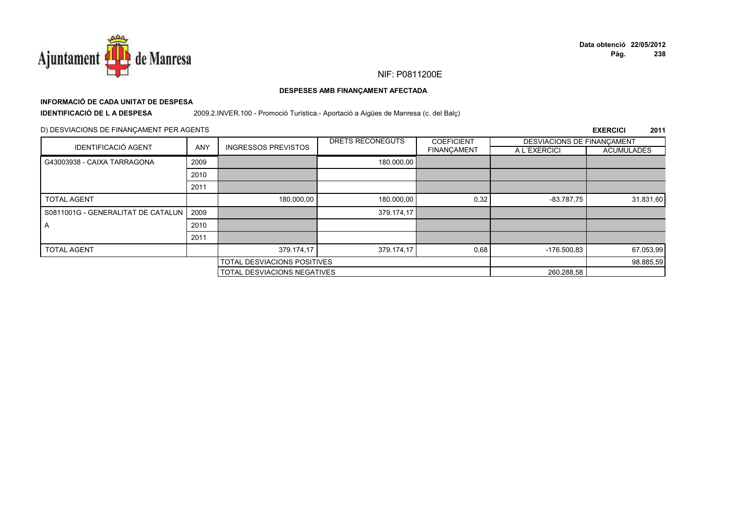NIF: P0811200E

**DESPESES AMB FINANÇAMENT AFECTADA**

**INFORMACIÓ DE CADA UNITAT DE DESPESA**

**IDENTIFICACIÓ DE L A DESPESA** 2009.2.INVER.100 - Promoció Turística.- Aportació a Aigües de Manresa (c. del Balç)

D) DESVIACIONS DE FINANÇAMENT PER AGENTS

**EXERCICI 2011**

| IDENTIFICACIÓ AGENT | ANY | INGRESSOS PREVISTOS | DRETS RECONEGUTS | COEFICIENT FINANÇAMENT | DESVIACIONS DE FINANÇAMENT A L´EXERCICI | ACUMULADES |
|---|---|---|---|---|---|---|
| G43003938 - CAIXA TARRAGONA | 2009 | | 180.000,00 | | | |
| | 2010 | | | | | |
| | 2011 | | | | | |
| TOTAL AGENT | | 180.000,00 | 180.000,00 | 0,32 | -83.787,75 | 31.831,60 |
| S0811001G - GENERALITAT DE CATALUN | 2009 | | 379.174,17 | | | |
| A | 2010 | | | | | |
| | 2011 | | | | | |
| TOTAL AGENT | | 379.174,17 | 379.174,17 | 0,68 | -176.500,83 | 67.053,99 |
| | | TOTAL DESVIACIONS POSITIVES | | | | 98.885,59 |
| | | TOTAL DESVIACIONS NEGATIVES | | | 260.288,58 | |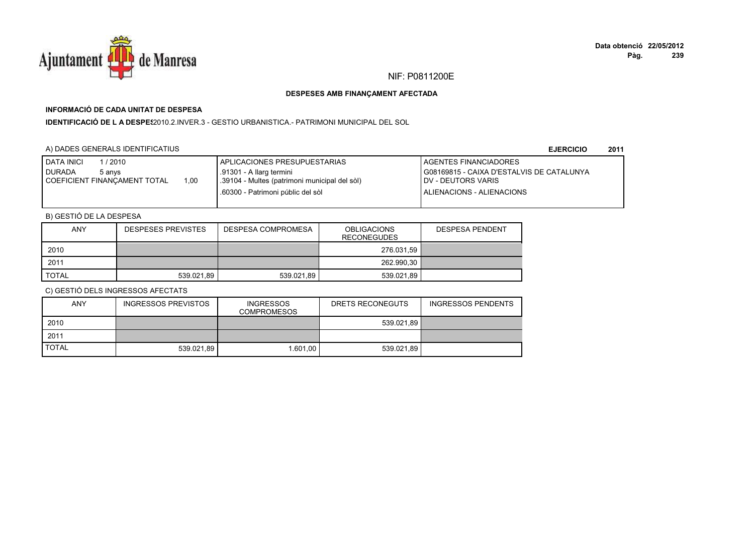NIF: P0811200E

**DESPESES AMB FINANÇAMENT AFECTADA**

**INFORMACIÓ DE CADA UNITAT DE DESPESA**

**IDENTIFICACIÓ DE L A DESPES**2010.2.INVER.3 - GESTIO URBANISTICA.- PATRIMONI MUNICIPAL DEL SOL

A) DADES GENERALS IDENTIFICATIUS

**EJERCICIO 2011**

| DATA INICI 1 / 2010<br>DURADA 5 anys<br>COEFICIENT FINANÇAMENT TOTAL 1,00 | APLICACIONES PRESUPUESTARIAS<br>.91301 - A llarg termini<br>.39104 - Multes (patrimoni municipal del sòl)<br>.60300 - Patrimoni públic del sòl | AGENTES FINANCIADORES<br>G08169815 - CAIXA D'ESTALVIS DE CATALUNYA<br>DV - DEUTORS VARIS<br>ALIENACIONS - ALIENACIONS |
|---|---|---|

B) GESTIÓ DE LA DESPESA

| ANY | DESPESES PREVISTES | DESPESA COMPROMESA | OBLIGACIONS RECONEGUDES | DESPESA PENDENT |
|---|---|---|---|---|
| 2010 | | | 276.031,59 | |
| 2011 | | | 262.990,30 | |
| TOTAL | 539.021,89 | 539.021,89 | 539.021,89 | |

C) GESTIÓ DELS INGRESSOS AFECTATS

| ANY | INGRESSOS PREVISTOS | INGRESSOS COMPROMESOS | DRETS RECONEGUTS | INGRESSOS PENDENTS |
|---|---|---|---|---|
| 2010 | | | 539.021,89 | |
| 2011 | | | | |
| TOTAL | 539.021,89 | 1.601,00 | 539.021,89 | |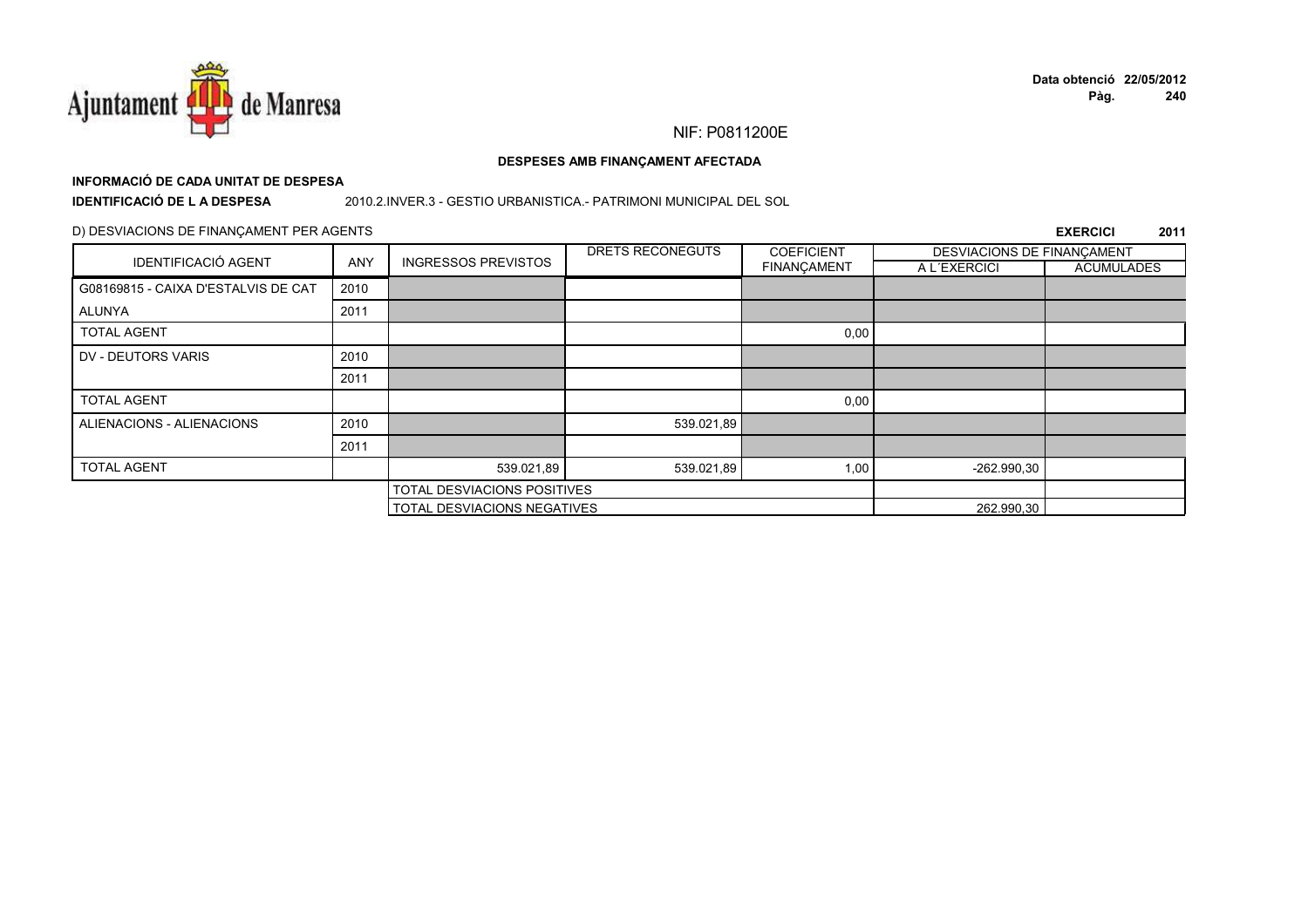NIF: P0811200E

**DESPESES AMB FINANÇAMENT AFECTADA**

**INFORMACIÓ DE CADA UNITAT DE DESPESA**

**IDENTIFICACIÓ DE L A DESPESA** 2010.2.INVER.3 - GESTIO URBANISTICA.- PATRIMONI MUNICIPAL DEL SOL

D) DESVIACIONS DE FINANÇAMENT PER AGENTS

**EXERCICI 2011**

| IDENTIFICACIÓ AGENT | ANY | INGRESSOS PREVISTOS | DRETS RECONEGUTS | COEFICIENT FINANÇAMENT | DESVIACIONS DE FINANÇAMENT A L´EXERCICI | DESVIACIONS DE FINANÇAMENT ACUMULADES |
|---|---|---|---|---|---|---|
| G08169815 - CAIXA D'ESTALVIS DE CAT | 2010 | | | | | |
| ALUNYA | 2011 | | | | | |
| TOTAL AGENT | | | | 0,00 | | |
| DV - DEUTORS VARIS | 2010 | | | | | |
| | 2011 | | | | | |
| TOTAL AGENT | | | | 0,00 | | |
| ALIENACIONS - ALIENACIONS | 2010 | | 539.021,89 | | | |
| | 2011 | | | | | |
| TOTAL AGENT | | 539.021,89 | 539.021,89 | 1,00 | -262.990,30 | |
| | | TOTAL DESVIACIONS POSITIVES | | | | |
| | | TOTAL DESVIACIONS NEGATIVES | | | 262.990,30 | |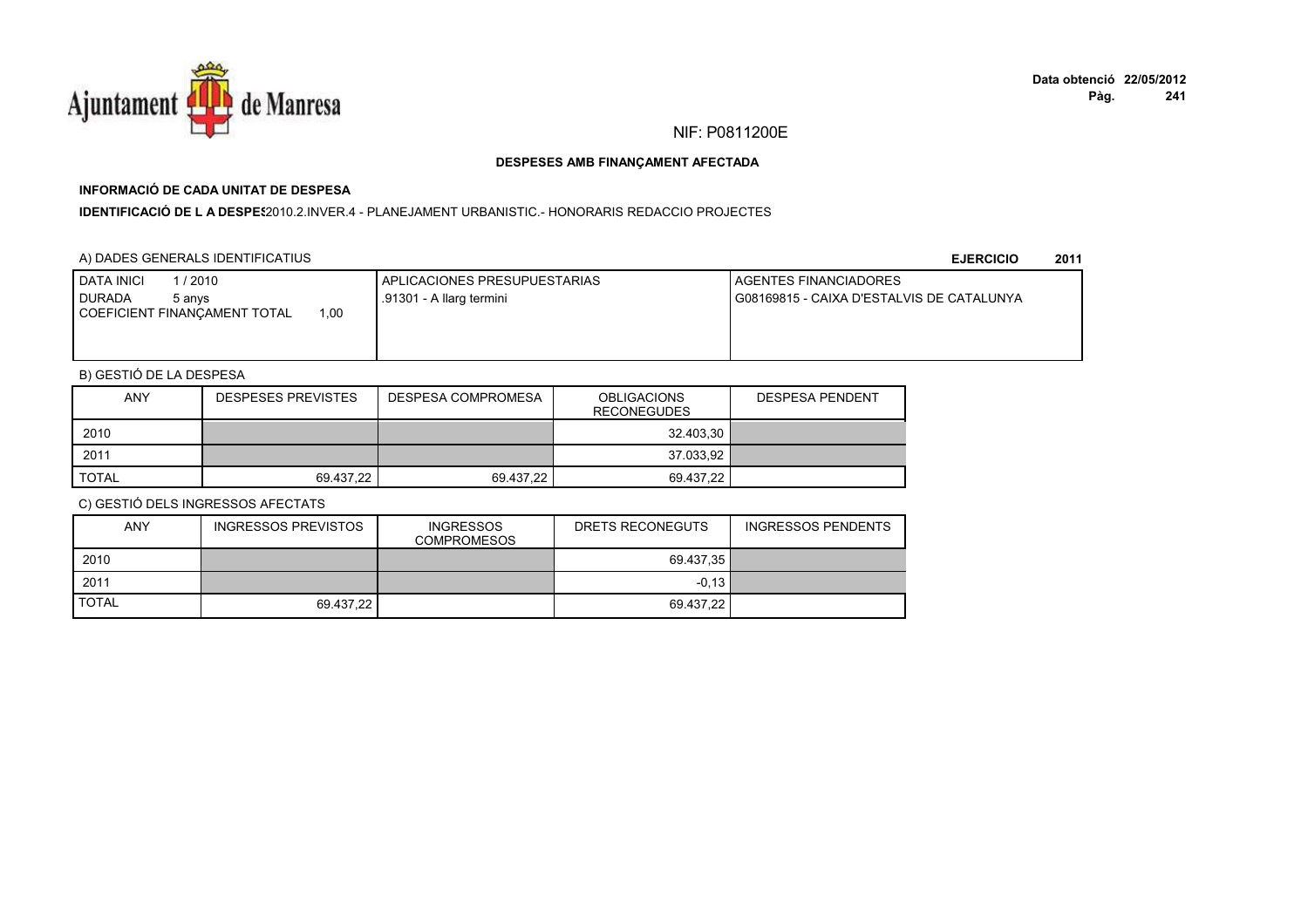NIF: P0811200E

**DESPESES AMB FINANÇAMENT AFECTADA**

**INFORMACIÓ DE CADA UNITAT DE DESPESA**

**IDENTIFICACIÓ DE L A DESPES** 2010.2.INVER.4 - PLANEJAMENT URBANISTIC.- HONORARIS REDACCIO PROJECTES

A) DADES GENERALS IDENTIFICATIUS

**EJERCICIO 2011**

| DATA INICI 1 / 2010<br>DURADA 5 anys<br>COEFICIENT FINANÇAMENT TOTAL 1,00 | APLICACIONES PRESUPUESTARIAS<br>.91301 - A llarg termini | AGENTES FINANCIADORES<br>G08169815 - CAIXA D'ESTALVIS DE CATALUNYA |
|---|---|---|

B) GESTIÓ DE LA DESPESA

| ANY | DESPESES PREVISTES | DESPESA COMPROMESA | OBLIGACIONS RECONEGUDES | DESPESA PENDENT |
|---|---|---|---|---|
| 2010 | | | 32.403,30 | |
| 2011 | | | 37.033,92 | |
| TOTAL | 69.437,22 | 69.437,22 | 69.437,22 | |

C) GESTIÓ DELS INGRESSOS AFECTATS

| ANY | INGRESSOS PREVISTOS | INGRESSOS COMPROMESOS | DRETS RECONEGUTS | INGRESSOS PENDENTS |
|---|---|---|---|---|
| 2010 | | | 69.437,35 | |
| 2011 | | | -0,13 | |
| TOTAL | 69.437,22 | | 69.437,22 | |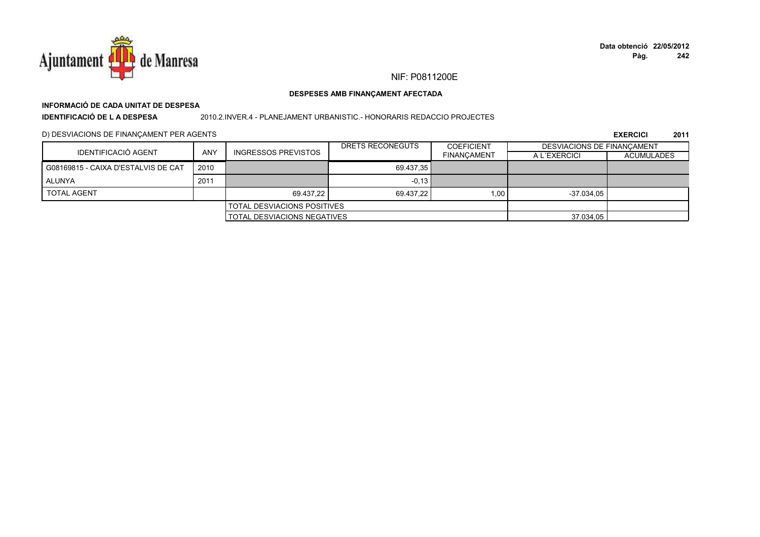NIF: P0811200E

**DESPESES AMB FINANÇAMENT AFECTADA**

**INFORMACIÓ DE CADA UNITAT DE DESPESA**

**IDENTIFICACIÓ DE L A DESPESA** 2010.2.INVER.4 - PLANEJAMENT URBANISTIC.- HONORARIS REDACCIO PROJECTES

D) DESVIACIONS DE FINANÇAMENT PER AGENTS

**EXERCICI 2011**

| IDENTIFICACIÓ AGENT | ANY | INGRESSOS PREVISTOS | DRETS RECONEGUTS | COEFICIENT FINANÇAMENT | DESVIACIONS DE FINANÇAMENT A L´EXERCICI | DESVIACIONS DE FINANÇAMENT ACUMULADES |
|---|---|---|---|---|---|---|
| G08169815 - CAIXA D'ESTALVIS DE CAT | 2010 | | 69.437,35 | | | |
| ALUNYA | 2011 | | -0,13 | | | |
| TOTAL AGENT | | 69.437,22 | 69.437,22 | 1,00 | -37.034,05 | |
| | | TOTAL DESVIACIONS POSITIVES | | | | |
| | | TOTAL DESVIACIONS NEGATIVES | | | 37.034,05 | |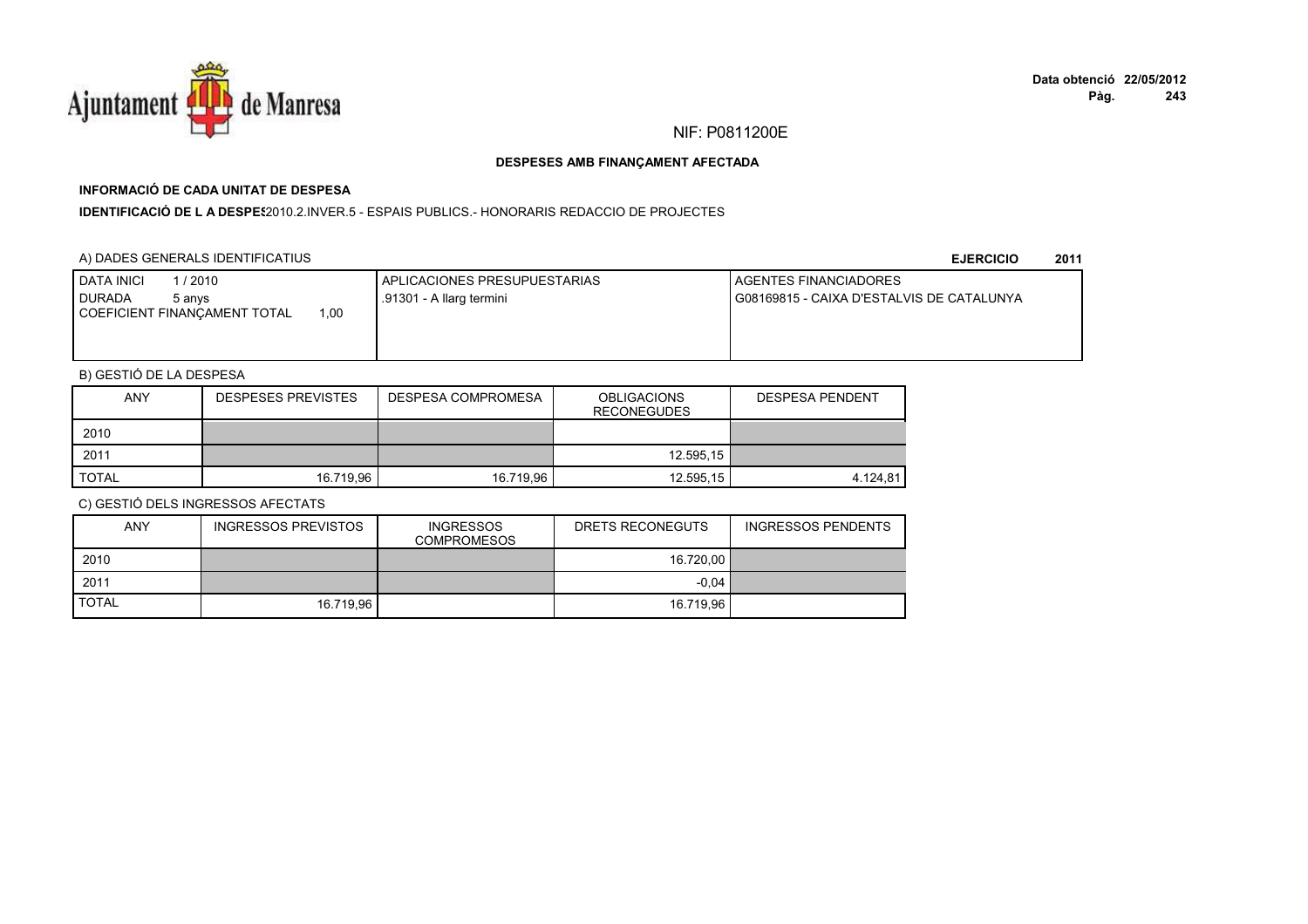NIF: P0811200E

**DESPESES AMB FINANÇAMENT AFECTADA**

**INFORMACIÓ DE CADA UNITAT DE DESPESA**

**IDENTIFICACIÓ DE L A DESPES**2010.2.INVER.5 - ESPAIS PUBLICS.- HONORARIS REDACCIO DE PROJECTES

A) DADES GENERALS IDENTIFICATIUS

**EJERCICIO 2011**

| DATA INICI 1 / 2010<br>DURADA 5 anys<br>COEFICIENT FINANÇAMENT TOTAL 1,00 | APLICACIONES PRESUPUESTARIAS<br>.91301 - A llarg termini | AGENTES FINANCIADORES<br>G08169815 - CAIXA D'ESTALVIS DE CATALUNYA |
|---|---|---|

B) GESTIÓ DE LA DESPESA

| ANY | DESPESES PREVISTES | DESPESA COMPROMESA | OBLIGACIONS RECONEGUDES | DESPESA PENDENT |
|---|---|---|---|---|
| 2010 | | | | |
| 2011 | | | 12.595,15 | |
| TOTAL | 16.719,96 | 16.719,96 | 12.595,15 | 4.124,81 |

C) GESTIÓ DELS INGRESSOS AFECTATS

| ANY | INGRESSOS PREVISTOS | INGRESSOS COMPROMESOS | DRETS RECONEGUTS | INGRESSOS PENDENTS |
|---|---|---|---|---|
| 2010 | | | 16.720,00 | |
| 2011 | | | -0,04 | |
| TOTAL | 16.719,96 | | 16.719,96 | |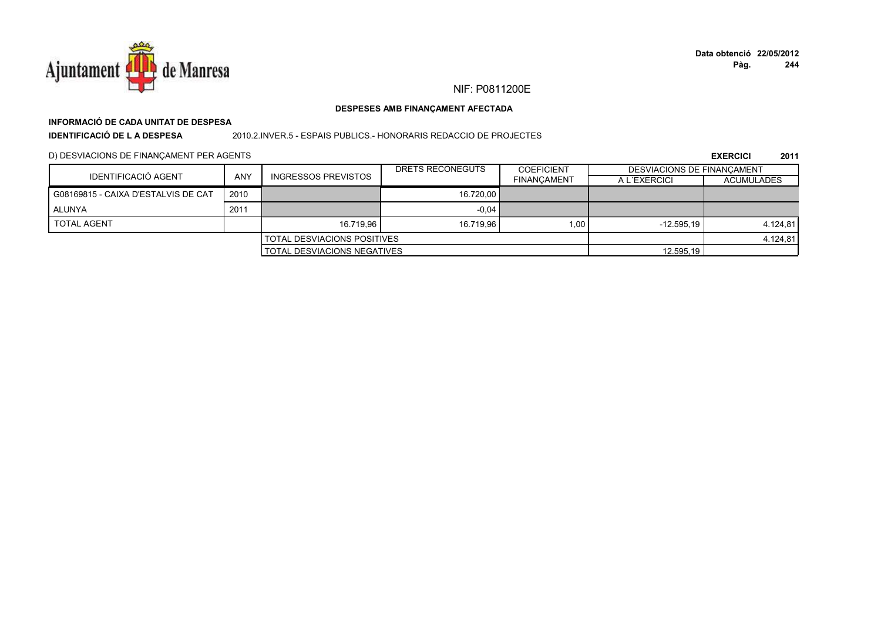NIF: P0811200E

**DESPESES AMB FINANÇAMENT AFECTADA**

**INFORMACIÓ DE CADA UNITAT DE DESPESA**

**IDENTIFICACIÓ DE L A DESPESA** 2010.2.INVER.5 - ESPAIS PUBLICS.- HONORARIS REDACCIO DE PROJECTES

D) DESVIACIONS DE FINANÇAMENT PER AGENTS

**EXERCICI 2011**

| IDENTIFICACIÓ AGENT | ANY | INGRESSOS PREVISTOS | DRETS RECONEGUTS | COEFICIENT FINANÇAMENT | DESVIACIONS DE FINANÇAMENT | |
|---|---|---|---|---|---|---|
| | | | | | A L´EXERCICI | ACUMULADES |
| G08169815 - CAIXA D'ESTALVIS DE CAT | 2010 | | 16.720,00 | | | |
| ALUNYA | 2011 | | -0,04 | | | |
| TOTAL AGENT | | 16.719,96 | 16.719,96 | 1,00 | -12.595,19 | 4.124,81 |
| | | TOTAL DESVIACIONS POSITIVES | | | | 4.124,81 |
| | | TOTAL DESVIACIONS NEGATIVES | | | 12.595,19 | |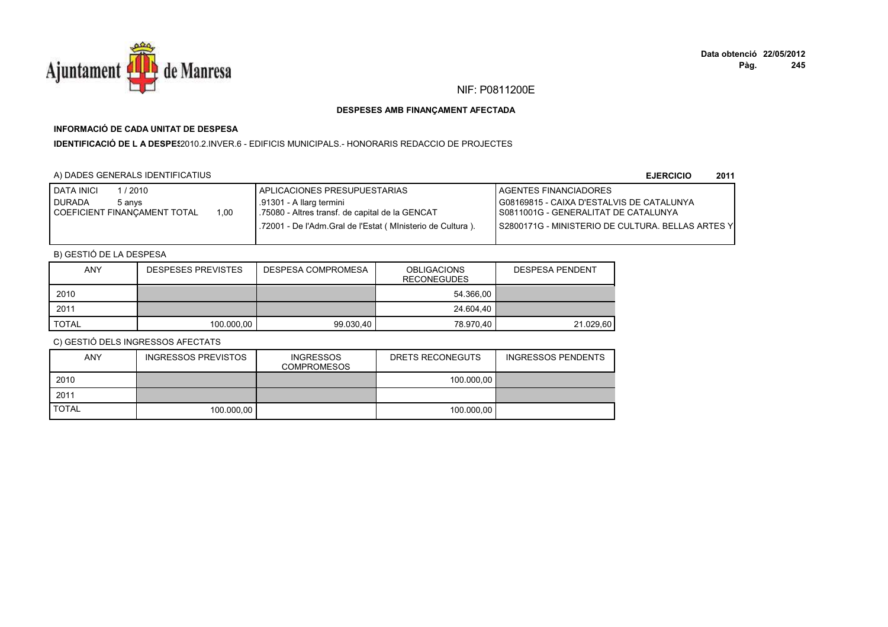NIF: P0811200E

**DESPESES AMB FINANÇAMENT AFECTADA**

**INFORMACIÓ DE CADA UNITAT DE DESPESA**

**IDENTIFICACIÓ DE L A DESPES**2010.2.INVER.6 - EDIFICIS MUNICIPALS.- HONORARIS REDACCIO DE PROJECTES

A) DADES GENERALS IDENTIFICATIUS

**EJERCICIO 2011**

| DATA INICI 1 / 2010<br>DURADA 5 anys<br>COEFICIENT FINANÇAMENT TOTAL 1,00 | APLICACIONES PRESUPUESTARIAS<br>.91301 - A llarg termini<br>.75080 - Altres transf. de capital de la GENCAT<br>.72001 - De l'Adm.Gral de l'Estat ( MInisterio de Cultura ). | AGENTES FINANCIADORES<br>G08169815 - CAIXA D'ESTALVIS DE CATALUNYA<br>S0811001G - GENERALITAT DE CATALUNYA<br>S2800171G - MINISTERIO DE CULTURA. BELLAS ARTES Y |
|---|---|---|

B) GESTIÓ DE LA DESPESA

| ANY | DESPESES PREVISTES | DESPESA COMPROMESA | OBLIGACIONS RECONEGUDES | DESPESA PENDENT |
|---|---|---|---|---|
| 2010 | | | 54.366,00 | |
| 2011 | | | 24.604,40 | |
| TOTAL | 100.000,00 | 99.030,40 | 78.970,40 | 21.029,60 |

C) GESTIÓ DELS INGRESSOS AFECTATS

| ANY | INGRESSOS PREVISTOS | INGRESSOS COMPROMESOS | DRETS RECONEGUTS | INGRESSOS PENDENTS |
|---|---|---|---|---|
| 2010 | | | 100.000,00 | |
| 2011 | | | | |
| TOTAL | 100.000,00 | | 100.000,00 | |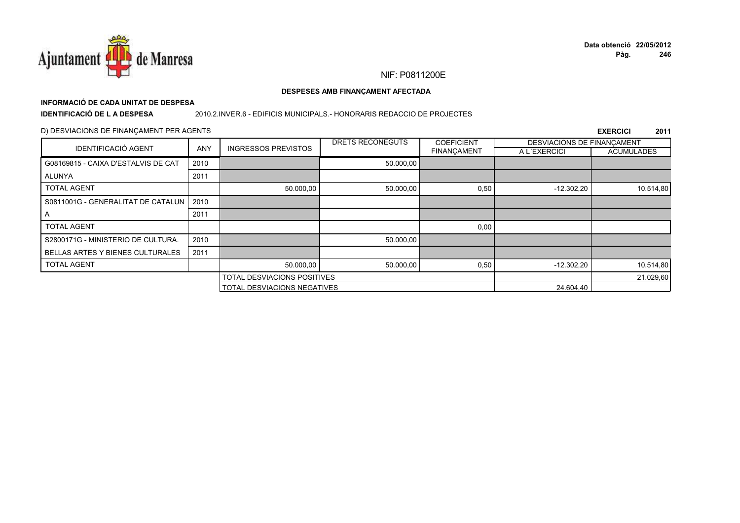NIF: P0811200E

**DESPESES AMB FINANÇAMENT AFECTADA**

**INFORMACIÓ DE CADA UNITAT DE DESPESA**

**IDENTIFICACIÓ DE L A DESPESA** 2010.2.INVER.6 - EDIFICIS MUNICIPALS.- HONORARIS REDACCIO DE PROJECTES

D) DESVIACIONS DE FINANÇAMENT PER AGENTS

**EXERCICI 2011**

| IDENTIFICACIÓ AGENT | ANY | INGRESSOS PREVISTOS | DRETS RECONEGUTS | COEFICIENT FINANÇAMENT | DESVIACIONS DE FINANÇAMENT A L´EXERCICI | DESVIACIONS DE FINANÇAMENT ACUMULADES |
|---|---|---|---|---|---|---|
| G08169815 - CAIXA D'ESTALVIS DE CAT | 2010 | | 50.000,00 | | | |
| ALUNYA | 2011 | | | | | |
| TOTAL AGENT | | 50.000,00 | 50.000,00 | 0,50 | -12.302,20 | 10.514,80 |
| S0811001G - GENERALITAT DE CATALUN | 2010 | | | | | |
| A | 2011 | | | | | |
| TOTAL AGENT | | | | 0,00 | | |
| S2800171G - MINISTERIO DE CULTURA. | 2010 | | 50.000,00 | | | |
| BELLAS ARTES Y BIENES CULTURALES | 2011 | | | | | |
| TOTAL AGENT | | 50.000,00 | 50.000,00 | 0,50 | -12.302,20 | 10.514,80 |
| | | TOTAL DESVIACIONS POSITIVES | | | | 21.029,60 |
| | | TOTAL DESVIACIONS NEGATIVES | | | 24.604,40 | |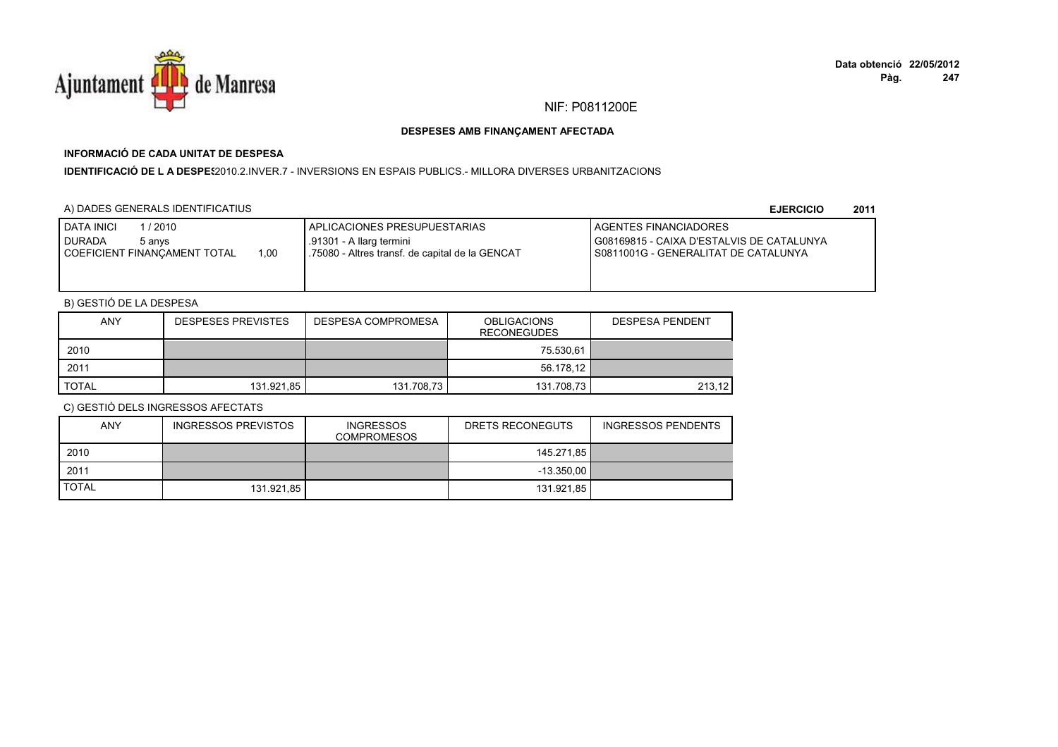NIF: P0811200E

**DESPESES AMB FINANÇAMENT AFECTADA**

**INFORMACIÓ DE CADA UNITAT DE DESPESA**

**IDENTIFICACIÓ DE L A DESPES** 2010.2.INVER.7 - INVERSIONS EN ESPAIS PUBLICS.- MILLORA DIVERSES URBANITZACIONS

A) DADES GENERALS IDENTIFICATIUS

**EJERCICIO 2011**

| DATA INICI 1 / 2010<br>DURADA 5 anys<br>COEFICIENT FINANÇAMENT TOTAL 1,00 | APLICACIONES PRESUPUESTARIAS<br>.91301 - A llarg termini<br>.75080 - Altres transf. de capital de la GENCAT | AGENTES FINANCIADORES<br>G08169815 - CAIXA D'ESTALVIS DE CATALUNYA<br>S0811001G - GENERALITAT DE CATALUNYA |
|---|---|---|

B) GESTIÓ DE LA DESPESA

| ANY | DESPESES PREVISTES | DESPESA COMPROMESA | OBLIGACIONS RECONEGUDES | DESPESA PENDENT |
|---|---|---|---|---|
| 2010 | | | 75.530,61 | |
| 2011 | | | 56.178,12 | |
| TOTAL | 131.921,85 | 131.708,73 | 131.708,73 | 213,12 |

C) GESTIÓ DELS INGRESSOS AFECTATS

| ANY | INGRESSOS PREVISTOS | INGRESSOS COMPROMESOS | DRETS RECONEGUTS | INGRESSOS PENDENTS |
|---|---|---|---|---|
| 2010 | | | 145.271,85 | |
| 2011 | | | -13.350,00 | |
| TOTAL | 131.921,85 | | 131.921,85 | |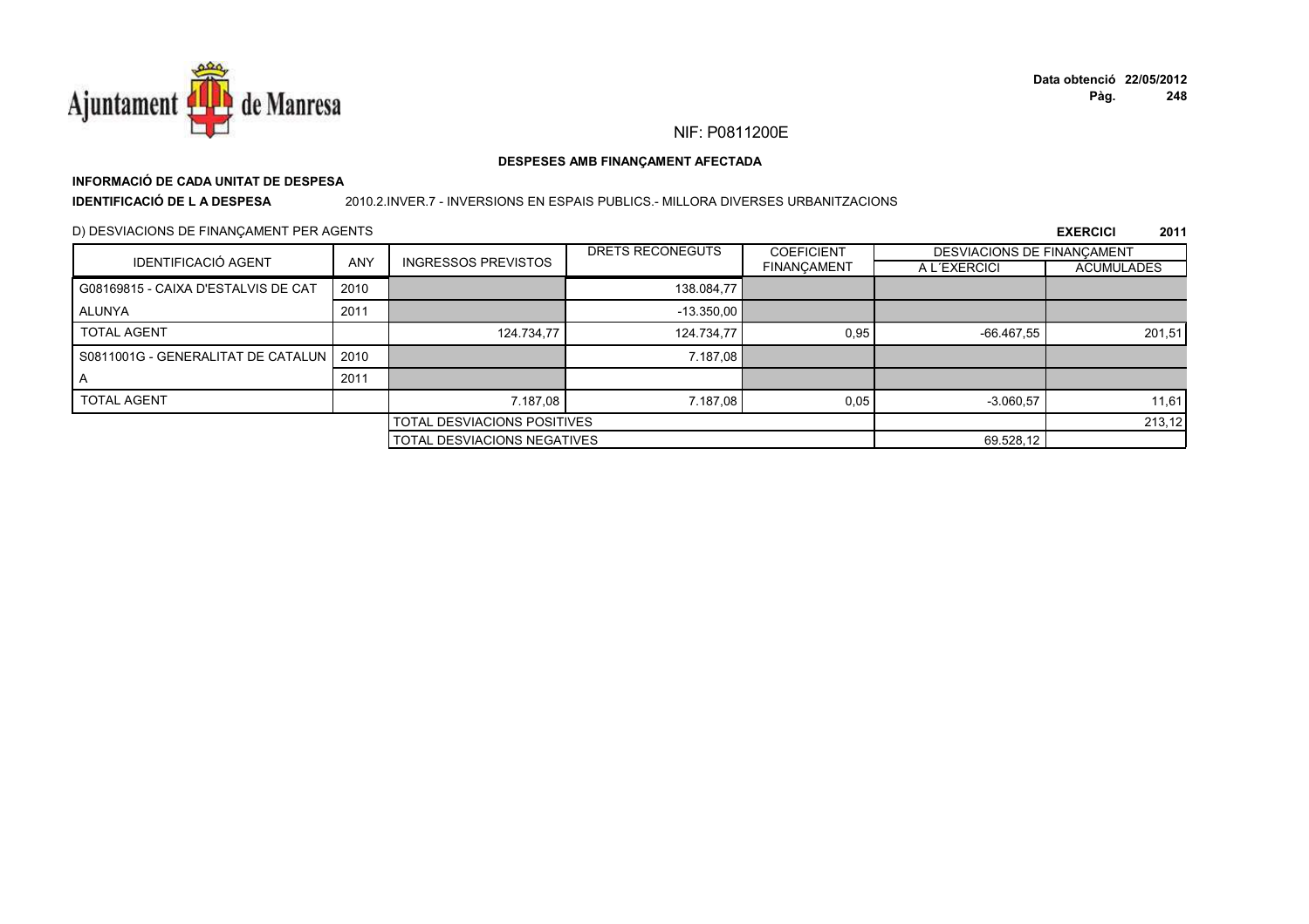NIF: P0811200E

**DESPESES AMB FINANÇAMENT AFECTADA**

**INFORMACIÓ DE CADA UNITAT DE DESPESA**

**IDENTIFICACIÓ DE L A DESPESA** 2010.2.INVER.7 - INVERSIONS EN ESPAIS PUBLICS.- MILLORA DIVERSES URBANITZACIONS

D) DESVIACIONS DE FINANÇAMENT PER AGENTS

**EXERCICI 2011**

| IDENTIFICACIÓ AGENT | ANY | INGRESSOS PREVISTOS | DRETS RECONEGUTS | COEFICIENT FINANÇAMENT | DESVIACIONS DE FINANÇAMENT | |
|---|---|---|---|---|---|---|
| | | | | | A L´EXERCICI | ACUMULADES |
| G08169815 - CAIXA D'ESTALVIS DE CAT | 2010 | | 138.084,77 | | | |
| ALUNYA | 2011 | | -13.350,00 | | | |
| TOTAL AGENT | | 124.734,77 | 124.734,77 | 0,95 | -66.467,55 | 201,51 |
| S0811001G - GENERALITAT DE CATALUN | 2010 | | 7.187,08 | | | |
| A | 2011 | | | | | |
| TOTAL AGENT | | 7.187,08 | 7.187,08 | 0,05 | -3.060,57 | 11,61 |
| | | TOTAL DESVIACIONS POSITIVES | | | | 213,12 |
| | | TOTAL DESVIACIONS NEGATIVES | | | 69.528,12 | |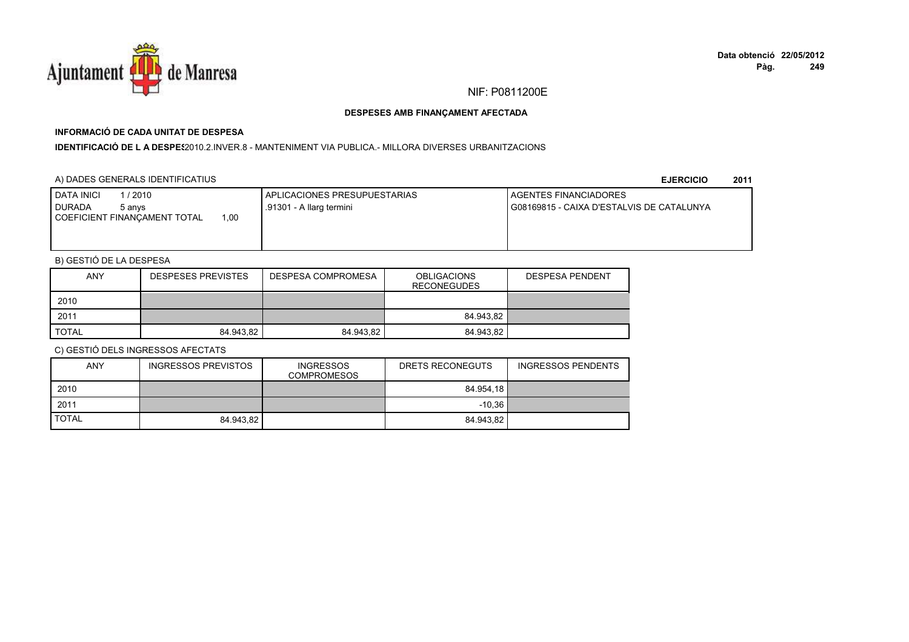NIF: P0811200E

**DESPESES AMB FINANÇAMENT AFECTADA**

**INFORMACIÓ DE CADA UNITAT DE DESPESA**

**IDENTIFICACIÓ DE L A DESPES**2010.2.INVER.8 - MANTENIMENT VIA PUBLICA.- MILLORA DIVERSES URBANITZACIONS

A) DADES GENERALS IDENTIFICATIUS

**EJERCICIO 2011**

| DATA INICI 1 / 2010<br>DURADA 5 anys<br>COEFICIENT FINANÇAMENT TOTAL 1,00 | APLICACIONES PRESUPUESTARIAS<br>.91301 - A llarg termini | AGENTES FINANCIADORES<br>G08169815 - CAIXA D'ESTALVIS DE CATALUNYA |
|---|---|---|

B) GESTIÓ DE LA DESPESA

| ANY | DESPESES PREVISTES | DESPESA COMPROMESA | OBLIGACIONS RECONEGUDES | DESPESA PENDENT |
|---|---|---|---|---|
| 2010 | | | | |
| 2011 | | | 84.943,82 | |
| TOTAL | 84.943,82 | 84.943,82 | 84.943,82 | |

C) GESTIÓ DELS INGRESSOS AFECTATS

| ANY | INGRESSOS PREVISTOS | INGRESSOS COMPROMESOS | DRETS RECONEGUTS | INGRESSOS PENDENTS |
|---|---|---|---|---|
| 2010 | | | 84.954,18 | |
| 2011 | | | -10,36 | |
| TOTAL | 84.943,82 | | 84.943,82 | |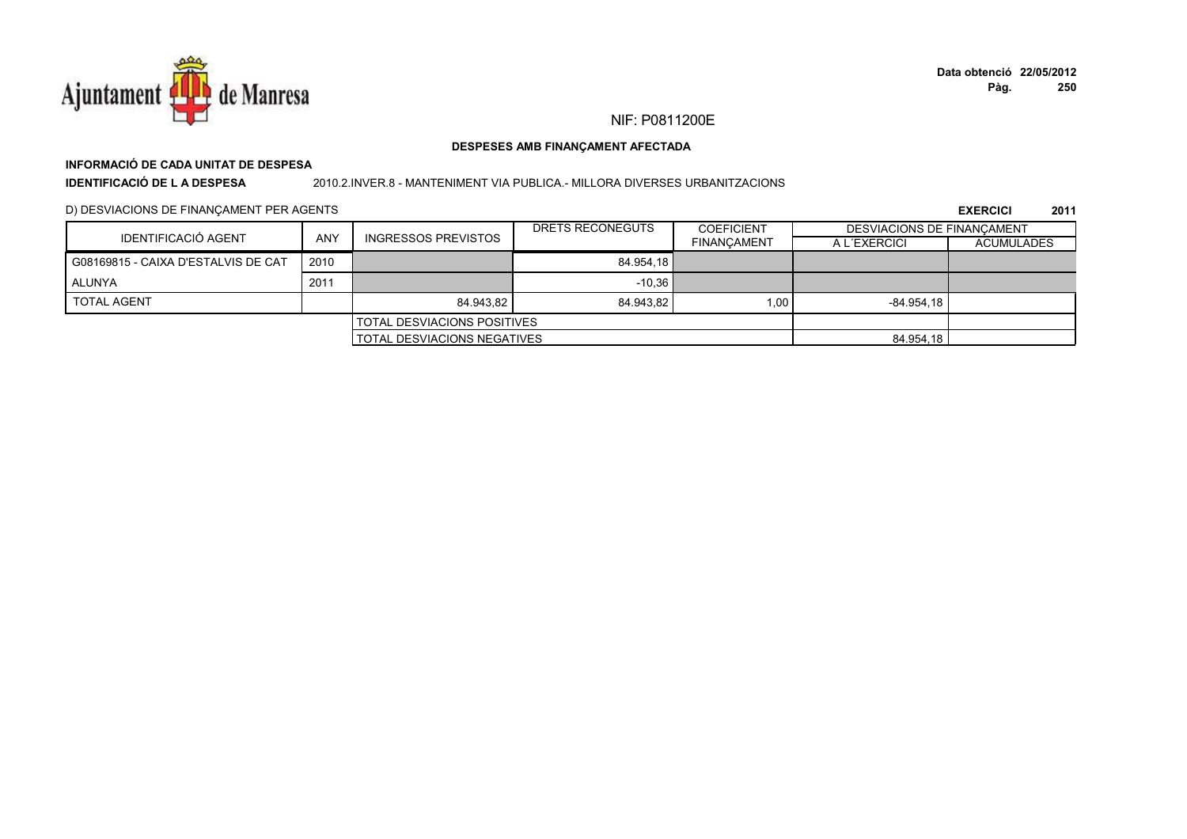NIF: P0811200E

**DESPESES AMB FINANÇAMENT AFECTADA**

**INFORMACIÓ DE CADA UNITAT DE DESPESA**

**IDENTIFICACIÓ DE L A DESPESA** 2010.2.INVER.8 - MANTENIMENT VIA PUBLICA.- MILLORA DIVERSES URBANITZACIONS

D) DESVIACIONS DE FINANÇAMENT PER AGENTS

**EXERCICI 2011**

| IDENTIFICACIÓ AGENT | ANY | INGRESSOS PREVISTOS | DRETS RECONEGUTS | COEFICIENT FINANÇAMENT | DESVIACIONS DE FINANÇAMENT | |
|---|---|---|---|---|---|---|
| | | | | | A L´EXERCICI | ACUMULADES |
| G08169815 - CAIXA D'ESTALVIS DE CAT | 2010 | | 84.954,18 | | | |
| ALUNYA | 2011 | | -10,36 | | | |
| TOTAL AGENT | | 84.943,82 | 84.943,82 | 1,00 | -84.954,18 | |
| | | TOTAL DESVIACIONS POSITIVES | | | | |
| | | TOTAL DESVIACIONS NEGATIVES | | | 84.954,18 | |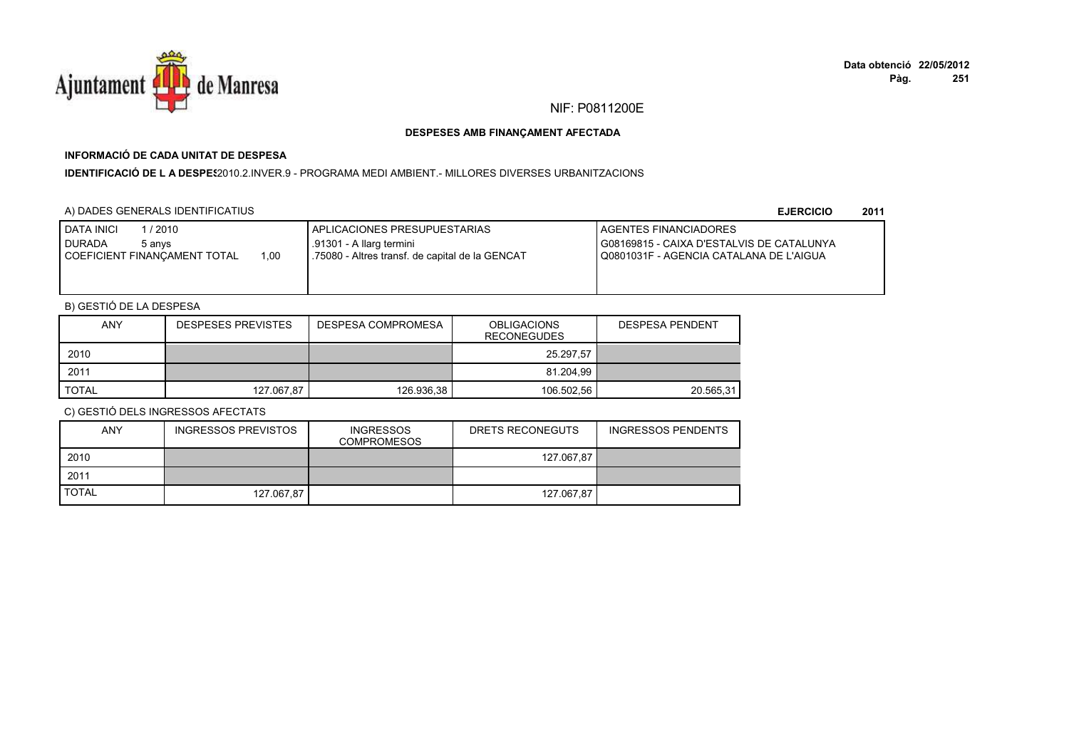NIF: P0811200E

**DESPESES AMB FINANÇAMENT AFECTADA**

**INFORMACIÓ DE CADA UNITAT DE DESPESA**

**IDENTIFICACIÓ DE L A DESPES**2010.2.INVER.9 - PROGRAMA MEDI AMBIENT.- MILLORES DIVERSES URBANITZACIONS

A) DADES GENERALS IDENTIFICATIUS

**EJERCICIO 2011**

| DATA INICI 1 / 2010<br>DURADA 5 anys<br>COEFICIENT FINANÇAMENT TOTAL 1,00 | APLICACIONES PRESUPUESTARIAS<br>.91301 - A llarg termini<br>.75080 - Altres transf. de capital de la GENCAT | AGENTES FINANCIADORES<br>G08169815 - CAIXA D'ESTALVIS DE CATALUNYA<br>Q0801031F - AGENCIA CATALANA DE L'AIGUA |
|---|---|---|

B) GESTIÓ DE LA DESPESA

| ANY | DESPESES PREVISTES | DESPESA COMPROMESA | OBLIGACIONS RECONEGUDES | DESPESA PENDENT |
|---|---|---|---|---|
| 2010 | | | 25.297,57 | |
| 2011 | | | 81.204,99 | |
| TOTAL | 127.067,87 | 126.936,38 | 106.502,56 | 20.565,31 |

C) GESTIÓ DELS INGRESSOS AFECTATS

| ANY | INGRESSOS PREVISTOS | INGRESSOS COMPROMESOS | DRETS RECONEGUTS | INGRESSOS PENDENTS |
|---|---|---|---|---|
| 2010 | | | 127.067,87 | |
| 2011 | | | | |
| TOTAL | 127.067,87 | | 127.067,87 | |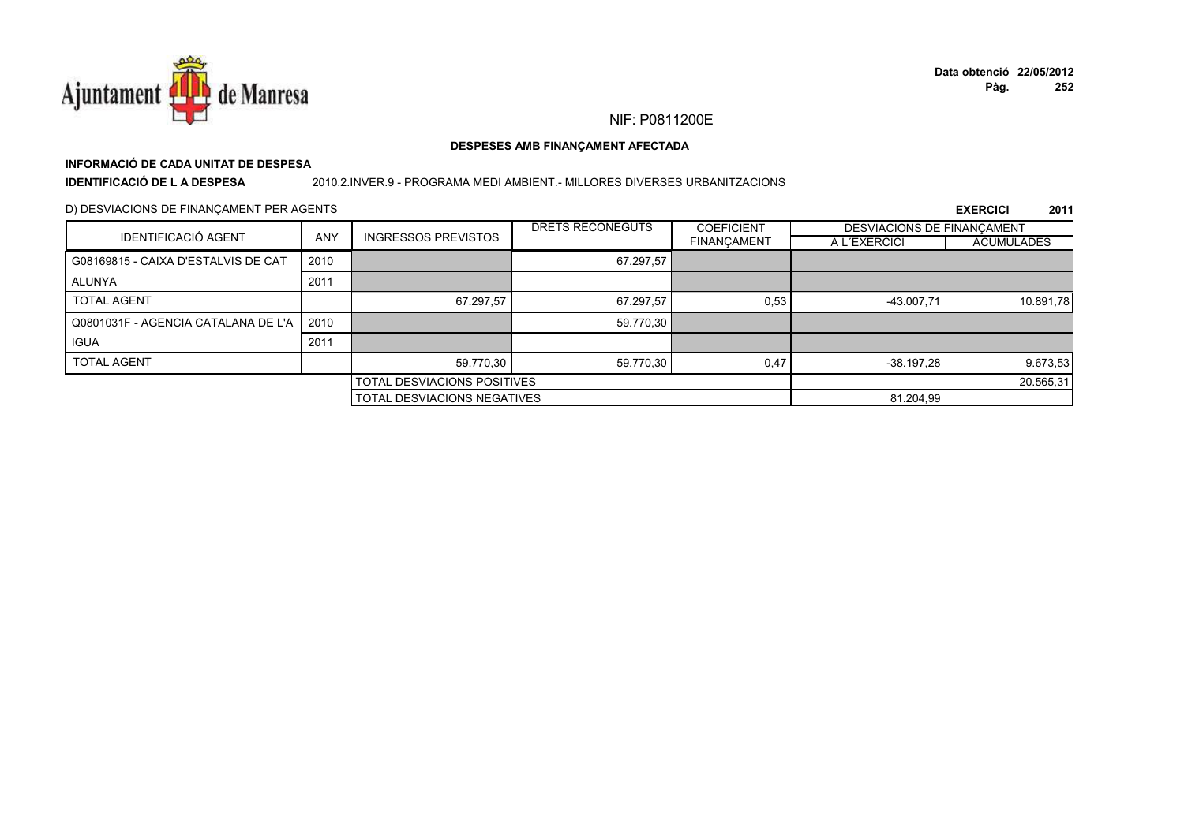NIF: P0811200E

**DESPESES AMB FINANÇAMENT AFECTADA**

**INFORMACIÓ DE CADA UNITAT DE DESPESA**

**IDENTIFICACIÓ DE L A DESPESA** 2010.2.INVER.9 - PROGRAMA MEDI AMBIENT.- MILLORES DIVERSES URBANITZACIONS

D) DESVIACIONS DE FINANÇAMENT PER AGENTS

**EXERCICI 2011**

| IDENTIFICACIÓ AGENT | ANY | INGRESSOS PREVISTOS | DRETS RECONEGUTS | COEFICIENT FINANÇAMENT | DESVIACIONS DE FINANÇAMENT A L´EXERCICI | ACUMULADES |
|---|---|---|---|---|---|---|
| G08169815 - CAIXA D'ESTALVIS DE CAT | 2010 | | 67.297,57 | | | |
| ALUNYA | 2011 | | | | | |
| TOTAL AGENT | | 67.297,57 | 67.297,57 | 0,53 | -43.007,71 | 10.891,78 |
| Q0801031F - AGENCIA CATALANA DE L'A | 2010 | | 59.770,30 | | | |
| IGUA | 2011 | | | | | |
| TOTAL AGENT | | 59.770,30 | 59.770,30 | 0,47 | -38.197,28 | 9.673,53 |
| | | TOTAL DESVIACIONS POSITIVES | | | | 20.565,31 |
| | | TOTAL DESVIACIONS NEGATIVES | | | 81.204,99 | |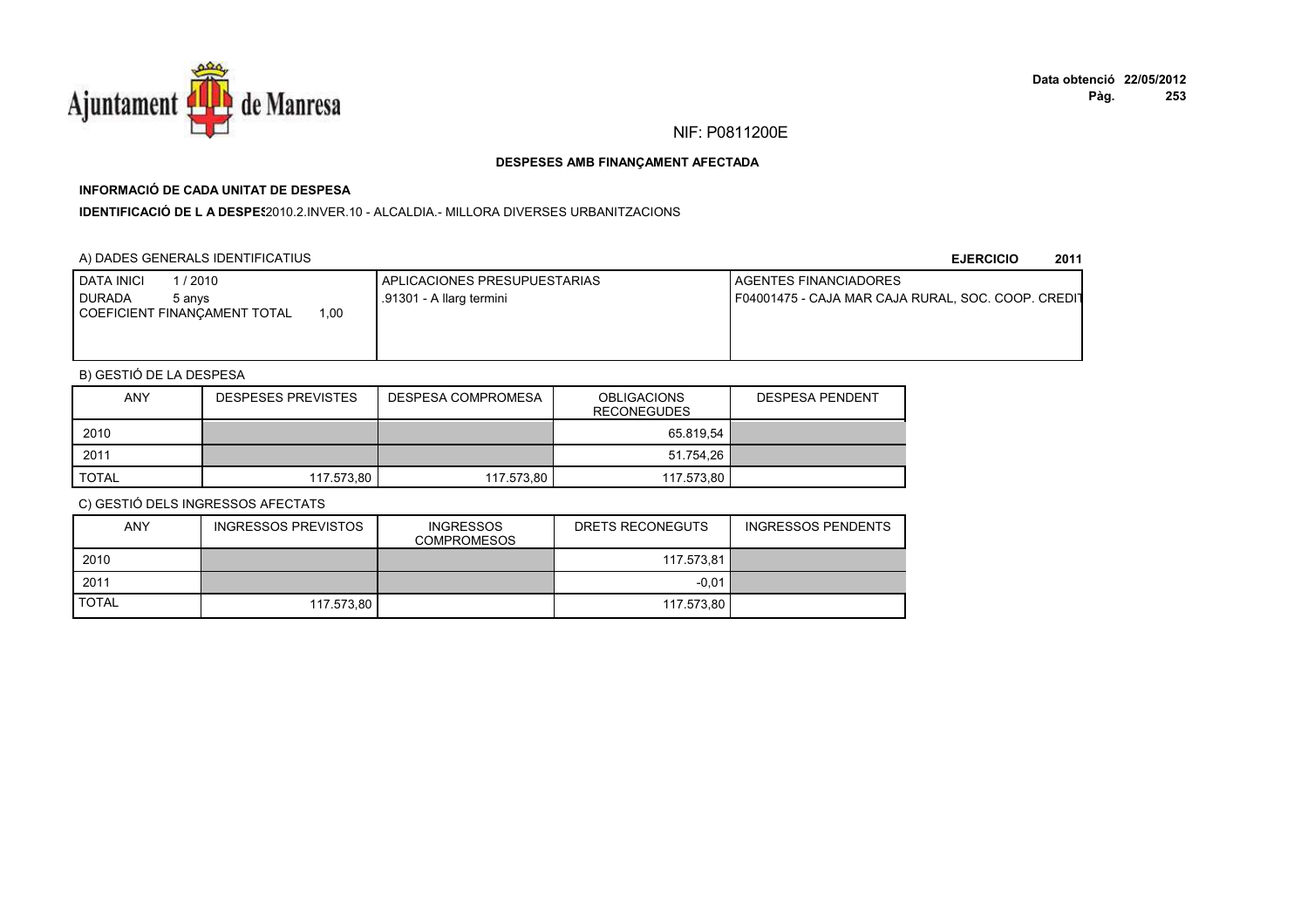NIF: P0811200E

**DESPESES AMB FINANÇAMENT AFECTADA**

**INFORMACIÓ DE CADA UNITAT DE DESPESA**

**IDENTIFICACIÓ DE L A DESPES**2010.2.INVER.10 - ALCALDIA.- MILLORA DIVERSES URBANITZACIONS

A) DADES GENERALS IDENTIFICATIUS

**EJERCICIO 2011**

| DATA INICI 1 / 2010<br>DURADA 5 anys<br>COEFICIENT FINANÇAMENT TOTAL 1,00 | APLICACIONES PRESUPUESTARIAS<br>.91301 - A llarg termini | AGENTES FINANCIADORES<br>F04001475 - CAJA MAR CAJA RURAL, SOC. COOP. CREDIT |
|---|---|---|

B) GESTIÓ DE LA DESPESA

| ANY | DESPESES PREVISTES | DESPESA COMPROMESA | OBLIGACIONS RECONEGUDES | DESPESA PENDENT |
|---|---|---|---|---|
| 2010 | | | 65.819,54 | |
| 2011 | | | 51.754,26 | |
| TOTAL | 117.573,80 | 117.573,80 | 117.573,80 | |

C) GESTIÓ DELS INGRESSOS AFECTATS

| ANY | INGRESSOS PREVISTOS | INGRESSOS COMPROMESOS | DRETS RECONEGUTS | INGRESSOS PENDENTS |
|---|---|---|---|---|
| 2010 | | | 117.573,81 | |
| 2011 | | | -0,01 | |
| TOTAL | 117.573,80 | | 117.573,80 | |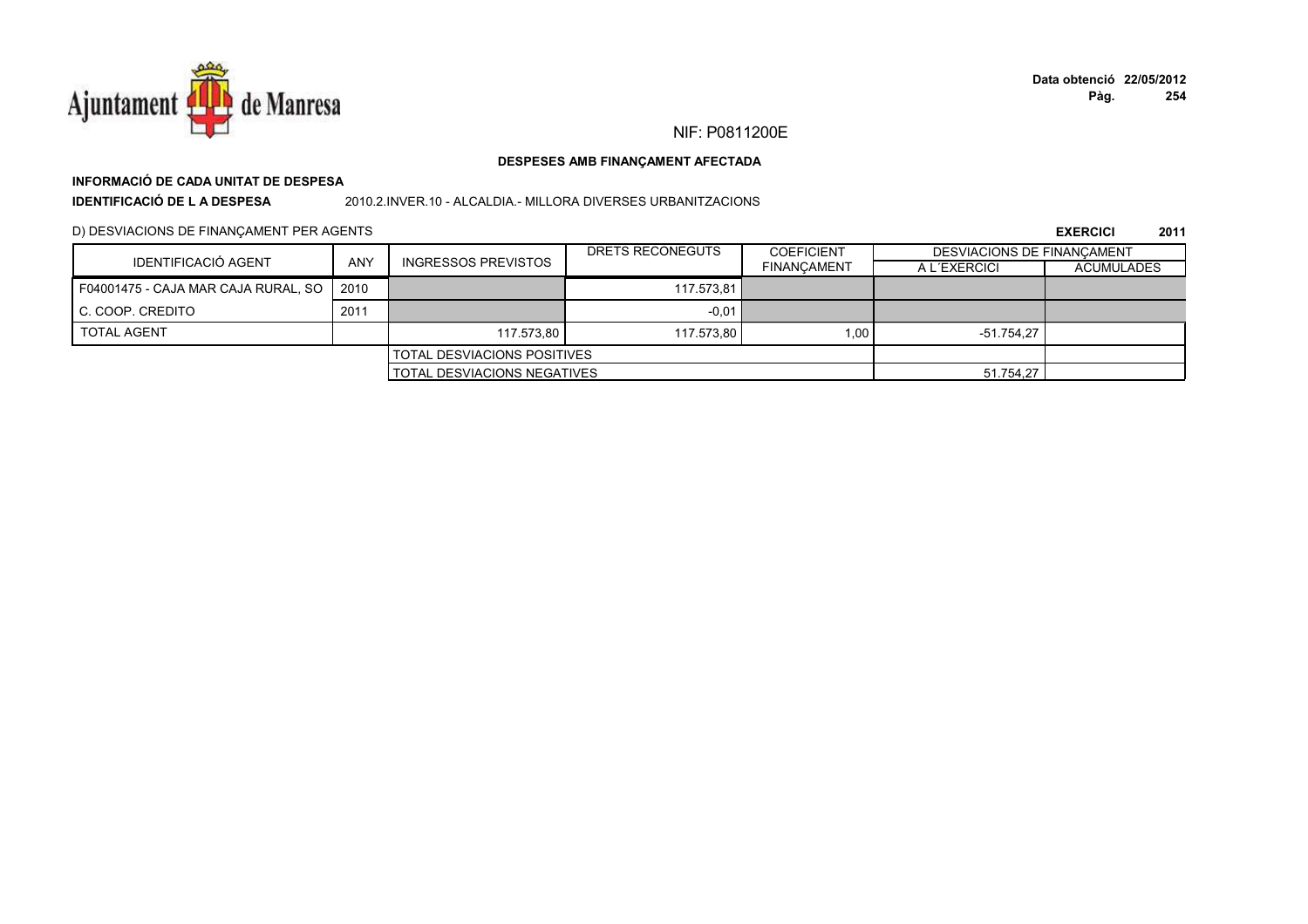NIF: P0811200E

**DESPESES AMB FINANÇAMENT AFECTADA**

**INFORMACIÓ DE CADA UNITAT DE DESPESA**

**IDENTIFICACIÓ DE L A DESPESA** 2010.2.INVER.10 - ALCALDIA.- MILLORA DIVERSES URBANITZACIONS

D) DESVIACIONS DE FINANÇAMENT PER AGENTS

**EXERCICI 2011**

| IDENTIFICACIÓ AGENT | ANY | INGRESSOS PREVISTOS | DRETS RECONEGUTS | COEFICIENT FINANÇAMENT | DESVIACIONS DE FINANÇAMENT A L´EXERCICI | DESVIACIONS DE FINANÇAMENT ACUMULADES |
|---|---|---|---|---|---|---|
| F04001475 - CAJA MAR CAJA RURAL, SO | 2010 | | 117.573,81 | | | |
| C. COOP. CREDITO | 2011 | | -0,01 | | | |
| TOTAL AGENT | | 117.573,80 | 117.573,80 | 1,00 | -51.754,27 | |
| | | TOTAL DESVIACIONS POSITIVES | | | | |
| | | TOTAL DESVIACIONS NEGATIVES | | | 51.754,27 | |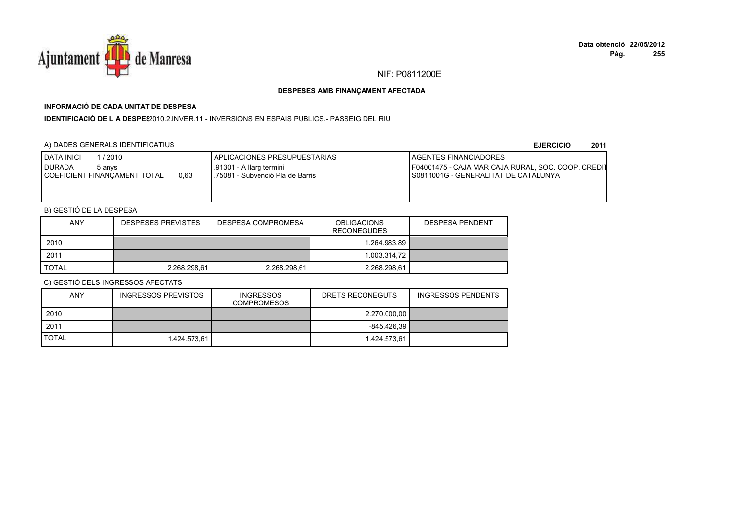NIF: P0811200E

**DESPESES AMB FINANÇAMENT AFECTADA**

**INFORMACIÓ DE CADA UNITAT DE DESPESA**

**IDENTIFICACIÓ DE L A DESPES** 2010.2.INVER.11 - INVERSIONS EN ESPAIS PUBLICS.- PASSEIG DEL RIU

A) DADES GENERALS IDENTIFICATIUS

**EJERCICIO 2011**

| DATA INICI 1 / 2010<br>DURADA 5 anys<br>COEFICIENT FINANÇAMENT TOTAL 0,63 | APLICACIONES PRESUPUESTARIAS<br>.91301 - A llarg termini<br>.75081 - Subvenció Pla de Barris | AGENTES FINANCIADORES<br>F04001475 - CAJA MAR CAJA RURAL, SOC. COOP. CREDIT<br>S0811001G - GENERALITAT DE CATALUNYA |
|---|---|---|

B) GESTIÓ DE LA DESPESA

| ANY | DESPESES PREVISTES | DESPESA COMPROMESA | OBLIGACIONS RECONEGUDES | DESPESA PENDENT |
|---|---|---|---|---|
| 2010 | | | 1.264.983,89 | |
| 2011 | | | 1.003.314,72 | |
| TOTAL | 2.268.298,61 | 2.268.298,61 | 2.268.298,61 | |

C) GESTIÓ DELS INGRESSOS AFECTATS

| ANY | INGRESSOS PREVISTOS | INGRESSOS COMPROMESOS | DRETS RECONEGUTS | INGRESSOS PENDENTS |
|---|---|---|---|---|
| 2010 | | | 2.270.000,00 | |
| 2011 | | | -845.426,39 | |
| TOTAL | 1.424.573,61 | | 1.424.573,61 | |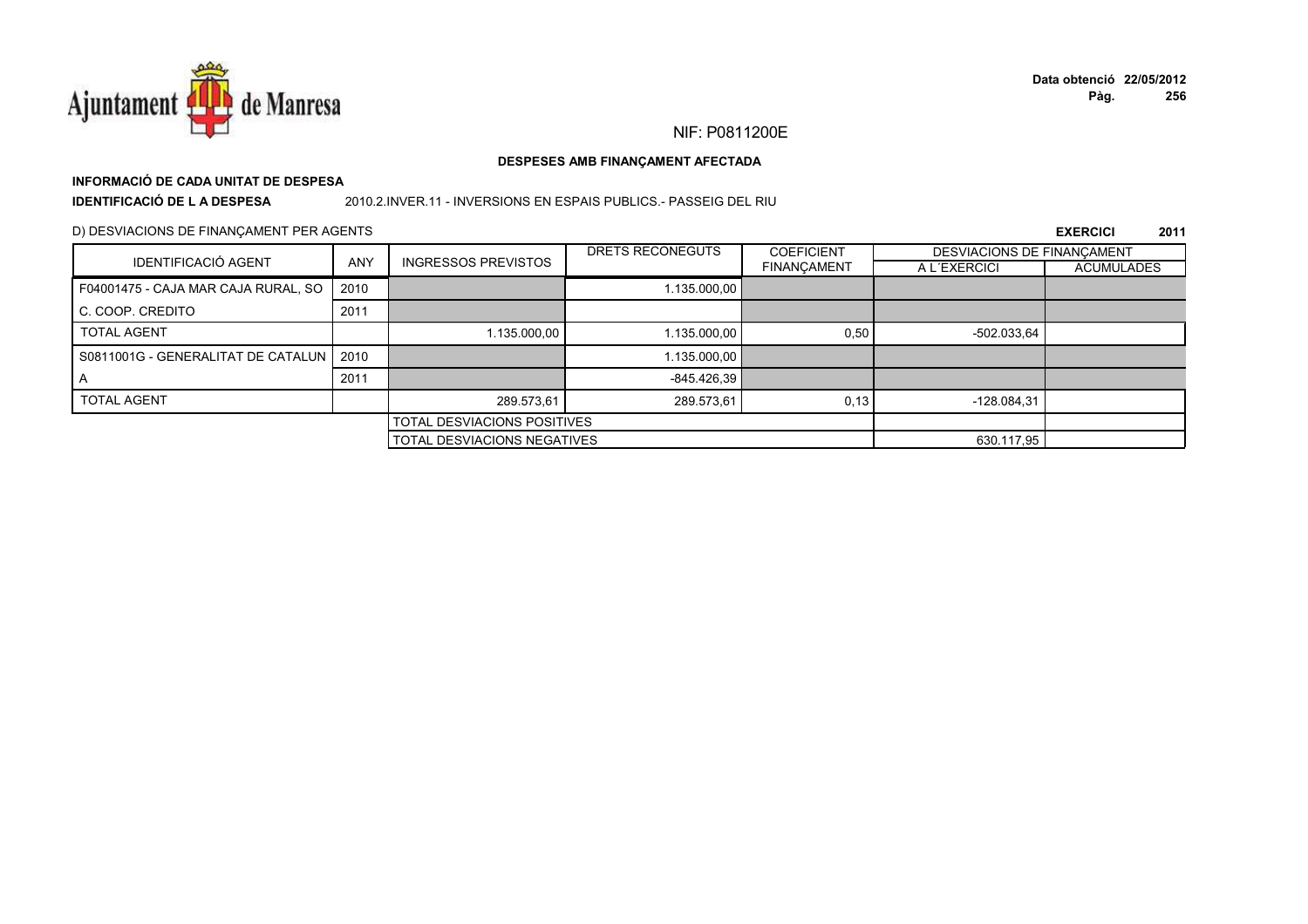NIF: P0811200E

**DESPESES AMB FINANÇAMENT AFECTADA**

**INFORMACIÓ DE CADA UNITAT DE DESPESA**

**IDENTIFICACIÓ DE L A DESPESA** 2010.2.INVER.11 - INVERSIONS EN ESPAIS PUBLICS.- PASSEIG DEL RIU

D) DESVIACIONS DE FINANÇAMENT PER AGENTS

**EXERCICI 2011**

| IDENTIFICACIÓ AGENT | ANY | INGRESSOS PREVISTOS | DRETS RECONEGUTS | COEFICIENT FINANÇAMENT | DESVIACIONS DE FINANÇAMENT A L´EXERCICI | DESVIACIONS DE FINANÇAMENT ACUMULADES |
|---|---|---|---|---|---|---|
| F04001475 - CAJA MAR CAJA RURAL, SO | 2010 | | 1.135.000,00 | | | |
| C. COOP. CREDITO | 2011 | | | | | |
| TOTAL AGENT | | 1.135.000,00 | 1.135.000,00 | 0,50 | -502.033,64 | |
| S0811001G - GENERALITAT DE CATALUN | 2010 | | 1.135.000,00 | | | |
| A | 2011 | | -845.426,39 | | | |
| TOTAL AGENT | | 289.573,61 | 289.573,61 | 0,13 | -128.084,31 | |
| | | TOTAL DESVIACIONS POSITIVES | | | | |
| | | TOTAL DESVIACIONS NEGATIVES | | | 630.117,95 | |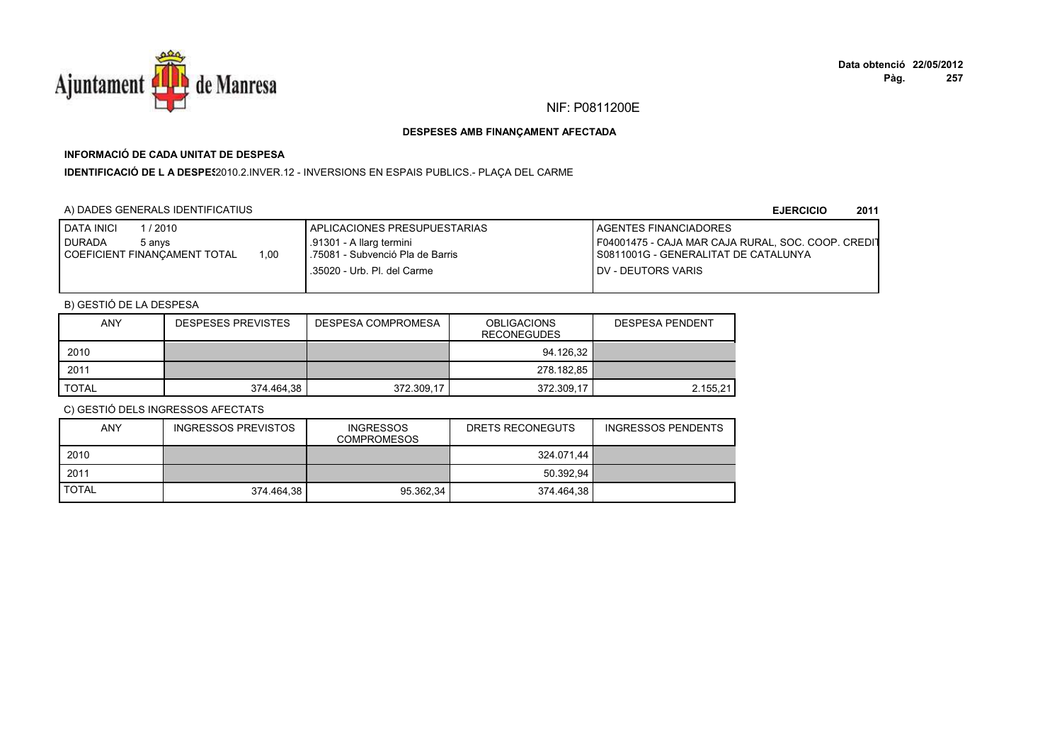NIF: P0811200E

**DESPESES AMB FINANÇAMENT AFECTADA**

**INFORMACIÓ DE CADA UNITAT DE DESPESA**

**IDENTIFICACIÓ DE L A DESPES** 2010.2.INVER.12 - INVERSIONS EN ESPAIS PUBLICS.- PLAÇA DEL CARME

A) DADES GENERALS IDENTIFICATIUS

**EJERCICIO 2011**

| DATA INICI 1 / 2010<br>DURADA 5 anys<br>COEFICIENT FINANÇAMENT TOTAL 1,00 | APLICACIONES PRESUPUESTARIAS<br>.91301 - A llarg termini<br>.75081 - Subvenció Pla de Barris<br>.35020 - Urb. Pl. del Carme | AGENTES FINANCIADORES<br>F04001475 - CAJA MAR CAJA RURAL, SOC. COOP. CREDIT<br>S0811001G - GENERALITAT DE CATALUNYA<br>DV - DEUTORS VARIS |
|---|---|---|

B) GESTIÓ DE LA DESPESA

| ANY | DESPESES PREVISTES | DESPESA COMPROMESA | OBLIGACIONS RECONEGUDES | DESPESA PENDENT |
|---|---|---|---|---|
| 2010 | | | 94.126,32 | |
| 2011 | | | 278.182,85 | |
| TOTAL | 374.464,38 | 372.309,17 | 372.309,17 | 2.155,21 |

C) GESTIÓ DELS INGRESSOS AFECTATS

| ANY | INGRESSOS PREVISTOS | INGRESSOS COMPROMESOS | DRETS RECONEGUTS | INGRESSOS PENDENTS |
|---|---|---|---|---|
| 2010 | | | 324.071,44 | |
| 2011 | | | 50.392,94 | |
| TOTAL | 374.464,38 | 95.362,34 | 374.464,38 | |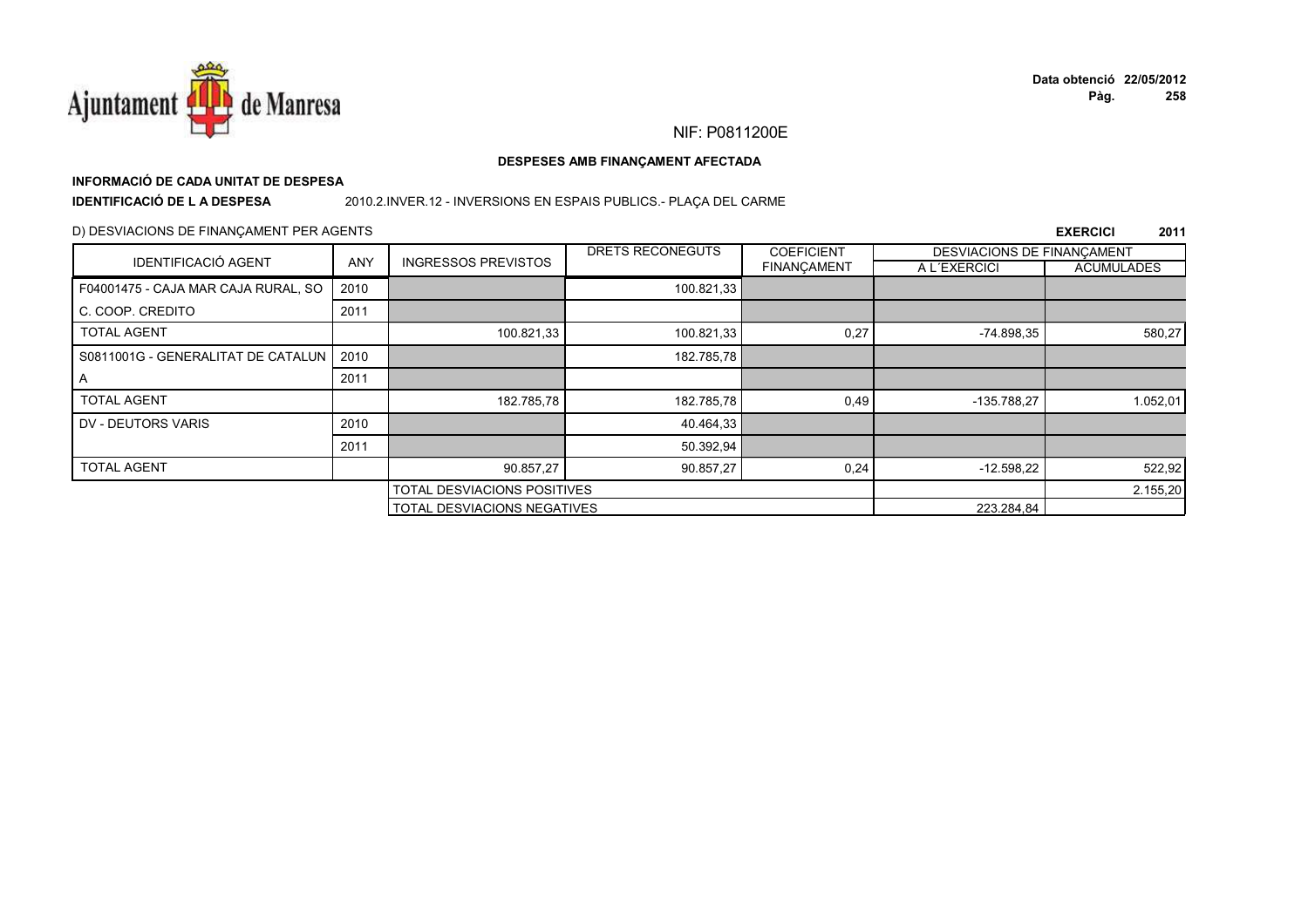NIF: P0811200E

**DESPESES AMB FINANÇAMENT AFECTADA**

**INFORMACIÓ DE CADA UNITAT DE DESPESA**

**IDENTIFICACIÓ DE L A DESPESA** 2010.2.INVER.12 - INVERSIONS EN ESPAIS PUBLICS.- PLAÇA DEL CARME

D) DESVIACIONS DE FINANÇAMENT PER AGENTS **EXERCICI 2011**

| IDENTIFICACIÓ AGENT | ANY | INGRESSOS PREVISTOS | DRETS RECONEGUTS | COEFICIENT FINANÇAMENT | DESVIACIONS DE FINANÇAMENT A L´EXERCICI | DESVIACIONS DE FINANÇAMENT ACUMULADES |
|---|---|---|---|---|---|---|
| F04001475 - CAJA MAR CAJA RURAL, SO | 2010 | | 100.821,33 | | | |
| C. COOP. CREDITO | 2011 | | | | | |
| TOTAL AGENT | | 100.821,33 | 100.821,33 | 0,27 | -74.898,35 | 580,27 |
| S0811001G - GENERALITAT DE CATALUN | 2010 | | 182.785,78 | | | |
| A | 2011 | | | | | |
| TOTAL AGENT | | 182.785,78 | 182.785,78 | 0,49 | -135.788,27 | 1.052,01 |
| DV - DEUTORS VARIS | 2010 | | 40.464,33 | | | |
| | 2011 | | 50.392,94 | | | |
| TOTAL AGENT | | 90.857,27 | 90.857,27 | 0,24 | -12.598,22 | 522,92 |
| | | TOTAL DESVIACIONS POSITIVES | | | | 2.155,20 |
| | | TOTAL DESVIACIONS NEGATIVES | | | 223.284,84 | |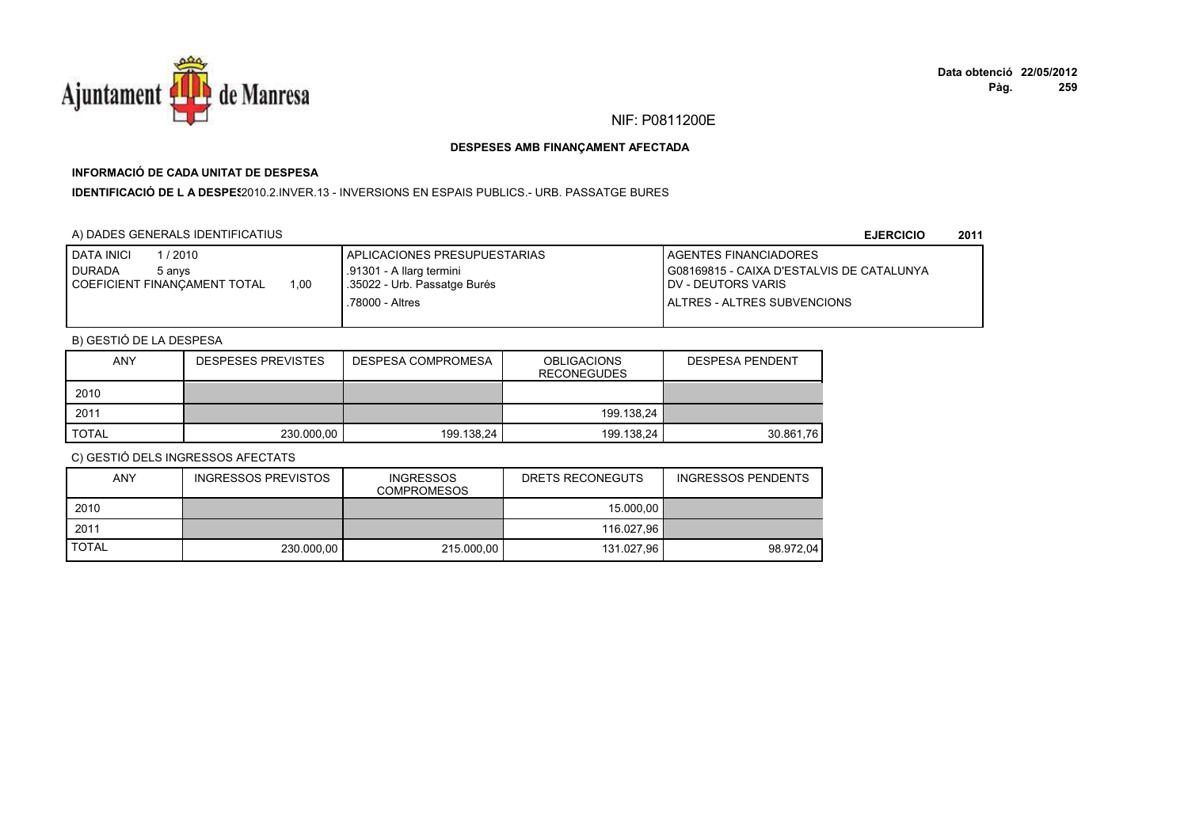NIF: P0811200E

**DESPESES AMB FINANÇAMENT AFECTADA**

**INFORMACIÓ DE CADA UNITAT DE DESPESA**

**IDENTIFICACIÓ DE L A DESPES**2010.2.INVER.13 - INVERSIONS EN ESPAIS PUBLICS.- URB. PASSATGE BURES

A) DADES GENERALS IDENTIFICATIUS

**EJERCICIO 2011**

| | | |
|---|---|---|
| DATA INICI 1 / 2010<br>DURADA 5 anys<br>COEFICIENT FINANÇAMENT TOTAL 1,00 | APLICACIONES PRESUPUESTARIAS<br>.91301 - A llarg termini<br>.35022 - Urb. Passatge Burés<br>.78000 - Altres | AGENTES FINANCIADORES<br>G08169815 - CAIXA D'ESTALVIS DE CATALUNYA<br>DV - DEUTORS VARIS<br>ALTRES - ALTRES SUBVENCIONS |

B) GESTIÓ DE LA DESPESA

| ANY | DESPESES PREVISTES | DESPESA COMPROMESA | OBLIGACIONS RECONEGUDES | DESPESA PENDENT |
|---|---|---|---|---|
| 2010 | | | | |
| 2011 | | | 199.138,24 | |
| TOTAL | 230.000,00 | 199.138,24 | 199.138,24 | 30.861,76 |

C) GESTIÓ DELS INGRESSOS AFECTATS

| ANY | INGRESSOS PREVISTOS | INGRESSOS COMPROMESOS | DRETS RECONEGUTS | INGRESSOS PENDENTS |
|---|---|---|---|---|
| 2010 | | | 15.000,00 | |
| 2011 | | | 116.027,96 | |
| TOTAL | 230.000,00 | 215.000,00 | 131.027,96 | 98.972,04 |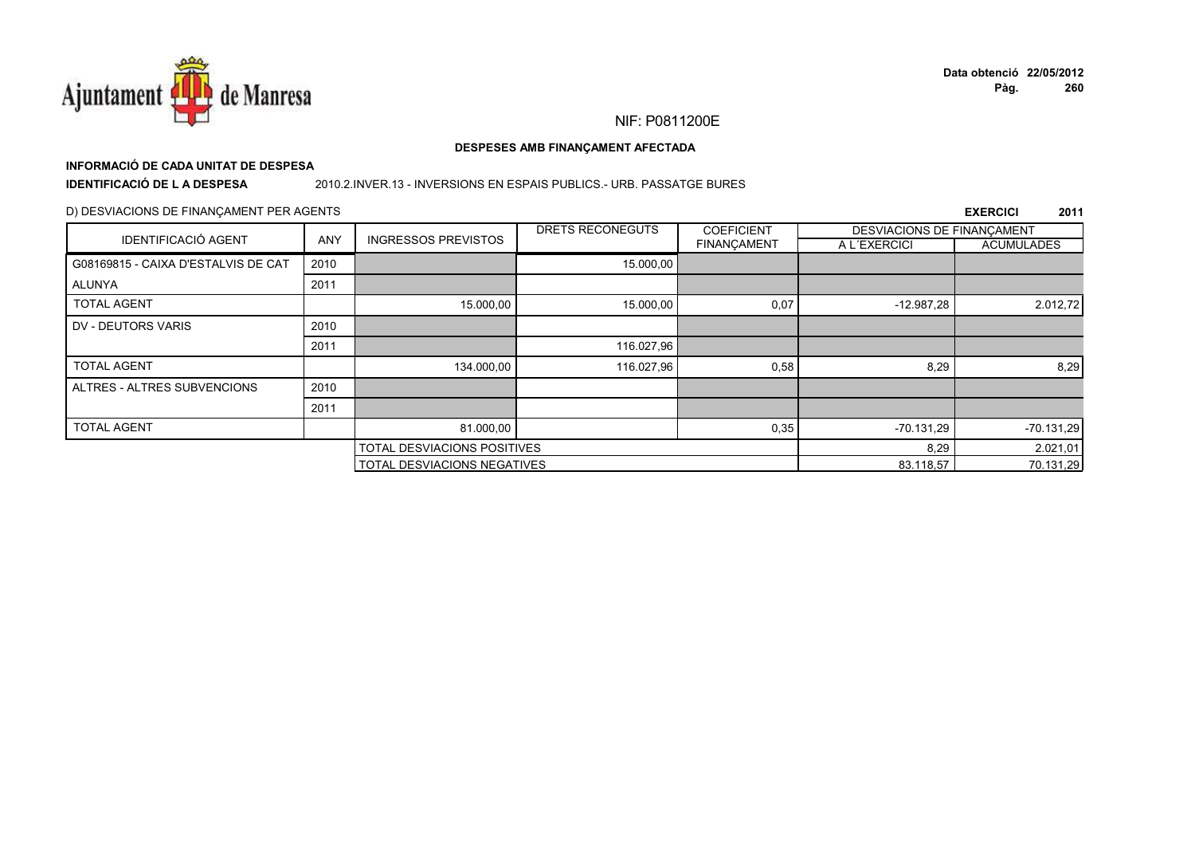NIF: P0811200E

**DESPESES AMB FINANÇAMENT AFECTADA**

**INFORMACIÓ DE CADA UNITAT DE DESPESA**

**IDENTIFICACIÓ DE L A DESPESA** 2010.2.INVER.13 - INVERSIONS EN ESPAIS PUBLICS.- URB. PASSATGE BURES

D) DESVIACIONS DE FINANÇAMENT PER AGENTS

**EXERCICI 2011**

| IDENTIFICACIÓ AGENT | ANY | INGRESSOS PREVISTOS | DRETS RECONEGUTS | COEFICIENT FINANÇAMENT | DESVIACIONS DE FINANÇAMENT A L´EXERCICI | DESVIACIONS DE FINANÇAMENT ACUMULADES |
|---|---|---|---|---|---|---|
| G08169815 - CAIXA D'ESTALVIS DE CAT | 2010 | | 15.000,00 | | | |
| ALUNYA | 2011 | | | | | |
| TOTAL AGENT | | 15.000,00 | 15.000,00 | 0,07 | -12.987,28 | 2.012,72 |
| DV - DEUTORS VARIS | 2010 | | | | | |
| | 2011 | | 116.027,96 | | | |
| TOTAL AGENT | | 134.000,00 | 116.027,96 | 0,58 | 8,29 | 8,29 |
| ALTRES - ALTRES SUBVENCIONS | 2010 | | | | | |
| | 2011 | | | | | |
| TOTAL AGENT | | 81.000,00 | | 0,35 | -70.131,29 | -70.131,29 |
| | | TOTAL DESVIACIONS POSITIVES | | | 8,29 | 2.021,01 |
| | | TOTAL DESVIACIONS NEGATIVES | | | 83.118,57 | 70.131,29 |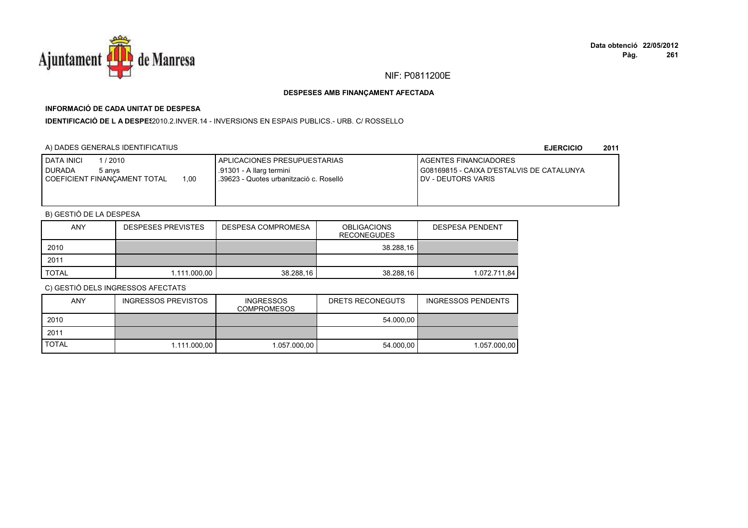NIF: P0811200E

**DESPESES AMB FINANÇAMENT AFECTADA**

**INFORMACIÓ DE CADA UNITAT DE DESPESA**

**IDENTIFICACIÓ DE L A DESPES** 2010.2.INVER.14 - INVERSIONS EN ESPAIS PUBLICS.- URB. C/ ROSSELLO

A) DADES GENERALS IDENTIFICATIUS

**EJERCICIO 2011**

| DATA INICI 1 / 2010<br>DURADA 5 anys<br>COEFICIENT FINANÇAMENT TOTAL 1,00 | APLICACIONES PRESUPUESTARIAS<br>.91301 - A llarg termini<br>.39623 - Quotes urbanització c. Roselló | AGENTES FINANCIADORES<br>G08169815 - CAIXA D'ESTALVIS DE CATALUNYA<br>DV - DEUTORS VARIS |
|---|---|---|

B) GESTIÓ DE LA DESPESA

| ANY | DESPESES PREVISTES | DESPESA COMPROMESA | OBLIGACIONS RECONEGUDES | DESPESA PENDENT |
|---|---|---|---|---|
| 2010 | | | 38.288,16 | |
| 2011 | | | | |
| TOTAL | 1.111.000,00 | 38.288,16 | 38.288,16 | 1.072.711,84 |

C) GESTIÓ DELS INGRESSOS AFECTATS

| ANY | INGRESSOS PREVISTOS | INGRESSOS COMPROMESOS | DRETS RECONEGUTS | INGRESSOS PENDENTS |
|---|---|---|---|---|
| 2010 | | | 54.000,00 | |
| 2011 | | | | |
| TOTAL | 1.111.000,00 | 1.057.000,00 | 54.000,00 | 1.057.000,00 |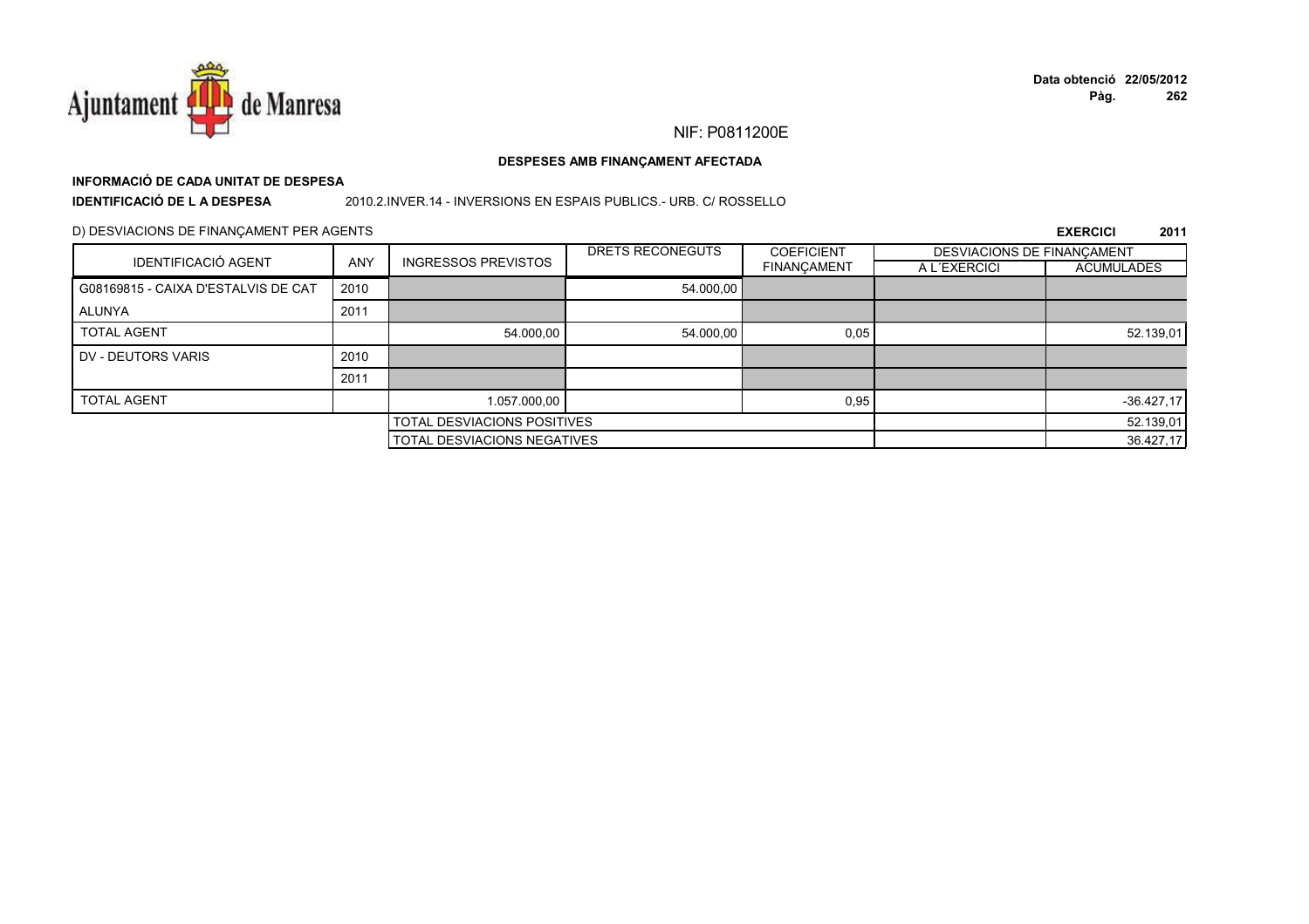NIF: P0811200E

**DESPESES AMB FINANÇAMENT AFECTADA**

**INFORMACIÓ DE CADA UNITAT DE DESPESA**

**IDENTIFICACIÓ DE L A DESPESA** 2010.2.INVER.14 - INVERSIONS EN ESPAIS PUBLICS.- URB. C/ ROSSELLO

D) DESVIACIONS DE FINANÇAMENT PER AGENTS

**EXERCICI 2011**

| IDENTIFICACIÓ AGENT | ANY | INGRESSOS PREVISTOS | DRETS RECONEGUTS | COEFICIENT FINANÇAMENT | DESVIACIONS DE FINANÇAMENT | |
|---|---|---|---|---|---|---|
| | | | | | A L´EXERCICI | ACUMULADES |
| G08169815 - CAIXA D'ESTALVIS DE CAT | 2010 | | 54.000,00 | | | |
| ALUNYA | 2011 | | | | | |
| TOTAL AGENT | | 54.000,00 | 54.000,00 | 0,05 | | 52.139,01 |
| DV - DEUTORS VARIS | 2010 | | | | | |
| | 2011 | | | | | |
| TOTAL AGENT | | 1.057.000,00 | | 0,95 | | -36.427,17 |
| | | TOTAL DESVIACIONS POSITIVES | | | | 52.139,01 |
| | | TOTAL DESVIACIONS NEGATIVES | | | | 36.427,17 |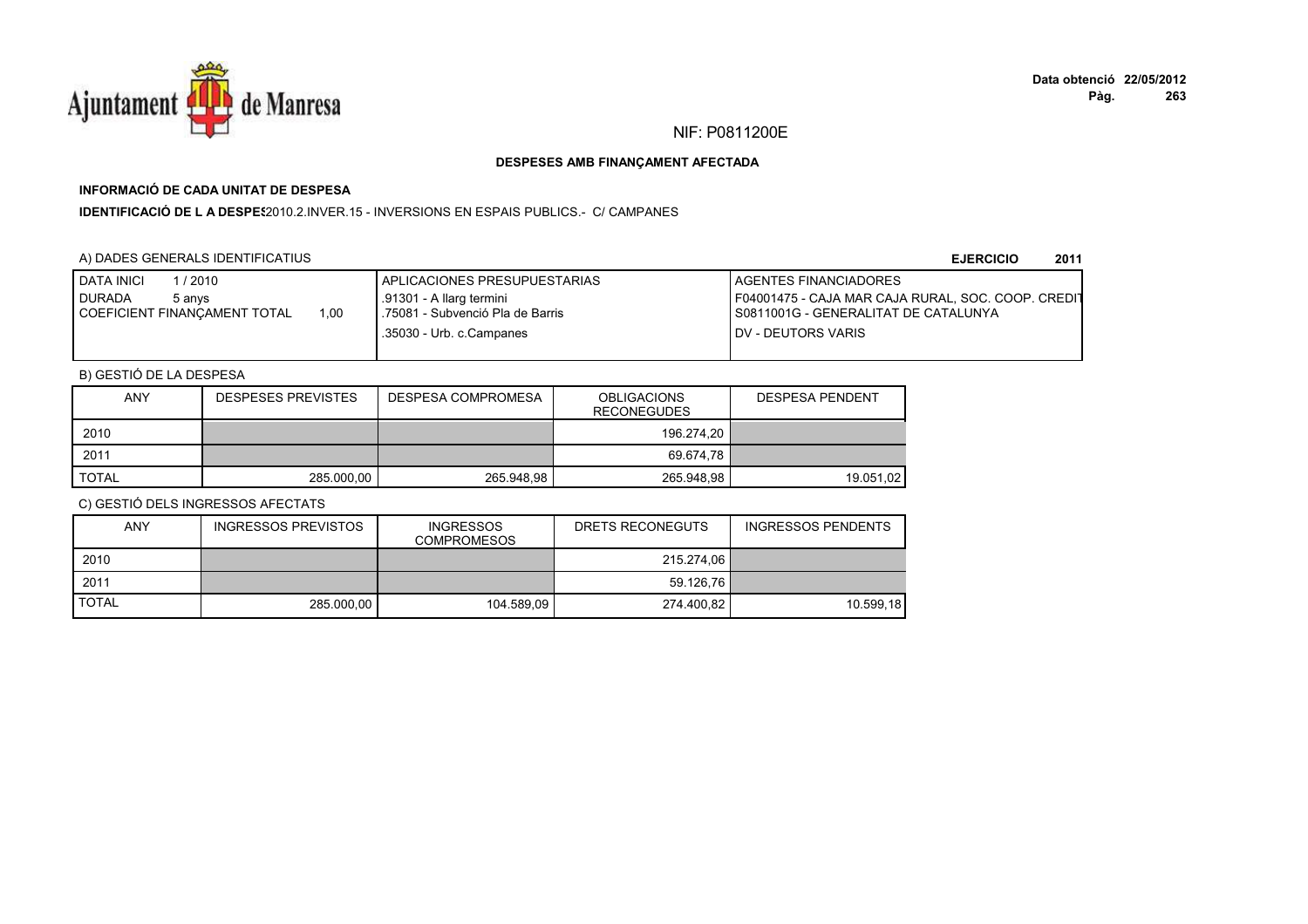NIF: P0811200E

**DESPESES AMB FINANÇAMENT AFECTADA**

**INFORMACIÓ DE CADA UNITAT DE DESPESA**

**IDENTIFICACIÓ DE L A DESPES** 2010.2.INVER.15 - INVERSIONS EN ESPAIS PUBLICS.- C/ CAMPANES

A) DADES GENERALS IDENTIFICATIUS

**EJERCICIO 2011**

| | APLICACIONES PRESUPUESTARIAS | AGENTES FINANCIADORES |
|---|---|---|
| DATA INICI 1 / 2010 | .91301 - A llarg termini | F04001475 - CAJA MAR CAJA RURAL, SOC. COOP. CREDIT |
| DURADA 5 anys | .75081 - Subvenció Pla de Barris | S0811001G - GENERALITAT DE CATALUNYA |
| COEFICIENT FINANÇAMENT TOTAL 1,00 | .35030 - Urb. c.Campanes | DV - DEUTORS VARIS |

B) GESTIÓ DE LA DESPESA

| ANY | DESPESES PREVISTES | DESPESA COMPROMESA | OBLIGACIONS RECONEGUDES | DESPESA PENDENT |
|---|---|---|---|---|
| 2010 | | | 196.274,20 | |
| 2011 | | | 69.674,78 | |
| TOTAL | 285.000,00 | 265.948,98 | 265.948,98 | 19.051,02 |

C) GESTIÓ DELS INGRESSOS AFECTATS

| ANY | INGRESSOS PREVISTOS | INGRESSOS COMPROMESOS | DRETS RECONEGUTS | INGRESSOS PENDENTS |
|---|---|---|---|---|
| 2010 | | | 215.274,06 | |
| 2011 | | | 59.126,76 | |
| TOTAL | 285.000,00 | 104.589,09 | 274.400,82 | 10.599,18 |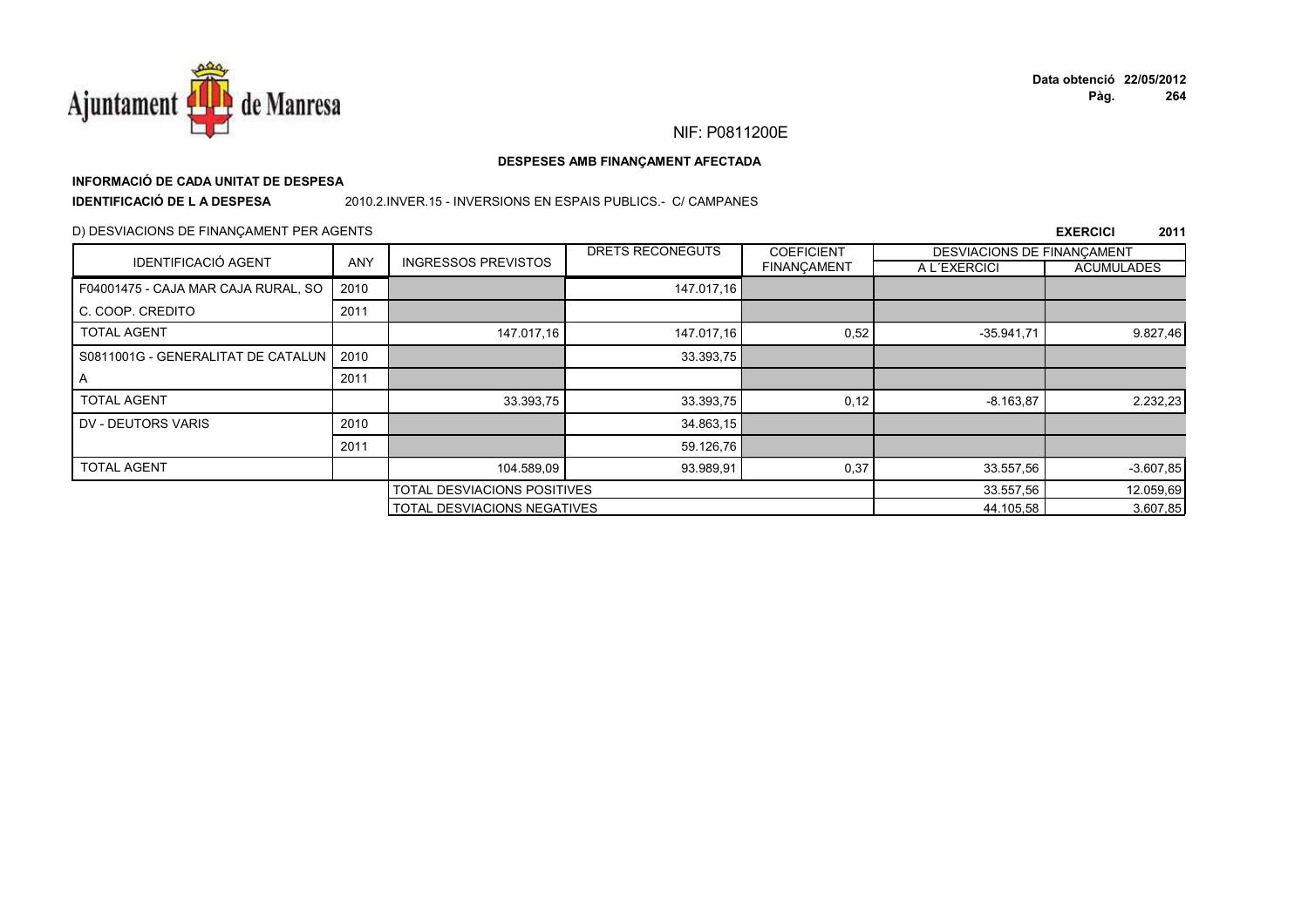NIF: P0811200E

**DESPESES AMB FINANÇAMENT AFECTADA**

**INFORMACIÓ DE CADA UNITAT DE DESPESA**

**IDENTIFICACIÓ DE L A DESPESA** 2010.2.INVER.15 - INVERSIONS EN ESPAIS PUBLICS.- C/ CAMPANES

D) DESVIACIONS DE FINANÇAMENT PER AGENTS

**EXERCICI 2011**

| IDENTIFICACIÓ AGENT | ANY | INGRESSOS PREVISTOS | DRETS RECONEGUTS | COEFICIENT FINANÇAMENT | DESVIACIONS DE FINANÇAMENT A L´EXERCICI | DESVIACIONS DE FINANÇAMENT ACUMULADES |
|---|---|---|---|---|---|---|
| F04001475 - CAJA MAR CAJA RURAL, SO | 2010 | | 147.017,16 | | | |
| C. COOP. CREDITO | 2011 | | | | | |
| TOTAL AGENT | | 147.017,16 | 147.017,16 | 0,52 | -35.941,71 | 9.827,46 |
| S0811001G - GENERALITAT DE CATALUN | 2010 | | 33.393,75 | | | |
| A | 2011 | | | | | |
| TOTAL AGENT | | 33.393,75 | 33.393,75 | 0,12 | -8.163,87 | 2.232,23 |
| DV - DEUTORS VARIS | 2010 | | 34.863,15 | | | |
| | 2011 | | 59.126,76 | | | |
| TOTAL AGENT | | 104.589,09 | 93.989,91 | 0,37 | 33.557,56 | -3.607,85 |
| | | TOTAL DESVIACIONS POSITIVES | | | 33.557,56 | 12.059,69 |
| | | TOTAL DESVIACIONS NEGATIVES | | | 44.105,58 | 3.607,85 |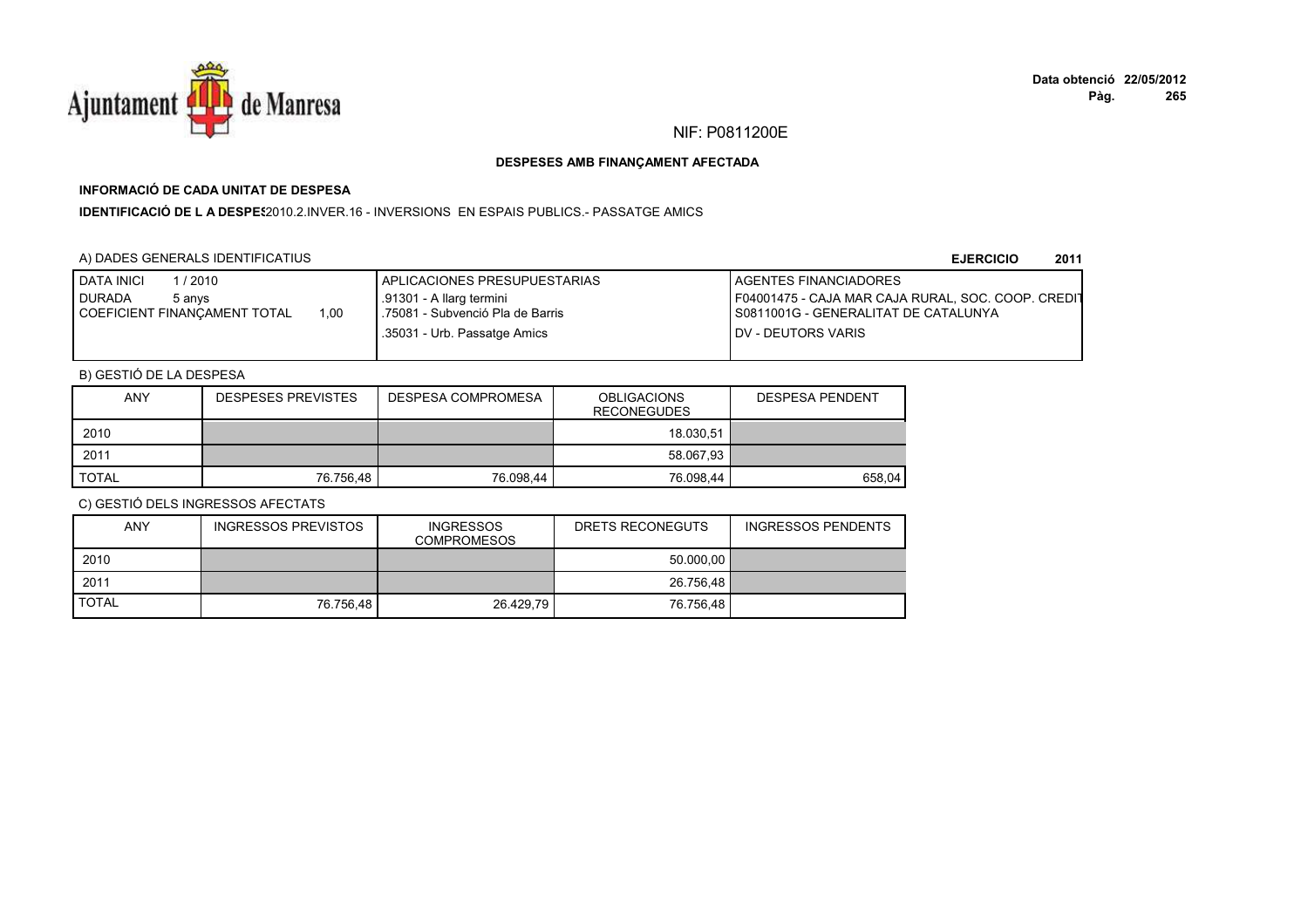NIF: P0811200E

**DESPESES AMB FINANÇAMENT AFECTADA**

**INFORMACIÓ DE CADA UNITAT DE DESPESA**

**IDENTIFICACIÓ DE L A DESPES**2010.2.INVER.16 - INVERSIONS EN ESPAIS PUBLICS.- PASSATGE AMICS

A) DADES GENERALS IDENTIFICATIUS

**EJERCICIO 2011**

| | | |
|---|---|---|
| DATA INICI 1 / 2010<br>DURADA 5 anys<br>COEFICIENT FINANÇAMENT TOTAL 1,00 | APLICACIONES PRESUPUESTARIAS<br>.91301 - A llarg termini<br>.75081 - Subvenció Pla de Barris<br>.35031 - Urb. Passatge Amics | AGENTES FINANCIADORES<br>F04001475 - CAJA MAR CAJA RURAL, SOC. COOP. CREDIT<br>S0811001G - GENERALITAT DE CATALUNYA<br>DV - DEUTORS VARIS |

B) GESTIÓ DE LA DESPESA

| ANY | DESPESES PREVISTES | DESPESA COMPROMESA | OBLIGACIONS RECONEGUDES | DESPESA PENDENT |
|---|---|---|---|---|
| 2010 | | | 18.030,51 | |
| 2011 | | | 58.067,93 | |
| TOTAL | 76.756,48 | 76.098,44 | 76.098,44 | 658,04 |

C) GESTIÓ DELS INGRESSOS AFECTATS

| ANY | INGRESSOS PREVISTOS | INGRESSOS COMPROMESOS | DRETS RECONEGUTS | INGRESSOS PENDENTS |
|---|---|---|---|---|
| 2010 | | | 50.000,00 | |
| 2011 | | | 26.756,48 | |
| TOTAL | 76.756,48 | 26.429,79 | 76.756,48 | |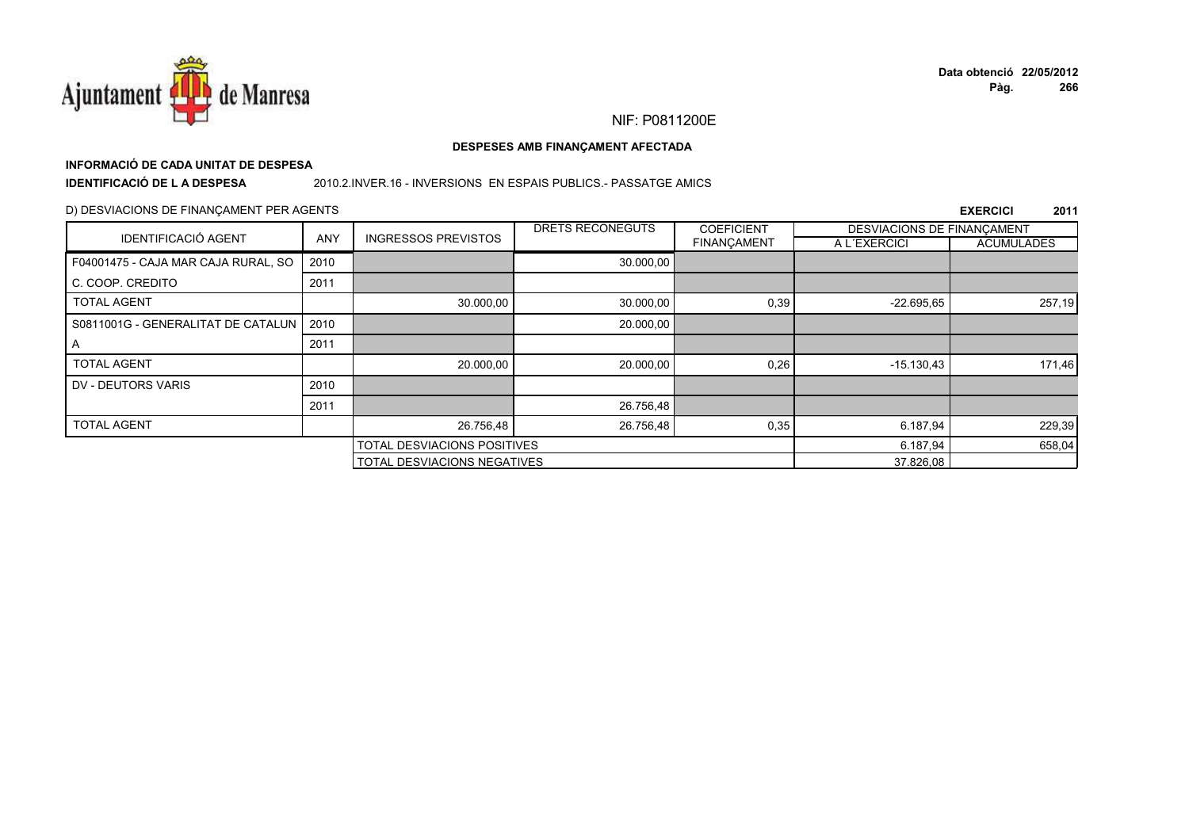NIF: P0811200E

## DESPESES AMB FINANÇAMENT AFECTADA

**INFORMACIÓ DE CADA UNITAT DE DESPESA**

**IDENTIFICACIÓ DE L A DESPESA** 2010.2.INVER.16 - INVERSIONS EN ESPAIS PUBLICS.- PASSATGE AMICS

D) DESVIACIONS DE FINANÇAMENT PER AGENTS

**EXERCICI 2011**

| IDENTIFICACIÓ AGENT | ANY | INGRESSOS PREVISTOS | DRETS RECONEGUTS | COEFICIENT FINANÇAMENT | DESVIACIONS DE FINANÇAMENT A L´EXERCICI | DESVIACIONS DE FINANÇAMENT ACUMULADES |
|---|---|---|---|---|---|---|
| F04001475 - CAJA MAR CAJA RURAL, SO | 2010 | | 30.000,00 | | | |
| C. COOP. CREDITO | 2011 | | | | | |
| TOTAL AGENT | | 30.000,00 | 30.000,00 | 0,39 | -22.695,65 | 257,19 |
| S0811001G - GENERALITAT DE CATALUN | 2010 | | 20.000,00 | | | |
| A | 2011 | | | | | |
| TOTAL AGENT | | 20.000,00 | 20.000,00 | 0,26 | -15.130,43 | 171,46 |
| DV - DEUTORS VARIS | 2010 | | | | | |
| | 2011 | | 26.756,48 | | | |
| TOTAL AGENT | | 26.756,48 | 26.756,48 | 0,35 | 6.187,94 | 229,39 |
| | | TOTAL DESVIACIONS POSITIVES | | | 6.187,94 | 658,04 |
| | | TOTAL DESVIACIONS NEGATIVES | | | 37.826,08 | |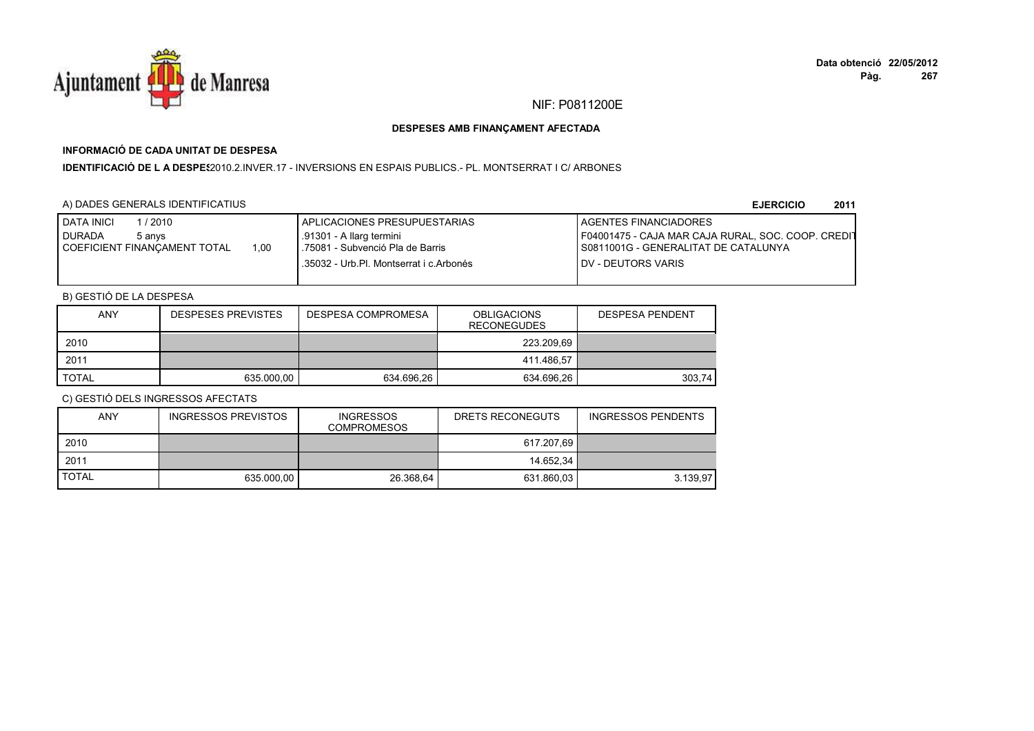NIF: P0811200E

**DESPESES AMB FINANÇAMENT AFECTADA**

**INFORMACIÓ DE CADA UNITAT DE DESPESA**

**IDENTIFICACIÓ DE L A DESPES**2010.2.INVER.17 - INVERSIONS EN ESPAIS PUBLICS.- PL. MONTSERRAT I C/ ARBONES

A) DADES GENERALS IDENTIFICATIUS

**EJERCICIO 2011**

| DATA INICI 1 / 2010<br>DURADA 5 anys<br>COEFICIENT FINANÇAMENT TOTAL 1,00 | APLICACIONES PRESUPUESTARIAS<br>.91301 - A llarg termini<br>.75081 - Subvenció Pla de Barris<br>.35032 - Urb.Pl. Montserrat i c.Arbonés | AGENTES FINANCIADORES<br>F04001475 - CAJA MAR CAJA RURAL, SOC. COOP. CREDIT<br>S0811001G - GENERALITAT DE CATALUNYA<br>DV - DEUTORS VARIS |
|---|---|---|

B) GESTIÓ DE LA DESPESA

| ANY | DESPESES PREVISTES | DESPESA COMPROMESA | OBLIGACIONS RECONEGUDES | DESPESA PENDENT |
|---|---|---|---|---|
| 2010 | | | 223.209,69 | |
| 2011 | | | 411.486,57 | |
| TOTAL | 635.000,00 | 634.696,26 | 634.696,26 | 303,74 |

C) GESTIÓ DELS INGRESSOS AFECTATS

| ANY | INGRESSOS PREVISTOS | INGRESSOS COMPROMESOS | DRETS RECONEGUTS | INGRESSOS PENDENTS |
|---|---|---|---|---|
| 2010 | | | 617.207,69 | |
| 2011 | | | 14.652,34 | |
| TOTAL | 635.000,00 | 26.368,64 | 631.860,03 | 3.139,97 |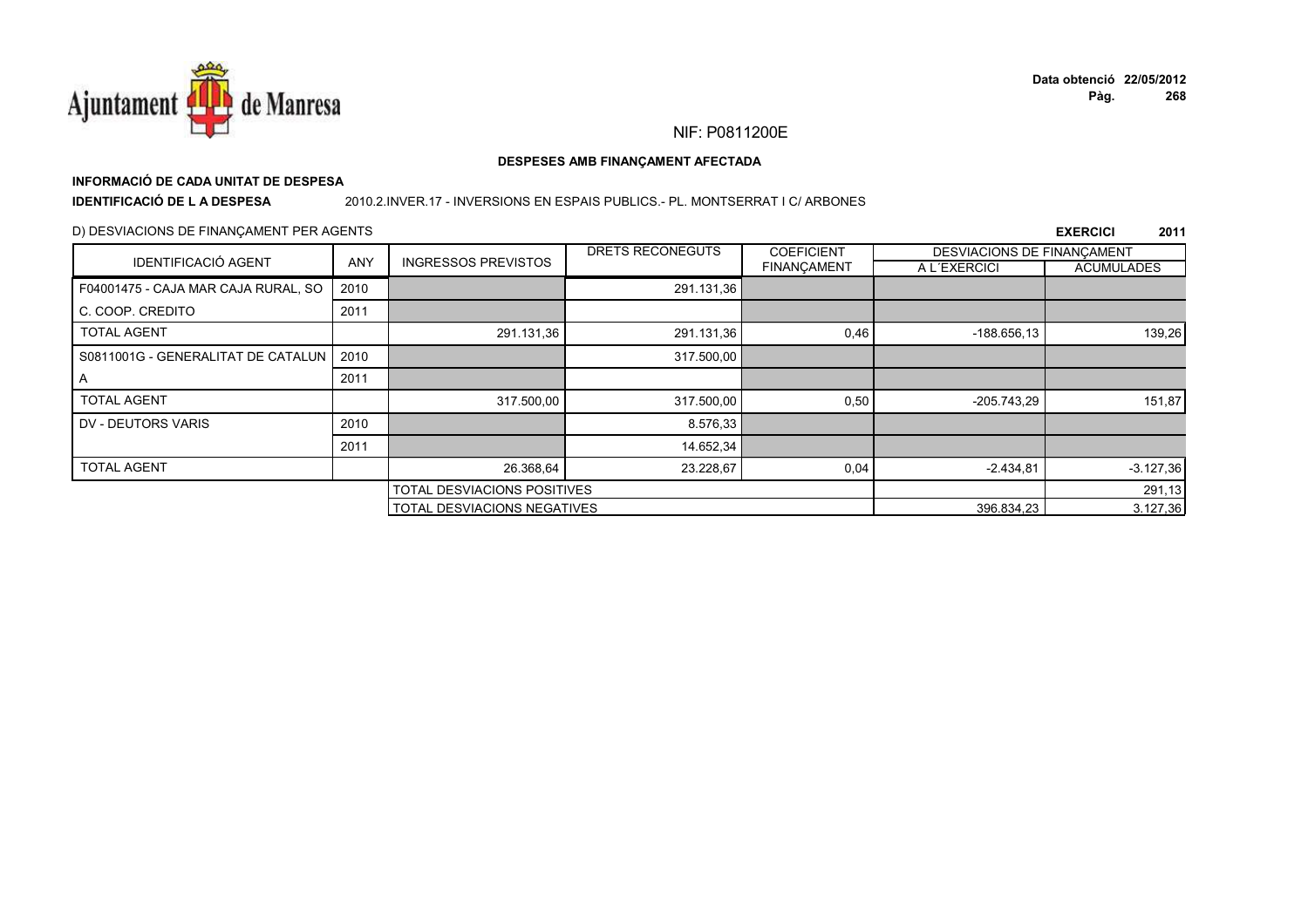NIF: P0811200E

**DESPESES AMB FINANÇAMENT AFECTADA**

**INFORMACIÓ DE CADA UNITAT DE DESPESA**

**IDENTIFICACIÓ DE L A DESPESA** 2010.2.INVER.17 - INVERSIONS EN ESPAIS PUBLICS.- PL. MONTSERRAT I C/ ARBONES

D) DESVIACIONS DE FINANÇAMENT PER AGENTS

**EXERCICI 2011**

| IDENTIFICACIÓ AGENT | ANY | INGRESSOS PREVISTOS | DRETS RECONEGUTS | COEFICIENT FINANÇAMENT | DESVIACIONS DE FINANÇAMENT A L´EXERCICI | DESVIACIONS DE FINANÇAMENT ACUMULADES |
|---|---|---|---|---|---|---|
| F04001475 - CAJA MAR CAJA RURAL, SO | 2010 | | 291.131,36 | | | |
| C. COOP. CREDITO | 2011 | | | | | |
| TOTAL AGENT | | 291.131,36 | 291.131,36 | 0,46 | -188.656,13 | 139,26 |
| S0811001G - GENERALITAT DE CATALUN | 2010 | | 317.500,00 | | | |
| A | 2011 | | | | | |
| TOTAL AGENT | | 317.500,00 | 317.500,00 | 0,50 | -205.743,29 | 151,87 |
| DV - DEUTORS VARIS | 2010 | | 8.576,33 | | | |
| | 2011 | | 14.652,34 | | | |
| TOTAL AGENT | | 26.368,64 | 23.228,67 | 0,04 | -2.434,81 | -3.127,36 |
| | | TOTAL DESVIACIONS POSITIVES | | | | 291,13 |
| | | TOTAL DESVIACIONS NEGATIVES | | | 396.834,23 | 3.127,36 |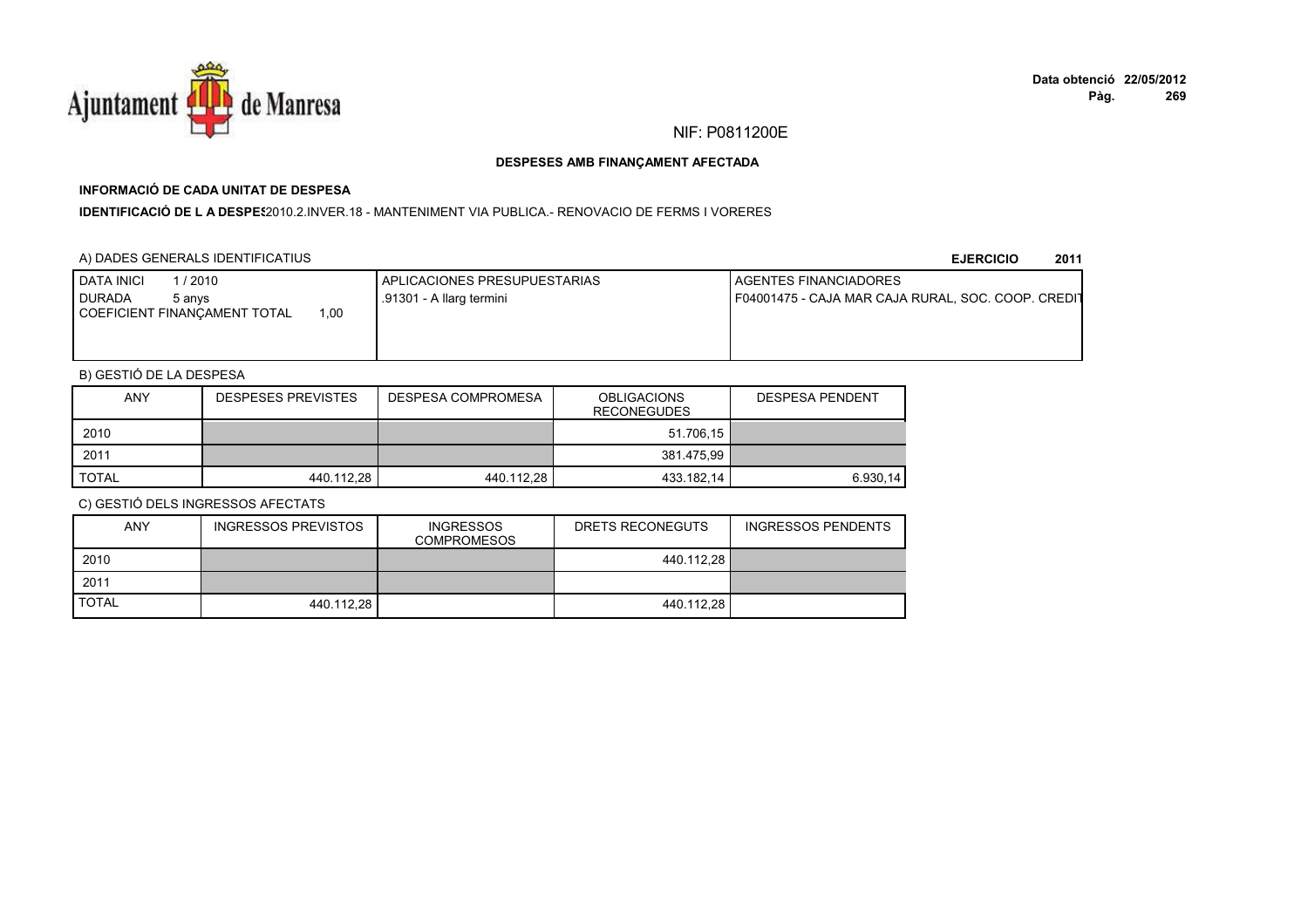NIF: P0811200E

**DESPESES AMB FINANÇAMENT AFECTADA**

**INFORMACIÓ DE CADA UNITAT DE DESPESA**

**IDENTIFICACIÓ DE L A DESPES**2010.2.INVER.18 - MANTENIMENT VIA PUBLICA.- RENOVACIO DE FERMS I VORERES

A) DADES GENERALS IDENTIFICATIUS

**EJERCICIO 2011**

| DATA INICI 1 / 2010<br>DURADA 5 anys<br>COEFICIENT FINANÇAMENT TOTAL 1,00 | APLICACIONES PRESUPUESTARIAS<br>.91301 - A llarg termini | AGENTES FINANCIADORES<br>F04001475 - CAJA MAR CAJA RURAL, SOC. COOP. CREDIT |
|---|---|---|

B) GESTIÓ DE LA DESPESA

| ANY | DESPESES PREVISTES | DESPESA COMPROMESA | OBLIGACIONS RECONEGUDES | DESPESA PENDENT |
|---|---|---|---|---|
| 2010 | | | 51.706,15 | |
| 2011 | | | 381.475,99 | |
| TOTAL | 440.112,28 | 440.112,28 | 433.182,14 | 6.930,14 |

C) GESTIÓ DELS INGRESSOS AFECTATS

| ANY | INGRESSOS PREVISTOS | INGRESSOS COMPROMESOS | DRETS RECONEGUTS | INGRESSOS PENDENTS |
|---|---|---|---|---|
| 2010 | | | 440.112,28 | |
| 2011 | | | | |
| TOTAL | 440.112,28 | | 440.112,28 | |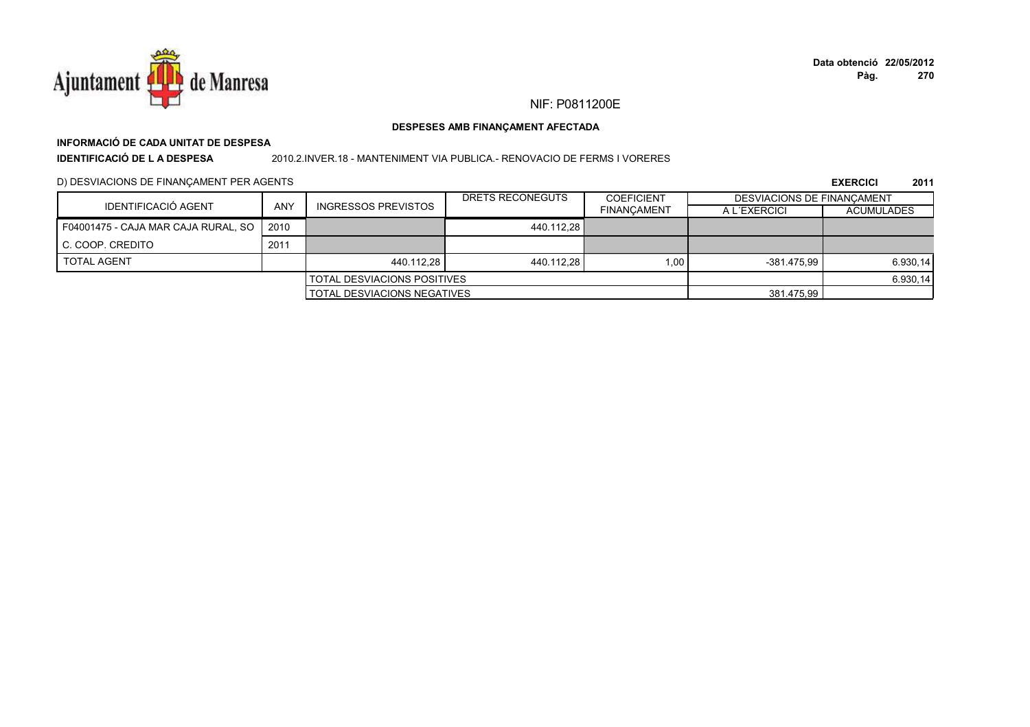NIF: P0811200E

**DESPESES AMB FINANÇAMENT AFECTADA**

**INFORMACIÓ DE CADA UNITAT DE DESPESA**

**IDENTIFICACIÓ DE L A DESPESA** 2010.2.INVER.18 - MANTENIMENT VIA PUBLICA.- RENOVACIO DE FERMS I VORERES

D) DESVIACIONS DE FINANÇAMENT PER AGENTS

**EXERCICI 2011**

| IDENTIFICACIÓ AGENT | ANY | INGRESSOS PREVISTOS | DRETS RECONEGUTS | COEFICIENT FINANÇAMENT | DESVIACIONS DE FINANÇAMENT A L´EXERCICI | ACUMULADES |
|---|---|---|---|---|---|---|
| F04001475 - CAJA MAR CAJA RURAL, SO | 2010 | | 440.112,28 | | | |
| C. COOP. CREDITO | 2011 | | | | | |
| TOTAL AGENT | | 440.112,28 | 440.112,28 | 1,00 | -381.475,99 | 6.930,14 |
| | | TOTAL DESVIACIONS POSITIVES | | | | 6.930,14 |
| | | TOTAL DESVIACIONS NEGATIVES | | | 381.475,99 | |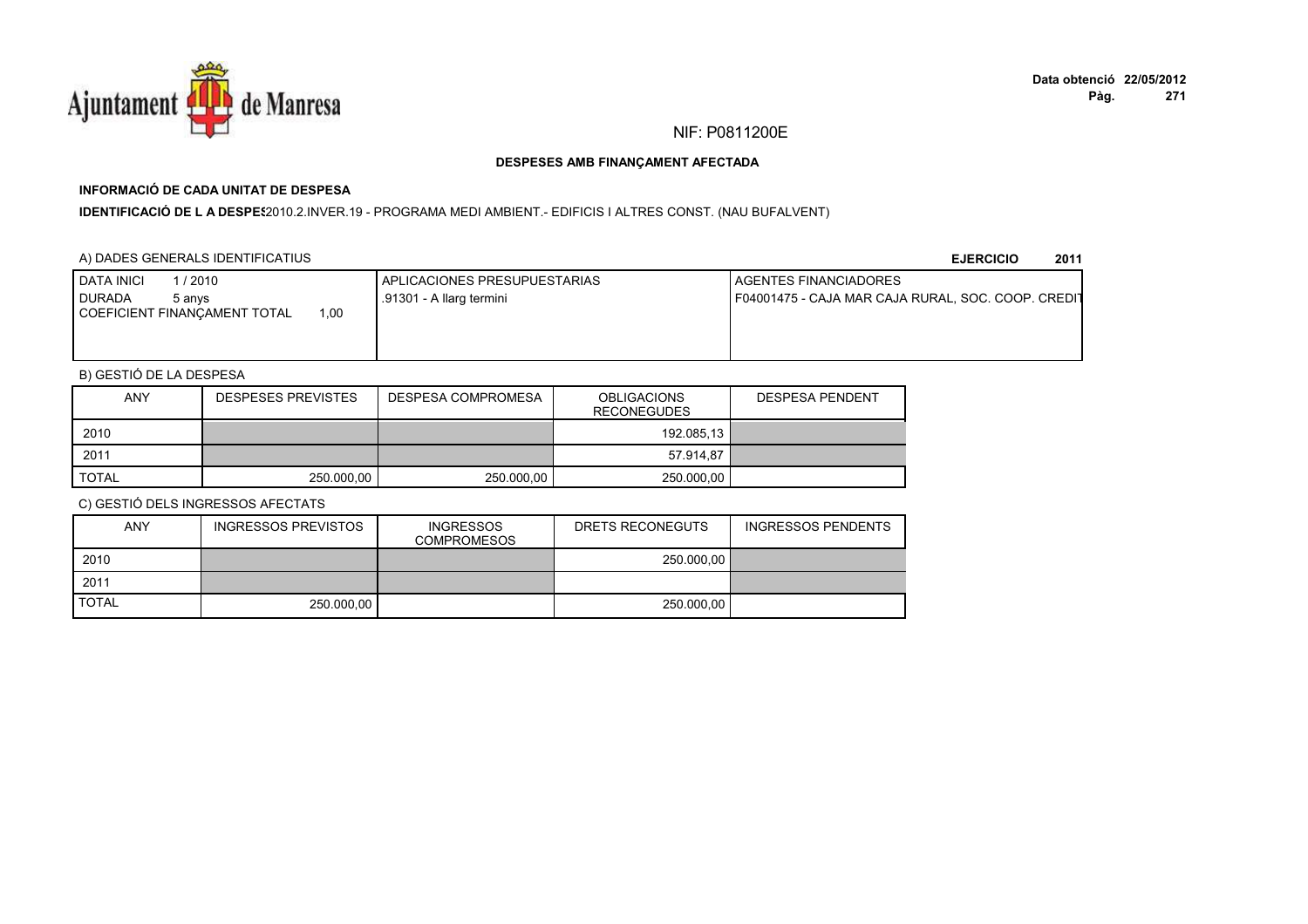NIF: P0811200E

**DESPESES AMB FINANÇAMENT AFECTADA**

**INFORMACIÓ DE CADA UNITAT DE DESPESA**

**IDENTIFICACIÓ DE L A DESPES** 2010.2.INVER.19 - PROGRAMA MEDI AMBIENT.- EDIFICIS I ALTRES CONST. (NAU BUFALVENT)

A) DADES GENERALS IDENTIFICATIUS

**EJERCICIO 2011**

| DATA INICI 1 / 2010<br>DURADA 5 anys<br>COEFICIENT FINANÇAMENT TOTAL 1,00 | APLICACIONES PRESUPUESTARIAS<br>.91301 - A llarg termini | AGENTES FINANCIADORES<br>F04001475 - CAJA MAR CAJA RURAL, SOC. COOP. CREDIT |
|---|---|---|

B) GESTIÓ DE LA DESPESA

| ANY | DESPESES PREVISTES | DESPESA COMPROMESA | OBLIGACIONS RECONEGUDES | DESPESA PENDENT |
|---|---|---|---|---|
| 2010 | | | 192.085,13 | |
| 2011 | | | 57.914,87 | |
| TOTAL | 250.000,00 | 250.000,00 | 250.000,00 | |

C) GESTIÓ DELS INGRESSOS AFECTATS

| ANY | INGRESSOS PREVISTOS | INGRESSOS COMPROMESOS | DRETS RECONEGUTS | INGRESSOS PENDENTS |
|---|---|---|---|---|
| 2010 | | | 250.000,00 | |
| 2011 | | | | |
| TOTAL | 250.000,00 | | 250.000,00 | |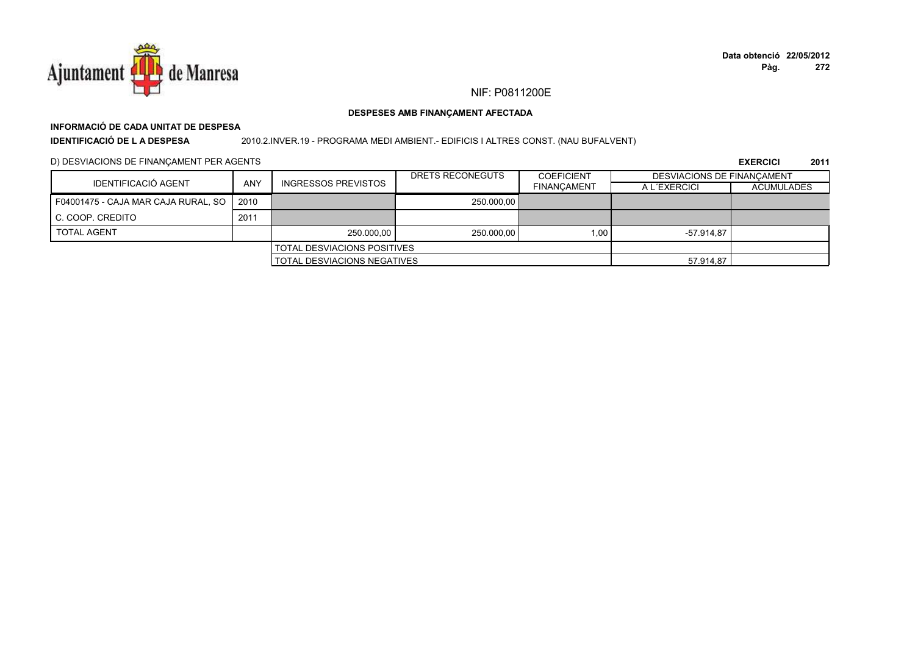NIF: P0811200E

**DESPESES AMB FINANÇAMENT AFECTADA**

**INFORMACIÓ DE CADA UNITAT DE DESPESA**

**IDENTIFICACIÓ DE L A DESPESA** 2010.2.INVER.19 - PROGRAMA MEDI AMBIENT.- EDIFICIS I ALTRES CONST. (NAU BUFALVENT)

D) DESVIACIONS DE FINANÇAMENT PER AGENTS

**EXERCICI 2011**

| IDENTIFICACIÓ AGENT | ANY | INGRESSOS PREVISTOS | DRETS RECONEGUTS | COEFICIENT FINANÇAMENT | DESVIACIONS DE FINANÇAMENT | |
|---|---|---|---|---|---|---|
| | | | | | A L´EXERCICI | ACUMULADES |
| F04001475 - CAJA MAR CAJA RURAL, SO | 2010 | | 250.000,00 | | | |
| C. COOP. CREDITO | 2011 | | | | | |
| TOTAL AGENT | | 250.000,00 | 250.000,00 | 1,00 | -57.914,87 | |
| | | TOTAL DESVIACIONS POSITIVES | | | | |
| | | TOTAL DESVIACIONS NEGATIVES | | | 57.914,87 | |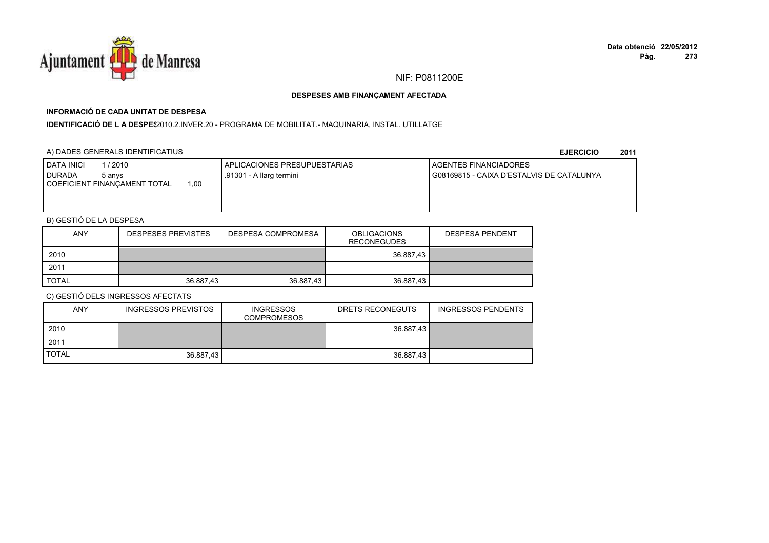NIF: P0811200E

**DESPESES AMB FINANÇAMENT AFECTADA**

**INFORMACIÓ DE CADA UNITAT DE DESPESA**

**IDENTIFICACIÓ DE L A DESPES** 2010.2.INVER.20 - PROGRAMA DE MOBILITAT.- MAQUINARIA, INSTAL. UTILLATGE

A) DADES GENERALS IDENTIFICATIUS

**EJERCICIO 2011**

| DATA INICI 1 / 2010<br>DURADA 5 anys<br>COEFICIENT FINANÇAMENT TOTAL 1,00 | APLICACIONES PRESUPUESTARIAS<br>.91301 - A llarg termini | AGENTES FINANCIADORES<br>G08169815 - CAIXA D'ESTALVIS DE CATALUNYA |
|---|---|---|

B) GESTIÓ DE LA DESPESA

| ANY | DESPESES PREVISTES | DESPESA COMPROMESA | OBLIGACIONS RECONEGUDES | DESPESA PENDENT |
|---|---|---|---|---|
| 2010 | | | 36.887,43 | |
| 2011 | | | | |
| TOTAL | 36.887,43 | 36.887,43 | 36.887,43 | |

C) GESTIÓ DELS INGRESSOS AFECTATS

| ANY | INGRESSOS PREVISTOS | INGRESSOS COMPROMESOS | DRETS RECONEGUTS | INGRESSOS PENDENTS |
|---|---|---|---|---|
| 2010 | | | 36.887,43 | |
| 2011 | | | | |
| TOTAL | 36.887,43 | | 36.887,43 | |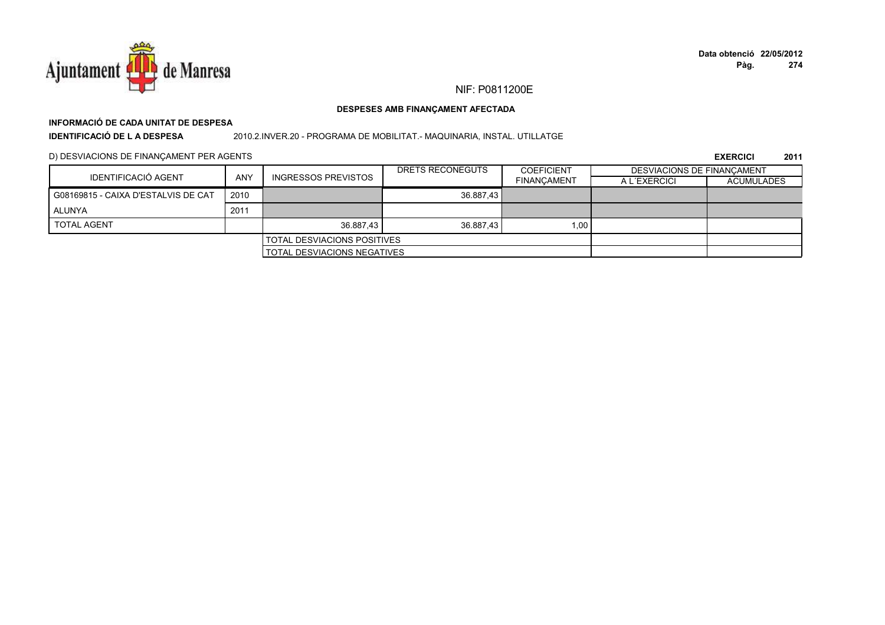NIF: P0811200E

**DESPESES AMB FINANÇAMENT AFECTADA**

**INFORMACIÓ DE CADA UNITAT DE DESPESA**

**IDENTIFICACIÓ DE L A DESPESA** 2010.2.INVER.20 - PROGRAMA DE MOBILITAT.- MAQUINARIA, INSTAL. UTILLATGE

D) DESVIACIONS DE FINANÇAMENT PER AGENTS

**EXERCICI 2011**

| IDENTIFICACIÓ AGENT | ANY | INGRESSOS PREVISTOS | DRETS RECONEGUTS | COEFICIENT FINANÇAMENT | DESVIACIONS DE FINANÇAMENT A L´EXERCICI | ACUMULADES |
|---|---|---|---|---|---|---|
| G08169815 - CAIXA D'ESTALVIS DE CAT | 2010 | | 36.887,43 | | | |
| ALUNYA | 2011 | | | | | |
| TOTAL AGENT | | 36.887,43 | 36.887,43 | 1,00 | | |
| | | TOTAL DESVIACIONS POSITIVES | | | | |
| | | TOTAL DESVIACIONS NEGATIVES | | | | |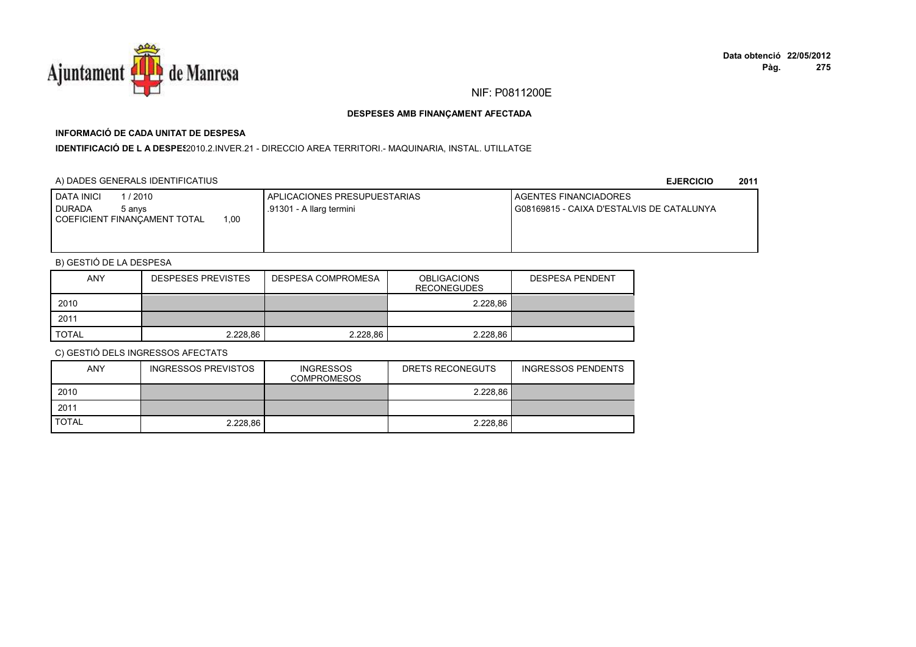NIF: P0811200E

**DESPESES AMB FINANÇAMENT AFECTADA**

**INFORMACIÓ DE CADA UNITAT DE DESPESA**

**IDENTIFICACIÓ DE L A DESPES**2010.2.INVER.21 - DIRECCIO AREA TERRITORI.- MAQUINARIA, INSTAL. UTILLATGE

A) DADES GENERALS IDENTIFICATIUS

**EJERCICIO 2011**

| DATA INICI 1 / 2010<br>DURADA 5 anys<br>COEFICIENT FINANÇAMENT TOTAL 1,00 | APLICACIONES PRESUPUESTARIAS<br>.91301 - A llarg termini | AGENTES FINANCIADORES<br>G08169815 - CAIXA D'ESTALVIS DE CATALUNYA |
|---|---|---|

B) GESTIÓ DE LA DESPESA

| ANY | DESPESES PREVISTES | DESPESA COMPROMESA | OBLIGACIONS RECONEGUDES | DESPESA PENDENT |
|---|---|---|---|---|
| 2010 | | | 2.228,86 | |
| 2011 | | | | |
| TOTAL | 2.228,86 | 2.228,86 | 2.228,86 | |

C) GESTIÓ DELS INGRESSOS AFECTATS

| ANY | INGRESSOS PREVISTOS | INGRESSOS COMPROMESOS | DRETS RECONEGUTS | INGRESSOS PENDENTS |
|---|---|---|---|---|
| 2010 | | | 2.228,86 | |
| 2011 | | | | |
| TOTAL | 2.228,86 | | 2.228,86 | |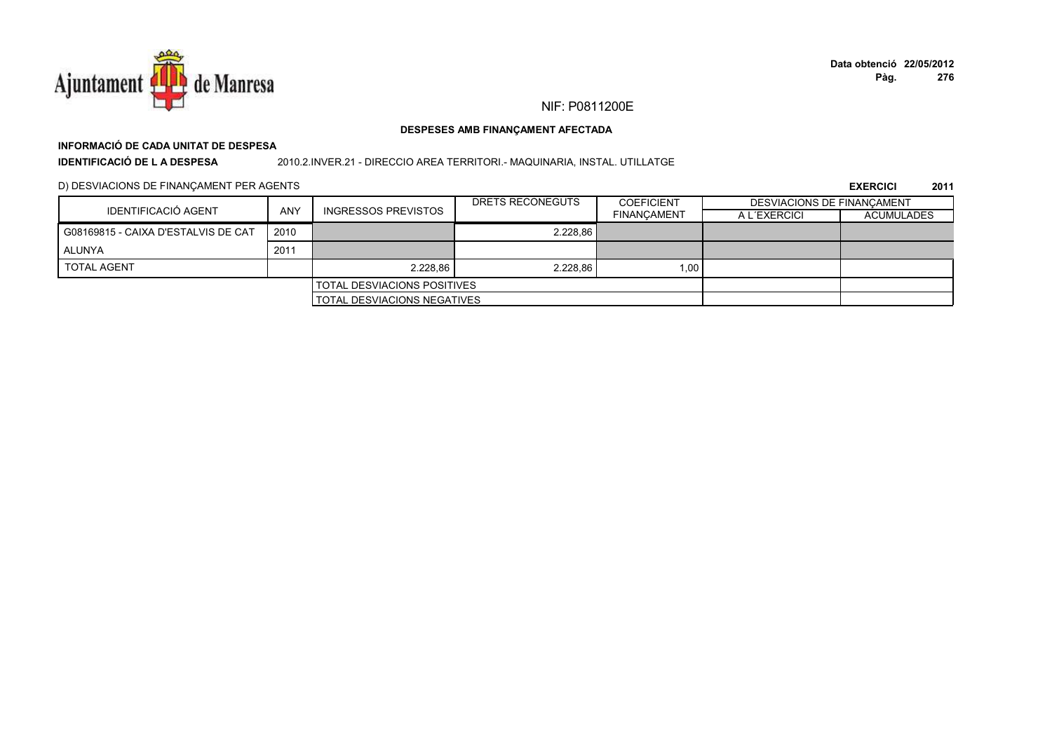NIF: P0811200E

**DESPESES AMB FINANÇAMENT AFECTADA**

**INFORMACIÓ DE CADA UNITAT DE DESPESA**

**IDENTIFICACIÓ DE L A DESPESA** 2010.2.INVER.21 - DIRECCIO AREA TERRITORI.- MAQUINARIA, INSTAL. UTILLATGE

D) DESVIACIONS DE FINANÇAMENT PER AGENTS

**EXERCICI 2011**

| IDENTIFICACIÓ AGENT | ANY | INGRESSOS PREVISTOS | DRETS RECONEGUTS | COEFICIENT FINANÇAMENT | DESVIACIONS DE FINANÇAMENT | |
|---|---|---|---|---|---|---|
| | | | | | A L´EXERCICI | ACUMULADES |
| G08169815 - CAIXA D'ESTALVIS DE CAT | 2010 | | 2.228,86 | | | |
| ALUNYA | 2011 | | | | | |
| TOTAL AGENT | | 2.228,86 | 2.228,86 | 1,00 | | |
| | | TOTAL DESVIACIONS POSITIVES | | | | |
| | | TOTAL DESVIACIONS NEGATIVES | | | | |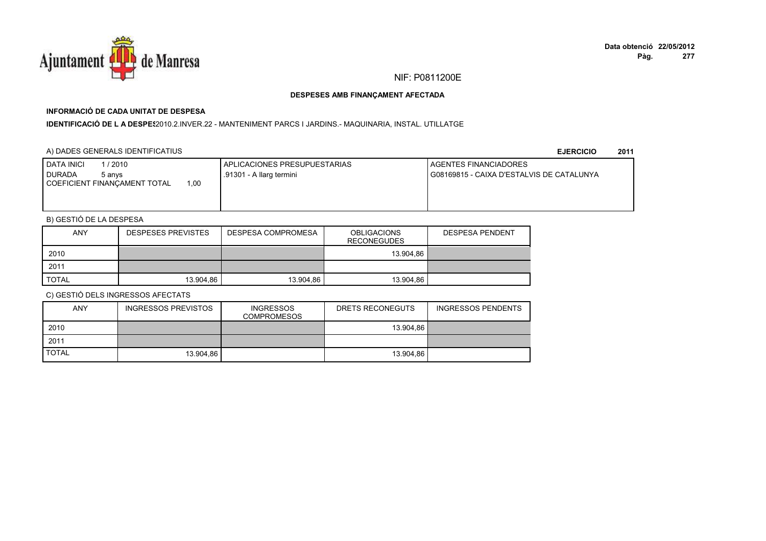NIF: P0811200E

**DESPESES AMB FINANÇAMENT AFECTADA**

**INFORMACIÓ DE CADA UNITAT DE DESPESA**

**IDENTIFICACIÓ DE L A DESPES** 2010.2.INVER.22 - MANTENIMENT PARCS I JARDINS.- MAQUINARIA, INSTAL. UTILLATGE

A) DADES GENERALS IDENTIFICATIUS

**EJERCICIO 2011**

| DATA INICI 1 / 2010<br>DURADA 5 anys<br>COEFICIENT FINANÇAMENT TOTAL 1,00 | APLICACIONES PRESUPUESTARIAS<br>.91301 - A llarg termini | AGENTES FINANCIADORES<br>G08169815 - CAIXA D'ESTALVIS DE CATALUNYA |
|---|---|---|

B) GESTIÓ DE LA DESPESA

| ANY | DESPESES PREVISTES | DESPESA COMPROMESA | OBLIGACIONS RECONEGUDES | DESPESA PENDENT |
|---|---|---|---|---|
| 2010 | | | 13.904,86 | |
| 2011 | | | | |
| TOTAL | 13.904,86 | 13.904,86 | 13.904,86 | |

C) GESTIÓ DELS INGRESSOS AFECTATS

| ANY | INGRESSOS PREVISTOS | INGRESSOS COMPROMESOS | DRETS RECONEGUTS | INGRESSOS PENDENTS |
|---|---|---|---|---|
| 2010 | | | 13.904,86 | |
| 2011 | | | | |
| TOTAL | 13.904,86 | | 13.904,86 | |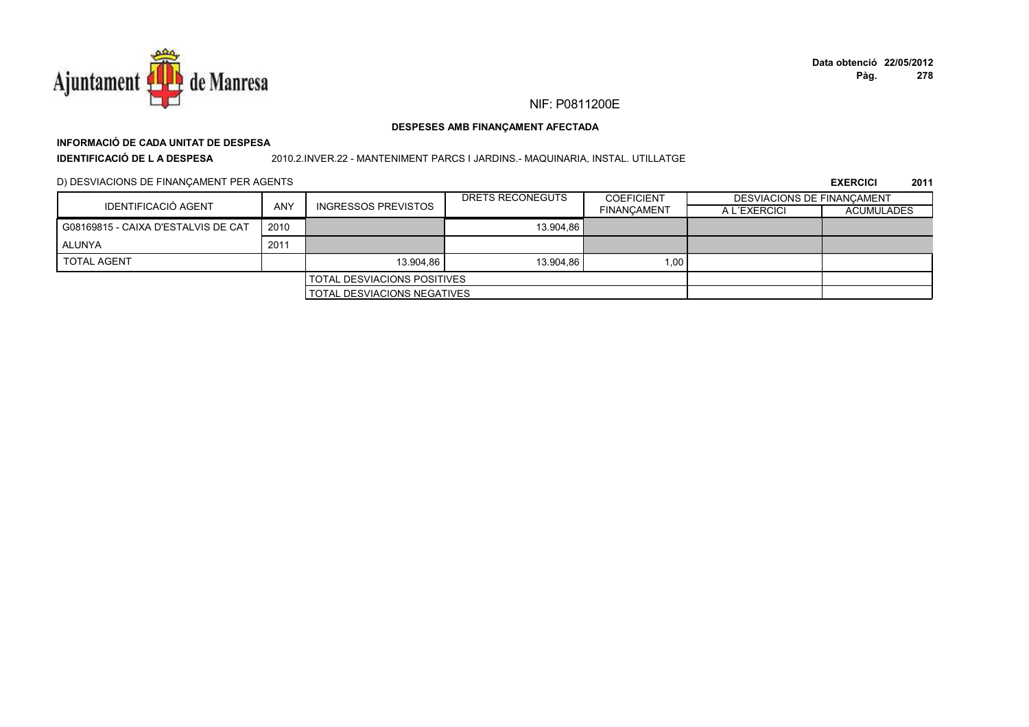NIF: P0811200E

**DESPESES AMB FINANÇAMENT AFECTADA**

**INFORMACIÓ DE CADA UNITAT DE DESPESA**

**IDENTIFICACIÓ DE L A DESPESA** 2010.2.INVER.22 - MANTENIMENT PARCS I JARDINS.- MAQUINARIA, INSTAL. UTILLATGE

D) DESVIACIONS DE FINANÇAMENT PER AGENTS

**EXERCICI 2011**

| IDENTIFICACIÓ AGENT | ANY | INGRESSOS PREVISTOS | DRETS RECONEGUTS | COEFICIENT FINANÇAMENT | DESVIACIONS DE FINANÇAMENT | |
|---|---|---|---|---|---|---|
| | | | | | A L´EXERCICI | ACUMULADES |
| G08169815 - CAIXA D'ESTALVIS DE CAT | 2010 | | 13.904,86 | | | |
| ALUNYA | 2011 | | | | | |
| TOTAL AGENT | | 13.904,86 | 13.904,86 | 1,00 | | |
| | | TOTAL DESVIACIONS POSITIVES | | | | |
| | | TOTAL DESVIACIONS NEGATIVES | | | | |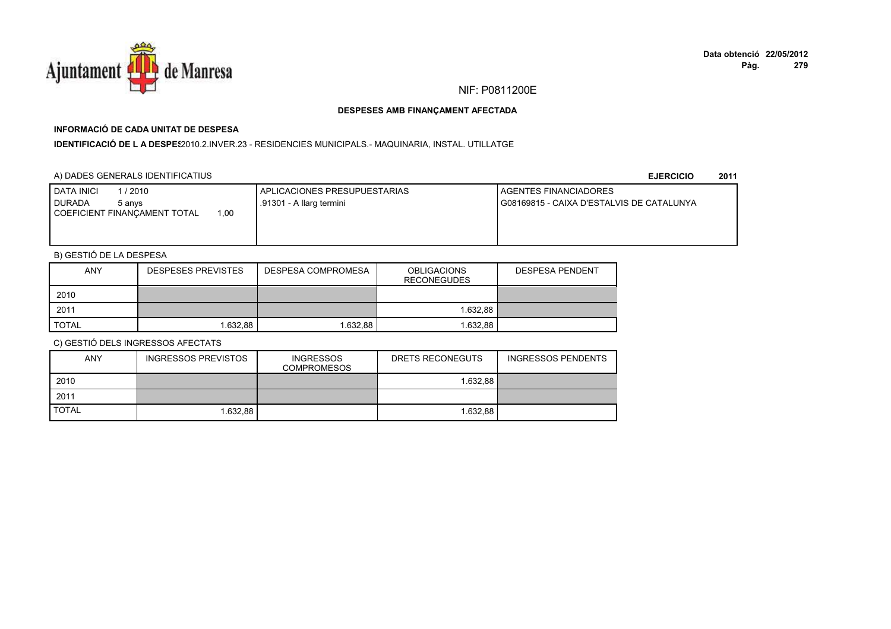NIF: P0811200E

**DESPESES AMB FINANÇAMENT AFECTADA**

**INFORMACIÓ DE CADA UNITAT DE DESPESA**

**IDENTIFICACIÓ DE L A DESPES**2010.2.INVER.23 - RESIDENCIES MUNICIPALS.- MAQUINARIA, INSTAL. UTILLATGE

A) DADES GENERALS IDENTIFICATIUS

**EJERCICIO 2011**

| DATA INICI 1 / 2010<br>DURADA 5 anys<br>COEFICIENT FINANÇAMENT TOTAL 1,00 | APLICACIONES PRESUPUESTARIAS<br>.91301 - A llarg termini | AGENTES FINANCIADORES<br>G08169815 - CAIXA D'ESTALVIS DE CATALUNYA |
|---|---|---|

B) GESTIÓ DE LA DESPESA

| ANY | DESPESES PREVISTES | DESPESA COMPROMESA | OBLIGACIONS RECONEGUDES | DESPESA PENDENT |
|---|---|---|---|---|
| 2010 | | | | |
| 2011 | | | 1.632,88 | |
| TOTAL | 1.632,88 | 1.632,88 | 1.632,88 | |

C) GESTIÓ DELS INGRESSOS AFECTATS

| ANY | INGRESSOS PREVISTOS | INGRESSOS COMPROMESOS | DRETS RECONEGUTS | INGRESSOS PENDENTS |
|---|---|---|---|---|
| 2010 | | | 1.632,88 | |
| 2011 | | | | |
| TOTAL | 1.632,88 | | 1.632,88 | |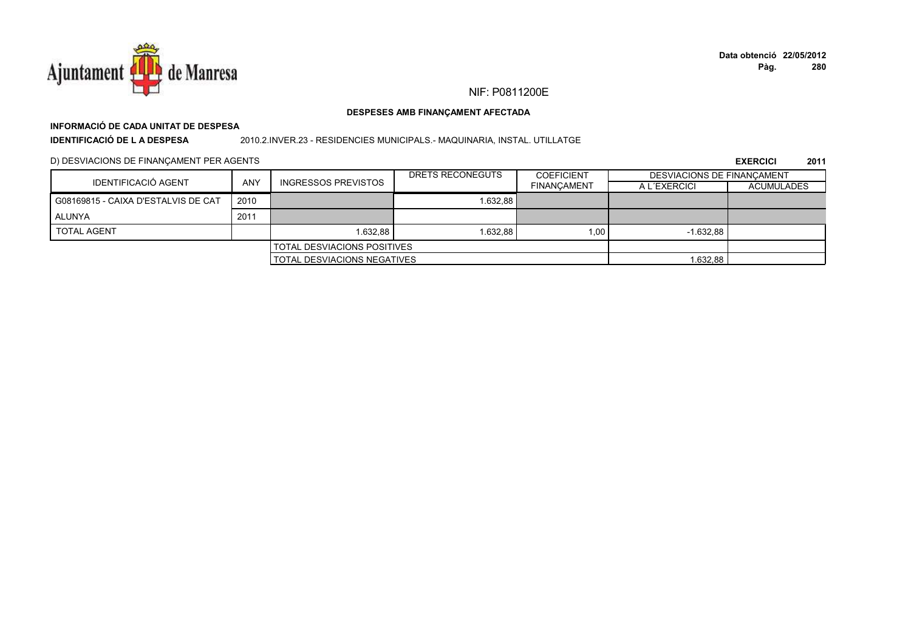NIF: P0811200E

**DESPESES AMB FINANÇAMENT AFECTADA**

**INFORMACIÓ DE CADA UNITAT DE DESPESA**

**IDENTIFICACIÓ DE L A DESPESA** 2010.2.INVER.23 - RESIDENCIES MUNICIPALS.- MAQUINARIA, INSTAL. UTILLATGE

D) DESVIACIONS DE FINANÇAMENT PER AGENTS

**EXERCICI 2011**

| IDENTIFICACIÓ AGENT | ANY | INGRESSOS PREVISTOS | DRETS RECONEGUTS | COEFICIENT FINANÇAMENT | DESVIACIONS DE FINANÇAMENT | |
|---|---|---|---|---|---|---|
| | | | | | A L´EXERCICI | ACUMULADES |
| G08169815 - CAIXA D'ESTALVIS DE CAT | 2010 | | 1.632,88 | | | |
| ALUNYA | 2011 | | | | | |
| TOTAL AGENT | | 1.632,88 | 1.632,88 | 1,00 | -1.632,88 | |
| | | TOTAL DESVIACIONS POSITIVES | | | | |
| | | TOTAL DESVIACIONS NEGATIVES | | | 1.632,88 | |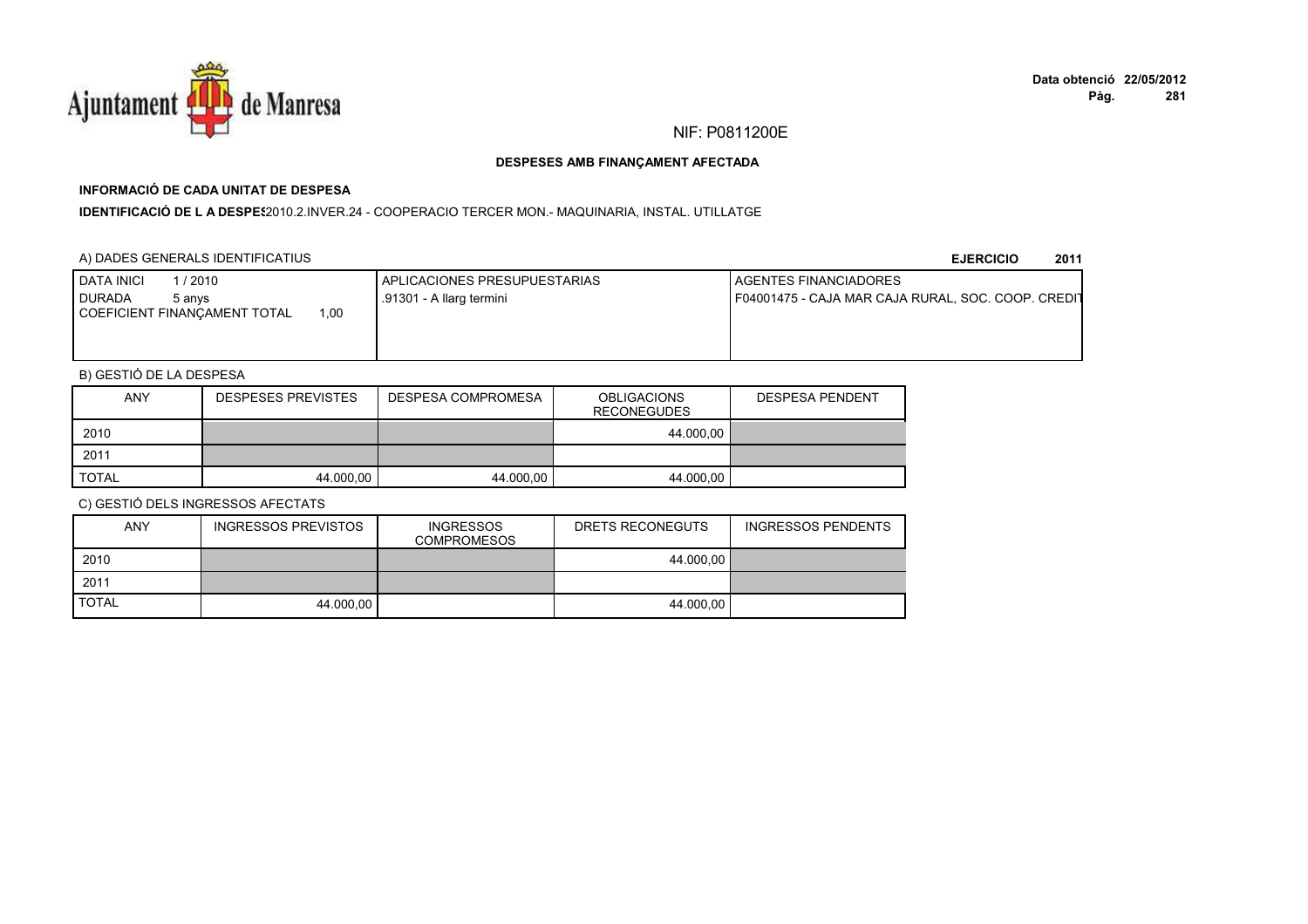NIF: P0811200E

**DESPESES AMB FINANÇAMENT AFECTADA**

**INFORMACIÓ DE CADA UNITAT DE DESPESA**

**IDENTIFICACIÓ DE L A DESPES** 2010.2.INVER.24 - COOPERACIO TERCER MON.- MAQUINARIA, INSTAL. UTILLATGE

A) DADES GENERALS IDENTIFICATIUS

**EJERCICIO 2011**

| DATA INICI 1 / 2010<br>DURADA 5 anys<br>COEFICIENT FINANÇAMENT TOTAL 1,00 | APLICACIONES PRESUPUESTARIAS<br>.91301 - A llarg termini | AGENTES FINANCIADORES<br>F04001475 - CAJA MAR CAJA RURAL, SOC. COOP. CREDIT |
|---|---|---|

B) GESTIÓ DE LA DESPESA

| ANY | DESPESES PREVISTES | DESPESA COMPROMESA | OBLIGACIONS RECONEGUDES | DESPESA PENDENT |
|---|---|---|---|---|
| 2010 | | | 44.000,00 | |
| 2011 | | | | |
| TOTAL | 44.000,00 | 44.000,00 | 44.000,00 | |

C) GESTIÓ DELS INGRESSOS AFECTATS

| ANY | INGRESSOS PREVISTOS | INGRESSOS COMPROMESOS | DRETS RECONEGUTS | INGRESSOS PENDENTS |
|---|---|---|---|---|
| 2010 | | | 44.000,00 | |
| 2011 | | | | |
| TOTAL | 44.000,00 | | 44.000,00 | |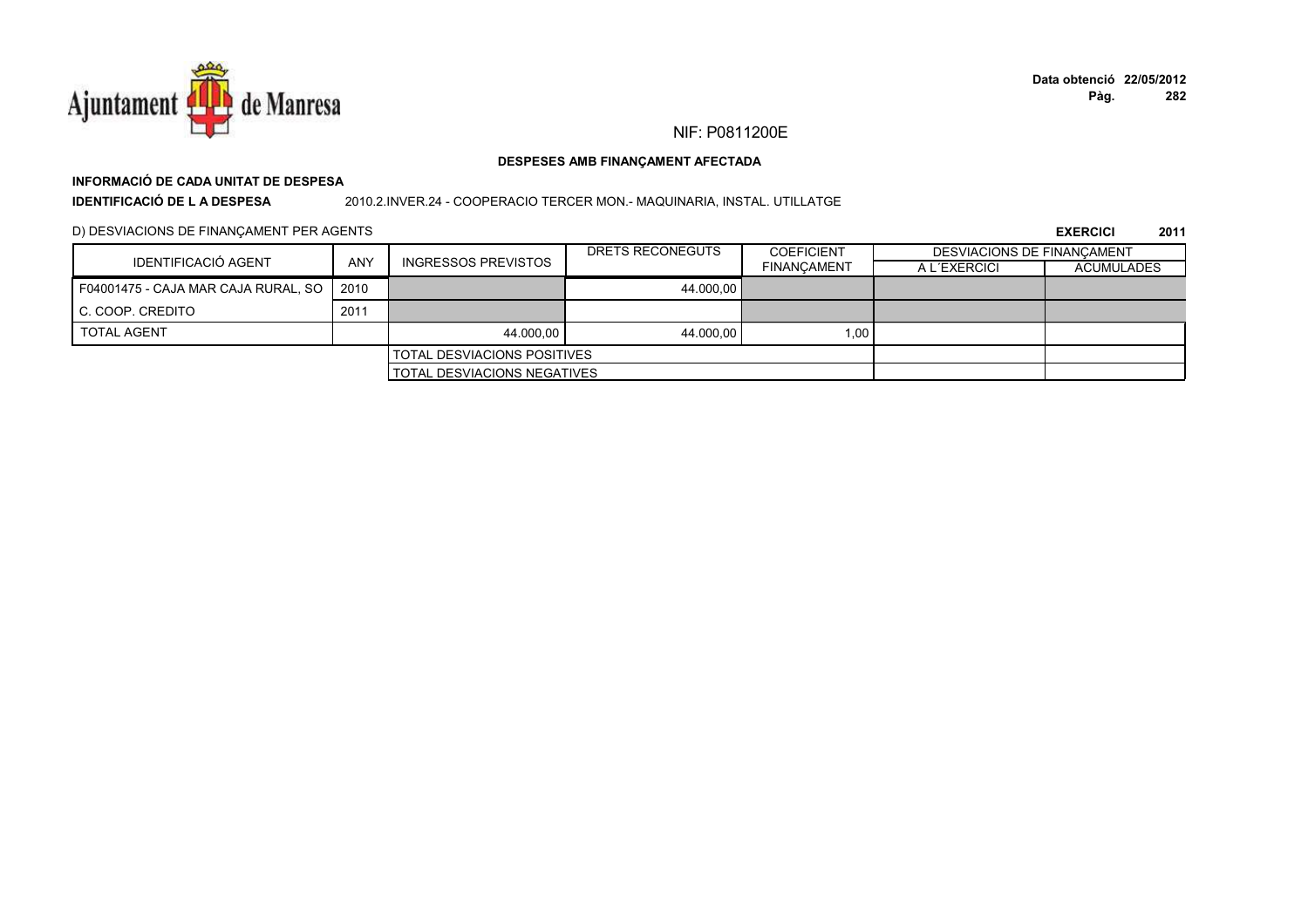NIF: P0811200E

**DESPESES AMB FINANÇAMENT AFECTADA**

**INFORMACIÓ DE CADA UNITAT DE DESPESA**

**IDENTIFICACIÓ DE L A DESPESA** 2010.2.INVER.24 - COOPERACIO TERCER MON.- MAQUINARIA, INSTAL. UTILLATGE

D) DESVIACIONS DE FINANÇAMENT PER AGENTS

**EXERCICI 2011**

| IDENTIFICACIÓ AGENT | ANY | INGRESSOS PREVISTOS | DRETS RECONEGUTS | COEFICIENT FINANÇAMENT | DESVIACIONS DE FINANÇAMENT A L´EXERCICI | DESVIACIONS DE FINANÇAMENT ACUMULADES |
|---|---|---|---|---|---|---|
| F04001475 - CAJA MAR CAJA RURAL, SO | 2010 | | 44.000,00 | | | |
| C. COOP. CREDITO | 2011 | | | | | |
| TOTAL AGENT | | 44.000,00 | 44.000,00 | 1,00 | | |
| | | TOTAL DESVIACIONS POSITIVES | | | | |
| | | TOTAL DESVIACIONS NEGATIVES | | | | |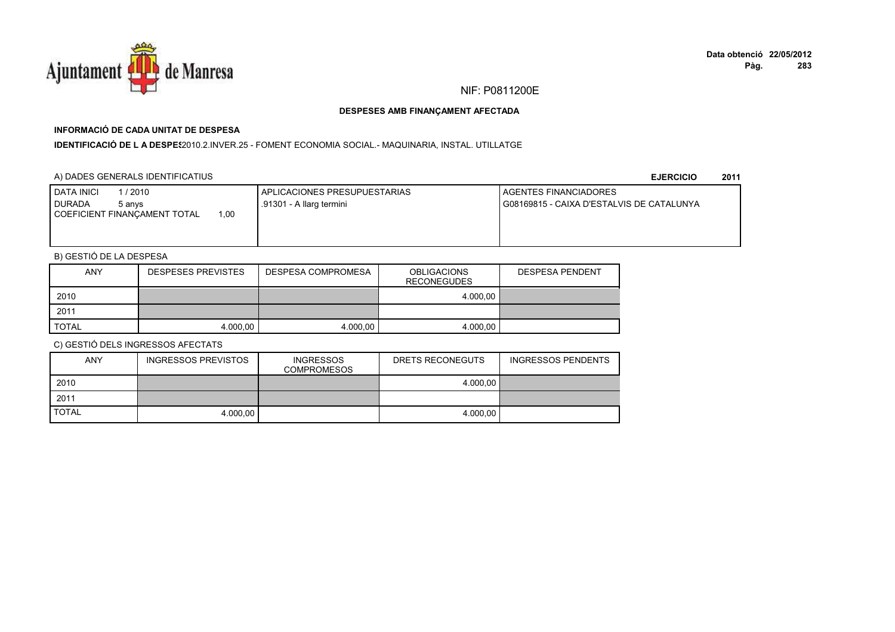NIF: P0811200E

**DESPESES AMB FINANÇAMENT AFECTADA**

**INFORMACIÓ DE CADA UNITAT DE DESPESA**

**IDENTIFICACIÓ DE L A DESPES** 2010.2.INVER.25 - FOMENT ECONOMIA SOCIAL.- MAQUINARIA, INSTAL. UTILLATGE

A) DADES GENERALS IDENTIFICATIUS

**EJERCICIO 2011**

| DATA INICI 1 / 2010<br>DURADA 5 anys<br>COEFICIENT FINANÇAMENT TOTAL 1,00 | APLICACIONES PRESUPUESTARIAS<br>.91301 - A llarg termini | AGENTES FINANCIADORES<br>G08169815 - CAIXA D'ESTALVIS DE CATALUNYA |
|---|---|---|

B) GESTIÓ DE LA DESPESA

| ANY | DESPESES PREVISTES | DESPESA COMPROMESA | OBLIGACIONS RECONEGUDES | DESPESA PENDENT |
|---|---|---|---|---|
| 2010 | | | 4.000,00 | |
| 2011 | | | | |
| TOTAL | 4.000,00 | 4.000,00 | 4.000,00 | |

C) GESTIÓ DELS INGRESSOS AFECTATS

| ANY | INGRESSOS PREVISTOS | INGRESSOS COMPROMESOS | DRETS RECONEGUTS | INGRESSOS PENDENTS |
|---|---|---|---|---|
| 2010 | | | 4.000,00 | |
| 2011 | | | | |
| TOTAL | 4.000,00 | | 4.000,00 | |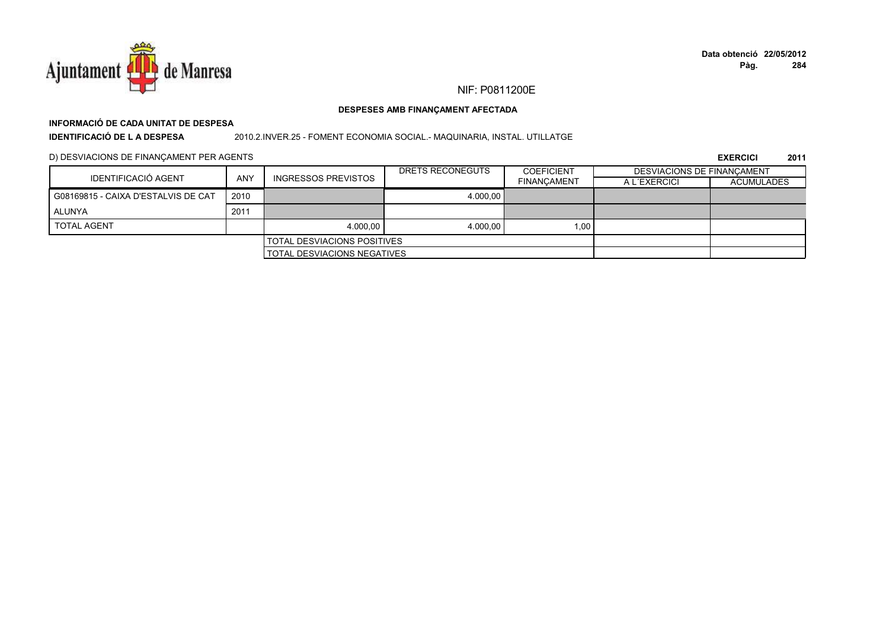NIF: P0811200E

**DESPESES AMB FINANÇAMENT AFECTADA**

**INFORMACIÓ DE CADA UNITAT DE DESPESA**

**IDENTIFICACIÓ DE L A DESPESA** 2010.2.INVER.25 - FOMENT ECONOMIA SOCIAL.- MAQUINARIA, INSTAL. UTILLATGE

D) DESVIACIONS DE FINANÇAMENT PER AGENTS

**EXERCICI 2011**

| IDENTIFICACIÓ AGENT | ANY | INGRESSOS PREVISTOS | DRETS RECONEGUTS | COEFICIENT FINANÇAMENT | DESVIACIONS DE FINANÇAMENT A L´EXERCICI | DESVIACIONS DE FINANÇAMENT ACUMULADES |
|---|---|---|---|---|---|---|
| G08169815 - CAIXA D'ESTALVIS DE CAT | 2010 | | 4.000,00 | | | |
| ALUNYA | 2011 | | | | | |
| TOTAL AGENT | | 4.000,00 | 4.000,00 | 1,00 | | |
| | | TOTAL DESVIACIONS POSITIVES | | | | |
| | | TOTAL DESVIACIONS NEGATIVES | | | | |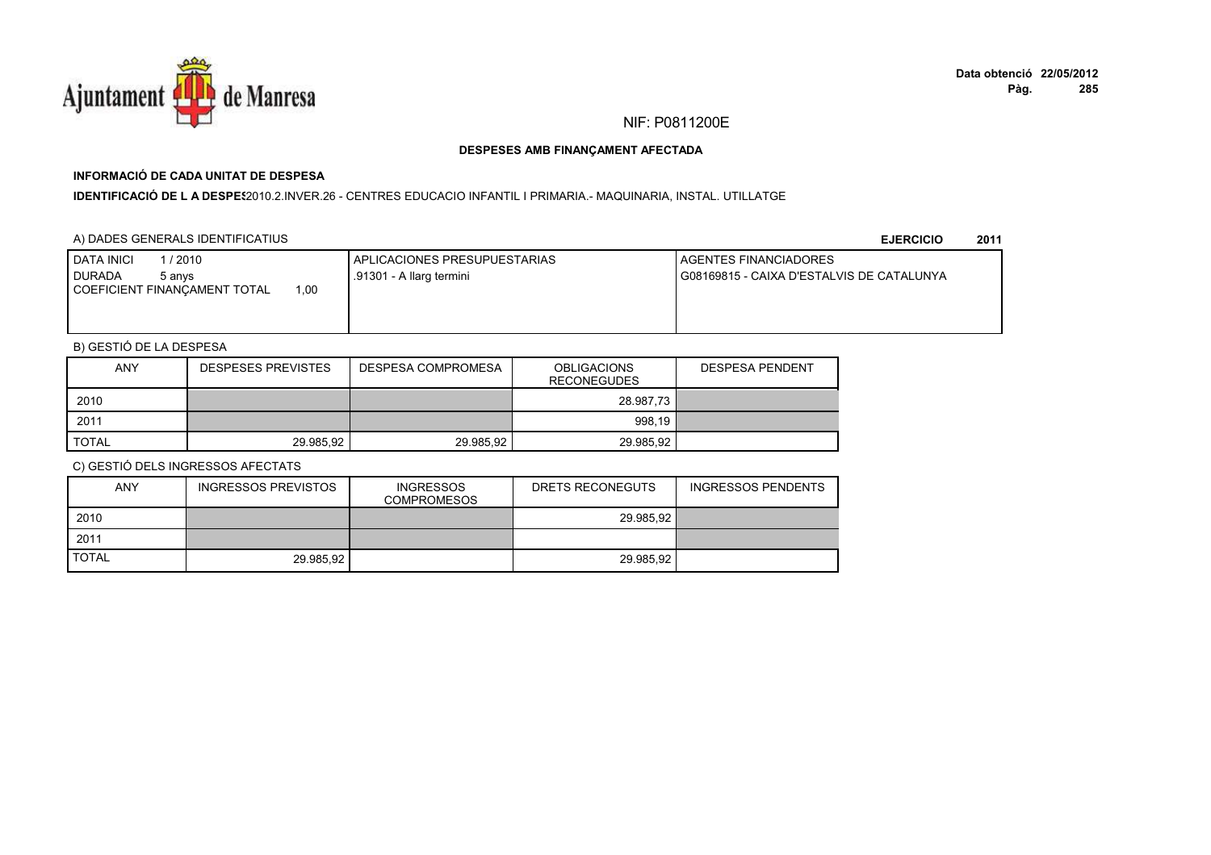NIF: P0811200E

**DESPESES AMB FINANÇAMENT AFECTADA**

**INFORMACIÓ DE CADA UNITAT DE DESPESA**

**IDENTIFICACIÓ DE L A DESPES** 2010.2.INVER.26 - CENTRES EDUCACIO INFANTIL I PRIMARIA.- MAQUINARIA, INSTAL. UTILLATGE

A) DADES GENERALS IDENTIFICATIUS

**EJERCICIO 2011**

| DATA INICI 1 / 2010<br>DURADA 5 anys<br>COEFICIENT FINANÇAMENT TOTAL 1,00 | APLICACIONES PRESUPUESTARIAS<br>.91301 - A llarg termini | AGENTES FINANCIADORES<br>G08169815 - CAIXA D'ESTALVIS DE CATALUNYA |
|---|---|---|

B) GESTIÓ DE LA DESPESA

| ANY | DESPESES PREVISTES | DESPESA COMPROMESA | OBLIGACIONS RECONEGUDES | DESPESA PENDENT |
|---|---|---|---|---|
| 2010 | | | 28.987,73 | |
| 2011 | | | 998,19 | |
| TOTAL | 29.985,92 | 29.985,92 | 29.985,92 | |

C) GESTIÓ DELS INGRESSOS AFECTATS

| ANY | INGRESSOS PREVISTOS | INGRESSOS COMPROMESOS | DRETS RECONEGUTS | INGRESSOS PENDENTS |
|---|---|---|---|---|
| 2010 | | | 29.985,92 | |
| 2011 | | | | |
| TOTAL | 29.985,92 | | 29.985,92 | |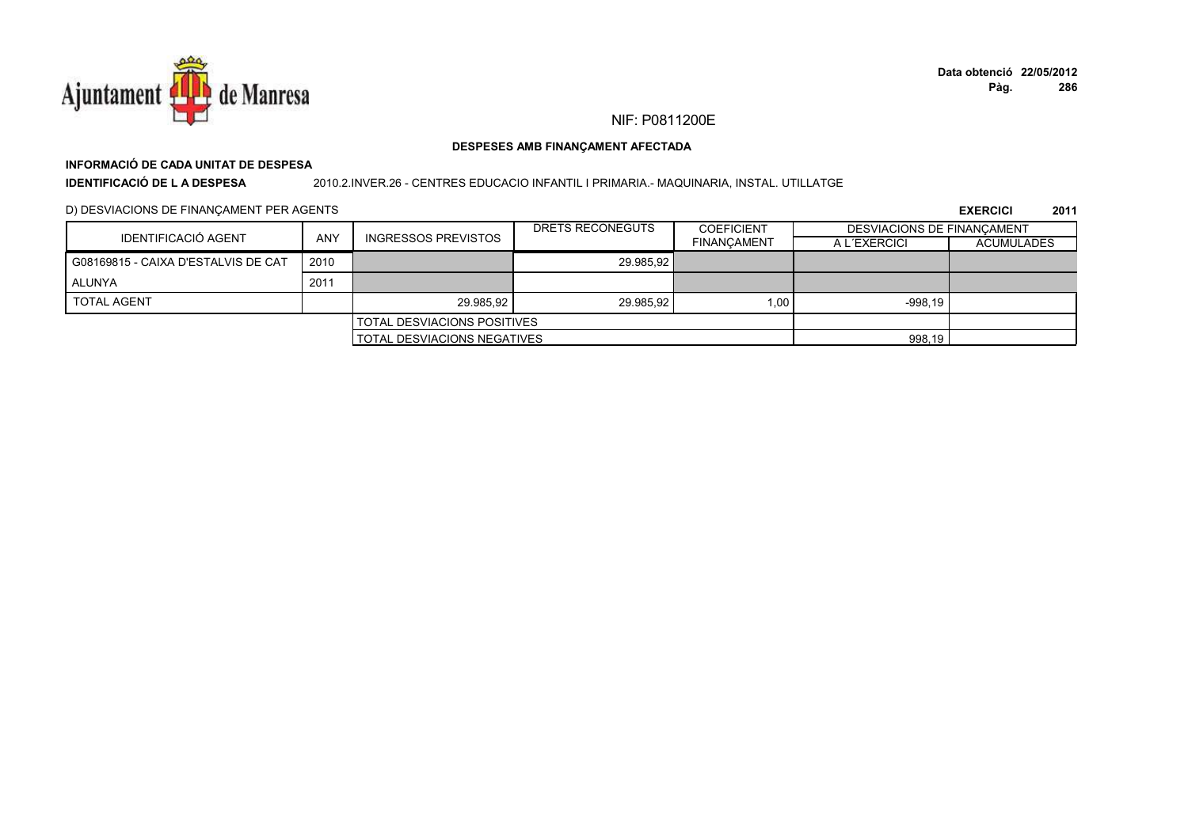NIF: P0811200E

**DESPESES AMB FINANÇAMENT AFECTADA**

**INFORMACIÓ DE CADA UNITAT DE DESPESA**

**IDENTIFICACIÓ DE L A DESPESA** 2010.2.INVER.26 - CENTRES EDUCACIO INFANTIL I PRIMARIA.- MAQUINARIA, INSTAL. UTILLATGE

D) DESVIACIONS DE FINANÇAMENT PER AGENTS

**EXERCICI 2011**

| IDENTIFICACIÓ AGENT | ANY | INGRESSOS PREVISTOS | DRETS RECONEGUTS | COEFICIENT FINANÇAMENT | DESVIACIONS DE FINANÇAMENT | |
|---|---|---|---|---|---|---|
| | | | | | A L´EXERCICI | ACUMULADES |
| G08169815 - CAIXA D'ESTALVIS DE CAT | 2010 | | 29.985,92 | | | |
| ALUNYA | 2011 | | | | | |
| TOTAL AGENT | | 29.985,92 | 29.985,92 | 1,00 | -998,19 | |
| | | TOTAL DESVIACIONS POSITIVES | | | | |
| | | TOTAL DESVIACIONS NEGATIVES | | | 998,19 | |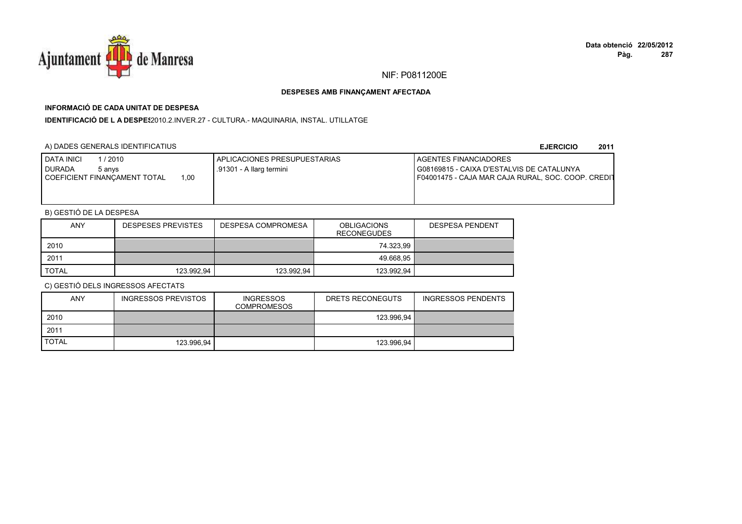NIF: P0811200E

**DESPESES AMB FINANÇAMENT AFECTADA**

**INFORMACIÓ DE CADA UNITAT DE DESPESA**

**IDENTIFICACIÓ DE L A DESPES**2010.2.INVER.27 - CULTURA.- MAQUINARIA, INSTAL. UTILLATGE

A) DADES GENERALS IDENTIFICATIUS

**EJERCICIO 2011**

| DATA INICI 1 / 2010<br>DURADA 5 anys<br>COEFICIENT FINANÇAMENT TOTAL 1,00 | APLICACIONES PRESUPUESTARIAS<br>.91301 - A llarg termini | AGENTES FINANCIADORES<br>G08169815 - CAIXA D'ESTALVIS DE CATALUNYA<br>F04001475 - CAJA MAR CAJA RURAL, SOC. COOP. CREDIT |
|---|---|---|

B) GESTIÓ DE LA DESPESA

| ANY | DESPESES PREVISTES | DESPESA COMPROMESA | OBLIGACIONS RECONEGUDES | DESPESA PENDENT |
|---|---|---|---|---|
| 2010 | | | 74.323,99 | |
| 2011 | | | 49.668,95 | |
| TOTAL | 123.992,94 | 123.992,94 | 123.992,94 | |

C) GESTIÓ DELS INGRESSOS AFECTATS

| ANY | INGRESSOS PREVISTOS | INGRESSOS COMPROMESOS | DRETS RECONEGUTS | INGRESSOS PENDENTS |
|---|---|---|---|---|
| 2010 | | | 123.996,94 | |
| 2011 | | | | |
| TOTAL | 123.996,94 | | 123.996,94 | |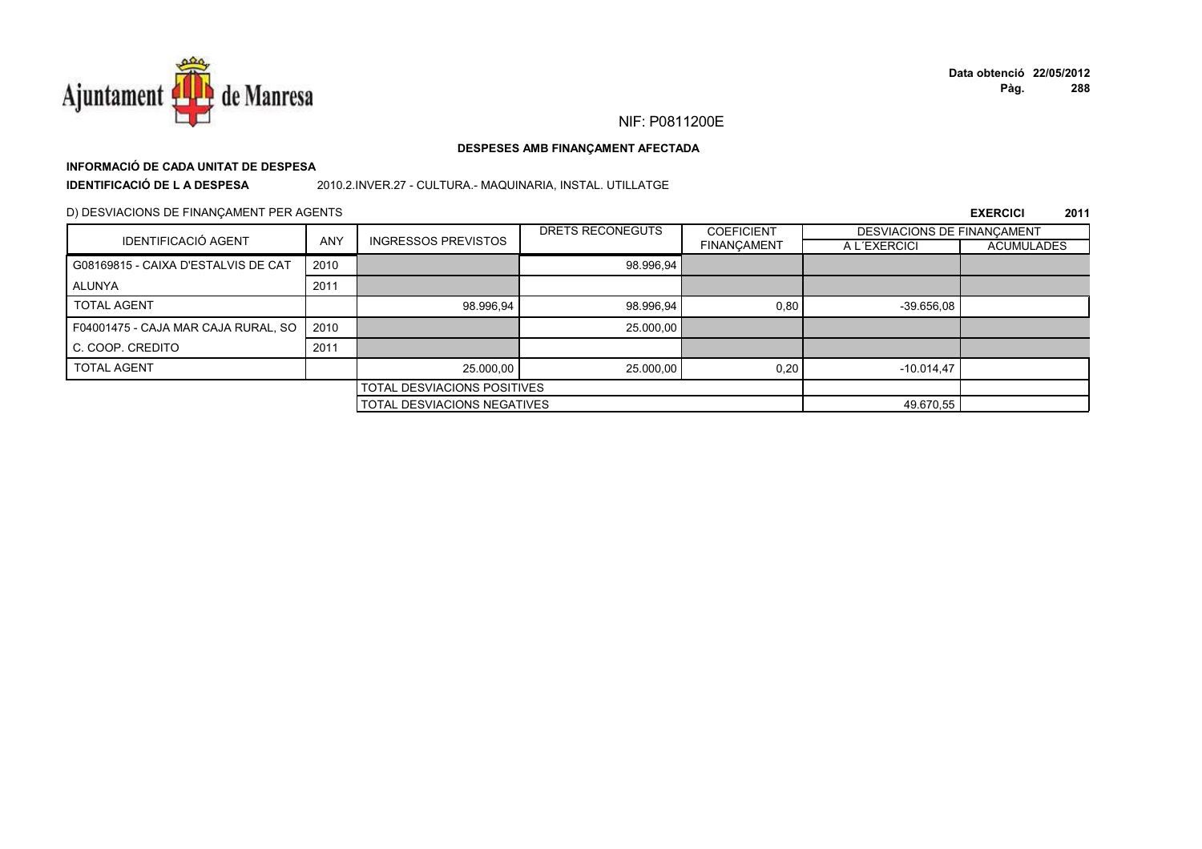NIF: P0811200E

**DESPESES AMB FINANÇAMENT AFECTADA**

**INFORMACIÓ DE CADA UNITAT DE DESPESA**

**IDENTIFICACIÓ DE L A DESPESA** 2010.2.INVER.27 - CULTURA.- MAQUINARIA, INSTAL. UTILLATGE

D) DESVIACIONS DE FINANÇAMENT PER AGENTS

**EXERCICI 2011**

| IDENTIFICACIÓ AGENT | ANY | INGRESSOS PREVISTOS | DRETS RECONEGUTS | COEFICIENT FINANÇAMENT | DESVIACIONS DE FINANÇAMENT A L´EXERCICI | DESVIACIONS DE FINANÇAMENT ACUMULADES |
|---|---|---|---|---|---|---|
| G08169815 - CAIXA D'ESTALVIS DE CAT | 2010 | | 98.996,94 | | | |
| ALUNYA | 2011 | | | | | |
| TOTAL AGENT | | 98.996,94 | 98.996,94 | 0,80 | -39.656,08 | |
| F04001475 - CAJA MAR CAJA RURAL, SO | 2010 | | 25.000,00 | | | |
| C. COOP. CREDITO | 2011 | | | | | |
| TOTAL AGENT | | 25.000,00 | 25.000,00 | 0,20 | -10.014,47 | |
| | | TOTAL DESVIACIONS POSITIVES | | | | |
| | | TOTAL DESVIACIONS NEGATIVES | | | 49.670,55 | |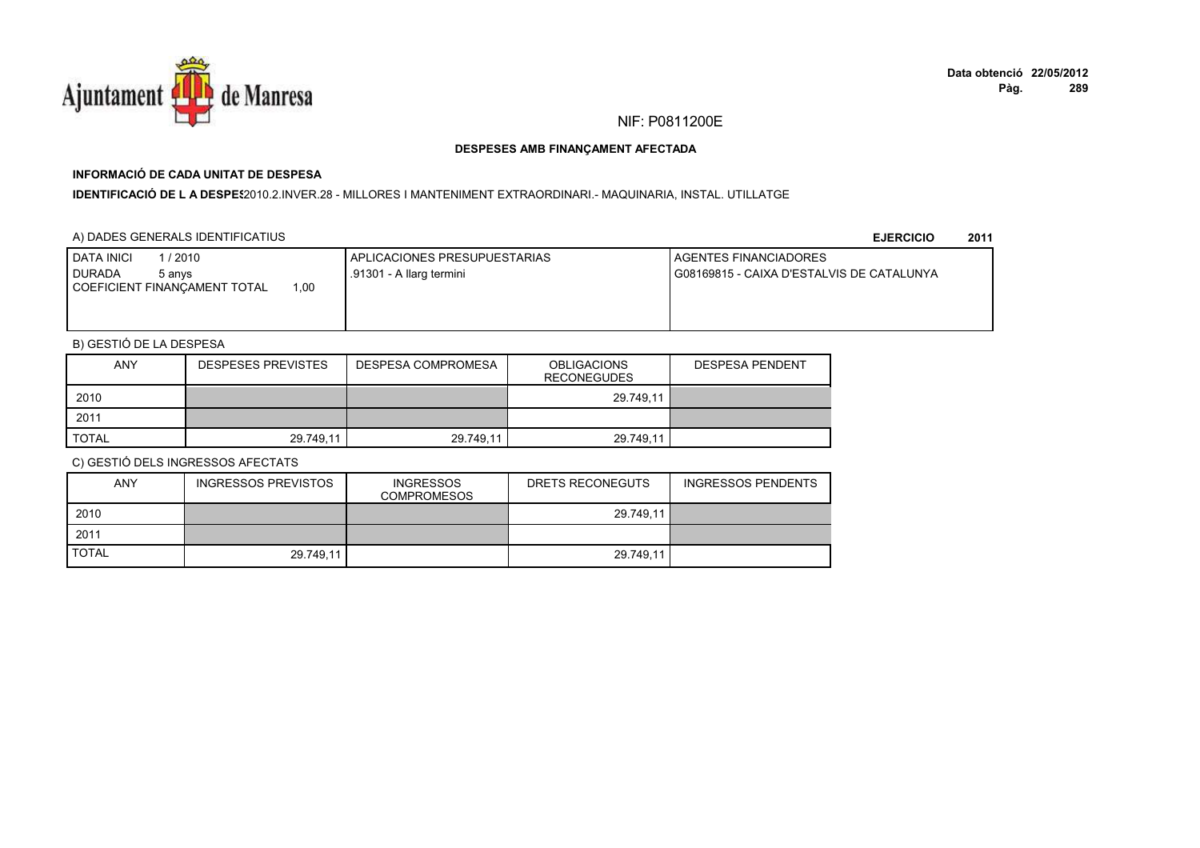NIF: P0811200E

**DESPESES AMB FINANÇAMENT AFECTADA**

**INFORMACIÓ DE CADA UNITAT DE DESPESA**

**IDENTIFICACIÓ DE L A DESPES** 2010.2.INVER.28 - MILLORES I MANTENIMENT EXTRAORDINARI.- MAQUINARIA, INSTAL. UTILLATGE

A) DADES GENERALS IDENTIFICATIUS

**EJERCICIO 2011**

| DATA INICI 1 / 2010<br>DURADA 5 anys<br>COEFICIENT FINANÇAMENT TOTAL 1,00 | APLICACIONES PRESUPUESTARIAS<br>.91301 - A llarg termini | AGENTES FINANCIADORES<br>G08169815 - CAIXA D'ESTALVIS DE CATALUNYA |
|---|---|---|

B) GESTIÓ DE LA DESPESA

| ANY | DESPESES PREVISTES | DESPESA COMPROMESA | OBLIGACIONS RECONEGUDES | DESPESA PENDENT |
|---|---|---|---|---|
| 2010 | | | 29.749,11 | |
| 2011 | | | | |
| TOTAL | 29.749,11 | 29.749,11 | 29.749,11 | |

C) GESTIÓ DELS INGRESSOS AFECTATS

| ANY | INGRESSOS PREVISTOS | INGRESSOS COMPROMESOS | DRETS RECONEGUTS | INGRESSOS PENDENTS |
|---|---|---|---|---|
| 2010 | | | 29.749,11 | |
| 2011 | | | | |
| TOTAL | 29.749,11 | | 29.749,11 | |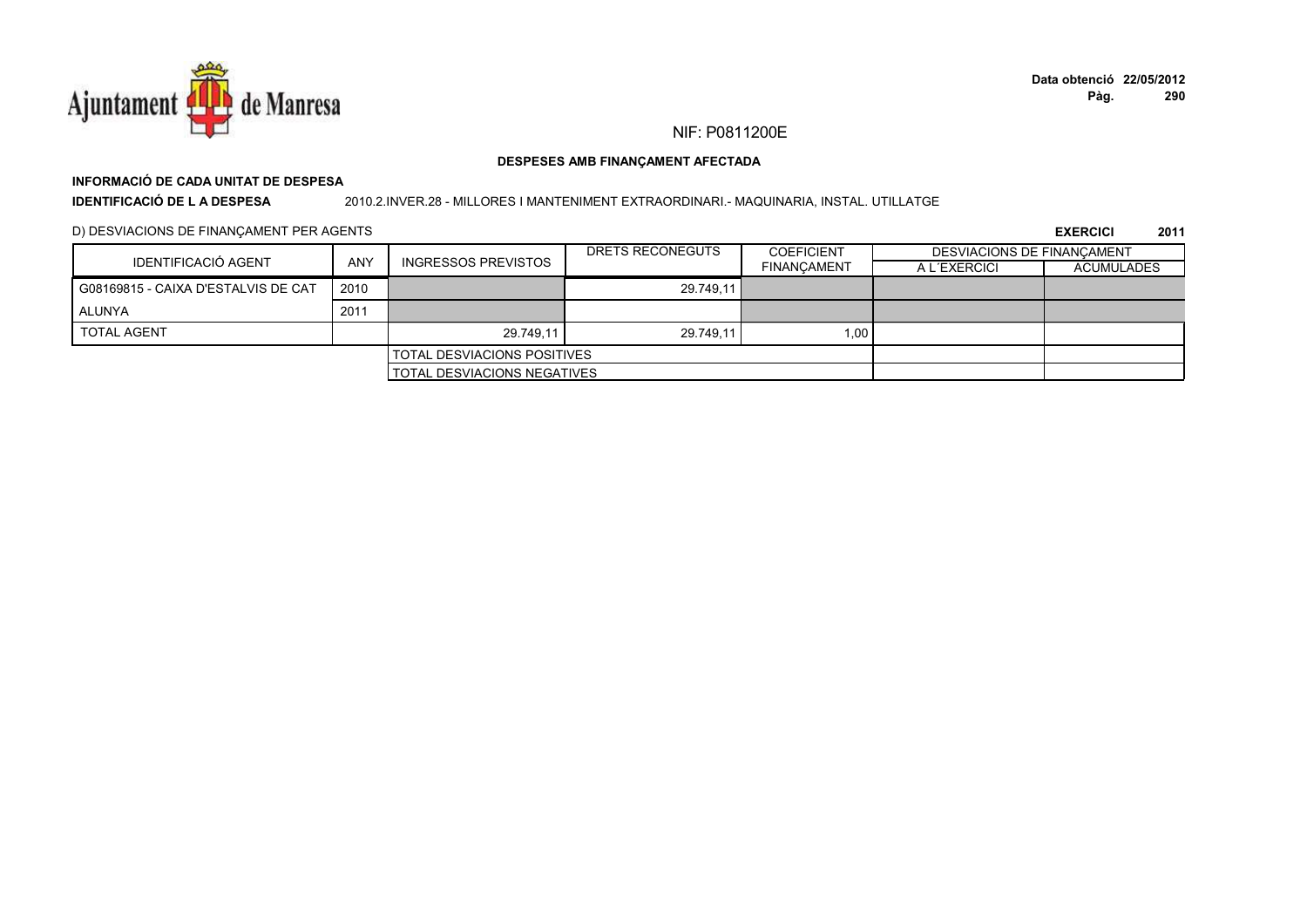NIF: P0811200E

**DESPESES AMB FINANÇAMENT AFECTADA**

**INFORMACIÓ DE CADA UNITAT DE DESPESA**

**IDENTIFICACIÓ DE L A DESPESA** 2010.2.INVER.28 - MILLORES I MANTENIMENT EXTRAORDINARI.- MAQUINARIA, INSTAL. UTILLATGE

D) DESVIACIONS DE FINANÇAMENT PER AGENTS

**EXERCICI 2011**

| IDENTIFICACIÓ AGENT | ANY | INGRESSOS PREVISTOS | DRETS RECONEGUTS | COEFICIENT FINANÇAMENT | DESVIACIONS DE FINANÇAMENT | |
|---|---|---|---|---|---|---|
| | | | | | A L´EXERCICI | ACUMULADES |
| G08169815 - CAIXA D'ESTALVIS DE CAT | 2010 | | 29.749,11 | | | |
| ALUNYA | 2011 | | | | | |
| TOTAL AGENT | | 29.749,11 | 29.749,11 | 1,00 | | |
| | | TOTAL DESVIACIONS POSITIVES | | | | |
| | | TOTAL DESVIACIONS NEGATIVES | | | | |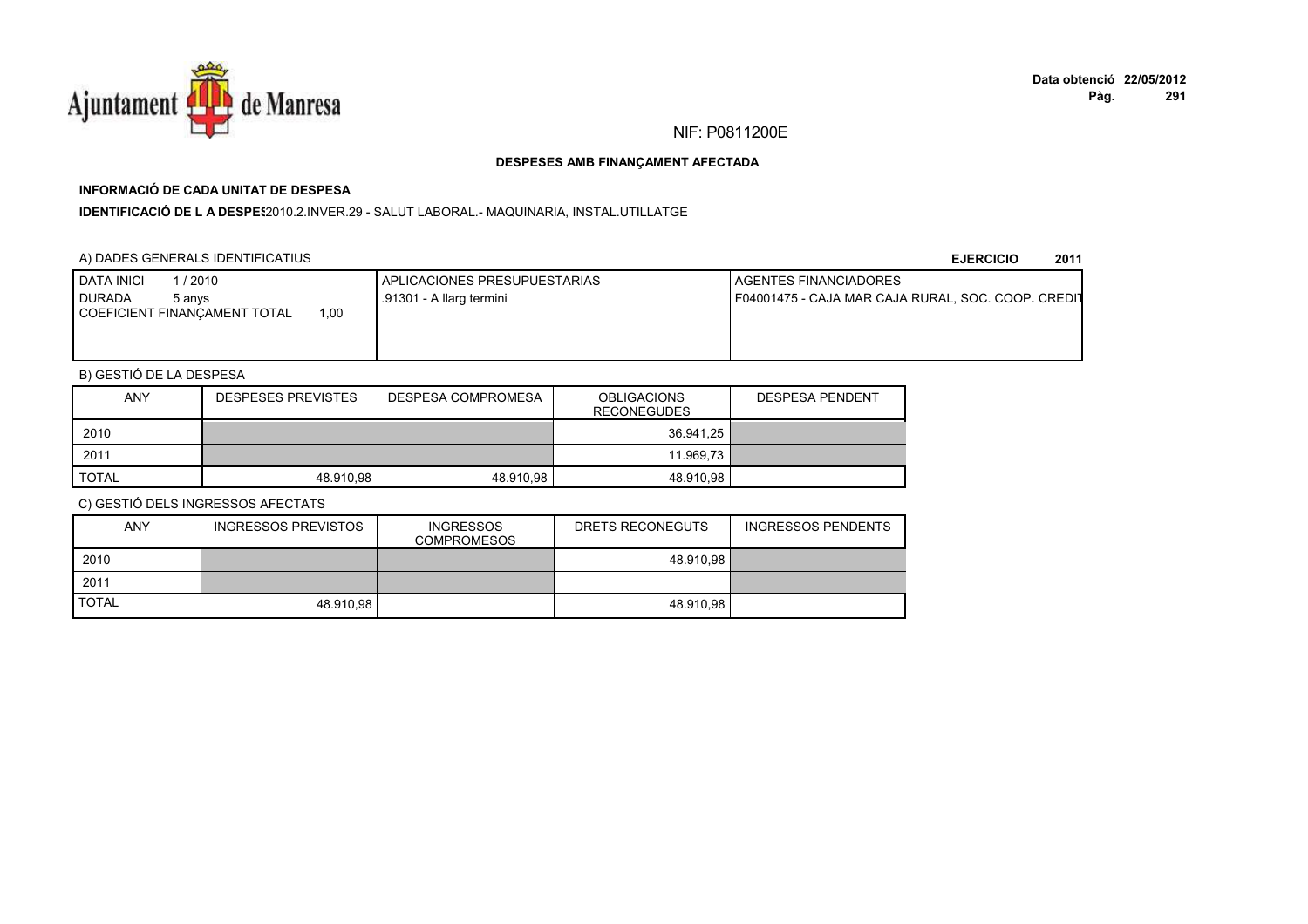NIF: P0811200E

**DESPESES AMB FINANÇAMENT AFECTADA**

**INFORMACIÓ DE CADA UNITAT DE DESPESA**

**IDENTIFICACIÓ DE L A DESPES**2010.2.INVER.29 - SALUT LABORAL.- MAQUINARIA, INSTAL.UTILLATGE

A) DADES GENERALS IDENTIFICATIUS

**EJERCICIO 2011**

| DATA INICI 1 / 2010<br>DURADA 5 anys<br>COEFICIENT FINANÇAMENT TOTAL 1,00 | APLICACIONES PRESUPUESTARIAS<br>.91301 - A llarg termini | AGENTES FINANCIADORES<br>F04001475 - CAJA MAR CAJA RURAL, SOC. COOP. CREDIT |
|---|---|---|

B) GESTIÓ DE LA DESPESA

| ANY | DESPESES PREVISTES | DESPESA COMPROMESA | OBLIGACIONS RECONEGUDES | DESPESA PENDENT |
|---|---|---|---|---|
| 2010 | | | 36.941,25 | |
| 2011 | | | 11.969,73 | |
| TOTAL | 48.910,98 | 48.910,98 | 48.910,98 | |

C) GESTIÓ DELS INGRESSOS AFECTATS

| ANY | INGRESSOS PREVISTOS | INGRESSOS COMPROMESOS | DRETS RECONEGUTS | INGRESSOS PENDENTS |
|---|---|---|---|---|
| 2010 | | | 48.910,98 | |
| 2011 | | | | |
| TOTAL | 48.910,98 | | 48.910,98 | |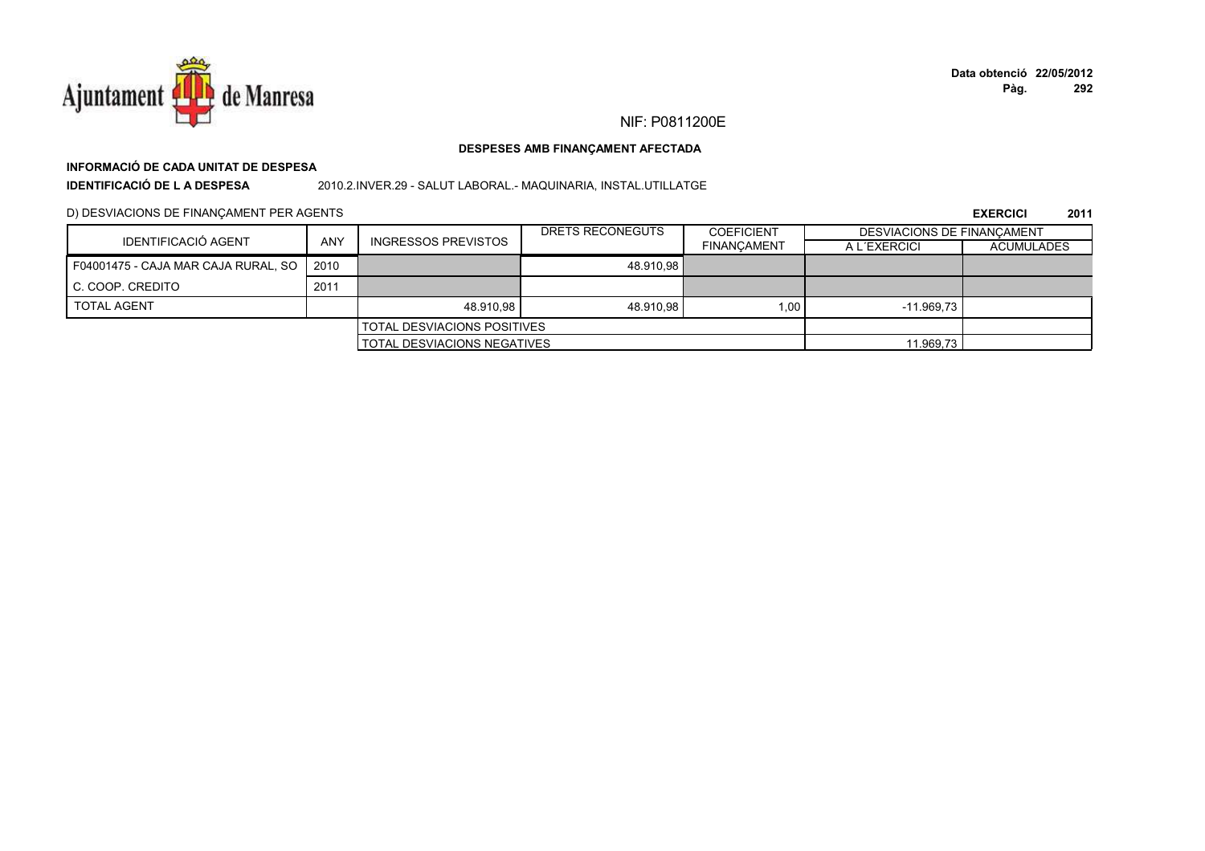NIF: P0811200E

**DESPESES AMB FINANÇAMENT AFECTADA**

**INFORMACIÓ DE CADA UNITAT DE DESPESA**

**IDENTIFICACIÓ DE L A DESPESA** 2010.2.INVER.29 - SALUT LABORAL.- MAQUINARIA, INSTAL.UTILLATGE

D) DESVIACIONS DE FINANÇAMENT PER AGENTS

**EXERCICI 2011**

| IDENTIFICACIÓ AGENT | ANY | INGRESSOS PREVISTOS | DRETS RECONEGUTS | COEFICIENT FINANÇAMENT | DESVIACIONS DE FINANÇAMENT A L´EXERCICI | DESVIACIONS DE FINANÇAMENT ACUMULADES |
|---|---|---|---|---|---|---|
| F04001475 - CAJA MAR CAJA RURAL, SO | 2010 | | 48.910,98 | | | |
| C. COOP. CREDITO | 2011 | | | | | |
| TOTAL AGENT | | 48.910,98 | 48.910,98 | 1,00 | -11.969,73 | |
| | | TOTAL DESVIACIONS POSITIVES | | | | |
| | | TOTAL DESVIACIONS NEGATIVES | | | 11.969,73 | |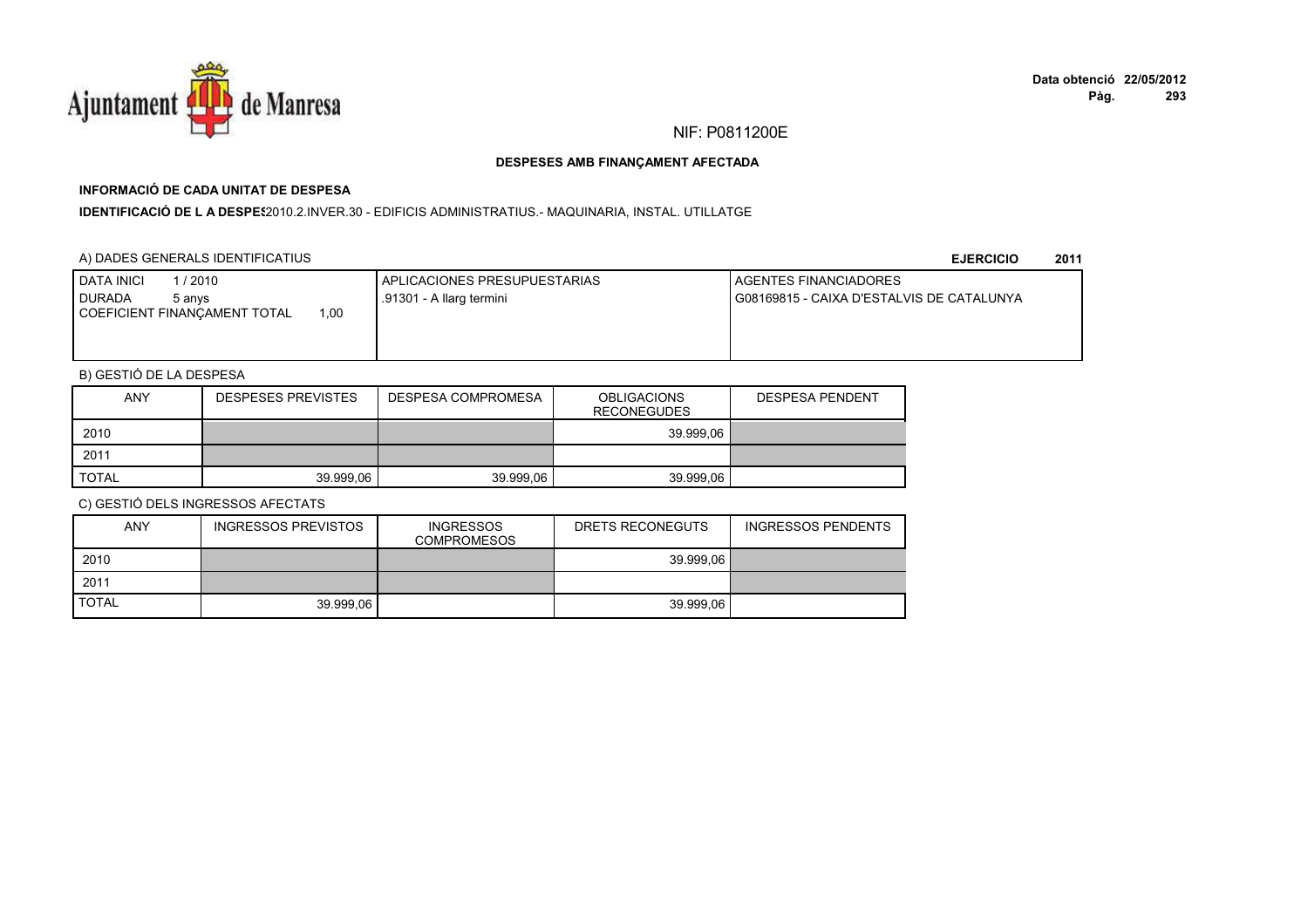NIF: P0811200E

**DESPESES AMB FINANÇAMENT AFECTADA**

**INFORMACIÓ DE CADA UNITAT DE DESPESA**

**IDENTIFICACIÓ DE L A DESPES**2010.2.INVER.30 - EDIFICIS ADMINISTRATIUS.- MAQUINARIA, INSTAL. UTILLATGE

A) DADES GENERALS IDENTIFICATIUS

**EJERCICIO 2011**

| DATA INICI 1 / 2010<br>DURADA 5 anys<br>COEFICIENT FINANÇAMENT TOTAL 1,00 | APLICACIONES PRESUPUESTARIAS<br>.91301 - A llarg termini | AGENTES FINANCIADORES<br>G08169815 - CAIXA D'ESTALVIS DE CATALUNYA |
|---|---|---|

B) GESTIÓ DE LA DESPESA

| ANY | DESPESES PREVISTES | DESPESA COMPROMESA | OBLIGACIONS RECONEGUDES | DESPESA PENDENT |
|---|---|---|---|---|
| 2010 | | | 39.999,06 | |
| 2011 | | | | |
| TOTAL | 39.999,06 | 39.999,06 | 39.999,06 | |

C) GESTIÓ DELS INGRESSOS AFECTATS

| ANY | INGRESSOS PREVISTOS | INGRESSOS COMPROMESOS | DRETS RECONEGUTS | INGRESSOS PENDENTS |
|---|---|---|---|---|
| 2010 | | | 39.999,06 | |
| 2011 | | | | |
| TOTAL | 39.999,06 | | 39.999,06 | |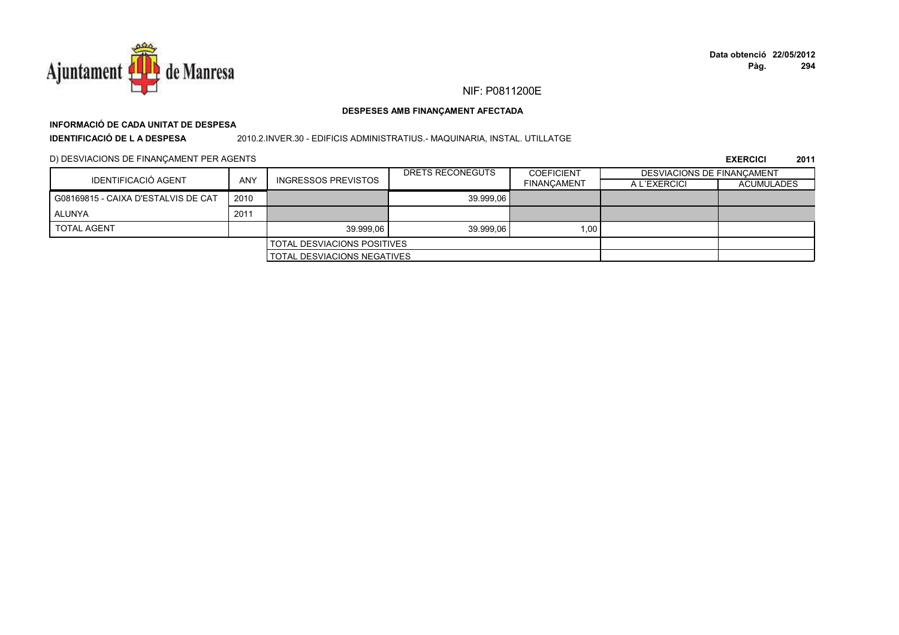NIF: P0811200E

**DESPESES AMB FINANÇAMENT AFECTADA**

**INFORMACIÓ DE CADA UNITAT DE DESPESA**

**IDENTIFICACIÓ DE L A DESPESA** 2010.2.INVER.30 - EDIFICIS ADMINISTRATIUS.- MAQUINARIA, INSTAL. UTILLATGE

D) DESVIACIONS DE FINANÇAMENT PER AGENTS

**EXERCICI 2011**

| IDENTIFICACIÓ AGENT | ANY | INGRESSOS PREVISTOS | DRETS RECONEGUTS | COEFICIENT FINANÇAMENT | DESVIACIONS DE FINANÇAMENT | |
|---|---|---|---|---|---|---|
| | | | | | A L´EXERCICI | ACUMULADES |
| G08169815 - CAIXA D'ESTALVIS DE CAT | 2010 | | 39.999,06 | | | |
| ALUNYA | 2011 | | | | | |
| TOTAL AGENT | | 39.999,06 | 39.999,06 | 1,00 | | |
| | | TOTAL DESVIACIONS POSITIVES | | | | |
| | | TOTAL DESVIACIONS NEGATIVES | | | | |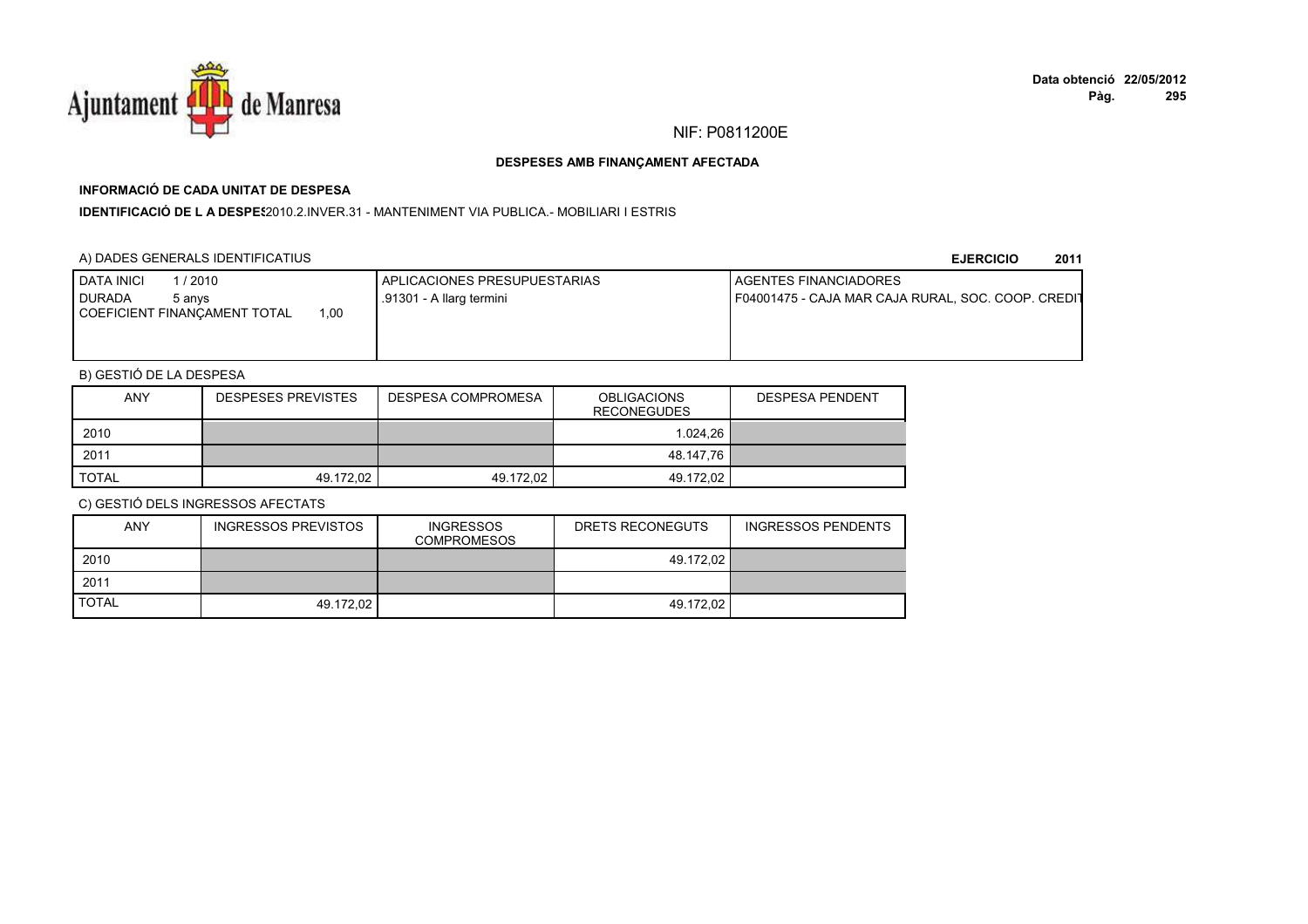NIF: P0811200E

**DESPESES AMB FINANÇAMENT AFECTADA**

**INFORMACIÓ DE CADA UNITAT DE DESPESA**

**IDENTIFICACIÓ DE L A DESPES**2010.2.INVER.31 - MANTENIMENT VIA PUBLICA.- MOBILIARI I ESTRIS

A) DADES GENERALS IDENTIFICATIUS

**EJERCICIO 2011**

| DATA INICI 1 / 2010<br>DURADA 5 anys<br>COEFICIENT FINANÇAMENT TOTAL 1,00 | APLICACIONES PRESUPUESTARIAS<br>.91301 - A llarg termini | AGENTES FINANCIADORES<br>F04001475 - CAJA MAR CAJA RURAL, SOC. COOP. CREDIT |
|---|---|---|

B) GESTIÓ DE LA DESPESA

| ANY | DESPESES PREVISTES | DESPESA COMPROMESA | OBLIGACIONS RECONEGUDES | DESPESA PENDENT |
|---|---|---|---|---|
| 2010 | | | 1.024,26 | |
| 2011 | | | 48.147,76 | |
| TOTAL | 49.172,02 | 49.172,02 | 49.172,02 | |

C) GESTIÓ DELS INGRESSOS AFECTATS

| ANY | INGRESSOS PREVISTOS | INGRESSOS COMPROMESOS | DRETS RECONEGUTS | INGRESSOS PENDENTS |
|---|---|---|---|---|
| 2010 | | | 49.172,02 | |
| 2011 | | | | |
| TOTAL | 49.172,02 | | 49.172,02 | |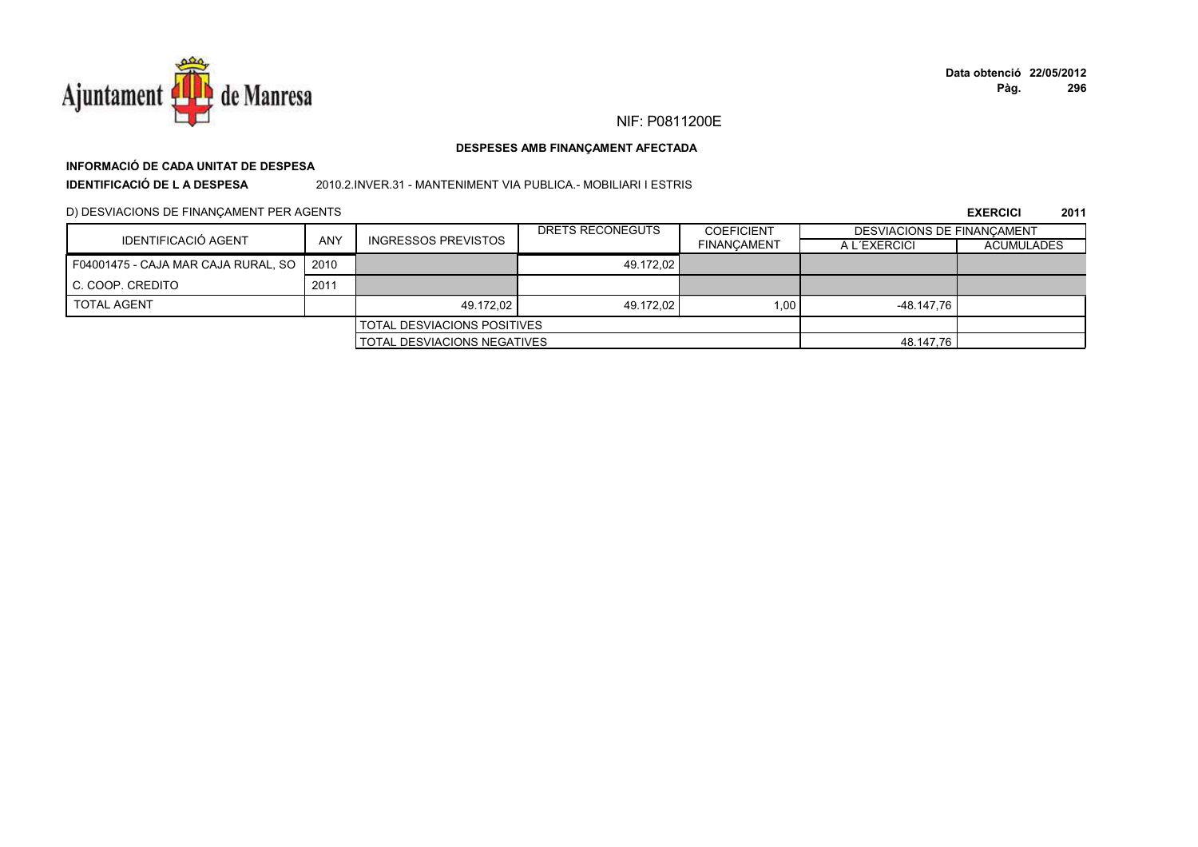NIF: P0811200E

**DESPESES AMB FINANÇAMENT AFECTADA**

**INFORMACIÓ DE CADA UNITAT DE DESPESA**

**IDENTIFICACIÓ DE L A DESPESA** 2010.2.INVER.31 - MANTENIMENT VIA PUBLICA.- MOBILIARI I ESTRIS

D) DESVIACIONS DE FINANÇAMENT PER AGENTS

**EXERCICI 2011**

| IDENTIFICACIÓ AGENT | ANY | INGRESSOS PREVISTOS | DRETS RECONEGUTS | COEFICIENT FINANÇAMENT | DESVIACIONS DE FINANÇAMENT A L´EXERCICI | DESVIACIONS DE FINANÇAMENT ACUMULADES |
|---|---|---|---|---|---|---|
| F04001475 - CAJA MAR CAJA RURAL, SO | 2010 | | 49.172,02 | | | |
| C. COOP. CREDITO | 2011 | | | | | |
| TOTAL AGENT | | 49.172,02 | 49.172,02 | 1,00 | -48.147,76 | |
| | | TOTAL DESVIACIONS POSITIVES | | | | |
| | | TOTAL DESVIACIONS NEGATIVES | | | 48.147,76 | |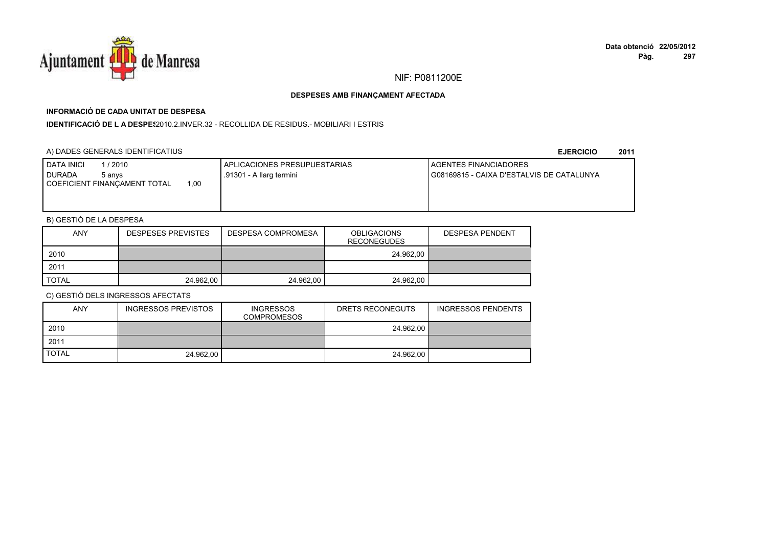NIF: P0811200E

**DESPESES AMB FINANÇAMENT AFECTADA**

**INFORMACIÓ DE CADA UNITAT DE DESPESA**

**IDENTIFICACIÓ DE L A DESPES**2010.2.INVER.32 - RECOLLIDA DE RESIDUS.- MOBILIARI I ESTRIS

A) DADES GENERALS IDENTIFICATIUS

**EJERCICIO 2011**

| DATA INICI 1 / 2010<br>DURADA 5 anys<br>COEFICIENT FINANÇAMENT TOTAL 1,00 | APLICACIONES PRESUPUESTARIAS<br>.91301 - A llarg termini | AGENTES FINANCIADORES<br>G08169815 - CAIXA D'ESTALVIS DE CATALUNYA |
|---|---|---|

B) GESTIÓ DE LA DESPESA

| ANY | DESPESES PREVISTES | DESPESA COMPROMESA | OBLIGACIONS RECONEGUDES | DESPESA PENDENT |
|---|---|---|---|---|
| 2010 | | | 24.962,00 | |
| 2011 | | | | |
| TOTAL | 24.962,00 | 24.962,00 | 24.962,00 | |

C) GESTIÓ DELS INGRESSOS AFECTATS

| ANY | INGRESSOS PREVISTOS | INGRESSOS COMPROMESOS | DRETS RECONEGUTS | INGRESSOS PENDENTS |
|---|---|---|---|---|
| 2010 | | | 24.962,00 | |
| 2011 | | | | |
| TOTAL | 24.962,00 | | 24.962,00 | |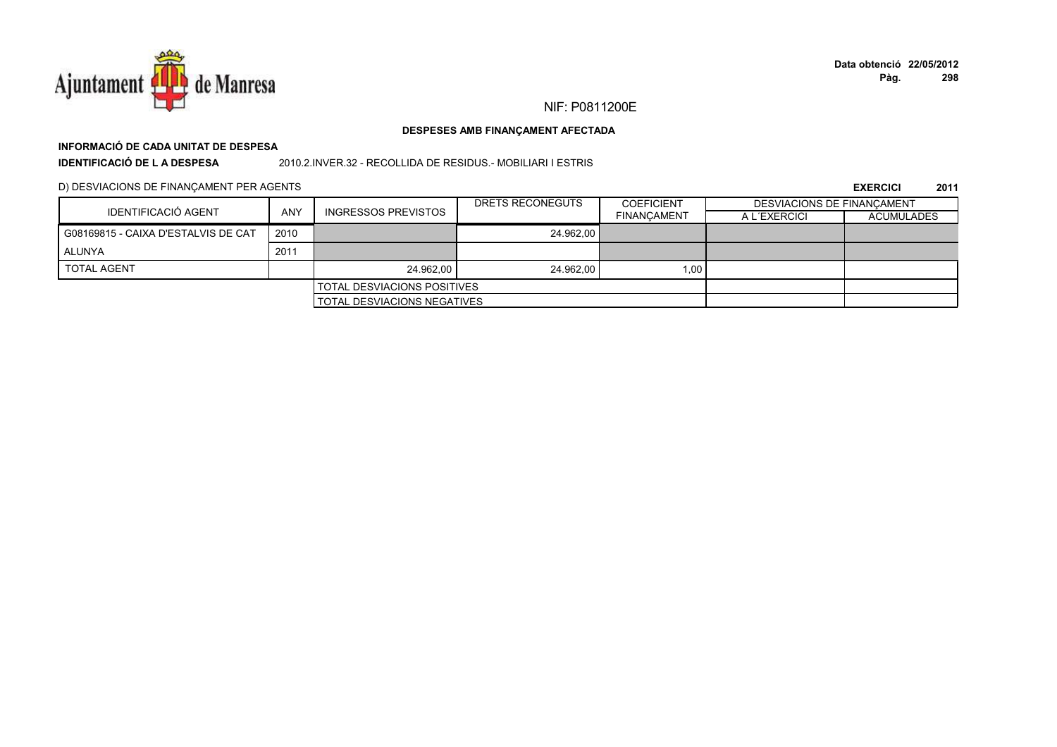NIF: P0811200E

**DESPESES AMB FINANÇAMENT AFECTADA**

**INFORMACIÓ DE CADA UNITAT DE DESPESA**

**IDENTIFICACIÓ DE L A DESPESA** 2010.2.INVER.32 - RECOLLIDA DE RESIDUS.- MOBILIARI I ESTRIS

D) DESVIACIONS DE FINANÇAMENT PER AGENTS

**EXERCICI 2011**

| IDENTIFICACIÓ AGENT | ANY | INGRESSOS PREVISTOS | DRETS RECONEGUTS | COEFICIENT FINANÇAMENT | DESVIACIONS DE FINANÇAMENT | |
|---|---|---|---|---|---|---|
| | | | | | A L´EXERCICI | ACUMULADES |
| G08169815 - CAIXA D'ESTALVIS DE CAT | 2010 | | 24.962,00 | | | |
| ALUNYA | 2011 | | | | | |
| TOTAL AGENT | | 24.962,00 | 24.962,00 | 1,00 | | |
| | | TOTAL DESVIACIONS POSITIVES | | | | |
| | | TOTAL DESVIACIONS NEGATIVES | | | | |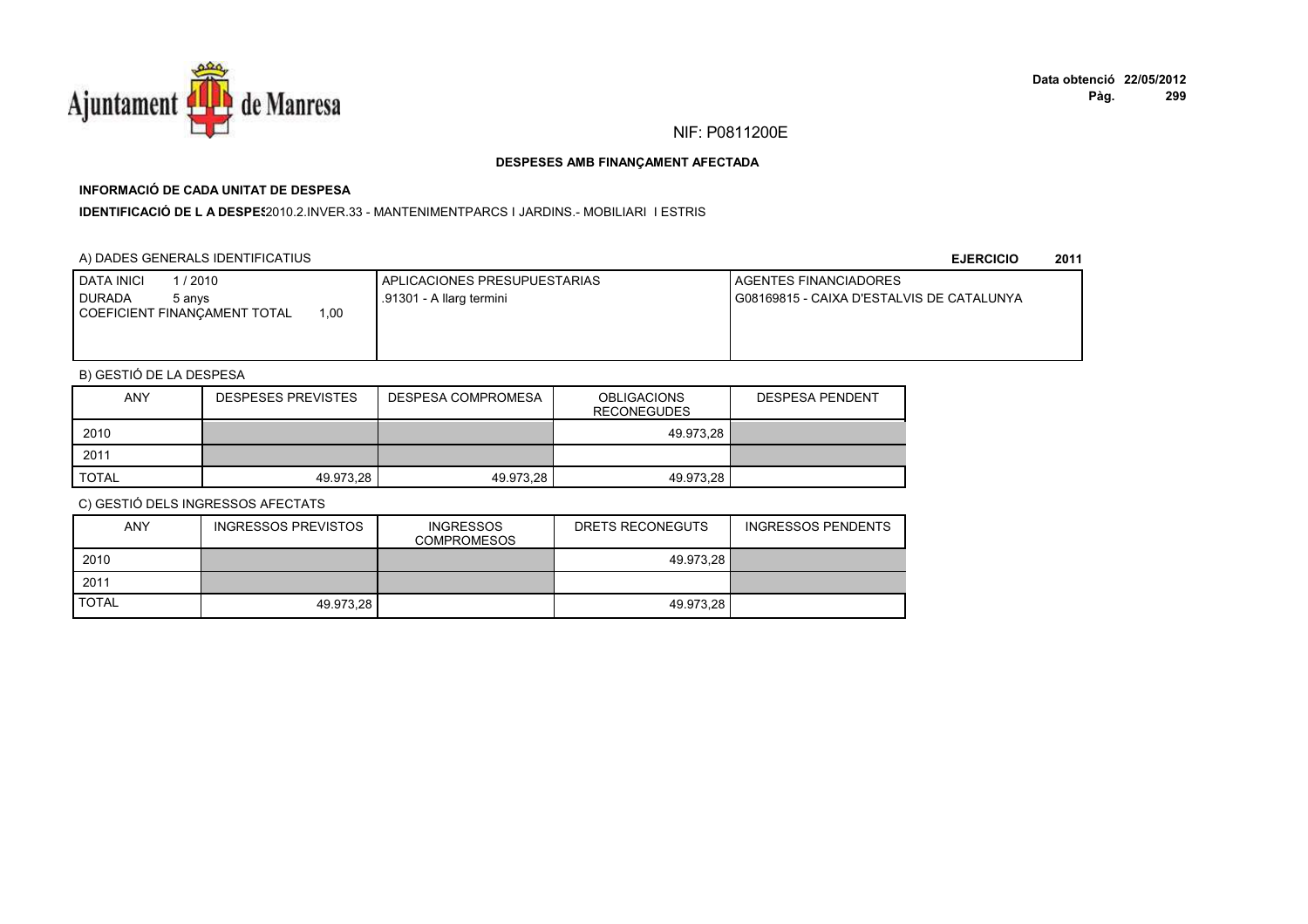NIF: P0811200E

**DESPESES AMB FINANÇAMENT AFECTADA**

**INFORMACIÓ DE CADA UNITAT DE DESPESA**

**IDENTIFICACIÓ DE L A DESPES**2010.2.INVER.33 - MANTENIMENTPARCS I JARDINS.- MOBILIARI I ESTRIS

A) DADES GENERALS IDENTIFICATIUS

**EJERCICIO 2011**

| DATA INICI 1 / 2010<br>DURADA 5 anys<br>COEFICIENT FINANÇAMENT TOTAL 1,00 | APLICACIONES PRESUPUESTARIAS<br>.91301 - A llarg termini | AGENTES FINANCIADORES<br>G08169815 - CAIXA D'ESTALVIS DE CATALUNYA |
|---|---|---|

B) GESTIÓ DE LA DESPESA

| ANY | DESPESES PREVISTES | DESPESA COMPROMESA | OBLIGACIONS RECONEGUDES | DESPESA PENDENT |
|---|---|---|---|---|
| 2010 | | | 49.973,28 | |
| 2011 | | | | |
| TOTAL | 49.973,28 | 49.973,28 | 49.973,28 | |

C) GESTIÓ DELS INGRESSOS AFECTATS

| ANY | INGRESSOS PREVISTOS | INGRESSOS COMPROMESOS | DRETS RECONEGUTS | INGRESSOS PENDENTS |
|---|---|---|---|---|
| 2010 | | | 49.973,28 | |
| 2011 | | | | |
| TOTAL | 49.973,28 | | 49.973,28 | |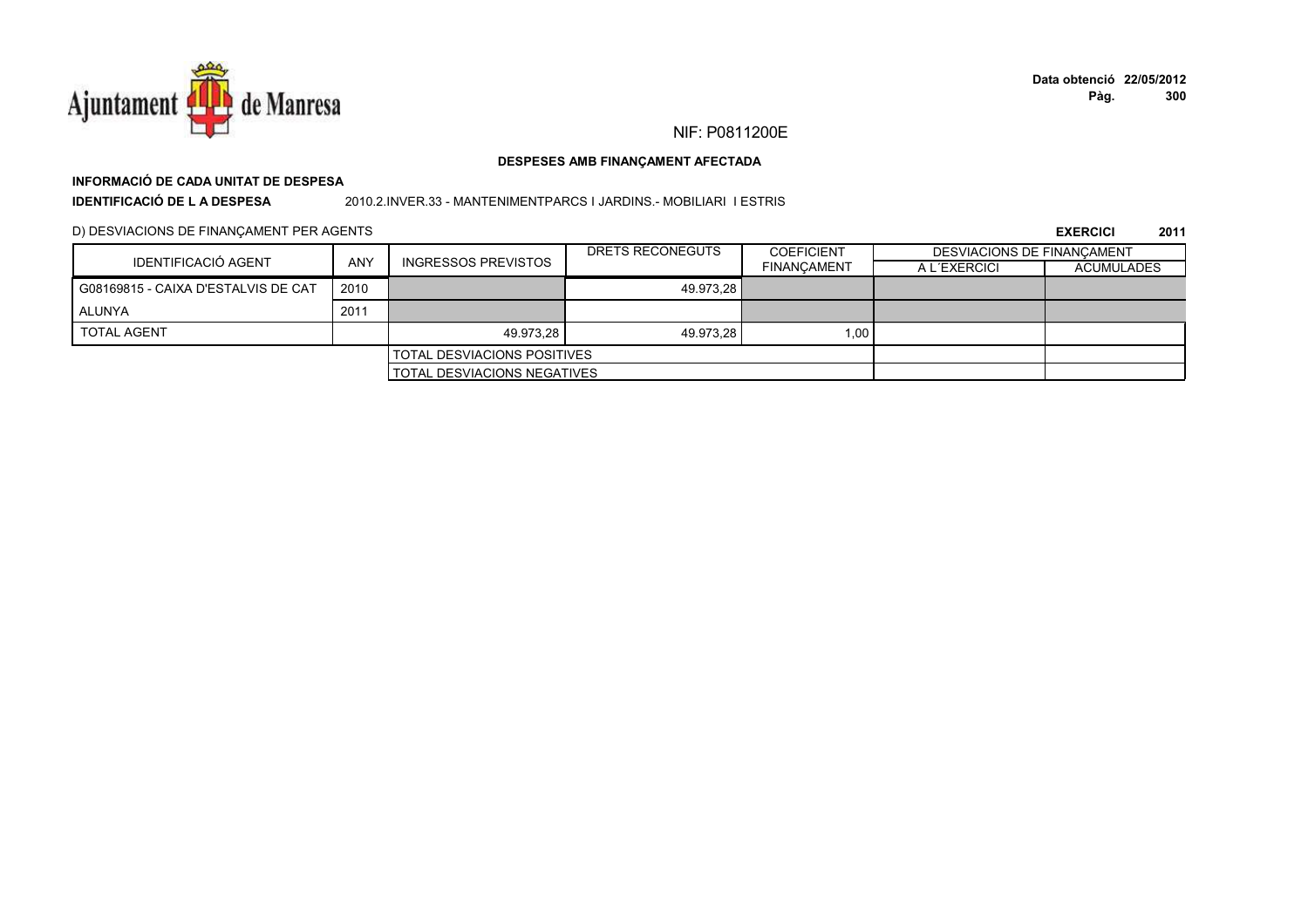NIF: P0811200E

**DESPESES AMB FINANÇAMENT AFECTADA**

**INFORMACIÓ DE CADA UNITAT DE DESPESA**

**IDENTIFICACIÓ DE L A DESPESA** 2010.2.INVER.33 - MANTENIMENTPARCS I JARDINS.- MOBILIARI I ESTRIS

D) DESVIACIONS DE FINANÇAMENT PER AGENTS

**EXERCICI 2011**

| IDENTIFICACIÓ AGENT | ANY | INGRESSOS PREVISTOS | DRETS RECONEGUTS | COEFICIENT FINANÇAMENT | DESVIACIONS DE FINANÇAMENT A L´EXERCICI | DESVIACIONS DE FINANÇAMENT ACUMULADES |
|---|---|---|---|---|---|---|
| G08169815 - CAIXA D'ESTALVIS DE CAT | 2010 | | 49.973,28 | | | |
| ALUNYA | 2011 | | | | | |
| TOTAL AGENT | | 49.973,28 | 49.973,28 | 1,00 | | |
| | | TOTAL DESVIACIONS POSITIVES | | | | |
| | | TOTAL DESVIACIONS NEGATIVES | | | | |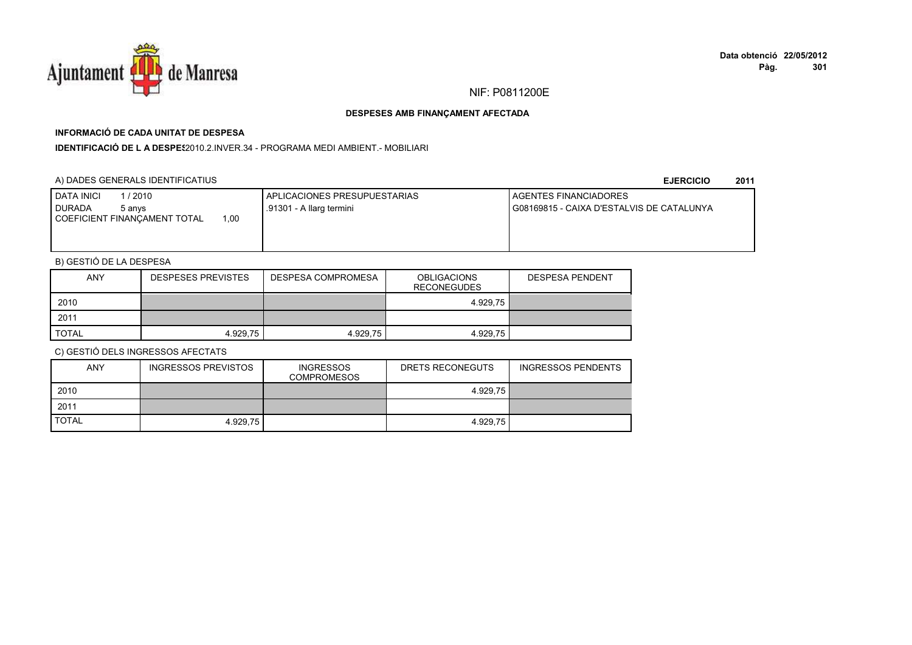NIF: P0811200E

**DESPESES AMB FINANÇAMENT AFECTADA**

**INFORMACIÓ DE CADA UNITAT DE DESPESA**

**IDENTIFICACIÓ DE L A DESPES** 2010.2.INVER.34 - PROGRAMA MEDI AMBIENT.- MOBILIARI

A) DADES GENERALS IDENTIFICATIUS

**EJERCICIO 2011**

| DATA INICI 1 / 2010<br>DURADA 5 anys<br>COEFICIENT FINANÇAMENT TOTAL 1,00 | APLICACIONES PRESUPUESTARIAS<br>.91301 - A llarg termini | AGENTES FINANCIADORES<br>G08169815 - CAIXA D'ESTALVIS DE CATALUNYA |
|---|---|---|

B) GESTIÓ DE LA DESPESA

| ANY | DESPESES PREVISTES | DESPESA COMPROMESA | OBLIGACIONS RECONEGUDES | DESPESA PENDENT |
|---|---|---|---|---|
| 2010 | | | 4.929,75 | |
| 2011 | | | | |
| TOTAL | 4.929,75 | 4.929,75 | 4.929,75 | |

C) GESTIÓ DELS INGRESSOS AFECTATS

| ANY | INGRESSOS PREVISTOS | INGRESSOS COMPROMESOS | DRETS RECONEGUTS | INGRESSOS PENDENTS |
|---|---|---|---|---|
| 2010 | | | 4.929,75 | |
| 2011 | | | | |
| TOTAL | 4.929,75 | | 4.929,75 | |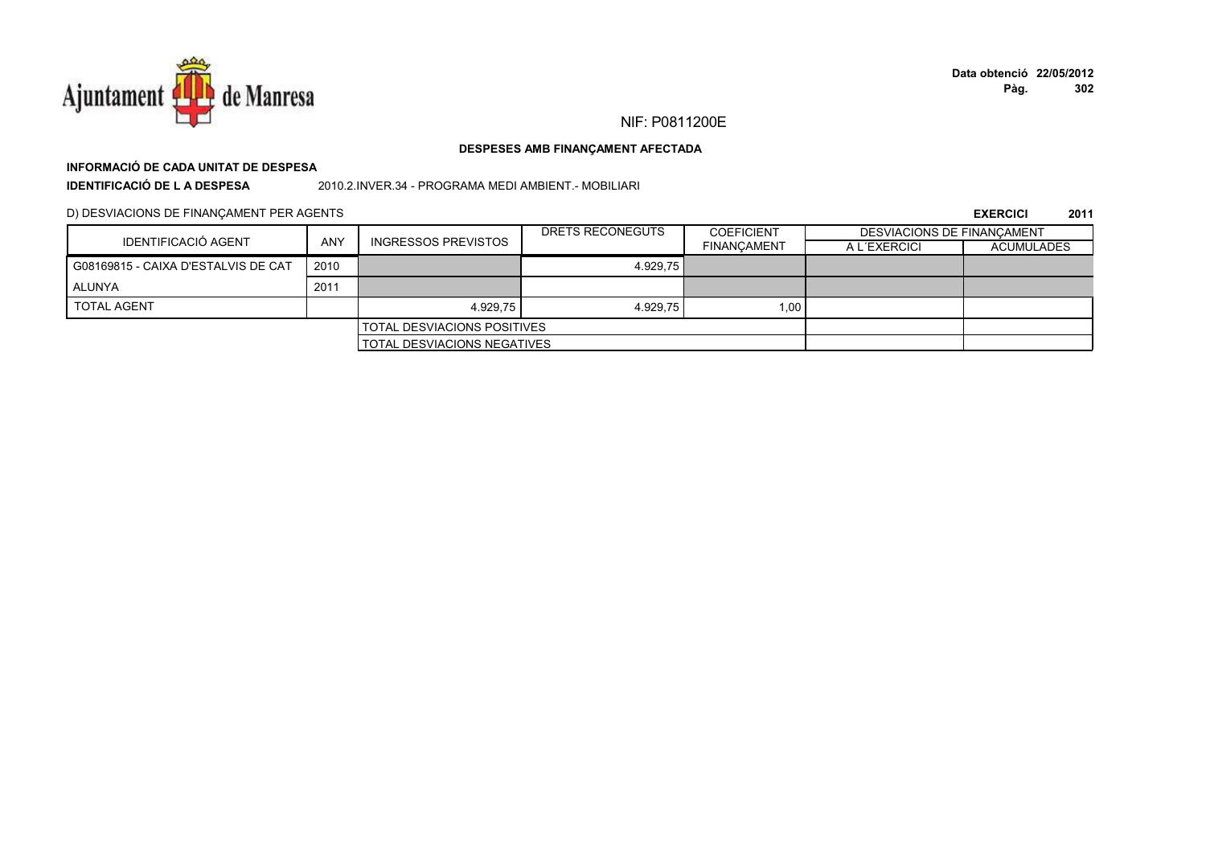**Data obtenció 22/05/2012**

NIF: P0811200E

**DESPESES AMB FINANÇAMENT AFECTADA**

**INFORMACIÓ DE CADA UNITAT DE DESPESA**

**IDENTIFICACIÓ DE L A DESPESA** 2010.2.INVER.34 - PROGRAMA MEDI AMBIENT.- MOBILIARI

D) DESVIACIONS DE FINANÇAMENT PER AGENTS

**EXERCICI 2011**

| IDENTIFICACIÓ AGENT | ANY | INGRESSOS PREVISTOS | DRETS RECONEGUTS | COEFICIENT FINANÇAMENT | DESVIACIONS DE FINANÇAMENT | |
|---|---|---|---|---|---|---|
| | | | | | A L´EXERCICI | ACUMULADES |
| G08169815 - CAIXA D'ESTALVIS DE CAT | 2010 | | 4.929,75 | | | |
| ALUNYA | 2011 | | | | | |
| TOTAL AGENT | | 4.929,75 | 4.929,75 | 1,00 | | |
| | | TOTAL DESVIACIONS POSITIVES | | | | |
| | | TOTAL DESVIACIONS NEGATIVES | | | | |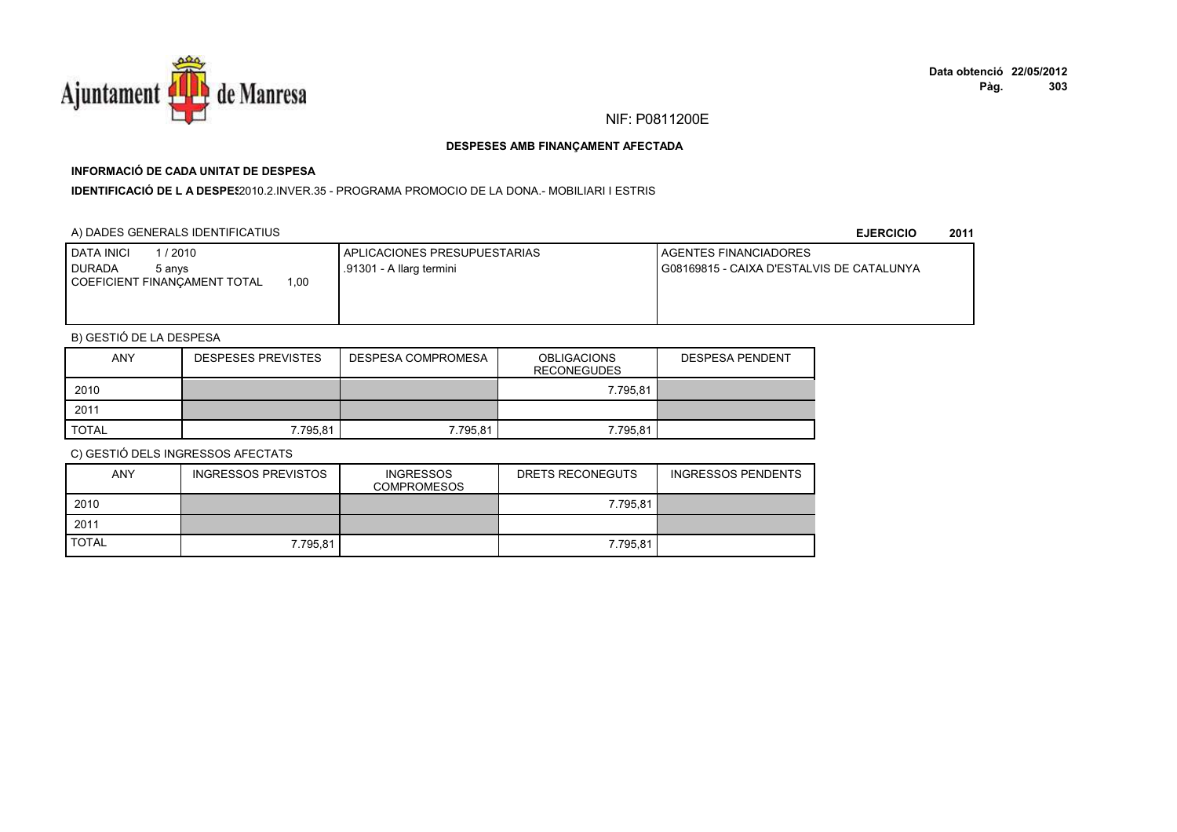NIF: P0811200E

**DESPESES AMB FINANÇAMENT AFECTADA**

**INFORMACIÓ DE CADA UNITAT DE DESPESA**

**IDENTIFICACIÓ DE L A DESPES** 2010.2.INVER.35 - PROGRAMA PROMOCIO DE LA DONA.- MOBILIARI I ESTRIS

A) DADES GENERALS IDENTIFICATIUS

**EJERCICIO 2011**

| DATA INICI 1 / 2010<br>DURADA 5 anys<br>COEFICIENT FINANÇAMENT TOTAL 1,00 | APLICACIONES PRESUPUESTARIAS<br>.91301 - A llarg termini | AGENTES FINANCIADORES<br>G08169815 - CAIXA D'ESTALVIS DE CATALUNYA |
|---|---|---|

B) GESTIÓ DE LA DESPESA

| ANY | DESPESES PREVISTES | DESPESA COMPROMESA | OBLIGACIONS RECONEGUDES | DESPESA PENDENT |
|---|---|---|---|---|
| 2010 | | | 7.795,81 | |
| 2011 | | | | |
| TOTAL | 7.795,81 | 7.795,81 | 7.795,81 | |

C) GESTIÓ DELS INGRESSOS AFECTATS

| ANY | INGRESSOS PREVISTOS | INGRESSOS COMPROMESOS | DRETS RECONEGUTS | INGRESSOS PENDENTS |
|---|---|---|---|---|
| 2010 | | | 7.795,81 | |
| 2011 | | | | |
| TOTAL | 7.795,81 | | 7.795,81 | |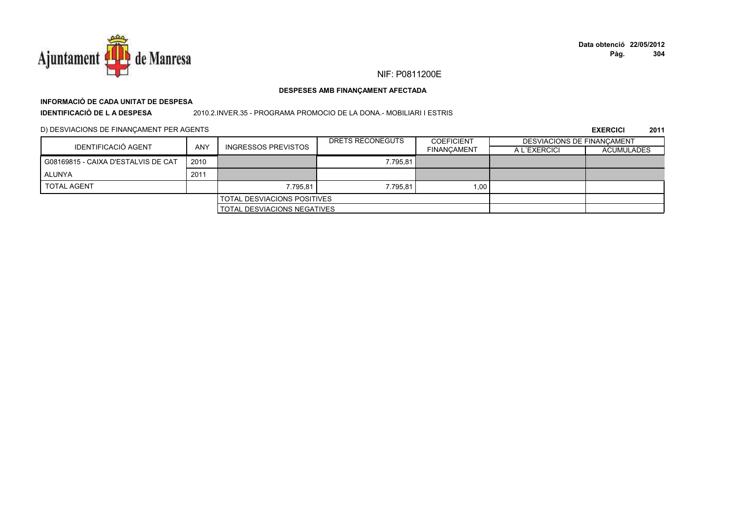NIF: P0811200E

**DESPESES AMB FINANÇAMENT AFECTADA**

**INFORMACIÓ DE CADA UNITAT DE DESPESA**

**IDENTIFICACIÓ DE L A DESPESA** 2010.2.INVER.35 - PROGRAMA PROMOCIO DE LA DONA.- MOBILIARI I ESTRIS

D) DESVIACIONS DE FINANÇAMENT PER AGENTS

**EXERCICI 2011**

| IDENTIFICACIÓ AGENT | ANY | INGRESSOS PREVISTOS | DRETS RECONEGUTS | COEFICIENT FINANÇAMENT | DESVIACIONS DE FINANÇAMENT | |
|---|---|---|---|---|---|---|
| | | | | | A L´EXERCICI | ACUMULADES |
| G08169815 - CAIXA D'ESTALVIS DE CAT | 2010 | | 7.795,81 | | | |
| ALUNYA | 2011 | | | | | |
| TOTAL AGENT | | 7.795,81 | 7.795,81 | 1,00 | | |
| | | TOTAL DESVIACIONS POSITIVES | | | | |
| | | TOTAL DESVIACIONS NEGATIVES | | | | |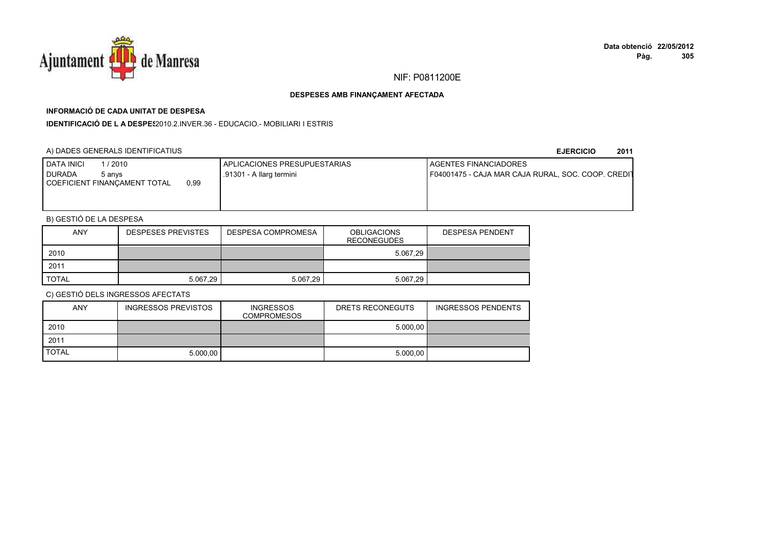NIF: P0811200E

**DESPESES AMB FINANÇAMENT AFECTADA**

**INFORMACIÓ DE CADA UNITAT DE DESPESA**

**IDENTIFICACIÓ DE L A DESPES** 2010.2.INVER.36 - EDUCACIO.- MOBILIARI I ESTRIS

A) DADES GENERALS IDENTIFICATIUS

**EJERCICIO 2011**

| DATA INICI 1 / 2010<br>DURADA 5 anys<br>COEFICIENT FINANÇAMENT TOTAL 0,99 | APLICACIONES PRESUPUESTARIAS<br>.91301 - A llarg termini | AGENTES FINANCIADORES<br>F04001475 - CAJA MAR CAJA RURAL, SOC. COOP. CREDIT |
|---|---|---|

B) GESTIÓ DE LA DESPESA

| ANY | DESPESES PREVISTES | DESPESA COMPROMESA | OBLIGACIONS RECONEGUDES | DESPESA PENDENT |
|---|---|---|---|---|
| 2010 | | | 5.067,29 | |
| 2011 | | | | |
| TOTAL | 5.067,29 | 5.067,29 | 5.067,29 | |

C) GESTIÓ DELS INGRESSOS AFECTATS

| ANY | INGRESSOS PREVISTOS | INGRESSOS COMPROMESOS | DRETS RECONEGUTS | INGRESSOS PENDENTS |
|---|---|---|---|---|
| 2010 | | | 5.000,00 | |
| 2011 | | | | |
| TOTAL | 5.000,00 | | 5.000,00 | |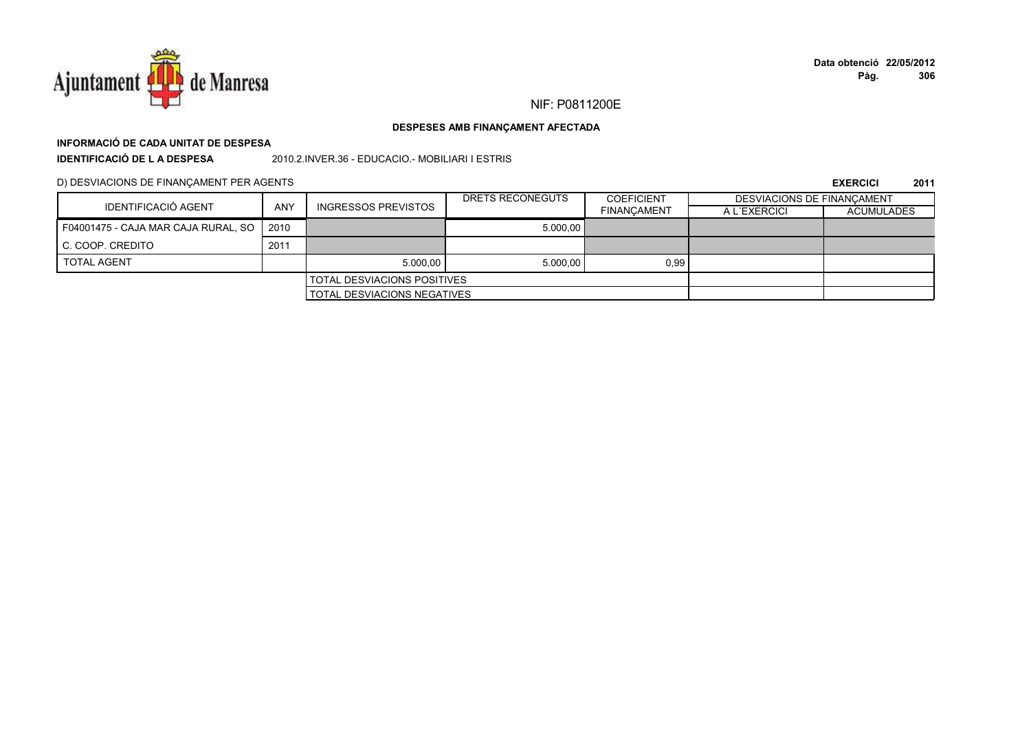NIF: P0811200E

**DESPESES AMB FINANÇAMENT AFECTADA**

**INFORMACIÓ DE CADA UNITAT DE DESPESA**

**IDENTIFICACIÓ DE L A DESPESA** 2010.2.INVER.36 - EDUCACIO.- MOBILIARI I ESTRIS

D) DESVIACIONS DE FINANÇAMENT PER AGENTS

**EXERCICI 2011**

| IDENTIFICACIÓ AGENT | ANY | INGRESSOS PREVISTOS | DRETS RECONEGUTS | COEFICIENT FINANÇAMENT | DESVIACIONS DE FINANÇAMENT | |
|---|---|---|---|---|---|---|
| | | | | | A L´EXERCICI | ACUMULADES |
| F04001475 - CAJA MAR CAJA RURAL, SO | 2010 | | 5.000,00 | | | |
| C. COOP. CREDITO | 2011 | | | | | |
| TOTAL AGENT | | 5.000,00 | 5.000,00 | 0,99 | | |
| | | TOTAL DESVIACIONS POSITIVES | | | | |
| | | TOTAL DESVIACIONS NEGATIVES | | | | |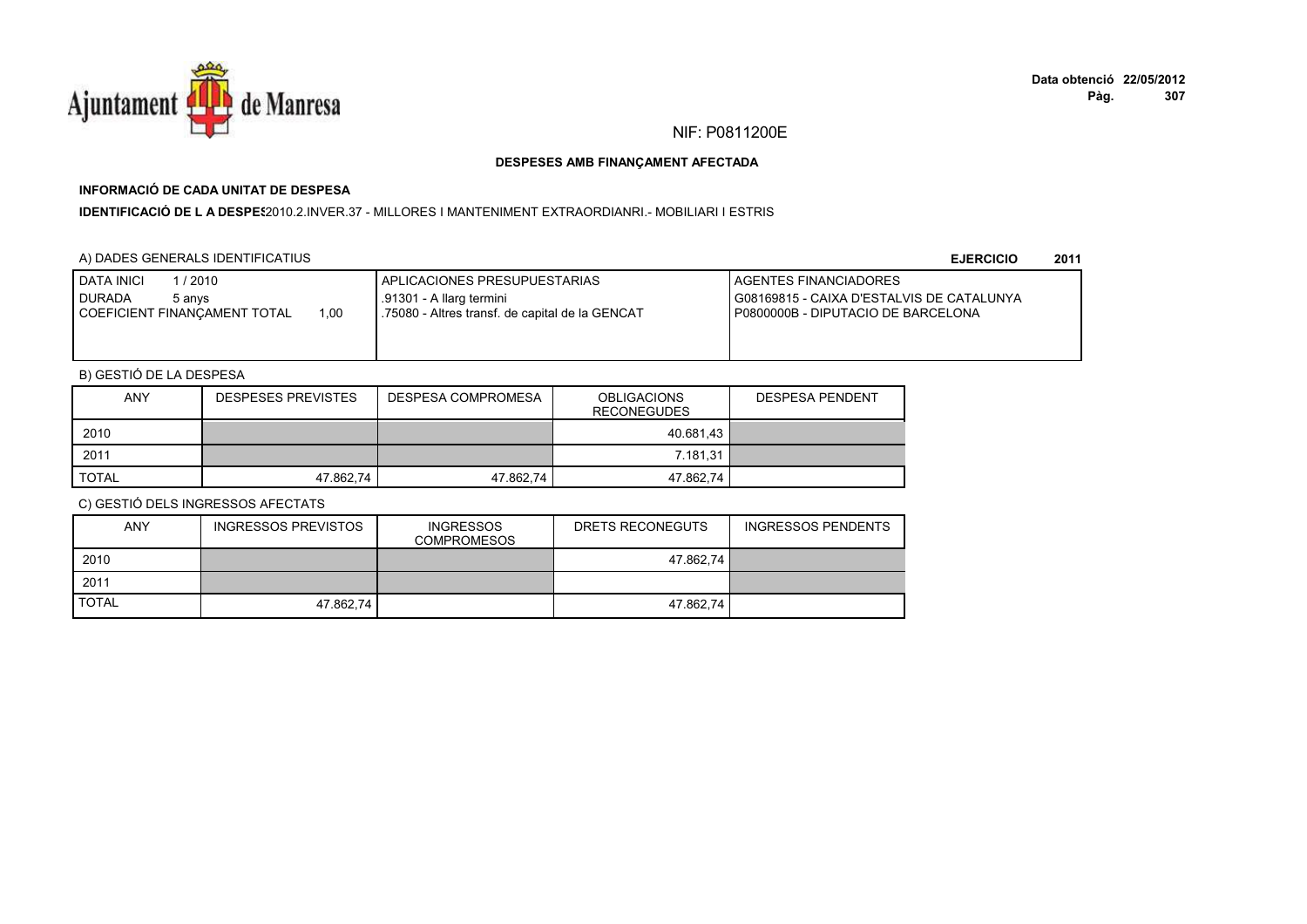NIF: P0811200E

**DESPESES AMB FINANÇAMENT AFECTADA**

**INFORMACIÓ DE CADA UNITAT DE DESPESA**

**IDENTIFICACIÓ DE L A DESPES**2010.2.INVER.37 - MILLORES I MANTENIMENT EXTRAORDIANRI.- MOBILIARI I ESTRIS

A) DADES GENERALS IDENTIFICATIUS

**EJERCICIO 2011**

| DATA INICI 1 / 2010<br>DURADA 5 anys<br>COEFICIENT FINANÇAMENT TOTAL 1,00 | APLICACIONES PRESUPUESTARIAS<br>.91301 - A llarg termini<br>.75080 - Altres transf. de capital de la GENCAT | AGENTES FINANCIADORES<br>G08169815 - CAIXA D'ESTALVIS DE CATALUNYA<br>P0800000B - DIPUTACIO DE BARCELONA |
|---|---|---|

B) GESTIÓ DE LA DESPESA

| ANY | DESPESES PREVISTES | DESPESA COMPROMESA | OBLIGACIONS RECONEGUDES | DESPESA PENDENT |
|---|---|---|---|---|
| 2010 | | | 40.681,43 | |
| 2011 | | | 7.181,31 | |
| TOTAL | 47.862,74 | 47.862,74 | 47.862,74 | |

C) GESTIÓ DELS INGRESSOS AFECTATS

| ANY | INGRESSOS PREVISTOS | INGRESSOS COMPROMESOS | DRETS RECONEGUTS | INGRESSOS PENDENTS |
|---|---|---|---|---|
| 2010 | | | 47.862,74 | |
| 2011 | | | | |
| TOTAL | 47.862,74 | | 47.862,74 | |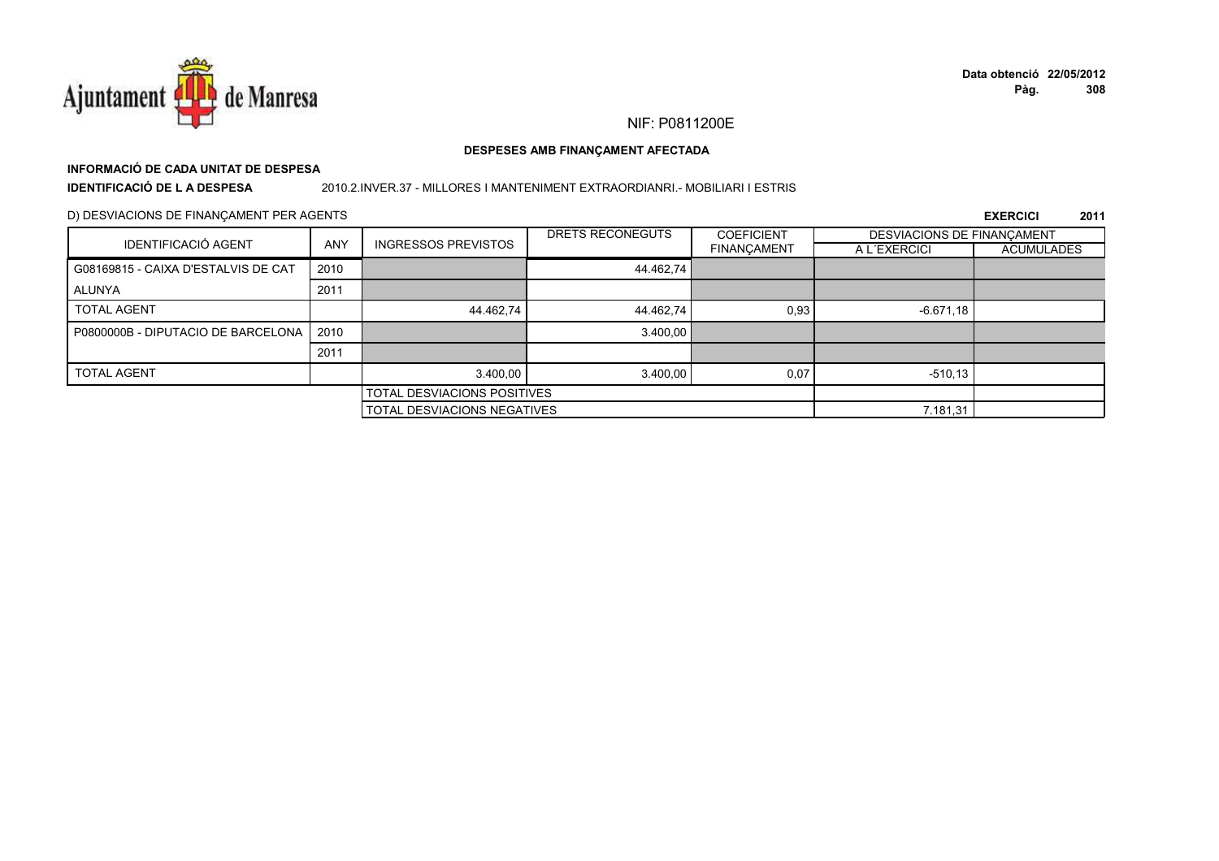NIF: P0811200E

**DESPESES AMB FINANÇAMENT AFECTADA**

**INFORMACIÓ DE CADA UNITAT DE DESPESA**

**IDENTIFICACIÓ DE L A DESPESA** 2010.2.INVER.37 - MILLORES I MANTENIMENT EXTRAORDIANRI.- MOBILIARI I ESTRIS

D) DESVIACIONS DE FINANÇAMENT PER AGENTS

**EXERCICI 2011**

| IDENTIFICACIÓ AGENT | ANY | INGRESSOS PREVISTOS | DRETS RECONEGUTS | COEFICIENT FINANÇAMENT | DESVIACIONS DE FINANÇAMENT A L´EXERCICI | DESVIACIONS DE FINANÇAMENT ACUMULADES |
|---|---|---|---|---|---|---|
| G08169815 - CAIXA D'ESTALVIS DE CAT | 2010 | | 44.462,74 | | | |
| ALUNYA | 2011 | | | | | |
| TOTAL AGENT | | 44.462,74 | 44.462,74 | 0,93 | -6.671,18 | |
| P0800000B - DIPUTACIO DE BARCELONA | 2010 | | 3.400,00 | | | |
| | 2011 | | | | | |
| TOTAL AGENT | | 3.400,00 | 3.400,00 | 0,07 | -510,13 | |
| | | TOTAL DESVIACIONS POSITIVES | | | | |
| | | TOTAL DESVIACIONS NEGATIVES | | | 7.181,31 | |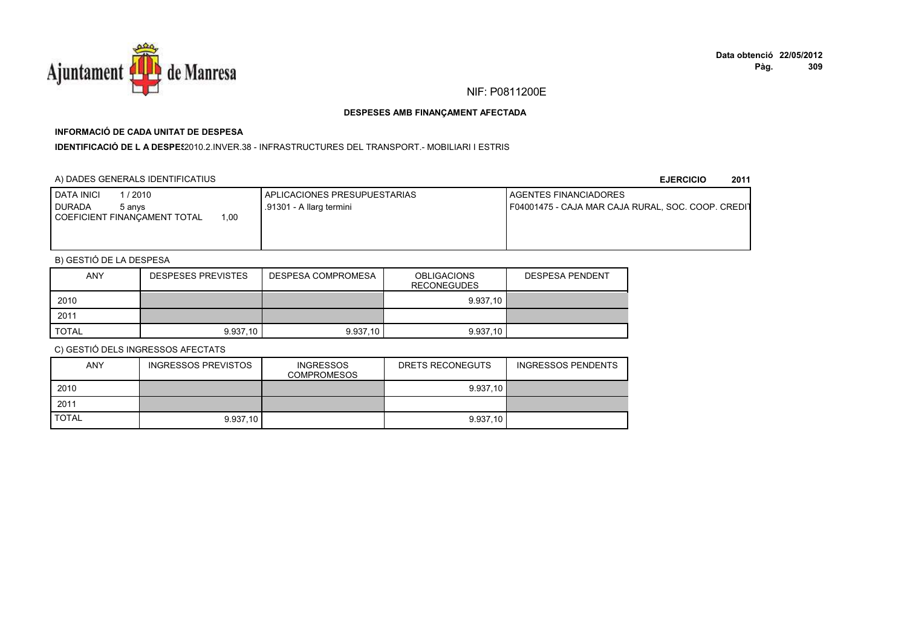NIF: P0811200E

**DESPESES AMB FINANÇAMENT AFECTADA**

**INFORMACIÓ DE CADA UNITAT DE DESPESA**

**IDENTIFICACIÓ DE L A DESPES** 2010.2.INVER.38 - INFRASTRUCTURES DEL TRANSPORT.- MOBILIARI I ESTRIS

A) DADES GENERALS IDENTIFICATIUS

**EJERCICIO 2011**

| DATA INICI 1 / 2010<br>DURADA 5 anys<br>COEFICIENT FINANÇAMENT TOTAL 1,00 | APLICACIONES PRESUPUESTARIAS<br>.91301 - A llarg termini | AGENTES FINANCIADORES<br>F04001475 - CAJA MAR CAJA RURAL, SOC. COOP. CREDIT |
|---|---|---|

B) GESTIÓ DE LA DESPESA

| ANY | DESPESES PREVISTES | DESPESA COMPROMESA | OBLIGACIONS RECONEGUDES | DESPESA PENDENT |
|---|---|---|---|---|
| 2010 | | | 9.937,10 | |
| 2011 | | | | |
| TOTAL | 9.937,10 | 9.937,10 | 9.937,10 | |

C) GESTIÓ DELS INGRESSOS AFECTATS

| ANY | INGRESSOS PREVISTOS | INGRESSOS COMPROMESOS | DRETS RECONEGUTS | INGRESSOS PENDENTS |
|---|---|---|---|---|
| 2010 | | | 9.937,10 | |
| 2011 | | | | |
| TOTAL | 9.937,10 | | 9.937,10 | |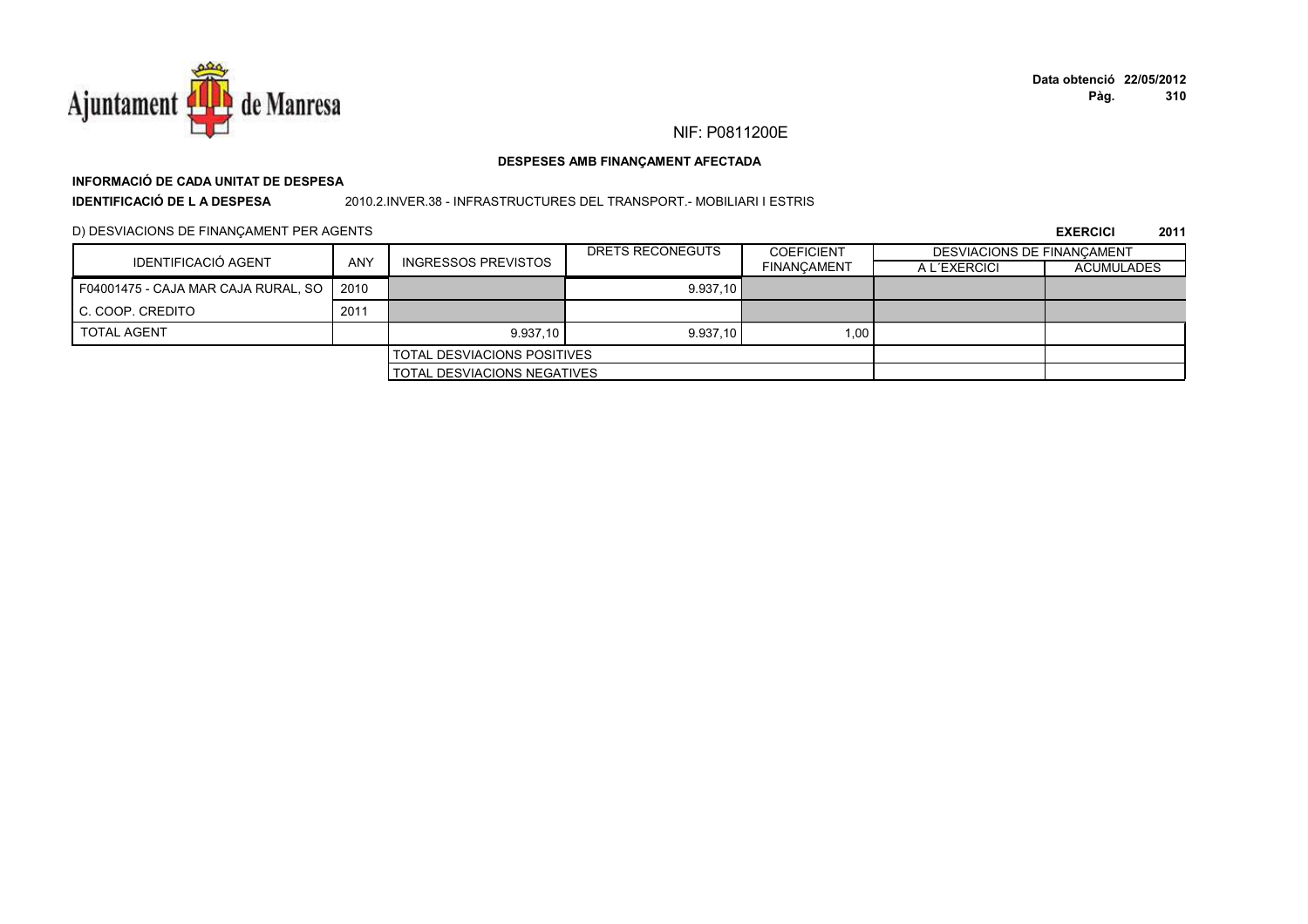NIF: P0811200E

**DESPESES AMB FINANÇAMENT AFECTADA**

**INFORMACIÓ DE CADA UNITAT DE DESPESA**

**IDENTIFICACIÓ DE L A DESPESA** 2010.2.INVER.38 - INFRASTRUCTURES DEL TRANSPORT.- MOBILIARI I ESTRIS

D) DESVIACIONS DE FINANÇAMENT PER AGENTS

**EXERCICI 2011**

| IDENTIFICACIÓ AGENT | ANY | INGRESSOS PREVISTOS | DRETS RECONEGUTS | COEFICIENT FINANÇAMENT | DESVIACIONS DE FINANÇAMENT A L´EXERCICI | DESVIACIONS DE FINANÇAMENT ACUMULADES |
|---|---|---|---|---|---|---|
| F04001475 - CAJA MAR CAJA RURAL, SO | 2010 | | 9.937,10 | | | |
| C. COOP. CREDITO | 2011 | | | | | |
| TOTAL AGENT | | 9.937,10 | 9.937,10 | 1,00 | | |
| | | TOTAL DESVIACIONS POSITIVES | | | | |
| | | TOTAL DESVIACIONS NEGATIVES | | | | |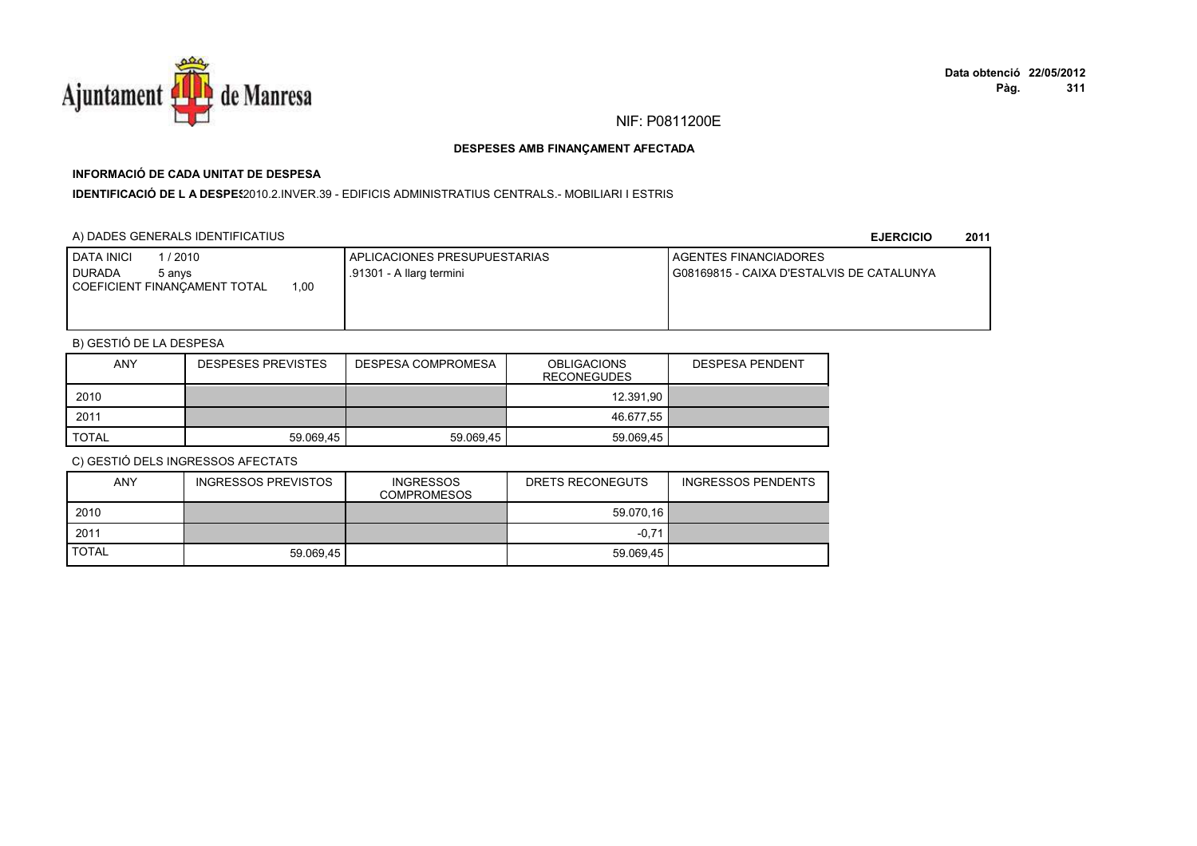NIF: P0811200E

**DESPESES AMB FINANÇAMENT AFECTADA**

**INFORMACIÓ DE CADA UNITAT DE DESPESA**

**IDENTIFICACIÓ DE L A DESPES** 2010.2.INVER.39 - EDIFICIS ADMINISTRATIUS CENTRALS.- MOBILIARI I ESTRIS

A) DADES GENERALS IDENTIFICATIUS

**EJERCICIO 2011**

| DATA INICI 1 / 2010<br>DURADA 5 anys<br>COEFICIENT FINANÇAMENT TOTAL 1,00 | APLICACIONES PRESUPUESTARIAS<br>.91301 - A llarg termini | AGENTES FINANCIADORES<br>G08169815 - CAIXA D'ESTALVIS DE CATALUNYA |
|---|---|---|

B) GESTIÓ DE LA DESPESA

| ANY | DESPESES PREVISTES | DESPESA COMPROMESA | OBLIGACIONS RECONEGUDES | DESPESA PENDENT |
|---|---|---|---|---|
| 2010 | | | 12.391,90 | |
| 2011 | | | 46.677,55 | |
| TOTAL | 59.069,45 | 59.069,45 | 59.069,45 | |

C) GESTIÓ DELS INGRESSOS AFECTATS

| ANY | INGRESSOS PREVISTOS | INGRESSOS COMPROMESOS | DRETS RECONEGUTS | INGRESSOS PENDENTS |
|---|---|---|---|---|
| 2010 | | | 59.070,16 | |
| 2011 | | | -0,71 | |
| TOTAL | 59.069,45 | | 59.069,45 | |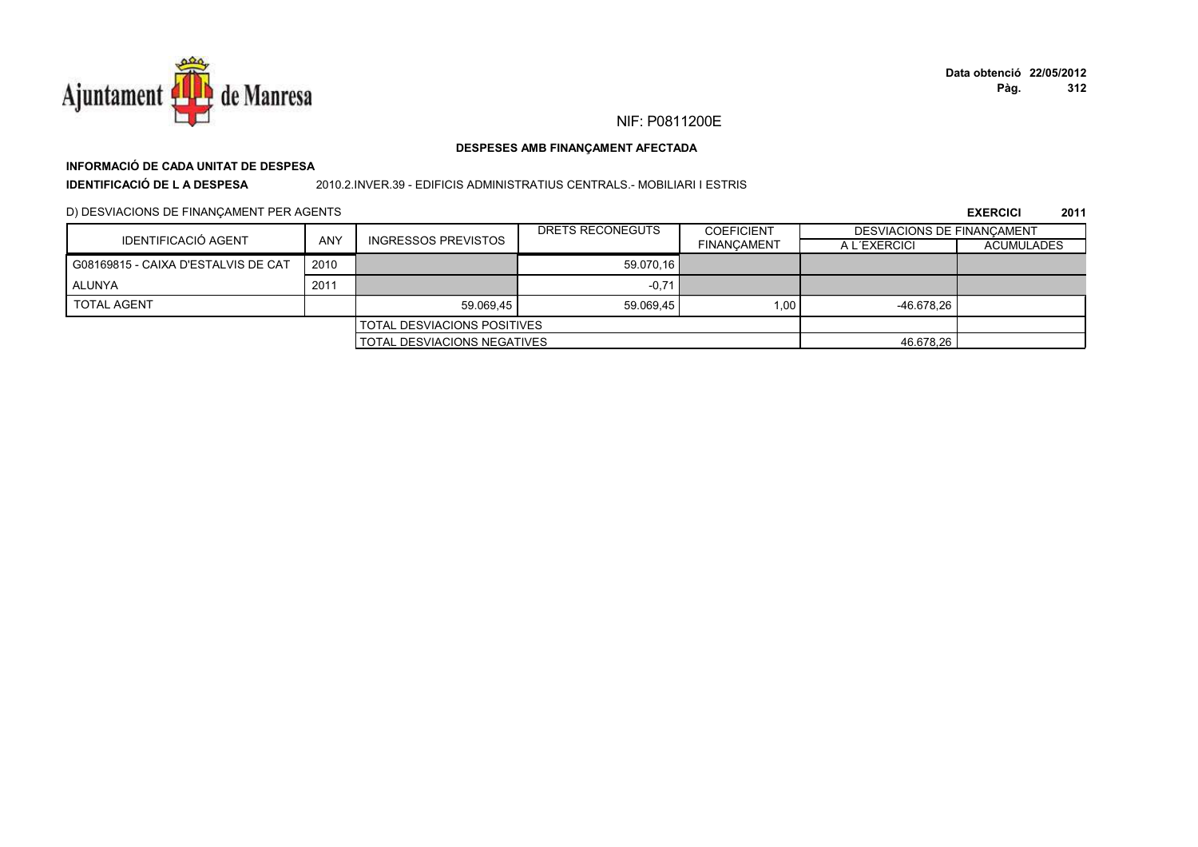NIF: P0811200E

**DESPESES AMB FINANÇAMENT AFECTADA**

**INFORMACIÓ DE CADA UNITAT DE DESPESA**

**IDENTIFICACIÓ DE L A DESPESA** 2010.2.INVER.39 - EDIFICIS ADMINISTRATIUS CENTRALS.- MOBILIARI I ESTRIS

D) DESVIACIONS DE FINANÇAMENT PER AGENTS

**EXERCICI 2011**

| IDENTIFICACIÓ AGENT | ANY | INGRESSOS PREVISTOS | DRETS RECONEGUTS | COEFICIENT FINANÇAMENT | DESVIACIONS DE FINANÇAMENT | |
|---|---|---|---|---|---|---|
| | | | | | A L´EXERCICI | ACUMULADES |
| G08169815 - CAIXA D'ESTALVIS DE CAT | 2010 | | 59.070,16 | | | |
| ALUNYA | 2011 | | -0,71 | | | |
| TOTAL AGENT | | 59.069,45 | 59.069,45 | 1,00 | -46.678,26 | |
| | | TOTAL DESVIACIONS POSITIVES | | | | |
| | | TOTAL DESVIACIONS NEGATIVES | | | 46.678,26 | |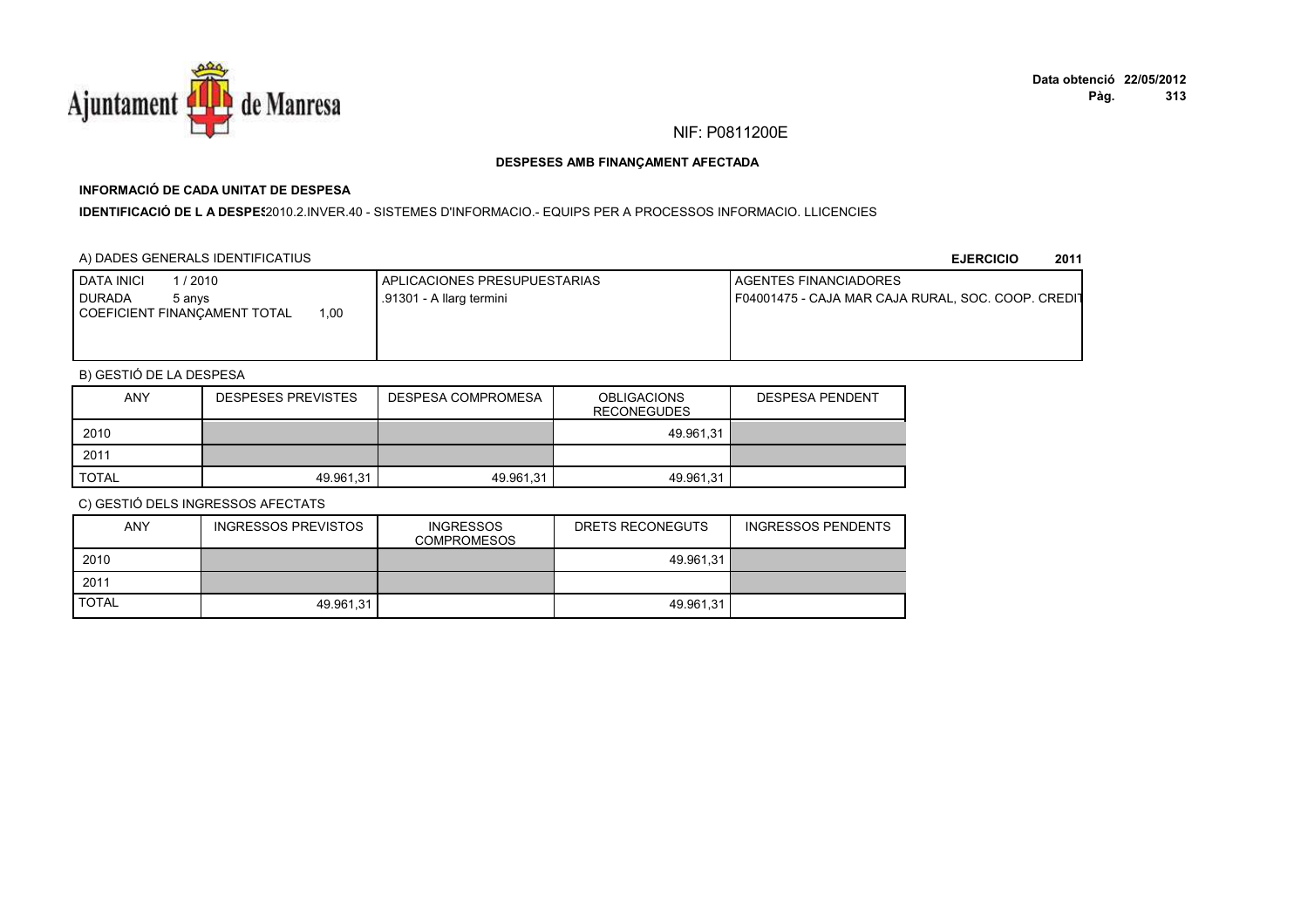NIF: P0811200E

## DESPESES AMB FINANÇAMENT AFECTADA

### INFORMACIÓ DE CADA UNITAT DE DESPESA

**IDENTIFICACIÓ DE L A DESPES**2010.2.INVER.40 - SISTEMES D'INFORMACIO.- EQUIPS PER A PROCESSOS INFORMACIO. LLICENCIES

A) DADES GENERALS IDENTIFICATIUS

**EJERCICIO 2011**

| DATA INICI 1 / 2010<br>DURADA 5 anys<br>COEFICIENT FINANÇAMENT TOTAL 1,00 | APLICACIONES PRESUPUESTARIAS<br>.91301 - A llarg termini | AGENTES FINANCIADORES<br>F04001475 - CAJA MAR CAJA RURAL, SOC. COOP. CREDIT |
|---|---|---|

B) GESTIÓ DE LA DESPESA

| ANY | DESPESES PREVISTES | DESPESA COMPROMESA | OBLIGACIONS RECONEGUDES | DESPESA PENDENT |
|---|---|---|---|---|
| 2010 | | | 49.961,31 | |
| 2011 | | | | |
| TOTAL | 49.961,31 | 49.961,31 | 49.961,31 | |

C) GESTIÓ DELS INGRESSOS AFECTATS

| ANY | INGRESSOS PREVISTOS | INGRESSOS COMPROMESOS | DRETS RECONEGUTS | INGRESSOS PENDENTS |
|---|---|---|---|---|
| 2010 | | | 49.961,31 | |
| 2011 | | | | |
| TOTAL | 49.961,31 | | 49.961,31 | |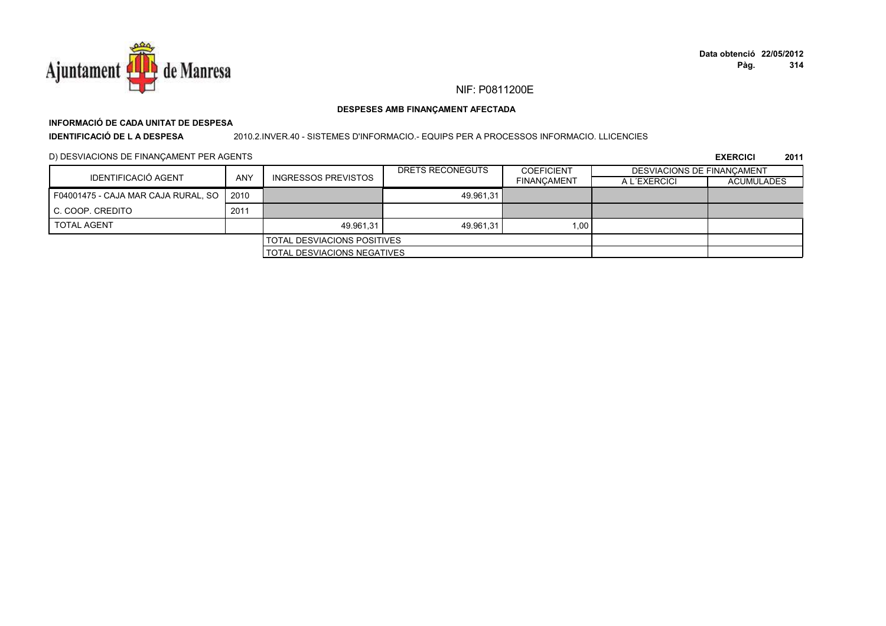NIF: P0811200E

**DESPESES AMB FINANÇAMENT AFECTADA**

**INFORMACIÓ DE CADA UNITAT DE DESPESA**

**IDENTIFICACIÓ DE L A DESPESA** 2010.2.INVER.40 - SISTEMES D'INFORMACIO.- EQUIPS PER A PROCESSOS INFORMACIO. LLICENCIES

D) DESVIACIONS DE FINANÇAMENT PER AGENTS

**EXERCICI 2011**

| IDENTIFICACIÓ AGENT | ANY | INGRESSOS PREVISTOS | DRETS RECONEGUTS | COEFICIENT FINANÇAMENT | DESVIACIONS DE FINANÇAMENT | |
|---|---|---|---|---|---|---|
| | | | | | A L´EXERCICI | ACUMULADES |
| F04001475 - CAJA MAR CAJA RURAL, SO | 2010 | | 49.961,31 | | | |
| C. COOP. CREDITO | 2011 | | | | | |
| TOTAL AGENT | | 49.961,31 | 49.961,31 | 1,00 | | |
| | | TOTAL DESVIACIONS POSITIVES | | | | |
| | | TOTAL DESVIACIONS NEGATIVES | | | | |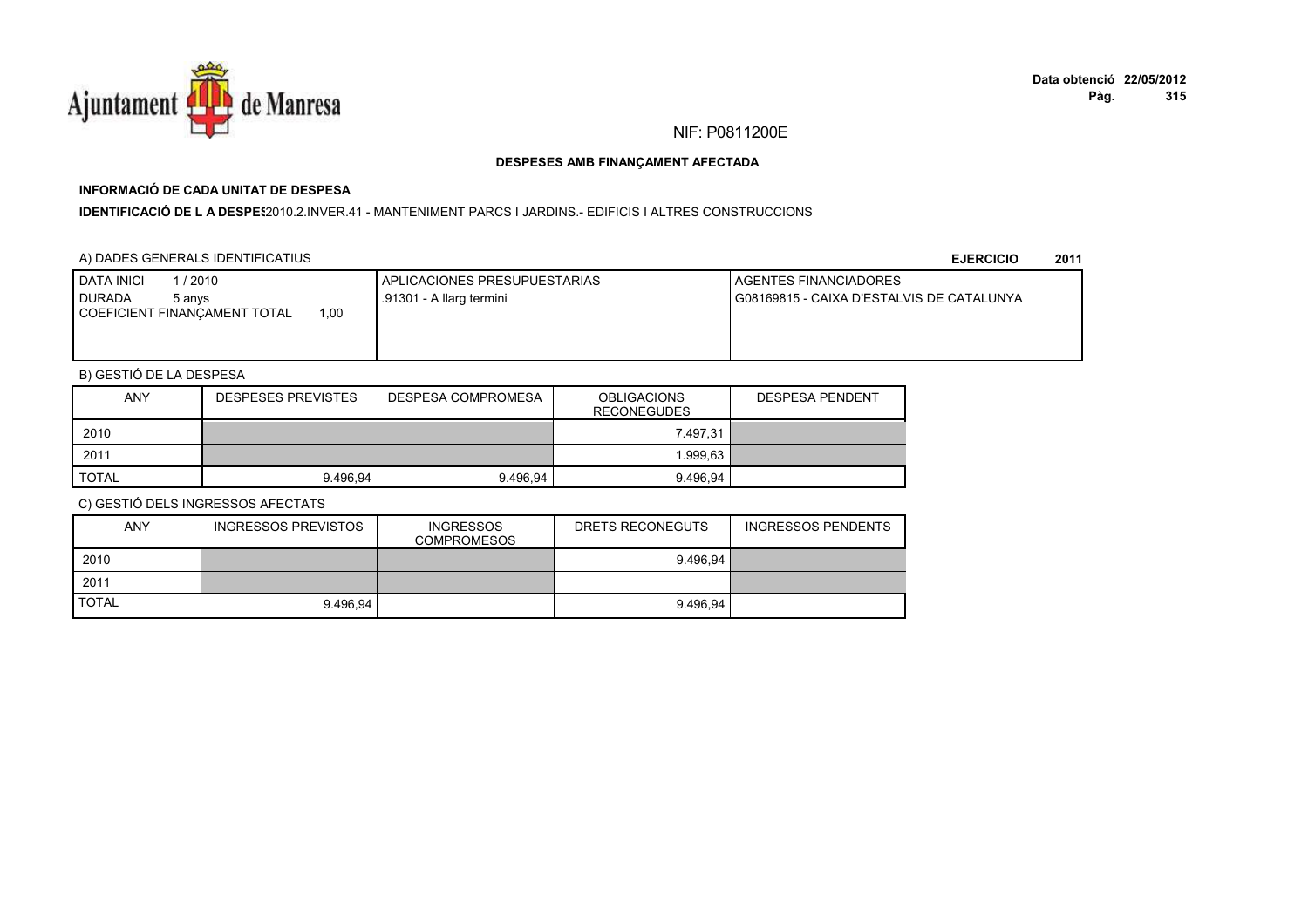NIF: P0811200E

**DESPESES AMB FINANÇAMENT AFECTADA**

**INFORMACIÓ DE CADA UNITAT DE DESPESA**

**IDENTIFICACIÓ DE L A DESPES**2010.2.INVER.41 - MANTENIMENT PARCS I JARDINS.- EDIFICIS I ALTRES CONSTRUCCIONS

A) DADES GENERALS IDENTIFICATIUS

**EJERCICIO 2011**

| DATA INICI 1 / 2010<br>DURADA 5 anys<br>COEFICIENT FINANÇAMENT TOTAL 1,00 | APLICACIONES PRESUPUESTARIAS<br>.91301 - A llarg termini | AGENTES FINANCIADORES<br>G08169815 - CAIXA D'ESTALVIS DE CATALUNYA |
|---|---|---|

B) GESTIÓ DE LA DESPESA

| ANY | DESPESES PREVISTES | DESPESA COMPROMESA | OBLIGACIONS RECONEGUDES | DESPESA PENDENT |
|---|---|---|---|---|
| 2010 | | | 7.497,31 | |
| 2011 | | | 1.999,63 | |
| TOTAL | 9.496,94 | 9.496,94 | 9.496,94 | |

C) GESTIÓ DELS INGRESSOS AFECTATS

| ANY | INGRESSOS PREVISTOS | INGRESSOS COMPROMESOS | DRETS RECONEGUTS | INGRESSOS PENDENTS |
|---|---|---|---|---|
| 2010 | | | 9.496,94 | |
| 2011 | | | | |
| TOTAL | 9.496,94 | | 9.496,94 | |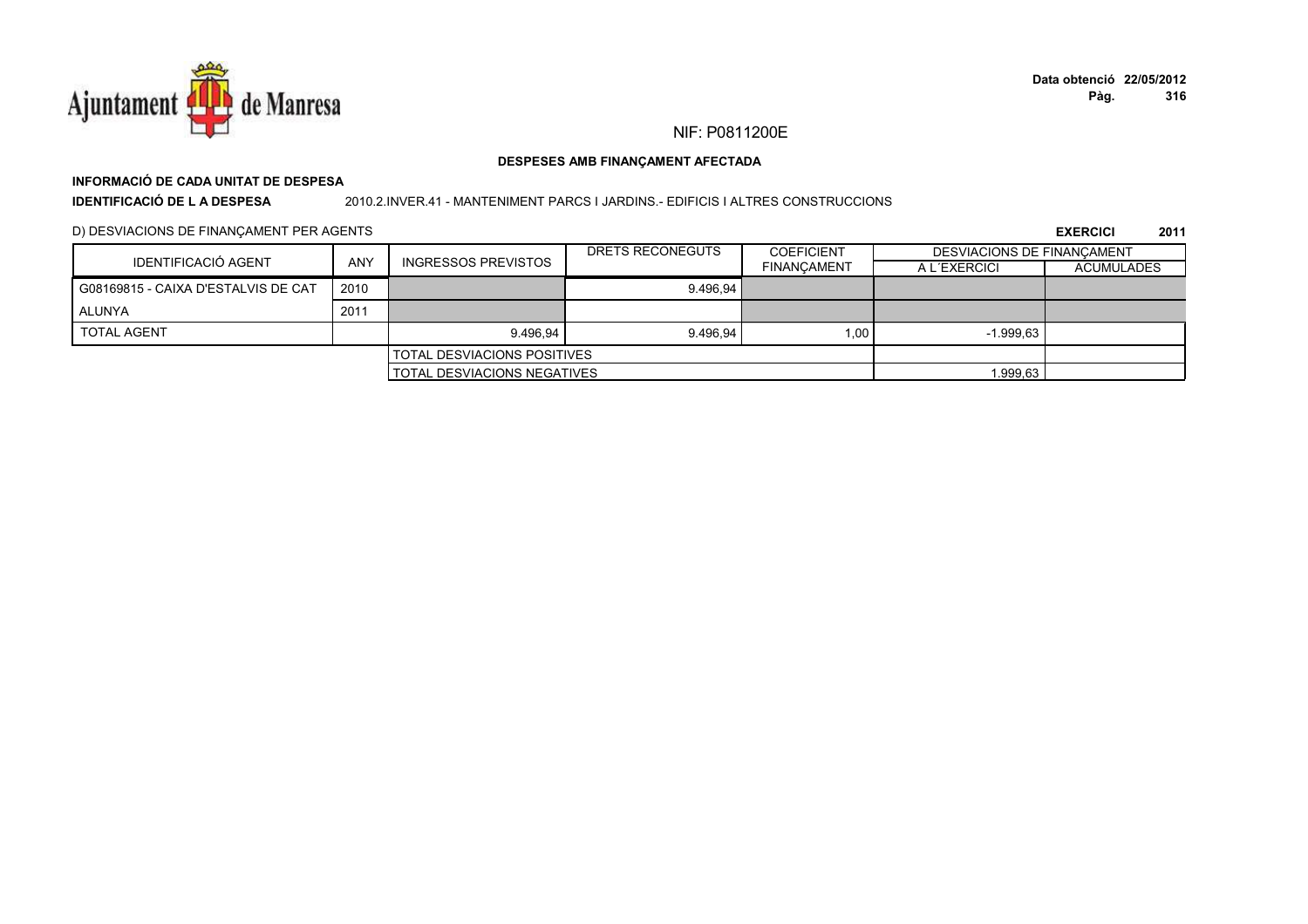NIF: P0811200E

**DESPESES AMB FINANÇAMENT AFECTADA**

**INFORMACIÓ DE CADA UNITAT DE DESPESA**

**IDENTIFICACIÓ DE L A DESPESA** 2010.2.INVER.41 - MANTENIMENT PARCS I JARDINS.- EDIFICIS I ALTRES CONSTRUCCIONS

D) DESVIACIONS DE FINANÇAMENT PER AGENTS

**EXERCICI 2011**

| IDENTIFICACIÓ AGENT | ANY | INGRESSOS PREVISTOS | DRETS RECONEGUTS | COEFICIENT FINANÇAMENT | DESVIACIONS DE FINANÇAMENT A L´EXERCICI | DESVIACIONS DE FINANÇAMENT ACUMULADES |
|---|---|---|---|---|---|---|
| G08169815 - CAIXA D'ESTALVIS DE CAT | 2010 | | 9.496,94 | | | |
| ALUNYA | 2011 | | | | | |
| TOTAL AGENT | | 9.496,94 | 9.496,94 | 1,00 | -1.999,63 | |
| | | TOTAL DESVIACIONS POSITIVES | | | | |
| | | TOTAL DESVIACIONS NEGATIVES | | | 1.999,63 | |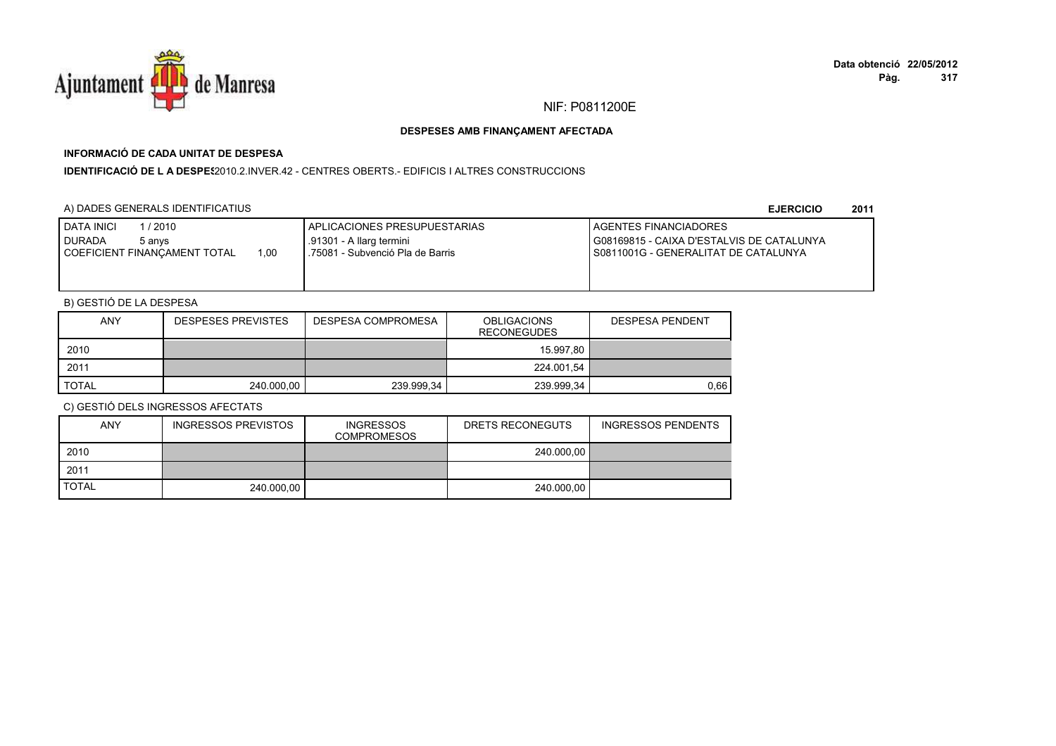NIF: P0811200E

**DESPESES AMB FINANÇAMENT AFECTADA**

**INFORMACIÓ DE CADA UNITAT DE DESPESA**

**IDENTIFICACIÓ DE L A DESPES** 2010.2.INVER.42 - CENTRES OBERTS.- EDIFICIS I ALTRES CONSTRUCCIONS

A) DADES GENERALS IDENTIFICATIUS

**EJERCICIO 2011**

| DATA INICI 1 / 2010<br>DURADA 5 anys<br>COEFICIENT FINANÇAMENT TOTAL 1,00 | APLICACIONES PRESUPUESTARIAS<br>.91301 - A llarg termini<br>.75081 - Subvenció Pla de Barris | AGENTES FINANCIADORES<br>G08169815 - CAIXA D'ESTALVIS DE CATALUNYA<br>S0811001G - GENERALITAT DE CATALUNYA |
|---|---|---|

B) GESTIÓ DE LA DESPESA

| ANY | DESPESES PREVISTES | DESPESA COMPROMESA | OBLIGACIONS RECONEGUDES | DESPESA PENDENT |
|---|---|---|---|---|
| 2010 | | | 15.997,80 | |
| 2011 | | | 224.001,54 | |
| TOTAL | 240.000,00 | 239.999,34 | 239.999,34 | 0,66 |

C) GESTIÓ DELS INGRESSOS AFECTATS

| ANY | INGRESSOS PREVISTOS | INGRESSOS COMPROMESOS | DRETS RECONEGUTS | INGRESSOS PENDENTS |
|---|---|---|---|---|
| 2010 | | | 240.000,00 | |
| 2011 | | | | |
| TOTAL | 240.000,00 | | 240.000,00 | |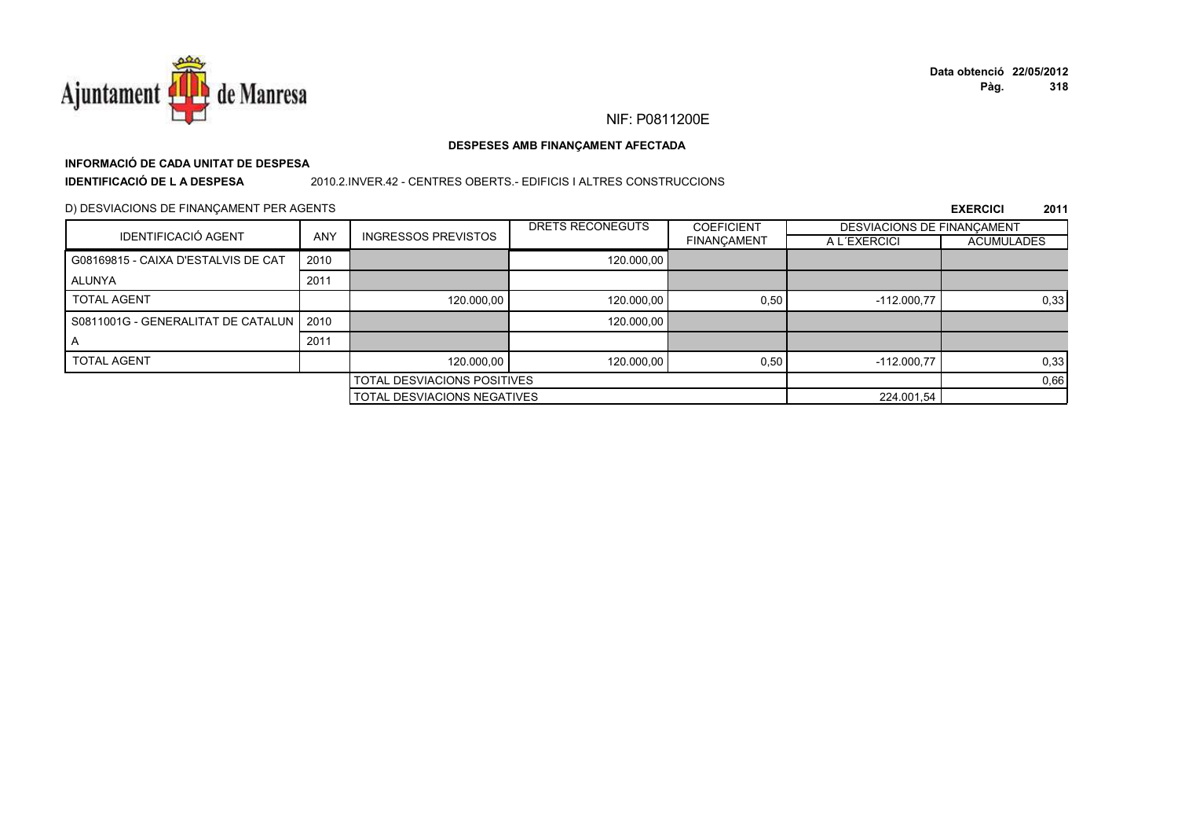NIF: P0811200E

**DESPESES AMB FINANÇAMENT AFECTADA**

**INFORMACIÓ DE CADA UNITAT DE DESPESA**

**IDENTIFICACIÓ DE L A DESPESA** 2010.2.INVER.42 - CENTRES OBERTS.- EDIFICIS I ALTRES CONSTRUCCIONS

D) DESVIACIONS DE FINANÇAMENT PER AGENTS

**EXERCICI 2011**

| IDENTIFICACIÓ AGENT | ANY | INGRESSOS PREVISTOS | DRETS RECONEGUTS | COEFICIENT FINANÇAMENT | DESVIACIONS DE FINANÇAMENT A L´EXERCICI | DESVIACIONS DE FINANÇAMENT ACUMULADES |
|---|---|---|---|---|---|---|
| G08169815 - CAIXA D'ESTALVIS DE CAT | 2010 | | 120.000,00 | | | |
| ALUNYA | 2011 | | | | | |
| TOTAL AGENT | | 120.000,00 | 120.000,00 | 0,50 | -112.000,77 | 0,33 |
| S0811001G - GENERALITAT DE CATALUN | 2010 | | 120.000,00 | | | |
| A | 2011 | | | | | |
| TOTAL AGENT | | 120.000,00 | 120.000,00 | 0,50 | -112.000,77 | 0,33 |
| | | TOTAL DESVIACIONS POSITIVES | | | | 0,66 |
| | | TOTAL DESVIACIONS NEGATIVES | | | 224.001,54 | |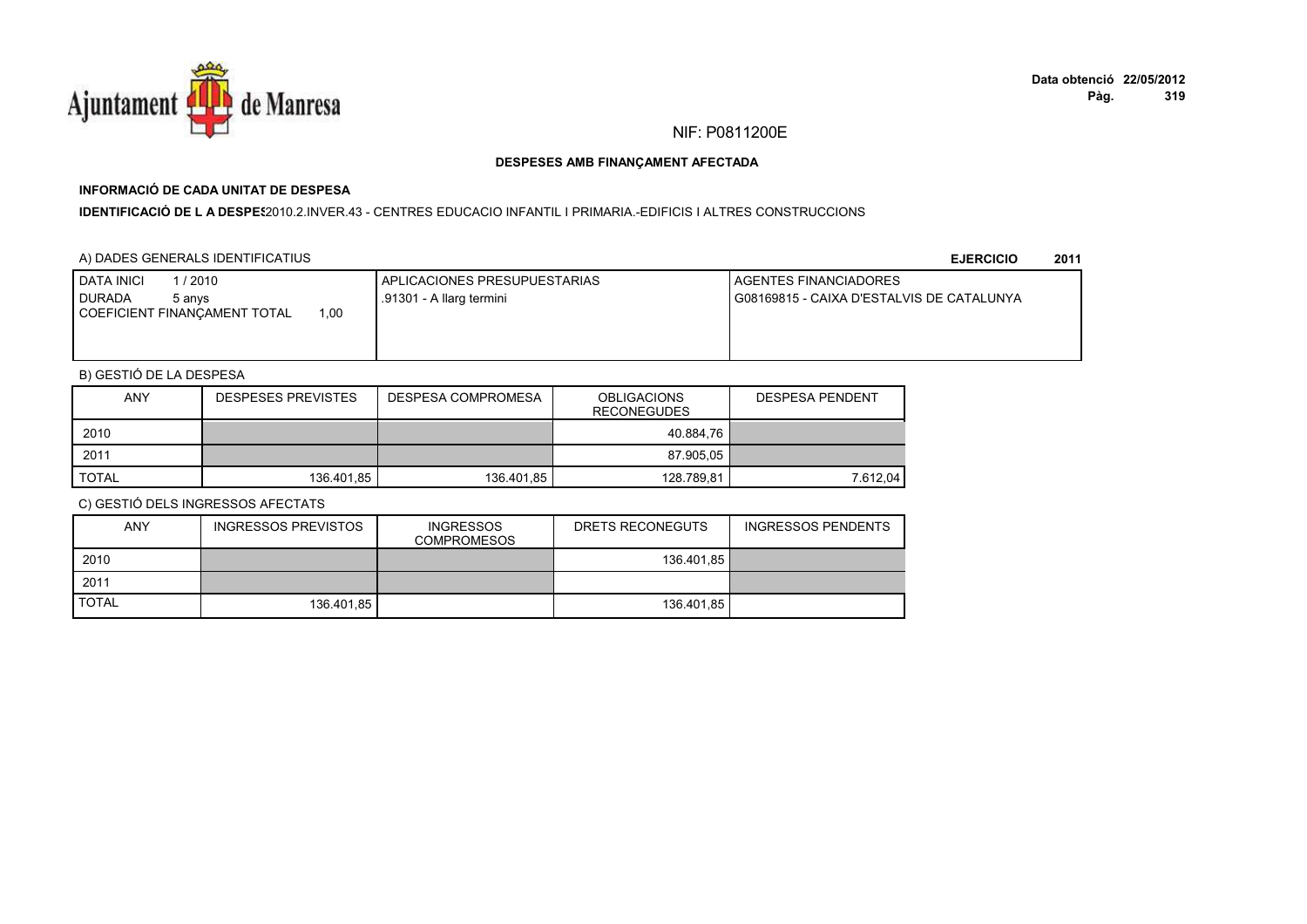NIF: P0811200E

## DESPESES AMB FINANÇAMENT AFECTADA

### INFORMACIÓ DE CADA UNITAT DE DESPESA

**IDENTIFICACIÓ DE L A DESPES** 2010.2.INVER.43 - CENTRES EDUCACIO INFANTIL I PRIMARIA.-EDIFICIS I ALTRES CONSTRUCCIONS

A) DADES GENERALS IDENTIFICATIUS

**EJERCICIO 2011**

| DATA INICI 1 / 2010<br>DURADA 5 anys<br>COEFICIENT FINANÇAMENT TOTAL 1,00 | APLICACIONES PRESUPUESTARIAS<br>.91301 - A llarg termini | AGENTES FINANCIADORES<br>G08169815 - CAIXA D'ESTALVIS DE CATALUNYA |
|---|---|---|

B) GESTIÓ DE LA DESPESA

| ANY | DESPESES PREVISTES | DESPESA COMPROMESA | OBLIGACIONS RECONEGUDES | DESPESA PENDENT |
|---|---|---|---|---|
| 2010 | | | 40.884,76 | |
| 2011 | | | 87.905,05 | |
| TOTAL | 136.401,85 | 136.401,85 | 128.789,81 | 7.612,04 |

C) GESTIÓ DELS INGRESSOS AFECTATS

| ANY | INGRESSOS PREVISTOS | INGRESSOS COMPROMESOS | DRETS RECONEGUTS | INGRESSOS PENDENTS |
|---|---|---|---|---|
| 2010 | | | 136.401,85 | |
| 2011 | | | | |
| TOTAL | 136.401,85 | | 136.401,85 | |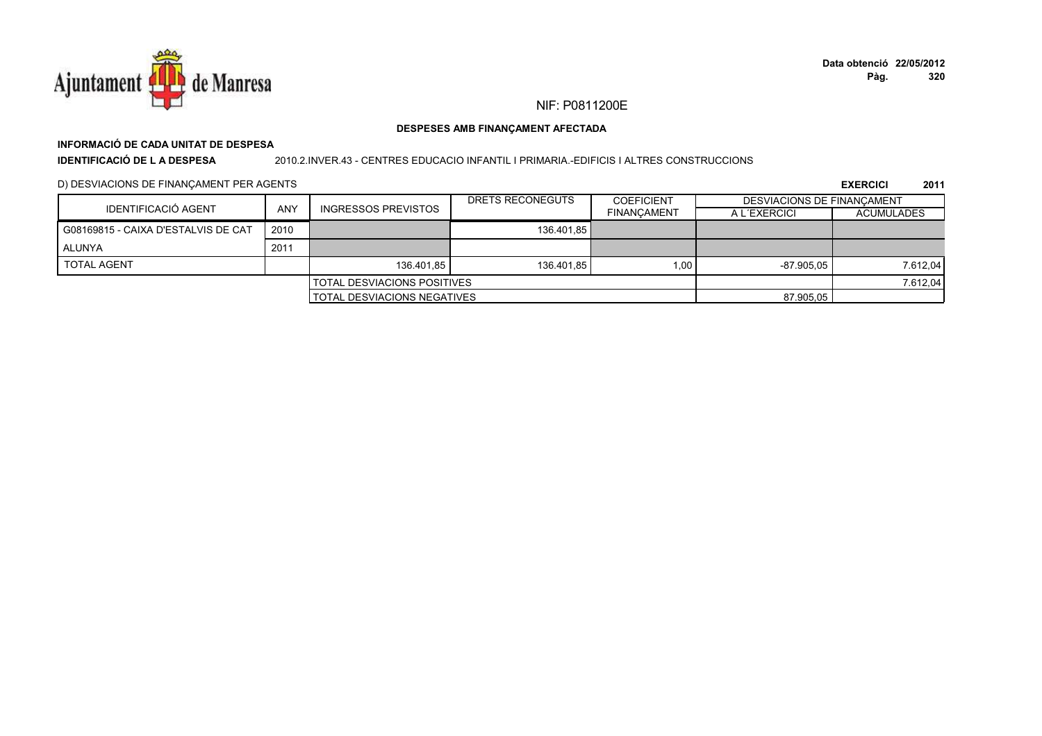NIF: P0811200E

**DESPESES AMB FINANÇAMENT AFECTADA**

**INFORMACIÓ DE CADA UNITAT DE DESPESA**

**IDENTIFICACIÓ DE L A DESPESA** 2010.2.INVER.43 - CENTRES EDUCACIO INFANTIL I PRIMARIA.-EDIFICIS I ALTRES CONSTRUCCIONS

D) DESVIACIONS DE FINANÇAMENT PER AGENTS

**EXERCICI 2011**

| IDENTIFICACIÓ AGENT | ANY | INGRESSOS PREVISTOS | DRETS RECONEGUTS | COEFICIENT FINANÇAMENT | DESVIACIONS DE FINANÇAMENT | |
|---|---|---|---|---|---|---|
| | | | | | A L´EXERCICI | ACUMULADES |
| G08169815 - CAIXA D'ESTALVIS DE CAT | 2010 | | 136.401,85 | | | |
| ALUNYA | 2011 | | | | | |
| TOTAL AGENT | | 136.401,85 | 136.401,85 | 1,00 | -87.905,05 | 7.612,04 |
| | | TOTAL DESVIACIONS POSITIVES | | | | 7.612,04 |
| | | TOTAL DESVIACIONS NEGATIVES | | | 87.905,05 | |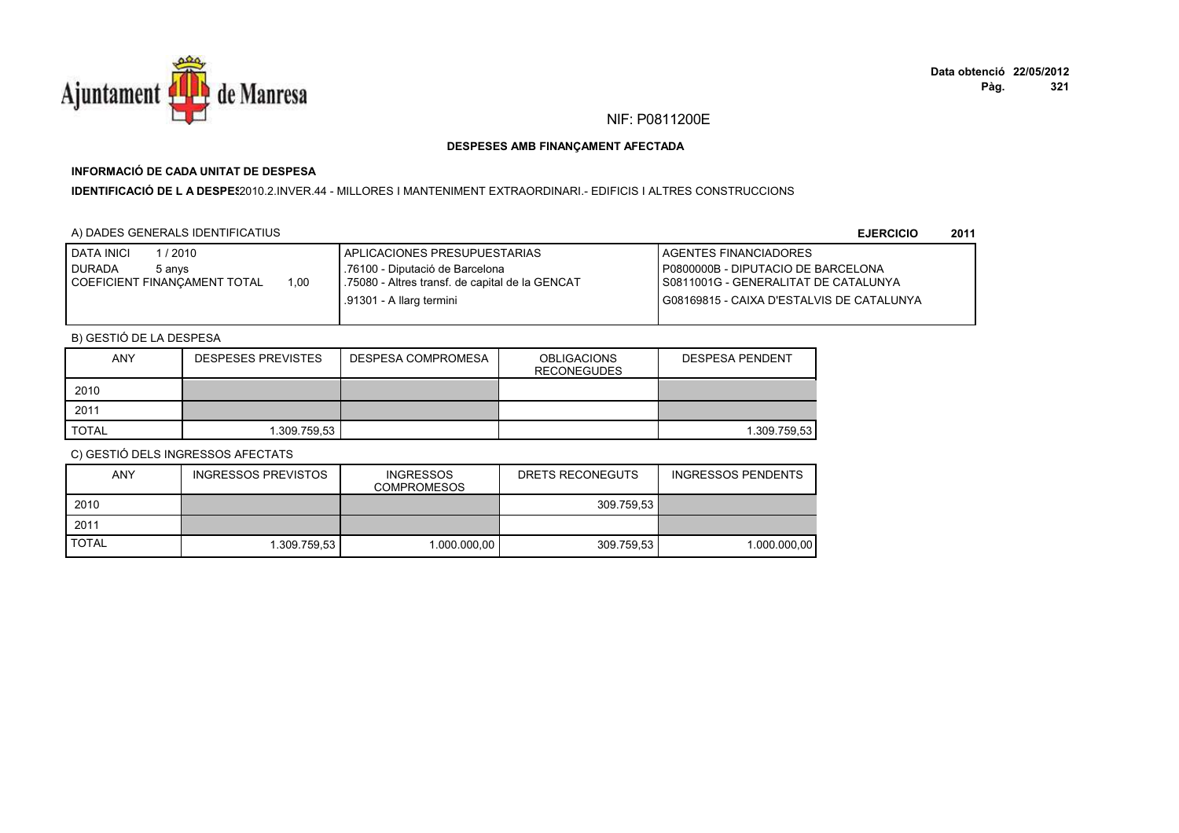NIF: P0811200E

## DESPESES AMB FINANÇAMENT AFECTADA

### INFORMACIÓ DE CADA UNITAT DE DESPESA

**IDENTIFICACIÓ DE L A DESPES**2010.2.INVER.44 - MILLORES I MANTENIMENT EXTRAORDINARI.- EDIFICIS I ALTRES CONSTRUCCIONS

A) DADES GENERALS IDENTIFICATIUS

**EJERCICIO 2011**

| DATA INICI 1 / 2010<br>DURADA 5 anys<br>COEFICIENT FINANÇAMENT TOTAL 1,00 | APLICACIONES PRESUPUESTARIAS<br>.76100 - Diputació de Barcelona<br>.75080 - Altres transf. de capital de la GENCAT<br>.91301 - A llarg termini | AGENTES FINANCIADORES<br>P0800000B - DIPUTACIO DE BARCELONA<br>S0811001G - GENERALITAT DE CATALUNYA<br>G08169815 - CAIXA D'ESTALVIS DE CATALUNYA |
|---|---|---|

B) GESTIÓ DE LA DESPESA

| ANY | DESPESES PREVISTES | DESPESA COMPROMESA | OBLIGACIONS RECONEGUDES | DESPESA PENDENT |
|---|---|---|---|---|
| 2010 | | | | |
| 2011 | | | | |
| TOTAL | 1.309.759,53 | | | 1.309.759,53 |

C) GESTIÓ DELS INGRESSOS AFECTATS

| ANY | INGRESSOS PREVISTOS | INGRESSOS COMPROMESOS | DRETS RECONEGUTS | INGRESSOS PENDENTS |
|---|---|---|---|---|
| 2010 | | | 309.759,53 | |
| 2011 | | | | |
| TOTAL | 1.309.759,53 | 1.000.000,00 | 309.759,53 | 1.000.000,00 |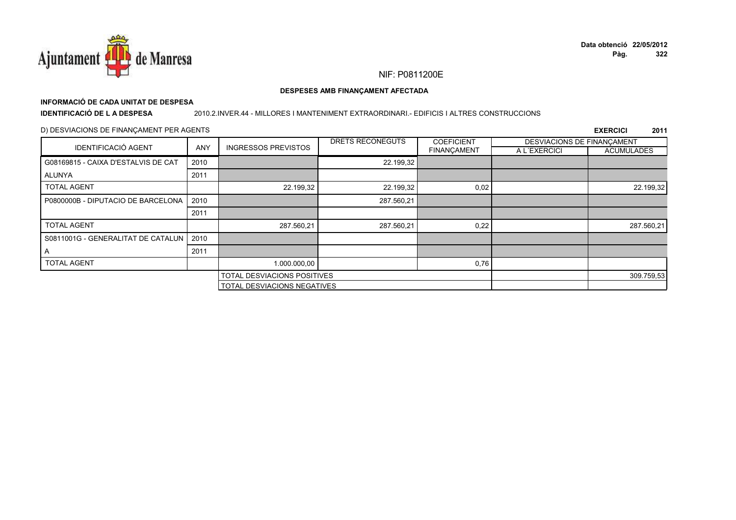NIF: P0811200E

**DESPESES AMB FINANÇAMENT AFECTADA**

**INFORMACIÓ DE CADA UNITAT DE DESPESA**

**IDENTIFICACIÓ DE L A DESPESA** 2010.2.INVER.44 - MILLORES I MANTENIMENT EXTRAORDINARI.- EDIFICIS I ALTRES CONSTRUCCIONS

D) DESVIACIONS DE FINANÇAMENT PER AGENTS

**EXERCICI 2011**

| IDENTIFICACIÓ AGENT | ANY | INGRESSOS PREVISTOS | DRETS RECONEGUTS | COEFICIENT FINANÇAMENT | DESVIACIONS DE FINANÇAMENT A L´EXERCICI | DESVIACIONS DE FINANÇAMENT ACUMULADES |
|---|---|---|---|---|---|---|
| G08169815 - CAIXA D'ESTALVIS DE CAT | 2010 | | 22.199,32 | | | |
| ALUNYA | 2011 | | | | | |
| TOTAL AGENT | | 22.199,32 | 22.199,32 | 0,02 | | 22.199,32 |
| P0800000B - DIPUTACIO DE BARCELONA | 2010 | | 287.560,21 | | | |
| | 2011 | | | | | |
| TOTAL AGENT | | 287.560,21 | 287.560,21 | 0,22 | | 287.560,21 |
| S0811001G - GENERALITAT DE CATALUN | 2010 | | | | | |
| A | 2011 | | | | | |
| TOTAL AGENT | | 1.000.000,00 | | 0,76 | | |
| | | TOTAL DESVIACIONS POSITIVES | | | | 309.759,53 |
| | | TOTAL DESVIACIONS NEGATIVES | | | | |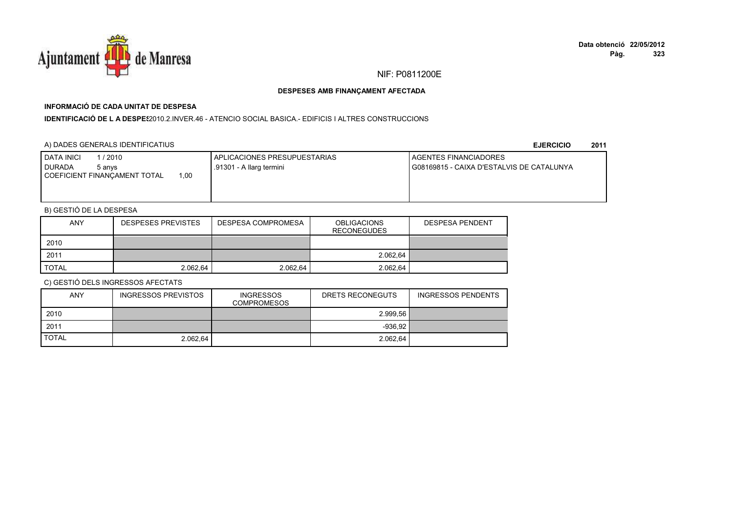NIF: P0811200E

**DESPESES AMB FINANÇAMENT AFECTADA**

**INFORMACIÓ DE CADA UNITAT DE DESPESA**

**IDENTIFICACIÓ DE L A DESPES** 2010.2.INVER.46 - ATENCIO SOCIAL BASICA.- EDIFICIS I ALTRES CONSTRUCCIONS

A) DADES GENERALS IDENTIFICATIUS

**EJERCICIO 2011**

| DATA INICI 1 / 2010<br>DURADA 5 anys<br>COEFICIENT FINANÇAMENT TOTAL 1,00 | APLICACIONES PRESUPUESTARIAS<br>.91301 - A llarg termini | AGENTES FINANCIADORES<br>G08169815 - CAIXA D'ESTALVIS DE CATALUNYA |
|---|---|---|

B) GESTIÓ DE LA DESPESA

| ANY | DESPESES PREVISTES | DESPESA COMPROMESA | OBLIGACIONS RECONEGUDES | DESPESA PENDENT |
|---|---|---|---|---|
| 2010 | | | | |
| 2011 | | | 2.062,64 | |
| TOTAL | 2.062,64 | 2.062,64 | 2.062,64 | |

C) GESTIÓ DELS INGRESSOS AFECTATS

| ANY | INGRESSOS PREVISTOS | INGRESSOS COMPROMESOS | DRETS RECONEGUTS | INGRESSOS PENDENTS |
|---|---|---|---|---|
| 2010 | | | 2.999,56 | |
| 2011 | | | -936,92 | |
| TOTAL | 2.062,64 | | 2.062,64 | |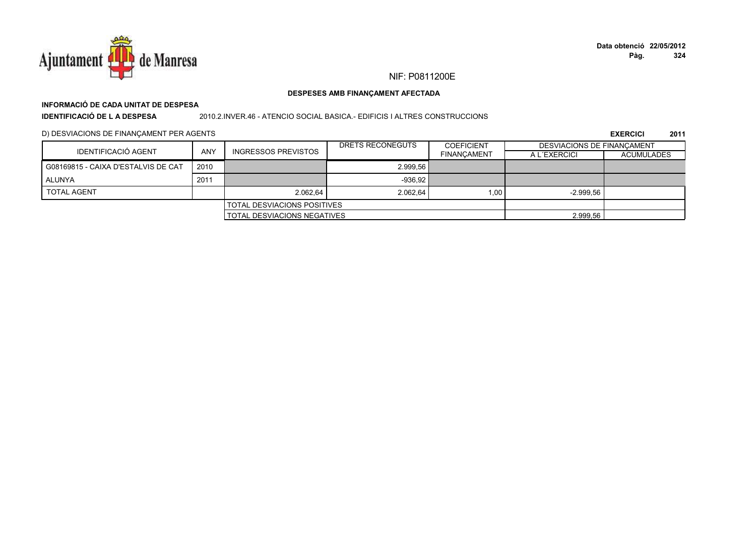NIF: P0811200E

**DESPESES AMB FINANÇAMENT AFECTADA**

**INFORMACIÓ DE CADA UNITAT DE DESPESA**

**IDENTIFICACIÓ DE L A DESPESA** 2010.2.INVER.46 - ATENCIO SOCIAL BASICA.- EDIFICIS I ALTRES CONSTRUCCIONS

D) DESVIACIONS DE FINANÇAMENT PER AGENTS

**EXERCICI 2011**

| IDENTIFICACIÓ AGENT | ANY | INGRESSOS PREVISTOS | DRETS RECONEGUTS | COEFICIENT FINANÇAMENT | DESVIACIONS DE FINANÇAMENT A L´EXERCICI | DESVIACIONS DE FINANÇAMENT ACUMULADES |
|---|---|---|---|---|---|---|
| G08169815 - CAIXA D'ESTALVIS DE CAT | 2010 | | 2.999,56 | | | |
| ALUNYA | 2011 | | -936,92 | | | |
| TOTAL AGENT | | 2.062,64 | 2.062,64 | 1,00 | -2.999,56 | |
| | | TOTAL DESVIACIONS POSITIVES | | | | |
| | | TOTAL DESVIACIONS NEGATIVES | | | 2.999,56 | |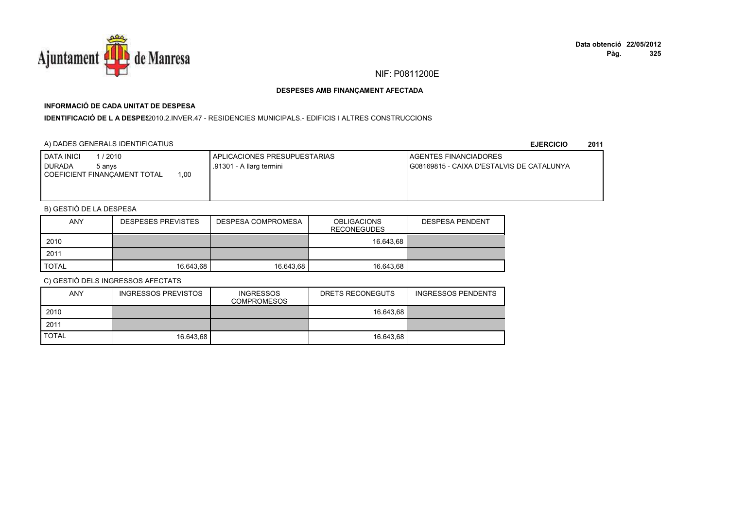NIF: P0811200E

**DESPESES AMB FINANÇAMENT AFECTADA**

**INFORMACIÓ DE CADA UNITAT DE DESPESA**

**IDENTIFICACIÓ DE L A DESPES** 2010.2.INVER.47 - RESIDENCIES MUNICIPALS.- EDIFICIS I ALTRES CONSTRUCCIONS

A) DADES GENERALS IDENTIFICATIUS

**EJERCICIO 2011**

| DATA INICI 1 / 2010<br>DURADA 5 anys<br>COEFICIENT FINANÇAMENT TOTAL 1,00 | APLICACIONES PRESUPUESTARIAS<br>.91301 - A llarg termini | AGENTES FINANCIADORES<br>G08169815 - CAIXA D'ESTALVIS DE CATALUNYA |
|---|---|---|

B) GESTIÓ DE LA DESPESA

| ANY | DESPESES PREVISTES | DESPESA COMPROMESA | OBLIGACIONS RECONEGUDES | DESPESA PENDENT |
|---|---|---|---|---|
| 2010 | | | 16.643,68 | |
| 2011 | | | | |
| TOTAL | 16.643,68 | 16.643,68 | 16.643,68 | |

C) GESTIÓ DELS INGRESSOS AFECTATS

| ANY | INGRESSOS PREVISTOS | INGRESSOS COMPROMESOS | DRETS RECONEGUTS | INGRESSOS PENDENTS |
|---|---|---|---|---|
| 2010 | | | 16.643,68 | |
| 2011 | | | | |
| TOTAL | 16.643,68 | | 16.643,68 | |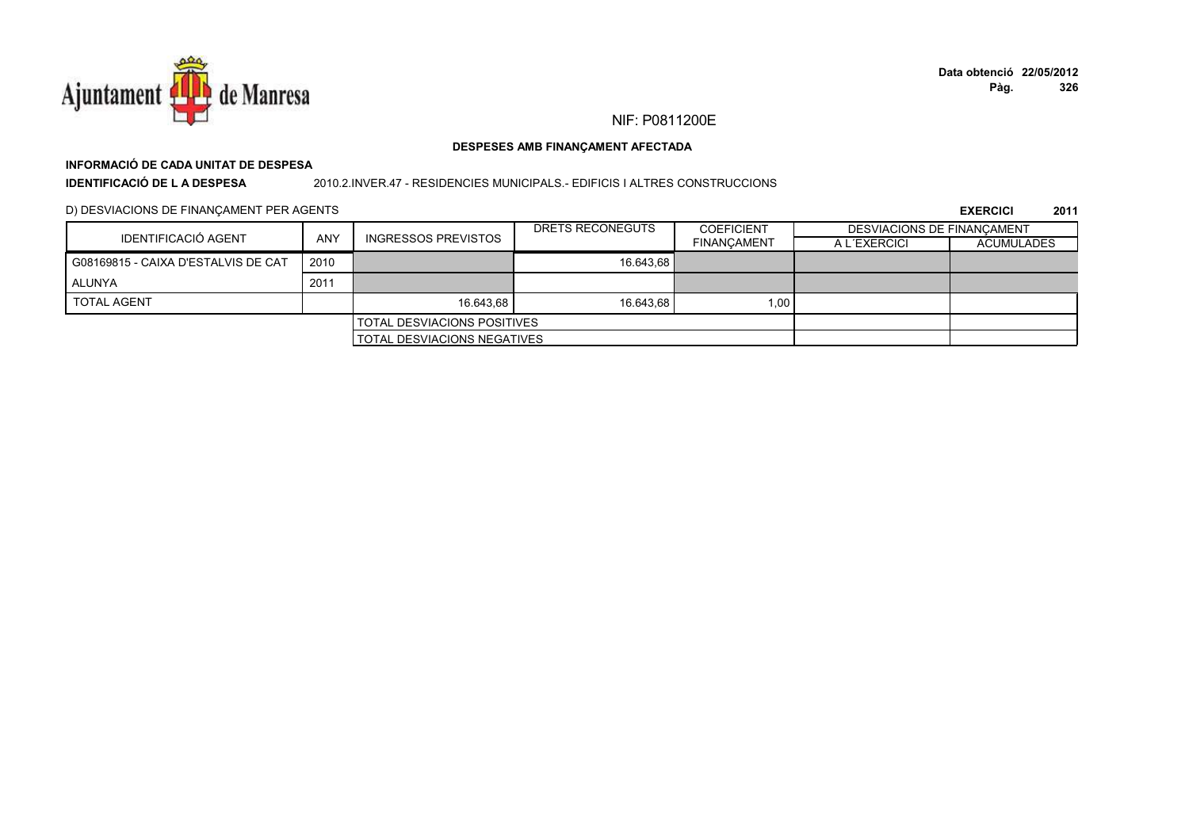NIF: P0811200E

**DESPESES AMB FINANÇAMENT AFECTADA**

**INFORMACIÓ DE CADA UNITAT DE DESPESA**

**IDENTIFICACIÓ DE L A DESPESA** 2010.2.INVER.47 - RESIDENCIES MUNICIPALS.- EDIFICIS I ALTRES CONSTRUCCIONS

D) DESVIACIONS DE FINANÇAMENT PER AGENTS

**EXERCICI 2011**

| IDENTIFICACIÓ AGENT | ANY | INGRESSOS PREVISTOS | DRETS RECONEGUTS | COEFICIENT FINANÇAMENT | DESVIACIONS DE FINANÇAMENT | |
|---|---|---|---|---|---|---|
| | | | | | A L´EXERCICI | ACUMULADES |
| G08169815 - CAIXA D'ESTALVIS DE CAT | 2010 | | 16.643,68 | | | |
| ALUNYA | 2011 | | | | | |
| TOTAL AGENT | | 16.643,68 | 16.643,68 | 1,00 | | |
| | | TOTAL DESVIACIONS POSITIVES | | | | |
| | | TOTAL DESVIACIONS NEGATIVES | | | | |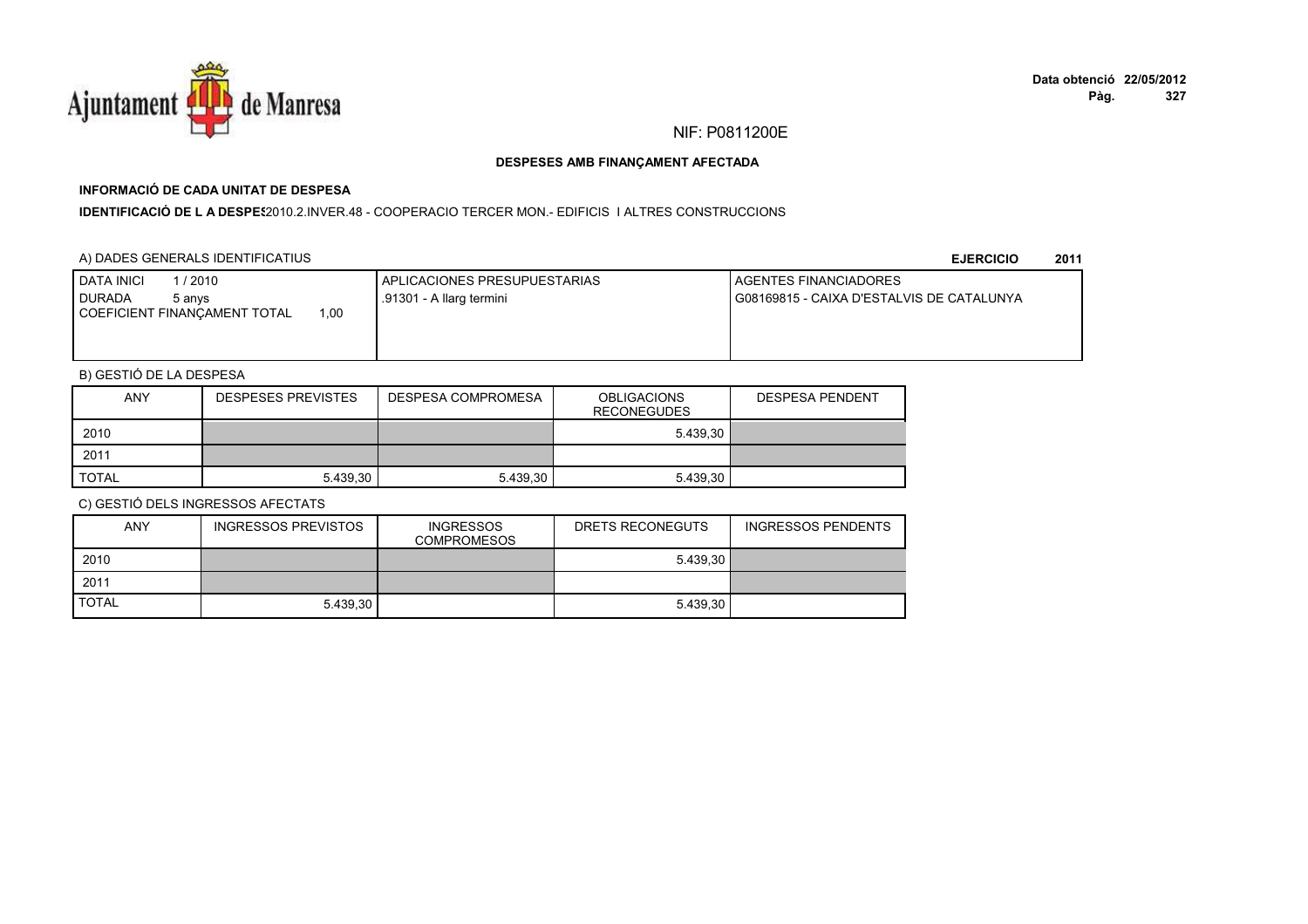NIF: P0811200E

**DESPESES AMB FINANÇAMENT AFECTADA**

**INFORMACIÓ DE CADA UNITAT DE DESPESA**

**IDENTIFICACIÓ DE L A DESPES** 2010.2.INVER.48 - COOPERACIO TERCER MON.- EDIFICIS I ALTRES CONSTRUCCIONS

A) DADES GENERALS IDENTIFICATIUS

**EJERCICIO 2011**

| DATA INICI 1 / 2010<br>DURADA 5 anys<br>COEFICIENT FINANÇAMENT TOTAL 1,00 | APLICACIONES PRESUPUESTARIAS<br>.91301 - A llarg termini | AGENTES FINANCIADORES<br>G08169815 - CAIXA D'ESTALVIS DE CATALUNYA |
|---|---|---|

B) GESTIÓ DE LA DESPESA

| ANY | DESPESES PREVISTES | DESPESA COMPROMESA | OBLIGACIONS RECONEGUDES | DESPESA PENDENT |
|---|---|---|---|---|
| 2010 | | | 5.439,30 | |
| 2011 | | | | |
| TOTAL | 5.439,30 | 5.439,30 | 5.439,30 | |

C) GESTIÓ DELS INGRESSOS AFECTATS

| ANY | INGRESSOS PREVISTOS | INGRESSOS COMPROMESOS | DRETS RECONEGUTS | INGRESSOS PENDENTS |
|---|---|---|---|---|
| 2010 | | | 5.439,30 | |
| 2011 | | | | |
| TOTAL | 5.439,30 | | 5.439,30 | |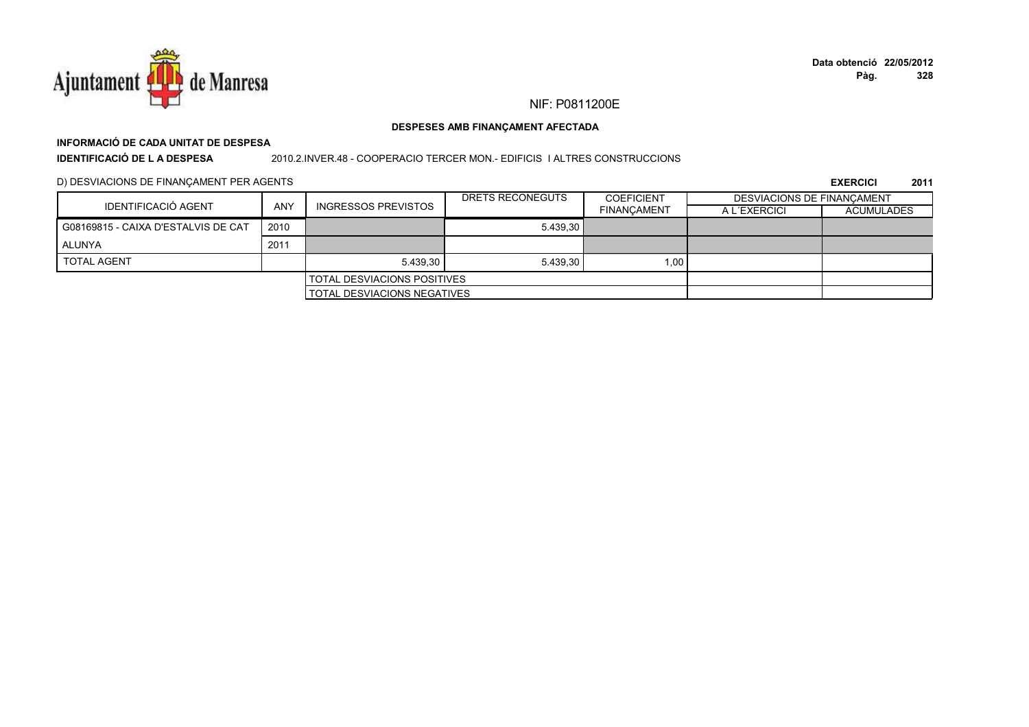NIF: P0811200E

**DESPESES AMB FINANÇAMENT AFECTADA**

**INFORMACIÓ DE CADA UNITAT DE DESPESA**

**IDENTIFICACIÓ DE L A DESPESA** 2010.2.INVER.48 - COOPERACIO TERCER MON.- EDIFICIS I ALTRES CONSTRUCCIONS

D) DESVIACIONS DE FINANÇAMENT PER AGENTS

**EXERCICI 2011**

| IDENTIFICACIÓ AGENT | ANY | INGRESSOS PREVISTOS | DRETS RECONEGUTS | COEFICIENT FINANÇAMENT | DESVIACIONS DE FINANÇAMENT | |
|---|---|---|---|---|---|---|
| | | | | | A L´EXERCICI | ACUMULADES |
| G08169815 - CAIXA D'ESTALVIS DE CAT | 2010 | | 5.439,30 | | | |
| ALUNYA | 2011 | | | | | |
| TOTAL AGENT | | 5.439,30 | 5.439,30 | 1,00 | | |
| | | TOTAL DESVIACIONS POSITIVES | | | | |
| | | TOTAL DESVIACIONS NEGATIVES | | | | |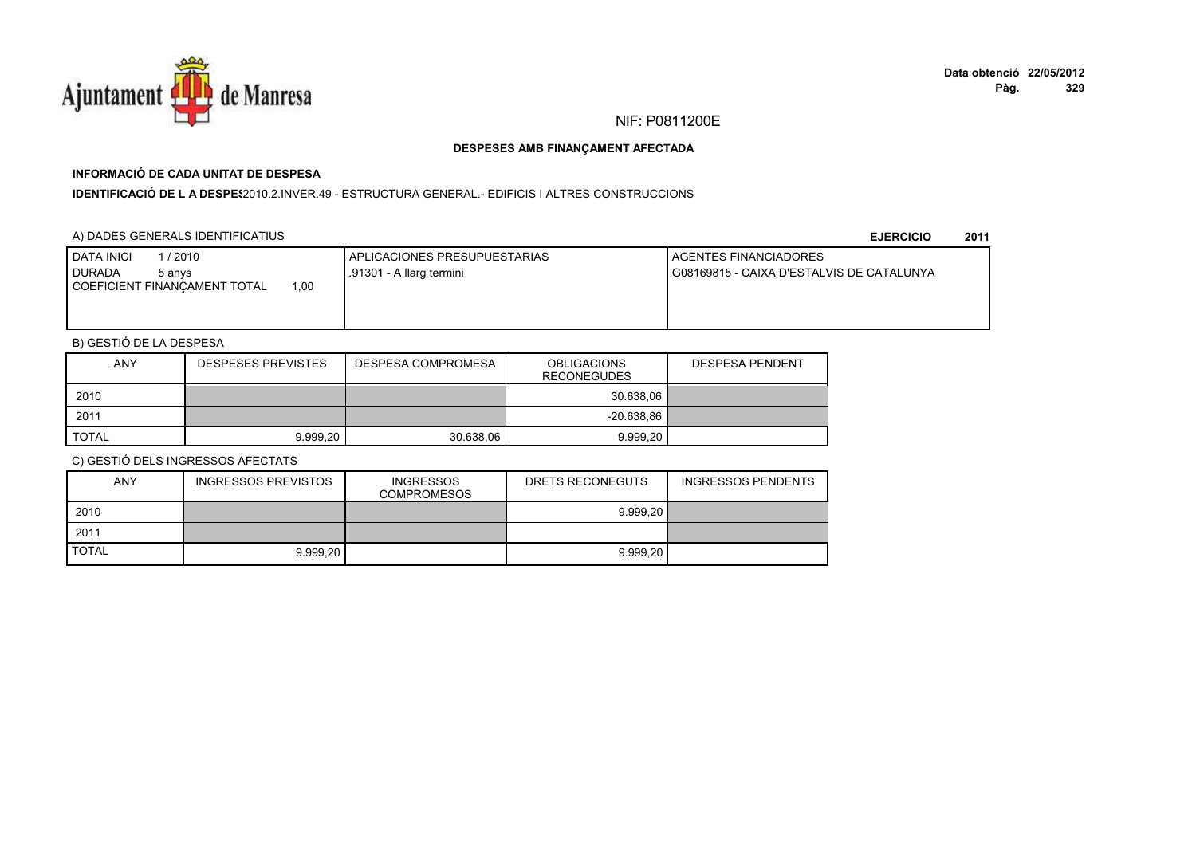NIF: P0811200E

**DESPESES AMB FINANÇAMENT AFECTADA**

**INFORMACIÓ DE CADA UNITAT DE DESPESA**

**IDENTIFICACIÓ DE L A DESPES** 2010.2.INVER.49 - ESTRUCTURA GENERAL.- EDIFICIS I ALTRES CONSTRUCCIONS

A) DADES GENERALS IDENTIFICATIUS

**EJERCICIO 2011**

| DATA INICI 1 / 2010<br>DURADA 5 anys<br>COEFICIENT FINANÇAMENT TOTAL 1,00 | APLICACIONES PRESUPUESTARIAS<br>.91301 - A llarg termini | AGENTES FINANCIADORES<br>G08169815 - CAIXA D'ESTALVIS DE CATALUNYA |
|---|---|---|

B) GESTIÓ DE LA DESPESA

| ANY | DESPESES PREVISTES | DESPESA COMPROMESA | OBLIGACIONS RECONEGUDES | DESPESA PENDENT |
|---|---|---|---|---|
| 2010 | | | 30.638,06 | |
| 2011 | | | -20.638,86 | |
| TOTAL | 9.999,20 | 30.638,06 | 9.999,20 | |

C) GESTIÓ DELS INGRESSOS AFECTATS

| ANY | INGRESSOS PREVISTOS | INGRESSOS COMPROMESOS | DRETS RECONEGUTS | INGRESSOS PENDENTS |
|---|---|---|---|---|
| 2010 | | | 9.999,20 | |
| 2011 | | | | |
| TOTAL | 9.999,20 | | 9.999,20 | |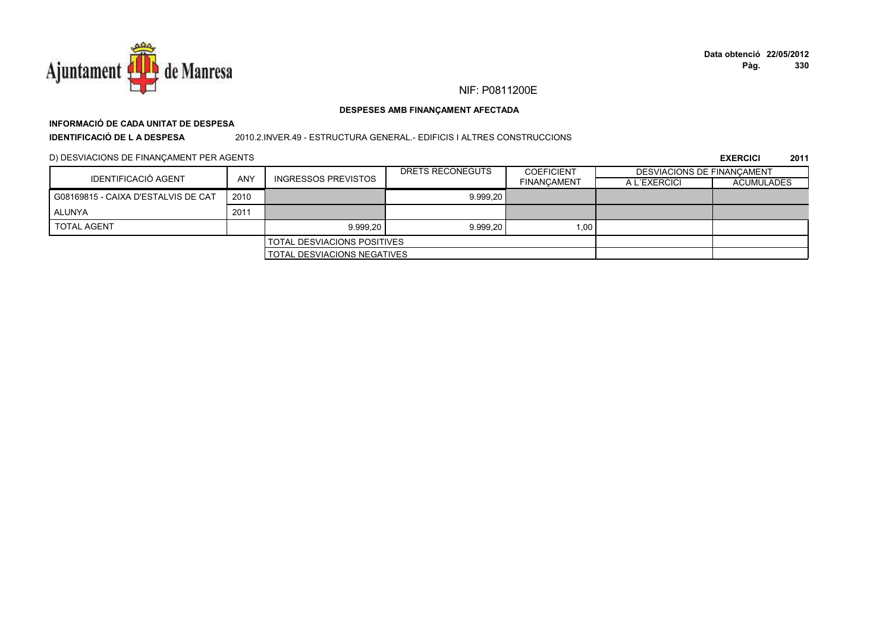NIF: P0811200E

**DESPESES AMB FINANÇAMENT AFECTADA**

**INFORMACIÓ DE CADA UNITAT DE DESPESA**

**IDENTIFICACIÓ DE L A DESPESA** 2010.2.INVER.49 - ESTRUCTURA GENERAL.- EDIFICIS I ALTRES CONSTRUCCIONS

D) DESVIACIONS DE FINANÇAMENT PER AGENTS

**EXERCICI 2011**

| IDENTIFICACIÓ AGENT | ANY | INGRESSOS PREVISTOS | DRETS RECONEGUTS | COEFICIENT FINANÇAMENT | DESVIACIONS DE FINANÇAMENT | |
|---|---|---|---|---|---|---|
| | | | | | A L´EXERCICI | ACUMULADES |
| G08169815 - CAIXA D'ESTALVIS DE CAT | 2010 | | 9.999,20 | | | |
| ALUNYA | 2011 | | | | | |
| TOTAL AGENT | | 9.999,20 | 9.999,20 | 1,00 | | |
| | | TOTAL DESVIACIONS POSITIVES | | | | |
| | | TOTAL DESVIACIONS NEGATIVES | | | | |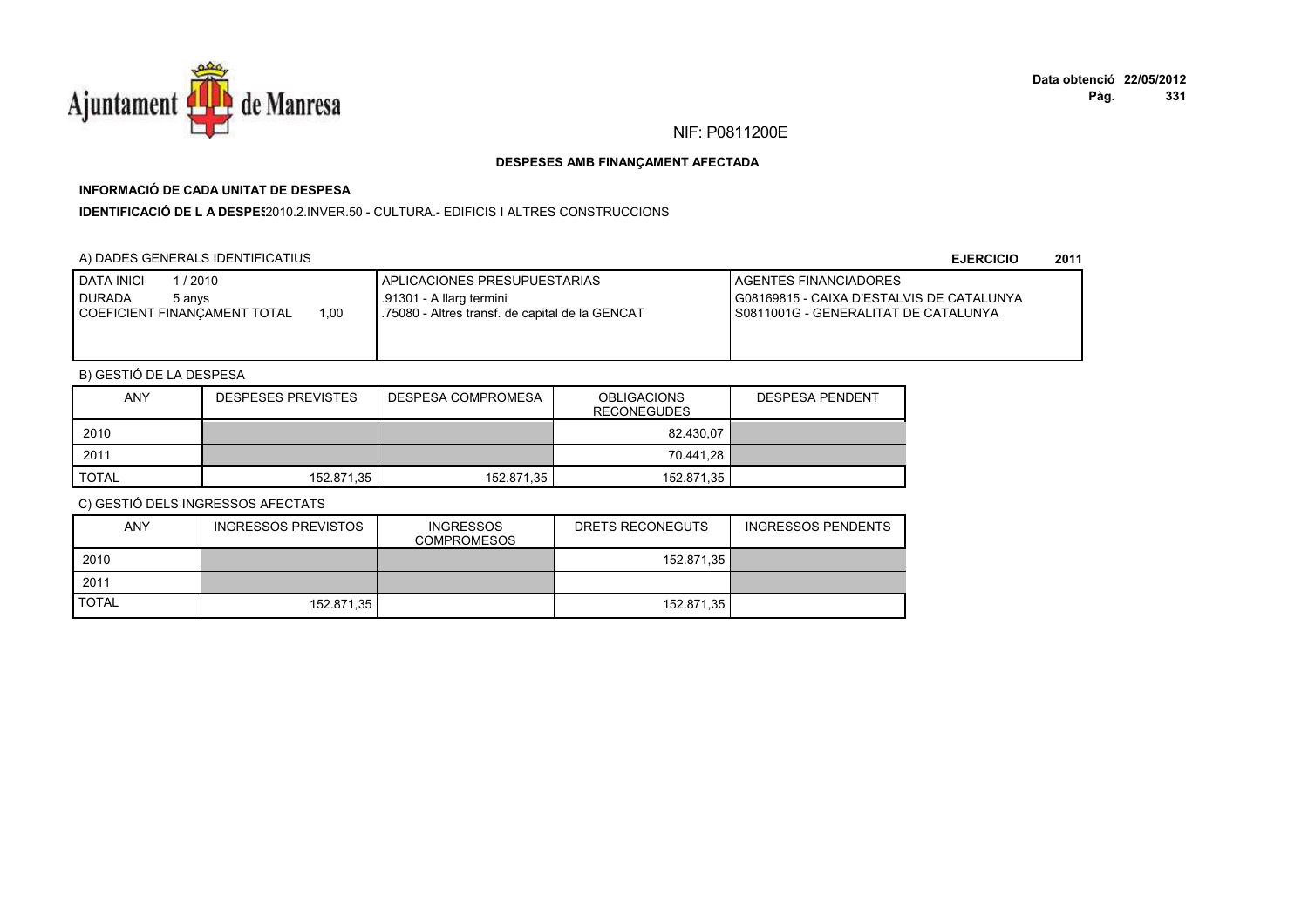NIF: P0811200E

**DESPESES AMB FINANÇAMENT AFECTADA**

**INFORMACIÓ DE CADA UNITAT DE DESPESA**

**IDENTIFICACIÓ DE L A DESPES**2010.2.INVER.50 - CULTURA.- EDIFICIS I ALTRES CONSTRUCCIONS

A) DADES GENERALS IDENTIFICATIUS

**EJERCICIO 2011**

| DATA INICI 1 / 2010<br>DURADA 5 anys<br>COEFICIENT FINANÇAMENT TOTAL 1,00 | APLICACIONES PRESUPUESTARIAS<br>.91301 - A llarg termini<br>.75080 - Altres transf. de capital de la GENCAT | AGENTES FINANCIADORES<br>G08169815 - CAIXA D'ESTALVIS DE CATALUNYA<br>S0811001G - GENERALITAT DE CATALUNYA |
|---|---|---|

B) GESTIÓ DE LA DESPESA

| ANY | DESPESES PREVISTES | DESPESA COMPROMESA | OBLIGACIONS RECONEGUDES | DESPESA PENDENT |
|---|---|---|---|---|
| 2010 | | | 82.430,07 | |
| 2011 | | | 70.441,28 | |
| TOTAL | 152.871,35 | 152.871,35 | 152.871,35 | |

C) GESTIÓ DELS INGRESSOS AFECTATS

| ANY | INGRESSOS PREVISTOS | INGRESSOS COMPROMESOS | DRETS RECONEGUTS | INGRESSOS PENDENTS |
|---|---|---|---|---|
| 2010 | | | 152.871,35 | |
| 2011 | | | | |
| TOTAL | 152.871,35 | | 152.871,35 | |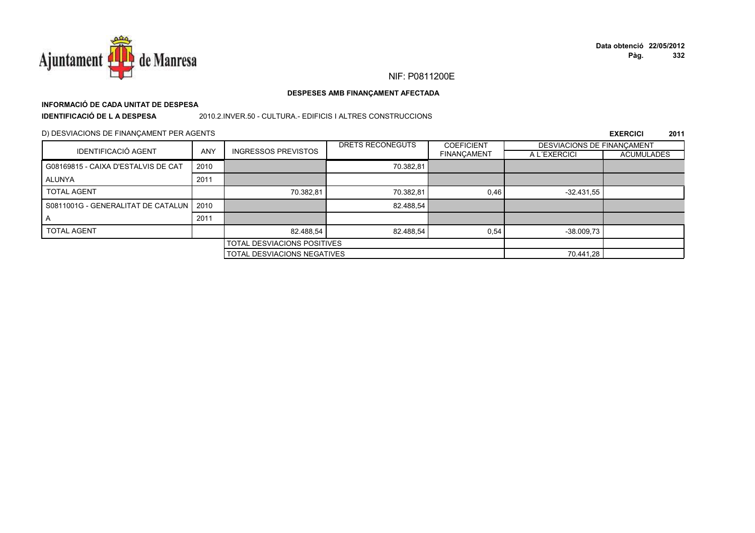NIF: P0811200E

**DESPESES AMB FINANÇAMENT AFECTADA**

**INFORMACIÓ DE CADA UNITAT DE DESPESA**

**IDENTIFICACIÓ DE L A DESPESA** 2010.2.INVER.50 - CULTURA.- EDIFICIS I ALTRES CONSTRUCCIONS

D) DESVIACIONS DE FINANÇAMENT PER AGENTS

**EXERCICI 2011**

| IDENTIFICACIÓ AGENT | ANY | INGRESSOS PREVISTOS | DRETS RECONEGUTS | COEFICIENT FINANÇAMENT | DESVIACIONS DE FINANÇAMENT A L´EXERCICI | DESVIACIONS DE FINANÇAMENT ACUMULADES |
|---|---|---|---|---|---|---|
| G08169815 - CAIXA D'ESTALVIS DE CAT | 2010 | | 70.382,81 | | | |
| ALUNYA | 2011 | | | | | |
| TOTAL AGENT | | 70.382,81 | 70.382,81 | 0,46 | -32.431,55 | |
| S0811001G - GENERALITAT DE CATALUN | 2010 | | 82.488,54 | | | |
| A | 2011 | | | | | |
| TOTAL AGENT | | 82.488,54 | 82.488,54 | 0,54 | -38.009,73 | |
| | | TOTAL DESVIACIONS POSITIVES | | | | |
| | | TOTAL DESVIACIONS NEGATIVES | | | 70.441,28 | |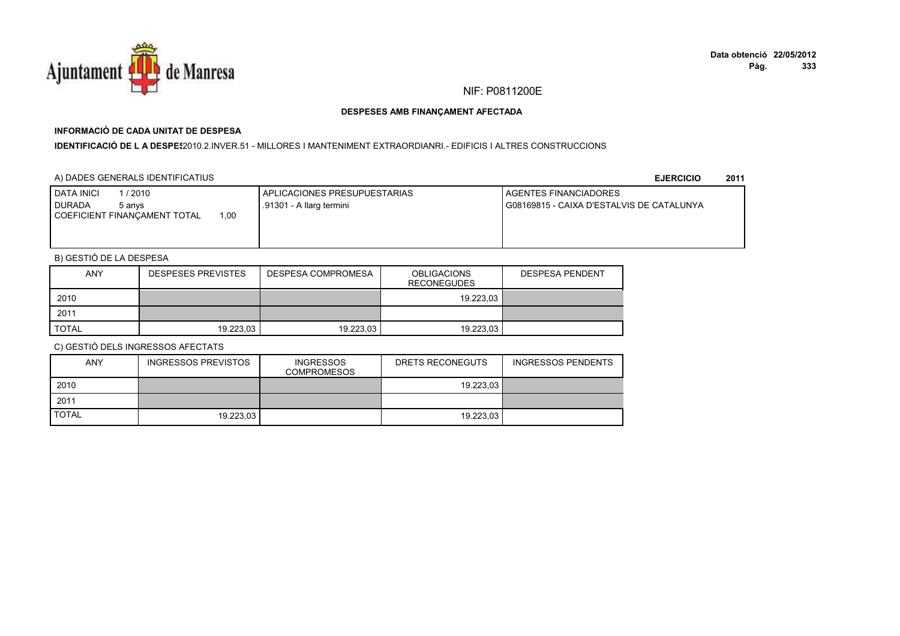NIF: P0811200E

**DESPESES AMB FINANÇAMENT AFECTADA**

**INFORMACIÓ DE CADA UNITAT DE DESPESA**

**IDENTIFICACIÓ DE L A DESPES**2010.2.INVER.51 - MILLORES I MANTENIMENT EXTRAORDIANRI.- EDIFICIS I ALTRES CONSTRUCCIONS

A) DADES GENERALS IDENTIFICATIUS

**EJERCICIO 2011**

| DATA INICI 1 / 2010<br>DURADA 5 anys<br>COEFICIENT FINANÇAMENT TOTAL 1,00 | APLICACIONES PRESUPUESTARIAS<br>.91301 - A llarg termini | AGENTES FINANCIADORES<br>G08169815 - CAIXA D'ESTALVIS DE CATALUNYA |
|---|---|---|

B) GESTIÓ DE LA DESPESA

| ANY | DESPESES PREVISTES | DESPESA COMPROMESA | OBLIGACIONS RECONEGUDES | DESPESA PENDENT |
|---|---|---|---|---|
| 2010 | | | 19.223,03 | |
| 2011 | | | | |
| TOTAL | 19.223,03 | 19.223,03 | 19.223,03 | |

C) GESTIÓ DELS INGRESSOS AFECTATS

| ANY | INGRESSOS PREVISTOS | INGRESSOS COMPROMESOS | DRETS RECONEGUTS | INGRESSOS PENDENTS |
|---|---|---|---|---|
| 2010 | | | 19.223,03 | |
| 2011 | | | | |
| TOTAL | 19.223,03 | | 19.223,03 | |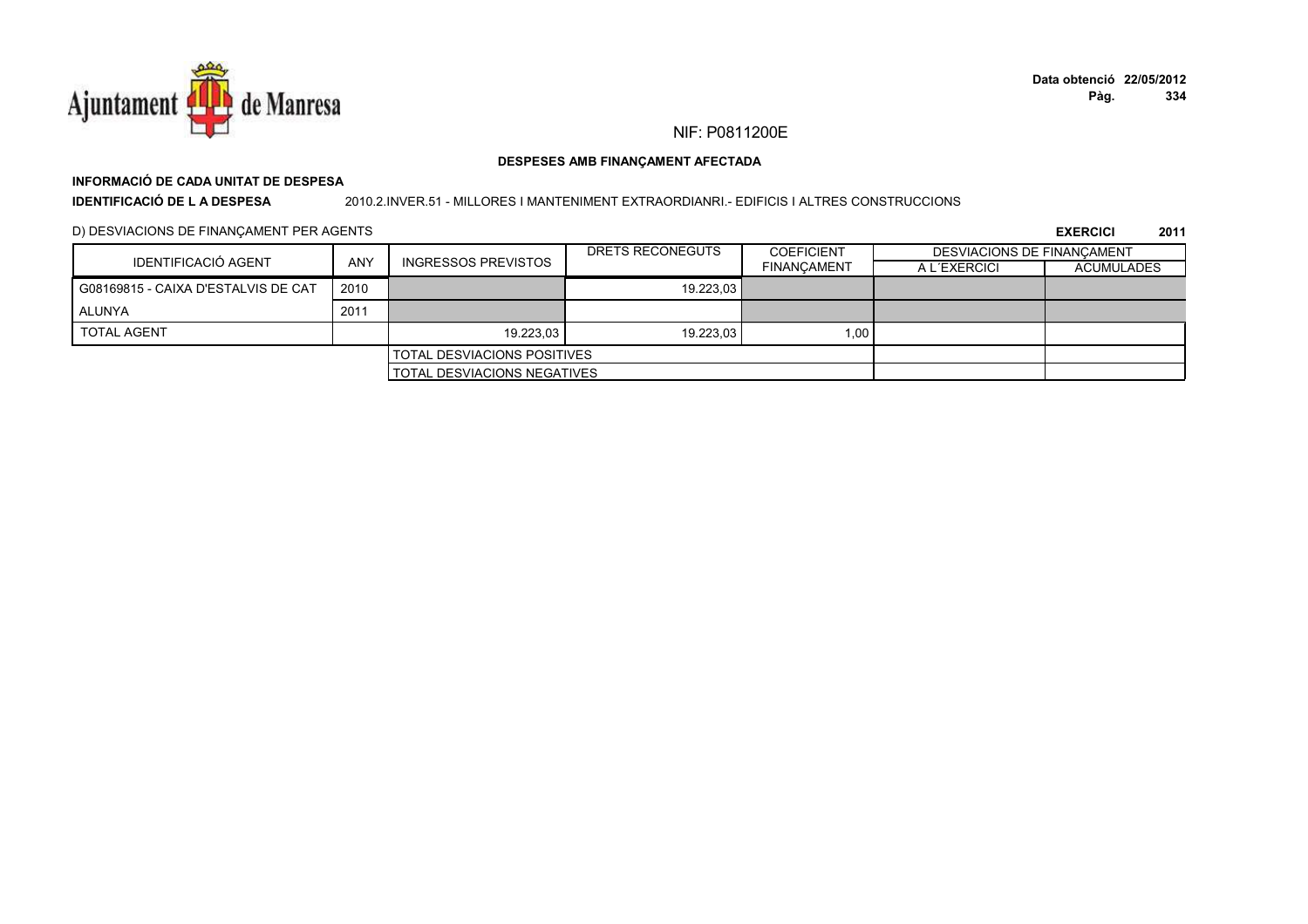NIF: P0811200E

**DESPESES AMB FINANÇAMENT AFECTADA**

**INFORMACIÓ DE CADA UNITAT DE DESPESA**

**IDENTIFICACIÓ DE L A DESPESA** 2010.2.INVER.51 - MILLORES I MANTENIMENT EXTRAORDIANRI.- EDIFICIS I ALTRES CONSTRUCCIONS

D) DESVIACIONS DE FINANÇAMENT PER AGENTS

**EXERCICI** **2011**

| IDENTIFICACIÓ AGENT | ANY | INGRESSOS PREVISTOS | DRETS RECONEGUTS | COEFICIENT FINANÇAMENT | DESVIACIONS DE FINANÇAMENT | |
|---|---|---|---|---|---|---|
| | | | | | A L´EXERCICI | ACUMULADES |
| G08169815 - CAIXA D'ESTALVIS DE CAT | 2010 | | 19.223,03 | | | |
| ALUNYA | 2011 | | | | | |
| TOTAL AGENT | | 19.223,03 | 19.223,03 | 1,00 | | |
| | | TOTAL DESVIACIONS POSITIVES | | | | |
| | | TOTAL DESVIACIONS NEGATIVES | | | | |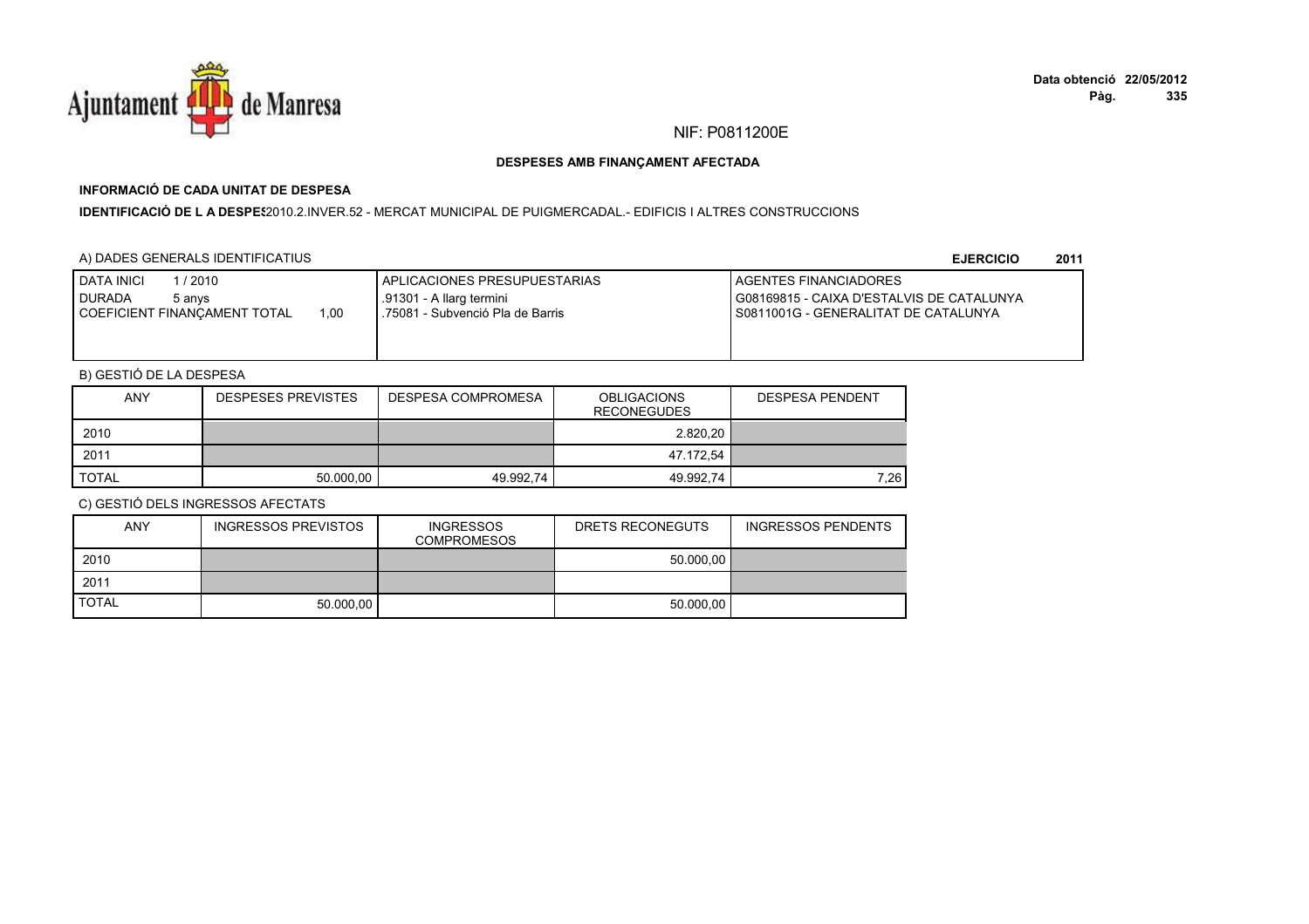NIF: P0811200E

**DESPESES AMB FINANÇAMENT AFECTADA**

**INFORMACIÓ DE CADA UNITAT DE DESPESA**

**IDENTIFICACIÓ DE L A DESPES**2010.2.INVER.52 - MERCAT MUNICIPAL DE PUIGMERCADAL.- EDIFICIS I ALTRES CONSTRUCCIONS

A) DADES GENERALS IDENTIFICATIUS

**EJERCICIO 2011**

| DATA INICI 1 / 2010<br>DURADA 5 anys<br>COEFICIENT FINANÇAMENT TOTAL 1,00 | APLICACIONES PRESUPUESTARIAS<br>.91301 - A llarg termini<br>.75081 - Subvenció Pla de Barris | AGENTES FINANCIADORES<br>G08169815 - CAIXA D'ESTALVIS DE CATALUNYA<br>S0811001G - GENERALITAT DE CATALUNYA |
|---|---|---|

B) GESTIÓ DE LA DESPESA

| ANY | DESPESES PREVISTES | DESPESA COMPROMESA | OBLIGACIONS RECONEGUDES | DESPESA PENDENT |
|---|---|---|---|---|
| 2010 | | | 2.820,20 | |
| 2011 | | | 47.172,54 | |
| TOTAL | 50.000,00 | 49.992,74 | 49.992,74 | 7,26 |

C) GESTIÓ DELS INGRESSOS AFECTATS

| ANY | INGRESSOS PREVISTOS | INGRESSOS COMPROMESOS | DRETS RECONEGUTS | INGRESSOS PENDENTS |
|---|---|---|---|---|
| 2010 | | | 50.000,00 | |
| 2011 | | | | |
| TOTAL | 50.000,00 | | 50.000,00 | |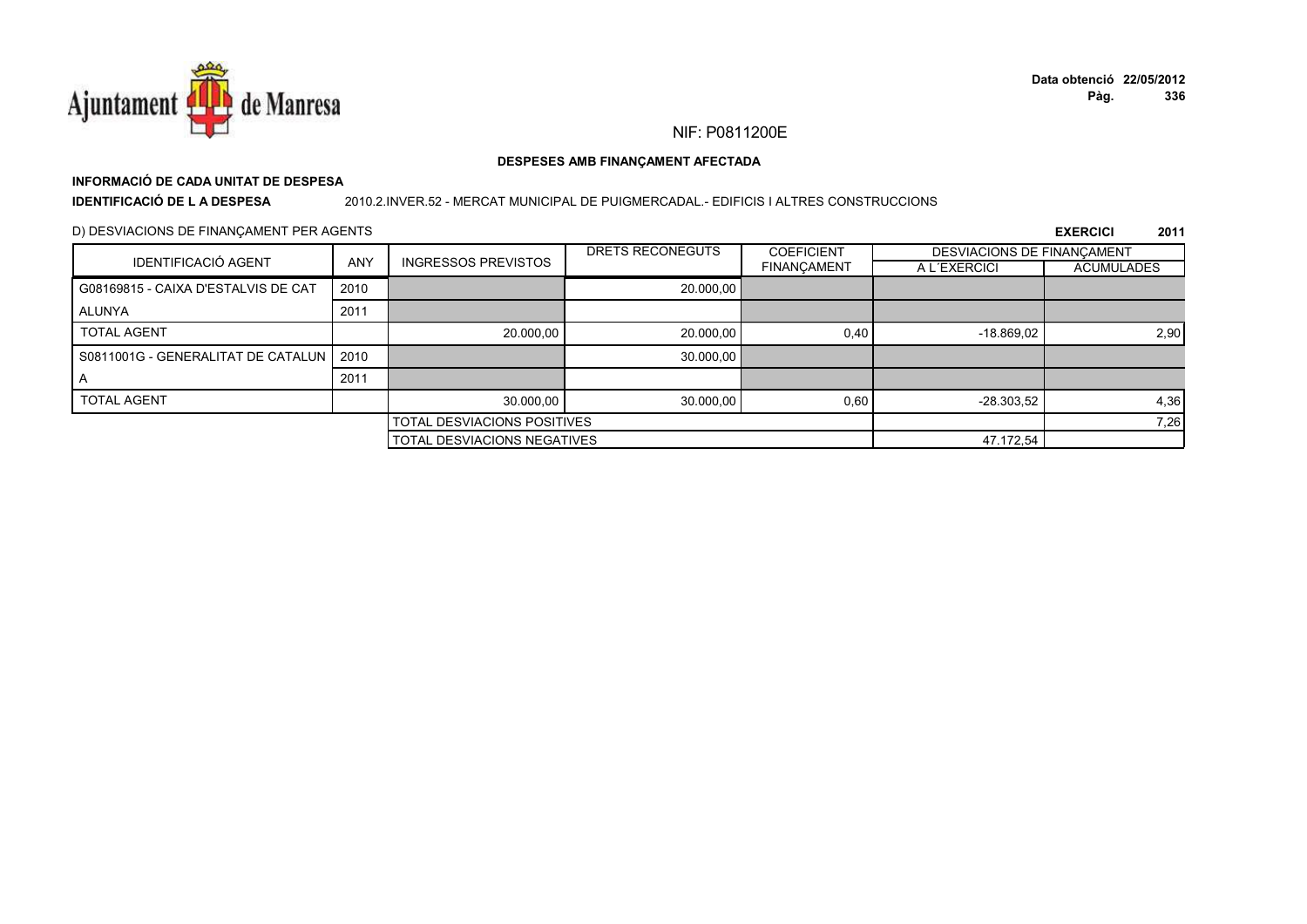NIF: P0811200E

**DESPESES AMB FINANÇAMENT AFECTADA**

**INFORMACIÓ DE CADA UNITAT DE DESPESA**

**IDENTIFICACIÓ DE L A DESPESA** 2010.2.INVER.52 - MERCAT MUNICIPAL DE PUIGMERCADAL.- EDIFICIS I ALTRES CONSTRUCCIONS

D) DESVIACIONS DE FINANÇAMENT PER AGENTS

**EXERCICI 2011**

| IDENTIFICACIÓ AGENT | ANY | INGRESSOS PREVISTOS | DRETS RECONEGUTS | COEFICIENT FINANÇAMENT | DESVIACIONS DE FINANÇAMENT A L´EXERCICI | DESVIACIONS DE FINANÇAMENT ACUMULADES |
|---|---|---|---|---|---|---|
| G08169815 - CAIXA D'ESTALVIS DE CAT | 2010 | | 20.000,00 | | | |
| ALUNYA | 2011 | | | | | |
| TOTAL AGENT | | 20.000,00 | 20.000,00 | 0,40 | -18.869,02 | 2,90 |
| S0811001G - GENERALITAT DE CATALUN | 2010 | | 30.000,00 | | | |
| A | 2011 | | | | | |
| TOTAL AGENT | | 30.000,00 | 30.000,00 | 0,60 | -28.303,52 | 4,36 |
| | | TOTAL DESVIACIONS POSITIVES | | | | 7,26 |
| | | TOTAL DESVIACIONS NEGATIVES | | | 47.172,54 | |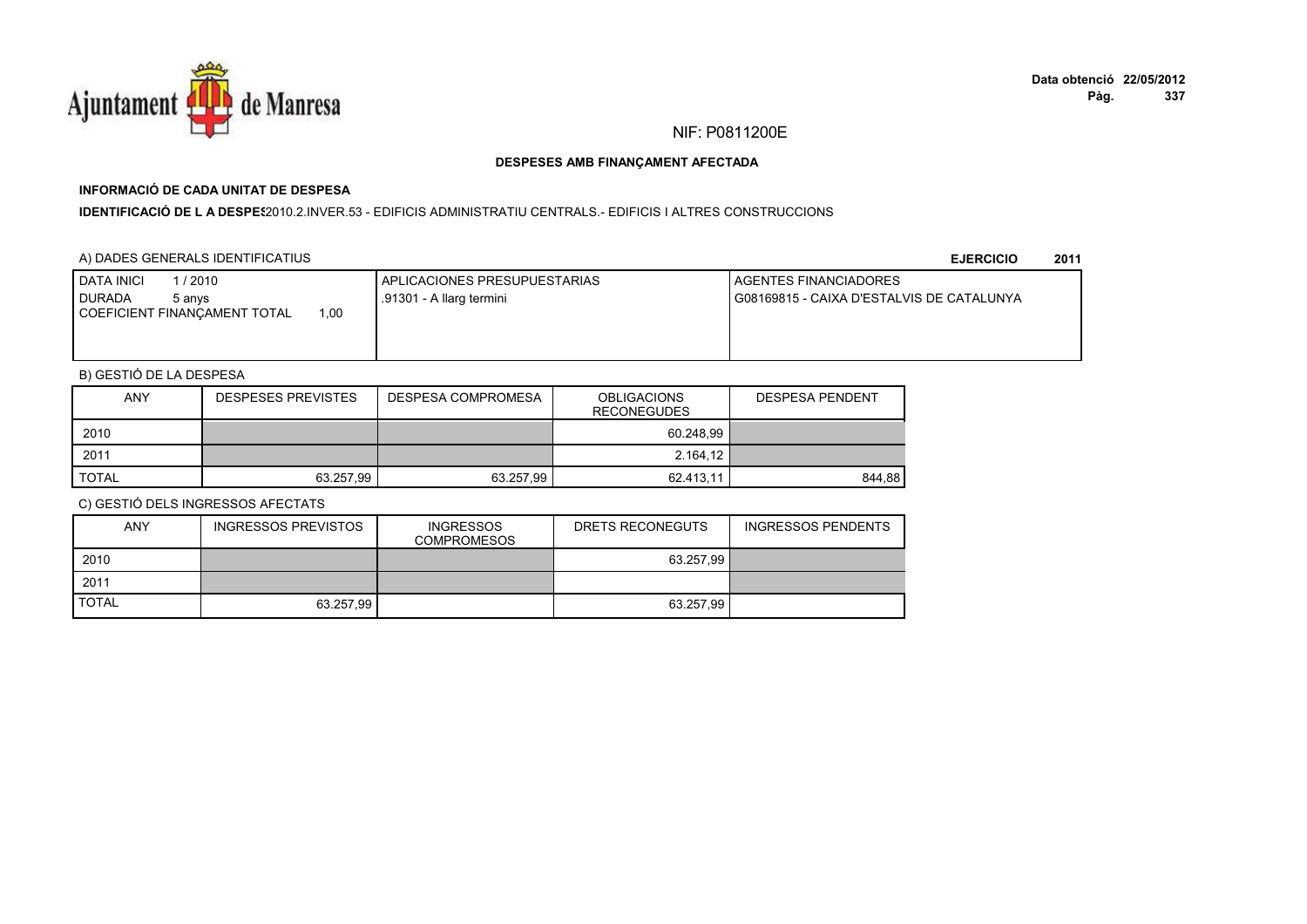NIF: P0811200E

**DESPESES AMB FINANÇAMENT AFECTADA**

**INFORMACIÓ DE CADA UNITAT DE DESPESA**

**IDENTIFICACIÓ DE L A DESPES**2010.2.INVER.53 - EDIFICIS ADMINISTRATIU CENTRALS.- EDIFICIS I ALTRES CONSTRUCCIONS

A) DADES GENERALS IDENTIFICATIUS

**EJERCICIO 2011**

| DATA INICI 1 / 2010<br>DURADA 5 anys<br>COEFICIENT FINANÇAMENT TOTAL 1,00 | APLICACIONES PRESUPUESTARIAS<br>.91301 - A llarg termini | AGENTES FINANCIADORES<br>G08169815 - CAIXA D'ESTALVIS DE CATALUNYA |
|---|---|---|

B) GESTIÓ DE LA DESPESA

| ANY | DESPESES PREVISTES | DESPESA COMPROMESA | OBLIGACIONS RECONEGUDES | DESPESA PENDENT |
|---|---|---|---|---|
| 2010 | | | 60.248,99 | |
| 2011 | | | 2.164,12 | |
| TOTAL | 63.257,99 | 63.257,99 | 62.413,11 | 844,88 |

C) GESTIÓ DELS INGRESSOS AFECTATS

| ANY | INGRESSOS PREVISTOS | INGRESSOS COMPROMESOS | DRETS RECONEGUTS | INGRESSOS PENDENTS |
|---|---|---|---|---|
| 2010 | | | 63.257,99 | |
| 2011 | | | | |
| TOTAL | 63.257,99 | | 63.257,99 | |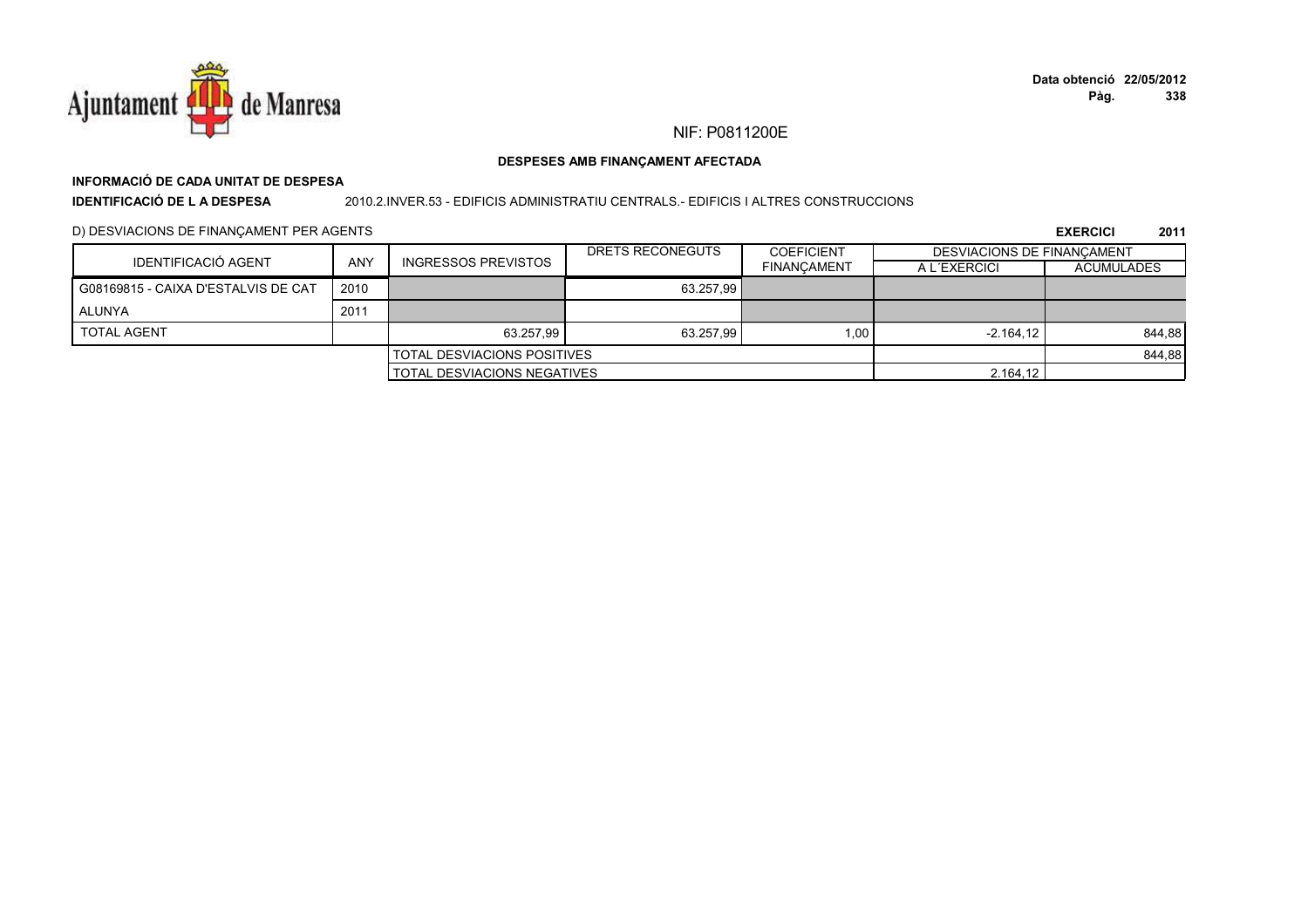NIF: P0811200E

**DESPESES AMB FINANÇAMENT AFECTADA**

**INFORMACIÓ DE CADA UNITAT DE DESPESA**

**IDENTIFICACIÓ DE L A DESPESA** 2010.2.INVER.53 - EDIFICIS ADMINISTRATIU CENTRALS.- EDIFICIS I ALTRES CONSTRUCCIONS

D) DESVIACIONS DE FINANÇAMENT PER AGENTS

**EXERCICI 2011**

| IDENTIFICACIÓ AGENT | ANY | INGRESSOS PREVISTOS | DRETS RECONEGUTS | COEFICIENT FINANÇAMENT | DESVIACIONS DE FINANÇAMENT | |
|---|---|---|---|---|---|---|
| | | | | | A L´EXERCICI | ACUMULADES |
| G08169815 - CAIXA D'ESTALVIS DE CAT | 2010 | | 63.257,99 | | | |
| ALUNYA | 2011 | | | | | |
| TOTAL AGENT | | 63.257,99 | 63.257,99 | 1,00 | -2.164,12 | 844,88 |
| | | TOTAL DESVIACIONS POSITIVES | | | | 844,88 |
| | | TOTAL DESVIACIONS NEGATIVES | | | 2.164,12 | |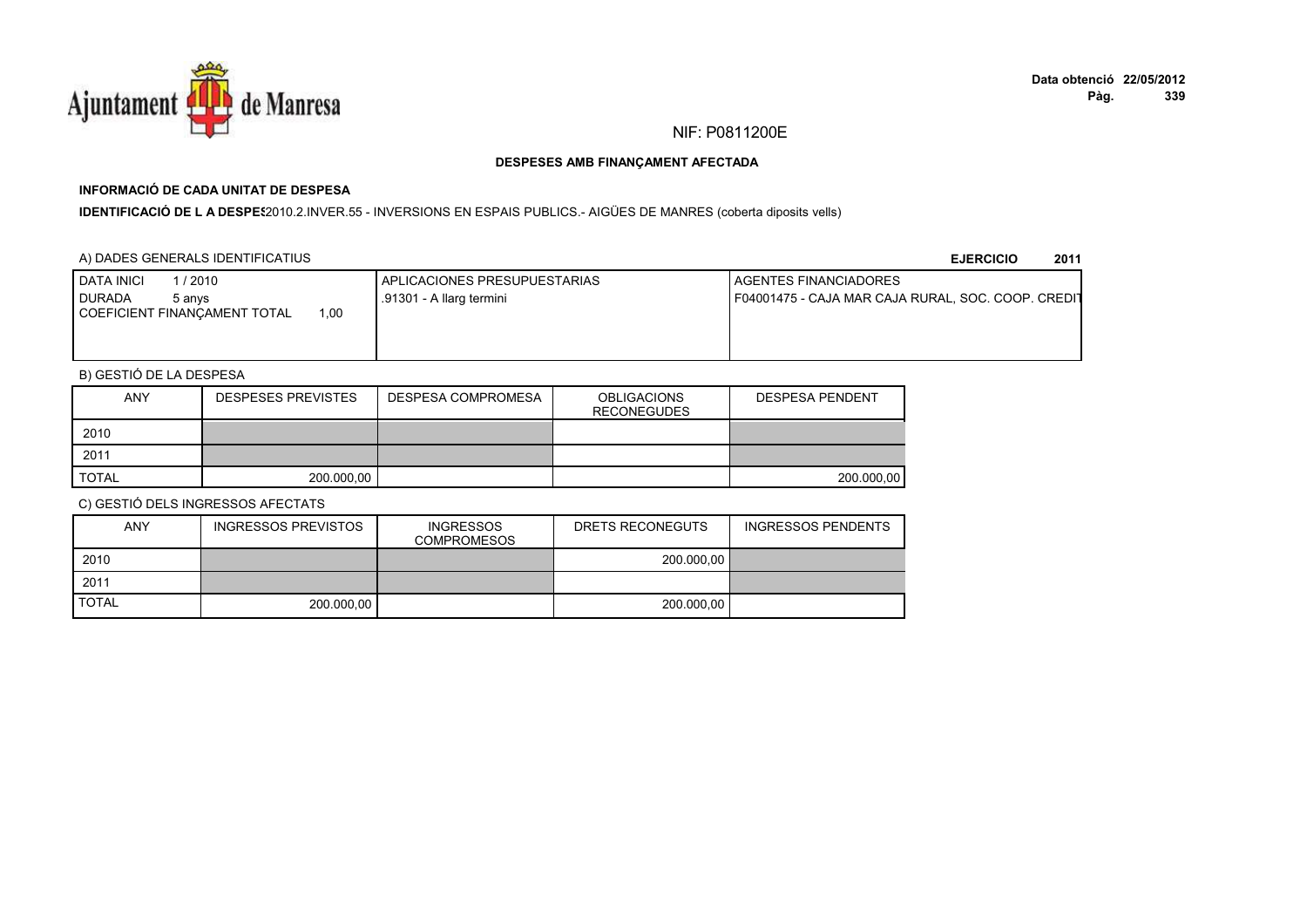NIF: P0811200E

**DESPESES AMB FINANÇAMENT AFECTADA**

**INFORMACIÓ DE CADA UNITAT DE DESPESA**

**IDENTIFICACIÓ DE L A DESPES**2010.2.INVER.55 - INVERSIONS EN ESPAIS PUBLICS.- AIGÜES DE MANRES (coberta diposits vells)

A) DADES GENERALS IDENTIFICATIUS

**EJERCICIO 2011**

| DATA INICI 1 / 2010<br>DURADA 5 anys<br>COEFICIENT FINANÇAMENT TOTAL 1,00 | APLICACIONES PRESUPUESTARIAS<br>.91301 - A llarg termini | AGENTES FINANCIADORES<br>F04001475 - CAJA MAR CAJA RURAL, SOC. COOP. CREDIT |
|---|---|---|

B) GESTIÓ DE LA DESPESA

| ANY | DESPESES PREVISTES | DESPESA COMPROMESA | OBLIGACIONS RECONEGUDES | DESPESA PENDENT |
|---|---|---|---|---|
| 2010 | | | | |
| 2011 | | | | |
| TOTAL | 200.000,00 | | | 200.000,00 |

C) GESTIÓ DELS INGRESSOS AFECTATS

| ANY | INGRESSOS PREVISTOS | INGRESSOS COMPROMESOS | DRETS RECONEGUTS | INGRESSOS PENDENTS |
|---|---|---|---|---|
| 2010 | | | 200.000,00 | |
| 2011 | | | | |
| TOTAL | 200.000,00 | | 200.000,00 | |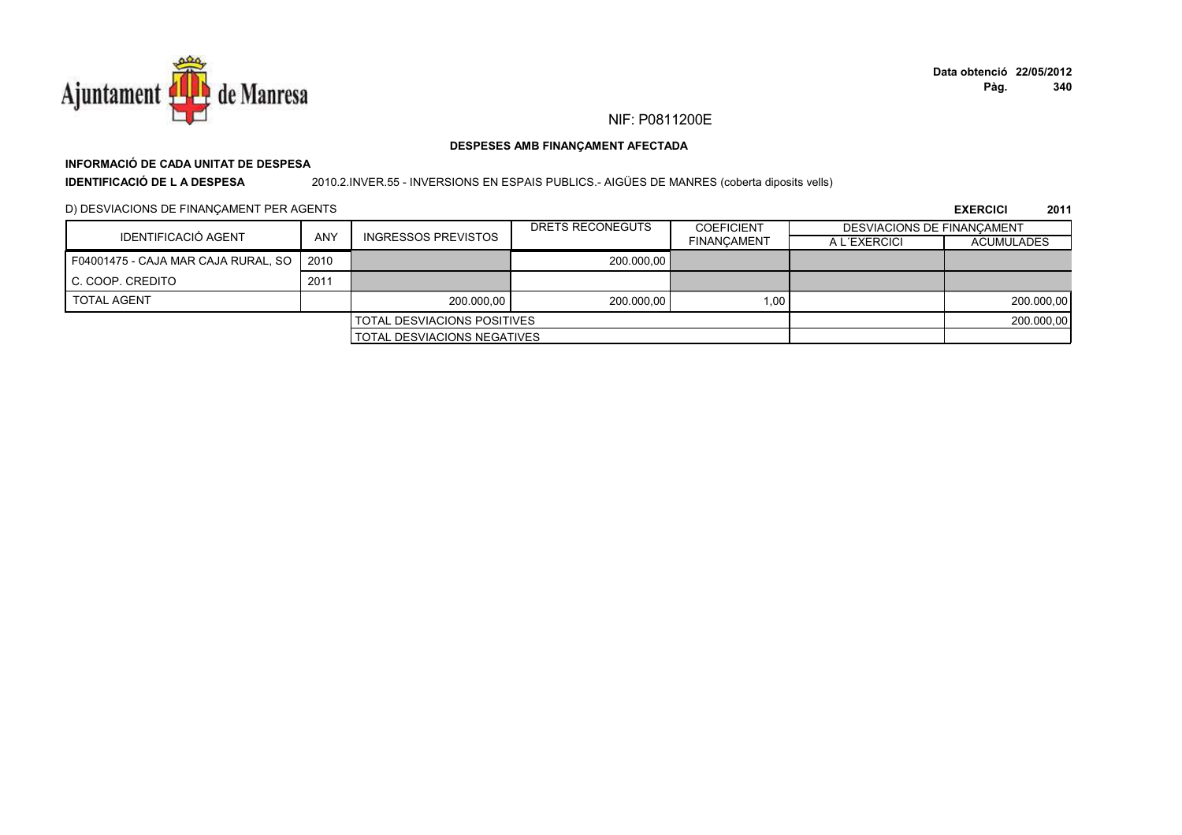NIF: P0811200E

**DESPESES AMB FINANÇAMENT AFECTADA**

**INFORMACIÓ DE CADA UNITAT DE DESPESA**

**IDENTIFICACIÓ DE L A DESPESA** 2010.2.INVER.55 - INVERSIONS EN ESPAIS PUBLICS.- AIGÜES DE MANRES (coberta diposits vells)

D) DESVIACIONS DE FINANÇAMENT PER AGENTS

**EXERCICI 2011**

| IDENTIFICACIÓ AGENT | ANY | INGRESSOS PREVISTOS | DRETS RECONEGUTS | COEFICIENT FINANÇAMENT | DESVIACIONS DE FINANÇAMENT | |
|---|---|---|---|---|---|---|
| | | | | | A L´EXERCICI | ACUMULADES |
| F04001475 - CAJA MAR CAJA RURAL, SO | 2010 | | 200.000,00 | | | |
| C. COOP. CREDITO | 2011 | | | | | |
| TOTAL AGENT | | 200.000,00 | 200.000,00 | 1,00 | | 200.000,00 |
| | | TOTAL DESVIACIONS POSITIVES | | | | 200.000,00 |
| | | TOTAL DESVIACIONS NEGATIVES | | | | |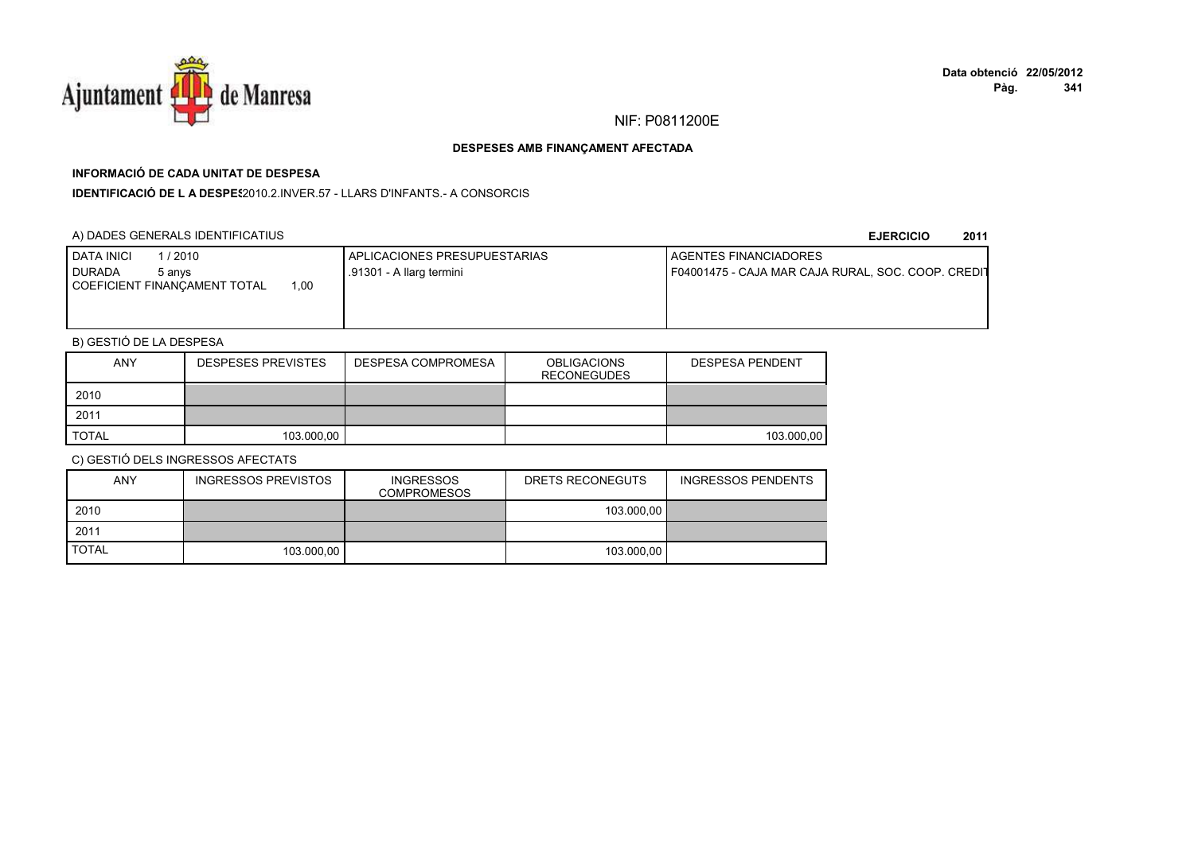NIF: P0811200E

**DESPESES AMB FINANÇAMENT AFECTADA**

**INFORMACIÓ DE CADA UNITAT DE DESPESA**

**IDENTIFICACIÓ DE L A DESPES** 2010.2.INVER.57 - LLARS D'INFANTS.- A CONSORCIS

A) DADES GENERALS IDENTIFICATIUS **EJERCICIO 2011**

| DATA INICI 1 / 2010<br>DURADA 5 anys<br>COEFICIENT FINANÇAMENT TOTAL 1,00 | APLICACIONES PRESUPUESTARIAS<br>.91301 - A llarg termini | AGENTES FINANCIADORES<br>F04001475 - CAJA MAR CAJA RURAL, SOC. COOP. CREDIT |
|---|---|---|

B) GESTIÓ DE LA DESPESA

| ANY | DESPESES PREVISTES | DESPESA COMPROMESA | OBLIGACIONS RECONEGUDES | DESPESA PENDENT |
|---|---|---|---|---|
| 2010 | | | | |
| 2011 | | | | |
| TOTAL | 103.000,00 | | | 103.000,00 |

C) GESTIÓ DELS INGRESSOS AFECTATS

| ANY | INGRESSOS PREVISTOS | INGRESSOS COMPROMESOS | DRETS RECONEGUTS | INGRESSOS PENDENTS |
|---|---|---|---|---|
| 2010 | | | 103.000,00 | |
| 2011 | | | | |
| TOTAL | 103.000,00 | | 103.000,00 | |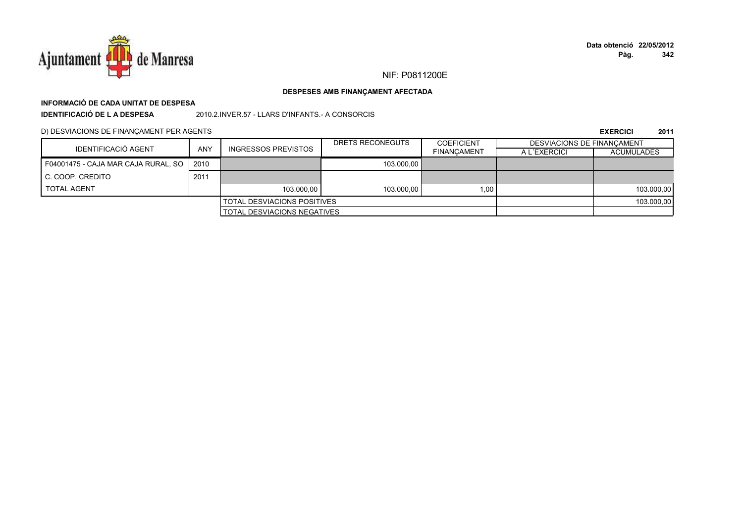NIF: P0811200E

**DESPESES AMB FINANÇAMENT AFECTADA**

**INFORMACIÓ DE CADA UNITAT DE DESPESA**

**IDENTIFICACIÓ DE L A DESPESA** 2010.2.INVER.57 - LLARS D'INFANTS.- A CONSORCIS

D) DESVIACIONS DE FINANÇAMENT PER AGENTS

**EXERCICI 2011**

| IDENTIFICACIÓ AGENT | ANY | INGRESSOS PREVISTOS | DRETS RECONEGUTS | COEFICIENT FINANÇAMENT | DESVIACIONS DE FINANÇAMENT | |
|---|---|---|---|---|---|---|
| | | | | | A L´EXERCICI | ACUMULADES |
| F04001475 - CAJA MAR CAJA RURAL, SO | 2010 | | 103.000,00 | | | |
| C. COOP. CREDITO | 2011 | | | | | |
| TOTAL AGENT | | 103.000,00 | 103.000,00 | 1,00 | | 103.000,00 |
| | | TOTAL DESVIACIONS POSITIVES | | | | 103.000,00 |
| | | TOTAL DESVIACIONS NEGATIVES | | | | |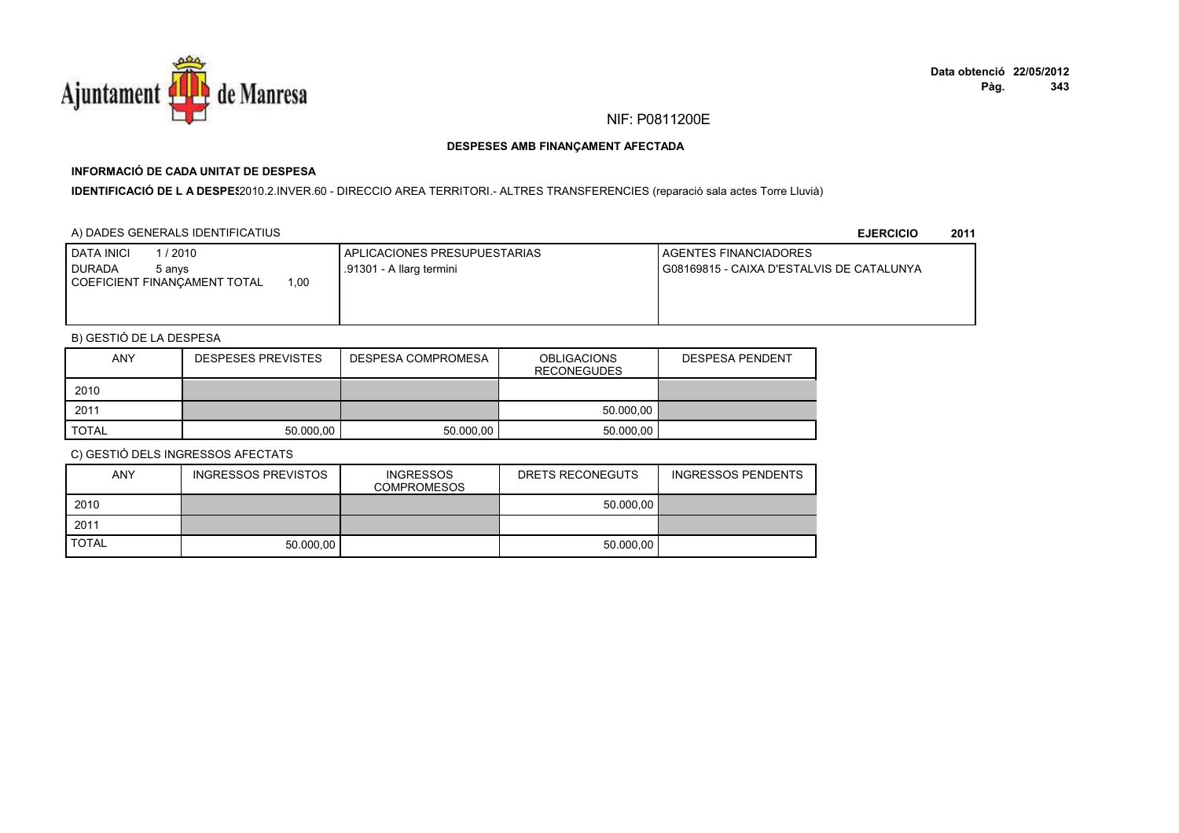NIF: P0811200E

**DESPESES AMB FINANÇAMENT AFECTADA**

**INFORMACIÓ DE CADA UNITAT DE DESPESA**

**IDENTIFICACIÓ DE L A DESPES** 2010.2.INVER.60 - DIRECCIO AREA TERRITORI.- ALTRES TRANSFERENCIES (reparació sala actes Torre Lluvià)

A) DADES GENERALS IDENTIFICATIUS

**EJERCICIO 2011**

| DATA INICI 1 / 2010<br>DURADA 5 anys<br>COEFICIENT FINANÇAMENT TOTAL 1,00 | APLICACIONES PRESUPUESTARIAS<br>.91301 - A llarg termini | AGENTES FINANCIADORES<br>G08169815 - CAIXA D'ESTALVIS DE CATALUNYA |
|---|---|---|

B) GESTIÓ DE LA DESPESA

| ANY | DESPESES PREVISTES | DESPESA COMPROMESA | OBLIGACIONS RECONEGUDES | DESPESA PENDENT |
|---|---|---|---|---|
| 2010 | | | | |
| 2011 | | | 50.000,00 | |
| TOTAL | 50.000,00 | 50.000,00 | 50.000,00 | |

C) GESTIÓ DELS INGRESSOS AFECTATS

| ANY | INGRESSOS PREVISTOS | INGRESSOS COMPROMESOS | DRETS RECONEGUTS | INGRESSOS PENDENTS |
|---|---|---|---|---|
| 2010 | | | 50.000,00 | |
| 2011 | | | | |
| TOTAL | 50.000,00 | | 50.000,00 | |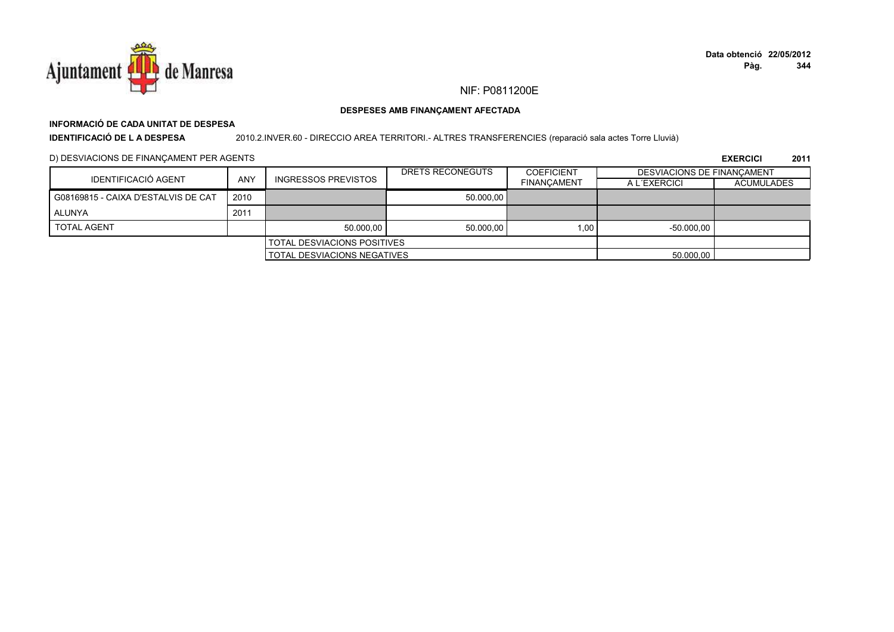NIF: P0811200E

**DESPESES AMB FINANÇAMENT AFECTADA**

**INFORMACIÓ DE CADA UNITAT DE DESPESA**

**IDENTIFICACIÓ DE L A DESPESA** 2010.2.INVER.60 - DIRECCIO AREA TERRITORI.- ALTRES TRANSFERENCIES (reparació sala actes Torre Lluvià)

D) DESVIACIONS DE FINANÇAMENT PER AGENTS

**EXERCICI 2011**

| IDENTIFICACIÓ AGENT | ANY | INGRESSOS PREVISTOS | DRETS RECONEGUTS | COEFICIENT FINANÇAMENT | DESVIACIONS DE FINANÇAMENT | |
|---|---|---|---|---|---|---|
| | | | | | A L´EXERCICI | ACUMULADES |
| G08169815 - CAIXA D'ESTALVIS DE CAT | 2010 | | 50.000,00 | | | |
| ALUNYA | 2011 | | | | | |
| TOTAL AGENT | | 50.000,00 | 50.000,00 | 1,00 | -50.000,00 | |
| | | TOTAL DESVIACIONS POSITIVES | | | | |
| | | TOTAL DESVIACIONS NEGATIVES | | | 50.000,00 | |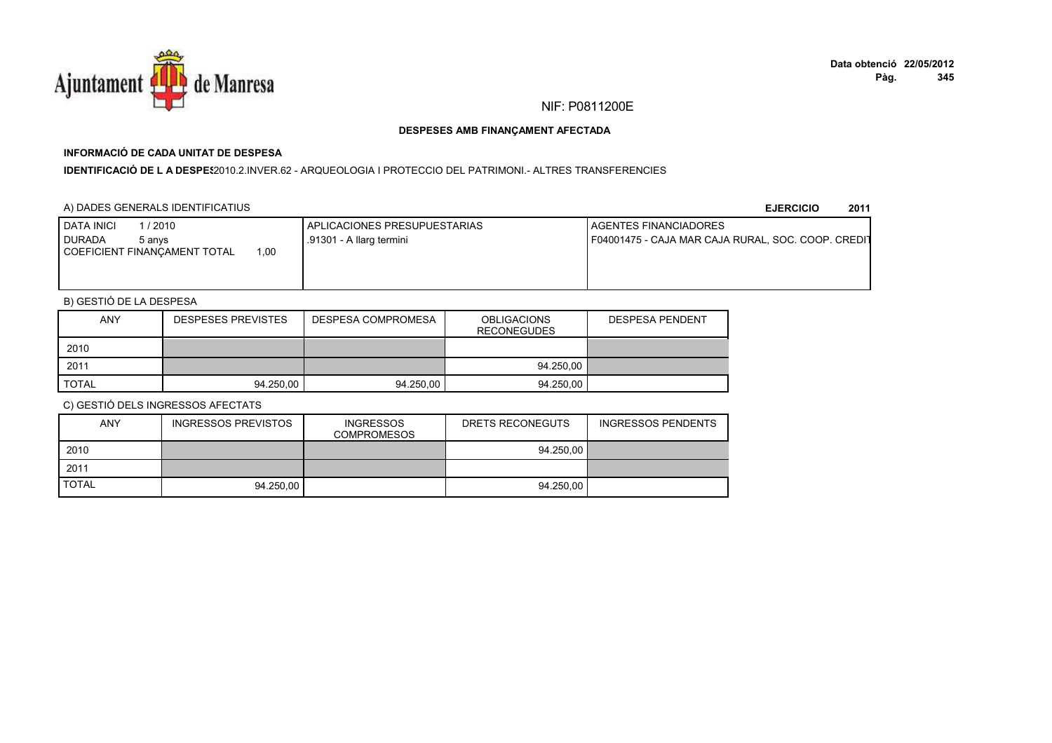NIF: P0811200E

**DESPESES AMB FINANÇAMENT AFECTADA**

**INFORMACIÓ DE CADA UNITAT DE DESPESA**

**IDENTIFICACIÓ DE L A DESPES**2010.2.INVER.62 - ARQUEOLOGIA I PROTECCIO DEL PATRIMONI.- ALTRES TRANSFERENCIES

A) DADES GENERALS IDENTIFICATIUS

**EJERCICIO 2011**

| DATA INICI 1 / 2010<br>DURADA 5 anys<br>COEFICIENT FINANÇAMENT TOTAL 1,00 | APLICACIONES PRESUPUESTARIAS<br>.91301 - A llarg termini | AGENTES FINANCIADORES<br>F04001475 - CAJA MAR CAJA RURAL, SOC. COOP. CREDIT |
|---|---|---|

B) GESTIÓ DE LA DESPESA

| ANY | DESPESES PREVISTES | DESPESA COMPROMESA | OBLIGACIONS RECONEGUDES | DESPESA PENDENT |
|---|---|---|---|---|
| 2010 | | | | |
| 2011 | | | 94.250,00 | |
| TOTAL | 94.250,00 | 94.250,00 | 94.250,00 | |

C) GESTIÓ DELS INGRESSOS AFECTATS

| ANY | INGRESSOS PREVISTOS | INGRESSOS COMPROMESOS | DRETS RECONEGUTS | INGRESSOS PENDENTS |
|---|---|---|---|---|
| 2010 | | | 94.250,00 | |
| 2011 | | | | |
| TOTAL | 94.250,00 | | 94.250,00 | |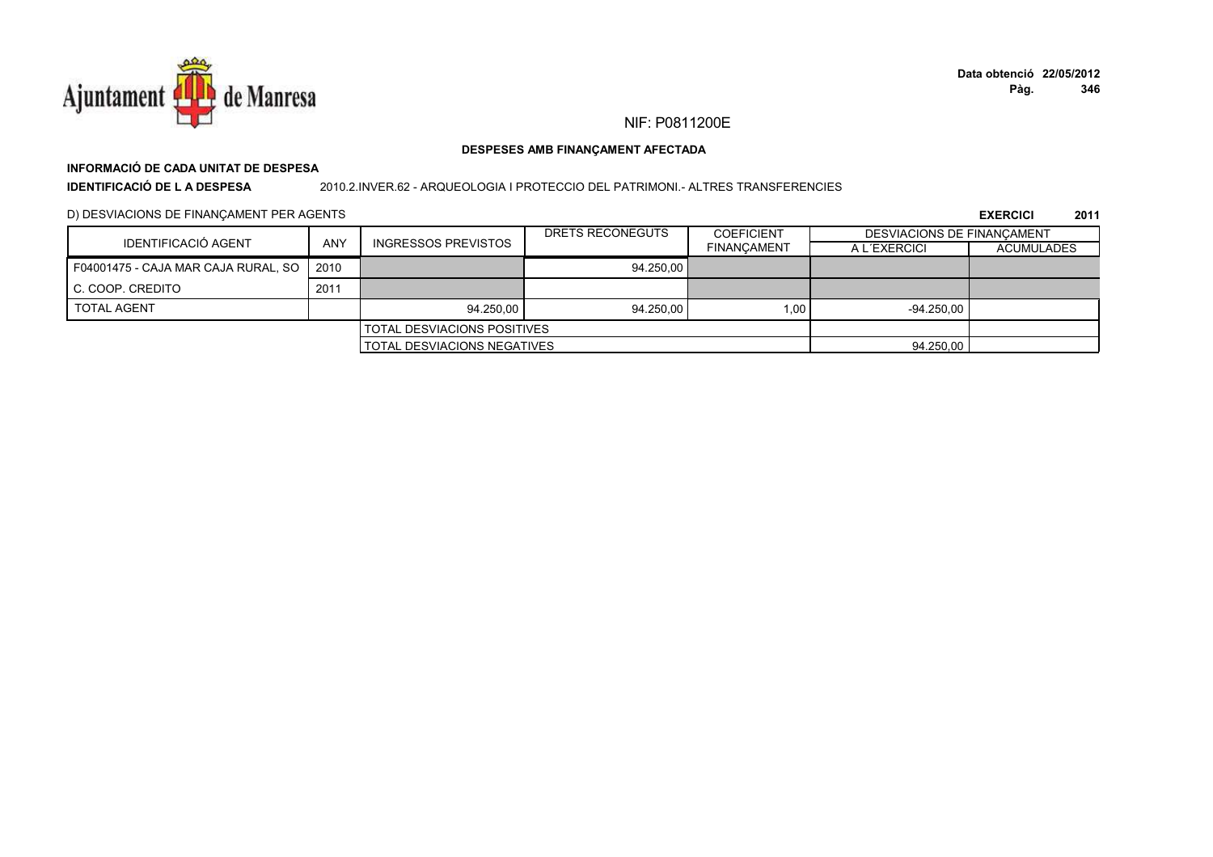NIF: P0811200E

**DESPESES AMB FINANÇAMENT AFECTADA**

**INFORMACIÓ DE CADA UNITAT DE DESPESA**

**IDENTIFICACIÓ DE L A DESPESA** 2010.2.INVER.62 - ARQUEOLOGIA I PROTECCIO DEL PATRIMONI.- ALTRES TRANSFERENCIES

D) DESVIACIONS DE FINANÇAMENT PER AGENTS **EXERCICI 2011**

| IDENTIFICACIÓ AGENT | ANY | INGRESSOS PREVISTOS | DRETS RECONEGUTS | COEFICIENT FINANÇAMENT | DESVIACIONS DE FINANÇAMENT | |
|---|---|---|---|---|---|---|
| | | | | | A L´EXERCICI | ACUMULADES |
| F04001475 - CAJA MAR CAJA RURAL, SO | 2010 | | 94.250,00 | | | |
| C. COOP. CREDITO | 2011 | | | | | |
| TOTAL AGENT | | 94.250,00 | 94.250,00 | 1,00 | -94.250,00 | |
| | | TOTAL DESVIACIONS POSITIVES | | | | |
| | | TOTAL DESVIACIONS NEGATIVES | | | 94.250,00 | |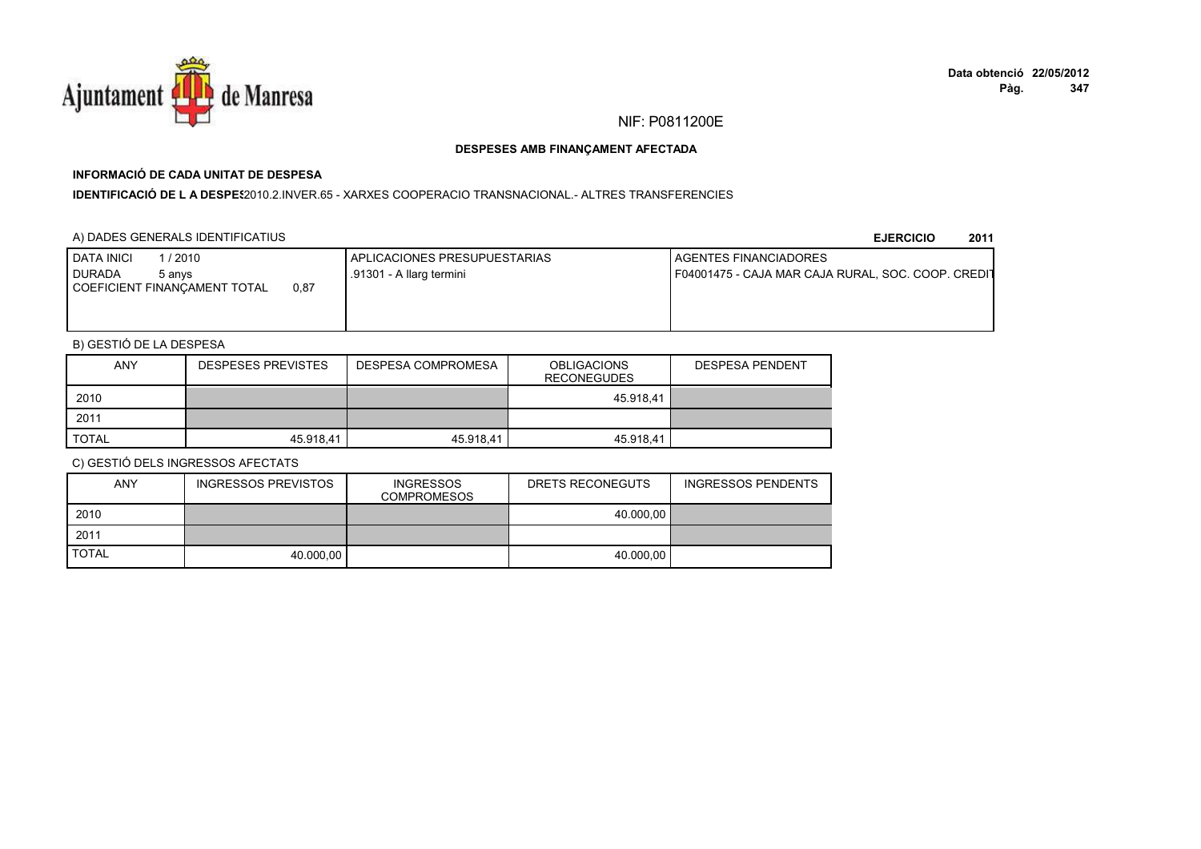NIF: P0811200E

**DESPESES AMB FINANÇAMENT AFECTADA**

**INFORMACIÓ DE CADA UNITAT DE DESPESA**

**IDENTIFICACIÓ DE L A DESPES** 2010.2.INVER.65 - XARXES COOPERACIO TRANSNACIONAL.- ALTRES TRANSFERENCIES

A) DADES GENERALS IDENTIFICATIUS

**EJERCICIO 2011**

| DATA INICI 1 / 2010<br>DURADA 5 anys<br>COEFICIENT FINANÇAMENT TOTAL 0,87 | APLICACIONES PRESUPUESTARIAS<br>.91301 - A llarg termini | AGENTES FINANCIADORES<br>F04001475 - CAJA MAR CAJA RURAL, SOC. COOP. CREDIT |
|---|---|---|

B) GESTIÓ DE LA DESPESA

| ANY | DESPESES PREVISTES | DESPESA COMPROMESA | OBLIGACIONS RECONEGUDES | DESPESA PENDENT |
|---|---|---|---|---|
| 2010 | | | 45.918,41 | |
| 2011 | | | | |
| TOTAL | 45.918,41 | 45.918,41 | 45.918,41 | |

C) GESTIÓ DELS INGRESSOS AFECTATS

| ANY | INGRESSOS PREVISTOS | INGRESSOS COMPROMESOS | DRETS RECONEGUTS | INGRESSOS PENDENTS |
|---|---|---|---|---|
| 2010 | | | 40.000,00 | |
| 2011 | | | | |
| TOTAL | 40.000,00 | | 40.000,00 | |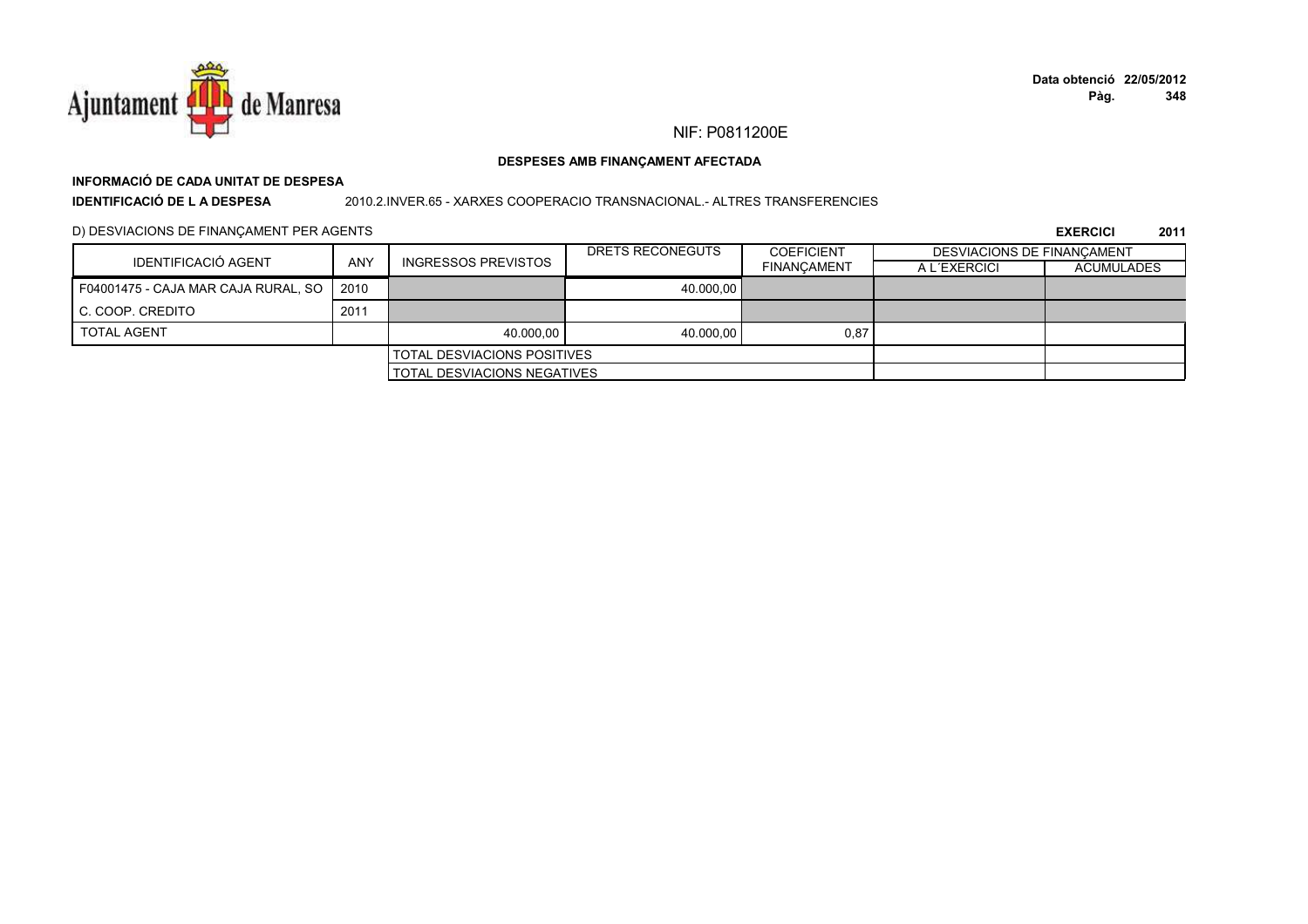NIF: P0811200E

**DESPESES AMB FINANÇAMENT AFECTADA**

**INFORMACIÓ DE CADA UNITAT DE DESPESA**

**IDENTIFICACIÓ DE L A DESPESA** 2010.2.INVER.65 - XARXES COOPERACIO TRANSNACIONAL.- ALTRES TRANSFERENCIES

D) DESVIACIONS DE FINANÇAMENT PER AGENTS **EXERCICI 2011**

| IDENTIFICACIÓ AGENT | ANY | INGRESSOS PREVISTOS | DRETS RECONEGUTS | COEFICIENT FINANÇAMENT | DESVIACIONS DE FINANÇAMENT | |
|---|---|---|---|---|---|---|
| | | | | | A L´EXERCICI | ACUMULADES |
| F04001475 - CAJA MAR CAJA RURAL, SO | 2010 | | 40.000,00 | | | |
| C. COOP. CREDITO | 2011 | | | | | |
| TOTAL AGENT | | 40.000,00 | 40.000,00 | 0,87 | | |
| | | TOTAL DESVIACIONS POSITIVES | | | | |
| | | TOTAL DESVIACIONS NEGATIVES | | | | |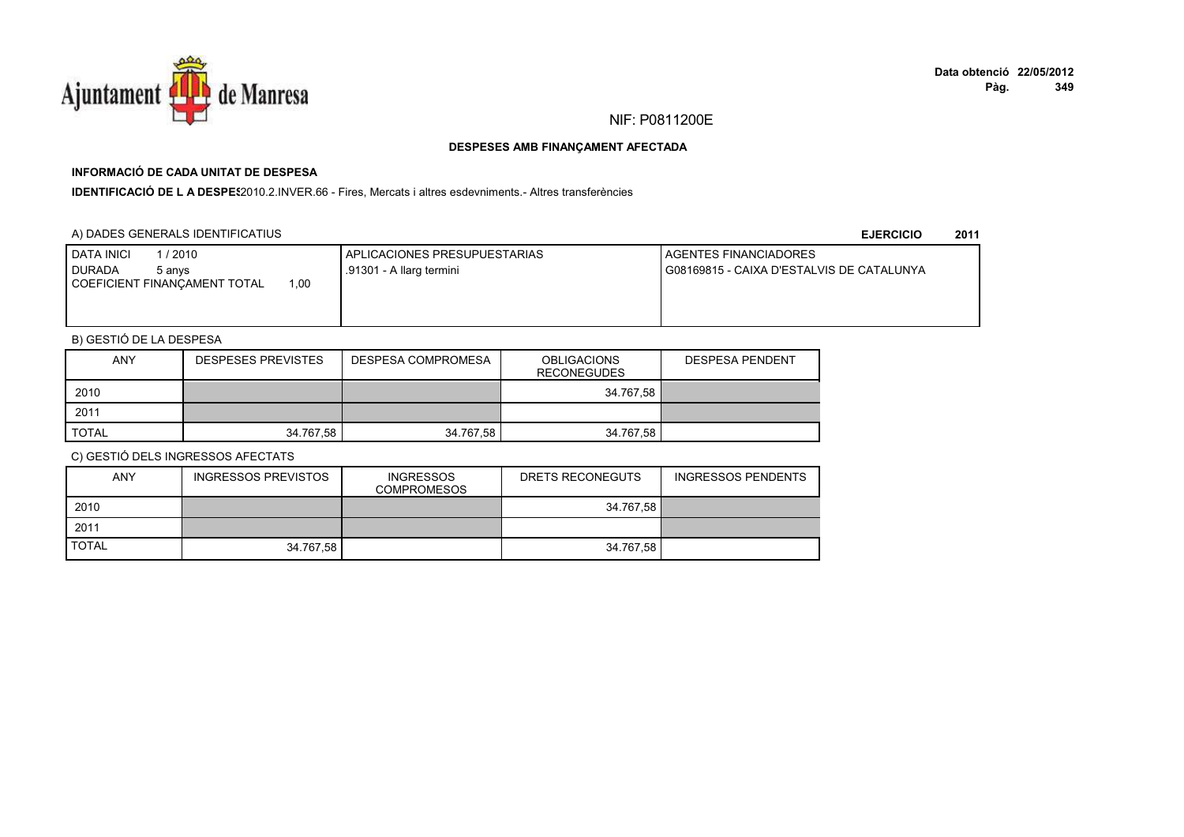NIF: P0811200E

## DESPESES AMB FINANÇAMENT AFECTADA

### INFORMACIÓ DE CADA UNITAT DE DESPESA

**IDENTIFICACIÓ DE L A DESPES** 2010.2.INVER.66 - Fires, Mercats i altres esdevniments.- Altres transferències

A) DADES GENERALS IDENTIFICATIUS

**EJERCICIO 2011**

| DATA INICI 1 / 2010<br>DURADA 5 anys<br>COEFICIENT FINANÇAMENT TOTAL 1,00 | APLICACIONES PRESUPUESTARIAS<br>.91301 - A llarg termini | AGENTES FINANCIADORES<br>G08169815 - CAIXA D'ESTALVIS DE CATALUNYA |
|---|---|---|

B) GESTIÓ DE LA DESPESA

| ANY | DESPESES PREVISTES | DESPESA COMPROMESA | OBLIGACIONS RECONEGUDES | DESPESA PENDENT |
|---|---|---|---|---|
| 2010 | | | 34.767,58 | |
| 2011 | | | | |
| TOTAL | 34.767,58 | 34.767,58 | 34.767,58 | |

C) GESTIÓ DELS INGRESSOS AFECTATS

| ANY | INGRESSOS PREVISTOS | INGRESSOS COMPROMESOS | DRETS RECONEGUTS | INGRESSOS PENDENTS |
|---|---|---|---|---|
| 2010 | | | 34.767,58 | |
| 2011 | | | | |
| TOTAL | 34.767,58 | | 34.767,58 | |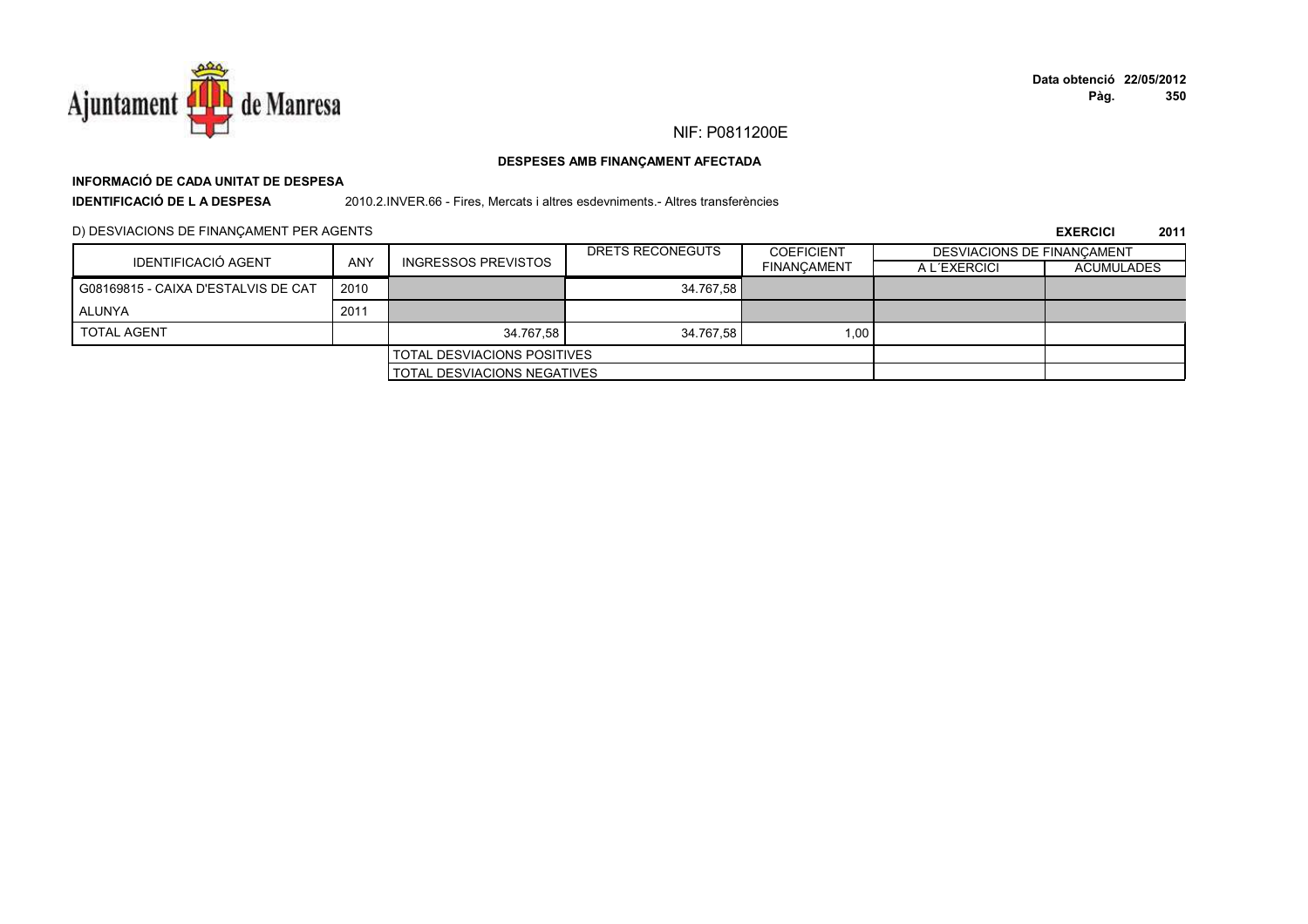NIF: P0811200E

**DESPESES AMB FINANÇAMENT AFECTADA**

**INFORMACIÓ DE CADA UNITAT DE DESPESA**

**IDENTIFICACIÓ DE L A DESPESA** 2010.2.INVER.66 - Fires, Mercats i altres esdevniments.- Altres transferències

D) DESVIACIONS DE FINANÇAMENT PER AGENTS

**EXERCICI 2011**

| IDENTIFICACIÓ AGENT | ANY | INGRESSOS PREVISTOS | DRETS RECONEGUTS | COEFICIENT FINANÇAMENT | DESVIACIONS DE FINANÇAMENT | |
|---|---|---|---|---|---|---|
| | | | | | A L´EXERCICI | ACUMULADES |
| G08169815 - CAIXA D'ESTALVIS DE CAT | 2010 | | 34.767,58 | | | |
| ALUNYA | 2011 | | | | | |
| TOTAL AGENT | | 34.767,58 | 34.767,58 | 1,00 | | |
| | | TOTAL DESVIACIONS POSITIVES | | | | |
| | | TOTAL DESVIACIONS NEGATIVES | | | | |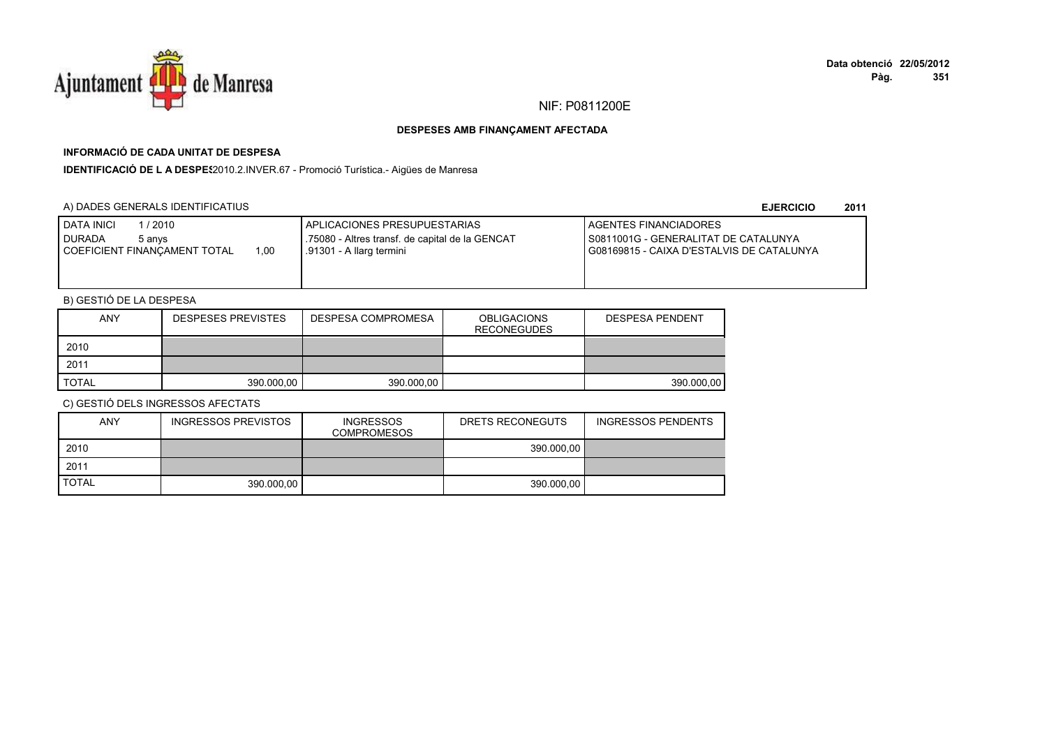NIF: P0811200E

**DESPESES AMB FINANÇAMENT AFECTADA**

**INFORMACIÓ DE CADA UNITAT DE DESPESA**

**IDENTIFICACIÓ DE L A DESPES**2010.2.INVER.67 - Promoció Turística.- Aigües de Manresa

A) DADES GENERALS IDENTIFICATIUS

**EJERCICIO 2011**

| DATA INICI 1 / 2010<br>DURADA 5 anys<br>COEFICIENT FINANÇAMENT TOTAL 1,00 | APLICACIONES PRESUPUESTARIAS<br>.75080 - Altres transf. de capital de la GENCAT<br>.91301 - A llarg termini | AGENTES FINANCIADORES<br>S0811001G - GENERALITAT DE CATALUNYA<br>G08169815 - CAIXA D'ESTALVIS DE CATALUNYA |
|---|---|---|

B) GESTIÓ DE LA DESPESA

| ANY | DESPESES PREVISTES | DESPESA COMPROMESA | OBLIGACIONS RECONEGUDES | DESPESA PENDENT |
|---|---|---|---|---|
| 2010 | | | | |
| 2011 | | | | |
| TOTAL | 390.000,00 | 390.000,00 | | 390.000,00 |

C) GESTIÓ DELS INGRESSOS AFECTATS

| ANY | INGRESSOS PREVISTOS | INGRESSOS COMPROMESOS | DRETS RECONEGUTS | INGRESSOS PENDENTS |
|---|---|---|---|---|
| 2010 | | | 390.000,00 | |
| 2011 | | | | |
| TOTAL | 390.000,00 | | 390.000,00 | |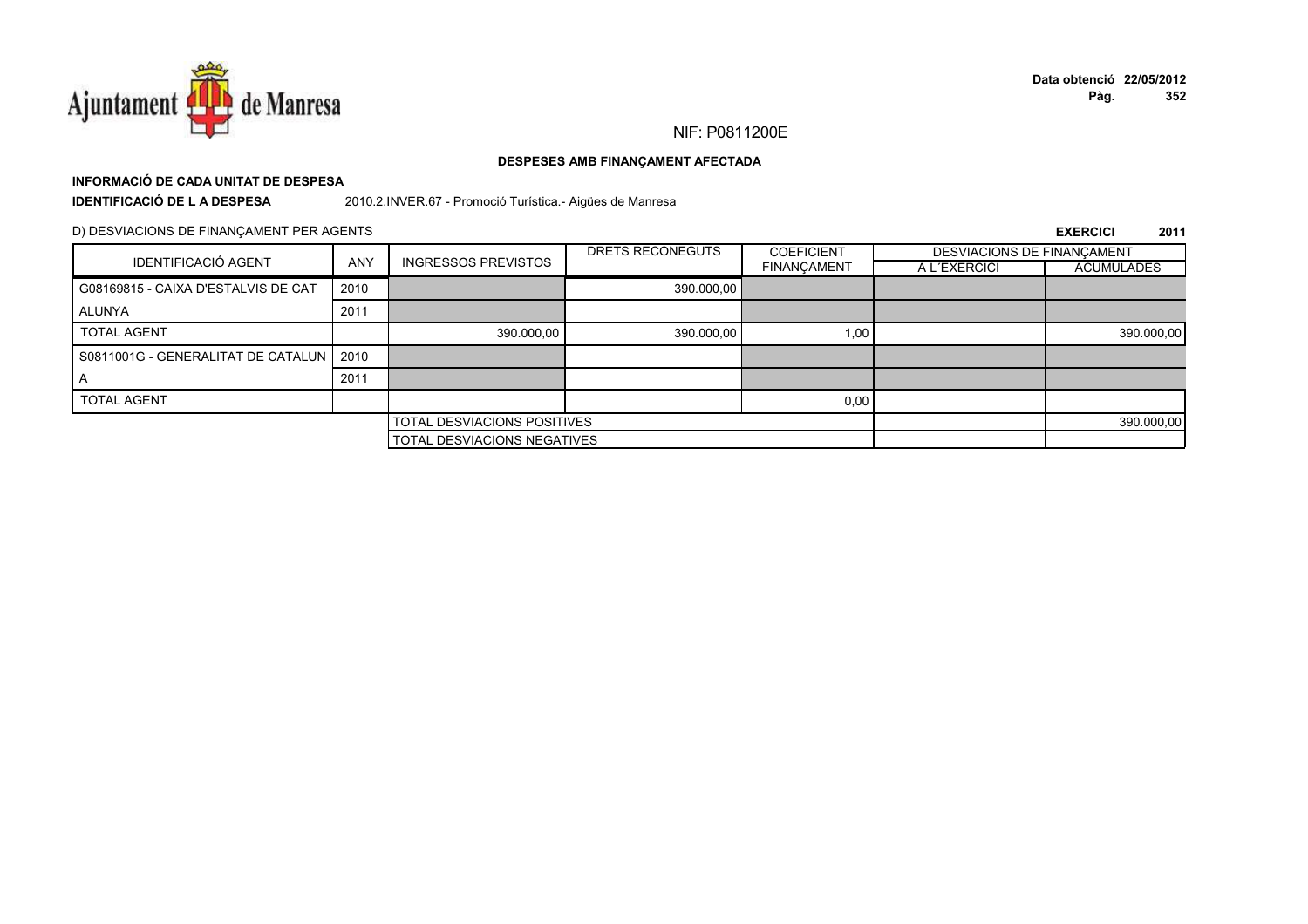NIF: P0811200E

**DESPESES AMB FINANÇAMENT AFECTADA**

**INFORMACIÓ DE CADA UNITAT DE DESPESA**

**IDENTIFICACIÓ DE L A DESPESA** 2010.2.INVER.67 - Promoció Turística.- Aigües de Manresa

D) DESVIACIONS DE FINANÇAMENT PER AGENTS

**EXERCICI 2011**

| IDENTIFICACIÓ AGENT | ANY | INGRESSOS PREVISTOS | DRETS RECONEGUTS | COEFICIENT FINANÇAMENT | DESVIACIONS DE FINANÇAMENT A L´EXERCICI | DESVIACIONS DE FINANÇAMENT ACUMULADES |
|---|---|---|---|---|---|---|
| G08169815 - CAIXA D'ESTALVIS DE CAT | 2010 | | 390.000,00 | | | |
| ALUNYA | 2011 | | | | | |
| TOTAL AGENT | | 390.000,00 | 390.000,00 | 1,00 | | 390.000,00 |
| S0811001G - GENERALITAT DE CATALUN | 2010 | | | | | |
| A | 2011 | | | | | |
| TOTAL AGENT | | | | 0,00 | | |
| | | TOTAL DESVIACIONS POSITIVES | | | | 390.000,00 |
| | | TOTAL DESVIACIONS NEGATIVES | | | | |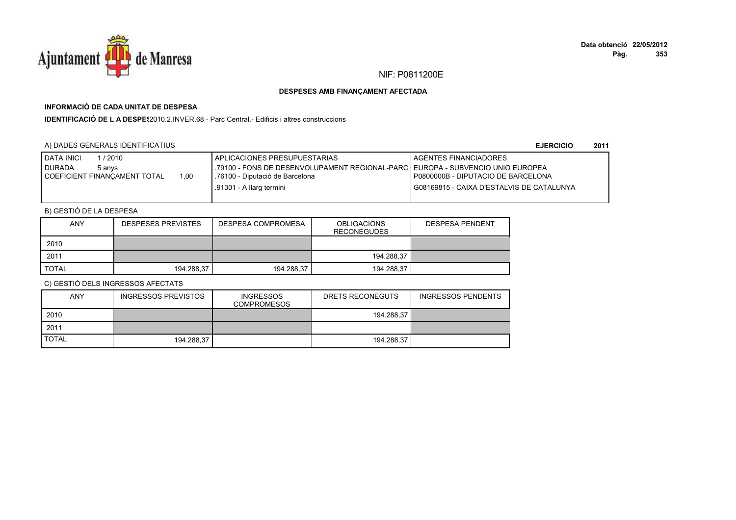NIF: P0811200E

**DESPESES AMB FINANÇAMENT AFECTADA**

**INFORMACIÓ DE CADA UNITAT DE DESPESA**

**IDENTIFICACIÓ DE L A DESPES**2010.2.INVER.68 - Parc Central.- Edificis i altres construccions

A) DADES GENERALS IDENTIFICATIUS

**EJERCICIO 2011**

| DATA INICI 1 / 2010<br>DURADA 5 anys<br>COEFICIENT FINANÇAMENT TOTAL 1,00 | APLICACIONES PRESUPUESTARIAS<br>.79100 - FONS DE DESENVOLUPAMENT REGIONAL-PARC<br>.76100 - Diputació de Barcelona<br>.91301 - A llarg termini | AGENTES FINANCIADORES<br>EUROPA - SUBVENCIO UNIO EUROPEA<br>P0800000B - DIPUTACIO DE BARCELONA<br>G08169815 - CAIXA D'ESTALVIS DE CATALUNYA |
|---|---|---|

B) GESTIÓ DE LA DESPESA

| ANY | DESPESES PREVISTES | DESPESA COMPROMESA | OBLIGACIONS RECONEGUDES | DESPESA PENDENT |
|---|---|---|---|---|
| 2010 | | | | |
| 2011 | | | 194.288,37 | |
| TOTAL | 194.288,37 | 194.288,37 | 194.288,37 | |

C) GESTIÓ DELS INGRESSOS AFECTATS

| ANY | INGRESSOS PREVISTOS | INGRESSOS COMPROMESOS | DRETS RECONEGUTS | INGRESSOS PENDENTS |
|---|---|---|---|---|
| 2010 | | | 194.288,37 | |
| 2011 | | | | |
| TOTAL | 194.288,37 | | 194.288,37 | |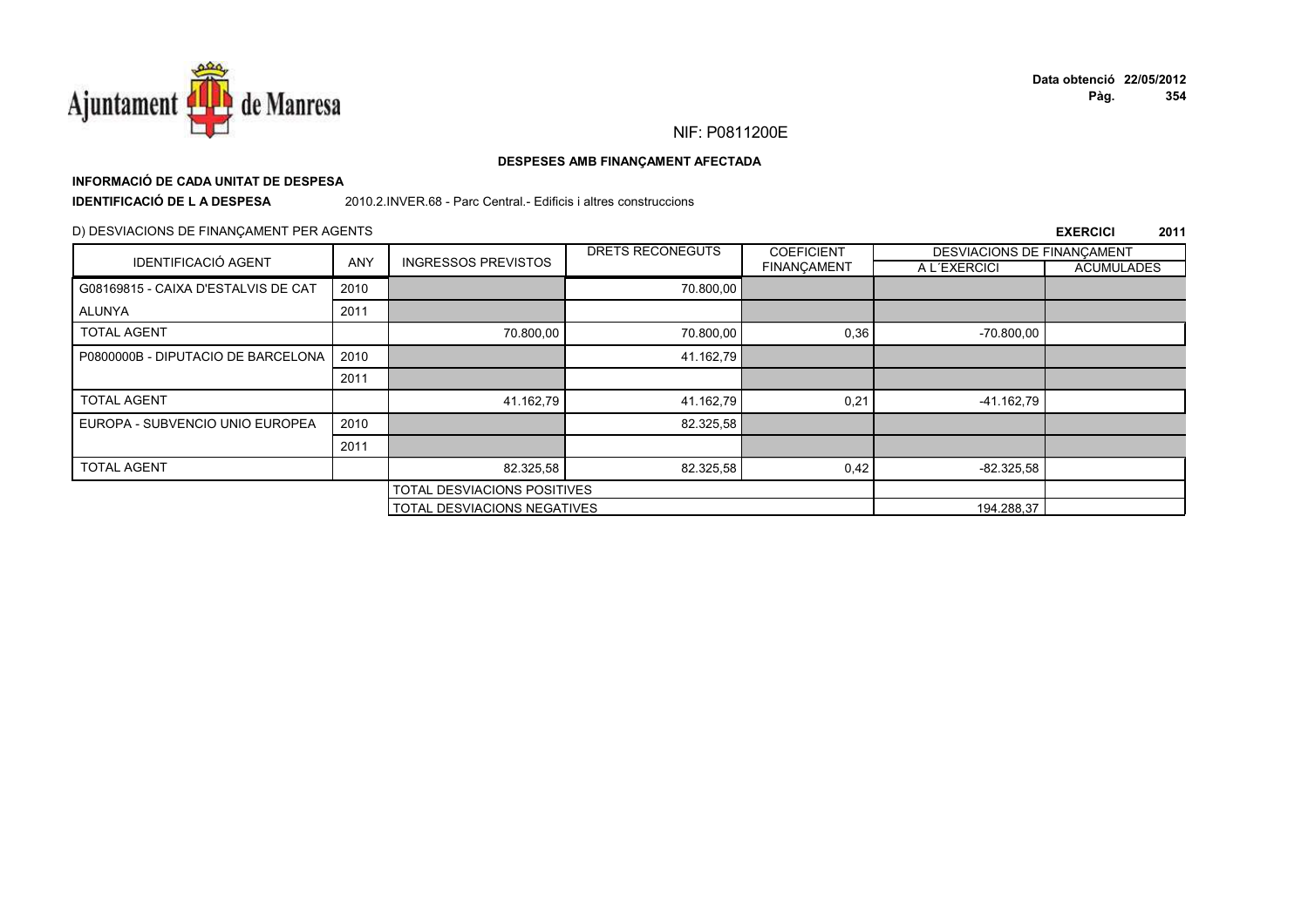NIF: P0811200E

**DESPESES AMB FINANÇAMENT AFECTADA**

**INFORMACIÓ DE CADA UNITAT DE DESPESA**

**IDENTIFICACIÓ DE L A DESPESA** 2010.2.INVER.68 - Parc Central.- Edificis i altres construccions

D) DESVIACIONS DE FINANÇAMENT PER AGENTS

**EXERCICI 2011**

| IDENTIFICACIÓ AGENT | ANY | INGRESSOS PREVISTOS | DRETS RECONEGUTS | COEFICIENT FINANÇAMENT | DESVIACIONS DE FINANÇAMENT A L´EXERCICI | ACUMULADES |
|---|---|---|---|---|---|---|
| G08169815 - CAIXA D'ESTALVIS DE CAT | 2010 | | 70.800,00 | | | |
| ALUNYA | 2011 | | | | | |
| TOTAL AGENT | | 70.800,00 | 70.800,00 | 0,36 | -70.800,00 | |
| P0800000B - DIPUTACIO DE BARCELONA | 2010 | | 41.162,79 | | | |
| | 2011 | | | | | |
| TOTAL AGENT | | 41.162,79 | 41.162,79 | 0,21 | -41.162,79 | |
| EUROPA - SUBVENCIO UNIO EUROPEA | 2010 | | 82.325,58 | | | |
| | 2011 | | | | | |
| TOTAL AGENT | | 82.325,58 | 82.325,58 | 0,42 | -82.325,58 | |
| | | TOTAL DESVIACIONS POSITIVES | | | | |
| | | TOTAL DESVIACIONS NEGATIVES | | | 194.288,37 | |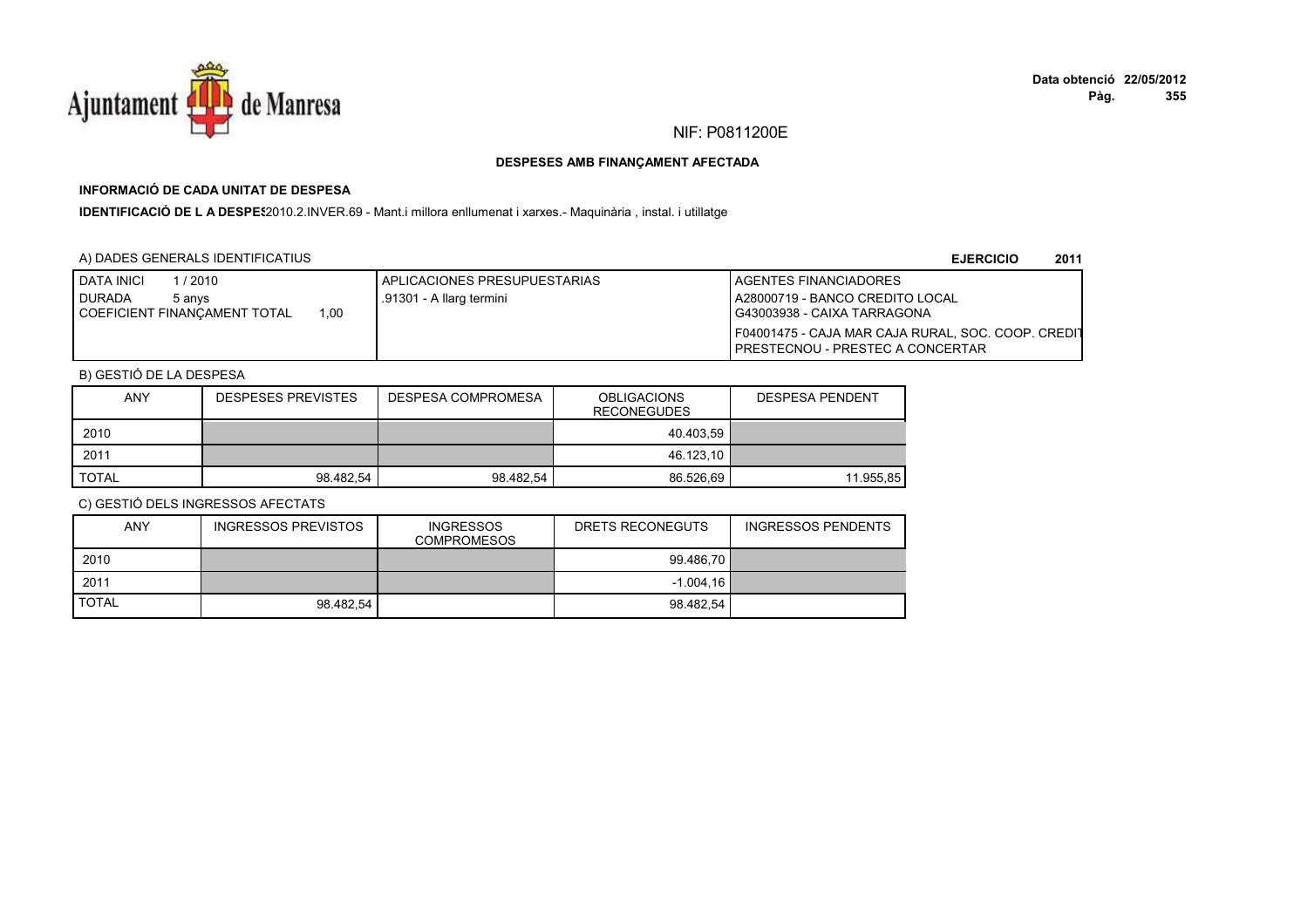NIF: P0811200E

**DESPESES AMB FINANÇAMENT AFECTADA**

**INFORMACIÓ DE CADA UNITAT DE DESPESA**

**IDENTIFICACIÓ DE L A DESPES** 2010.2.INVER.69 - Mant.i millora enllumenat i xarxes.- Maquinària , instal. i utillatge

A) DADES GENERALS IDENTIFICATIUS

**EJERCICIO 2011**

| DATA INICI 1 / 2010<br>DURADA 5 anys<br>COEFICIENT FINANÇAMENT TOTAL 1,00 | APLICACIONES PRESUPUESTARIAS<br>.91301 - A llarg termini | AGENTES FINANCIADORES<br>A28000719 - BANCO CREDITO LOCAL<br>G43003938 - CAIXA TARRAGONA<br>F04001475 - CAJA MAR CAJA RURAL, SOC. COOP. CREDIT<br>PRESTECNOU - PRESTEC A CONCERTAR |
|---|---|---|

B) GESTIÓ DE LA DESPESA

| ANY | DESPESES PREVISTES | DESPESA COMPROMESA | OBLIGACIONS RECONEGUDES | DESPESA PENDENT |
|---|---|---|---|---|
| 2010 | | | 40.403,59 | |
| 2011 | | | 46.123,10 | |
| TOTAL | 98.482,54 | 98.482,54 | 86.526,69 | 11.955,85 |

C) GESTIÓ DELS INGRESSOS AFECTATS

| ANY | INGRESSOS PREVISTOS | INGRESSOS COMPROMESOS | DRETS RECONEGUTS | INGRESSOS PENDENTS |
|---|---|---|---|---|
| 2010 | | | 99.486,70 | |
| 2011 | | | -1.004,16 | |
| TOTAL | 98.482,54 | | 98.482,54 | |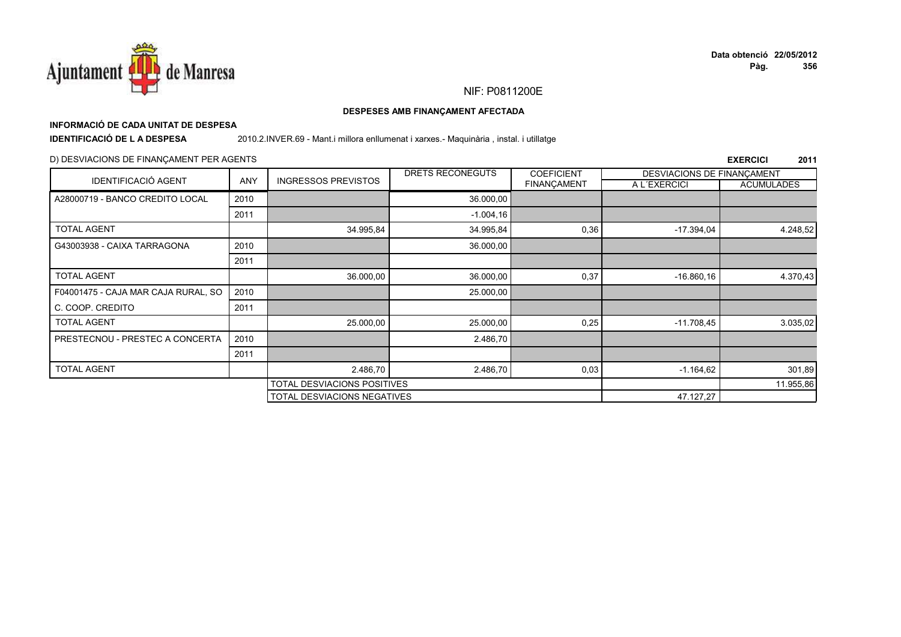NIF: P0811200E

**DESPESES AMB FINANÇAMENT AFECTADA**

**INFORMACIÓ DE CADA UNITAT DE DESPESA**

**IDENTIFICACIÓ DE L A DESPESA** 2010.2.INVER.69 - Mant.i millora enllumenat i xarxes.- Maquinària , instal. i utillatge

D) DESVIACIONS DE FINANÇAMENT PER AGENTS

**EXERCICI 2011**

| IDENTIFICACIÓ AGENT | ANY | INGRESSOS PREVISTOS | DRETS RECONEGUTS | COEFICIENT FINANÇAMENT | DESVIACIONS DE FINANÇAMENT | |
|---|---|---|---|---|---|---|
| | | | | | A L´EXERCICI | ACUMULADES |
| A28000719 - BANCO CREDITO LOCAL | 2010 | | 36.000,00 | | | |
| | 2011 | | -1.004,16 | | | |
| TOTAL AGENT | | 34.995,84 | 34.995,84 | 0,36 | -17.394,04 | 4.248,52 |
| G43003938 - CAIXA TARRAGONA | 2010 | | 36.000,00 | | | |
| | 2011 | | | | | |
| TOTAL AGENT | | 36.000,00 | 36.000,00 | 0,37 | -16.860,16 | 4.370,43 |
| F04001475 - CAJA MAR CAJA RURAL, SO | 2010 | | 25.000,00 | | | |
| C. COOP. CREDITO | 2011 | | | | | |
| TOTAL AGENT | | 25.000,00 | 25.000,00 | 0,25 | -11.708,45 | 3.035,02 |
| PRESTECNOU - PRESTEC A CONCERTA | 2010 | | 2.486,70 | | | |
| | 2011 | | | | | |
| TOTAL AGENT | | 2.486,70 | 2.486,70 | 0,03 | -1.164,62 | 301,89 |
| | | TOTAL DESVIACIONS POSITIVES | | | | 11.955,86 |
| | | TOTAL DESVIACIONS NEGATIVES | | | 47.127,27 | |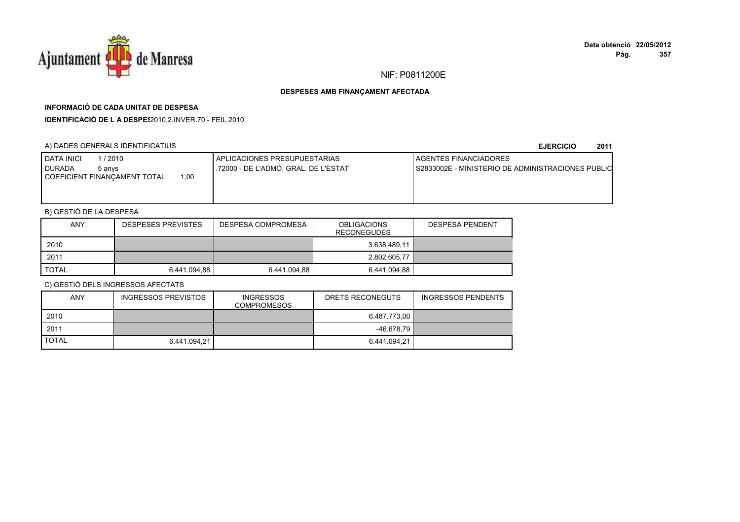NIF: P0811200E

**DESPESES AMB FINANÇAMENT AFECTADA**

**INFORMACIÓ DE CADA UNITAT DE DESPESA**

**IDENTIFICACIÓ DE L A DESPES**2010.2.INVER.70 - FEIL 2010

A) DADES GENERALS IDENTIFICATIUS

**EJERCICIO 2011**

| DATA INICI 1 / 2010<br>DURADA 5 anys<br>COEFICIENT FINANÇAMENT TOTAL 1,00 | APLICACIONES PRESUPUESTARIAS<br>.72000 - DE L'ADMÓ. GRAL. DE L'ESTAT | AGENTES FINANCIADORES<br>S2833002E - MINISTERIO DE ADMINISTRACIONES PUBLIC |
|---|---|---|

B) GESTIÓ DE LA DESPESA

| ANY | DESPESES PREVISTES | DESPESA COMPROMESA | OBLIGACIONS RECONEGUDES | DESPESA PENDENT |
|---|---|---|---|---|
| 2010 | | | 3.638.489,11 | |
| 2011 | | | 2.802.605,77 | |
| TOTAL | 6.441.094,88 | 6.441.094,88 | 6.441.094,88 | |

C) GESTIÓ DELS INGRESSOS AFECTATS

| ANY | INGRESSOS PREVISTOS | INGRESSOS COMPROMESOS | DRETS RECONEGUTS | INGRESSOS PENDENTS |
|---|---|---|---|---|
| 2010 | | | 6.487.773,00 | |
| 2011 | | | -46.678,79 | |
| TOTAL | 6.441.094,21 | | 6.441.094,21 | |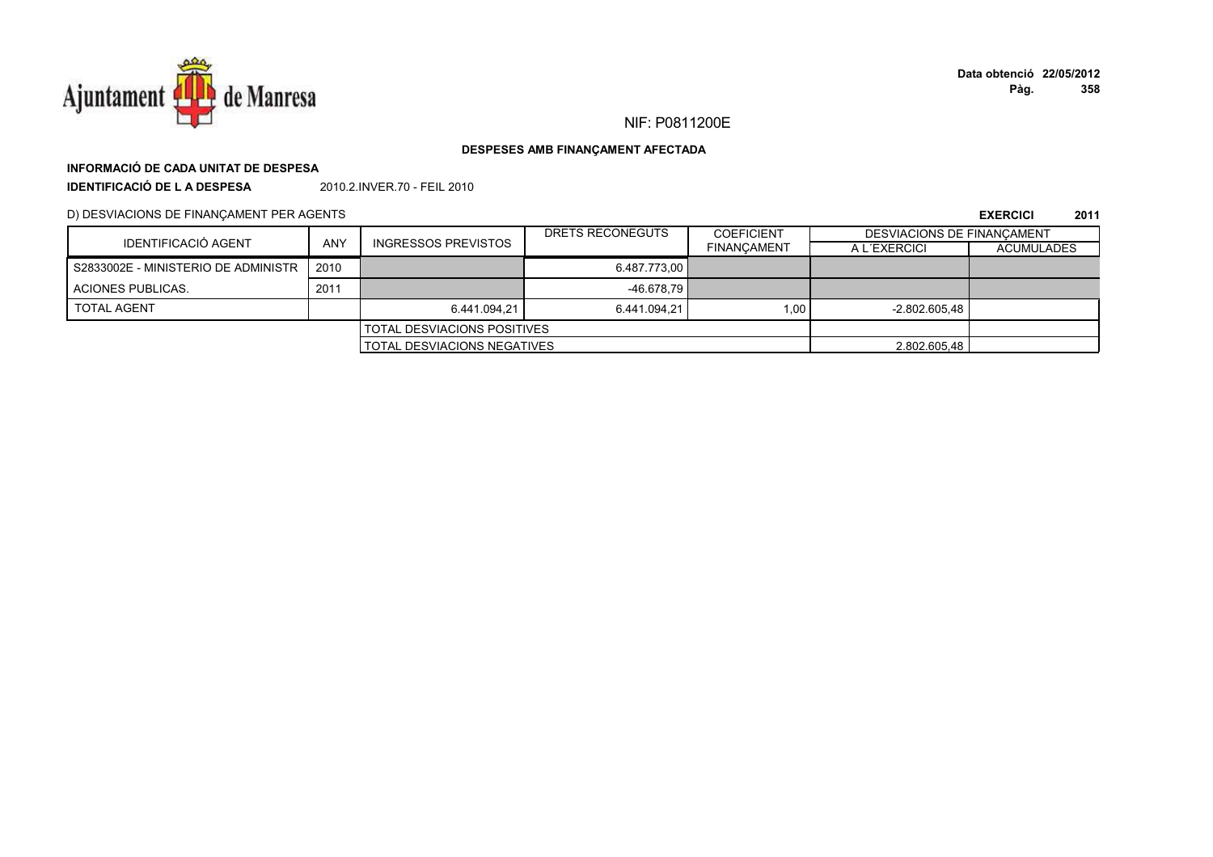NIF: P0811200E

**DESPESES AMB FINANÇAMENT AFECTADA**

**INFORMACIÓ DE CADA UNITAT DE DESPESA**

**IDENTIFICACIÓ DE L A DESPESA** 2010.2.INVER.70 - FEIL 2010

D) DESVIACIONS DE FINANÇAMENT PER AGENTS

**EXERCICI 2011**

| IDENTIFICACIÓ AGENT | ANY | INGRESSOS PREVISTOS | DRETS RECONEGUTS | COEFICIENT FINANÇAMENT | DESVIACIONS DE FINANÇAMENT | |
|---|---|---|---|---|---|---|
| | | | | | A L´EXERCICI | ACUMULADES |
| S2833002E - MINISTERIO DE ADMINISTR | 2010 | | 6.487.773,00 | | | |
| ACIONES PUBLICAS. | 2011 | | -46.678,79 | | | |
| TOTAL AGENT | | 6.441.094,21 | 6.441.094,21 | 1,00 | -2.802.605,48 | |
| | | TOTAL DESVIACIONS POSITIVES | | | | |
| | | TOTAL DESVIACIONS NEGATIVES | | | 2.802.605,48 | |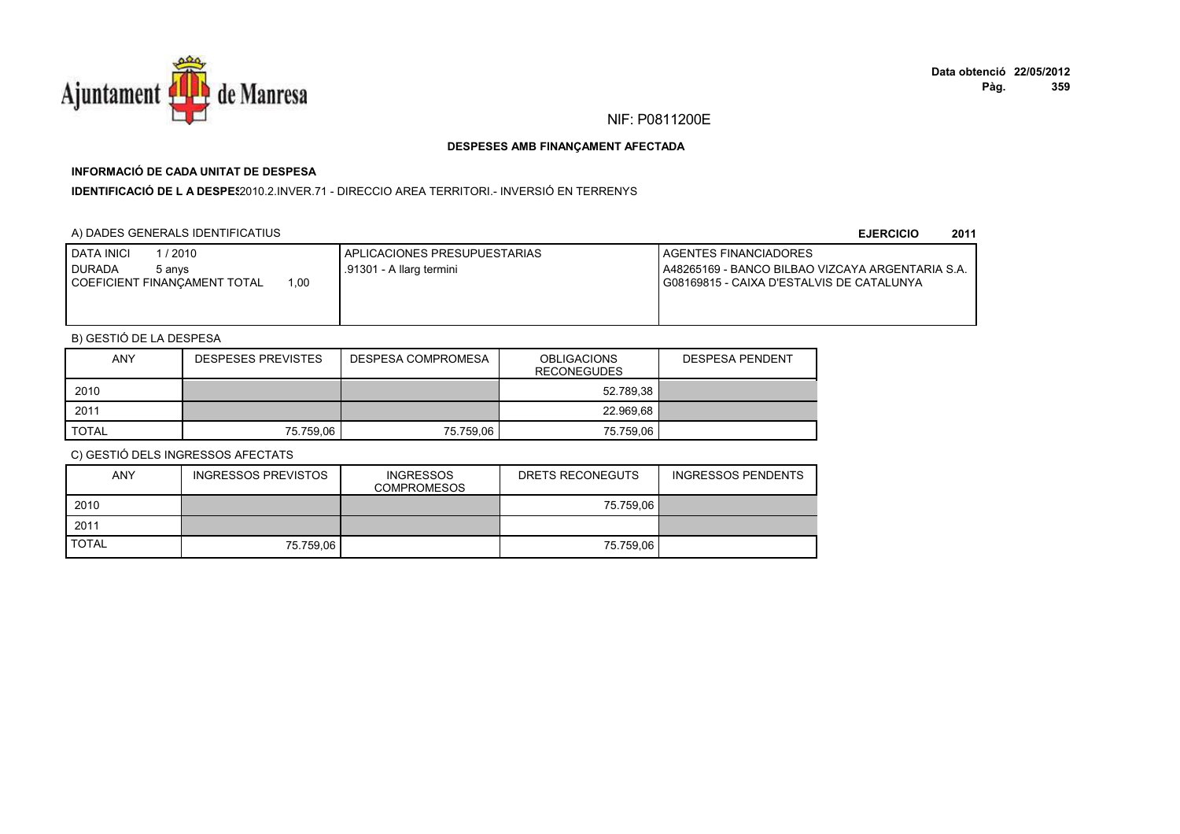NIF: P0811200E

**DESPESES AMB FINANÇAMENT AFECTADA**

**INFORMACIÓ DE CADA UNITAT DE DESPESA**

**IDENTIFICACIÓ DE L A DESPES** 2010.2.INVER.71 - DIRECCIO AREA TERRITORI.- INVERSIÓ EN TERRENYS

A) DADES GENERALS IDENTIFICATIUS

**EJERCICIO 2011**

| DATA INICI 1 / 2010<br>DURADA 5 anys<br>COEFICIENT FINANÇAMENT TOTAL 1,00 | APLICACIONES PRESUPUESTARIAS<br>.91301 - A llarg termini | AGENTES FINANCIADORES<br>A48265169 - BANCO BILBAO VIZCAYA ARGENTARIA S.A.<br>G08169815 - CAIXA D'ESTALVIS DE CATALUNYA |
|---|---|---|

B) GESTIÓ DE LA DESPESA

| ANY | DESPESES PREVISTES | DESPESA COMPROMESA | OBLIGACIONS RECONEGUDES | DESPESA PENDENT |
|---|---|---|---|---|
| 2010 | | | 52.789,38 | |
| 2011 | | | 22.969,68 | |
| TOTAL | 75.759,06 | 75.759,06 | 75.759,06 | |

C) GESTIÓ DELS INGRESSOS AFECTATS

| ANY | INGRESSOS PREVISTOS | INGRESSOS COMPROMESOS | DRETS RECONEGUTS | INGRESSOS PENDENTS |
|---|---|---|---|---|
| 2010 | | | 75.759,06 | |
| 2011 | | | | |
| TOTAL | 75.759,06 | | 75.759,06 | |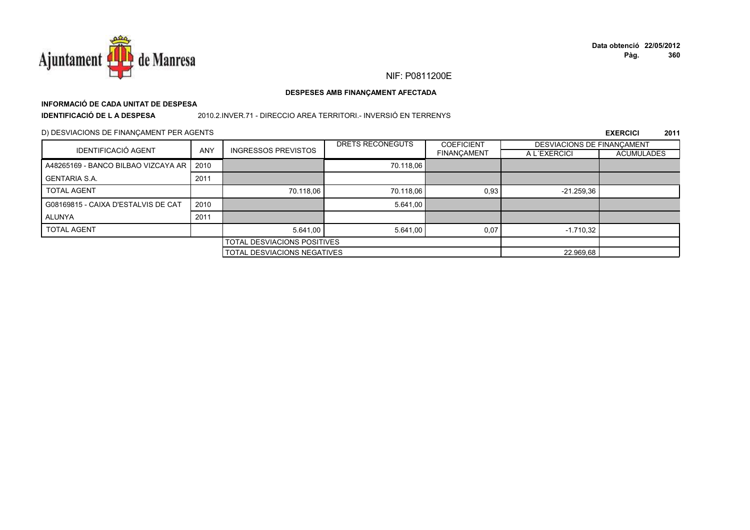NIF: P0811200E

**DESPESES AMB FINANÇAMENT AFECTADA**

**INFORMACIÓ DE CADA UNITAT DE DESPESA**

**IDENTIFICACIÓ DE L A DESPESA** 2010.2.INVER.71 - DIRECCIO AREA TERRITORI.- INVERSIÓ EN TERRENYS

D) DESVIACIONS DE FINANÇAMENT PER AGENTS

**EXERCICI 2011**

| IDENTIFICACIÓ AGENT | ANY | INGRESSOS PREVISTOS | DRETS RECONEGUTS | COEFICIENT FINANÇAMENT | DESVIACIONS DE FINANÇAMENT A L´EXERCICI | DESVIACIONS DE FINANÇAMENT ACUMULADES |
|---|---|---|---|---|---|---|
| A48265169 - BANCO BILBAO VIZCAYA AR | 2010 | | 70.118,06 | | | |
| GENTARIA S.A. | 2011 | | | | | |
| TOTAL AGENT | | 70.118,06 | 70.118,06 | 0,93 | -21.259,36 | |
| G08169815 - CAIXA D'ESTALVIS DE CAT | 2010 | | 5.641,00 | | | |
| ALUNYA | 2011 | | | | | |
| TOTAL AGENT | | 5.641,00 | 5.641,00 | 0,07 | -1.710,32 | |
| | | TOTAL DESVIACIONS POSITIVES | | | | |
| | | TOTAL DESVIACIONS NEGATIVES | | | 22.969,68 | |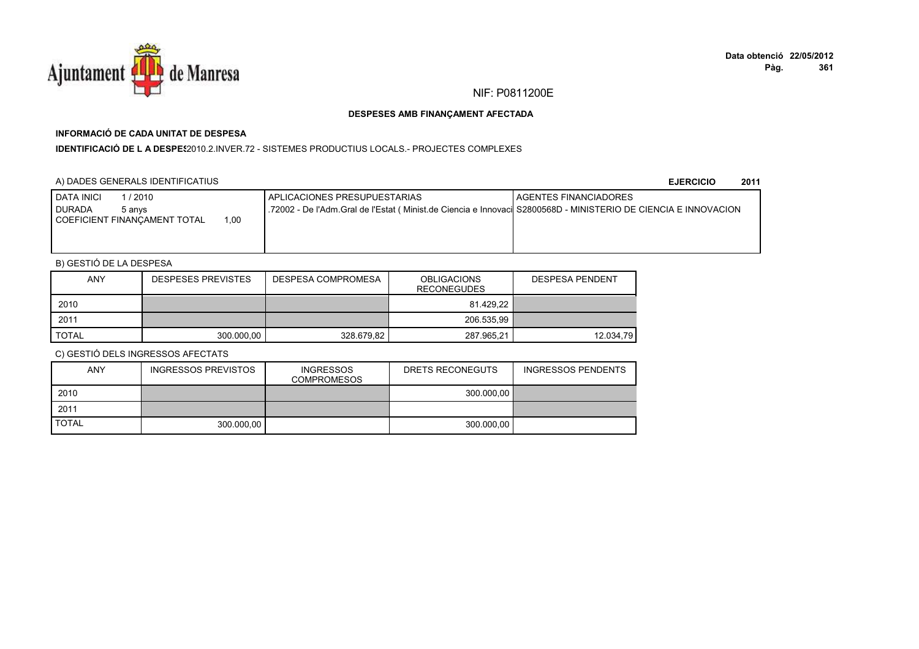NIF: P0811200E

**DESPESES AMB FINANÇAMENT AFECTADA**

**INFORMACIÓ DE CADA UNITAT DE DESPESA**

**IDENTIFICACIÓ DE L A DESPES** 2010.2.INVER.72 - SISTEMES PRODUCTIUS LOCALS.- PROJECTES COMPLEXES

A) DADES GENERALS IDENTIFICATIUS

**EJERCICIO 2011**

| DATA INICI 1 / 2010<br>DURADA 5 anys<br>COEFICIENT FINANÇAMENT TOTAL 1,00 | APLICACIONES PRESUPUESTARIAS<br>.72002 - De l'Adm.Gral de l'Estat ( Minist.de Ciencia e Innovaci | AGENTES FINANCIADORES<br>S2800568D - MINISTERIO DE CIENCIA E INNOVACION |
|---|---|---|

B) GESTIÓ DE LA DESPESA

| ANY | DESPESES PREVISTES | DESPESA COMPROMESA | OBLIGACIONS RECONEGUDES | DESPESA PENDENT |
|---|---|---|---|---|
| 2010 | | | 81.429,22 | |
| 2011 | | | 206.535,99 | |
| TOTAL | 300.000,00 | 328.679,82 | 287.965,21 | 12.034,79 |

C) GESTIÓ DELS INGRESSOS AFECTATS

| ANY | INGRESSOS PREVISTOS | INGRESSOS COMPROMESOS | DRETS RECONEGUTS | INGRESSOS PENDENTS |
|---|---|---|---|---|
| 2010 | | | 300.000,00 | |
| 2011 | | | | |
| TOTAL | 300.000,00 | | 300.000,00 | |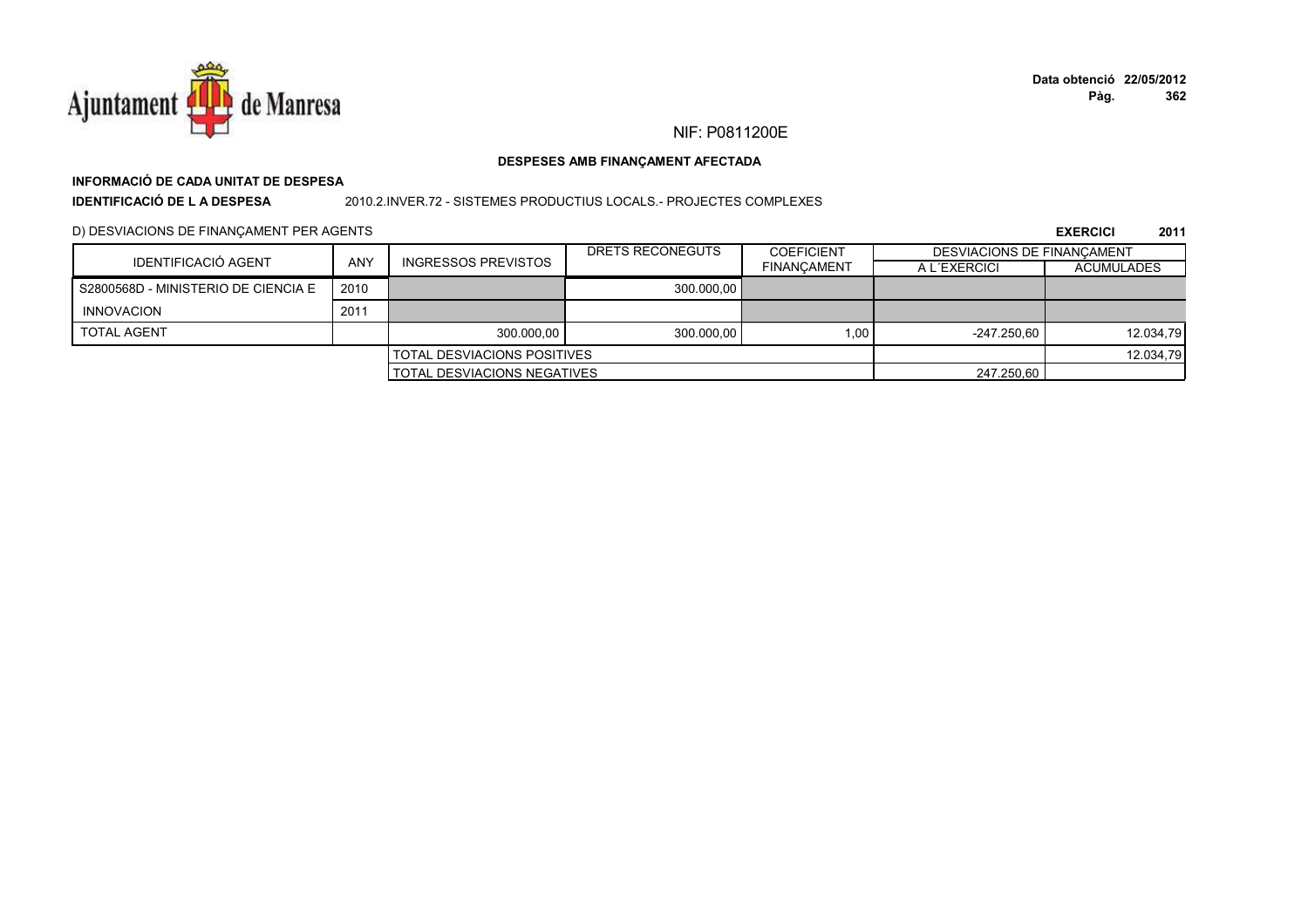NIF: P0811200E

**DESPESES AMB FINANÇAMENT AFECTADA**

**INFORMACIÓ DE CADA UNITAT DE DESPESA**

**IDENTIFICACIÓ DE L A DESPESA** 2010.2.INVER.72 - SISTEMES PRODUCTIUS LOCALS.- PROJECTES COMPLEXES

D) DESVIACIONS DE FINANÇAMENT PER AGENTS

**EXERCICI 2011**

| IDENTIFICACIÓ AGENT | ANY | INGRESSOS PREVISTOS | DRETS RECONEGUTS | COEFICIENT FINANÇAMENT | DESVIACIONS DE FINANÇAMENT A L´EXERCICI | DESVIACIONS DE FINANÇAMENT ACUMULADES |
|---|---|---|---|---|---|---|
| S2800568D - MINISTERIO DE CIENCIA E | 2010 | | 300.000,00 | | | |
| INNOVACION | 2011 | | | | | |
| TOTAL AGENT | | 300.000,00 | 300.000,00 | 1,00 | -247.250,60 | 12.034,79 |
| | | TOTAL DESVIACIONS POSITIVES | | | | 12.034,79 |
| | | TOTAL DESVIACIONS NEGATIVES | | | 247.250,60 | |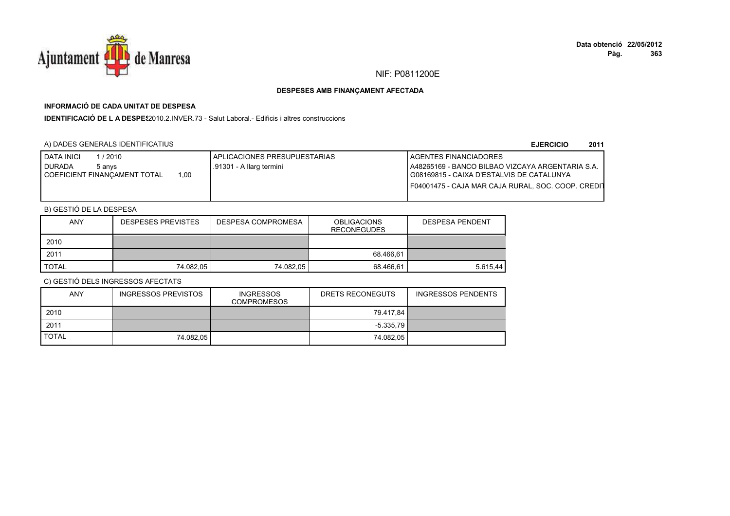NIF: P0811200E

**DESPESES AMB FINANÇAMENT AFECTADA**

**INFORMACIÓ DE CADA UNITAT DE DESPESA**

**IDENTIFICACIÓ DE L A DESPES** 2010.2.INVER.73 - Salut Laboral.- Edificis i altres construccions

A) DADES GENERALS IDENTIFICATIUS

**EJERCICIO 2011**

| DATA INICI 1 / 2010<br>DURADA 5 anys<br>COEFICIENT FINANÇAMENT TOTAL 1,00 | APLICACIONES PRESUPUESTARIAS<br>.91301 - A llarg termini | AGENTES FINANCIADORES<br>A48265169 - BANCO BILBAO VIZCAYA ARGENTARIA S.A.<br>G08169815 - CAIXA D'ESTALVIS DE CATALUNYA<br>F04001475 - CAJA MAR CAJA RURAL, SOC. COOP. CREDIT |
|---|---|---|

B) GESTIÓ DE LA DESPESA

| ANY | DESPESES PREVISTES | DESPESA COMPROMESA | OBLIGACIONS RECONEGUDES | DESPESA PENDENT |
|---|---|---|---|---|
| 2010 | | | | |
| 2011 | | | 68.466,61 | |
| TOTAL | 74.082,05 | 74.082,05 | 68.466,61 | 5.615,44 |

C) GESTIÓ DELS INGRESSOS AFECTATS

| ANY | INGRESSOS PREVISTOS | INGRESSOS COMPROMESOS | DRETS RECONEGUTS | INGRESSOS PENDENTS |
|---|---|---|---|---|
| 2010 | | | 79.417,84 | |
| 2011 | | | -5.335,79 | |
| TOTAL | 74.082,05 | | 74.082,05 | |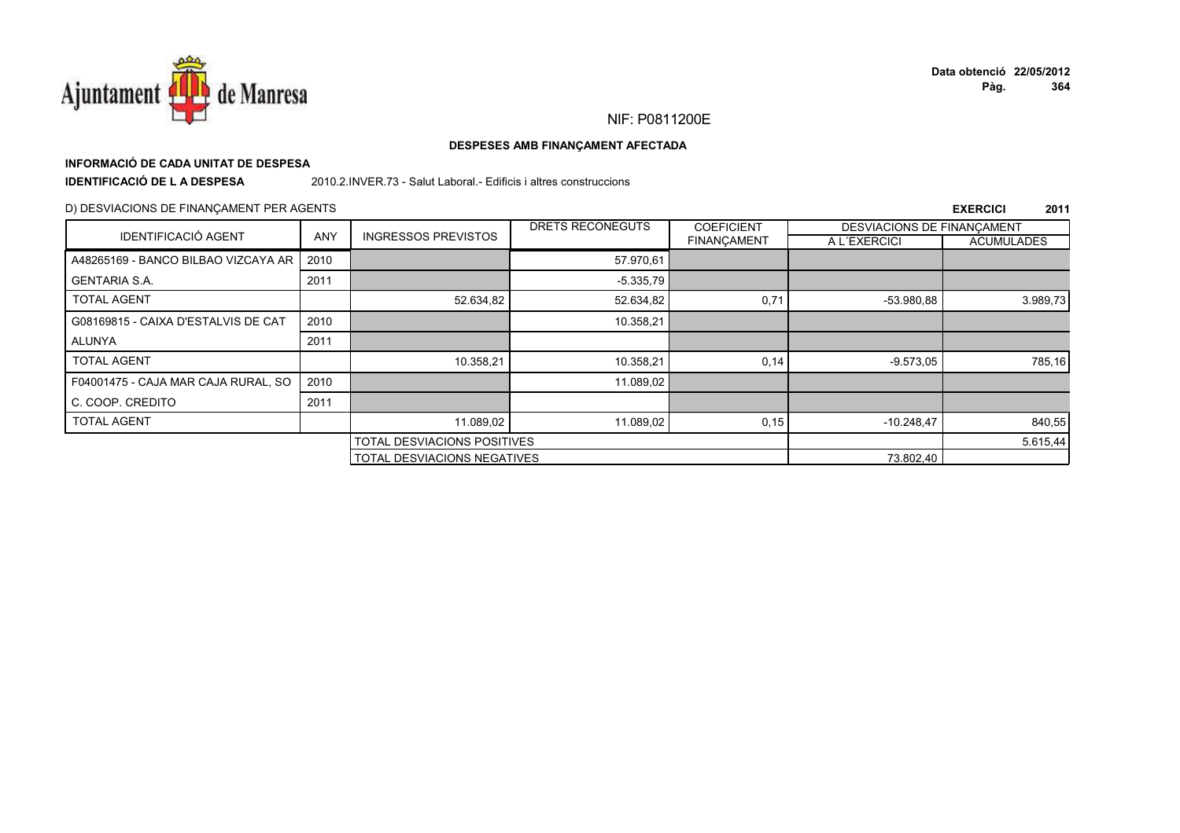NIF: P0811200E

**DESPESES AMB FINANÇAMENT AFECTADA**

**INFORMACIÓ DE CADA UNITAT DE DESPESA**

**IDENTIFICACIÓ DE L A DESPESA** 2010.2.INVER.73 - Salut Laboral.- Edificis i altres construccions

D) DESVIACIONS DE FINANÇAMENT PER AGENTS

**EXERCICI 2011**

| IDENTIFICACIÓ AGENT | ANY | INGRESSOS PREVISTOS | DRETS RECONEGUTS | COEFICIENT FINANÇAMENT | DESVIACIONS DE FINANÇAMENT A L´EXERCICI | DESVIACIONS DE FINANÇAMENT ACUMULADES |
|---|---|---|---|---|---|---|
| A48265169 - BANCO BILBAO VIZCAYA AR | 2010 | | 57.970,61 | | | |
| GENTARIA S.A. | 2011 | | -5.335,79 | | | |
| TOTAL AGENT | | 52.634,82 | 52.634,82 | 0,71 | -53.980,88 | 3.989,73 |
| G08169815 - CAIXA D'ESTALVIS DE CAT | 2010 | | 10.358,21 | | | |
| ALUNYA | 2011 | | | | | |
| TOTAL AGENT | | 10.358,21 | 10.358,21 | 0,14 | -9.573,05 | 785,16 |
| F04001475 - CAJA MAR CAJA RURAL, SO | 2010 | | 11.089,02 | | | |
| C. COOP. CREDITO | 2011 | | | | | |
| TOTAL AGENT | | 11.089,02 | 11.089,02 | 0,15 | -10.248,47 | 840,55 |
| | | TOTAL DESVIACIONS POSITIVES | | | | 5.615,44 |
| | | TOTAL DESVIACIONS NEGATIVES | | | 73.802,40 | |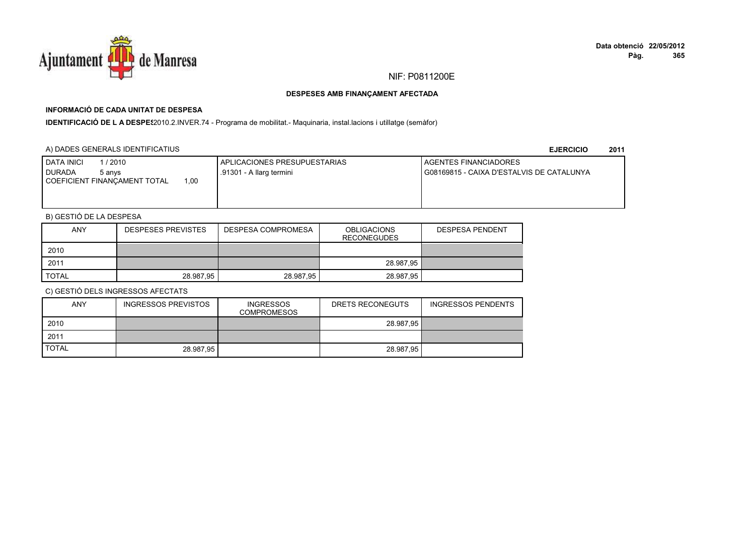NIF: P0811200E

**DESPESES AMB FINANÇAMENT AFECTADA**

**INFORMACIÓ DE CADA UNITAT DE DESPESA**

**IDENTIFICACIÓ DE L A DESPES**2010.2.INVER.74 - Programa de mobilitat.- Maquinaria, instal.lacions i utillatge (semàfor)

A) DADES GENERALS IDENTIFICATIUS

**EJERCICIO 2011**

| DATA INICI 1 / 2010<br>DURADA 5 anys<br>COEFICIENT FINANÇAMENT TOTAL 1,00 | APLICACIONES PRESUPUESTARIAS<br>.91301 - A llarg termini | AGENTES FINANCIADORES<br>G08169815 - CAIXA D'ESTALVIS DE CATALUNYA |
|---|---|---|

B) GESTIÓ DE LA DESPESA

| ANY | DESPESES PREVISTES | DESPESA COMPROMESA | OBLIGACIONS RECONEGUDES | DESPESA PENDENT |
|---|---|---|---|---|
| 2010 | | | | |
| 2011 | | | 28.987,95 | |
| TOTAL | 28.987,95 | 28.987,95 | 28.987,95 | |

C) GESTIÓ DELS INGRESSOS AFECTATS

| ANY | INGRESSOS PREVISTOS | INGRESSOS COMPROMESOS | DRETS RECONEGUTS | INGRESSOS PENDENTS |
|---|---|---|---|---|
| 2010 | | | 28.987,95 | |
| 2011 | | | | |
| TOTAL | 28.987,95 | | 28.987,95 | |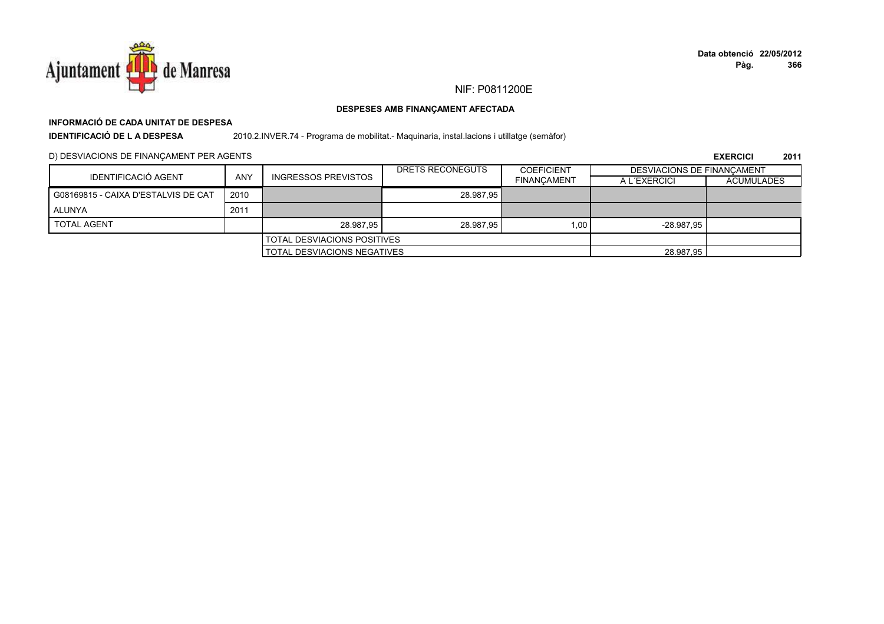NIF: P0811200E

**DESPESES AMB FINANÇAMENT AFECTADA**

**INFORMACIÓ DE CADA UNITAT DE DESPESA**

**IDENTIFICACIÓ DE L A DESPESA** 2010.2.INVER.74 - Programa de mobilitat.- Maquinaria, instal.lacions i utillatge (semàfor)

D) DESVIACIONS DE FINANÇAMENT PER AGENTS

**EXERCICI 2011**

| IDENTIFICACIÓ AGENT | ANY | INGRESSOS PREVISTOS | DRETS RECONEGUTS | COEFICIENT FINANÇAMENT | DESVIACIONS DE FINANÇAMENT | |
|---|---|---|---|---|---|---|
| | | | | | A L´EXERCICI | ACUMULADES |
| G08169815 - CAIXA D'ESTALVIS DE CAT | 2010 | | 28.987,95 | | | |
| ALUNYA | 2011 | | | | | |
| TOTAL AGENT | | 28.987,95 | 28.987,95 | 1,00 | -28.987,95 | |
| | | TOTAL DESVIACIONS POSITIVES | | | | |
| | | TOTAL DESVIACIONS NEGATIVES | | | 28.987,95 | |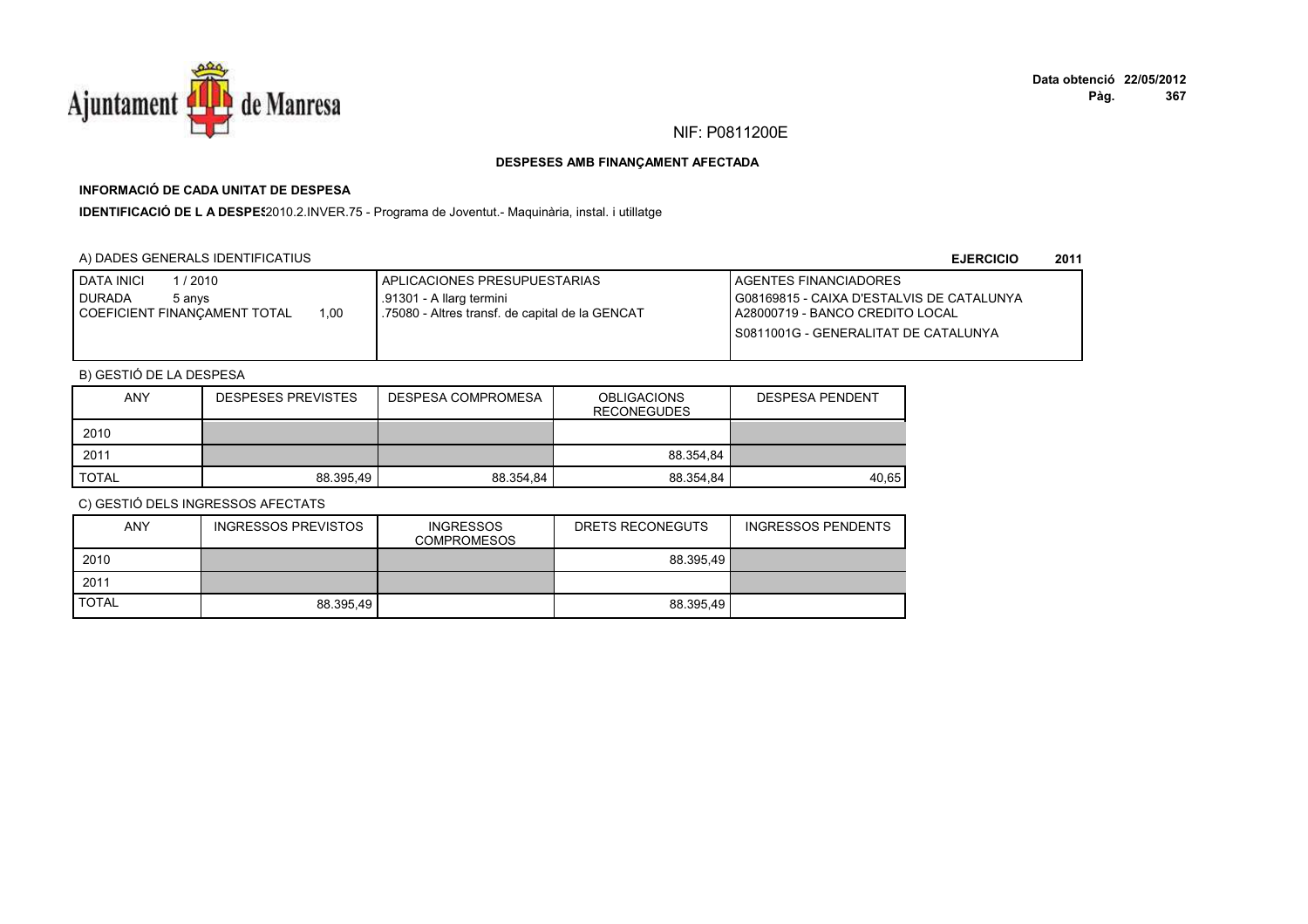NIF: P0811200E

**DESPESES AMB FINANÇAMENT AFECTADA**

**INFORMACIÓ DE CADA UNITAT DE DESPESA**

**IDENTIFICACIÓ DE L A DESPES**2010.2.INVER.75 - Programa de Joventut.- Maquinària, instal. i utillatge

A) DADES GENERALS IDENTIFICATIUS

**EJERCICIO 2011**

| DATA INICI 1 / 2010<br>DURADA 5 anys<br>COEFICIENT FINANÇAMENT TOTAL 1,00 | APLICACIONES PRESUPUESTARIAS<br>.91301 - A llarg termini<br>.75080 - Altres transf. de capital de la GENCAT | AGENTES FINANCIADORES<br>G08169815 - CAIXA D'ESTALVIS DE CATALUNYA<br>A28000719 - BANCO CREDITO LOCAL<br>S0811001G - GENERALITAT DE CATALUNYA |
|---|---|---|

B) GESTIÓ DE LA DESPESA

| ANY | DESPESES PREVISTES | DESPESA COMPROMESA | OBLIGACIONS RECONEGUDES | DESPESA PENDENT |
|---|---|---|---|---|
| 2010 | | | | |
| 2011 | | | 88.354,84 | |
| TOTAL | 88.395,49 | 88.354,84 | 88.354,84 | 40,65 |

C) GESTIÓ DELS INGRESSOS AFECTATS

| ANY | INGRESSOS PREVISTOS | INGRESSOS COMPROMESOS | DRETS RECONEGUTS | INGRESSOS PENDENTS |
|---|---|---|---|---|
| 2010 | | | 88.395,49 | |
| 2011 | | | | |
| TOTAL | 88.395,49 | | 88.395,49 | |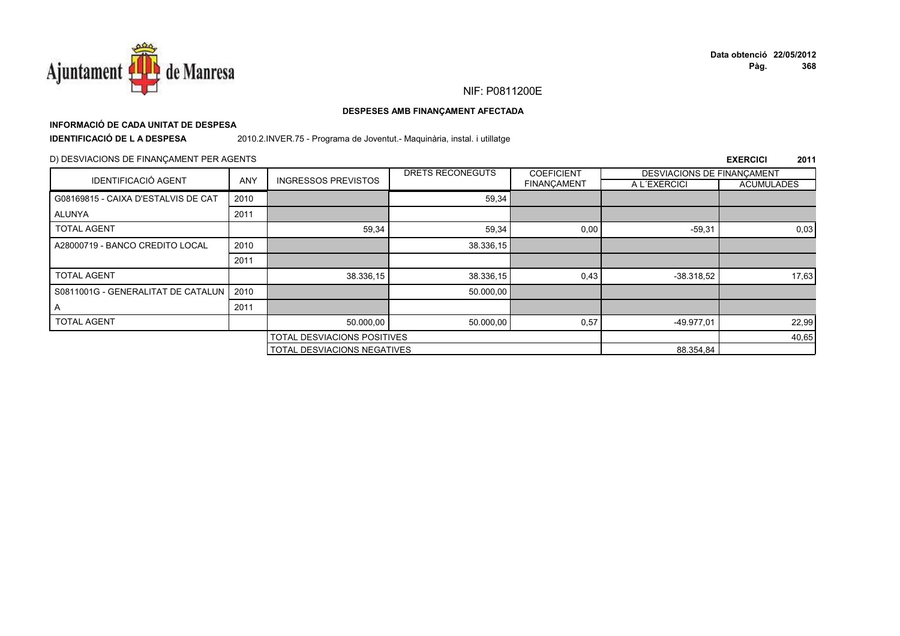NIF: P0811200E

**DESPESES AMB FINANÇAMENT AFECTADA**

**INFORMACIÓ DE CADA UNITAT DE DESPESA**

**IDENTIFICACIÓ DE L A DESPESA** 2010.2.INVER.75 - Programa de Joventut.- Maquinària, instal. i utillatge

D) DESVIACIONS DE FINANÇAMENT PER AGENTS

**EXERCICI 2011**

| IDENTIFICACIÓ AGENT | ANY | INGRESSOS PREVISTOS | DRETS RECONEGUTS | COEFICIENT FINANÇAMENT | DESVIACIONS DE FINANÇAMENT A L´EXERCICI | ACUMULADES |
|---|---|---|---|---|---|---|
| G08169815 - CAIXA D'ESTALVIS DE CAT | 2010 | | 59,34 | | | |
| ALUNYA | 2011 | | | | | |
| TOTAL AGENT | | 59,34 | 59,34 | 0,00 | -59,31 | 0,03 |
| A28000719 - BANCO CREDITO LOCAL | 2010 | | 38.336,15 | | | |
| | 2011 | | | | | |
| TOTAL AGENT | | 38.336,15 | 38.336,15 | 0,43 | -38.318,52 | 17,63 |
| S0811001G - GENERALITAT DE CATALUN | 2010 | | 50.000,00 | | | |
| A | 2011 | | | | | |
| TOTAL AGENT | | 50.000,00 | 50.000,00 | 0,57 | -49.977,01 | 22,99 |
| | | TOTAL DESVIACIONS POSITIVES | | | | 40,65 |
| | | TOTAL DESVIACIONS NEGATIVES | | | 88.354,84 | |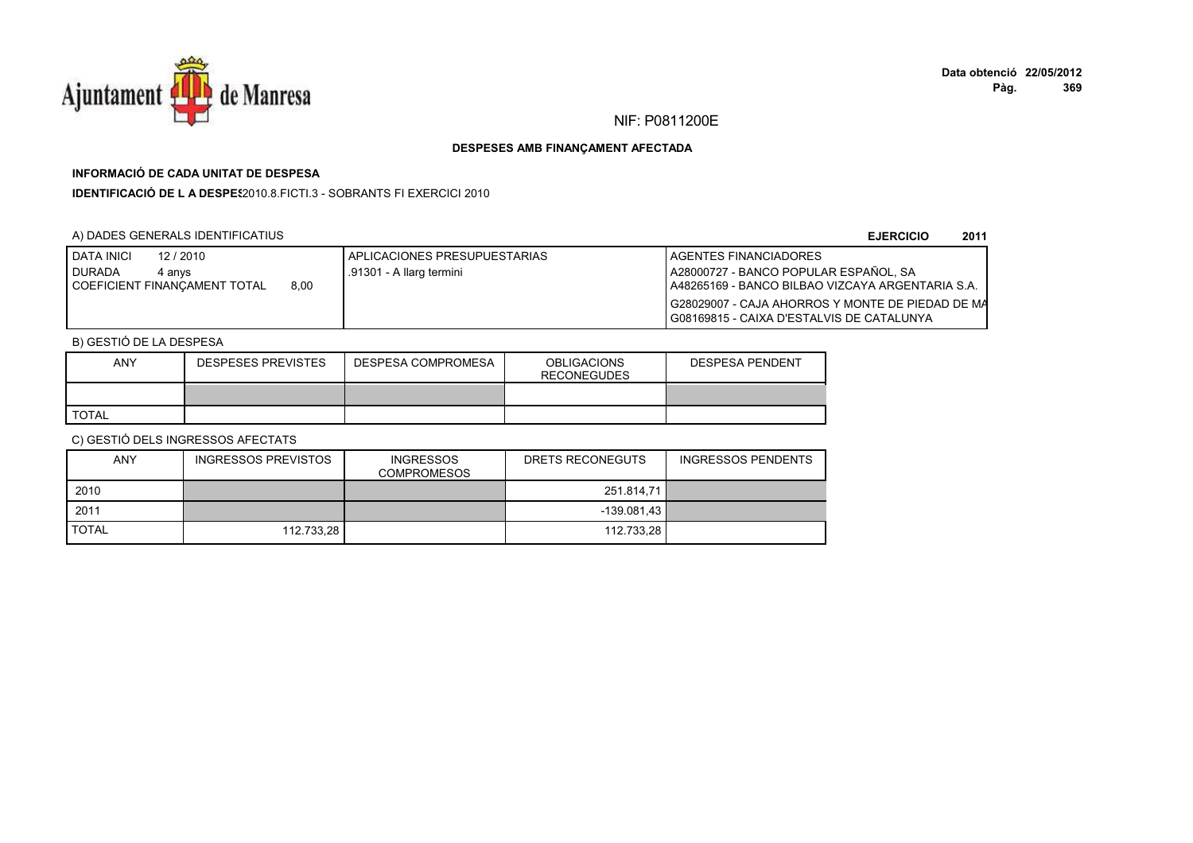NIF: P0811200E

**DESPESES AMB FINANÇAMENT AFECTADA**

**INFORMACIÓ DE CADA UNITAT DE DESPESA**

**IDENTIFICACIÓ DE L A DESPES** 2010.8.FICTI.3 - SOBRANTS FI EXERCICI 2010

A) DADES GENERALS IDENTIFICATIUS

**EJERCICIO 2011**

| DATA INICI 12 / 2010<br>DURADA 4 anys<br>COEFICIENT FINANÇAMENT TOTAL 8,00 | APLICACIONES PRESUPUESTARIAS<br>.91301 - A llarg termini | AGENTES FINANCIADORES<br>A28000727 - BANCO POPULAR ESPAÑOL, SA<br>A48265169 - BANCO BILBAO VIZCAYA ARGENTARIA S.A.<br>G28029007 - CAJA AHORROS Y MONTE DE PIEDAD DE MA<br>G08169815 - CAIXA D'ESTALVIS DE CATALUNYA |
|---|---|---|

B) GESTIÓ DE LA DESPESA

| ANY | DESPESES PREVISTES | DESPESA COMPROMESA | OBLIGACIONS RECONEGUDES | DESPESA PENDENT |
|---|---|---|---|---|
| | | | | |
| TOTAL | | | | |

C) GESTIÓ DELS INGRESSOS AFECTATS

| ANY | INGRESSOS PREVISTOS | INGRESSOS COMPROMESOS | DRETS RECONEGUTS | INGRESSOS PENDENTS |
|---|---|---|---|---|
| 2010 | | | 251.814,71 | |
| 2011 | | | -139.081,43 | |
| TOTAL | 112.733,28 | | 112.733,28 | |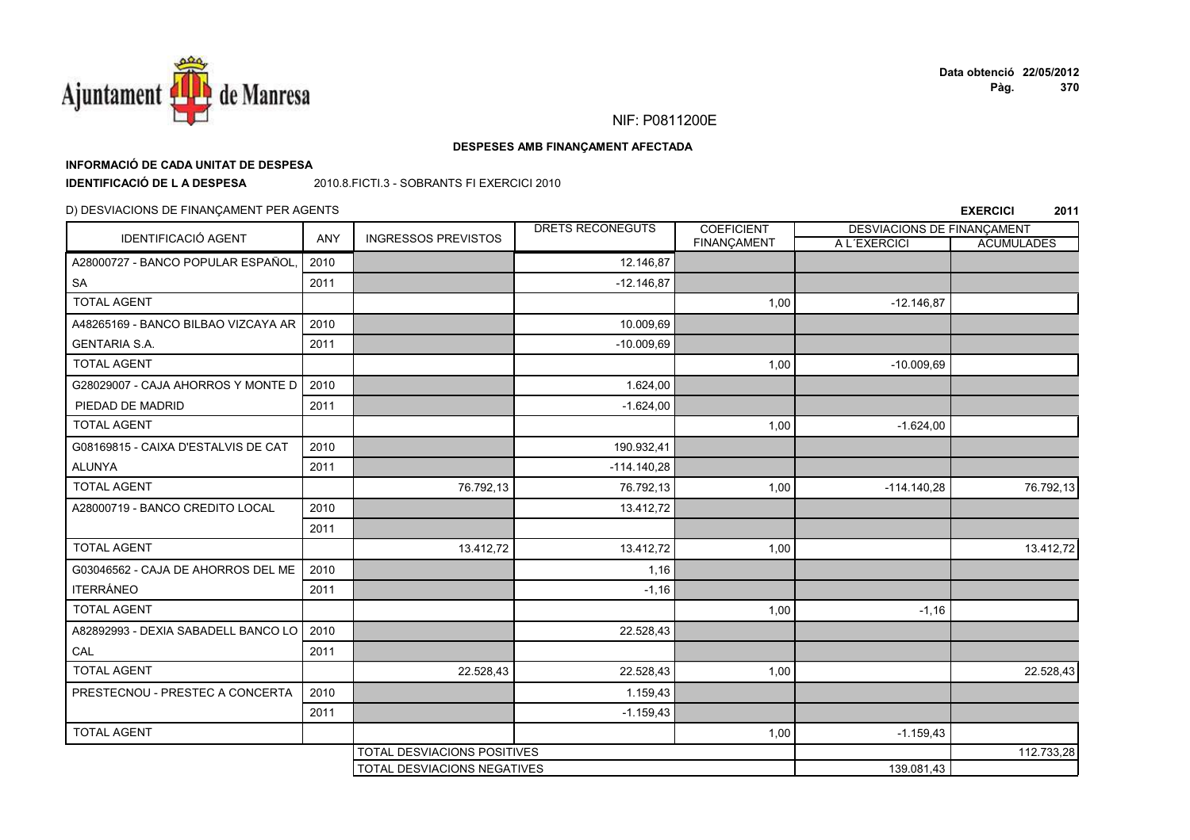NIF: P0811200E

**DESPESES AMB FINANÇAMENT AFECTADA**

**INFORMACIÓ DE CADA UNITAT DE DESPESA**

**IDENTIFICACIÓ DE L A DESPESA** 2010.8.FICTI.3 - SOBRANTS FI EXERCICI 2010

D) DESVIACIONS DE FINANÇAMENT PER AGENTS

**EXERCICI 2011**

| IDENTIFICACIÓ AGENT | ANY | INGRESSOS PREVISTOS | DRETS RECONEGUTS | COEFICIENT FINANÇAMENT | DESVIACIONS DE FINANÇAMENT A L´EXERCICI | DESVIACIONS DE FINANÇAMENT ACUMULADES |
|---|---|---|---|---|---|---|
| A28000727 - BANCO POPULAR ESPAÑOL, | 2010 | | 12.146,87 | | | |
| SA | 2011 | | -12.146,87 | | | |
| TOTAL AGENT | | | | 1,00 | -12.146,87 | |
| A48265169 - BANCO BILBAO VIZCAYA AR | 2010 | | 10.009,69 | | | |
| GENTARIA S.A. | 2011 | | -10.009,69 | | | |
| TOTAL AGENT | | | | 1,00 | -10.009,69 | |
| G28029007 - CAJA AHORROS Y MONTE D | 2010 | | 1.624,00 | | | |
| PIEDAD DE MADRID | 2011 | | -1.624,00 | | | |
| TOTAL AGENT | | | | 1,00 | -1.624,00 | |
| G08169815 - CAIXA D'ESTALVIS DE CAT | 2010 | | 190.932,41 | | | |
| ALUNYA | 2011 | | -114.140,28 | | | |
| TOTAL AGENT | | 76.792,13 | 76.792,13 | 1,00 | -114.140,28 | 76.792,13 |
| A28000719 - BANCO CREDITO LOCAL | 2010 | | 13.412,72 | | | |
| | 2011 | | | | | |
| TOTAL AGENT | | 13.412,72 | 13.412,72 | 1,00 | | 13.412,72 |
| G03046562 - CAJA DE AHORROS DEL ME | 2010 | | 1,16 | | | |
| ITERRÁNEO | 2011 | | -1,16 | | | |
| TOTAL AGENT | | | | 1,00 | -1,16 | |
| A82892993 - DEXIA SABADELL BANCO LO | 2010 | | 22.528,43 | | | |
| CAL | 2011 | | | | | |
| TOTAL AGENT | | 22.528,43 | 22.528,43 | 1,00 | | 22.528,43 |
| PRESTECNOU - PRESTEC A CONCERTA | 2010 | | 1.159,43 | | | |
| | 2011 | | -1.159,43 | | | |
| TOTAL AGENT | | | | 1,00 | -1.159,43 | |
| | | TOTAL DESVIACIONS POSITIVES | | | | 112.733,28 |
| | | TOTAL DESVIACIONS NEGATIVES | | | 139.081,43 | |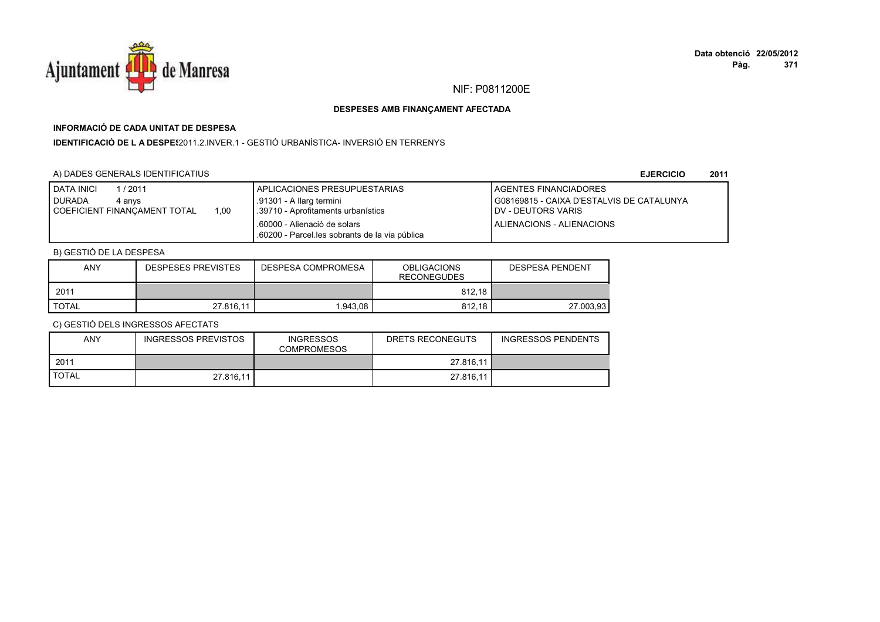NIF: P0811200E

**DESPESES AMB FINANÇAMENT AFECTADA**

**INFORMACIÓ DE CADA UNITAT DE DESPESA**

**IDENTIFICACIÓ DE L A DESPES**2011.2.INVER.1 - GESTIÓ URBANÍSTICA- INVERSIÓ EN TERRENYS

A) DADES GENERALS IDENTIFICATIUS **EJERCICIO 2011**

| DATA INICI 1 / 2011<br>DURADA 4 anys<br>COEFICIENT FINANÇAMENT TOTAL 1,00 | APLICACIONES PRESUPUESTARIAS<br>.91301 - A llarg termini<br>.39710 - Aprofitaments urbanístics<br>.60000 - Alienació de solars<br>.60200 - Parcel.les sobrants de la via pública | AGENTES FINANCIADORES<br>G08169815 - CAIXA D'ESTALVIS DE CATALUNYA<br>DV - DEUTORS VARIS<br>ALIENACIONS - ALIENACIONS |
|---|---|---|

B) GESTIÓ DE LA DESPESA

| ANY | DESPESES PREVISTES | DESPESA COMPROMESA | OBLIGACIONS RECONEGUDES | DESPESA PENDENT |
|---|---|---|---|---|
| 2011 | | | 812,18 | |
| TOTAL | 27.816,11 | 1.943,08 | 812,18 | 27.003,93 |

C) GESTIÓ DELS INGRESSOS AFECTATS

| ANY | INGRESSOS PREVISTOS | INGRESSOS COMPROMESOS | DRETS RECONEGUTS | INGRESSOS PENDENTS |
|---|---|---|---|---|
| 2011 | | | 27.816,11 | |
| TOTAL | 27.816,11 | | 27.816,11 | |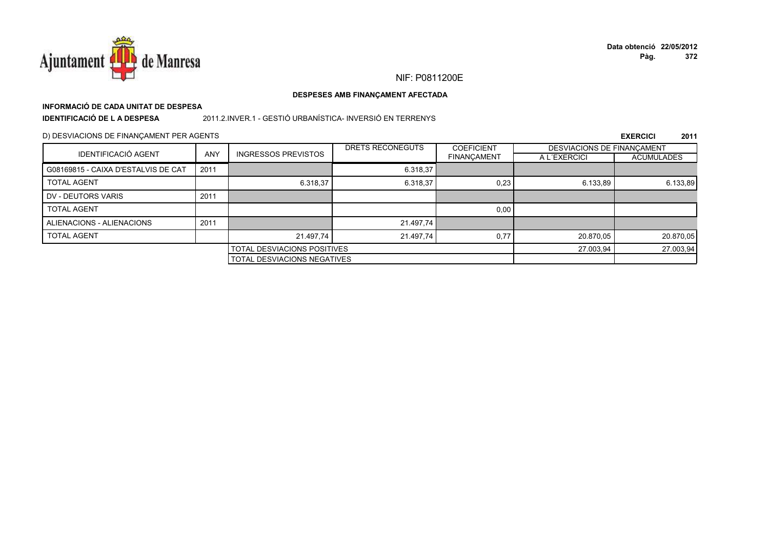NIF: P0811200E

**DESPESES AMB FINANÇAMENT AFECTADA**

**INFORMACIÓ DE CADA UNITAT DE DESPESA**

**IDENTIFICACIÓ DE L A DESPESA** 2011.2.INVER.1 - GESTIÓ URBANÍSTICA- INVERSIÓ EN TERRENYS

D) DESVIACIONS DE FINANÇAMENT PER AGENTS

**EXERCICI 2011**

| IDENTIFICACIÓ AGENT | ANY | INGRESSOS PREVISTOS | DRETS RECONEGUTS | COEFICIENT FINANÇAMENT | DESVIACIONS DE FINANÇAMENT A L´EXERCICI | DESVIACIONS DE FINANÇAMENT ACUMULADES |
|---|---|---|---|---|---|---|
| G08169815 - CAIXA D'ESTALVIS DE CAT | 2011 | | 6.318,37 | | | |
| TOTAL AGENT | | 6.318,37 | 6.318,37 | 0,23 | 6.133,89 | 6.133,89 |
| DV - DEUTORS VARIS | 2011 | | | | | |
| TOTAL AGENT | | | | 0,00 | | |
| ALIENACIONS - ALIENACIONS | 2011 | | 21.497,74 | | | |
| TOTAL AGENT | | 21.497,74 | 21.497,74 | 0,77 | 20.870,05 | 20.870,05 |
| | | TOTAL DESVIACIONS POSITIVES | | | 27.003,94 | 27.003,94 |
| | | TOTAL DESVIACIONS NEGATIVES | | | | |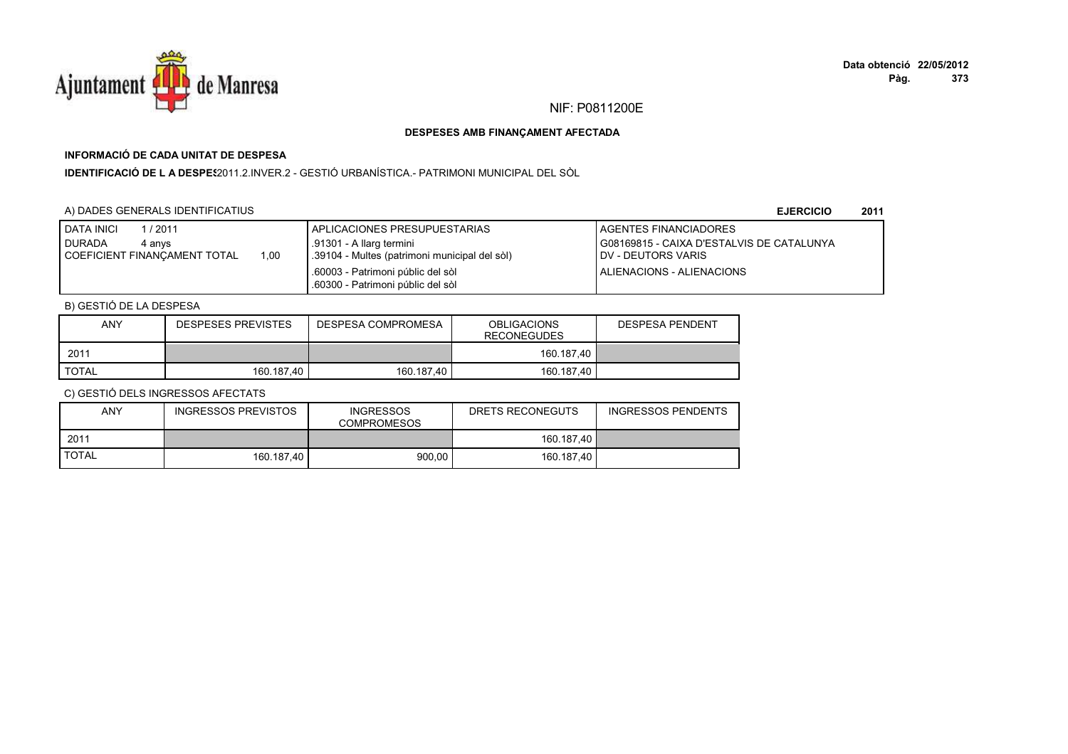NIF: P0811200E

**DESPESES AMB FINANÇAMENT AFECTADA**

**INFORMACIÓ DE CADA UNITAT DE DESPESA**

**IDENTIFICACIÓ DE L A DESPES** 2011.2.INVER.2 - GESTIÓ URBANÍSTICA.- PATRIMONI MUNICIPAL DEL SÒL

A) DADES GENERALS IDENTIFICATIUS

**EJERCICIO 2011**

| | APLICACIONES PRESUPUESTARIAS | AGENTES FINANCIADORES |
|---|---|---|
| DATA INICI 1 / 2011<br>DURADA 4 anys<br>COEFICIENT FINANÇAMENT TOTAL 1,00 | .91301 - A llarg termini<br>.39104 - Multes (patrimoni municipal del sòl)<br>.60003 - Patrimoni públic del sòl<br>.60300 - Patrimoni públic del sòl | G08169815 - CAIXA D'ESTALVIS DE CATALUNYA<br>DV - DEUTORS VARIS<br>ALIENACIONS - ALIENACIONS |

B) GESTIÓ DE LA DESPESA

| ANY | DESPESES PREVISTES | DESPESA COMPROMESA | OBLIGACIONS RECONEGUDES | DESPESA PENDENT |
|---|---|---|---|---|
| 2011 | | | 160.187,40 | |
| TOTAL | 160.187,40 | 160.187,40 | 160.187,40 | |

C) GESTIÓ DELS INGRESSOS AFECTATS

| ANY | INGRESSOS PREVISTOS | INGRESSOS COMPROMESOS | DRETS RECONEGUTS | INGRESSOS PENDENTS |
|---|---|---|---|---|
| 2011 | | | 160.187,40 | |
| TOTAL | 160.187,40 | 900,00 | 160.187,40 | |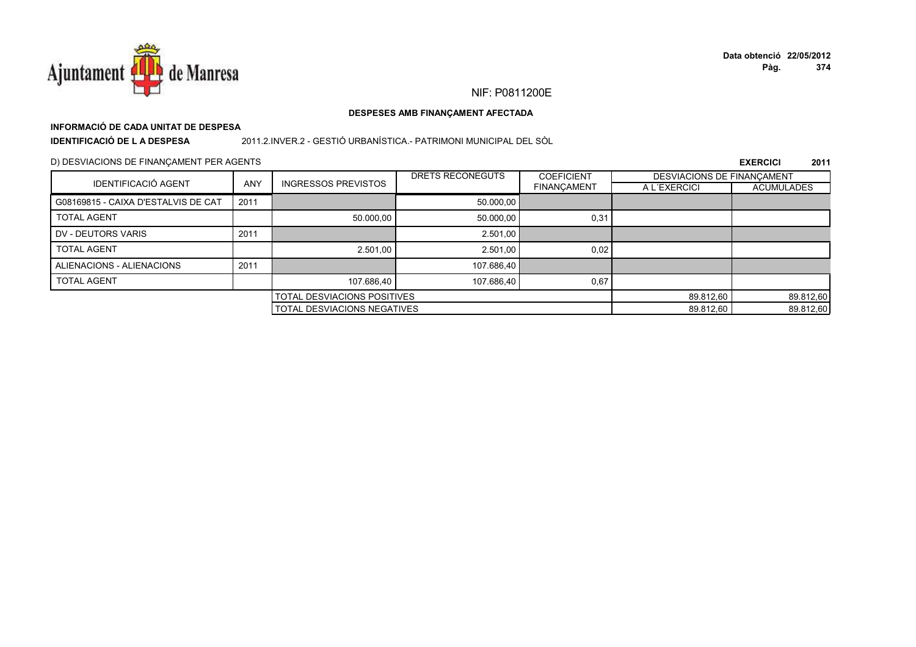NIF: P0811200E

**DESPESES AMB FINANÇAMENT AFECTADA**

**INFORMACIÓ DE CADA UNITAT DE DESPESA**

**IDENTIFICACIÓ DE L A DESPESA** 2011.2.INVER.2 - GESTIÓ URBANÍSTICA.- PATRIMONI MUNICIPAL DEL SÒL

D) DESVIACIONS DE FINANÇAMENT PER AGENTS **EXERCICI 2011**

| IDENTIFICACIÓ AGENT | ANY | INGRESSOS PREVISTOS | DRETS RECONEGUTS | COEFICIENT FINANÇAMENT | DESVIACIONS DE FINANÇAMENT | |
|---|---|---|---|---|---|---|
| | | | | | A L´EXERCICI | ACUMULADES |
| G08169815 - CAIXA D'ESTALVIS DE CAT | 2011 | | 50.000,00 | | | |
| TOTAL AGENT | | 50.000,00 | 50.000,00 | 0,31 | | |
| DV - DEUTORS VARIS | 2011 | | 2.501,00 | | | |
| TOTAL AGENT | | 2.501,00 | 2.501,00 | 0,02 | | |
| ALIENACIONS - ALIENACIONS | 2011 | | 107.686,40 | | | |
| TOTAL AGENT | | 107.686,40 | 107.686,40 | 0,67 | | |
| | | TOTAL DESVIACIONS POSITIVES | | | 89.812,60 | 89.812,60 |
| | | TOTAL DESVIACIONS NEGATIVES | | | 89.812,60 | 89.812,60 |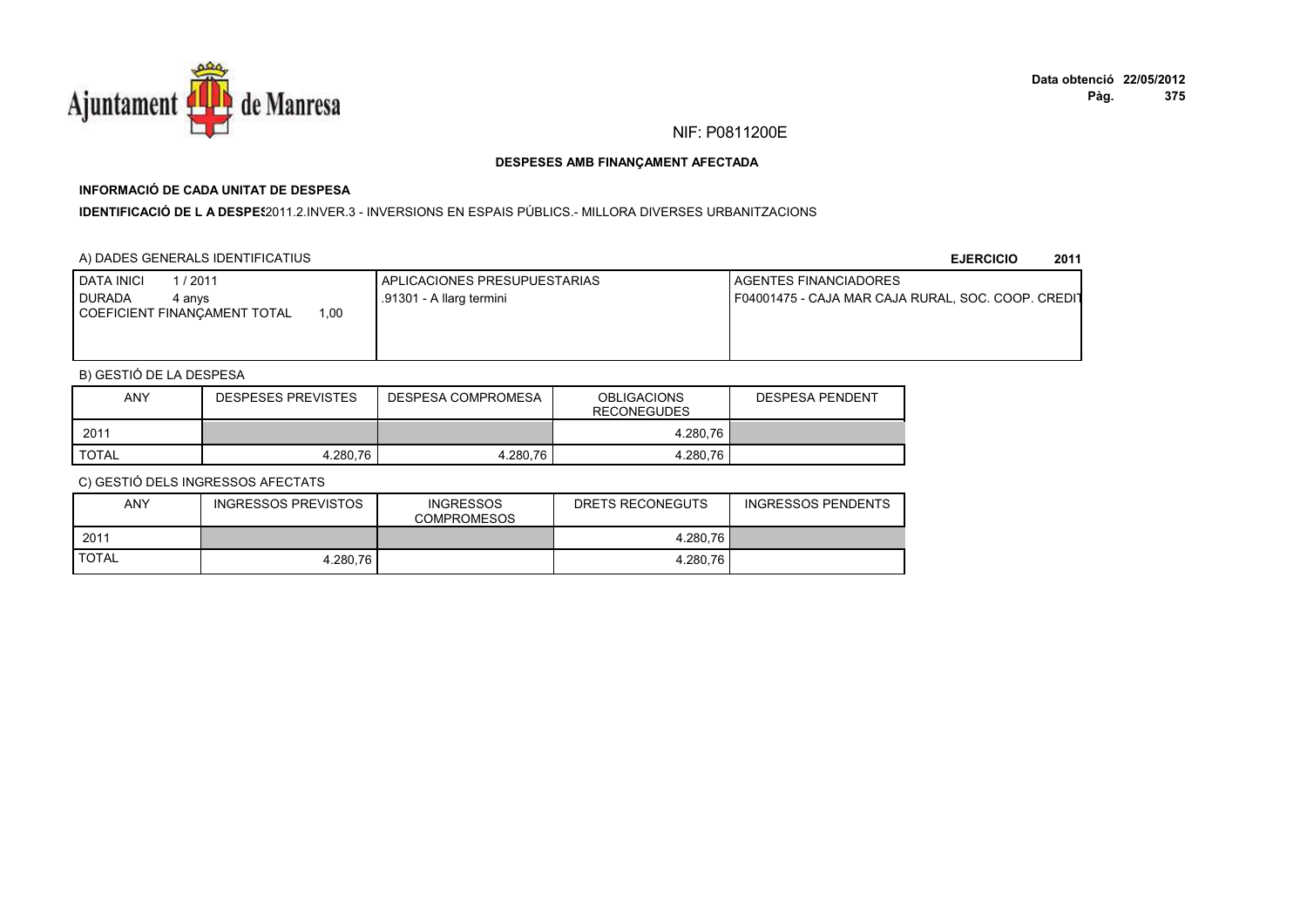NIF: P0811200E

## DESPESES AMB FINANÇAMENT AFECTADA

### INFORMACIÓ DE CADA UNITAT DE DESPESA

**IDENTIFICACIÓ DE L A DESPES** 2011.2.INVER.3 - INVERSIONS EN ESPAIS PÚBLICS.- MILLORA DIVERSES URBANITZACIONS

A) DADES GENERALS IDENTIFICATIUS

**EJERCICIO 2011**

| DATA INICI 1 / 2011<br>DURADA 4 anys<br>COEFICIENT FINANÇAMENT TOTAL 1,00 | APLICACIONES PRESUPUESTARIAS<br>.91301 - A llarg termini | AGENTES FINANCIADORES<br>F04001475 - CAJA MAR CAJA RURAL, SOC. COOP. CREDIT |
|---|---|---|

B) GESTIÓ DE LA DESPESA

| ANY | DESPESES PREVISTES | DESPESA COMPROMESA | OBLIGACIONS RECONEGUDES | DESPESA PENDENT |
|---|---|---|---|---|
| 2011 | | | 4.280,76 | |
| TOTAL | 4.280,76 | 4.280,76 | 4.280,76 | |

C) GESTIÓ DELS INGRESSOS AFECTATS

| ANY | INGRESSOS PREVISTOS | INGRESSOS COMPROMESOS | DRETS RECONEGUTS | INGRESSOS PENDENTS |
|---|---|---|---|---|
| 2011 | | | 4.280,76 | |
| TOTAL | 4.280,76 | | 4.280,76 | |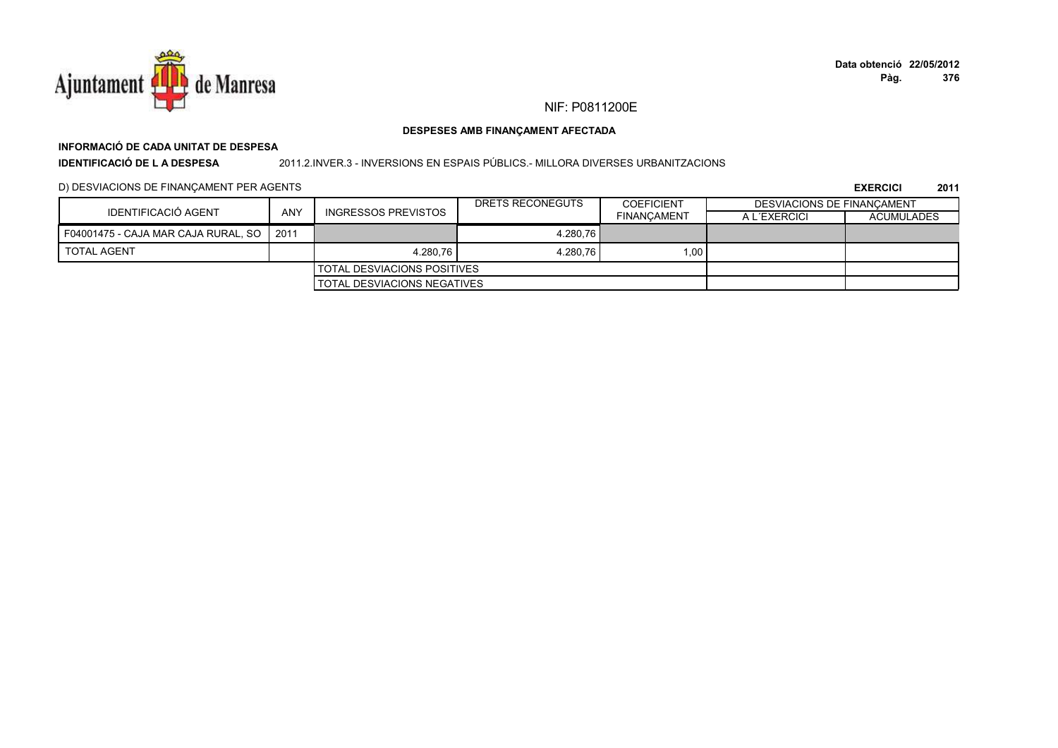NIF: P0811200E

**DESPESES AMB FINANÇAMENT AFECTADA**

**INFORMACIÓ DE CADA UNITAT DE DESPESA**

**IDENTIFICACIÓ DE L A DESPESA** 2011.2.INVER.3 - INVERSIONS EN ESPAIS PÚBLICS.- MILLORA DIVERSES URBANITZACIONS

D) DESVIACIONS DE FINANÇAMENT PER AGENTS

**EXERCICI 2011**

| IDENTIFICACIÓ AGENT | ANY | INGRESSOS PREVISTOS | DRETS RECONEGUTS | COEFICIENT FINANÇAMENT | DESVIACIONS DE FINANÇAMENT A L´EXERCICI | ACUMULADES |
|---|---|---|---|---|---|---|
| F04001475 - CAJA MAR CAJA RURAL, SO | 2011 | | 4.280,76 | | | |
| TOTAL AGENT | | 4.280,76 | 4.280,76 | 1,00 | | |
| | | TOTAL DESVIACIONS POSITIVES | | | | |
| | | TOTAL DESVIACIONS NEGATIVES | | | | |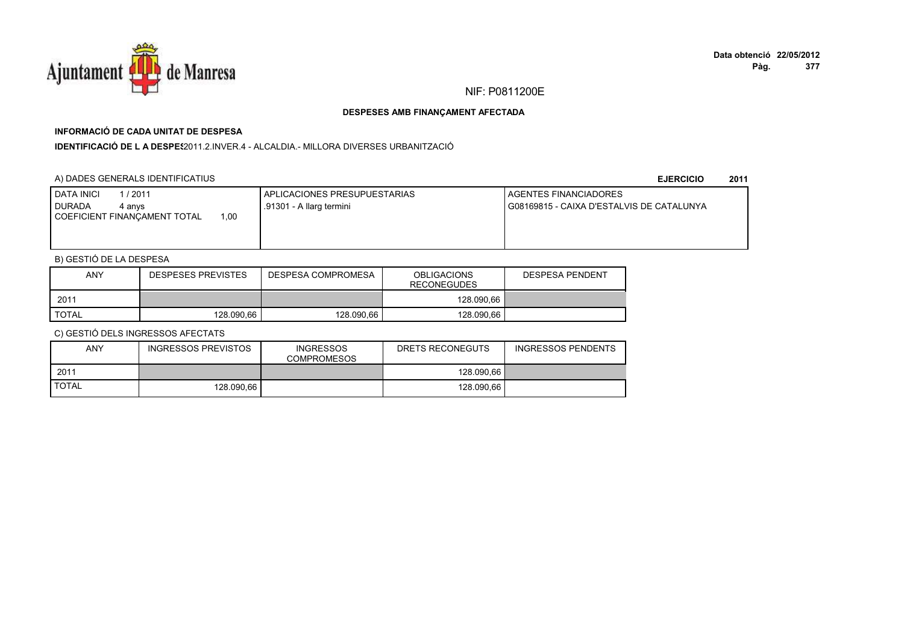NIF: P0811200E

**DESPESES AMB FINANÇAMENT AFECTADA**

**INFORMACIÓ DE CADA UNITAT DE DESPESA**

**IDENTIFICACIÓ DE L A DESPES** 2011.2.INVER.4 - ALCALDIA.- MILLORA DIVERSES URBANITZACIÓ

A) DADES GENERALS IDENTIFICATIUS

**EJERCICIO 2011**

| DATA INICI 1 / 2011<br>DURADA 4 anys<br>COEFICIENT FINANÇAMENT TOTAL 1,00 | APLICACIONES PRESUPUESTARIAS<br>.91301 - A llarg termini | AGENTES FINANCIADORES<br>G08169815 - CAIXA D'ESTALVIS DE CATALUNYA |
|---|---|---|

B) GESTIÓ DE LA DESPESA

| ANY | DESPESES PREVISTES | DESPESA COMPROMESA | OBLIGACIONS RECONEGUDES | DESPESA PENDENT |
|---|---|---|---|---|
| 2011 | | | 128.090,66 | |
| TOTAL | 128.090,66 | 128.090,66 | 128.090,66 | |

C) GESTIÓ DELS INGRESSOS AFECTATS

| ANY | INGRESSOS PREVISTOS | INGRESSOS COMPROMESOS | DRETS RECONEGUTS | INGRESSOS PENDENTS |
|---|---|---|---|---|
| 2011 | | | 128.090,66 | |
| TOTAL | 128.090,66 | | 128.090,66 | |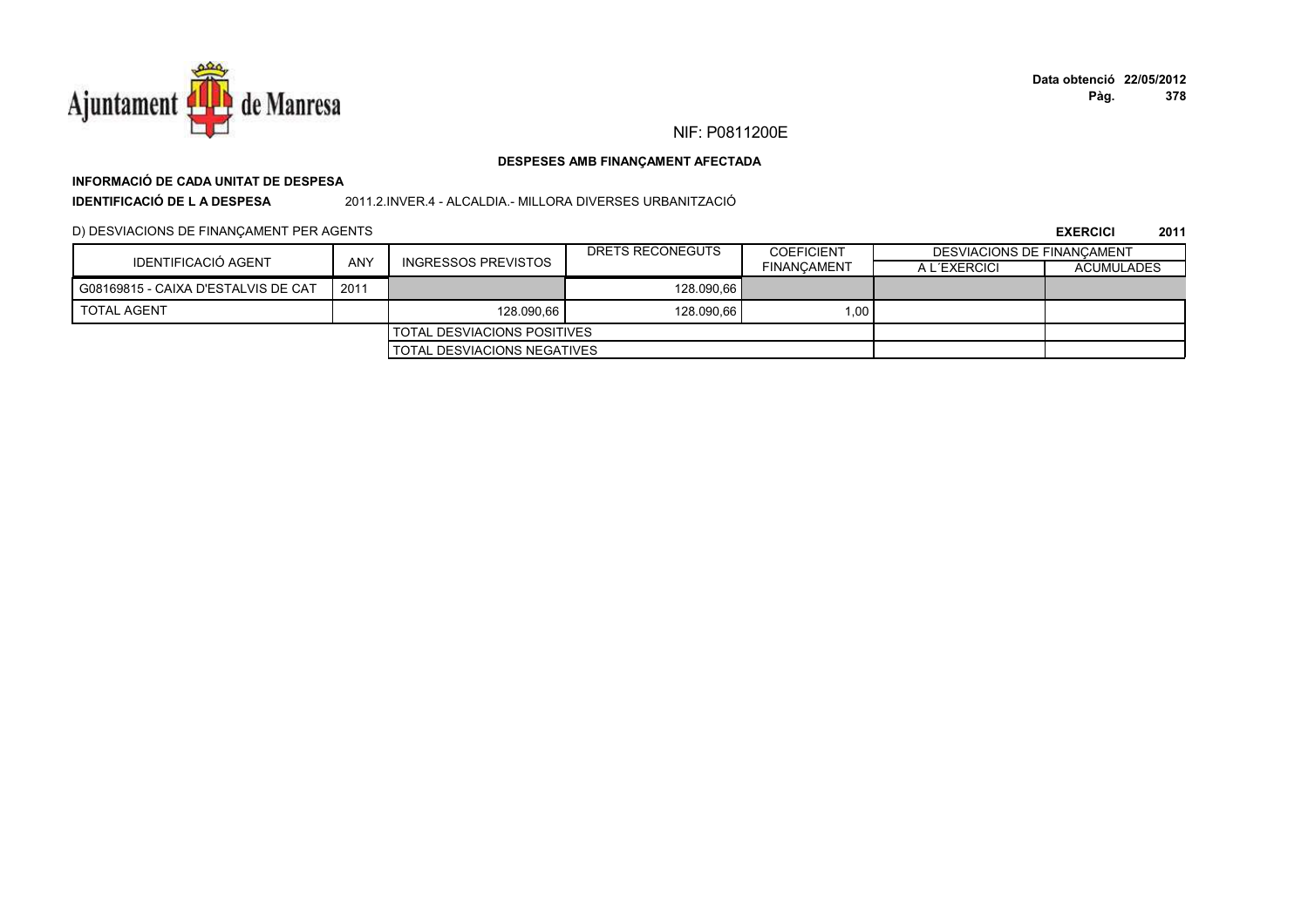NIF: P0811200E

**DESPESES AMB FINANÇAMENT AFECTADA**

**INFORMACIÓ DE CADA UNITAT DE DESPESA**

**IDENTIFICACIÓ DE L A DESPESA** 2011.2.INVER.4 - ALCALDIA.- MILLORA DIVERSES URBANITZACIÓ

D) DESVIACIONS DE FINANÇAMENT PER AGENTS

**EXERCICI 2011**

| IDENTIFICACIÓ AGENT | ANY | INGRESSOS PREVISTOS | DRETS RECONEGUTS | COEFICIENT FINANÇAMENT | DESVIACIONS DE FINANÇAMENT | |
|---|---|---|---|---|---|---|
| | | | | | A L´EXERCICI | ACUMULADES |
| G08169815 - CAIXA D'ESTALVIS DE CAT | 2011 | | 128.090,66 | | | |
| TOTAL AGENT | | 128.090,66 | 128.090,66 | 1,00 | | |
| | | TOTAL DESVIACIONS POSITIVES | | | | |
| | | TOTAL DESVIACIONS NEGATIVES | | | | |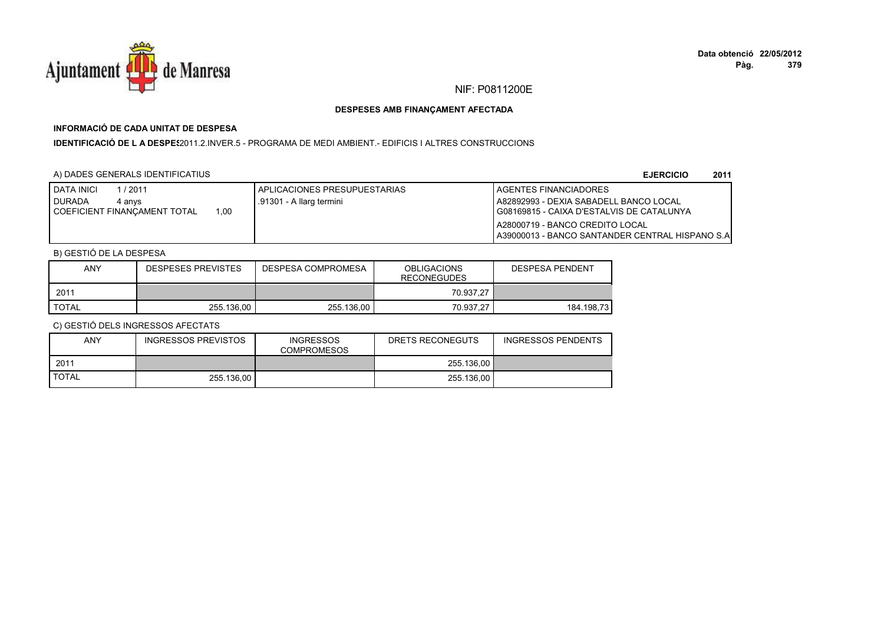NIF: P0811200E

**DESPESES AMB FINANÇAMENT AFECTADA**

**INFORMACIÓ DE CADA UNITAT DE DESPESA**

**IDENTIFICACIÓ DE L A DESPES** 2011.2.INVER.5 - PROGRAMA DE MEDI AMBIENT.- EDIFICIS I ALTRES CONSTRUCCIONS

A) DADES GENERALS IDENTIFICATIUS

**EJERCICIO 2011**

| DATA INICI 1 / 2011<br>DURADA 4 anys<br>COEFICIENT FINANÇAMENT TOTAL 1,00 | APLICACIONES PRESUPUESTARIAS<br>.91301 - A llarg termini | AGENTES FINANCIADORES<br>A82892993 - DEXIA SABADELL BANCO LOCAL<br>G08169815 - CAIXA D'ESTALVIS DE CATALUNYA<br>A28000719 - BANCO CREDITO LOCAL<br>A39000013 - BANCO SANTANDER CENTRAL HISPANO S.A |
|---|---|---|

B) GESTIÓ DE LA DESPESA

| ANY | DESPESES PREVISTES | DESPESA COMPROMESA | OBLIGACIONS RECONEGUDES | DESPESA PENDENT |
|---|---|---|---|---|
| 2011 | | | 70.937,27 | |
| TOTAL | 255.136,00 | 255.136,00 | 70.937,27 | 184.198,73 |

C) GESTIÓ DELS INGRESSOS AFECTATS

| ANY | INGRESSOS PREVISTOS | INGRESSOS COMPROMESOS | DRETS RECONEGUTS | INGRESSOS PENDENTS |
|---|---|---|---|---|
| 2011 | | | 255.136,00 | |
| TOTAL | 255.136,00 | | 255.136,00 | |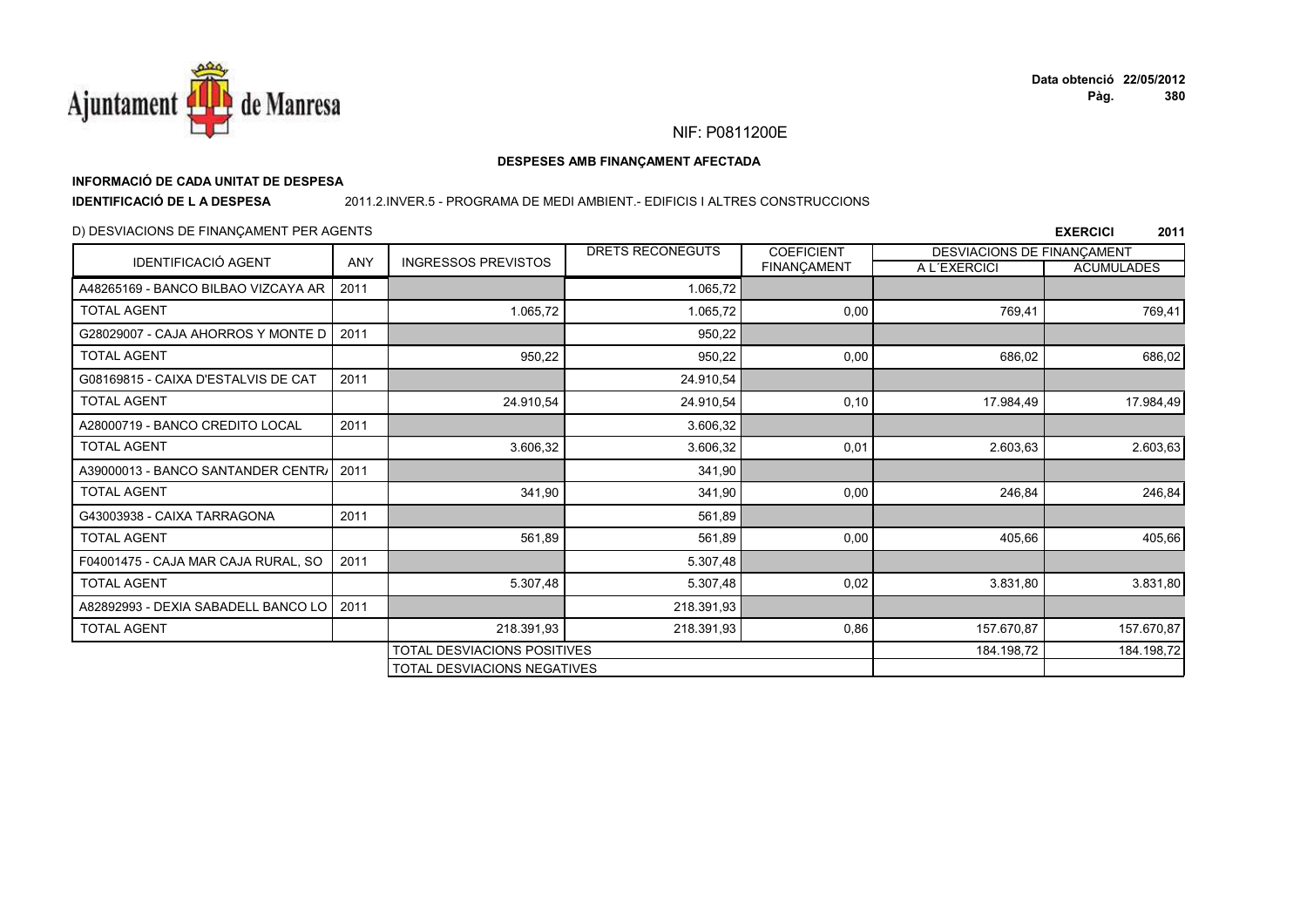Ajuntament de Manresa

Data obtenció 22/05/2012

NIF: P0811200E

**DESPESES AMB FINANÇAMENT AFECTADA**

**INFORMACIÓ DE CADA UNITAT DE DESPESA**

**IDENTIFICACIÓ DE L A DESPESA** 2011.2.INVER.5 - PROGRAMA DE MEDI AMBIENT.- EDIFICIS I ALTRES CONSTRUCCIONS

D) DESVIACIONS DE FINANÇAMENT PER AGENTS

**EXERCICI 2011**

| IDENTIFICACIÓ AGENT | ANY | INGRESSOS PREVISTOS | DRETS RECONEGUTS | COEFICIENT FINANÇAMENT | DESVIACIONS DE FINANÇAMENT A L´EXERCICI | DESVIACIONS DE FINANÇAMENT ACUMULADES |
|---|---|---|---|---|---|---|
| A48265169 - BANCO BILBAO VIZCAYA AR | 2011 | | 1.065,72 | | | |
| TOTAL AGENT | | 1.065,72 | 1.065,72 | 0,00 | 769,41 | 769,41 |
| G28029007 - CAJA AHORROS Y MONTE D | 2011 | | 950,22 | | | |
| TOTAL AGENT | | 950,22 | 950,22 | 0,00 | 686,02 | 686,02 |
| G08169815 - CAIXA D'ESTALVIS DE CAT | 2011 | | 24.910,54 | | | |
| TOTAL AGENT | | 24.910,54 | 24.910,54 | 0,10 | 17.984,49 | 17.984,49 |
| A28000719 - BANCO CREDITO LOCAL | 2011 | | 3.606,32 | | | |
| TOTAL AGENT | | 3.606,32 | 3.606,32 | 0,01 | 2.603,63 | 2.603,63 |
| A39000013 - BANCO SANTANDER CENTR/ | 2011 | | 341,90 | | | |
| TOTAL AGENT | | 341,90 | 341,90 | 0,00 | 246,84 | 246,84 |
| G43003938 - CAIXA TARRAGONA | 2011 | | 561,89 | | | |
| TOTAL AGENT | | 561,89 | 561,89 | 0,00 | 405,66 | 405,66 |
| F04001475 - CAJA MAR CAJA RURAL, SO | 2011 | | 5.307,48 | | | |
| TOTAL AGENT | | 5.307,48 | 5.307,48 | 0,02 | 3.831,80 | 3.831,80 |
| A82892993 - DEXIA SABADELL BANCO LO | 2011 | | 218.391,93 | | | |
| TOTAL AGENT | | 218.391,93 | 218.391,93 | 0,86 | 157.670,87 | 157.670,87 |
| | | TOTAL DESVIACIONS POSITIVES | | | 184.198,72 | 184.198,72 |
| | | TOTAL DESVIACIONS NEGATIVES | | | | |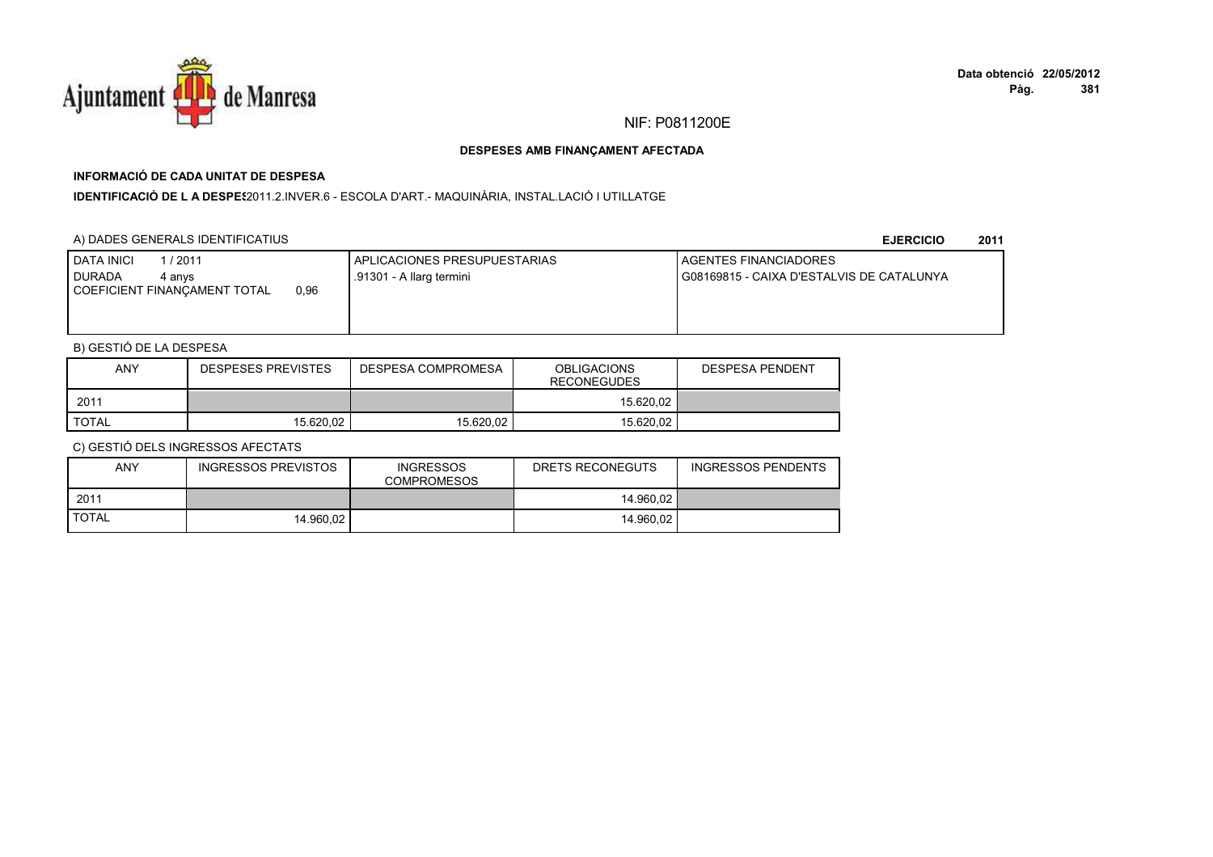NIF: P0811200E

## DESPESES AMB FINANÇAMENT AFECTADA

### INFORMACIÓ DE CADA UNITAT DE DESPESA

**IDENTIFICACIÓ DE L A DESPES**2011.2.INVER.6 - ESCOLA D'ART.- MAQUINÀRIA, INSTAL.LACIÓ I UTILLATGE

A) DADES GENERALS IDENTIFICATIUS

**EJERCICIO 2011**

| DATA INICI 1 / 2011<br>DURADA 4 anys<br>COEFICIENT FINANÇAMENT TOTAL 0,96 | APLICACIONES PRESUPUESTARIAS<br>.91301 - A llarg termini | AGENTES FINANCIADORES<br>G08169815 - CAIXA D'ESTALVIS DE CATALUNYA |
|---|---|---|

B) GESTIÓ DE LA DESPESA

| ANY | DESPESES PREVISTES | DESPESA COMPROMESA | OBLIGACIONS RECONEGUDES | DESPESA PENDENT |
|---|---|---|---|---|
| 2011 | | | 15.620,02 | |
| TOTAL | 15.620,02 | 15.620,02 | 15.620,02 | |

C) GESTIÓ DELS INGRESSOS AFECTATS

| ANY | INGRESSOS PREVISTOS | INGRESSOS COMPROMESOS | DRETS RECONEGUTS | INGRESSOS PENDENTS |
|---|---|---|---|---|
| 2011 | | | 14.960,02 | |
| TOTAL | 14.960,02 | | 14.960,02 | |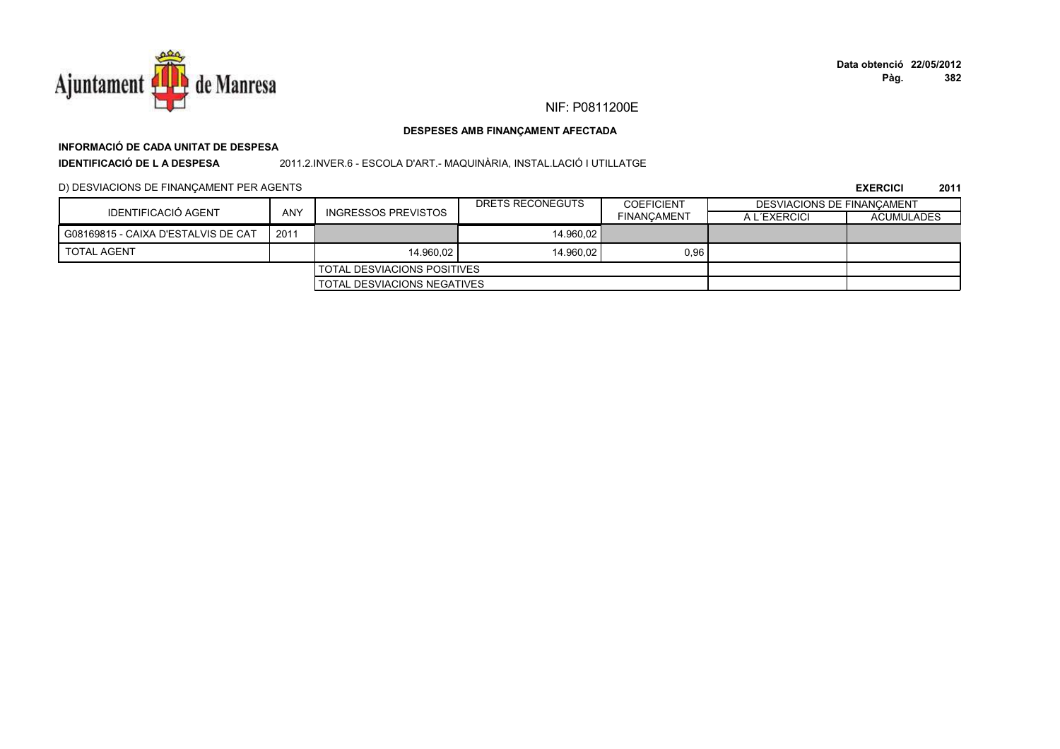NIF: P0811200E

**DESPESES AMB FINANÇAMENT AFECTADA**

**INFORMACIÓ DE CADA UNITAT DE DESPESA**

**IDENTIFICACIÓ DE L A DESPESA** 2011.2.INVER.6 - ESCOLA D'ART.- MAQUINÀRIA, INSTAL.LACIÓ I UTILLATGE

D) DESVIACIONS DE FINANÇAMENT PER AGENTS

**EXERCICI 2011**

| IDENTIFICACIÓ AGENT | ANY | INGRESSOS PREVISTOS | DRETS RECONEGUTS | COEFICIENT FINANÇAMENT | DESVIACIONS DE FINANÇAMENT | |
|---|---|---|---|---|---|---|
| | | | | | A L´EXERCICI | ACUMULADES |
| G08169815 - CAIXA D'ESTALVIS DE CAT | 2011 | | 14.960,02 | | | |
| TOTAL AGENT | | 14.960,02 | 14.960,02 | 0,96 | | |
| | | TOTAL DESVIACIONS POSITIVES | | | | |
| | | TOTAL DESVIACIONS NEGATIVES | | | | |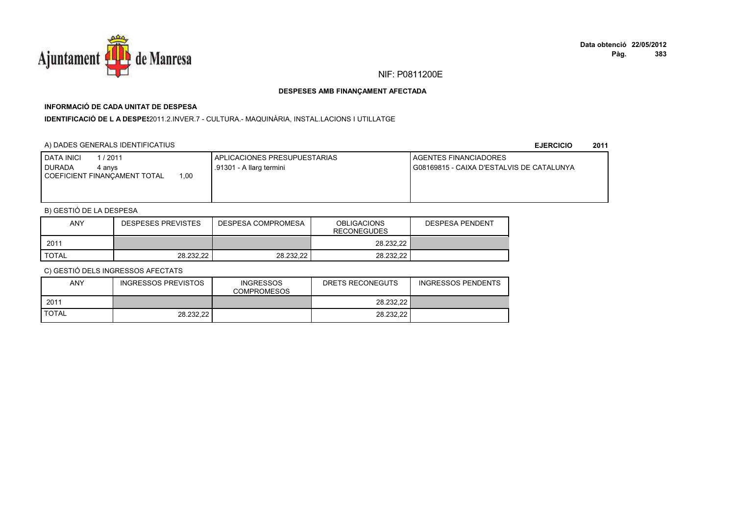NIF: P0811200E

**DESPESES AMB FINANÇAMENT AFECTADA**

**INFORMACIÓ DE CADA UNITAT DE DESPESA**

**IDENTIFICACIÓ DE L A DESPES** 2011.2.INVER.7 - CULTURA.- MAQUINÀRIA, INSTAL.LACIONS I UTILLATGE

A) DADES GENERALS IDENTIFICATIUS

**EJERCICIO 2011**

| DATA INICI 1 / 2011<br>DURADA 4 anys<br>COEFICIENT FINANÇAMENT TOTAL 1,00 | APLICACIONES PRESUPUESTARIAS<br>.91301 - A llarg termini | AGENTES FINANCIADORES<br>G08169815 - CAIXA D'ESTALVIS DE CATALUNYA |
|---|---|---|

B) GESTIÓ DE LA DESPESA

| ANY | DESPESES PREVISTES | DESPESA COMPROMESA | OBLIGACIONS RECONEGUDES | DESPESA PENDENT |
|---|---|---|---|---|
| 2011 | | | 28.232,22 | |
| TOTAL | 28.232,22 | 28.232,22 | 28.232,22 | |

C) GESTIÓ DELS INGRESSOS AFECTATS

| ANY | INGRESSOS PREVISTOS | INGRESSOS COMPROMESOS | DRETS RECONEGUTS | INGRESSOS PENDENTS |
|---|---|---|---|---|
| 2011 | | | 28.232,22 | |
| TOTAL | 28.232,22 | | 28.232,22 | |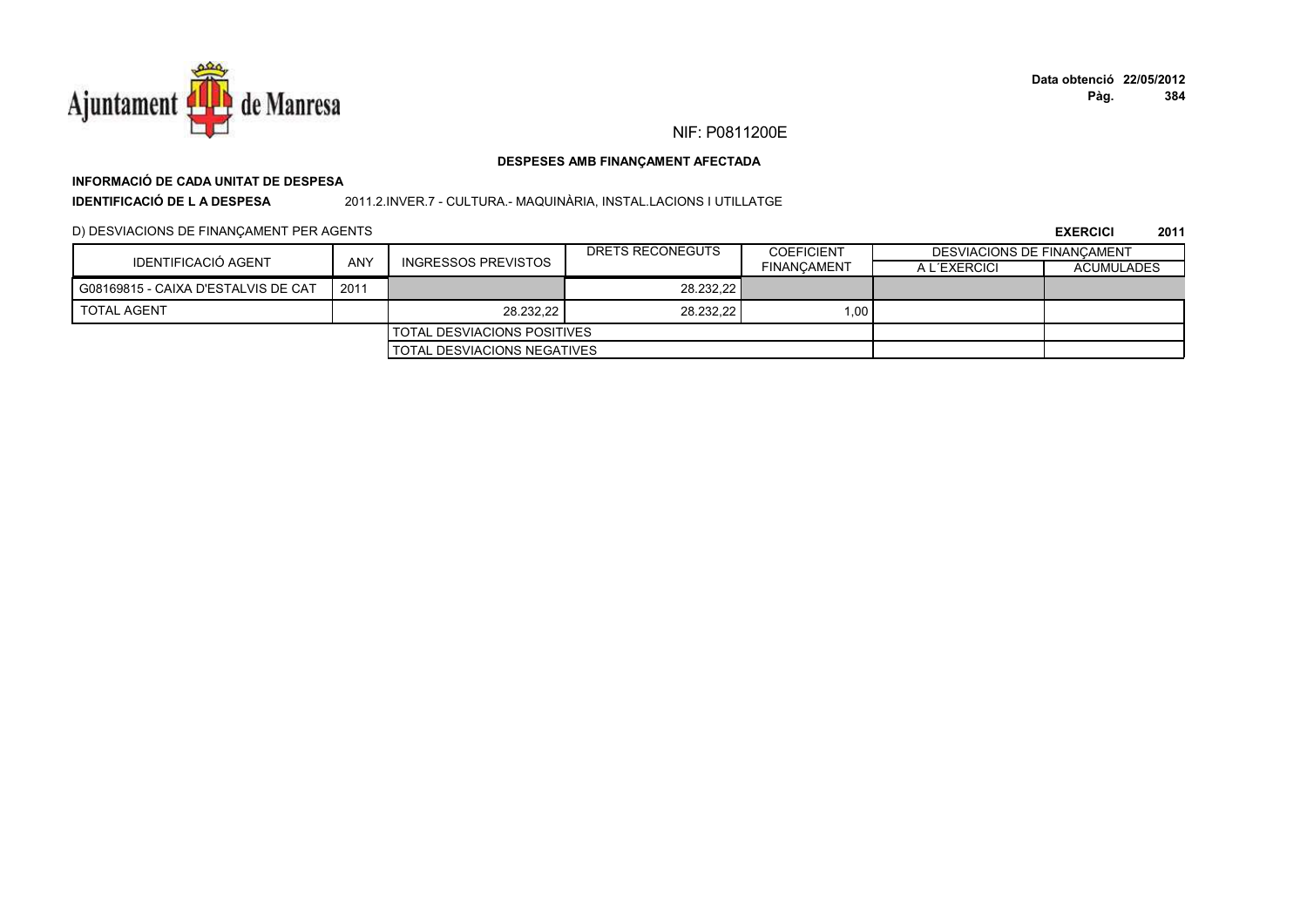NIF: P0811200E

**DESPESES AMB FINANÇAMENT AFECTADA**

**INFORMACIÓ DE CADA UNITAT DE DESPESA**

**IDENTIFICACIÓ DE L A DESPESA** 2011.2.INVER.7 - CULTURA.- MAQUINÀRIA, INSTAL.LACIONS I UTILLATGE

D) DESVIACIONS DE FINANÇAMENT PER AGENTS

**EXERCICI 2011**

| IDENTIFICACIÓ AGENT | ANY | INGRESSOS PREVISTOS | DRETS RECONEGUTS | COEFICIENT FINANÇAMENT | DESVIACIONS DE FINANÇAMENT | |
|---|---|---|---|---|---|---|
| | | | | | A L´EXERCICI | ACUMULADES |
| G08169815 - CAIXA D'ESTALVIS DE CAT | 2011 | | 28.232,22 | | | |
| TOTAL AGENT | | 28.232,22 | 28.232,22 | 1,00 | | |
| | | TOTAL DESVIACIONS POSITIVES | | | | |
| | | TOTAL DESVIACIONS NEGATIVES | | | | |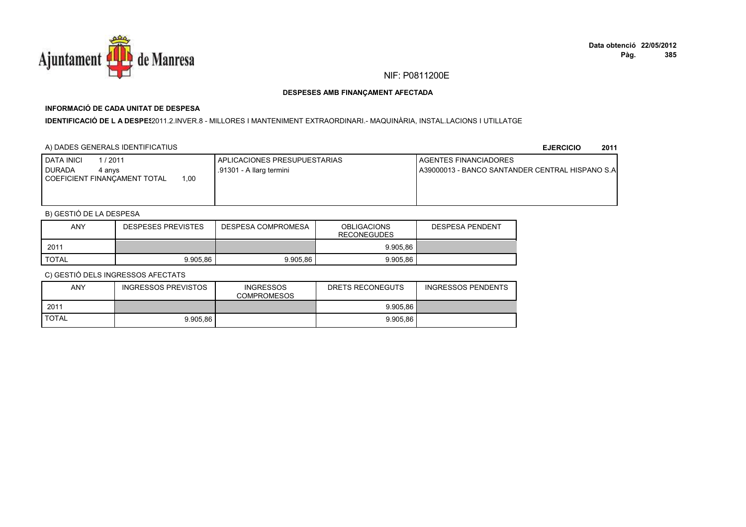NIF: P0811200E

**DESPESES AMB FINANÇAMENT AFECTADA**

**INFORMACIÓ DE CADA UNITAT DE DESPESA**

**IDENTIFICACIÓ DE L A DESPES**2011.2.INVER.8 - MILLORES I MANTENIMENT EXTRAORDINARI.- MAQUINÀRIA, INSTAL.LACIONS I UTILLATGE

A) DADES GENERALS IDENTIFICATIUS

**EJERCICIO 2011**

| DATA INICI 1 / 2011<br>DURADA 4 anys<br>COEFICIENT FINANÇAMENT TOTAL 1,00 | APLICACIONES PRESUPUESTARIAS<br>.91301 - A llarg termini | AGENTES FINANCIADORES<br>A39000013 - BANCO SANTANDER CENTRAL HISPANO S.A |
|---|---|---|

B) GESTIÓ DE LA DESPESA

| ANY | DESPESES PREVISTES | DESPESA COMPROMESA | OBLIGACIONS RECONEGUDES | DESPESA PENDENT |
|---|---|---|---|---|
| 2011 | | | 9.905,86 | |
| TOTAL | 9.905,86 | 9.905,86 | 9.905,86 | |

C) GESTIÓ DELS INGRESSOS AFECTATS

| ANY | INGRESSOS PREVISTOS | INGRESSOS COMPROMESOS | DRETS RECONEGUTS | INGRESSOS PENDENTS |
|---|---|---|---|---|
| 2011 | | | 9.905,86 | |
| TOTAL | 9.905,86 | | 9.905,86 | |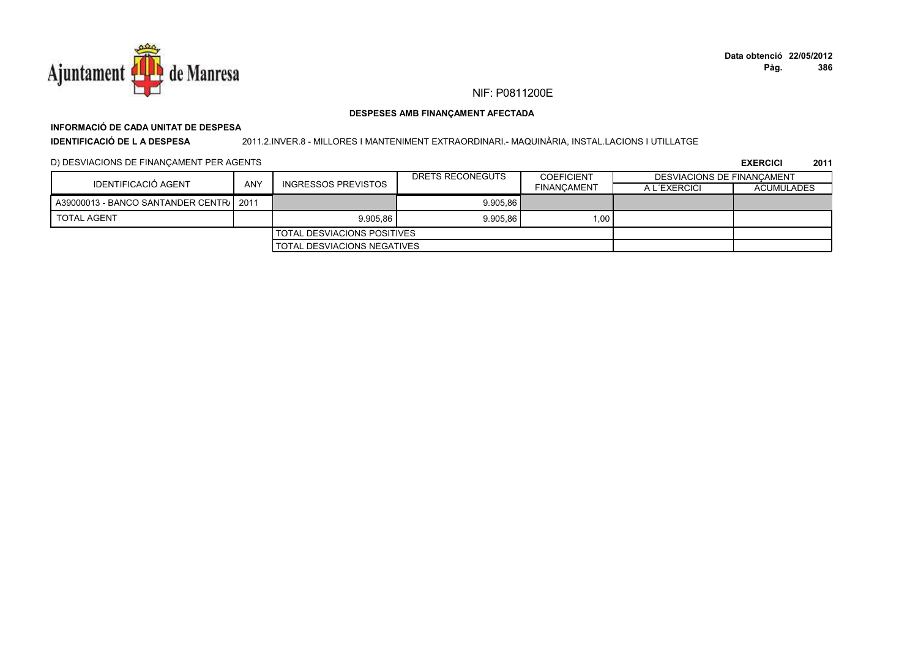NIF: P0811200E

**DESPESES AMB FINANÇAMENT AFECTADA**

**INFORMACIÓ DE CADA UNITAT DE DESPESA**

**IDENTIFICACIÓ DE L A DESPESA** 2011.2.INVER.8 - MILLORES I MANTENIMENT EXTRAORDINARI.- MAQUINÀRIA, INSTAL.LACIONS I UTILLATGE

D) DESVIACIONS DE FINANÇAMENT PER AGENTS

**EXERCICI 2011**

| IDENTIFICACIÓ AGENT | ANY | INGRESSOS PREVISTOS | DRETS RECONEGUTS | COEFICIENT FINANÇAMENT | DESVIACIONS DE FINANÇAMENT A L´EXERCICI | DESVIACIONS DE FINANÇAMENT ACUMULADES |
|---|---|---|---|---|---|---|
| A39000013 - BANCO SANTANDER CENTR/ | 2011 | | 9.905,86 | | | |
| TOTAL AGENT | | 9.905,86 | 9.905,86 | 1,00 | | |
| | | TOTAL DESVIACIONS POSITIVES | | | | |
| | | TOTAL DESVIACIONS NEGATIVES | | | | |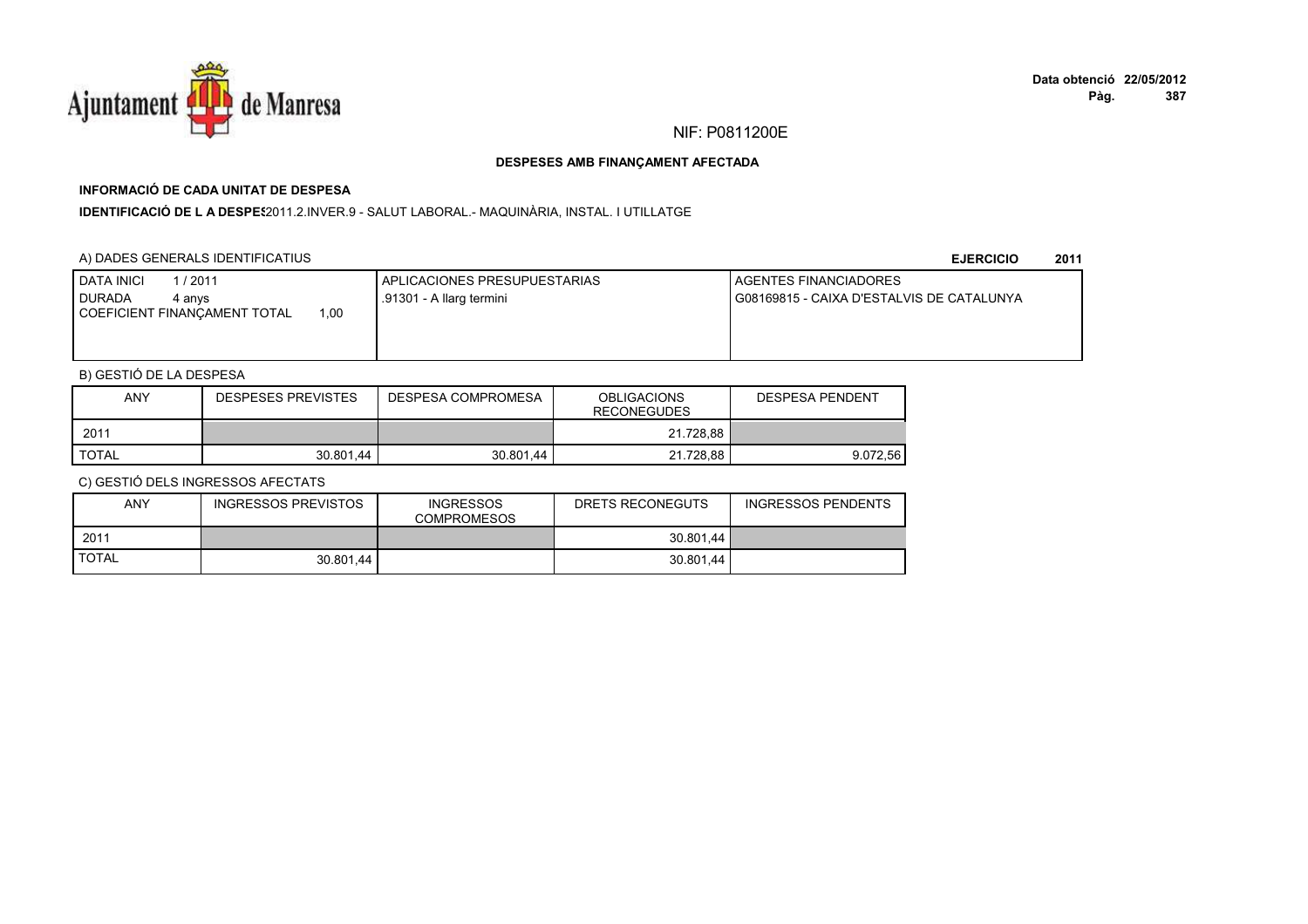NIF: P0811200E

**DESPESES AMB FINANÇAMENT AFECTADA**

**INFORMACIÓ DE CADA UNITAT DE DESPESA**

**IDENTIFICACIÓ DE L A DESPES**2011.2.INVER.9 - SALUT LABORAL.- MAQUINÀRIA, INSTAL. I UTILLATGE

A) DADES GENERALS IDENTIFICATIUS

**EJERCICIO 2011**

| DATA INICI 1 / 2011<br>DURADA 4 anys<br>COEFICIENT FINANÇAMENT TOTAL 1,00 | APLICACIONES PRESUPUESTARIAS<br>.91301 - A llarg termini | AGENTES FINANCIADORES<br>G08169815 - CAIXA D'ESTALVIS DE CATALUNYA |
|---|---|---|

B) GESTIÓ DE LA DESPESA

| ANY | DESPESES PREVISTES | DESPESA COMPROMESA | OBLIGACIONS RECONEGUDES | DESPESA PENDENT |
|---|---|---|---|---|
| 2011 | | | 21.728,88 | |
| TOTAL | 30.801,44 | 30.801,44 | 21.728,88 | 9.072,56 |

C) GESTIÓ DELS INGRESSOS AFECTATS

| ANY | INGRESSOS PREVISTOS | INGRESSOS COMPROMESOS | DRETS RECONEGUTS | INGRESSOS PENDENTS |
|---|---|---|---|---|
| 2011 | | | 30.801,44 | |
| TOTAL | 30.801,44 | | 30.801,44 | |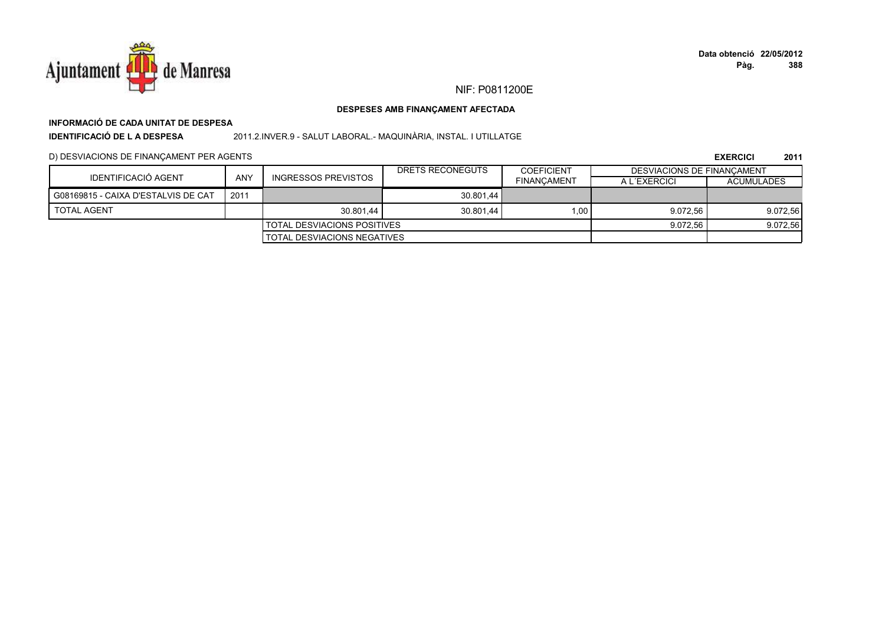NIF: P0811200E

**DESPESES AMB FINANÇAMENT AFECTADA**

**INFORMACIÓ DE CADA UNITAT DE DESPESA**

**IDENTIFICACIÓ DE L A DESPESA** 2011.2.INVER.9 - SALUT LABORAL.- MAQUINÀRIA, INSTAL. I UTILLATGE

D) DESVIACIONS DE FINANÇAMENT PER AGENTS

**EXERCICI 2011**

| IDENTIFICACIÓ AGENT | ANY | INGRESSOS PREVISTOS | DRETS RECONEGUTS | COEFICIENT FINANÇAMENT | DESVIACIONS DE FINANÇAMENT | |
|---|---|---|---|---|---|---|
| | | | | | A L´EXERCICI | ACUMULADES |
| G08169815 - CAIXA D'ESTALVIS DE CAT | 2011 | | 30.801,44 | | | |
| TOTAL AGENT | | 30.801,44 | 30.801,44 | 1,00 | 9.072,56 | 9.072,56 |
| | | TOTAL DESVIACIONS POSITIVES | | | 9.072,56 | 9.072,56 |
| | | TOTAL DESVIACIONS NEGATIVES | | | | |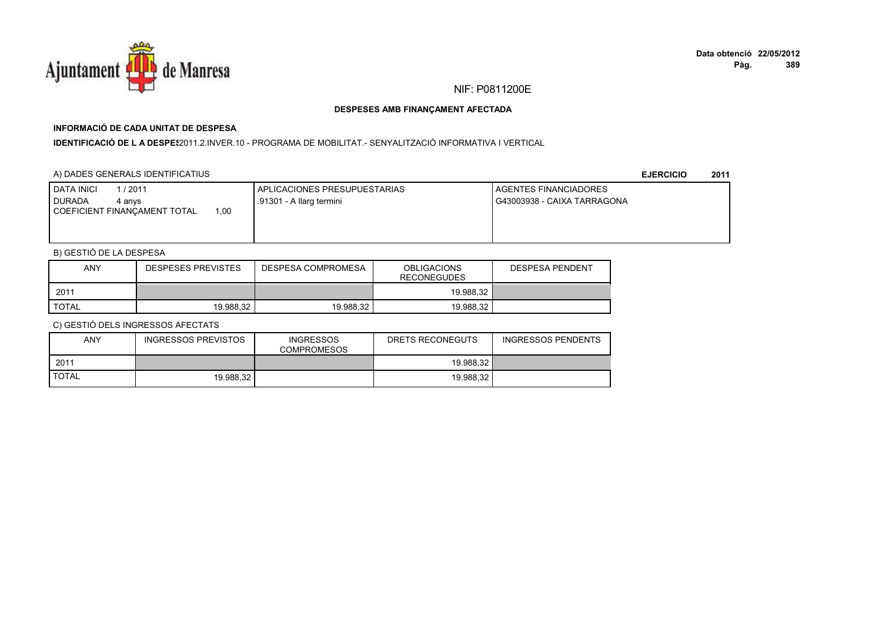NIF: P0811200E

**DESPESES AMB FINANÇAMENT AFECTADA**

**INFORMACIÓ DE CADA UNITAT DE DESPESA**

**IDENTIFICACIÓ DE L A DESPES**2011.2.INVER.10 - PROGRAMA DE MOBILITAT.- SENYALITZACIÓ INFORMATIVA I VERTICAL

A) DADES GENERALS IDENTIFICATIUS

**EJERCICIO 2011**

| DATA INICI 1 / 2011<br>DURADA 4 anys<br>COEFICIENT FINANÇAMENT TOTAL 1,00 | APLICACIONES PRESUPUESTARIAS<br>.91301 - A llarg termini | AGENTES FINANCIADORES<br>G43003938 - CAIXA TARRAGONA |
|---|---|---|

B) GESTIÓ DE LA DESPESA

| ANY | DESPESES PREVISTES | DESPESA COMPROMESA | OBLIGACIONS RECONEGUDES | DESPESA PENDENT |
|---|---|---|---|---|
| 2011 | | | 19.988,32 | |
| TOTAL | 19.988,32 | 19.988,32 | 19.988,32 | |

C) GESTIÓ DELS INGRESSOS AFECTATS

| ANY | INGRESSOS PREVISTOS | INGRESSOS COMPROMESOS | DRETS RECONEGUTS | INGRESSOS PENDENTS |
|---|---|---|---|---|
| 2011 | | | 19.988,32 | |
| TOTAL | 19.988,32 | | 19.988,32 | |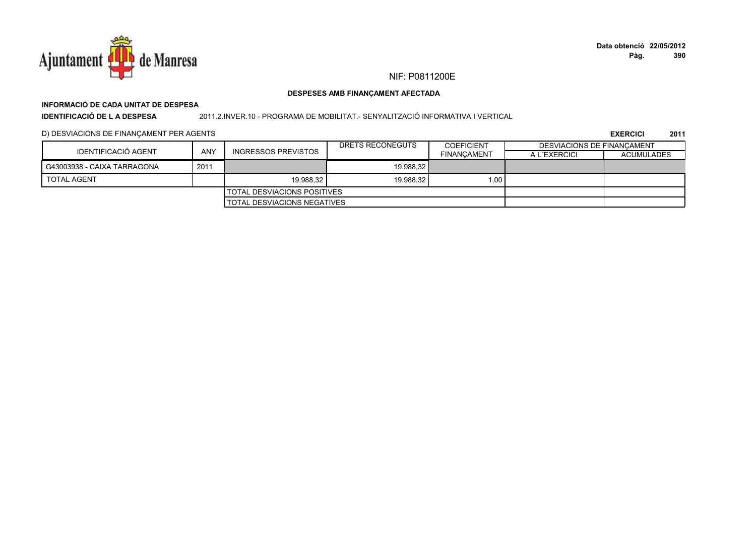NIF: P0811200E

**DESPESES AMB FINANÇAMENT AFECTADA**

**INFORMACIÓ DE CADA UNITAT DE DESPESA**

**IDENTIFICACIÓ DE L A DESPESA** 2011.2.INVER.10 - PROGRAMA DE MOBILITAT.- SENYALITZACIÓ INFORMATIVA I VERTICAL

D) DESVIACIONS DE FINANÇAMENT PER AGENTS

**EXERCICI 2011**

| IDENTIFICACIÓ AGENT | ANY | INGRESSOS PREVISTOS | DRETS RECONEGUTS | COEFICIENT FINANÇAMENT | DESVIACIONS DE FINANÇAMENT | |
|---|---|---|---|---|---|---|
| | | | | | A L´EXERCICI | ACUMULADES |
| G43003938 - CAIXA TARRAGONA | 2011 | | 19.988,32 | | | |
| TOTAL AGENT | | 19.988,32 | 19.988,32 | 1,00 | | |
| | | TOTAL DESVIACIONS POSITIVES | | | | |
| | | TOTAL DESVIACIONS NEGATIVES | | | | |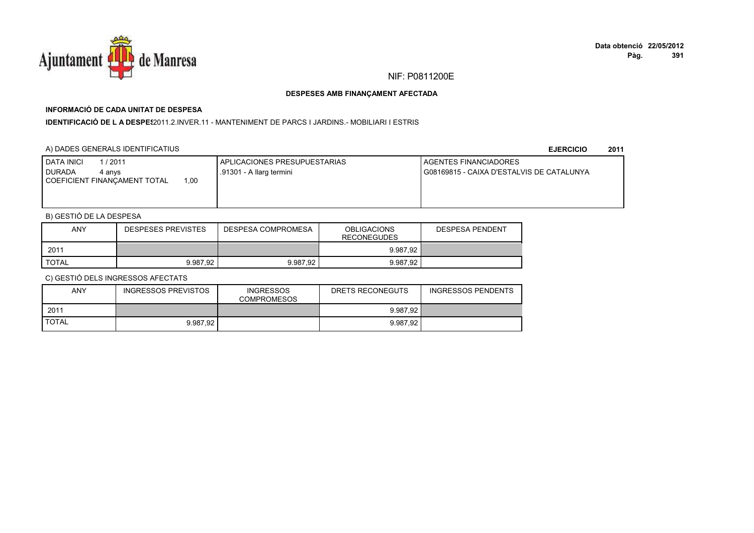Ajuntament de Manresa

Data obtenció 22/05/2012

NIF: P0811200E

**DESPESES AMB FINANÇAMENT AFECTADA**

**INFORMACIÓ DE CADA UNITAT DE DESPESA**

**IDENTIFICACIÓ DE L A DESPES**2011.2.INVER.11 - MANTENIMENT DE PARCS I JARDINS.- MOBILIARI I ESTRIS

A) DADES GENERALS IDENTIFICATIUS **EJERCICIO 2011**

| DATA INICI 1 / 2011<br>DURADA 4 anys<br>COEFICIENT FINANÇAMENT TOTAL 1,00 | APLICACIONES PRESUPUESTARIAS<br>.91301 - A llarg termini | AGENTES FINANCIADORES<br>G08169815 - CAIXA D'ESTALVIS DE CATALUNYA |
|---|---|---|

B) GESTIÓ DE LA DESPESA

| ANY | DESPESES PREVISTES | DESPESA COMPROMESA | OBLIGACIONS RECONEGUDES | DESPESA PENDENT |
|---|---|---|---|---|
| 2011 | | | 9.987,92 | |
| TOTAL | 9.987,92 | 9.987,92 | 9.987,92 | |

C) GESTIÓ DELS INGRESSOS AFECTATS

| ANY | INGRESSOS PREVISTOS | INGRESSOS COMPROMESOS | DRETS RECONEGUTS | INGRESSOS PENDENTS |
|---|---|---|---|---|
| 2011 | | | 9.987,92 | |
| TOTAL | 9.987,92 | | 9.987,92 | |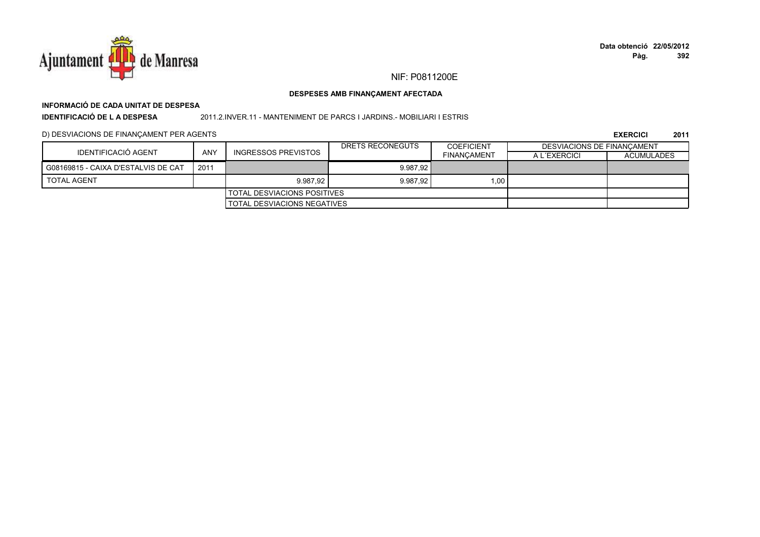NIF: P0811200E

**Data obtenció 22/05/2012**

**DESPESES AMB FINANÇAMENT AFECTADA**

**INFORMACIÓ DE CADA UNITAT DE DESPESA**

**IDENTIFICACIÓ DE L A DESPESA** 2011.2.INVER.11 - MANTENIMENT DE PARCS I JARDINS.- MOBILIARI I ESTRIS

D) DESVIACIONS DE FINANÇAMENT PER AGENTS

**EXERCICI 2011**

| IDENTIFICACIÓ AGENT | ANY | INGRESSOS PREVISTOS | DRETS RECONEGUTS | COEFICIENT FINANÇAMENT | DESVIACIONS DE FINANÇAMENT A L´EXERCICI | DESVIACIONS DE FINANÇAMENT ACUMULADES |
|---|---|---|---|---|---|---|
| G08169815 - CAIXA D'ESTALVIS DE CAT | 2011 | | 9.987,92 | | | |
| TOTAL AGENT | | 9.987,92 | 9.987,92 | 1,00 | | |
| | | TOTAL DESVIACIONS POSITIVES | | | | |
| | | TOTAL DESVIACIONS NEGATIVES | | | | |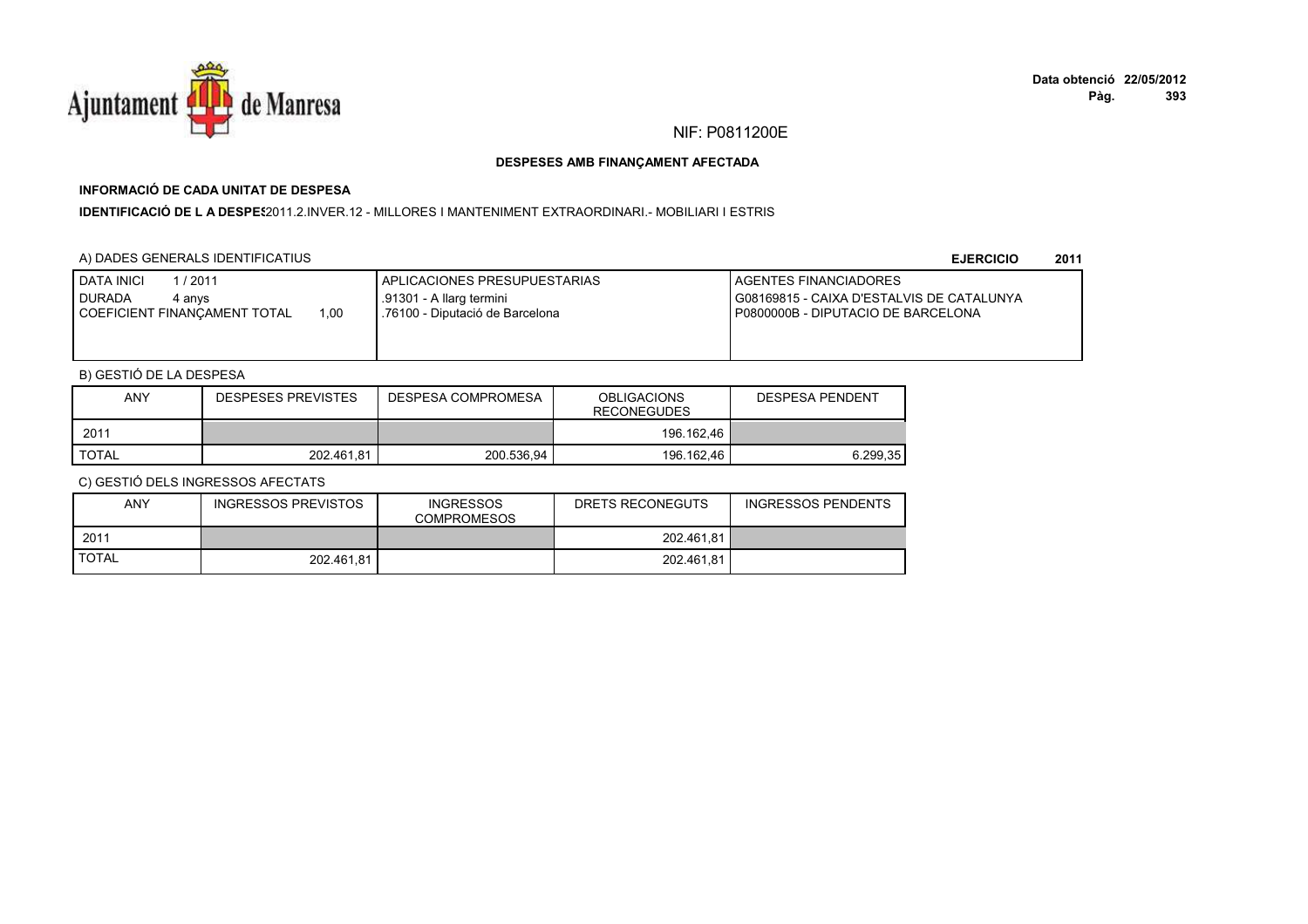NIF: P0811200E

**DESPESES AMB FINANÇAMENT AFECTADA**

**INFORMACIÓ DE CADA UNITAT DE DESPESA**

**IDENTIFICACIÓ DE L A DESPES**2011.2.INVER.12 - MILLORES I MANTENIMENT EXTRAORDINARI.- MOBILIARI I ESTRIS

A) DADES GENERALS IDENTIFICATIUS

**EJERCICIO 2011**

| DATA INICI 1 / 2011<br>DURADA 4 anys<br>COEFICIENT FINANÇAMENT TOTAL 1,00 | APLICACIONES PRESUPUESTARIAS<br>.91301 - A llarg termini<br>.76100 - Diputació de Barcelona | AGENTES FINANCIADORES<br>G08169815 - CAIXA D'ESTALVIS DE CATALUNYA<br>P0800000B - DIPUTACIO DE BARCELONA |
|---|---|---|

B) GESTIÓ DE LA DESPESA

| ANY | DESPESES PREVISTES | DESPESA COMPROMESA | OBLIGACIONS RECONEGUDES | DESPESA PENDENT |
|---|---|---|---|---|
| 2011 | | | 196.162,46 | |
| TOTAL | 202.461,81 | 200.536,94 | 196.162,46 | 6.299,35 |

C) GESTIÓ DELS INGRESSOS AFECTATS

| ANY | INGRESSOS PREVISTOS | INGRESSOS COMPROMESOS | DRETS RECONEGUTS | INGRESSOS PENDENTS |
|---|---|---|---|---|
| 2011 | | | 202.461,81 | |
| TOTAL | 202.461,81 | | 202.461,81 | |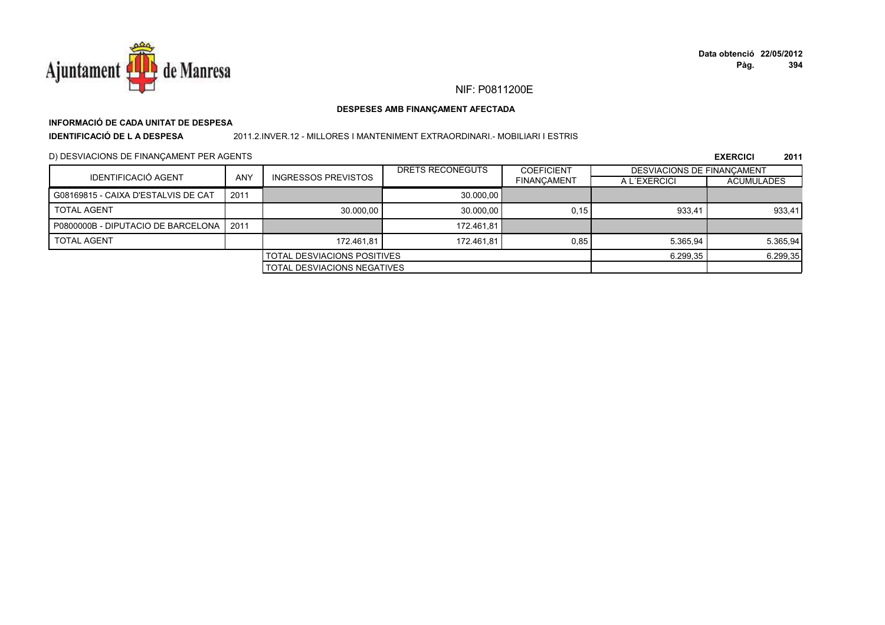NIF: P0811200E

**DESPESES AMB FINANÇAMENT AFECTADA**

**INFORMACIÓ DE CADA UNITAT DE DESPESA**

**IDENTIFICACIÓ DE L A DESPESA** 2011.2.INVER.12 - MILLORES I MANTENIMENT EXTRAORDINARI.- MOBILIARI I ESTRIS

D) DESVIACIONS DE FINANÇAMENT PER AGENTS

**EXERCICI 2011**

| IDENTIFICACIÓ AGENT | ANY | INGRESSOS PREVISTOS | DRETS RECONEGUTS | COEFICIENT FINANÇAMENT | DESVIACIONS DE FINANÇAMENT | |
|---|---|---|---|---|---|---|
| | | | | | A L´EXERCICI | ACUMULADES |
| G08169815 - CAIXA D'ESTALVIS DE CAT | 2011 | | 30.000,00 | | | |
| TOTAL AGENT | | 30.000,00 | 30.000,00 | 0,15 | 933,41 | 933,41 |
| P0800000B - DIPUTACIO DE BARCELONA | 2011 | | 172.461,81 | | | |
| TOTAL AGENT | | 172.461,81 | 172.461,81 | 0,85 | 5.365,94 | 5.365,94 |
| | | TOTAL DESVIACIONS POSITIVES | | | 6.299,35 | 6.299,35 |
| | | TOTAL DESVIACIONS NEGATIVES | | | | |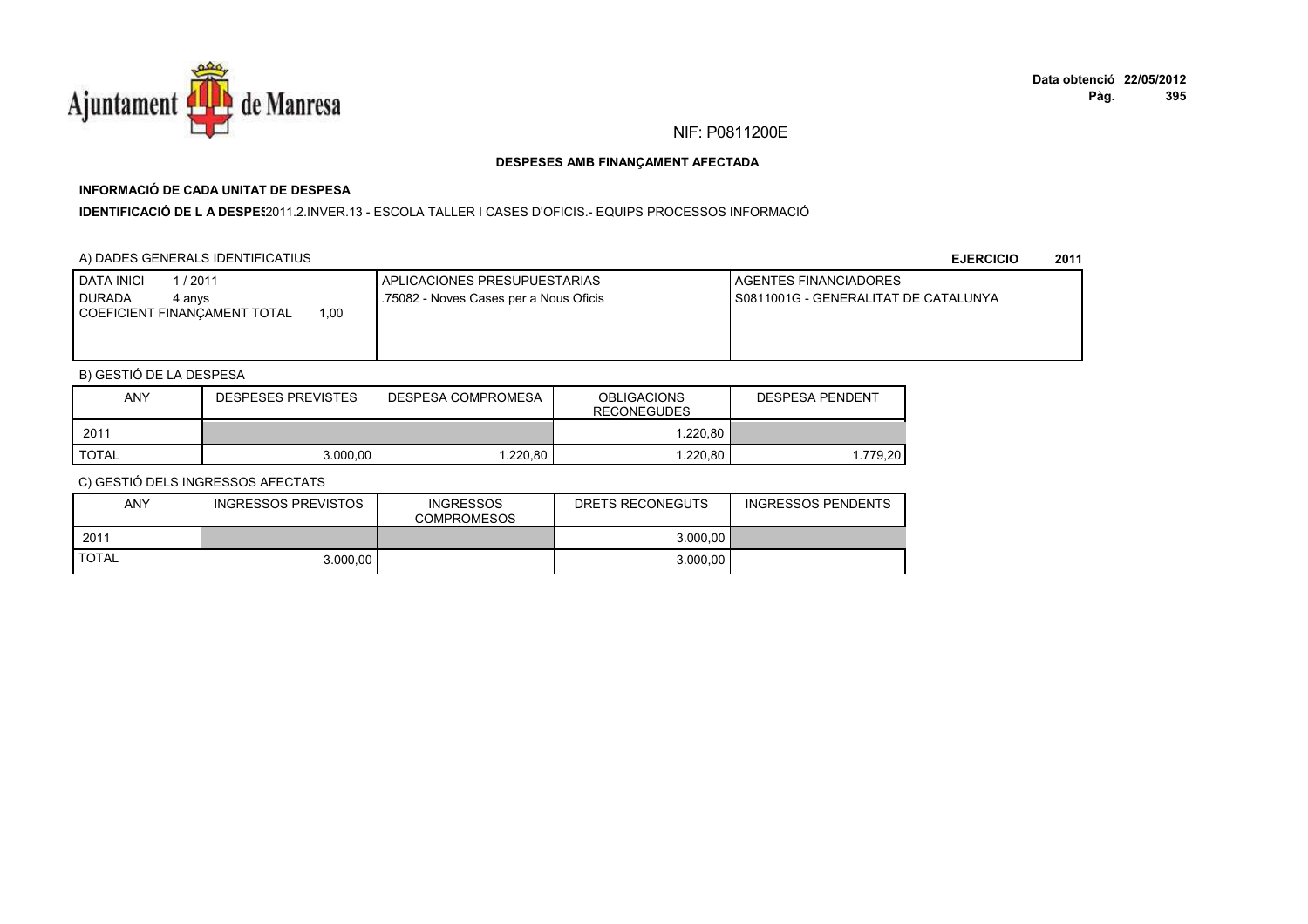NIF: P0811200E

**DESPESES AMB FINANÇAMENT AFECTADA**

**INFORMACIÓ DE CADA UNITAT DE DESPESA**

**IDENTIFICACIÓ DE L A DESPES**2011.2.INVER.13 - ESCOLA TALLER I CASES D'OFICIS.- EQUIPS PROCESSOS INFORMACIÓ

A) DADES GENERALS IDENTIFICATIUS

**EJERCICIO 2011**

| DATA INICI 1 / 2011<br>DURADA 4 anys<br>COEFICIENT FINANÇAMENT TOTAL 1,00 | APLICACIONES PRESUPUESTARIAS<br>.75082 - Noves Cases per a Nous Oficis | AGENTES FINANCIADORES<br>S0811001G - GENERALITAT DE CATALUNYA |
|---|---|---|

B) GESTIÓ DE LA DESPESA

| ANY | DESPESES PREVISTES | DESPESA COMPROMESA | OBLIGACIONS RECONEGUDES | DESPESA PENDENT |
|---|---|---|---|---|
| 2011 | | | 1.220,80 | |
| TOTAL | 3.000,00 | 1.220,80 | 1.220,80 | 1.779,20 |

C) GESTIÓ DELS INGRESSOS AFECTATS

| ANY | INGRESSOS PREVISTOS | INGRESSOS COMPROMESOS | DRETS RECONEGUTS | INGRESSOS PENDENTS |
|---|---|---|---|---|
| 2011 | | | 3.000,00 | |
| TOTAL | 3.000,00 | | 3.000,00 | |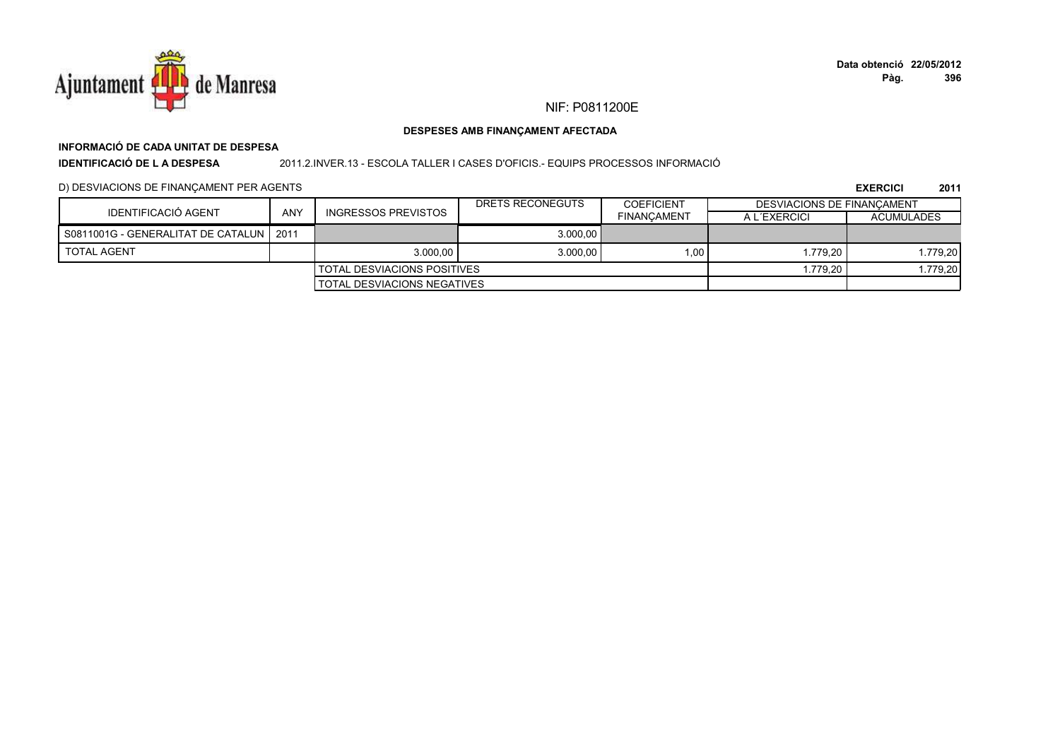NIF: P0811200E

**DESPESES AMB FINANÇAMENT AFECTADA**

**INFORMACIÓ DE CADA UNITAT DE DESPESA**

**IDENTIFICACIÓ DE L A DESPESA** 2011.2.INVER.13 - ESCOLA TALLER I CASES D'OFICIS.- EQUIPS PROCESSOS INFORMACIÓ

D) DESVIACIONS DE FINANÇAMENT PER AGENTS **EXERCICI 2011**

| IDENTIFICACIÓ AGENT | ANY | INGRESSOS PREVISTOS | DRETS RECONEGUTS | COEFICIENT FINANÇAMENT | DESVIACIONS DE FINANÇAMENT | |
|---|---|---|---|---|---|---|
| | | | | | A L´EXERCICI | ACUMULADES |
| S0811001G - GENERALITAT DE CATALUN | 2011 | | 3.000,00 | | | |
| TOTAL AGENT | | 3.000,00 | 3.000,00 | 1,00 | 1.779,20 | 1.779,20 |
| | | TOTAL DESVIACIONS POSITIVES | | | 1.779,20 | 1.779,20 |
| | | TOTAL DESVIACIONS NEGATIVES | | | | |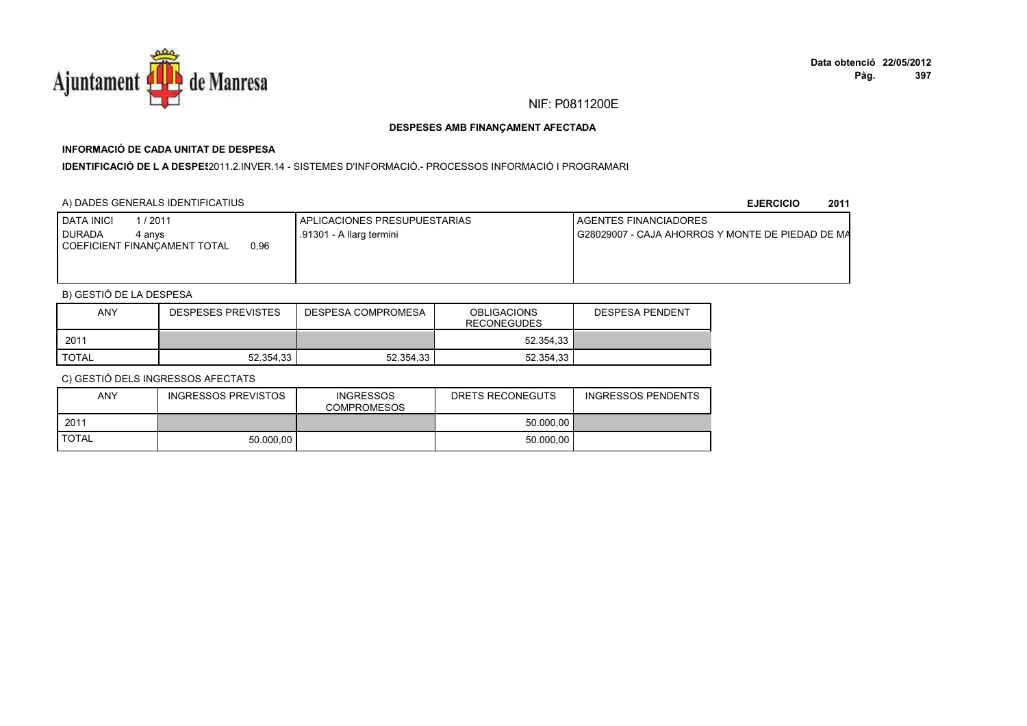Ajuntament de Manresa

NIF: P0811200E

**DESPESES AMB FINANÇAMENT AFECTADA**

**INFORMACIÓ DE CADA UNITAT DE DESPESA**

**IDENTIFICACIÓ DE L A DESPES**2011.2.INVER.14 - SISTEMES D'INFORMACIÓ.- PROCESSOS INFORMACIÓ I PROGRAMARI

A) DADES GENERALS IDENTIFICATIUS

**EJERCICIO 2011**

| | APLICACIONES PRESUPUESTARIAS | AGENTES FINANCIADORES |
|---|---|---|
| DATA INICI 1 / 2011<br>DURADA 4 anys<br>COEFICIENT FINANÇAMENT TOTAL 0,96 | .91301 - A llarg termini | G28029007 - CAJA AHORROS Y MONTE DE PIEDAD DE MA |

B) GESTIÓ DE LA DESPESA

| ANY | DESPESES PREVISTES | DESPESA COMPROMESA | OBLIGACIONS RECONEGUDES | DESPESA PENDENT |
|---|---|---|---|---|
| 2011 | | | 52.354,33 | |
| TOTAL | 52.354,33 | 52.354,33 | 52.354,33 | |

C) GESTIÓ DELS INGRESSOS AFECTATS

| ANY | INGRESSOS PREVISTOS | INGRESSOS COMPROMESOS | DRETS RECONEGUTS | INGRESSOS PENDENTS |
|---|---|---|---|---|
| 2011 | | | 50.000,00 | |
| TOTAL | 50.000,00 | | 50.000,00 | |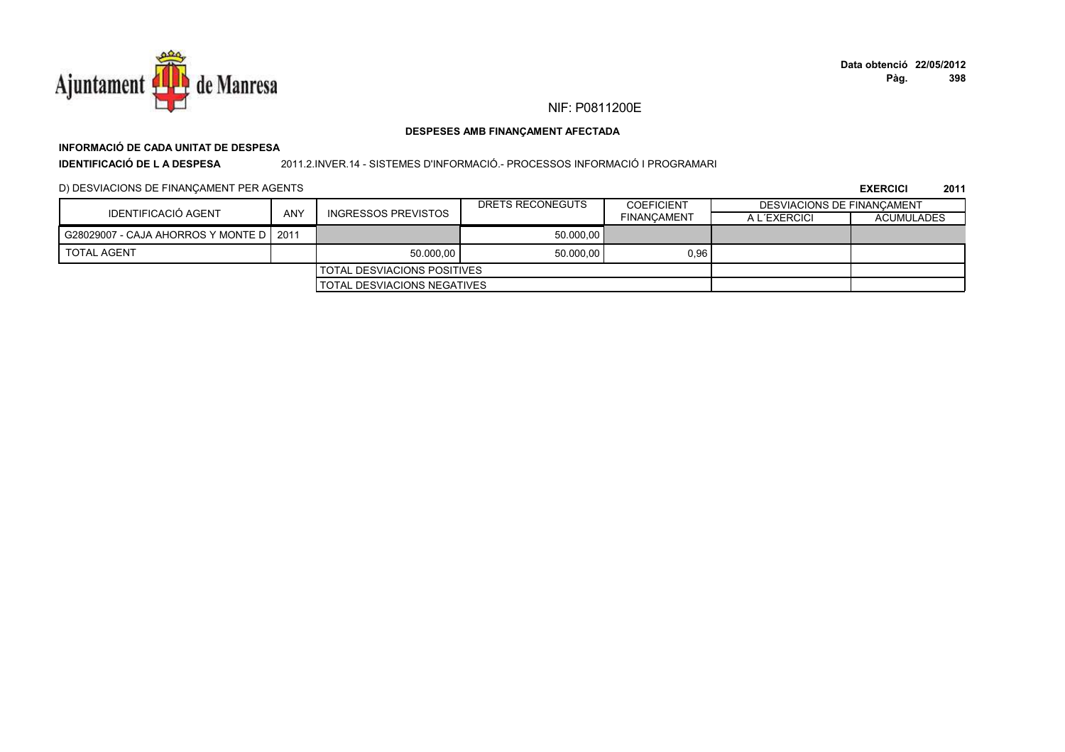NIF: P0811200E

**DESPESES AMB FINANÇAMENT AFECTADA**

**INFORMACIÓ DE CADA UNITAT DE DESPESA**

**IDENTIFICACIÓ DE L A DESPESA** 2011.2.INVER.14 - SISTEMES D'INFORMACIÓ.- PROCESSOS INFORMACIÓ I PROGRAMARI

D) DESVIACIONS DE FINANÇAMENT PER AGENTS

**EXERCICI 2011**

| IDENTIFICACIÓ AGENT | ANY | INGRESSOS PREVISTOS | DRETS RECONEGUTS | COEFICIENT FINANÇAMENT | DESVIACIONS DE FINANÇAMENT | |
|---|---|---|---|---|---|---|
| | | | | | A L´EXERCICI | ACUMULADES |
| G28029007 - CAJA AHORROS Y MONTE D | 2011 | | 50.000,00 | | | |
| TOTAL AGENT | | 50.000,00 | 50.000,00 | 0,96 | | |
| | | TOTAL DESVIACIONS POSITIVES | | | | |
| | | TOTAL DESVIACIONS NEGATIVES | | | | |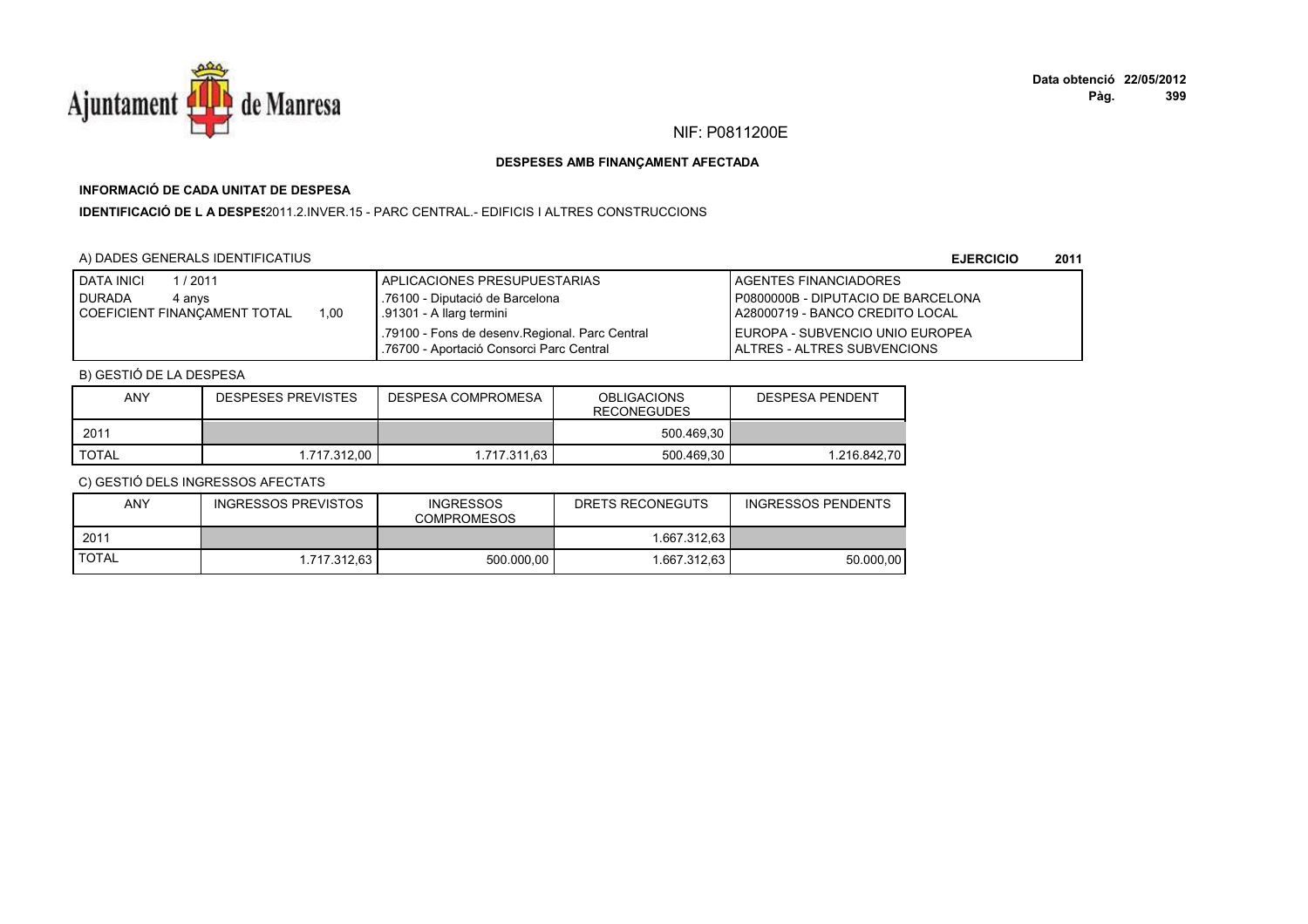NIF: P0811200E

**DESPESES AMB FINANÇAMENT AFECTADA**

**INFORMACIÓ DE CADA UNITAT DE DESPESA**

**IDENTIFICACIÓ DE L A DESPES**2011.2.INVER.15 - PARC CENTRAL.- EDIFICIS I ALTRES CONSTRUCCIONS

A) DADES GENERALS IDENTIFICATIUS

**EJERCICIO 2011**

| DATA INICI 1 / 2011<br>DURADA 4 anys<br>COEFICIENT FINANÇAMENT TOTAL 1,00 | APLICACIONES PRESUPUESTARIAS | AGENTES FINANCIADORES |
|---|---|---|
| | .76100 - Diputació de Barcelona<br>.91301 - A llarg termini | P0800000B - DIPUTACIO DE BARCELONA<br>A28000719 - BANCO CREDITO LOCAL |
| | .79100 - Fons de desenv.Regional. Parc Central<br>.76700 - Aportació Consorci Parc Central | EUROPA - SUBVENCIO UNIO EUROPEA<br>ALTRES - ALTRES SUBVENCIONS |

B) GESTIÓ DE LA DESPESA

| ANY | DESPESES PREVISTES | DESPESA COMPROMESA | OBLIGACIONS RECONEGUDES | DESPESA PENDENT |
|---|---|---|---|---|
| 2011 | | | 500.469,30 | |
| TOTAL | 1.717.312,00 | 1.717.311,63 | 500.469,30 | 1.216.842,70 |

C) GESTIÓ DELS INGRESSOS AFECTATS

| ANY | INGRESSOS PREVISTOS | INGRESSOS COMPROMESOS | DRETS RECONEGUTS | INGRESSOS PENDENTS |
|---|---|---|---|---|
| 2011 | | | 1.667.312,63 | |
| TOTAL | 1.717.312,63 | 500.000,00 | 1.667.312,63 | 50.000,00 |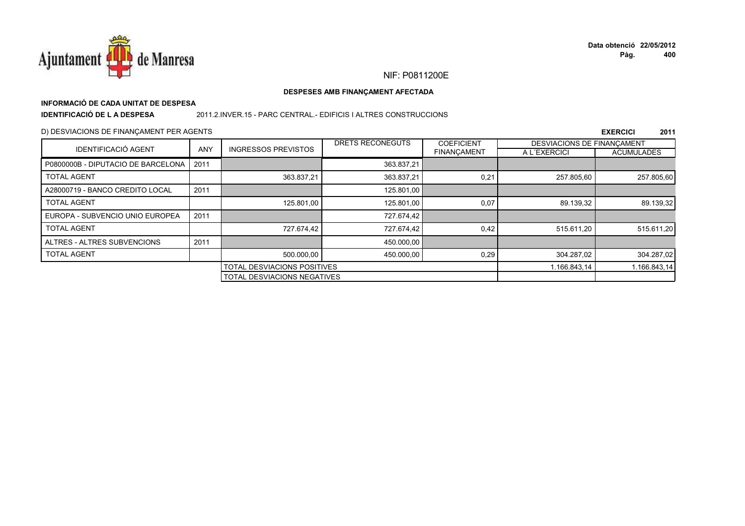NIF: P0811200E

**DESPESES AMB FINANÇAMENT AFECTADA**

**INFORMACIÓ DE CADA UNITAT DE DESPESA**

**IDENTIFICACIÓ DE L A DESPESA** 2011.2.INVER.15 - PARC CENTRAL.- EDIFICIS I ALTRES CONSTRUCCIONS

D) DESVIACIONS DE FINANÇAMENT PER AGENTS

**EXERCICI 2011**

| IDENTIFICACIÓ AGENT | ANY | INGRESSOS PREVISTOS | DRETS RECONEGUTS | COEFICIENT FINANÇAMENT | DESVIACIONS DE FINANÇAMENT A L´EXERCICI | DESVIACIONS DE FINANÇAMENT ACUMULADES |
|---|---|---|---|---|---|---|
| P0800000B - DIPUTACIO DE BARCELONA | 2011 | | 363.837,21 | | | |
| TOTAL AGENT | | 363.837,21 | 363.837,21 | 0,21 | 257.805,60 | 257.805,60 |
| A28000719 - BANCO CREDITO LOCAL | 2011 | | 125.801,00 | | | |
| TOTAL AGENT | | 125.801,00 | 125.801,00 | 0,07 | 89.139,32 | 89.139,32 |
| EUROPA - SUBVENCIO UNIO EUROPEA | 2011 | | 727.674,42 | | | |
| TOTAL AGENT | | 727.674,42 | 727.674,42 | 0,42 | 515.611,20 | 515.611,20 |
| ALTRES - ALTRES SUBVENCIONS | 2011 | | 450.000,00 | | | |
| TOTAL AGENT | | 500.000,00 | 450.000,00 | 0,29 | 304.287,02 | 304.287,02 |
| | | TOTAL DESVIACIONS POSITIVES | | | 1.166.843,14 | 1.166.843,14 |
| | | TOTAL DESVIACIONS NEGATIVES | | | | |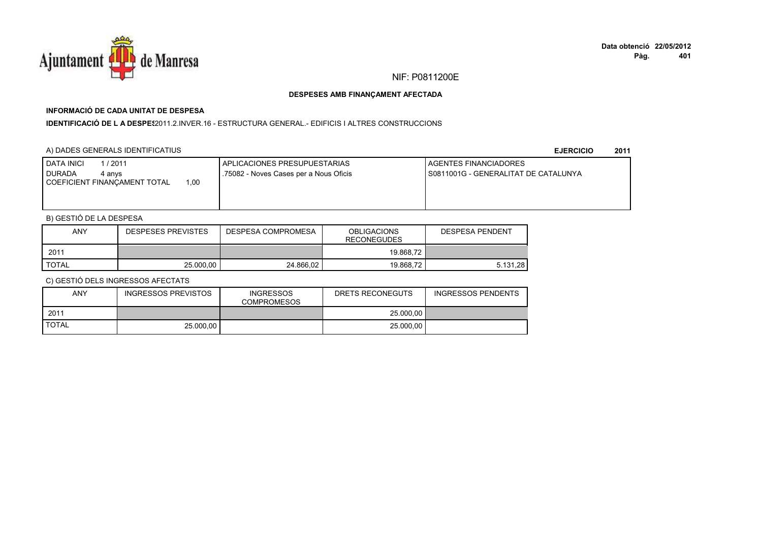NIF: P0811200E

**DESPESES AMB FINANÇAMENT AFECTADA**

**INFORMACIÓ DE CADA UNITAT DE DESPESA**

**IDENTIFICACIÓ DE L A DESPES** 2011.2.INVER.16 - ESTRUCTURA GENERAL.- EDIFICIS I ALTRES CONSTRUCCIONS

A) DADES GENERALS IDENTIFICATIUS **EJERCICIO 2011**

| DATA INICI 1 / 2011<br>DURADA 4 anys<br>COEFICIENT FINANÇAMENT TOTAL 1,00 | APLICACIONES PRESUPUESTARIAS<br>.75082 - Noves Cases per a Nous Oficis | AGENTES FINANCIADORES<br>S0811001G - GENERALITAT DE CATALUNYA |
|---|---|---|

B) GESTIÓ DE LA DESPESA

| ANY | DESPESES PREVISTES | DESPESA COMPROMESA | OBLIGACIONS RECONEGUDES | DESPESA PENDENT |
|---|---|---|---|---|
| 2011 | | | 19.868,72 | |
| TOTAL | 25.000,00 | 24.866,02 | 19.868,72 | 5.131,28 |

C) GESTIÓ DELS INGRESSOS AFECTATS

| ANY | INGRESSOS PREVISTOS | INGRESSOS COMPROMESOS | DRETS RECONEGUTS | INGRESSOS PENDENTS |
|---|---|---|---|---|
| 2011 | | | 25.000,00 | |
| TOTAL | 25.000,00 | | 25.000,00 | |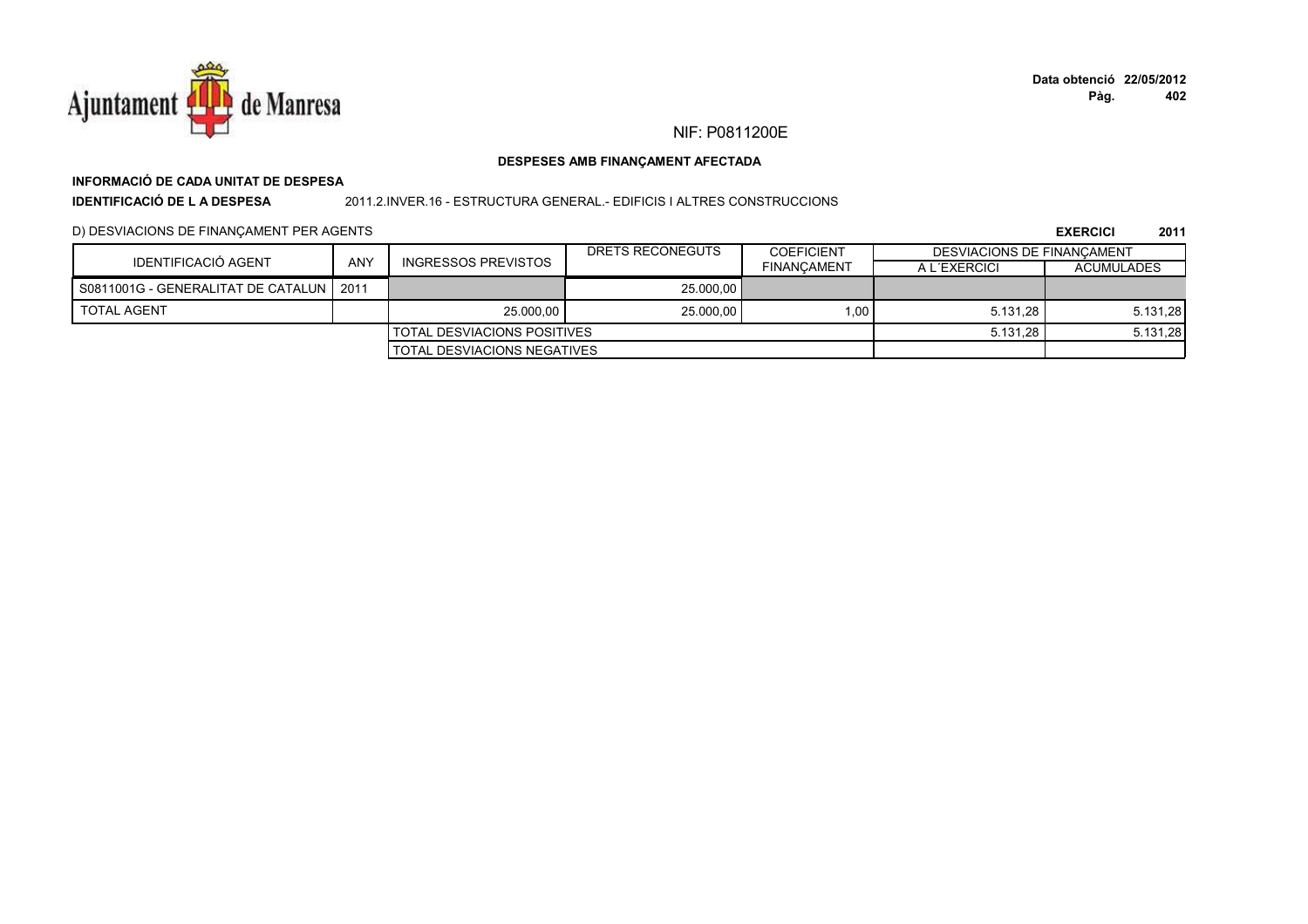NIF: P0811200E

**DESPESES AMB FINANÇAMENT AFECTADA**

**INFORMACIÓ DE CADA UNITAT DE DESPESA**

**IDENTIFICACIÓ DE L A DESPESA** 2011.2.INVER.16 - ESTRUCTURA GENERAL.- EDIFICIS I ALTRES CONSTRUCCIONS

D) DESVIACIONS DE FINANÇAMENT PER AGENTS **EXERCICI 2011**

| IDENTIFICACIÓ AGENT | ANY | INGRESSOS PREVISTOS | DRETS RECONEGUTS | COEFICIENT FINANÇAMENT | DESVIACIONS DE FINANÇAMENT | |
|---|---|---|---|---|---|---|
| | | | | | A L´EXERCICI | ACUMULADES |
| S0811001G - GENERALITAT DE CATALUN | 2011 | | 25.000,00 | | | |
| TOTAL AGENT | | 25.000,00 | 25.000,00 | 1,00 | 5.131,28 | 5.131,28 |
| | | TOTAL DESVIACIONS POSITIVES | | | 5.131,28 | 5.131,28 |
| | | TOTAL DESVIACIONS NEGATIVES | | | | |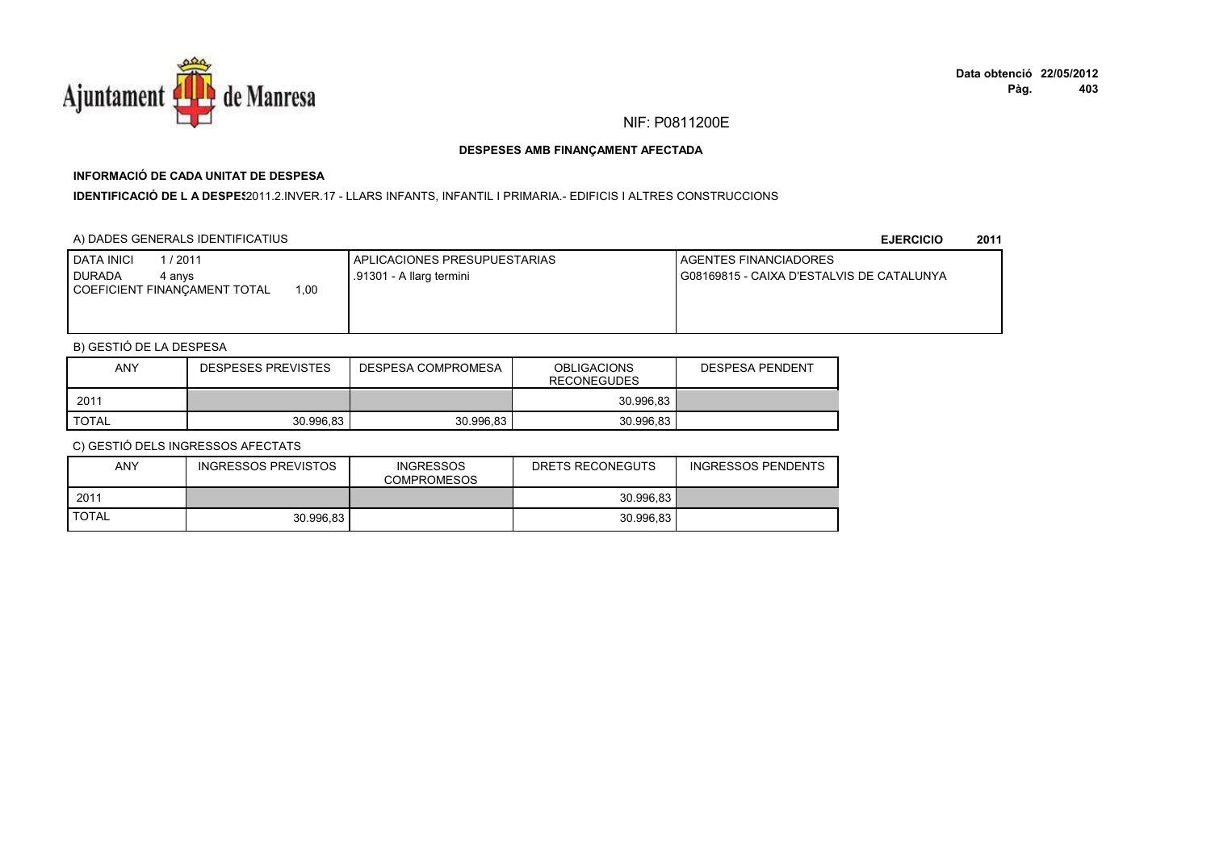NIF: P0811200E

**DESPESES AMB FINANÇAMENT AFECTADA**

**INFORMACIÓ DE CADA UNITAT DE DESPESA**

**IDENTIFICACIÓ DE L A DESPES**2011.2.INVER.17 - LLARS INFANTS, INFANTIL I PRIMARIA.- EDIFICIS I ALTRES CONSTRUCCIONS

A) DADES GENERALS IDENTIFICATIUS

**EJERCICIO 2011**

| DATA INICI 1 / 2011<br>DURADA 4 anys<br>COEFICIENT FINANÇAMENT TOTAL 1,00 | APLICACIONES PRESUPUESTARIAS<br>.91301 - A llarg termini | AGENTES FINANCIADORES<br>G08169815 - CAIXA D'ESTALVIS DE CATALUNYA |
|---|---|---|

B) GESTIÓ DE LA DESPESA

| ANY | DESPESES PREVISTES | DESPESA COMPROMESA | OBLIGACIONS RECONEGUDES | DESPESA PENDENT |
|---|---|---|---|---|
| 2011 | | | 30.996,83 | |
| TOTAL | 30.996,83 | 30.996,83 | 30.996,83 | |

C) GESTIÓ DELS INGRESSOS AFECTATS

| ANY | INGRESSOS PREVISTOS | INGRESSOS COMPROMESOS | DRETS RECONEGUTS | INGRESSOS PENDENTS |
|---|---|---|---|---|
| 2011 | | | 30.996,83 | |
| TOTAL | 30.996,83 | | 30.996,83 | |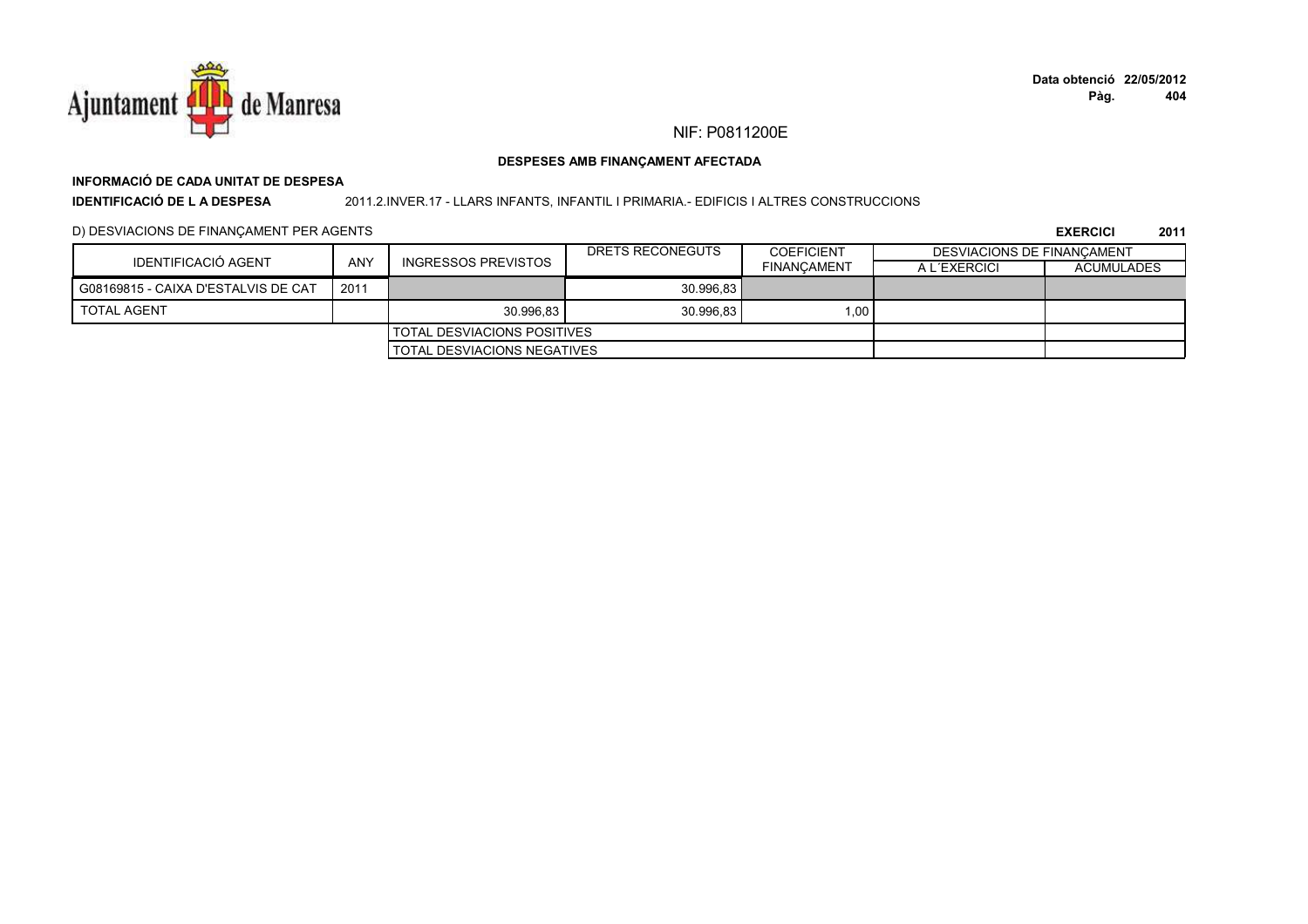NIF: P0811200E

**DESPESES AMB FINANÇAMENT AFECTADA**

**INFORMACIÓ DE CADA UNITAT DE DESPESA**

**IDENTIFICACIÓ DE L A DESPESA** 2011.2.INVER.17 - LLARS INFANTS, INFANTIL I PRIMARIA.- EDIFICIS I ALTRES CONSTRUCCIONS

D) DESVIACIONS DE FINANÇAMENT PER AGENTS

**EXERCICI 2011**

| IDENTIFICACIÓ AGENT | ANY | INGRESSOS PREVISTOS | DRETS RECONEGUTS | COEFICIENT FINANÇAMENT | DESVIACIONS DE FINANÇAMENT | |
|---|---|---|---|---|---|---|
| | | | | | A L´EXERCICI | ACUMULADES |
| G08169815 - CAIXA D'ESTALVIS DE CAT | 2011 | | 30.996,83 | | | |
| TOTAL AGENT | | 30.996,83 | 30.996,83 | 1,00 | | |
| | | TOTAL DESVIACIONS POSITIVES | | | | |
| | | TOTAL DESVIACIONS NEGATIVES | | | | |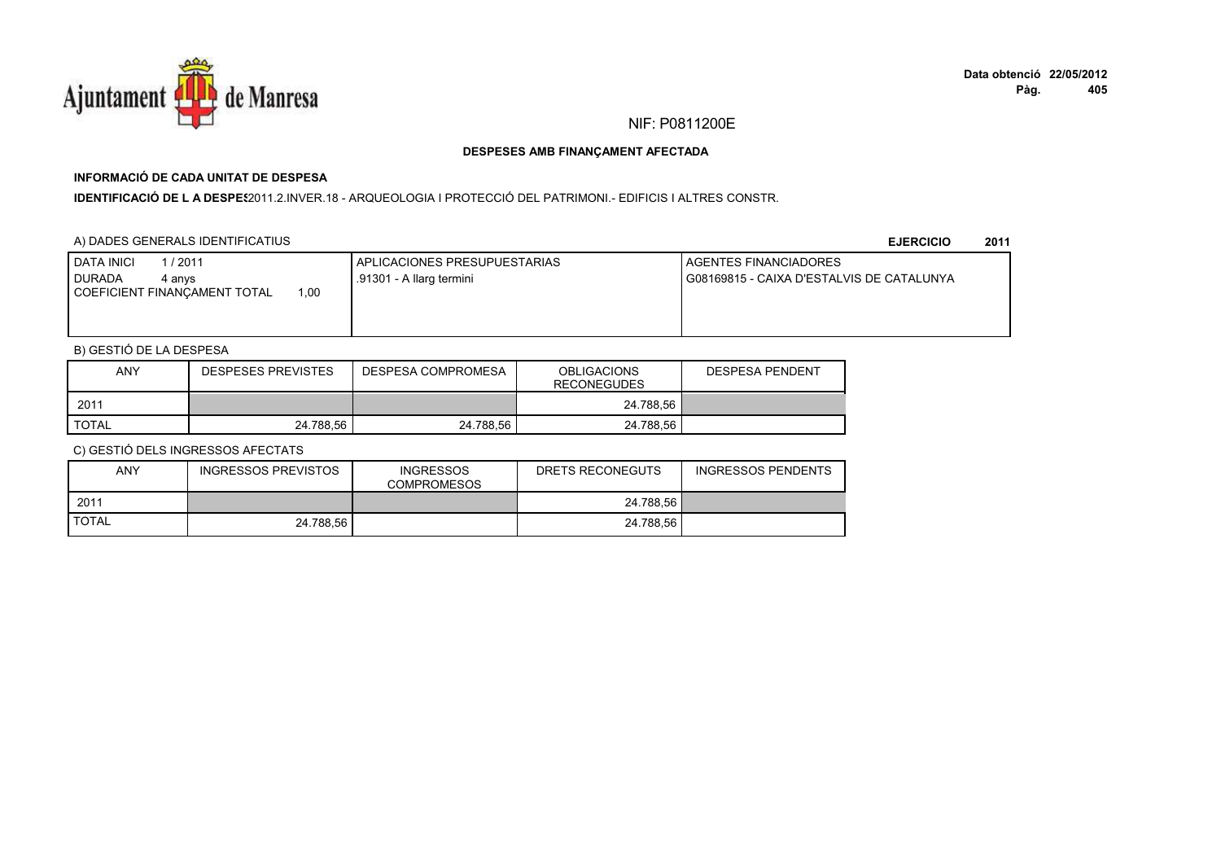NIF: P0811200E

**DESPESES AMB FINANÇAMENT AFECTADA**

**INFORMACIÓ DE CADA UNITAT DE DESPESA**

**IDENTIFICACIÓ DE L A DESPES** 2011.2.INVER.18 - ARQUEOLOGIA I PROTECCIÓ DEL PATRIMONI.- EDIFICIS I ALTRES CONSTR.

A) DADES GENERALS IDENTIFICATIUS

**EJERCICIO 2011**

| DATA INICI 1 / 2011<br>DURADA 4 anys<br>COEFICIENT FINANÇAMENT TOTAL 1,00 | APLICACIONES PRESUPUESTARIAS<br>.91301 - A llarg termini | AGENTES FINANCIADORES<br>G08169815 - CAIXA D'ESTALVIS DE CATALUNYA |
|---|---|---|

B) GESTIÓ DE LA DESPESA

| ANY | DESPESES PREVISTES | DESPESA COMPROMESA | OBLIGACIONS RECONEGUDES | DESPESA PENDENT |
|---|---|---|---|---|
| 2011 | | | 24.788,56 | |
| TOTAL | 24.788,56 | 24.788,56 | 24.788,56 | |

C) GESTIÓ DELS INGRESSOS AFECTATS

| ANY | INGRESSOS PREVISTOS | INGRESSOS COMPROMESOS | DRETS RECONEGUTS | INGRESSOS PENDENTS |
|---|---|---|---|---|
| 2011 | | | 24.788,56 | |
| TOTAL | 24.788,56 | | 24.788,56 | |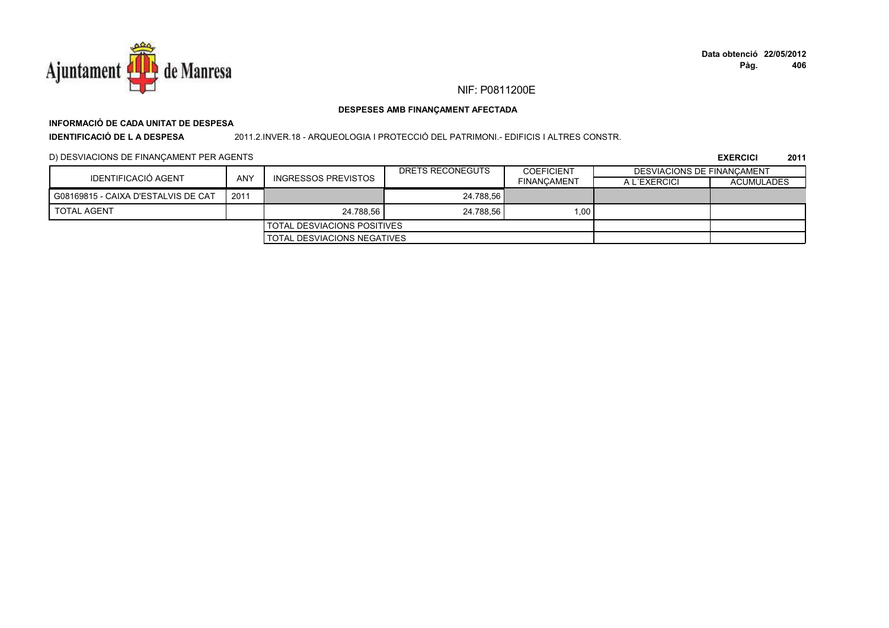NIF: P0811200E

**DESPESES AMB FINANÇAMENT AFECTADA**

**INFORMACIÓ DE CADA UNITAT DE DESPESA**

**IDENTIFICACIÓ DE L A DESPESA** 2011.2.INVER.18 - ARQUEOLOGIA I PROTECCIÓ DEL PATRIMONI.- EDIFICIS I ALTRES CONSTR.

D) DESVIACIONS DE FINANÇAMENT PER AGENTS

**EXERCICI 2011**

| IDENTIFICACIÓ AGENT | ANY | INGRESSOS PREVISTOS | DRETS RECONEGUTS | COEFICIENT FINANÇAMENT | DESVIACIONS DE FINANÇAMENT | |
|---|---|---|---|---|---|---|
| | | | | | A L´EXERCICI | ACUMULADES |
| G08169815 - CAIXA D'ESTALVIS DE CAT | 2011 | | 24.788,56 | | | |
| TOTAL AGENT | | 24.788,56 | 24.788,56 | 1,00 | | |
| | | TOTAL DESVIACIONS POSITIVES | | | | |
| | | TOTAL DESVIACIONS NEGATIVES | | | | |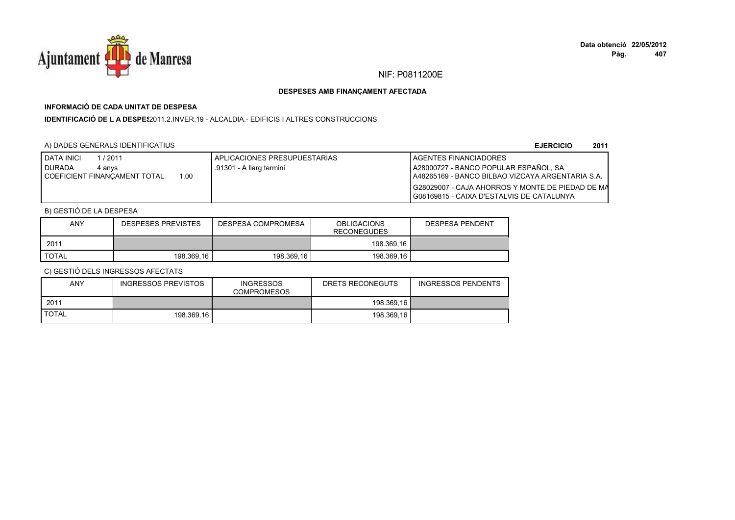NIF: P0811200E

## DESPESES AMB FINANÇAMENT AFECTADA

### INFORMACIÓ DE CADA UNITAT DE DESPESA

**IDENTIFICACIÓ DE L A DESPES**2011.2.INVER.19 - ALCALDIA.- EDIFICIS I ALTRES CONSTRUCCIONS

A) DADES GENERALS IDENTIFICATIUS

**EJERCICIO 2011**

| DATA INICI 1 / 2011<br>DURADA 4 anys<br>COEFICIENT FINANÇAMENT TOTAL 1,00 | APLICACIONES PRESUPUESTARIAS<br>.91301 - A llarg termini | AGENTES FINANCIADORES<br>A28000727 - BANCO POPULAR ESPAÑOL, SA<br>A48265169 - BANCO BILBAO VIZCAYA ARGENTARIA S.A.<br>G28029007 - CAJA AHORROS Y MONTE DE PIEDAD DE MA<br>G08169815 - CAIXA D'ESTALVIS DE CATALUNYA |
|---|---|---|

B) GESTIÓ DE LA DESPESA

| ANY | DESPESES PREVISTES | DESPESA COMPROMESA | OBLIGACIONS RECONEGUDES | DESPESA PENDENT |
|---|---|---|---|---|
| 2011 | | | 198.369,16 | |
| TOTAL | 198.369,16 | 198.369,16 | 198.369,16 | |

C) GESTIÓ DELS INGRESSOS AFECTATS

| ANY | INGRESSOS PREVISTOS | INGRESSOS COMPROMESOS | DRETS RECONEGUTS | INGRESSOS PENDENTS |
|---|---|---|---|---|
| 2011 | | | 198.369,16 | |
| TOTAL | 198.369,16 | | 198.369,16 | |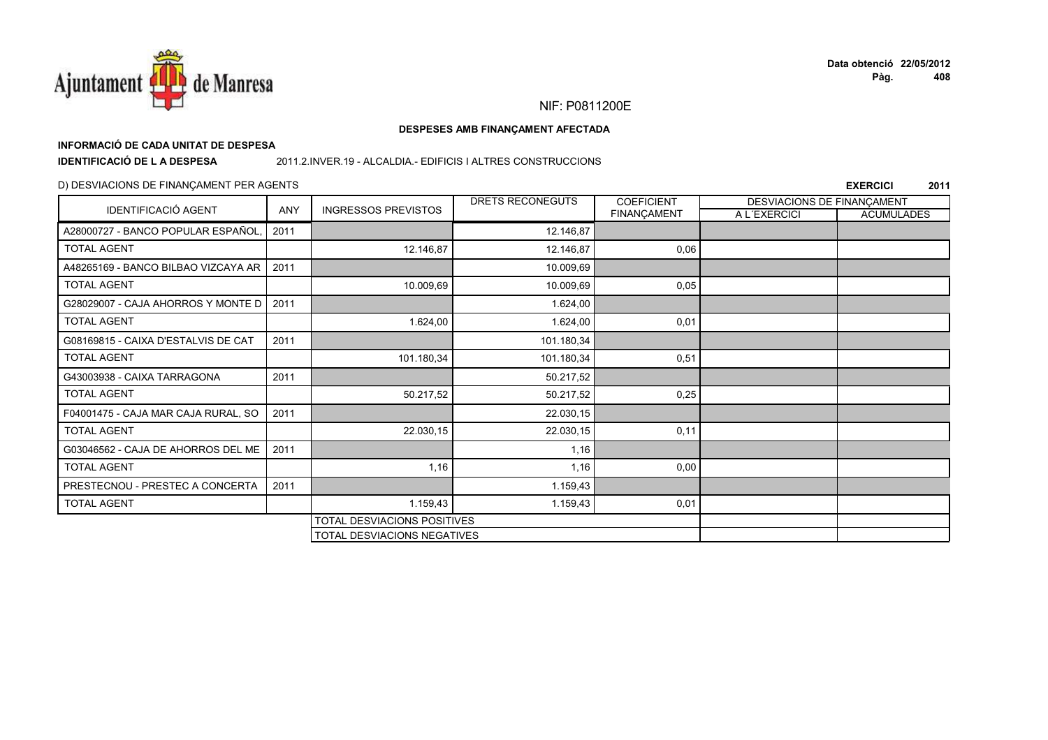NIF: P0811200E

**DESPESES AMB FINANÇAMENT AFECTADA**

**INFORMACIÓ DE CADA UNITAT DE DESPESA**

**IDENTIFICACIÓ DE L A DESPESA** 2011.2.INVER.19 - ALCALDIA.- EDIFICIS I ALTRES CONSTRUCCIONS

D) DESVIACIONS DE FINANÇAMENT PER AGENTS **EXERCICI 2011**

| IDENTIFICACIÓ AGENT | ANY | INGRESSOS PREVISTOS | DRETS RECONEGUTS | COEFICIENT FINANÇAMENT | DESVIACIONS DE FINANÇAMENT | |
|---|---|---|---|---|---|---|
| | | | | | A L´EXERCICI | ACUMULADES |
| A28000727 - BANCO POPULAR ESPAÑOL, | 2011 | | 12.146,87 | | | |
| TOTAL AGENT | | 12.146,87 | 12.146,87 | 0,06 | | |
| A48265169 - BANCO BILBAO VIZCAYA AR | 2011 | | 10.009,69 | | | |
| TOTAL AGENT | | 10.009,69 | 10.009,69 | 0,05 | | |
| G28029007 - CAJA AHORROS Y MONTE D | 2011 | | 1.624,00 | | | |
| TOTAL AGENT | | 1.624,00 | 1.624,00 | 0,01 | | |
| G08169815 - CAIXA D'ESTALVIS DE CAT | 2011 | | 101.180,34 | | | |
| TOTAL AGENT | | 101.180,34 | 101.180,34 | 0,51 | | |
| G43003938 - CAIXA TARRAGONA | 2011 | | 50.217,52 | | | |
| TOTAL AGENT | | 50.217,52 | 50.217,52 | 0,25 | | |
| F04001475 - CAJA MAR CAJA RURAL, SO | 2011 | | 22.030,15 | | | |
| TOTAL AGENT | | 22.030,15 | 22.030,15 | 0,11 | | |
| G03046562 - CAJA DE AHORROS DEL ME | 2011 | | 1,16 | | | |
| TOTAL AGENT | | 1,16 | 1,16 | 0,00 | | |
| PRESTECNOU - PRESTEC A CONCERTA | 2011 | | 1.159,43 | | | |
| TOTAL AGENT | | 1.159,43 | 1.159,43 | 0,01 | | |
| | | TOTAL DESVIACIONS POSITIVES | | | | |
| | | TOTAL DESVIACIONS NEGATIVES | | | | |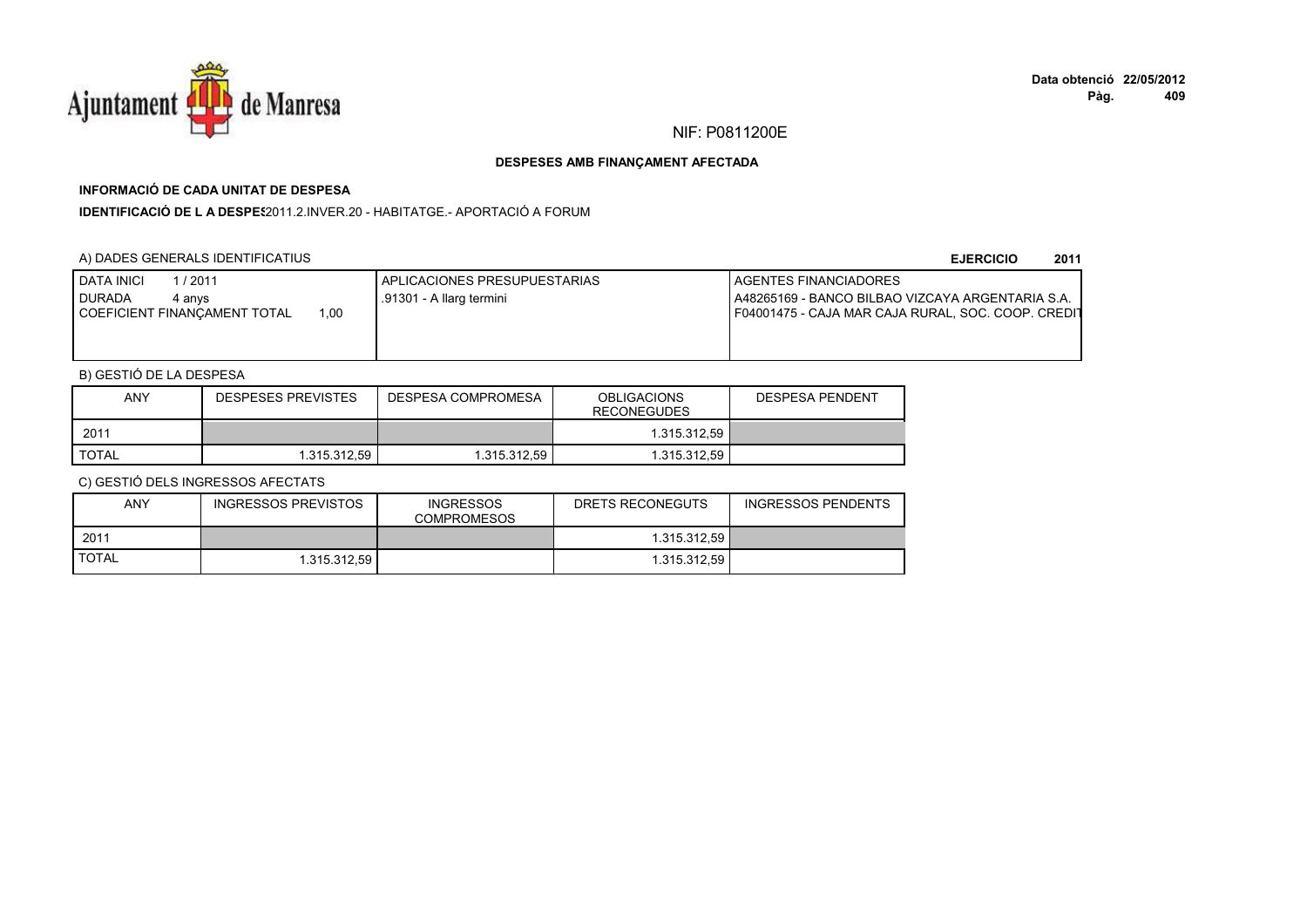NIF: P0811200E

**DESPESES AMB FINANÇAMENT AFECTADA**

**INFORMACIÓ DE CADA UNITAT DE DESPESA**

**IDENTIFICACIÓ DE L A DESPES**2011.2.INVER.20 - HABITATGE.- APORTACIÓ A FORUM

A) DADES GENERALS IDENTIFICATIUS

**EJERCICIO 2011**

| DATA INICI 1 / 2011<br>DURADA 4 anys<br>COEFICIENT FINANÇAMENT TOTAL 1,00 | APLICACIONES PRESUPUESTARIAS<br>.91301 - A llarg termini | AGENTES FINANCIADORES<br>A48265169 - BANCO BILBAO VIZCAYA ARGENTARIA S.A.<br>F04001475 - CAJA MAR CAJA RURAL, SOC. COOP. CREDIT |
|---|---|---|

B) GESTIÓ DE LA DESPESA

| ANY | DESPESES PREVISTES | DESPESA COMPROMESA | OBLIGACIONS RECONEGUDES | DESPESA PENDENT |
|---|---|---|---|---|
| 2011 | | | 1.315.312,59 | |
| TOTAL | 1.315.312,59 | 1.315.312,59 | 1.315.312,59 | |

C) GESTIÓ DELS INGRESSOS AFECTATS

| ANY | INGRESSOS PREVISTOS | INGRESSOS COMPROMESOS | DRETS RECONEGUTS | INGRESSOS PENDENTS |
|---|---|---|---|---|
| 2011 | | | 1.315.312,59 | |
| TOTAL | 1.315.312,59 | | 1.315.312,59 | |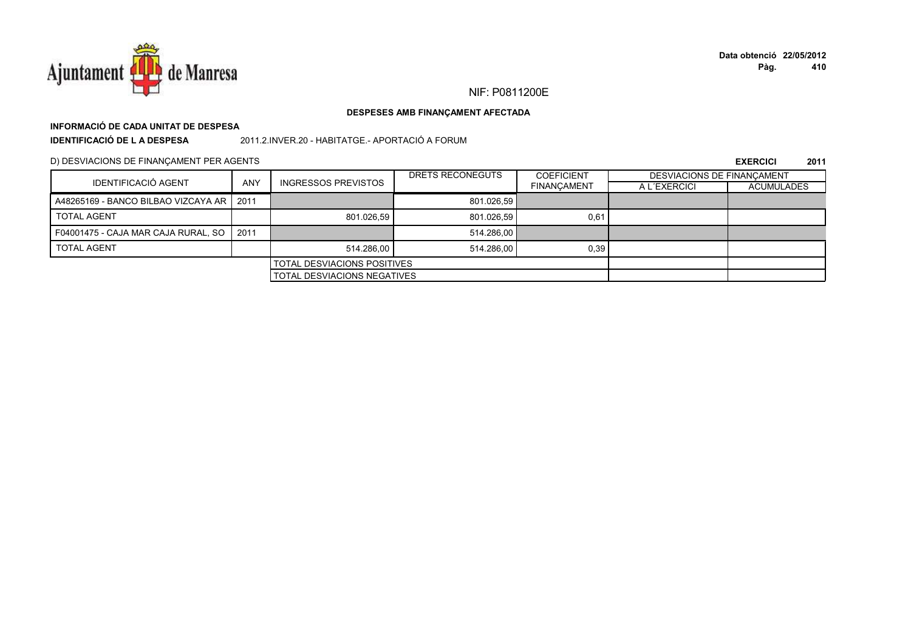NIF: P0811200E

**DESPESES AMB FINANÇAMENT AFECTADA**

**INFORMACIÓ DE CADA UNITAT DE DESPESA**

**IDENTIFICACIÓ DE L A DESPESA** 2011.2.INVER.20 - HABITATGE.- APORTACIÓ A FORUM

D) DESVIACIONS DE FINANÇAMENT PER AGENTS

**EXERCICI 2011**

| IDENTIFICACIÓ AGENT | ANY | INGRESSOS PREVISTOS | DRETS RECONEGUTS | COEFICIENT FINANÇAMENT | DESVIACIONS DE FINANÇAMENT | |
|---|---|---|---|---|---|---|
| | | | | | A L´EXERCICI | ACUMULADES |
| A48265169 - BANCO BILBAO VIZCAYA AR | 2011 | | 801.026,59 | | | |
| TOTAL AGENT | | 801.026,59 | 801.026,59 | 0,61 | | |
| F04001475 - CAJA MAR CAJA RURAL, SO | 2011 | | 514.286,00 | | | |
| TOTAL AGENT | | 514.286,00 | 514.286,00 | 0,39 | | |
| | | TOTAL DESVIACIONS POSITIVES | | | | |
| | | TOTAL DESVIACIONS NEGATIVES | | | | |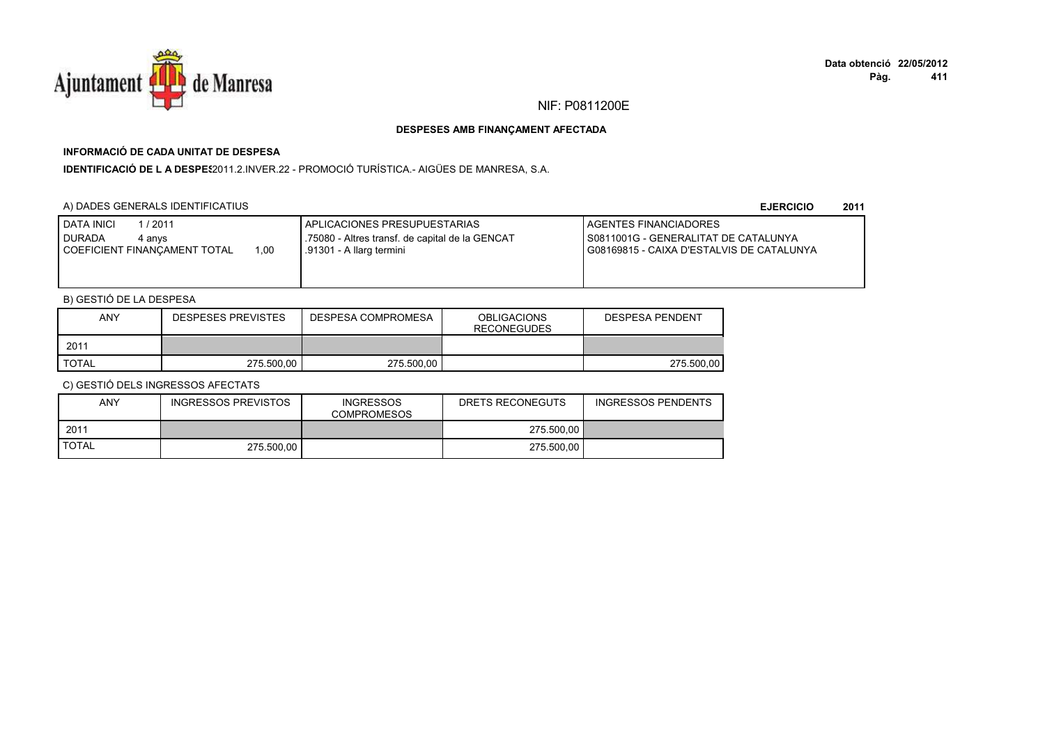Ajuntament de Manresa

**Data obtenció 22/05/2012**
**Pàg. 411**

NIF: P0811200E

**DESPESES AMB FINANÇAMENT AFECTADA**

**INFORMACIÓ DE CADA UNITAT DE DESPESA**

**IDENTIFICACIÓ DE L A DESPES**2011.2.INVER.22 - PROMOCIÓ TURÍSTICA.- AIGÜES DE MANRESA, S.A.

A) DADES GENERALS IDENTIFICATIUS

**EJERCICIO 2011**

| DATA INICI 1 / 2011<br>DURADA 4 anys<br>COEFICIENT FINANÇAMENT TOTAL 1,00 | APLICACIONES PRESUPUESTARIAS<br>.75080 - Altres transf. de capital de la GENCAT<br>.91301 - A llarg termini | AGENTES FINANCIADORES<br>S0811001G - GENERALITAT DE CATALUNYA<br>G08169815 - CAIXA D'ESTALVIS DE CATALUNYA |
|---|---|---|

B) GESTIÓ DE LA DESPESA

| ANY | DESPESES PREVISTES | DESPESA COMPROMESA | OBLIGACIONS RECONEGUDES | DESPESA PENDENT |
|---|---|---|---|---|
| 2011 | | | | |
| TOTAL | 275.500,00 | 275.500,00 | | 275.500,00 |

C) GESTIÓ DELS INGRESSOS AFECTATS

| ANY | INGRESSOS PREVISTOS | INGRESSOS COMPROMESOS | DRETS RECONEGUTS | INGRESSOS PENDENTS |
|---|---|---|---|---|
| 2011 | | | 275.500,00 | |
| TOTAL | 275.500,00 | | 275.500,00 | |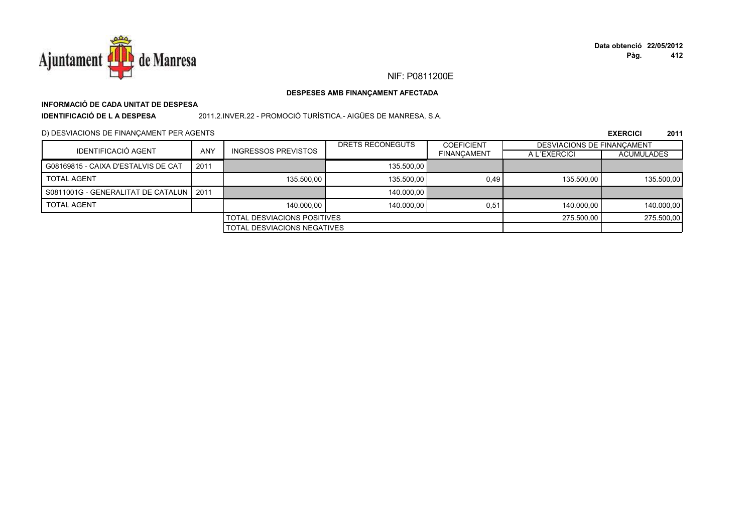NIF: P0811200E

**DESPESES AMB FINANÇAMENT AFECTADA**

**INFORMACIÓ DE CADA UNITAT DE DESPESA**

**IDENTIFICACIÓ DE L A DESPESA** 2011.2.INVER.22 - PROMOCIÓ TURÍSTICA.- AIGÜES DE MANRESA, S.A.

D) DESVIACIONS DE FINANÇAMENT PER AGENTS

**EXERCICI 2011**

| IDENTIFICACIÓ AGENT | ANY | INGRESSOS PREVISTOS | DRETS RECONEGUTS | COEFICIENT FINANÇAMENT | DESVIACIONS DE FINANÇAMENT | |
|---|---|---|---|---|---|---|
| | | | | | A L´EXERCICI | ACUMULADES |
| G08169815 - CAIXA D'ESTALVIS DE CAT | 2011 | | 135.500,00 | | | |
| TOTAL AGENT | | 135.500,00 | 135.500,00 | 0,49 | 135.500,00 | 135.500,00 |
| S0811001G - GENERALITAT DE CATALUN | 2011 | | 140.000,00 | | | |
| TOTAL AGENT | | 140.000,00 | 140.000,00 | 0,51 | 140.000,00 | 140.000,00 |
| | | TOTAL DESVIACIONS POSITIVES | | | 275.500,00 | 275.500,00 |
| | | TOTAL DESVIACIONS NEGATIVES | | | | |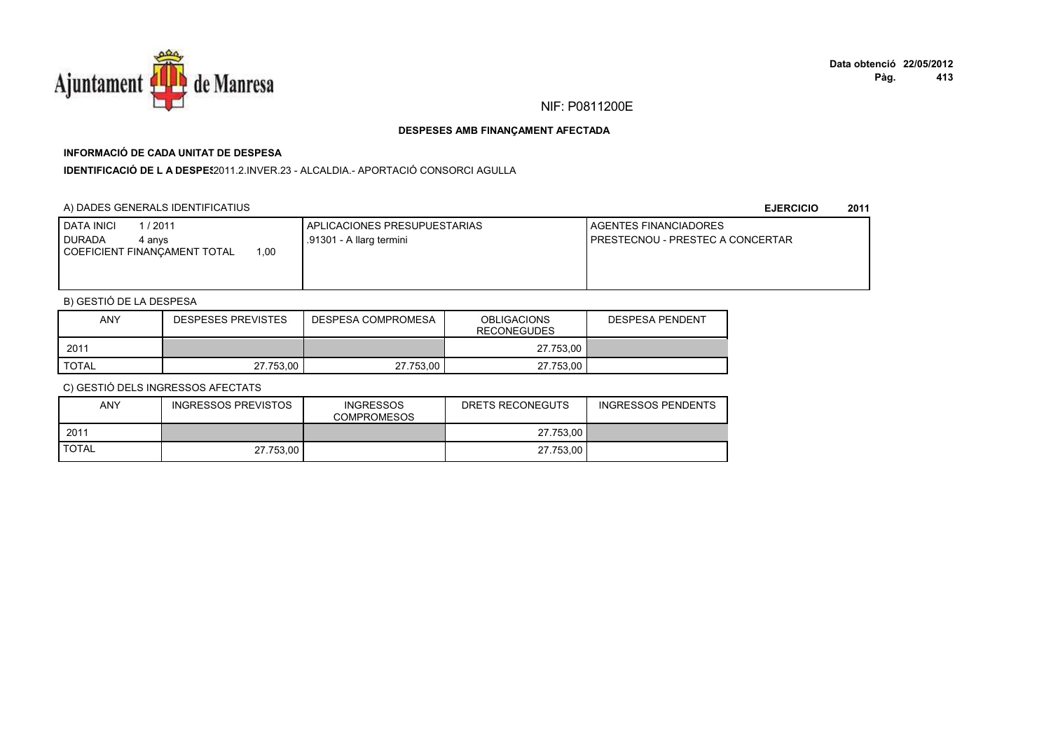NIF: P0811200E

**DESPESES AMB FINANÇAMENT AFECTADA**

**INFORMACIÓ DE CADA UNITAT DE DESPESA**

**IDENTIFICACIÓ DE L A DESPES**2011.2.INVER.23 - ALCALDIA.- APORTACIÓ CONSORCI AGULLA

A) DADES GENERALS IDENTIFICATIUS

**EJERCICIO 2011**

| DATA INICI 1 / 2011<br>DURADA 4 anys<br>COEFICIENT FINANÇAMENT TOTAL 1,00 | APLICACIONES PRESUPUESTARIAS<br>.91301 - A llarg termini | AGENTES FINANCIADORES<br>PRESTECNOU - PRESTEC A CONCERTAR |
|---|---|---|

B) GESTIÓ DE LA DESPESA

| ANY | DESPESES PREVISTES | DESPESA COMPROMESA | OBLIGACIONS RECONEGUDES | DESPESA PENDENT |
|---|---|---|---|---|
| 2011 | | | 27.753,00 | |
| TOTAL | 27.753,00 | 27.753,00 | 27.753,00 | |

C) GESTIÓ DELS INGRESSOS AFECTATS

| ANY | INGRESSOS PREVISTOS | INGRESSOS COMPROMESOS | DRETS RECONEGUTS | INGRESSOS PENDENTS |
|---|---|---|---|---|
| 2011 | | | 27.753,00 | |
| TOTAL | 27.753,00 | | 27.753,00 | |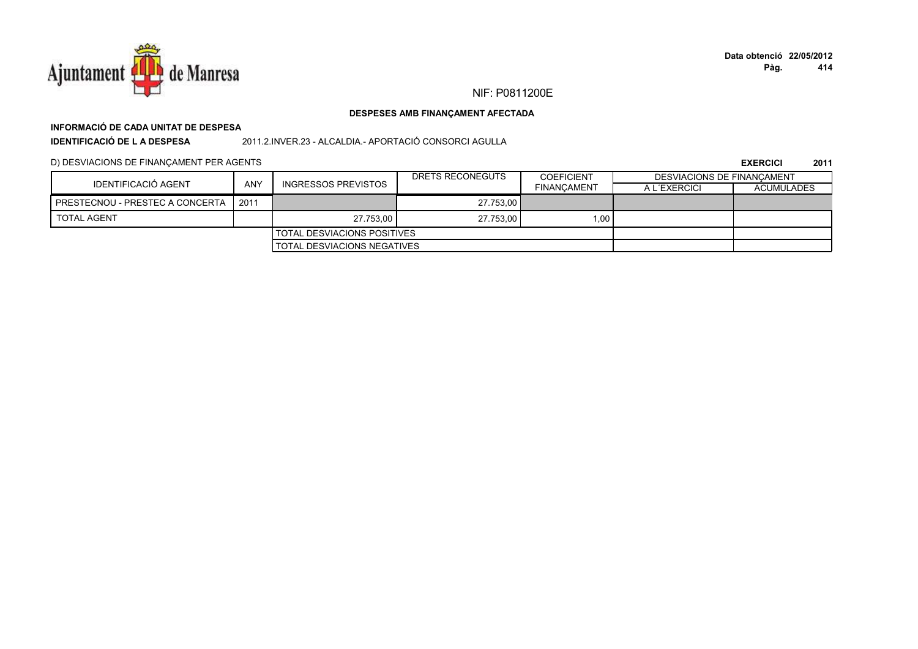NIF: P0811200E

**DESPESES AMB FINANÇAMENT AFECTADA**

**INFORMACIÓ DE CADA UNITAT DE DESPESA**

**IDENTIFICACIÓ DE L A DESPESA** 2011.2.INVER.23 - ALCALDIA.- APORTACIÓ CONSORCI AGULLA

D) DESVIACIONS DE FINANÇAMENT PER AGENTS

**EXERCICI 2011**

| IDENTIFICACIÓ AGENT | ANY | INGRESSOS PREVISTOS | DRETS RECONEGUTS | COEFICIENT FINANÇAMENT | DESVIACIONS DE FINANÇAMENT A L´EXERCICI | DESVIACIONS DE FINANÇAMENT ACUMULADES |
|---|---|---|---|---|---|---|
| PRESTECNOU - PRESTEC A CONCERTA | 2011 | | 27.753,00 | | | |
| TOTAL AGENT | | 27.753,00 | 27.753,00 | 1,00 | | |
| | | TOTAL DESVIACIONS POSITIVES | | | | |
| | | TOTAL DESVIACIONS NEGATIVES | | | | |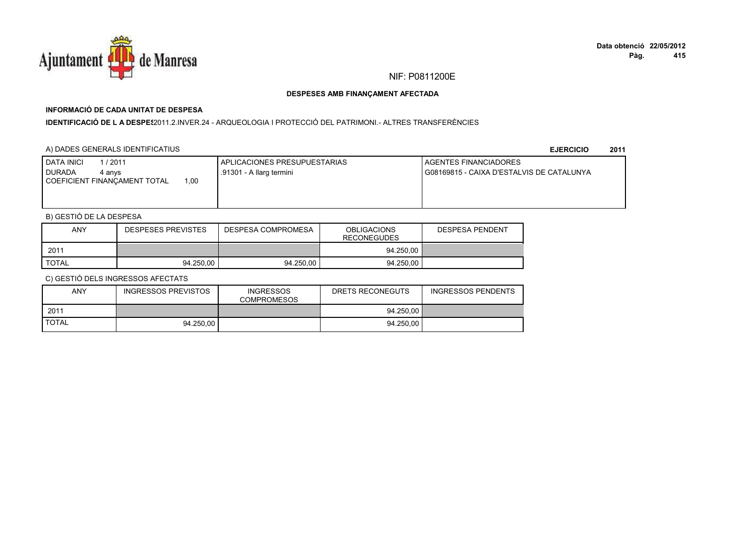NIF: P0811200E

**DESPESES AMB FINANÇAMENT AFECTADA**

**INFORMACIÓ DE CADA UNITAT DE DESPESA**

**IDENTIFICACIÓ DE L A DESPES** 2011.2.INVER.24 - ARQUEOLOGIA I PROTECCIÓ DEL PATRIMONI.- ALTRES TRANSFERÈNCIES

A) DADES GENERALS IDENTIFICATIUS

**EJERCICIO 2011**

| DATA INICI 1 / 2011<br>DURADA 4 anys<br>COEFICIENT FINANÇAMENT TOTAL 1,00 | APLICACIONES PRESUPUESTARIAS<br>.91301 - A llarg termini | AGENTES FINANCIADORES<br>G08169815 - CAIXA D'ESTALVIS DE CATALUNYA |
|---|---|---|

B) GESTIÓ DE LA DESPESA

| ANY | DESPESES PREVISTES | DESPESA COMPROMESA | OBLIGACIONS RECONEGUDES | DESPESA PENDENT |
|---|---|---|---|---|
| 2011 | | | 94.250,00 | |
| TOTAL | 94.250,00 | 94.250,00 | 94.250,00 | |

C) GESTIÓ DELS INGRESSOS AFECTATS

| ANY | INGRESSOS PREVISTOS | INGRESSOS COMPROMESOS | DRETS RECONEGUTS | INGRESSOS PENDENTS |
|---|---|---|---|---|
| 2011 | | | 94.250,00 | |
| TOTAL | 94.250,00 | | 94.250,00 | |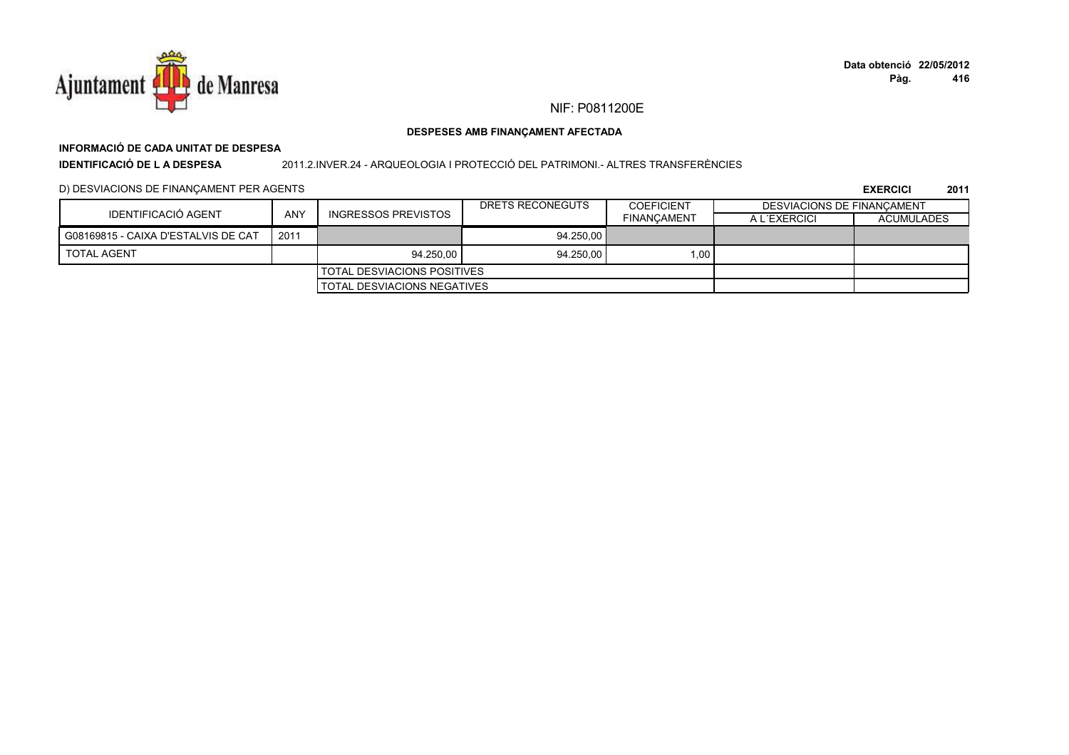NIF: P0811200E

**DESPESES AMB FINANÇAMENT AFECTADA**

**INFORMACIÓ DE CADA UNITAT DE DESPESA**

**IDENTIFICACIÓ DE L A DESPESA** 2011.2.INVER.24 - ARQUEOLOGIA I PROTECCIÓ DEL PATRIMONI.- ALTRES TRANSFERÈNCIES

D) DESVIACIONS DE FINANÇAMENT PER AGENTS

**EXERCICI 2011**

| IDENTIFICACIÓ AGENT | ANY | INGRESSOS PREVISTOS | DRETS RECONEGUTS | COEFICIENT FINANÇAMENT | DESVIACIONS DE FINANÇAMENT | |
|---|---|---|---|---|---|---|
| | | | | | A L´EXERCICI | ACUMULADES |
| G08169815 - CAIXA D'ESTALVIS DE CAT | 2011 | | 94.250,00 | | | |
| TOTAL AGENT | | 94.250,00 | 94.250,00 | 1,00 | | |
| | | TOTAL DESVIACIONS POSITIVES | | | | |
| | | TOTAL DESVIACIONS NEGATIVES | | | | |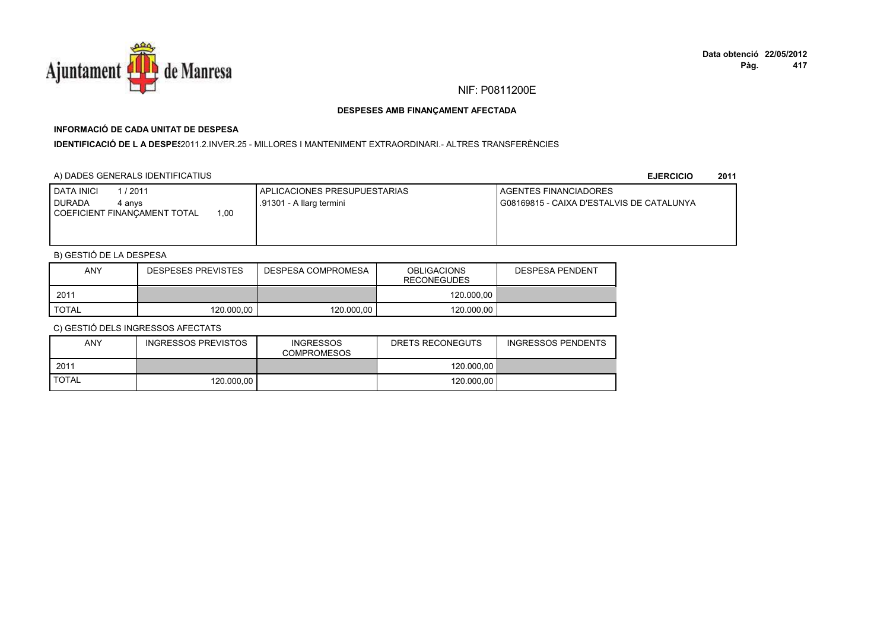NIF: P0811200E

**DESPESES AMB FINANÇAMENT AFECTADA**

**INFORMACIÓ DE CADA UNITAT DE DESPESA**

**IDENTIFICACIÓ DE L A DESPES**2011.2.INVER.25 - MILLORES I MANTENIMENT EXTRAORDINARI.- ALTRES TRANSFERÈNCIES

A) DADES GENERALS IDENTIFICATIUS

**EJERCICIO 2011**

| DATA INICI 1 / 2011<br>DURADA 4 anys<br>COEFICIENT FINANÇAMENT TOTAL 1,00 | APLICACIONES PRESUPUESTARIAS<br>.91301 - A llarg termini | AGENTES FINANCIADORES<br>G08169815 - CAIXA D'ESTALVIS DE CATALUNYA |
|---|---|---|

B) GESTIÓ DE LA DESPESA

| ANY | DESPESES PREVISTES | DESPESA COMPROMESA | OBLIGACIONS RECONEGUDES | DESPESA PENDENT |
|---|---|---|---|---|
| 2011 | | | 120.000,00 | |
| TOTAL | 120.000,00 | 120.000,00 | 120.000,00 | |

C) GESTIÓ DELS INGRESSOS AFECTATS

| ANY | INGRESSOS PREVISTOS | INGRESSOS COMPROMESOS | DRETS RECONEGUTS | INGRESSOS PENDENTS |
|---|---|---|---|---|
| 2011 | | | 120.000,00 | |
| TOTAL | 120.000,00 | | 120.000,00 | |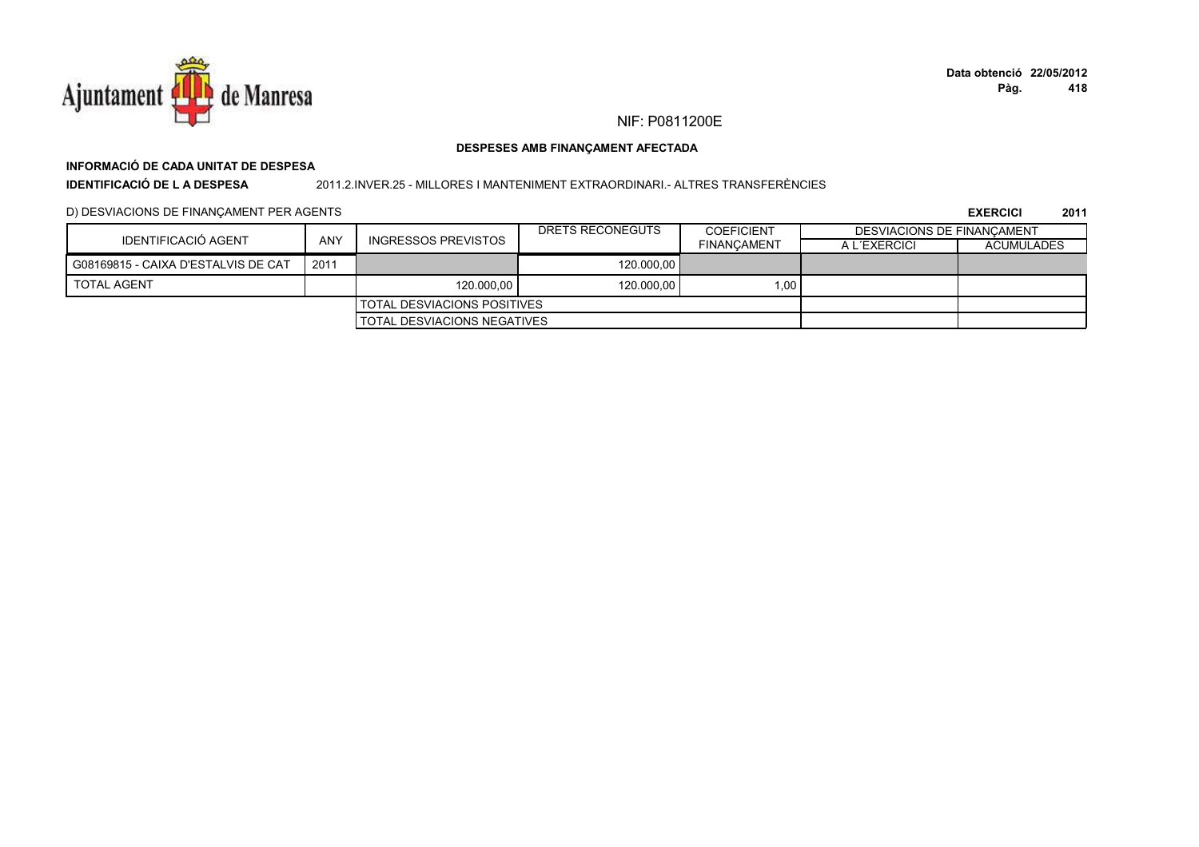NIF: P0811200E

**DESPESES AMB FINANÇAMENT AFECTADA**

**INFORMACIÓ DE CADA UNITAT DE DESPESA**

**IDENTIFICACIÓ DE L A DESPESA** 2011.2.INVER.25 - MILLORES I MANTENIMENT EXTRAORDINARI.- ALTRES TRANSFERÈNCIES

D) DESVIACIONS DE FINANÇAMENT PER AGENTS **EXERCICI 2011**

| IDENTIFICACIÓ AGENT | ANY | INGRESSOS PREVISTOS | DRETS RECONEGUTS | COEFICIENT FINANÇAMENT | DESVIACIONS DE FINANÇAMENT | |
|---|---|---|---|---|---|---|
| | | | | | A L´EXERCICI | ACUMULADES |
| G08169815 - CAIXA D'ESTALVIS DE CAT | 2011 | | 120.000,00 | | | |
| TOTAL AGENT | | 120.000,00 | 120.000,00 | 1,00 | | |
| | | TOTAL DESVIACIONS POSITIVES | | | | |
| | | TOTAL DESVIACIONS NEGATIVES | | | | |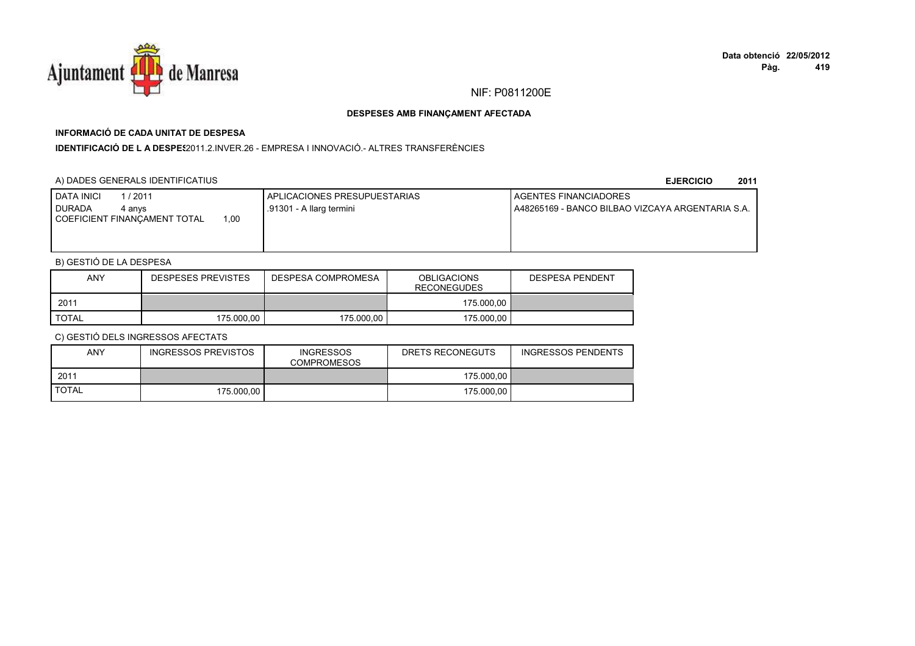NIF: P0811200E

**DESPESES AMB FINANÇAMENT AFECTADA**

**INFORMACIÓ DE CADA UNITAT DE DESPESA**

**IDENTIFICACIÓ DE L A DESPES**2011.2.INVER.26 - EMPRESA I INNOVACIÓ.- ALTRES TRANSFERÈNCIES

A) DADES GENERALS IDENTIFICATIUS

**EJERCICIO 2011**

| DATA INICI 1 / 2011<br>DURADA 4 anys<br>COEFICIENT FINANÇAMENT TOTAL 1,00 | APLICACIONES PRESUPUESTARIAS<br>.91301 - A llarg termini | AGENTES FINANCIADORES<br>A48265169 - BANCO BILBAO VIZCAYA ARGENTARIA S.A. |
|---|---|---|

B) GESTIÓ DE LA DESPESA

| ANY | DESPESES PREVISTES | DESPESA COMPROMESA | OBLIGACIONS RECONEGUDES | DESPESA PENDENT |
|---|---|---|---|---|
| 2011 | | | 175.000,00 | |
| TOTAL | 175.000,00 | 175.000,00 | 175.000,00 | |

C) GESTIÓ DELS INGRESSOS AFECTATS

| ANY | INGRESSOS PREVISTOS | INGRESSOS COMPROMESOS | DRETS RECONEGUTS | INGRESSOS PENDENTS |
|---|---|---|---|---|
| 2011 | | | 175.000,00 | |
| TOTAL | 175.000,00 | | 175.000,00 | |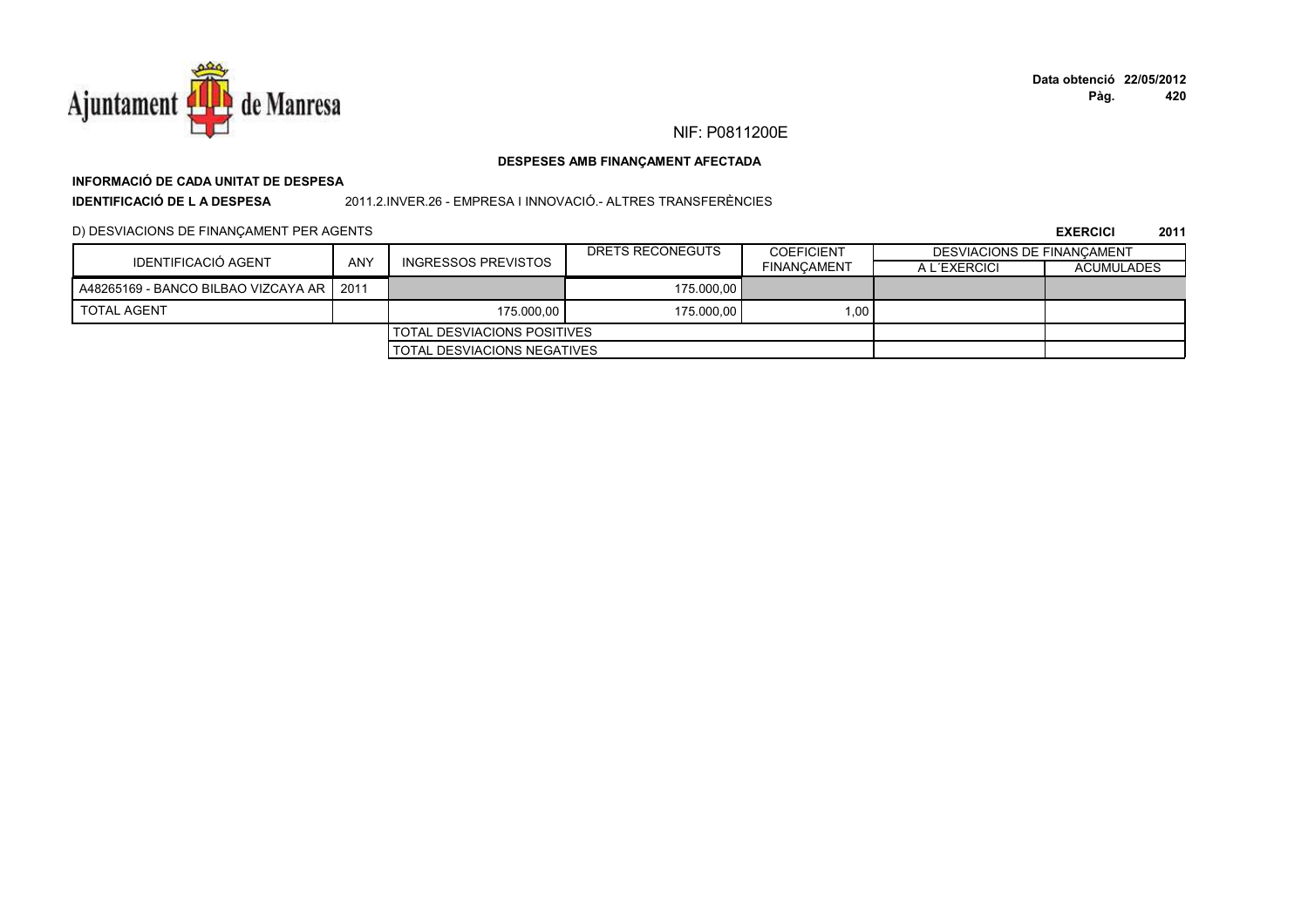NIF: P0811200E

**DESPESES AMB FINANÇAMENT AFECTADA**

**INFORMACIÓ DE CADA UNITAT DE DESPESA**

**IDENTIFICACIÓ DE L A DESPESA** 2011.2.INVER.26 - EMPRESA I INNOVACIÓ.- ALTRES TRANSFERÈNCIES

D) DESVIACIONS DE FINANÇAMENT PER AGENTS

**EXERCICI 2011**

| IDENTIFICACIÓ AGENT | ANY | INGRESSOS PREVISTOS | DRETS RECONEGUTS | COEFICIENT FINANÇAMENT | DESVIACIONS DE FINANÇAMENT | |
|---|---|---|---|---|---|---|
| | | | | | A L´EXERCICI | ACUMULADES |
| A48265169 - BANCO BILBAO VIZCAYA AR | 2011 | | 175.000,00 | | | |
| TOTAL AGENT | | 175.000,00 | 175.000,00 | 1,00 | | |
| | | TOTAL DESVIACIONS POSITIVES | | | | |
| | | TOTAL DESVIACIONS NEGATIVES | | | | |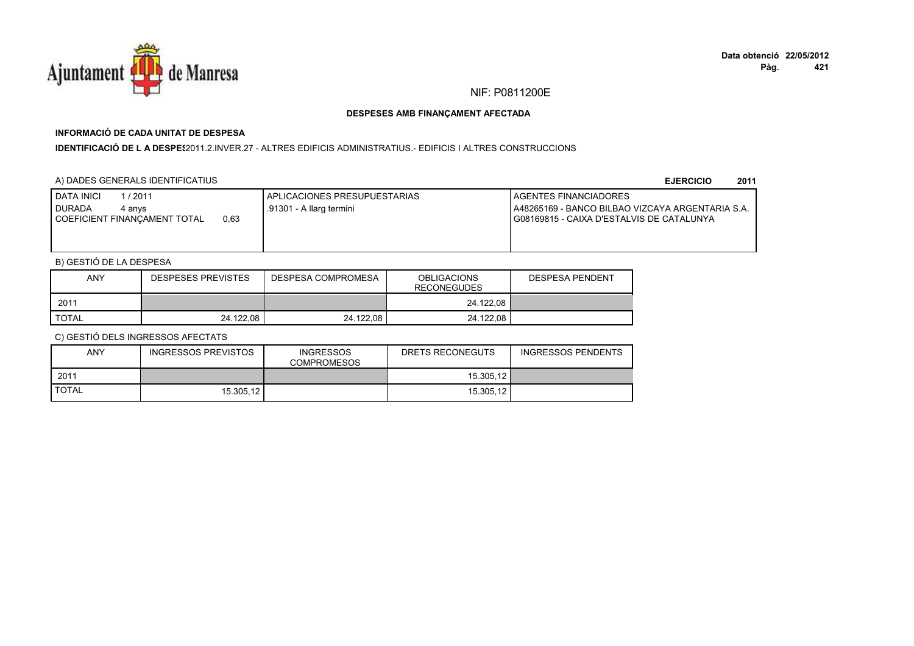NIF: P0811200E

**DESPESES AMB FINANÇAMENT AFECTADA**

**INFORMACIÓ DE CADA UNITAT DE DESPESA**

**IDENTIFICACIÓ DE L A DESPES** 2011.2.INVER.27 - ALTRES EDIFICIS ADMINISTRATIUS.- EDIFICIS I ALTRES CONSTRUCCIONS

A) DADES GENERALS IDENTIFICATIUS

**EJERCICIO 2011**

| DATA INICI 1 / 2011<br>DURADA 4 anys<br>COEFICIENT FINANÇAMENT TOTAL 0,63 | APLICACIONES PRESUPUESTARIAS<br>.91301 - A llarg termini | AGENTES FINANCIADORES<br>A48265169 - BANCO BILBAO VIZCAYA ARGENTARIA S.A.<br>G08169815 - CAIXA D'ESTALVIS DE CATALUNYA |
|---|---|---|

B) GESTIÓ DE LA DESPESA

| ANY | DESPESES PREVISTES | DESPESA COMPROMESA | OBLIGACIONS RECONEGUDES | DESPESA PENDENT |
|---|---|---|---|---|
| 2011 | | | 24.122,08 | |
| TOTAL | 24.122,08 | 24.122,08 | 24.122,08 | |

C) GESTIÓ DELS INGRESSOS AFECTATS

| ANY | INGRESSOS PREVISTOS | INGRESSOS COMPROMESOS | DRETS RECONEGUTS | INGRESSOS PENDENTS |
|---|---|---|---|---|
| 2011 | | | 15.305,12 | |
| TOTAL | 15.305,12 | | 15.305,12 | |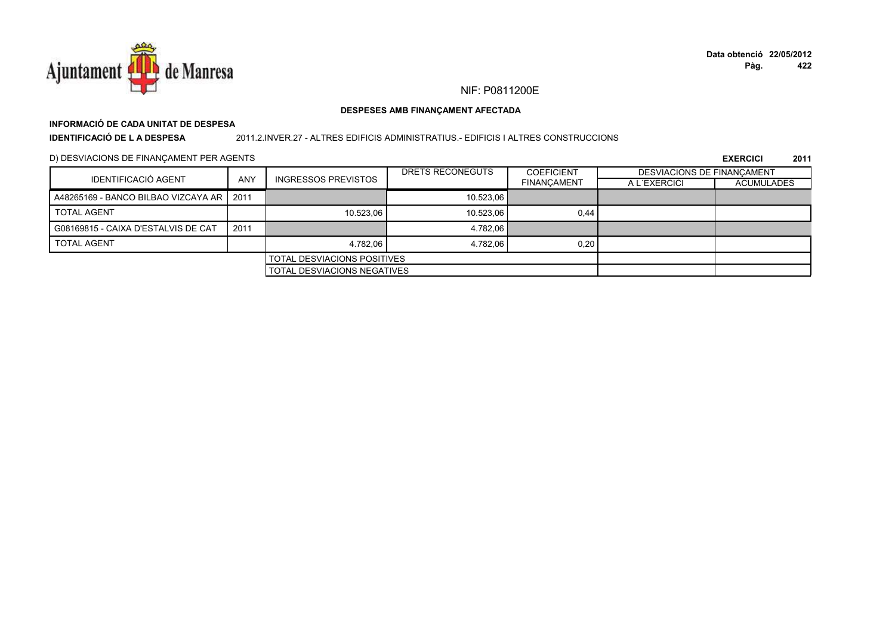NIF: P0811200E

**DESPESES AMB FINANÇAMENT AFECTADA**

**INFORMACIÓ DE CADA UNITAT DE DESPESA**

**IDENTIFICACIÓ DE L A DESPESA** 2011.2.INVER.27 - ALTRES EDIFICIS ADMINISTRATIUS.- EDIFICIS I ALTRES CONSTRUCCIONS

D) DESVIACIONS DE FINANÇAMENT PER AGENTS

**EXERCICI 2011**

| IDENTIFICACIÓ AGENT | ANY | INGRESSOS PREVISTOS | DRETS RECONEGUTS | COEFICIENT FINANÇAMENT | DESVIACIONS DE FINANÇAMENT A L´EXERCICI | DESVIACIONS DE FINANÇAMENT ACUMULADES |
|---|---|---|---|---|---|---|
| A48265169 - BANCO BILBAO VIZCAYA AR | 2011 | | 10.523,06 | | | |
| TOTAL AGENT | | 10.523,06 | 10.523,06 | 0,44 | | |
| G08169815 - CAIXA D'ESTALVIS DE CAT | 2011 | | 4.782,06 | | | |
| TOTAL AGENT | | 4.782,06 | 4.782,06 | 0,20 | | |
| | | TOTAL DESVIACIONS POSITIVES | | | | |
| | | TOTAL DESVIACIONS NEGATIVES | | | | |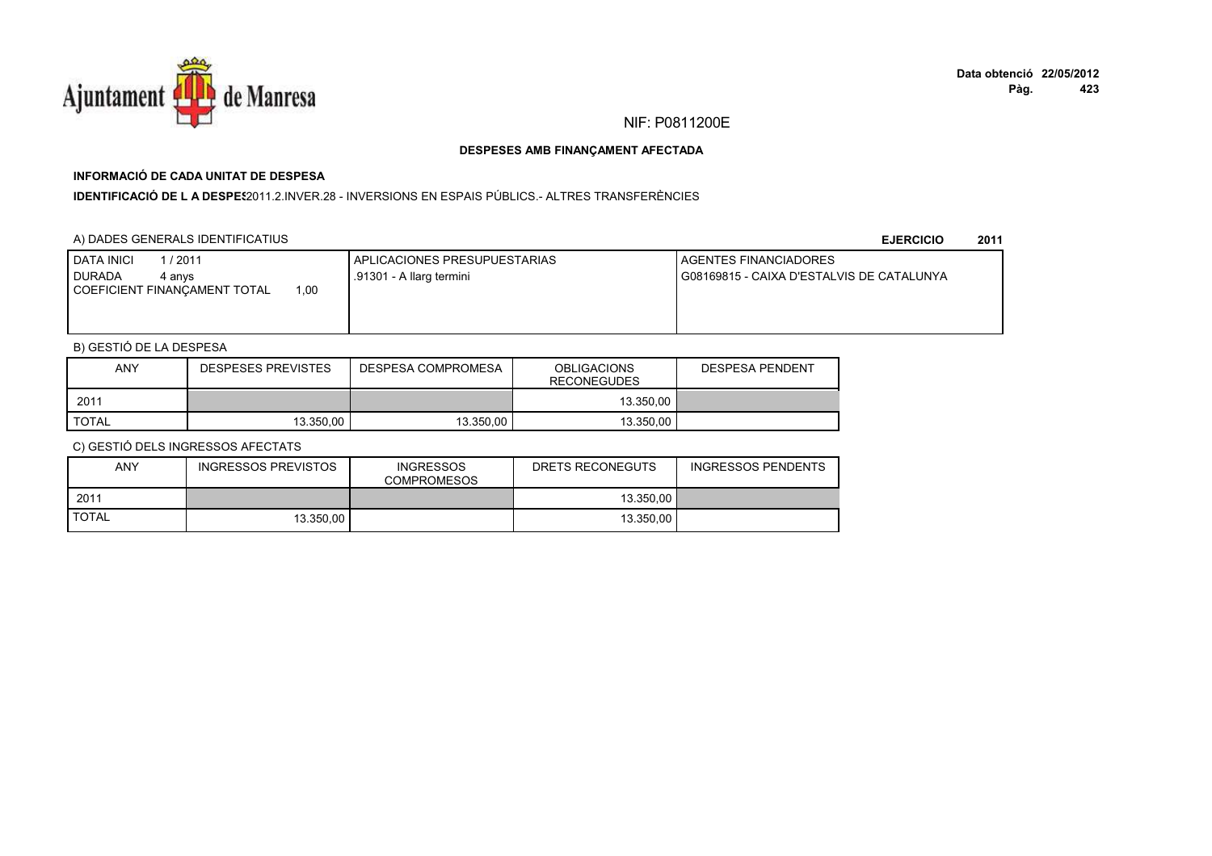NIF: P0811200E

**DESPESES AMB FINANÇAMENT AFECTADA**

**INFORMACIÓ DE CADA UNITAT DE DESPESA**

**IDENTIFICACIÓ DE L A DESPES** 2011.2.INVER.28 - INVERSIONS EN ESPAIS PÚBLICS.- ALTRES TRANSFERÈNCIES

A) DADES GENERALS IDENTIFICATIUS

**EJERCICIO 2011**

| DATA INICI 1 / 2011<br>DURADA 4 anys<br>COEFICIENT FINANÇAMENT TOTAL 1,00 | APLICACIONES PRESUPUESTARIAS<br>.91301 - A llarg termini | AGENTES FINANCIADORES<br>G08169815 - CAIXA D'ESTALVIS DE CATALUNYA |
|---|---|---|

B) GESTIÓ DE LA DESPESA

| ANY | DESPESES PREVISTES | DESPESA COMPROMESA | OBLIGACIONS RECONEGUDES | DESPESA PENDENT |
|---|---|---|---|---|
| 2011 | | | 13.350,00 | |
| TOTAL | 13.350,00 | 13.350,00 | 13.350,00 | |

C) GESTIÓ DELS INGRESSOS AFECTATS

| ANY | INGRESSOS PREVISTOS | INGRESSOS COMPROMESOS | DRETS RECONEGUTS | INGRESSOS PENDENTS |
|---|---|---|---|---|
| 2011 | | | 13.350,00 | |
| TOTAL | 13.350,00 | | 13.350,00 | |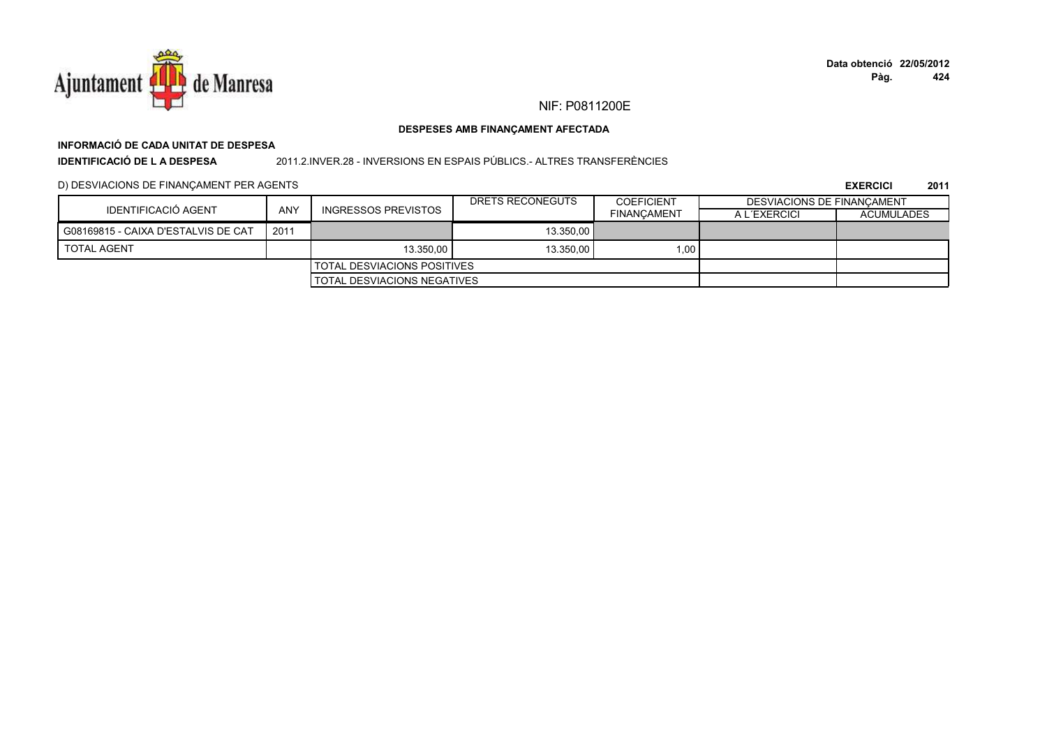NIF: P0811200E

**DESPESES AMB FINANÇAMENT AFECTADA**

**INFORMACIÓ DE CADA UNITAT DE DESPESA**

**IDENTIFICACIÓ DE L A DESPESA** 2011.2.INVER.28 - INVERSIONS EN ESPAIS PÚBLICS.- ALTRES TRANSFERÈNCIES

D) DESVIACIONS DE FINANÇAMENT PER AGENTS

**EXERCICI 2011**

| IDENTIFICACIÓ AGENT | ANY | INGRESSOS PREVISTOS | DRETS RECONEGUTS | COEFICIENT FINANÇAMENT | DESVIACIONS DE FINANÇAMENT | |
|---|---|---|---|---|---|---|
| | | | | | A L´EXERCICI | ACUMULADES |
| G08169815 - CAIXA D'ESTALVIS DE CAT | 2011 | | 13.350,00 | | | |
| TOTAL AGENT | | 13.350,00 | 13.350,00 | 1,00 | | |
| | | TOTAL DESVIACIONS POSITIVES | | | | |
| | | TOTAL DESVIACIONS NEGATIVES | | | | |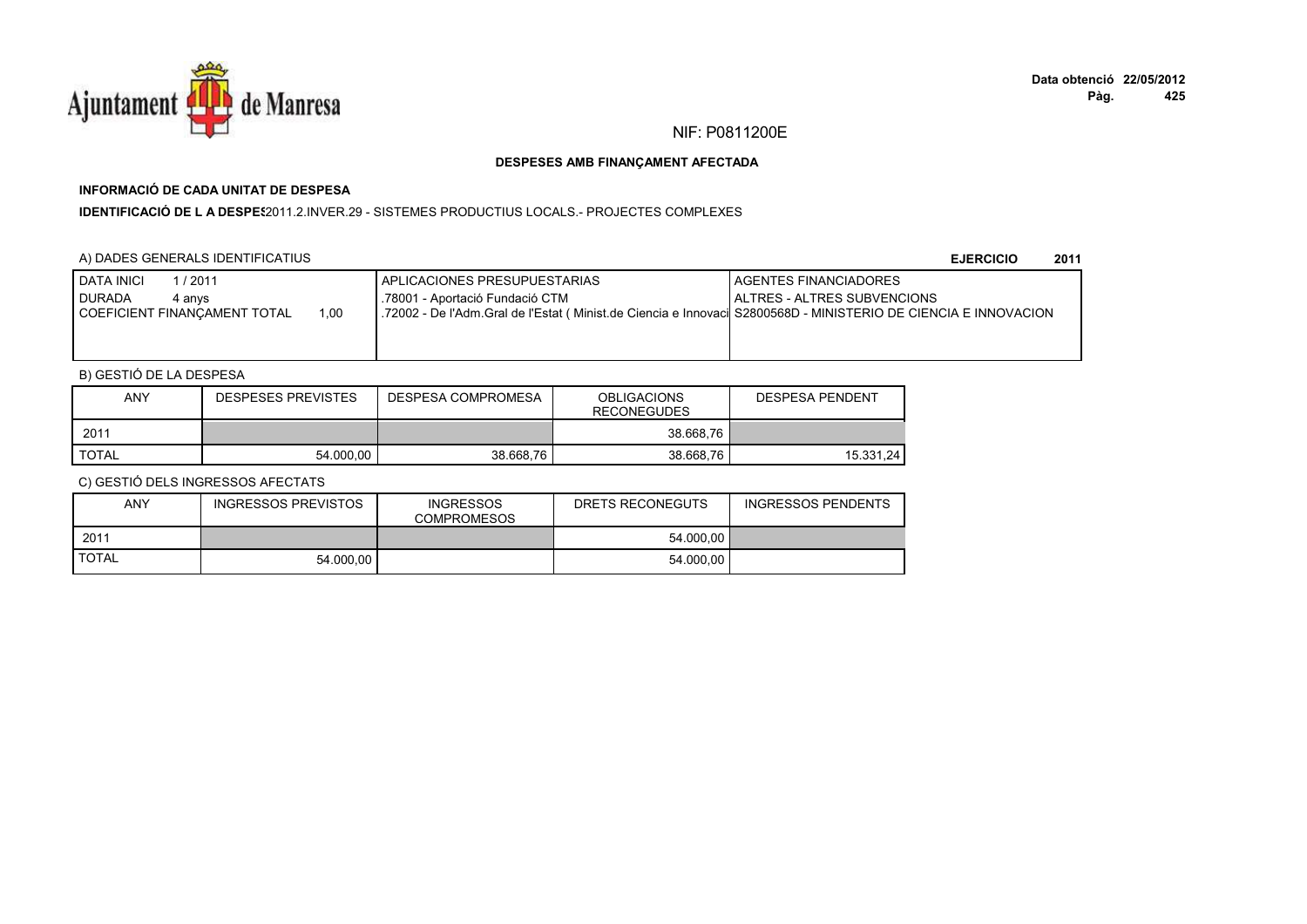NIF: P0811200E

**DESPESES AMB FINANÇAMENT AFECTADA**

**INFORMACIÓ DE CADA UNITAT DE DESPESA**

**IDENTIFICACIÓ DE L A DESPES** 2011.2.INVER.29 - SISTEMES PRODUCTIUS LOCALS.- PROJECTES COMPLEXES

A) DADES GENERALS IDENTIFICATIUS

**EJERCICIO 2011**

| DATA INICI 1 / 2011<br>DURADA 4 anys<br>COEFICIENT FINANÇAMENT TOTAL 1,00 | APLICACIONES PRESUPUESTARIAS<br>.78001 - Aportació Fundació CTM<br>.72002 - De l'Adm.Gral de l'Estat ( Minist.de Ciencia e Innovaci | AGENTES FINANCIADORES<br>ALTRES - ALTRES SUBVENCIONS<br>S2800568D - MINISTERIO DE CIENCIA E INNOVACION |
|---|---|---|

B) GESTIÓ DE LA DESPESA

| ANY | DESPESES PREVISTES | DESPESA COMPROMESA | OBLIGACIONS RECONEGUDES | DESPESA PENDENT |
|---|---|---|---|---|
| 2011 | | | 38.668,76 | |
| TOTAL | 54.000,00 | 38.668,76 | 38.668,76 | 15.331,24 |

C) GESTIÓ DELS INGRESSOS AFECTATS

| ANY | INGRESSOS PREVISTOS | INGRESSOS COMPROMESOS | DRETS RECONEGUTS | INGRESSOS PENDENTS |
|---|---|---|---|---|
| 2011 | | | 54.000,00 | |
| TOTAL | 54.000,00 | | 54.000,00 | |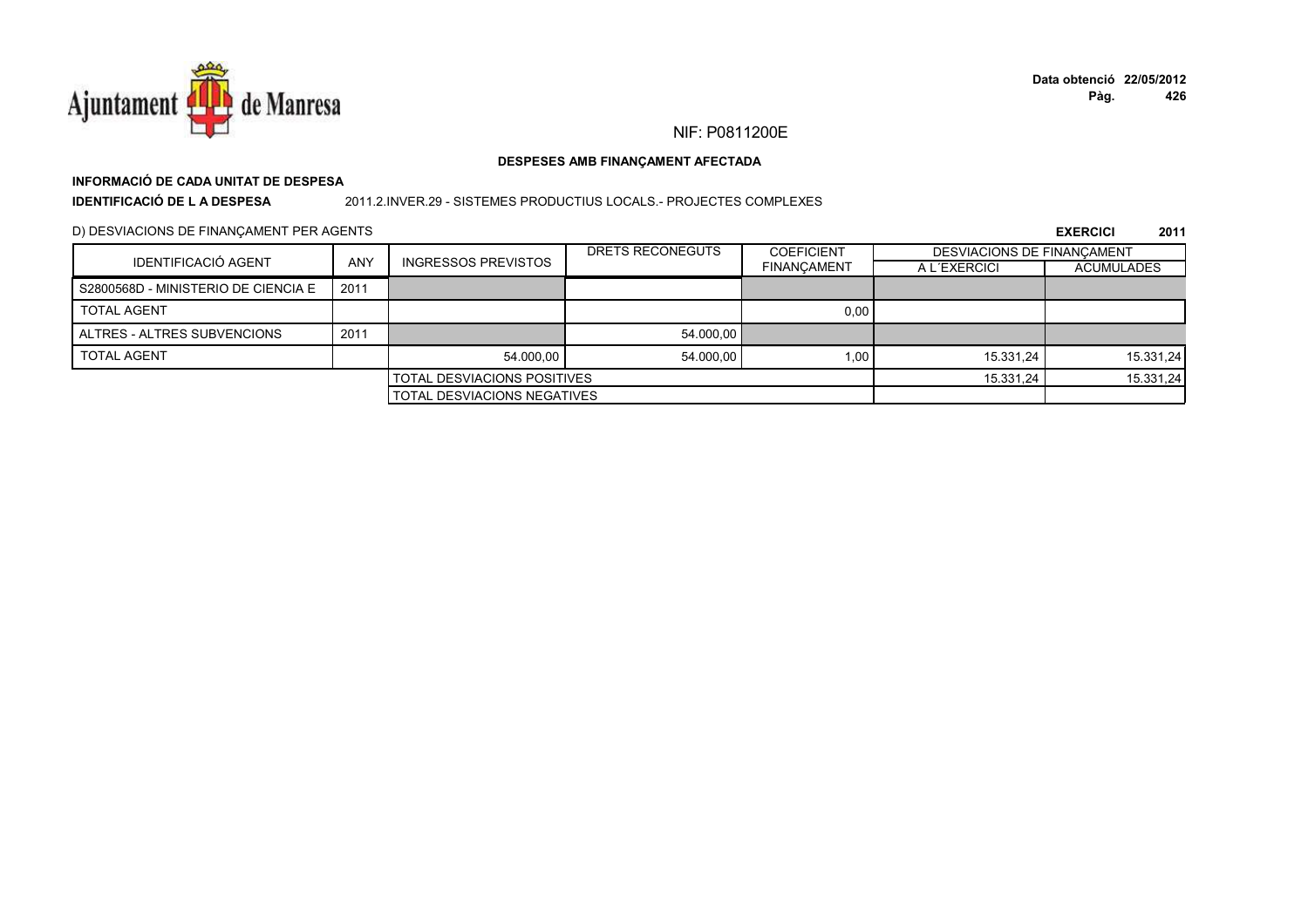NIF: P0811200E

**DESPESES AMB FINANÇAMENT AFECTADA**

**INFORMACIÓ DE CADA UNITAT DE DESPESA**

**IDENTIFICACIÓ DE L A DESPESA** 2011.2.INVER.29 - SISTEMES PRODUCTIUS LOCALS.- PROJECTES COMPLEXES

D) DESVIACIONS DE FINANÇAMENT PER AGENTS

**EXERCICI 2011**

| IDENTIFICACIÓ AGENT | ANY | INGRESSOS PREVISTOS | DRETS RECONEGUTS | COEFICIENT FINANÇAMENT | DESVIACIONS DE FINANÇAMENT | |
|---|---|---|---|---|---|---|
| | | | | | A L´EXERCICI | ACUMULADES |
| S2800568D - MINISTERIO DE CIENCIA E | 2011 | | | | | |
| TOTAL AGENT | | | | 0,00 | | |
| ALTRES - ALTRES SUBVENCIONS | 2011 | | 54.000,00 | | | |
| TOTAL AGENT | | 54.000,00 | 54.000,00 | 1,00 | 15.331,24 | 15.331,24 |
| | | TOTAL DESVIACIONS POSITIVES | | | 15.331,24 | 15.331,24 |
| | | TOTAL DESVIACIONS NEGATIVES | | | | |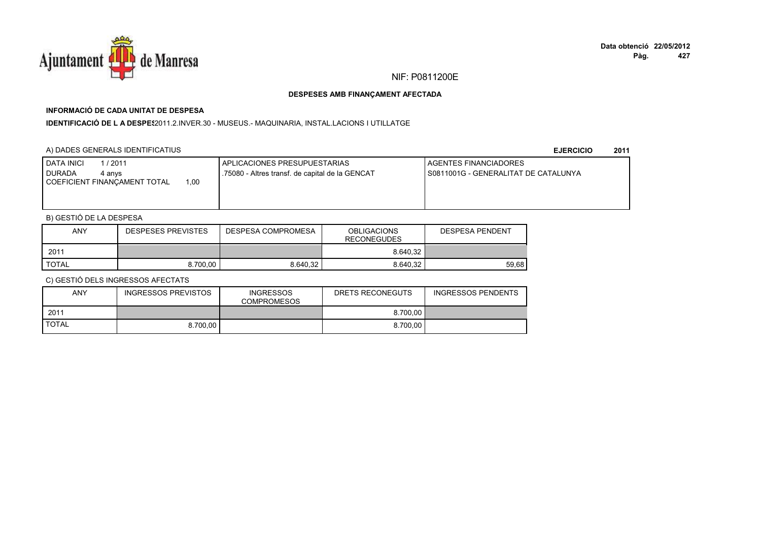NIF: P0811200E

**DESPESES AMB FINANÇAMENT AFECTADA**

**INFORMACIÓ DE CADA UNITAT DE DESPESA**

**IDENTIFICACIÓ DE L A DESPES** 2011.2.INVER.30 - MUSEUS.- MAQUINARIA, INSTAL.LACIONS I UTILLATGE

A) DADES GENERALS IDENTIFICATIUS

**EJERCICIO 2011**

| DATA INICI 1 / 2011<br>DURADA 4 anys<br>COEFICIENT FINANÇAMENT TOTAL 1,00 | APLICACIONES PRESUPUESTARIAS<br>.75080 - Altres transf. de capital de la GENCAT | AGENTES FINANCIADORES<br>S0811001G - GENERALITAT DE CATALUNYA |
|---|---|---|

B) GESTIÓ DE LA DESPESA

| ANY | DESPESES PREVISTES | DESPESA COMPROMESA | OBLIGACIONS RECONEGUDES | DESPESA PENDENT |
|---|---|---|---|---|
| 2011 | | | 8.640,32 | |
| TOTAL | 8.700,00 | 8.640,32 | 8.640,32 | 59,68 |

C) GESTIÓ DELS INGRESSOS AFECTATS

| ANY | INGRESSOS PREVISTOS | INGRESSOS COMPROMESOS | DRETS RECONEGUTS | INGRESSOS PENDENTS |
|---|---|---|---|---|
| 2011 | | | 8.700,00 | |
| TOTAL | 8.700,00 | | 8.700,00 | |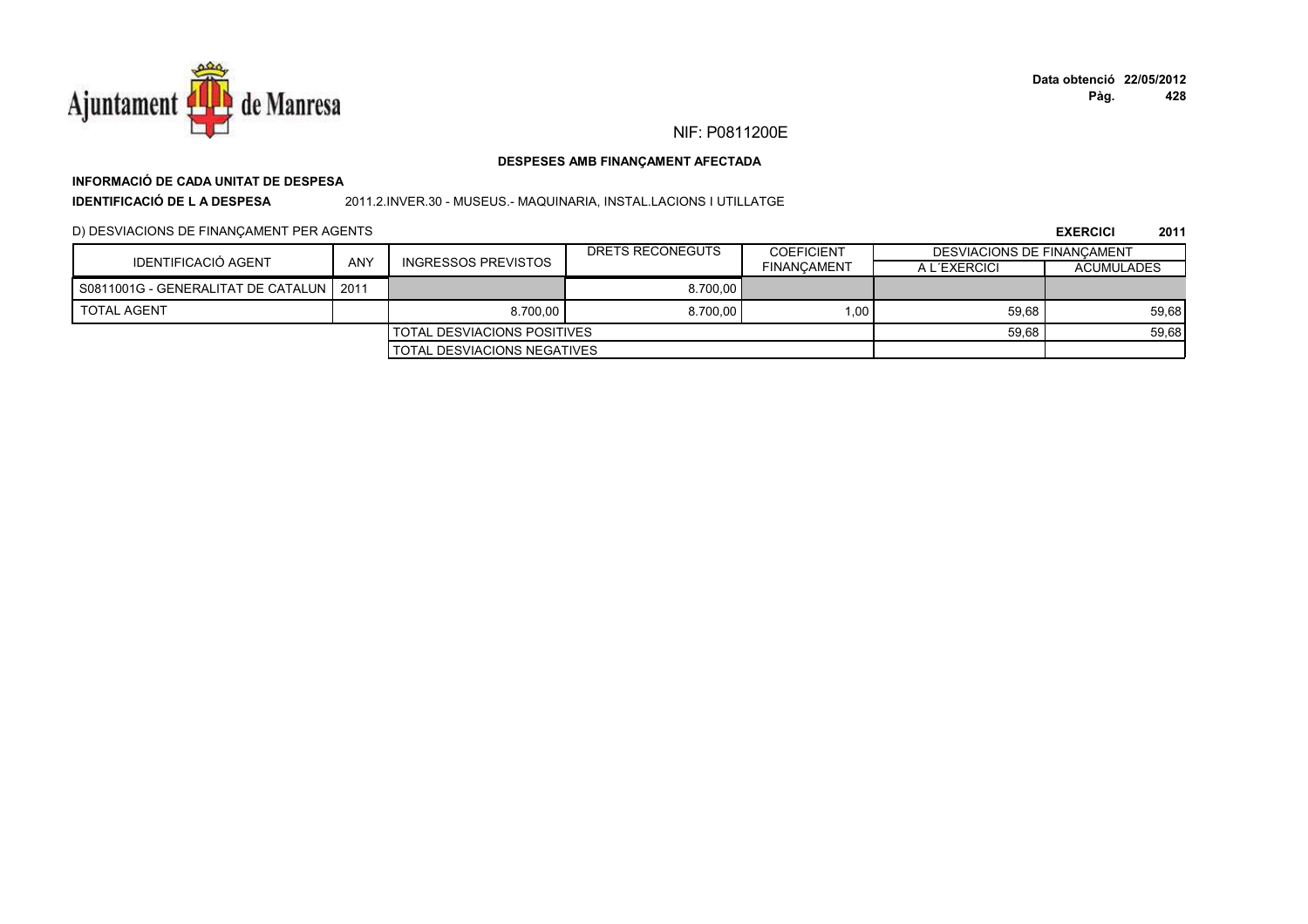NIF: P0811200E

**DESPESES AMB FINANÇAMENT AFECTADA**

**INFORMACIÓ DE CADA UNITAT DE DESPESA**

**IDENTIFICACIÓ DE L A DESPESA** 2011.2.INVER.30 - MUSEUS.- MAQUINARIA, INSTAL.LACIONS I UTILLATGE

D) DESVIACIONS DE FINANÇAMENT PER AGENTS

**EXERCICI 2011**

| IDENTIFICACIÓ AGENT | ANY | INGRESSOS PREVISTOS | DRETS RECONEGUTS | COEFICIENT FINANÇAMENT | DESVIACIONS DE FINANÇAMENT A L´EXERCICI | DESVIACIONS DE FINANÇAMENT ACUMULADES |
|---|---|---|---|---|---|---|
| S0811001G - GENERALITAT DE CATALUN | 2011 | | 8.700,00 | | | |
| TOTAL AGENT | | 8.700,00 | 8.700,00 | 1,00 | 59,68 | 59,68 |
| | | TOTAL DESVIACIONS POSITIVES | | | 59,68 | 59,68 |
| | | TOTAL DESVIACIONS NEGATIVES | | | | |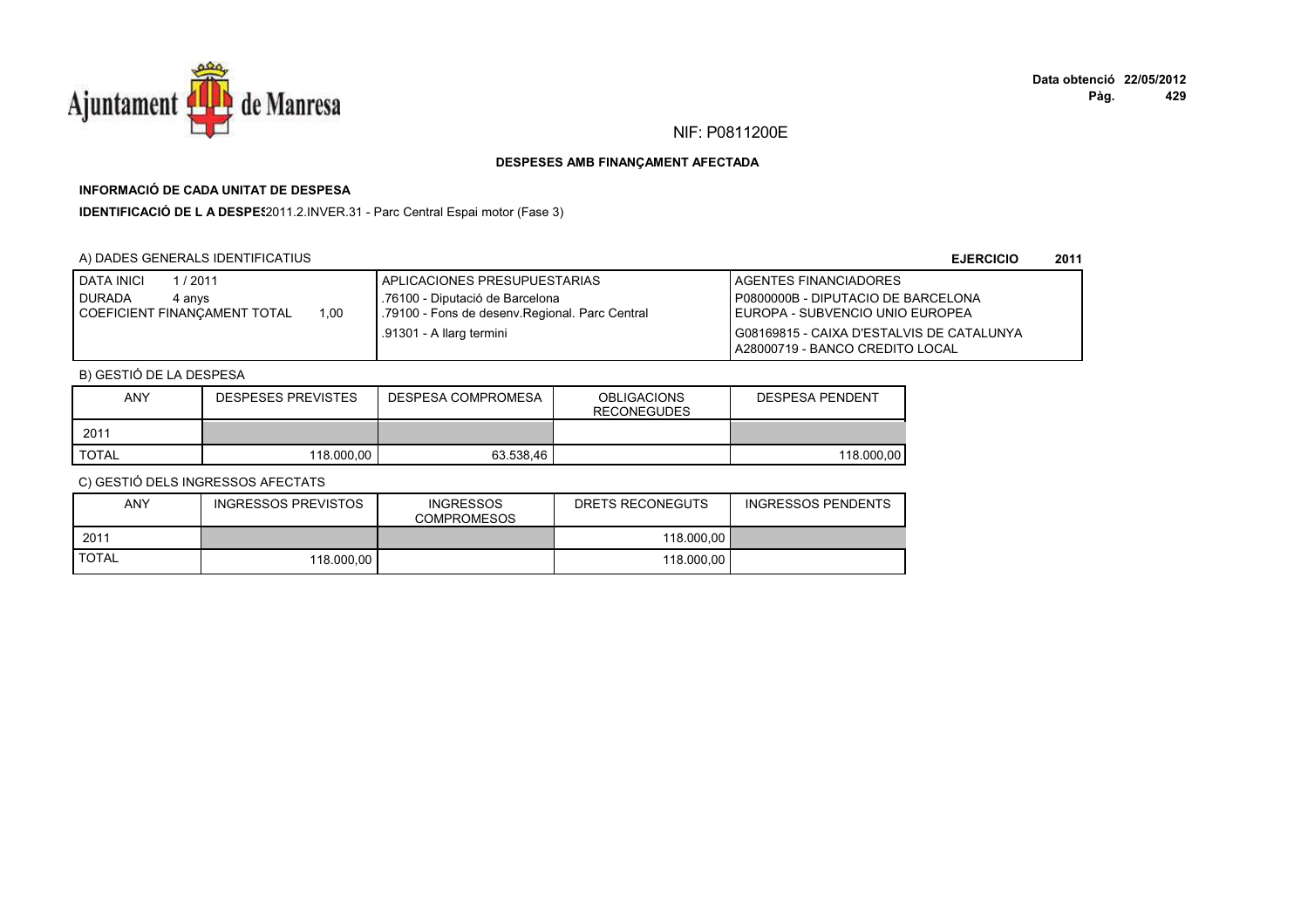NIF: P0811200E

**DESPESES AMB FINANÇAMENT AFECTADA**

**INFORMACIÓ DE CADA UNITAT DE DESPESA**

**IDENTIFICACIÓ DE L A DESPES**2011.2.INVER.31 - Parc Central Espai motor (Fase 3)

A) DADES GENERALS IDENTIFICATIUS

**EJERCICIO 2011**

| DATA INICI 1 / 2011<br>DURADA 4 anys<br>COEFICIENT FINANÇAMENT TOTAL 1,00 | APLICACIONES PRESUPUESTARIAS<br>.76100 - Diputació de Barcelona<br>.79100 - Fons de desenv.Regional. Parc Central<br>.91301 - A llarg termini | AGENTES FINANCIADORES<br>P0800000B - DIPUTACIO DE BARCELONA<br>EUROPA - SUBVENCIO UNIO EUROPEA<br>G08169815 - CAIXA D'ESTALVIS DE CATALUNYA<br>A28000719 - BANCO CREDITO LOCAL |
|---|---|---|

B) GESTIÓ DE LA DESPESA

| ANY | DESPESES PREVISTES | DESPESA COMPROMESA | OBLIGACIONS RECONEGUDES | DESPESA PENDENT |
|---|---|---|---|---|
| 2011 | | | | |
| TOTAL | 118.000,00 | 63.538,46 | | 118.000,00 |

C) GESTIÓ DELS INGRESSOS AFECTATS

| ANY | INGRESSOS PREVISTOS | INGRESSOS COMPROMESOS | DRETS RECONEGUTS | INGRESSOS PENDENTS |
|---|---|---|---|---|
| 2011 | | | 118.000,00 | |
| TOTAL | 118.000,00 | | 118.000,00 | |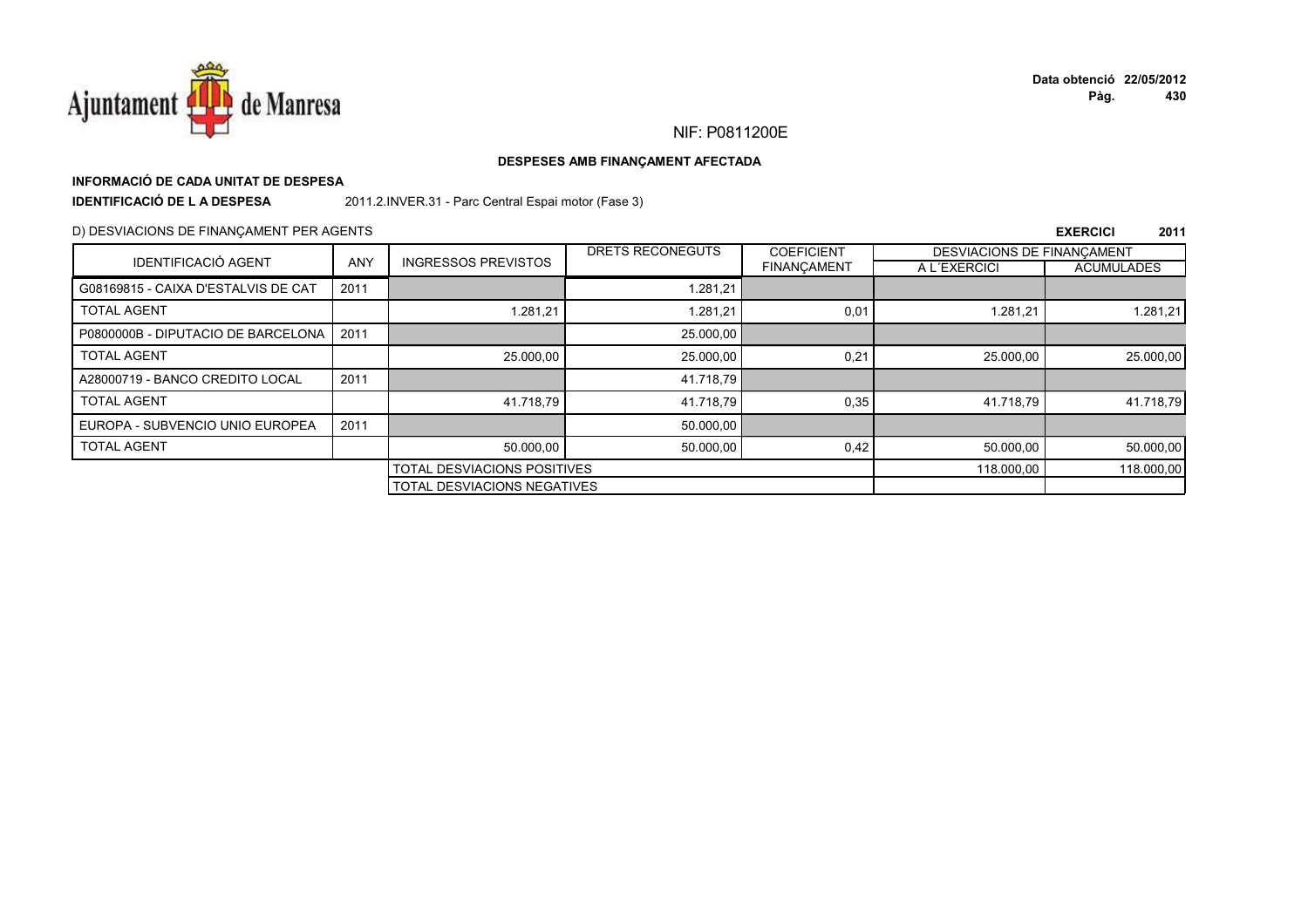NIF: P0811200E

**DESPESES AMB FINANÇAMENT AFECTADA**

**INFORMACIÓ DE CADA UNITAT DE DESPESA**

**IDENTIFICACIÓ DE L A DESPESA** 2011.2.INVER.31 - Parc Central Espai motor (Fase 3)

D) DESVIACIONS DE FINANÇAMENT PER AGENTS

**EXERCICI 2011**

| IDENTIFICACIÓ AGENT | ANY | INGRESSOS PREVISTOS | DRETS RECONEGUTS | COEFICIENT FINANÇAMENT | DESVIACIONS DE FINANÇAMENT | |
|---|---|---|---|---|---|---|
| | | | | | A L´EXERCICI | ACUMULADES |
| G08169815 - CAIXA D'ESTALVIS DE CAT | 2011 | | 1.281,21 | | | |
| TOTAL AGENT | | 1.281,21 | 1.281,21 | 0,01 | 1.281,21 | 1.281,21 |
| P0800000B - DIPUTACIO DE BARCELONA | 2011 | | 25.000,00 | | | |
| TOTAL AGENT | | 25.000,00 | 25.000,00 | 0,21 | 25.000,00 | 25.000,00 |
| A28000719 - BANCO CREDITO LOCAL | 2011 | | 41.718,79 | | | |
| TOTAL AGENT | | 41.718,79 | 41.718,79 | 0,35 | 41.718,79 | 41.718,79 |
| EUROPA - SUBVENCIO UNIO EUROPEA | 2011 | | 50.000,00 | | | |
| TOTAL AGENT | | 50.000,00 | 50.000,00 | 0,42 | 50.000,00 | 50.000,00 |
| | | TOTAL DESVIACIONS POSITIVES | | | 118.000,00 | 118.000,00 |
| | | TOTAL DESVIACIONS NEGATIVES | | | | |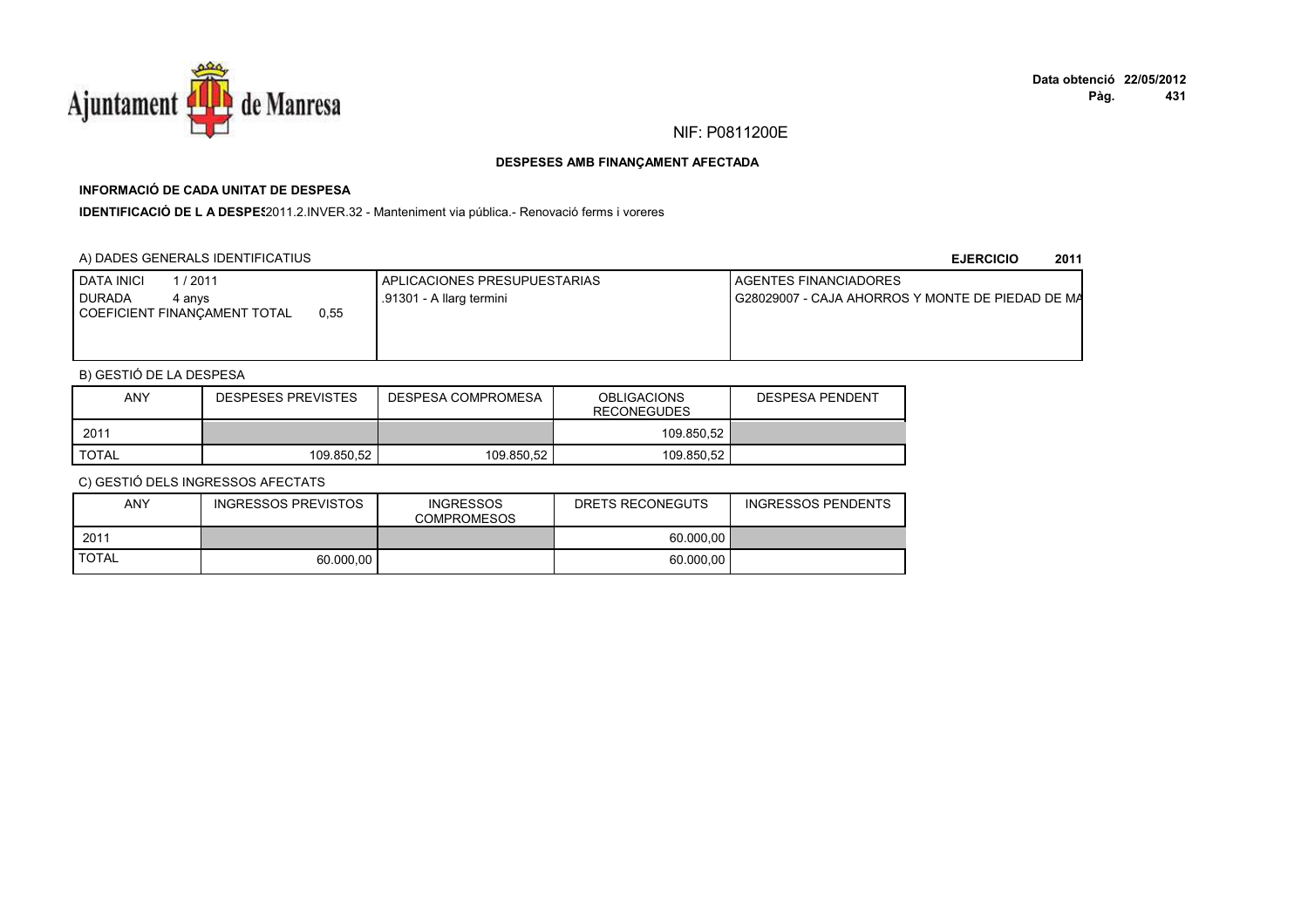NIF: P0811200E

**DESPESES AMB FINANÇAMENT AFECTADA**

**INFORMACIÓ DE CADA UNITAT DE DESPESA**

**IDENTIFICACIÓ DE L A DESPES** 2011.2.INVER.32 - Manteniment via pública.- Renovació ferms i voreres

A) DADES GENERALS IDENTIFICATIUS

**EJERCICIO 2011**

| DATA INICI 1 / 2011 DURADA 4 anys COEFICIENT FINANÇAMENT TOTAL 0,55 | APLICACIONES PRESUPUESTARIAS .91301 - A llarg termini | AGENTES FINANCIADORES G28029007 - CAJA AHORROS Y MONTE DE PIEDAD DE MA |
|---|---|---|

B) GESTIÓ DE LA DESPESA

| ANY | DESPESES PREVISTES | DESPESA COMPROMESA | OBLIGACIONS RECONEGUDES | DESPESA PENDENT |
|---|---|---|---|---|
| 2011 | | | 109.850,52 | |
| TOTAL | 109.850,52 | 109.850,52 | 109.850,52 | |

C) GESTIÓ DELS INGRESSOS AFECTATS

| ANY | INGRESSOS PREVISTOS | INGRESSOS COMPROMESOS | DRETS RECONEGUTS | INGRESSOS PENDENTS |
|---|---|---|---|---|
| 2011 | | | 60.000,00 | |
| TOTAL | 60.000,00 | | 60.000,00 | |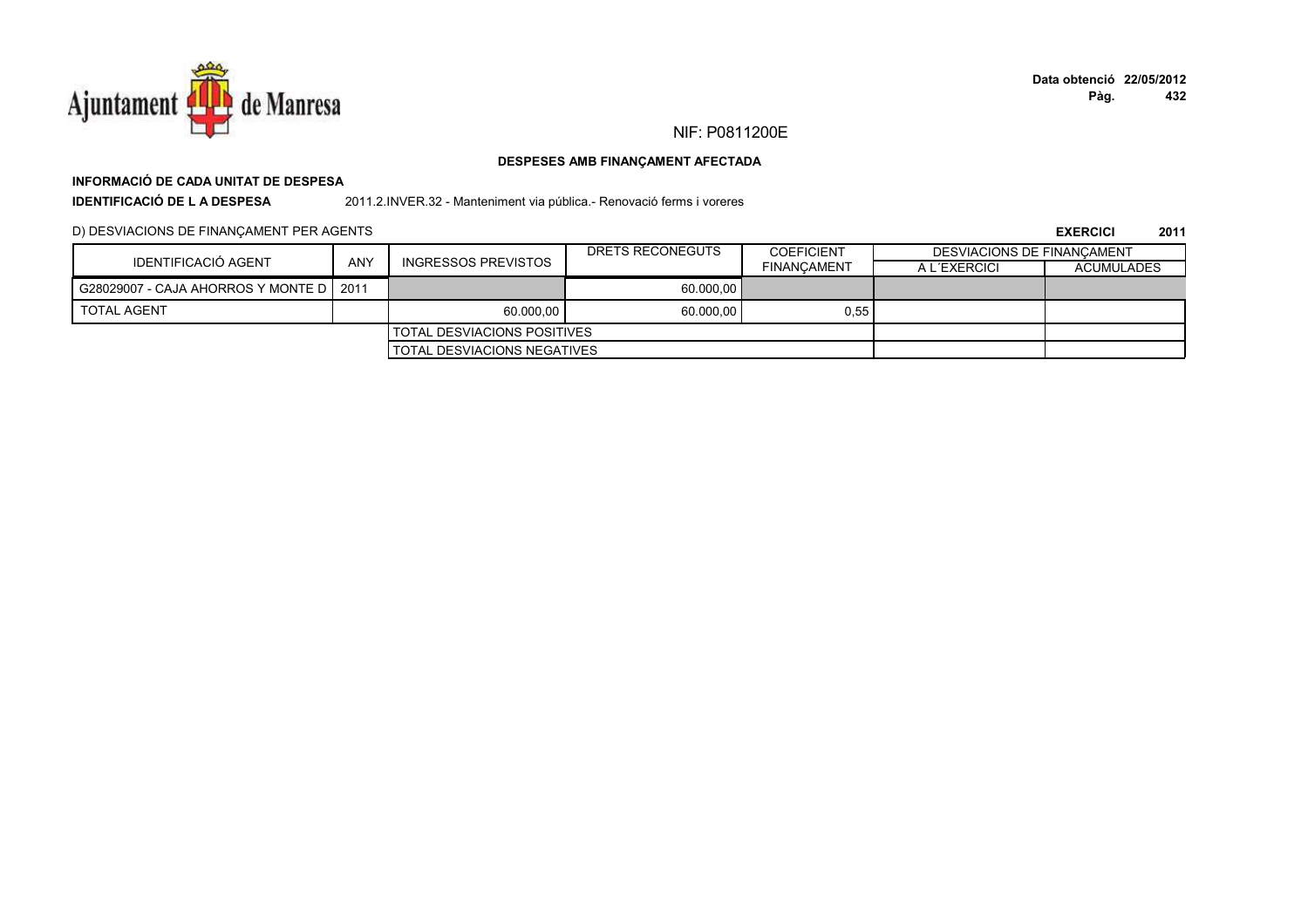NIF: P0811200E

**DESPESES AMB FINANÇAMENT AFECTADA**

**INFORMACIÓ DE CADA UNITAT DE DESPESA**

**IDENTIFICACIÓ DE L A DESPESA** 2011.2.INVER.32 - Manteniment via pública.- Renovació ferms i voreres

D) DESVIACIONS DE FINANÇAMENT PER AGENTS

**EXERCICI 2011**

| IDENTIFICACIÓ AGENT | ANY | INGRESSOS PREVISTOS | DRETS RECONEGUTS | COEFICIENT FINANÇAMENT | DESVIACIONS DE FINANÇAMENT | |
|---|---|---|---|---|---|---|
| | | | | | A L´EXERCICI | ACUMULADES |
| G28029007 - CAJA AHORROS Y MONTE D | 2011 | | 60.000,00 | | | |
| TOTAL AGENT | | 60.000,00 | 60.000,00 | 0,55 | | |
| | | TOTAL DESVIACIONS POSITIVES | | | | |
| | | TOTAL DESVIACIONS NEGATIVES | | | | |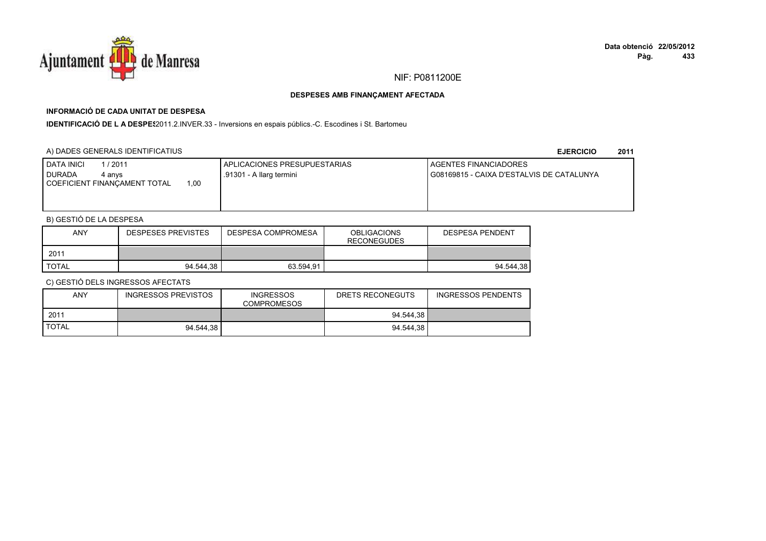NIF: P0811200E

**DESPESES AMB FINANÇAMENT AFECTADA**

**INFORMACIÓ DE CADA UNITAT DE DESPESA**

**IDENTIFICACIÓ DE L A DESPES**2011.2.INVER.33 - Inversions en espais públics.-C. Escodines i St. Bartomeu

A) DADES GENERALS IDENTIFICATIUS

**EJERCICIO 2011**

| DATA INICI 1 / 2011<br>DURADA 4 anys<br>COEFICIENT FINANÇAMENT TOTAL 1,00 | APLICACIONES PRESUPUESTARIAS<br>.91301 - A llarg termini | AGENTES FINANCIADORES<br>G08169815 - CAIXA D'ESTALVIS DE CATALUNYA |
|---|---|---|

B) GESTIÓ DE LA DESPESA

| ANY | DESPESES PREVISTES | DESPESA COMPROMESA | OBLIGACIONS RECONEGUDES | DESPESA PENDENT |
|---|---|---|---|---|
| 2011 | | | | |
| TOTAL | 94.544,38 | 63.594,91 | | 94.544,38 |

C) GESTIÓ DELS INGRESSOS AFECTATS

| ANY | INGRESSOS PREVISTOS | INGRESSOS COMPROMESOS | DRETS RECONEGUTS | INGRESSOS PENDENTS |
|---|---|---|---|---|
| 2011 | | | 94.544,38 | |
| TOTAL | 94.544,38 | | 94.544,38 | |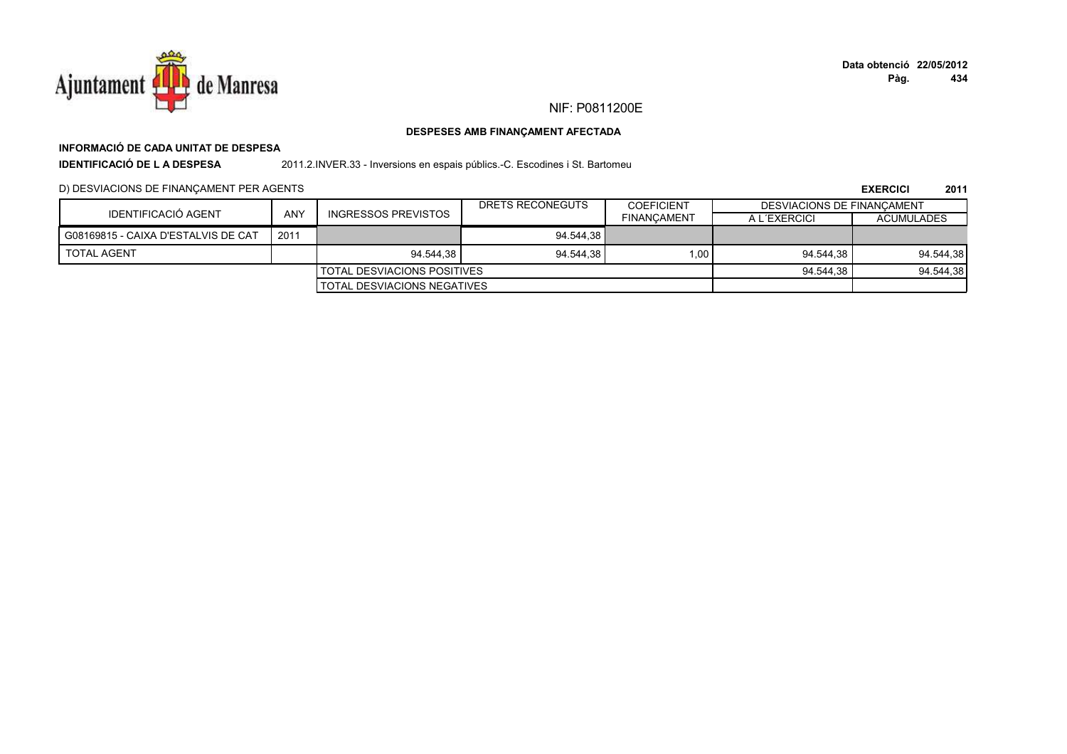NIF: P0811200E

**DESPESES AMB FINANÇAMENT AFECTADA**

**INFORMACIÓ DE CADA UNITAT DE DESPESA**

**IDENTIFICACIÓ DE L A DESPESA** 2011.2.INVER.33 - Inversions en espais públics.-C. Escodines i St. Bartomeu

D) DESVIACIONS DE FINANÇAMENT PER AGENTS

**EXERCICI 2011**

| IDENTIFICACIÓ AGENT | ANY | INGRESSOS PREVISTOS | DRETS RECONEGUTS | COEFICIENT FINANÇAMENT | DESVIACIONS DE FINANÇAMENT A L´EXERCICI | ACUMULADES |
|---|---|---|---|---|---|---|
| G08169815 - CAIXA D'ESTALVIS DE CAT | 2011 | | 94.544,38 | | | |
| TOTAL AGENT | | 94.544,38 | 94.544,38 | 1,00 | 94.544,38 | 94.544,38 |
| | | TOTAL DESVIACIONS POSITIVES | | | 94.544,38 | 94.544,38 |
| | | TOTAL DESVIACIONS NEGATIVES | | | | |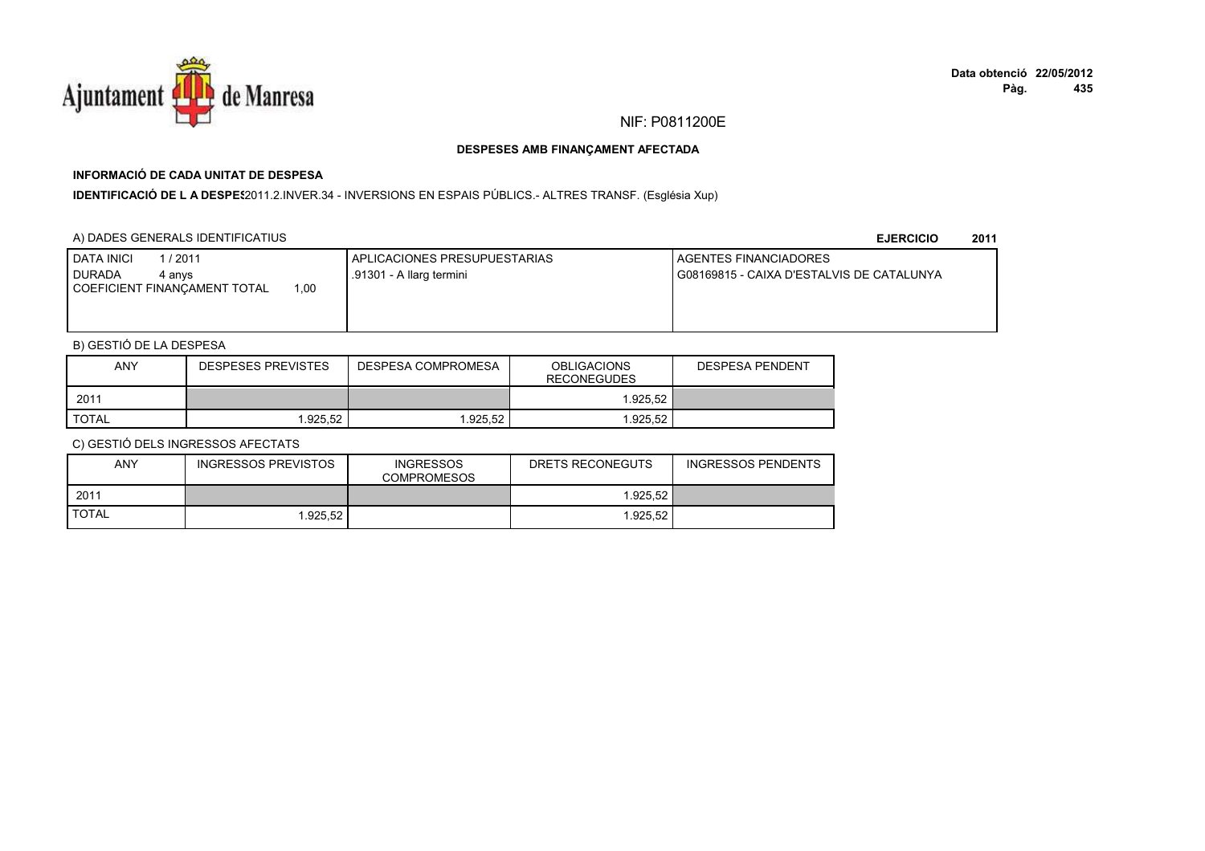NIF: P0811200E

**DESPESES AMB FINANÇAMENT AFECTADA**

**INFORMACIÓ DE CADA UNITAT DE DESPESA**

**IDENTIFICACIÓ DE L A DESPES**2011.2.INVER.34 - INVERSIONS EN ESPAIS PÚBLICS.- ALTRES TRANSF. (Església Xup)

A) DADES GENERALS IDENTIFICATIUS

**EJERCICIO 2011**

| DATA INICI 1 / 2011<br>DURADA 4 anys<br>COEFICIENT FINANÇAMENT TOTAL 1,00 | APLICACIONES PRESUPUESTARIAS<br>.91301 - A llarg termini | AGENTES FINANCIADORES<br>G08169815 - CAIXA D'ESTALVIS DE CATALUNYA |
|---|---|---|

B) GESTIÓ DE LA DESPESA

| ANY | DESPESES PREVISTES | DESPESA COMPROMESA | OBLIGACIONS RECONEGUDES | DESPESA PENDENT |
|---|---|---|---|---|
| 2011 | | | 1.925,52 | |
| TOTAL | 1.925,52 | 1.925,52 | 1.925,52 | |

C) GESTIÓ DELS INGRESSOS AFECTATS

| ANY | INGRESSOS PREVISTOS | INGRESSOS COMPROMESOS | DRETS RECONEGUTS | INGRESSOS PENDENTS |
|---|---|---|---|---|
| 2011 | | | 1.925,52 | |
| TOTAL | 1.925,52 | | 1.925,52 | |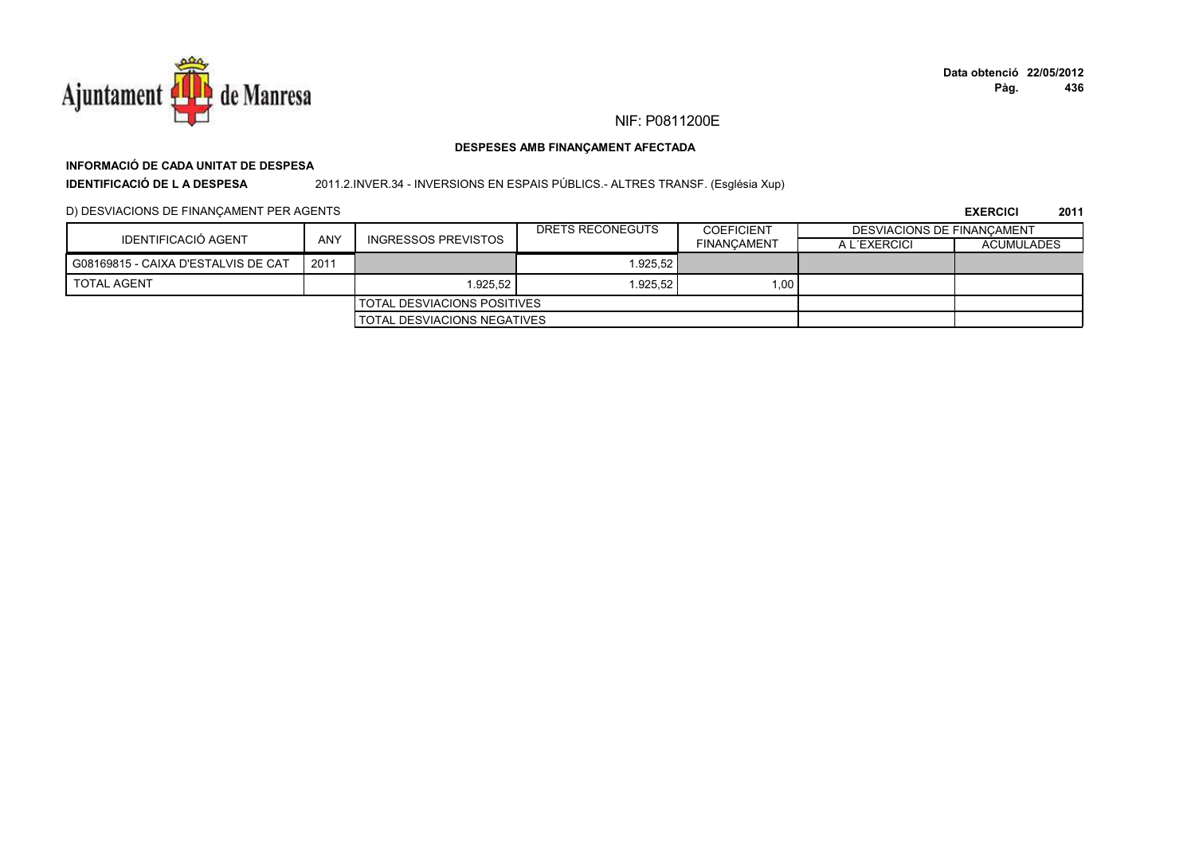NIF: P0811200E

**DESPESES AMB FINANÇAMENT AFECTADA**

**INFORMACIÓ DE CADA UNITAT DE DESPESA**

**IDENTIFICACIÓ DE L A DESPESA** 2011.2.INVER.34 - INVERSIONS EN ESPAIS PÚBLICS.- ALTRES TRANSF. (Església Xup)

D) DESVIACIONS DE FINANÇAMENT PER AGENTS

**EXERCICI 2011**

| IDENTIFICACIÓ AGENT | ANY | INGRESSOS PREVISTOS | DRETS RECONEGUTS | COEFICIENT FINANÇAMENT | DESVIACIONS DE FINANÇAMENT | |
|---|---|---|---|---|---|---|
| | | | | | A L´EXERCICI | ACUMULADES |
| G08169815 - CAIXA D'ESTALVIS DE CAT | 2011 | | 1.925,52 | | | |
| TOTAL AGENT | | 1.925,52 | 1.925,52 | 1,00 | | |
| | | TOTAL DESVIACIONS POSITIVES | | | | |
| | | TOTAL DESVIACIONS NEGATIVES | | | | |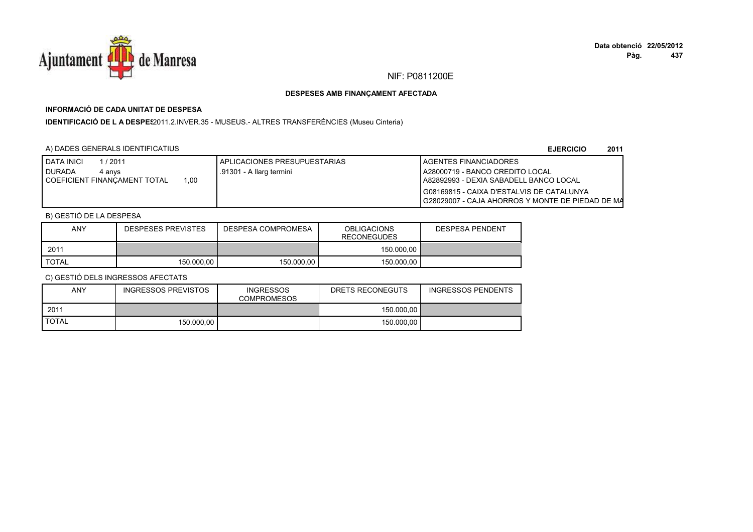NIF: P0811200E

**DESPESES AMB FINANÇAMENT AFECTADA**

**INFORMACIÓ DE CADA UNITAT DE DESPESA**

**IDENTIFICACIÓ DE L A DESPES**2011.2.INVER.35 - MUSEUS.- ALTRES TRANSFERÈNCIES (Museu Cinteria)

A) DADES GENERALS IDENTIFICATIUS

**EJERCICIO 2011**

| DATA INICI 1 / 2011<br>DURADA 4 anys<br>COEFICIENT FINANÇAMENT TOTAL 1,00 | APLICACIONES PRESUPUESTARIAS<br>.91301 - A llarg termini | AGENTES FINANCIADORES<br>A28000719 - BANCO CREDITO LOCAL<br>A82892993 - DEXIA SABADELL BANCO LOCAL<br>G08169815 - CAIXA D'ESTALVIS DE CATALUNYA<br>G28029007 - CAJA AHORROS Y MONTE DE PIEDAD DE MA |
|---|---|---|

B) GESTIÓ DE LA DESPESA

| ANY | DESPESES PREVISTES | DESPESA COMPROMESA | OBLIGACIONS RECONEGUDES | DESPESA PENDENT |
|---|---|---|---|---|
| 2011 | | | 150.000,00 | |
| TOTAL | 150.000,00 | 150.000,00 | 150.000,00 | |

C) GESTIÓ DELS INGRESSOS AFECTATS

| ANY | INGRESSOS PREVISTOS | INGRESSOS COMPROMESOS | DRETS RECONEGUTS | INGRESSOS PENDENTS |
|---|---|---|---|---|
| 2011 | | | 150.000,00 | |
| TOTAL | 150.000,00 | | 150.000,00 | |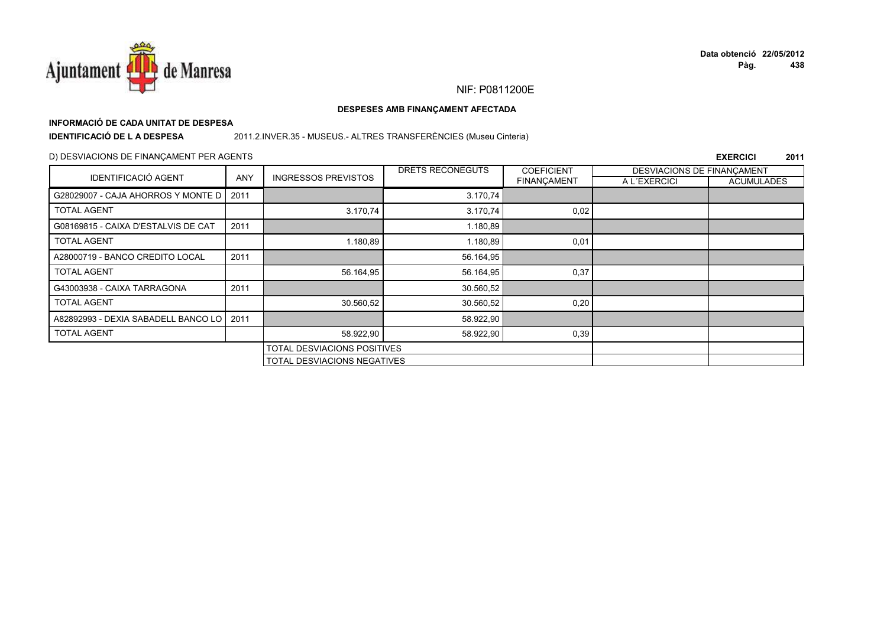NIF: P0811200E

**DESPESES AMB FINANÇAMENT AFECTADA**

**INFORMACIÓ DE CADA UNITAT DE DESPESA**

**IDENTIFICACIÓ DE L A DESPESA** 2011.2.INVER.35 - MUSEUS.- ALTRES TRANSFERÈNCIES (Museu Cinteria)

D) DESVIACIONS DE FINANÇAMENT PER AGENTS

**EXERCICI 2011**

| IDENTIFICACIÓ AGENT | ANY | INGRESSOS PREVISTOS | DRETS RECONEGUTS | COEFICIENT FINANÇAMENT | DESVIACIONS DE FINANÇAMENT | |
|---|---|---|---|---|---|---|
| | | | | | A L´EXERCICI | ACUMULADES |
| G28029007 - CAJA AHORROS Y MONTE D | 2011 | | 3.170,74 | | | |
| TOTAL AGENT | | 3.170,74 | 3.170,74 | 0,02 | | |
| G08169815 - CAIXA D'ESTALVIS DE CAT | 2011 | | 1.180,89 | | | |
| TOTAL AGENT | | 1.180,89 | 1.180,89 | 0,01 | | |
| A28000719 - BANCO CREDITO LOCAL | 2011 | | 56.164,95 | | | |
| TOTAL AGENT | | 56.164,95 | 56.164,95 | 0,37 | | |
| G43003938 - CAIXA TARRAGONA | 2011 | | 30.560,52 | | | |
| TOTAL AGENT | | 30.560,52 | 30.560,52 | 0,20 | | |
| A82892993 - DEXIA SABADELL BANCO LO | 2011 | | 58.922,90 | | | |
| TOTAL AGENT | | 58.922,90 | 58.922,90 | 0,39 | | |
| | | TOTAL DESVIACIONS POSITIVES | | | | |
| | | TOTAL DESVIACIONS NEGATIVES | | | | |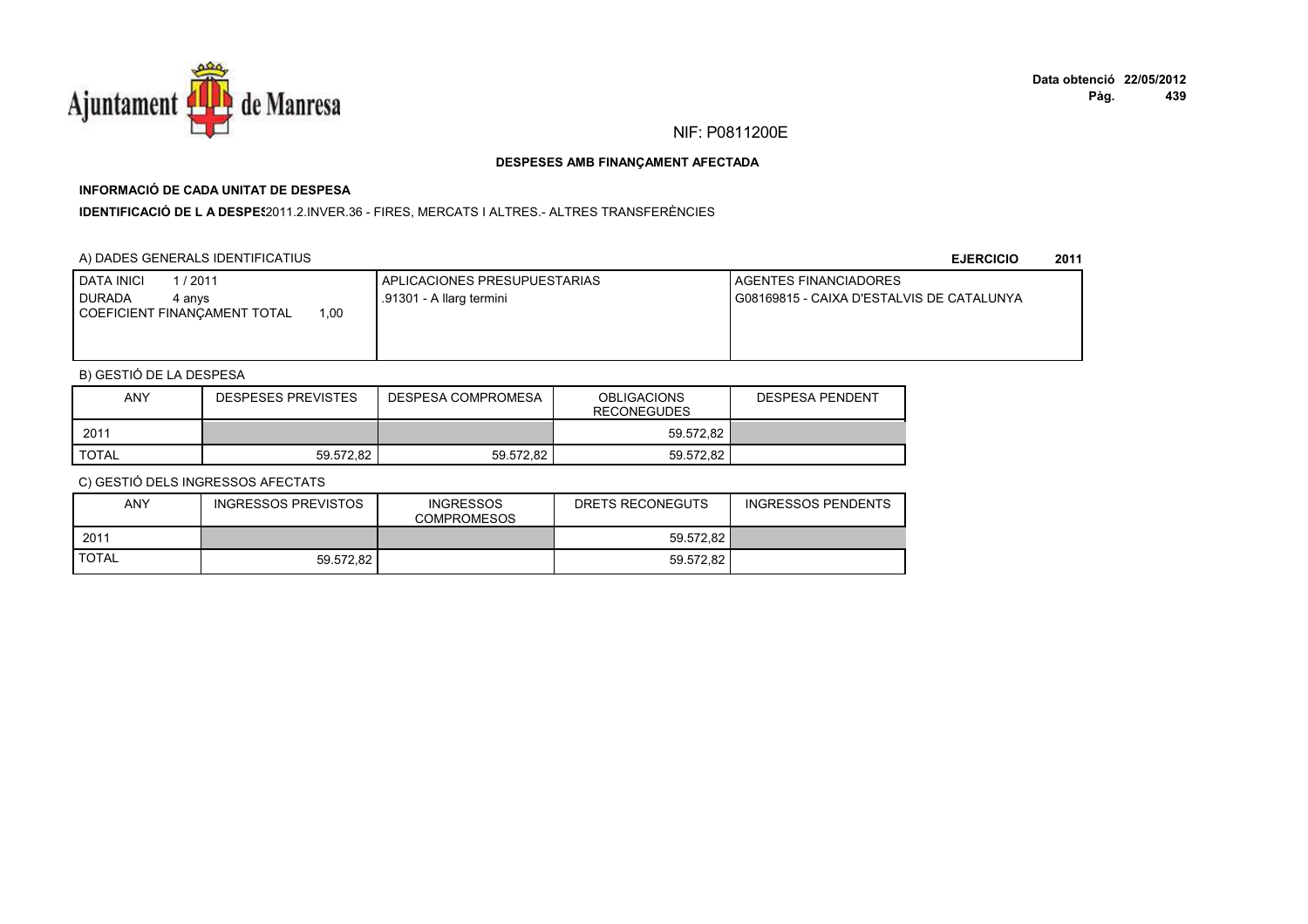NIF: P0811200E

**DESPESES AMB FINANÇAMENT AFECTADA**

**INFORMACIÓ DE CADA UNITAT DE DESPESA**

**IDENTIFICACIÓ DE L A DESPES** 2011.2.INVER.36 - FIRES, MERCATS I ALTRES.- ALTRES TRANSFERÈNCIES

A) DADES GENERALS IDENTIFICATIUS

**EJERCICIO 2011**

| DATA INICI 1 / 2011<br>DURADA 4 anys<br>COEFICIENT FINANÇAMENT TOTAL 1,00 | APLICACIONES PRESUPUESTARIAS<br>.91301 - A llarg termini | AGENTES FINANCIADORES<br>G08169815 - CAIXA D'ESTALVIS DE CATALUNYA |
|---|---|---|

B) GESTIÓ DE LA DESPESA

| ANY | DESPESES PREVISTES | DESPESA COMPROMESA | OBLIGACIONS RECONEGUDES | DESPESA PENDENT |
|---|---|---|---|---|
| 2011 | | | 59.572,82 | |
| TOTAL | 59.572,82 | 59.572,82 | 59.572,82 | |

C) GESTIÓ DELS INGRESSOS AFECTATS

| ANY | INGRESSOS PREVISTOS | INGRESSOS COMPROMESOS | DRETS RECONEGUTS | INGRESSOS PENDENTS |
|---|---|---|---|---|
| 2011 | | | 59.572,82 | |
| TOTAL | 59.572,82 | | 59.572,82 | |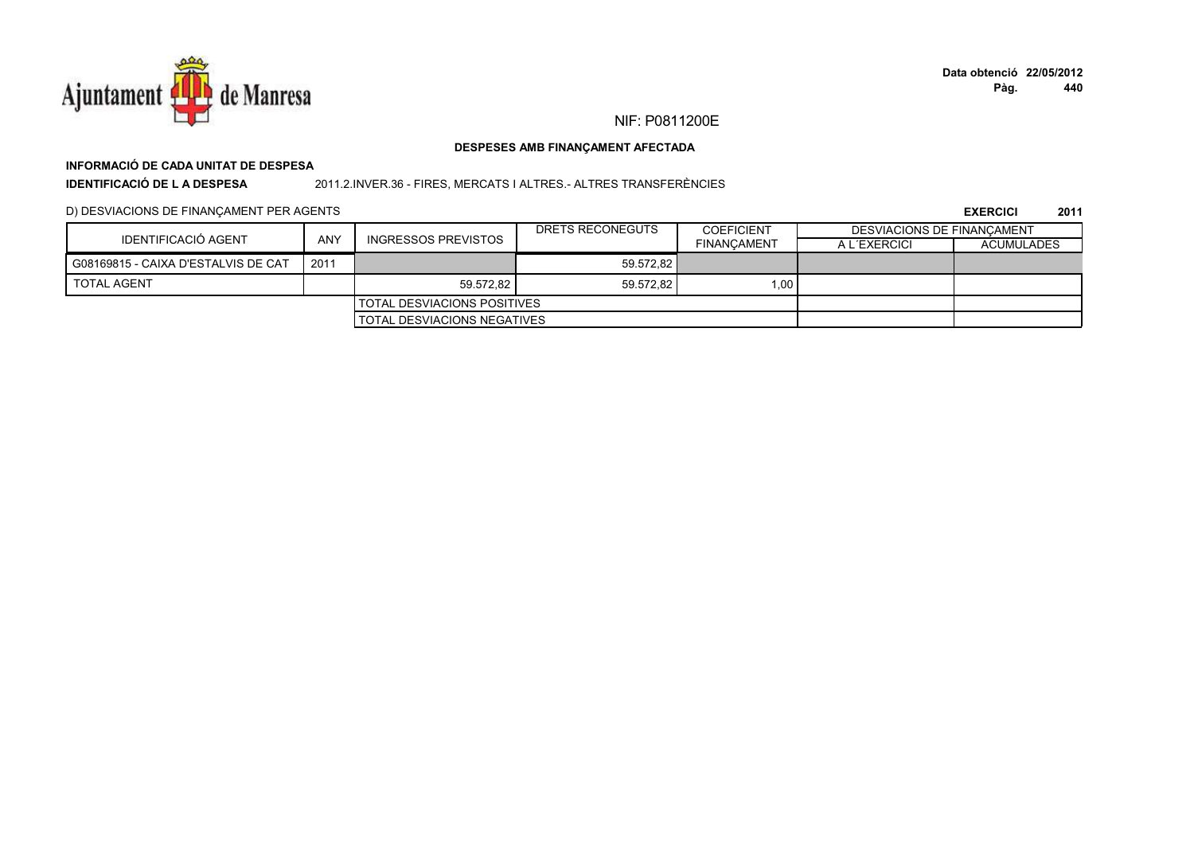NIF: P0811200E

**DESPESES AMB FINANÇAMENT AFECTADA**

**INFORMACIÓ DE CADA UNITAT DE DESPESA**

**IDENTIFICACIÓ DE L A DESPESA** 2011.2.INVER.36 - FIRES, MERCATS I ALTRES.- ALTRES TRANSFERÈNCIES

D) DESVIACIONS DE FINANÇAMENT PER AGENTS

**EXERCICI 2011**

| IDENTIFICACIÓ AGENT | ANY | INGRESSOS PREVISTOS | DRETS RECONEGUTS | COEFICIENT FINANÇAMENT | DESVIACIONS DE FINANÇAMENT A L´EXERCICI | DESVIACIONS DE FINANÇAMENT ACUMULADES |
|---|---|---|---|---|---|---|
| G08169815 - CAIXA D'ESTALVIS DE CAT | 2011 | | 59.572,82 | | | |
| TOTAL AGENT | | 59.572,82 | 59.572,82 | 1,00 | | |
| | | TOTAL DESVIACIONS POSITIVES | | | | |
| | | TOTAL DESVIACIONS NEGATIVES | | | | |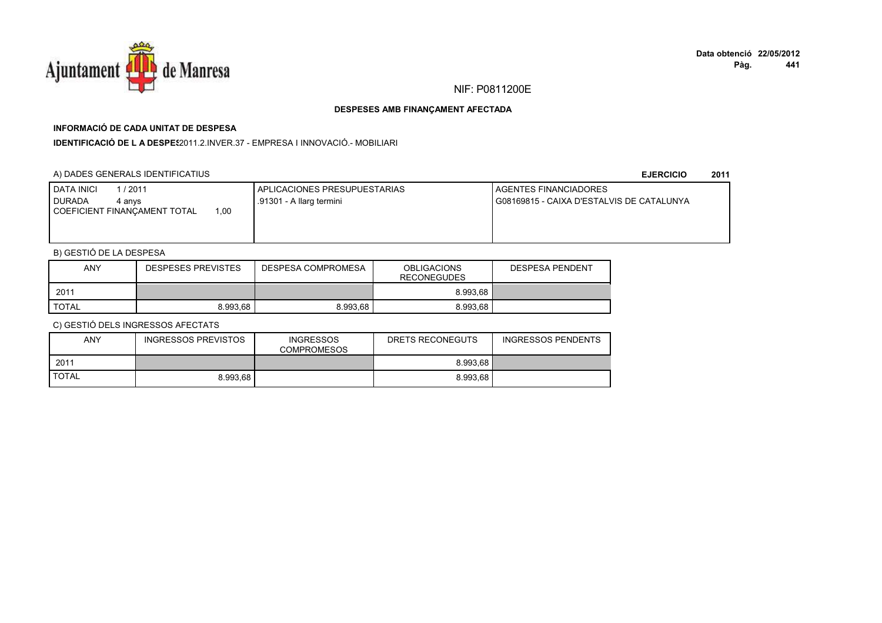Ajuntament de Manresa

**Data obtenció 22/05/2012**

NIF: P0811200E

**DESPESES AMB FINANÇAMENT AFECTADA**

**INFORMACIÓ DE CADA UNITAT DE DESPESA**

**IDENTIFICACIÓ DE L A DESPES** 2011.2.INVER.37 - EMPRESA I INNOVACIÓ.- MOBILIARI

A) DADES GENERALS IDENTIFICATIUS

**EJERCICIO 2011**

| DATA INICI 1 / 2011<br>DURADA 4 anys<br>COEFICIENT FINANÇAMENT TOTAL 1,00 | APLICACIONES PRESUPUESTARIAS<br>.91301 - A llarg termini | AGENTES FINANCIADORES<br>G08169815 - CAIXA D'ESTALVIS DE CATALUNYA |
|---|---|---|

B) GESTIÓ DE LA DESPESA

| ANY | DESPESES PREVISTES | DESPESA COMPROMESA | OBLIGACIONS RECONEGUDES | DESPESA PENDENT |
|---|---|---|---|---|
| 2011 | | | 8.993,68 | |
| TOTAL | 8.993,68 | 8.993,68 | 8.993,68 | |

C) GESTIÓ DELS INGRESSOS AFECTATS

| ANY | INGRESSOS PREVISTOS | INGRESSOS COMPROMESOS | DRETS RECONEGUTS | INGRESSOS PENDENTS |
|---|---|---|---|---|
| 2011 | | | 8.993,68 | |
| TOTAL | 8.993,68 | | 8.993,68 | |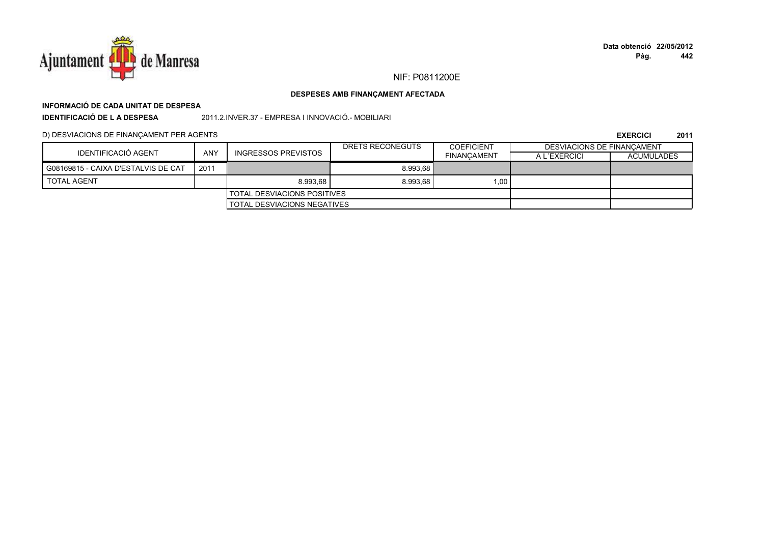NIF: P0811200E

**DESPESES AMB FINANÇAMENT AFECTADA**

**INFORMACIÓ DE CADA UNITAT DE DESPESA**

**IDENTIFICACIÓ DE L A DESPESA** 2011.2.INVER.37 - EMPRESA I INNOVACIÓ.- MOBILIARI

D) DESVIACIONS DE FINANÇAMENT PER AGENTS

**EXERCICI 2011**

| IDENTIFICACIÓ AGENT | ANY | INGRESSOS PREVISTOS | DRETS RECONEGUTS | COEFICIENT FINANÇAMENT | DESVIACIONS DE FINANÇAMENT | |
|---|---|---|---|---|---|---|
| | | | | | A L´EXERCICI | ACUMULADES |
| G08169815 - CAIXA D'ESTALVIS DE CAT | 2011 | | 8.993,68 | | | |
| TOTAL AGENT | | 8.993,68 | 8.993,68 | 1,00 | | |
| | | TOTAL DESVIACIONS POSITIVES | | | | |
| | | TOTAL DESVIACIONS NEGATIVES | | | | |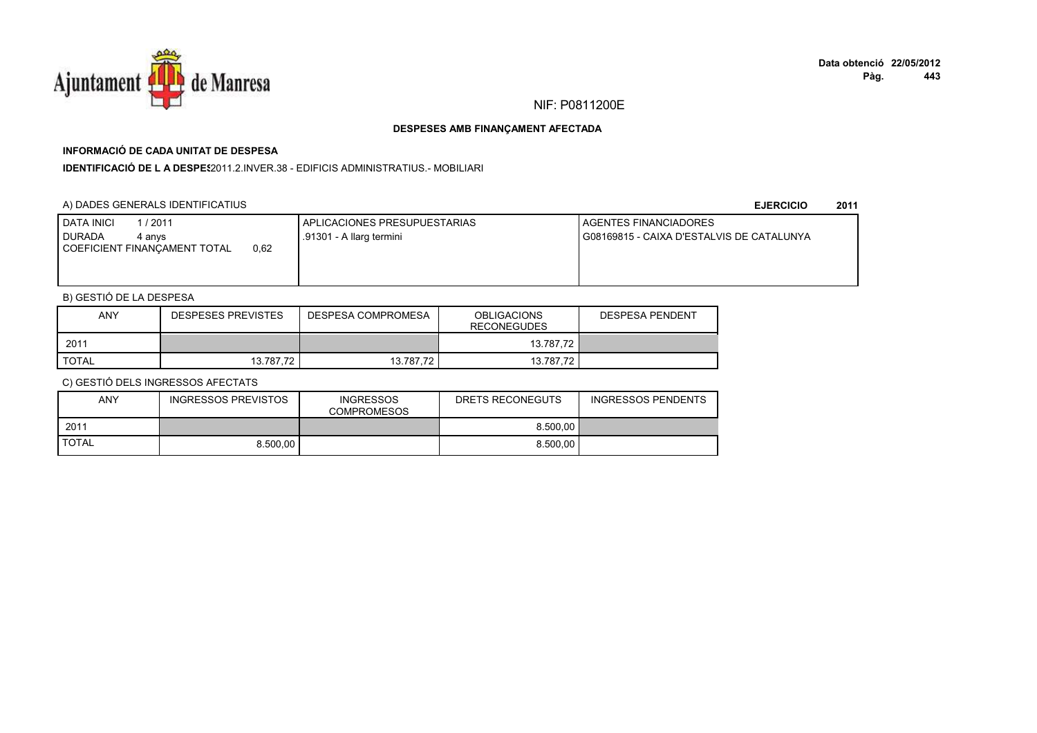NIF: P0811200E

**DESPESES AMB FINANÇAMENT AFECTADA**

**INFORMACIÓ DE CADA UNITAT DE DESPESA**

**IDENTIFICACIÓ DE L A DESPES** 2011.2.INVER.38 - EDIFICIS ADMINISTRATIUS.- MOBILIARI

A) DADES GENERALS IDENTIFICATIUS

**EJERCICIO 2011**

| DATA INICI 1 / 2011<br>DURADA 4 anys<br>COEFICIENT FINANÇAMENT TOTAL 0,62 | APLICACIONES PRESUPUESTARIAS<br>.91301 - A llarg termini | AGENTES FINANCIADORES<br>G08169815 - CAIXA D'ESTALVIS DE CATALUNYA |
|---|---|---|

B) GESTIÓ DE LA DESPESA

| ANY | DESPESES PREVISTES | DESPESA COMPROMESA | OBLIGACIONS RECONEGUDES | DESPESA PENDENT |
|---|---|---|---|---|
| 2011 | | | 13.787,72 | |
| TOTAL | 13.787,72 | 13.787,72 | 13.787,72 | |

C) GESTIÓ DELS INGRESSOS AFECTATS

| ANY | INGRESSOS PREVISTOS | INGRESSOS COMPROMESOS | DRETS RECONEGUTS | INGRESSOS PENDENTS |
|---|---|---|---|---|
| 2011 | | | 8.500,00 | |
| TOTAL | 8.500,00 | | 8.500,00 | |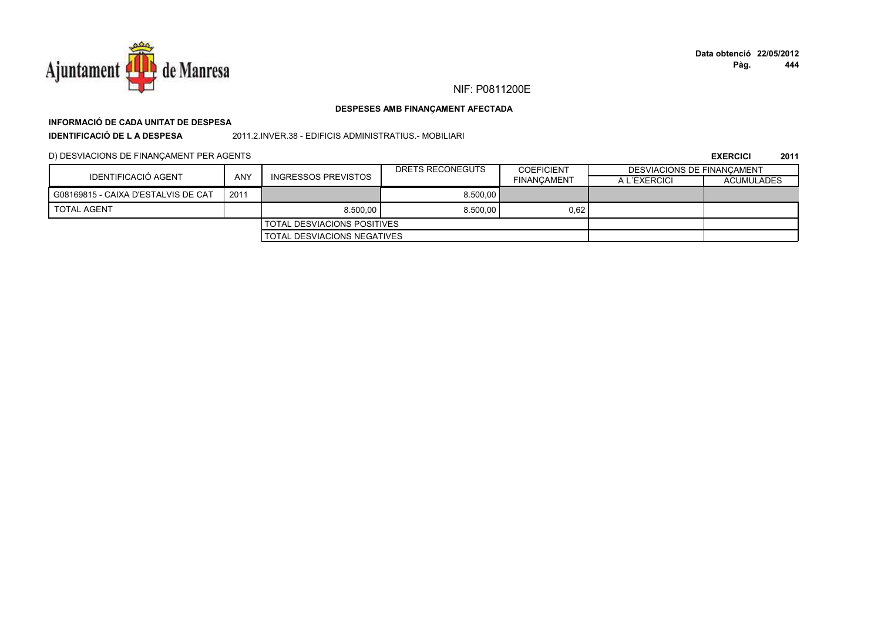NIF: P0811200E

**DESPESES AMB FINANÇAMENT AFECTADA**

**INFORMACIÓ DE CADA UNITAT DE DESPESA**

**IDENTIFICACIÓ DE L A DESPESA** 2011.2.INVER.38 - EDIFICIS ADMINISTRATIUS.- MOBILIARI

D) DESVIACIONS DE FINANÇAMENT PER AGENTS

**EXERCICI 2011**

| IDENTIFICACIÓ AGENT | ANY | INGRESSOS PREVISTOS | DRETS RECONEGUTS | COEFICIENT FINANÇAMENT | DESVIACIONS DE FINANÇAMENT | |
|---|---|---|---|---|---|---|
| | | | | | A L´EXERCICI | ACUMULADES |
| G08169815 - CAIXA D'ESTALVIS DE CAT | 2011 | | 8.500,00 | | | |
| TOTAL AGENT | | 8.500,00 | 8.500,00 | 0,62 | | |
| | | TOTAL DESVIACIONS POSITIVES | | | | |
| | | TOTAL DESVIACIONS NEGATIVES | | | | |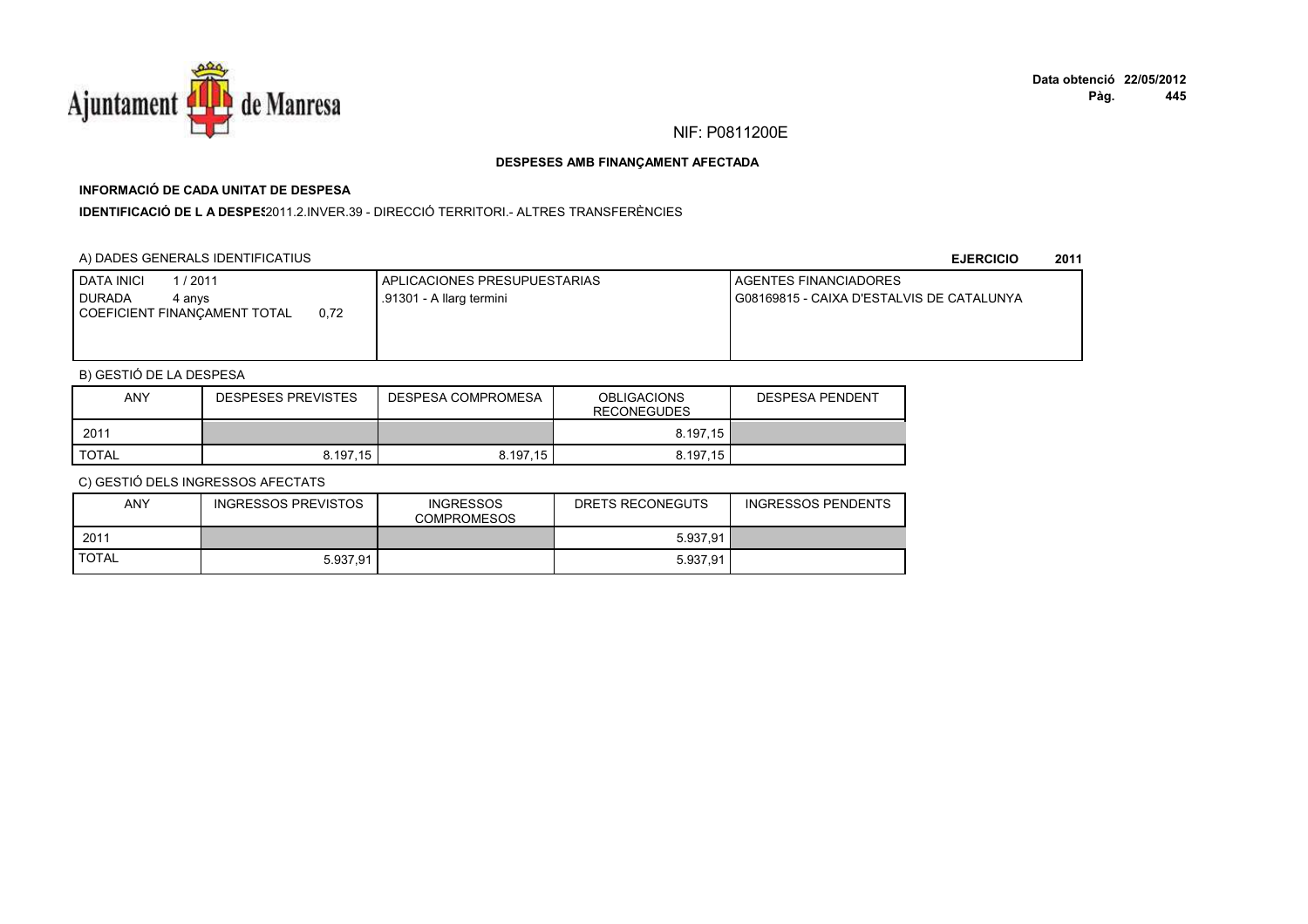NIF: P0811200E

**DESPESES AMB FINANÇAMENT AFECTADA**

**INFORMACIÓ DE CADA UNITAT DE DESPESA**

**IDENTIFICACIÓ DE L A DESPES**2011.2.INVER.39 - DIRECCIÓ TERRITORI.- ALTRES TRANSFERÈNCIES

A) DADES GENERALS IDENTIFICATIUS

**EJERCICIO 2011**

| DATA INICI 1 / 2011<br>DURADA 4 anys<br>COEFICIENT FINANÇAMENT TOTAL 0,72 | APLICACIONES PRESUPUESTARIAS<br>.91301 - A llarg termini | AGENTES FINANCIADORES<br>G08169815 - CAIXA D'ESTALVIS DE CATALUNYA |
|---|---|---|

B) GESTIÓ DE LA DESPESA

| ANY | DESPESES PREVISTES | DESPESA COMPROMESA | OBLIGACIONS RECONEGUDES | DESPESA PENDENT |
|---|---|---|---|---|
| 2011 | | | 8.197,15 | |
| TOTAL | 8.197,15 | 8.197,15 | 8.197,15 | |

C) GESTIÓ DELS INGRESSOS AFECTATS

| ANY | INGRESSOS PREVISTOS | INGRESSOS COMPROMESOS | DRETS RECONEGUTS | INGRESSOS PENDENTS |
|---|---|---|---|---|
| 2011 | | | 5.937,91 | |
| TOTAL | 5.937,91 | | 5.937,91 | |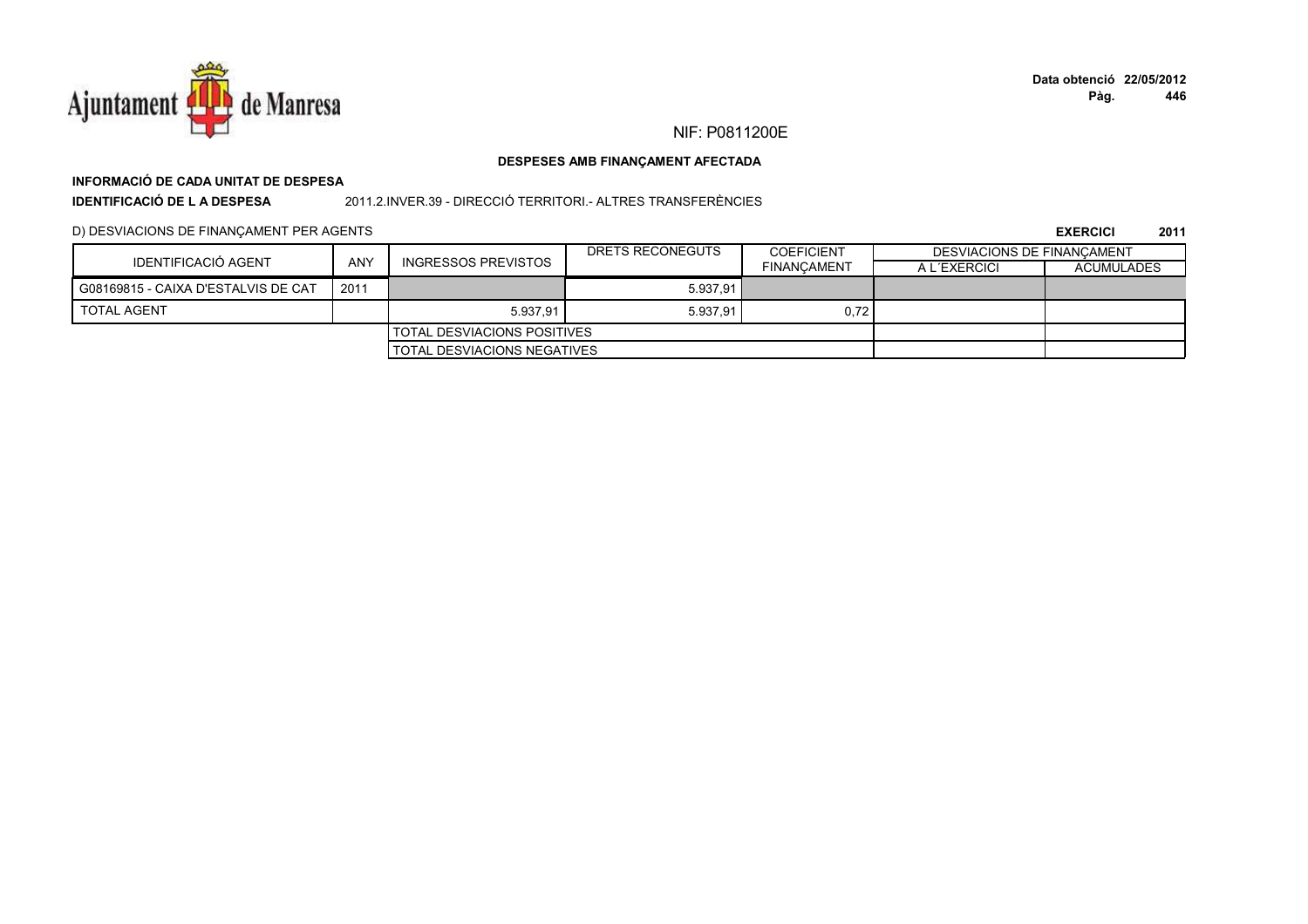NIF: P0811200E

**DESPESES AMB FINANÇAMENT AFECTADA**

**INFORMACIÓ DE CADA UNITAT DE DESPESA**

**IDENTIFICACIÓ DE L A DESPESA** 2011.2.INVER.39 - DIRECCIÓ TERRITORI.- ALTRES TRANSFERÈNCIES

D) DESVIACIONS DE FINANÇAMENT PER AGENTS

**EXERCICI 2011**

| IDENTIFICACIÓ AGENT | ANY | INGRESSOS PREVISTOS | DRETS RECONEGUTS | COEFICIENT FINANÇAMENT | DESVIACIONS DE FINANÇAMENT | |
|---|---|---|---|---|---|---|
| | | | | | A L´EXERCICI | ACUMULADES |
| G08169815 - CAIXA D'ESTALVIS DE CAT | 2011 | | 5.937,91 | | | |
| TOTAL AGENT | | 5.937,91 | 5.937,91 | 0,72 | | |
| | | TOTAL DESVIACIONS POSITIVES | | | | |
| | | TOTAL DESVIACIONS NEGATIVES | | | | |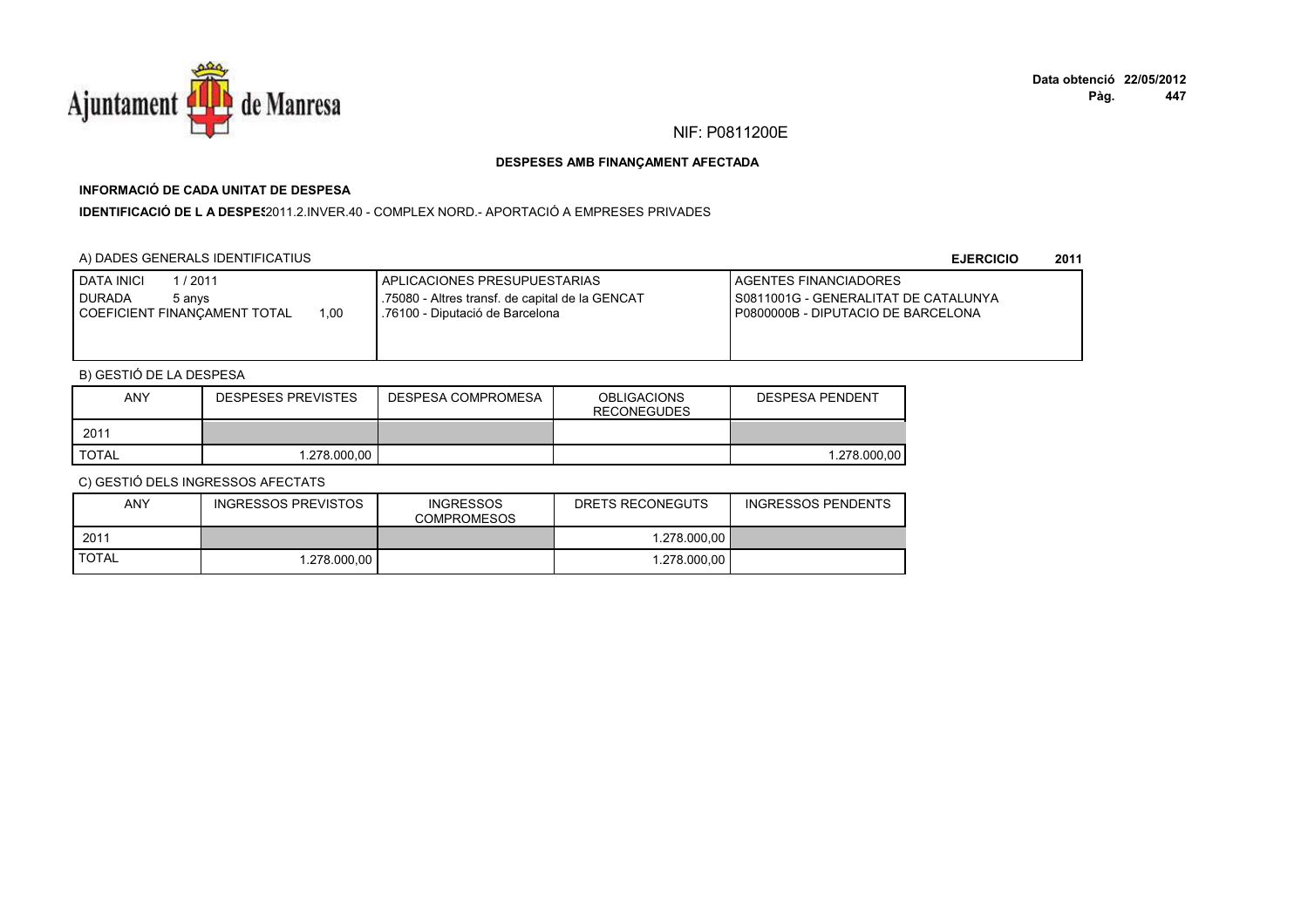NIF: P0811200E

**DESPESES AMB FINANÇAMENT AFECTADA**

**INFORMACIÓ DE CADA UNITAT DE DESPESA**

**IDENTIFICACIÓ DE L A DESPES** 2011.2.INVER.40 - COMPLEX NORD.- APORTACIÓ A EMPRESES PRIVADES

A) DADES GENERALS IDENTIFICATIUS

**EJERCICIO 2011**

| DATA INICI 1 / 2011<br>DURADA 5 anys<br>COEFICIENT FINANÇAMENT TOTAL 1,00 | APLICACIONES PRESUPUESTARIAS<br>.75080 - Altres transf. de capital de la GENCAT<br>.76100 - Diputació de Barcelona | AGENTES FINANCIADORES<br>S0811001G - GENERALITAT DE CATALUNYA<br>P0800000B - DIPUTACIO DE BARCELONA |
|---|---|---|

B) GESTIÓ DE LA DESPESA

| ANY | DESPESES PREVISTES | DESPESA COMPROMESA | OBLIGACIONS RECONEGUDES | DESPESA PENDENT |
|---|---|---|---|---|
| 2011 | | | | |
| TOTAL | 1.278.000,00 | | | 1.278.000,00 |

C) GESTIÓ DELS INGRESSOS AFECTATS

| ANY | INGRESSOS PREVISTOS | INGRESSOS COMPROMESOS | DRETS RECONEGUTS | INGRESSOS PENDENTS |
|---|---|---|---|---|
| 2011 | | | 1.278.000,00 | |
| TOTAL | 1.278.000,00 | | 1.278.000,00 | |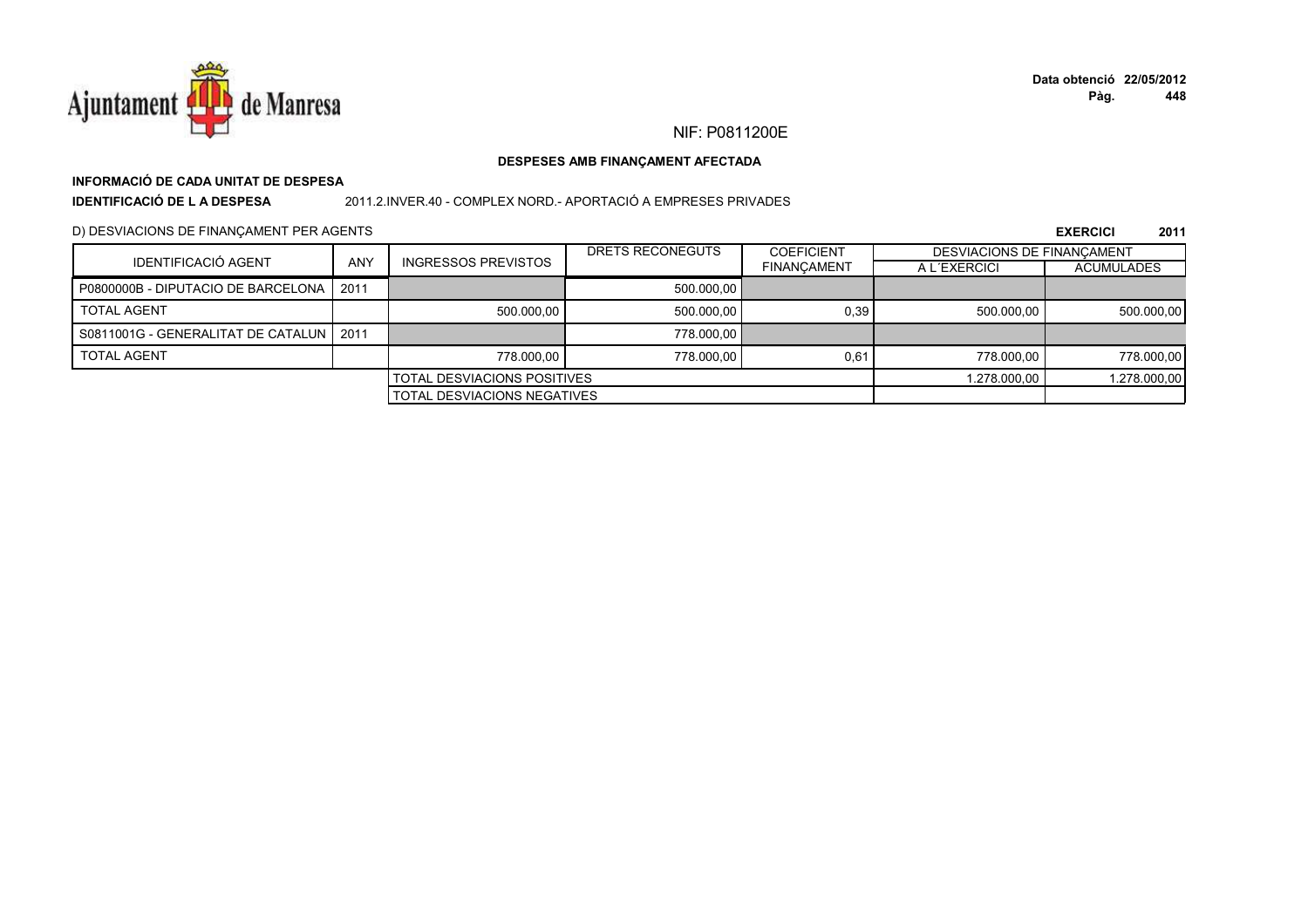NIF: P0811200E

**DESPESES AMB FINANÇAMENT AFECTADA**

**INFORMACIÓ DE CADA UNITAT DE DESPESA**

**IDENTIFICACIÓ DE L A DESPESA** 2011.2.INVER.40 - COMPLEX NORD.- APORTACIÓ A EMPRESES PRIVADES

D) DESVIACIONS DE FINANÇAMENT PER AGENTS

**EXERCICI 2011**

| IDENTIFICACIÓ AGENT | ANY | INGRESSOS PREVISTOS | DRETS RECONEGUTS | COEFICIENT FINANÇAMENT | DESVIACIONS DE FINANÇAMENT | |
|---|---|---|---|---|---|---|
| | | | | | A L´EXERCICI | ACUMULADES |
| P0800000B - DIPUTACIO DE BARCELONA | 2011 | | 500.000,00 | | | |
| TOTAL AGENT | | 500.000,00 | 500.000,00 | 0,39 | 500.000,00 | 500.000,00 |
| S0811001G - GENERALITAT DE CATALUN | 2011 | | 778.000,00 | | | |
| TOTAL AGENT | | 778.000,00 | 778.000,00 | 0,61 | 778.000,00 | 778.000,00 |
| | | TOTAL DESVIACIONS POSITIVES | | | 1.278.000,00 | 1.278.000,00 |
| | | TOTAL DESVIACIONS NEGATIVES | | | | |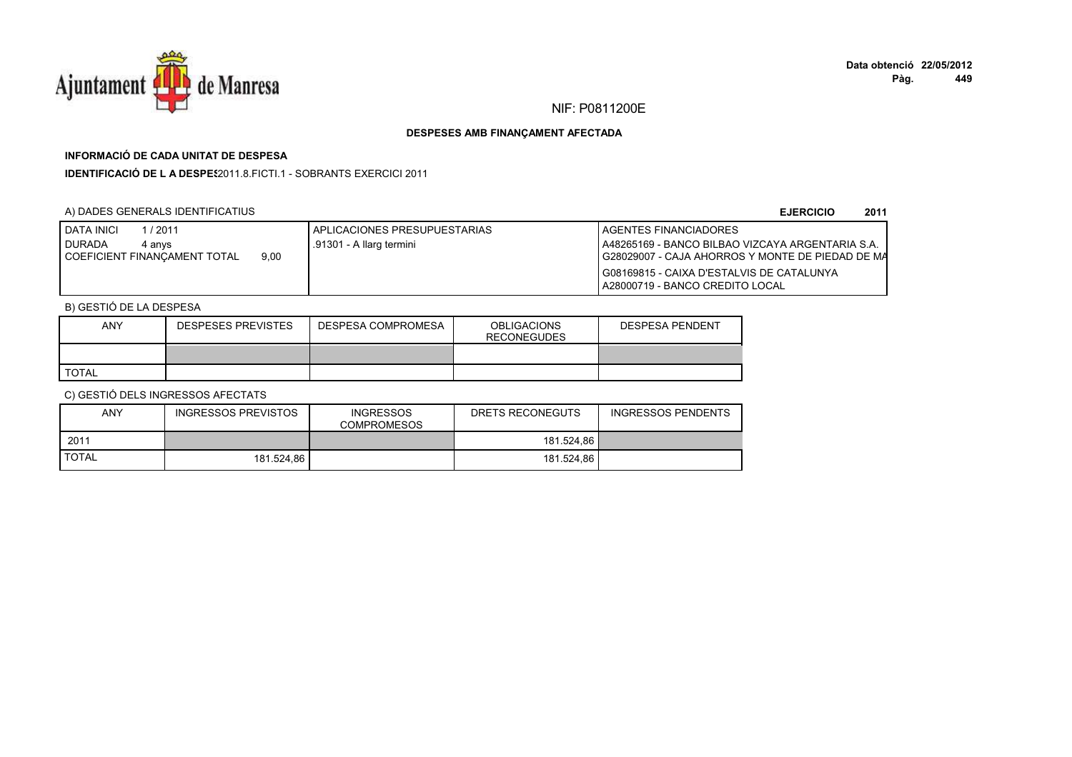NIF: P0811200E

**DESPESES AMB FINANÇAMENT AFECTADA**

**INFORMACIÓ DE CADA UNITAT DE DESPESA**

**IDENTIFICACIÓ DE L A DESPES** 2011.8.FICTI.1 - SOBRANTS EXERCICI 2011

A) DADES GENERALS IDENTIFICATIUS

**EJERCICIO 2011**

| DATA INICI 1 / 2011<br>DURADA 4 anys<br>COEFICIENT FINANÇAMENT TOTAL 9,00 | APLICACIONES PRESUPUESTARIAS<br>.91301 - A llarg termini | AGENTES FINANCIADORES<br>A48265169 - BANCO BILBAO VIZCAYA ARGENTARIA S.A.<br>G28029007 - CAJA AHORROS Y MONTE DE PIEDAD DE MA<br>G08169815 - CAIXA D'ESTALVIS DE CATALUNYA<br>A28000719 - BANCO CREDITO LOCAL |
|---|---|---|

B) GESTIÓ DE LA DESPESA

| ANY | DESPESES PREVISTES | DESPESA COMPROMESA | OBLIGACIONS RECONEGUDES | DESPESA PENDENT |
|---|---|---|---|---|
| | | | | |
| TOTAL | | | | |

C) GESTIÓ DELS INGRESSOS AFECTATS

| ANY | INGRESSOS PREVISTOS | INGRESSOS COMPROMESOS | DRETS RECONEGUTS | INGRESSOS PENDENTS |
|---|---|---|---|---|
| 2011 | | | 181.524,86 | |
| TOTAL | 181.524,86 | | 181.524,86 | |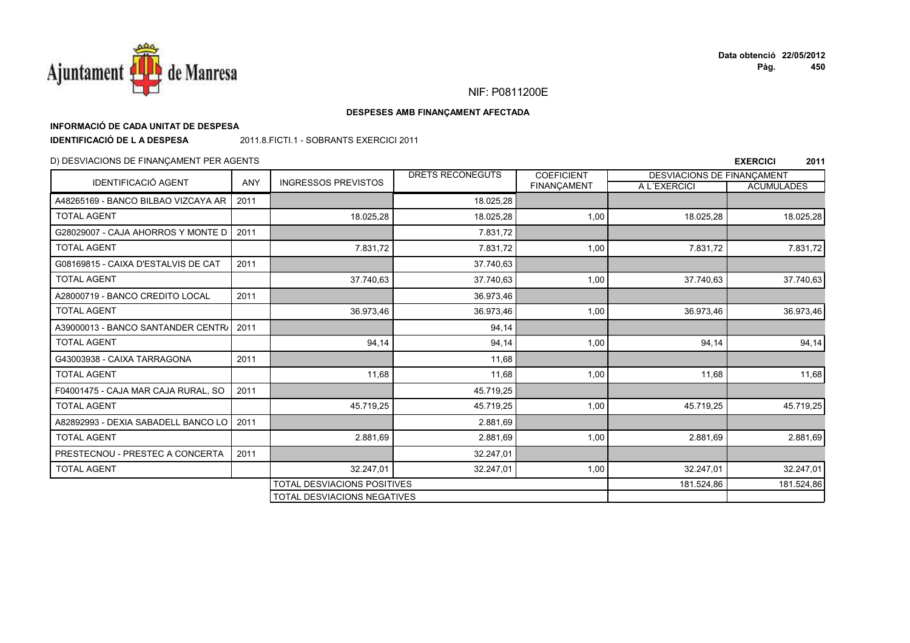NIF: P0811200E

**DESPESES AMB FINANÇAMENT AFECTADA**

**INFORMACIÓ DE CADA UNITAT DE DESPESA**

**IDENTIFICACIÓ DE L A DESPESA** 2011.8.FICTI.1 - SOBRANTS EXERCICI 2011

D) DESVIACIONS DE FINANÇAMENT PER AGENTS

**EXERCICI 2011**

| IDENTIFICACIÓ AGENT | ANY | INGRESSOS PREVISTOS | DRETS RECONEGUTS | COEFICIENT FINANÇAMENT | DESVIACIONS DE FINANÇAMENT | |
|---|---|---|---|---|---|---|
| | | | | | A L´EXERCICI | ACUMULADES |
| A48265169 - BANCO BILBAO VIZCAYA AR | 2011 | | 18.025,28 | | | |
| TOTAL AGENT | | 18.025,28 | 18.025,28 | 1,00 | 18.025,28 | 18.025,28 |
| G28029007 - CAJA AHORROS Y MONTE D | 2011 | | 7.831,72 | | | |
| TOTAL AGENT | | 7.831,72 | 7.831,72 | 1,00 | 7.831,72 | 7.831,72 |
| G08169815 - CAIXA D'ESTALVIS DE CAT | 2011 | | 37.740,63 | | | |
| TOTAL AGENT | | 37.740,63 | 37.740,63 | 1,00 | 37.740,63 | 37.740,63 |
| A28000719 - BANCO CREDITO LOCAL | 2011 | | 36.973,46 | | | |
| TOTAL AGENT | | 36.973,46 | 36.973,46 | 1,00 | 36.973,46 | 36.973,46 |
| A39000013 - BANCO SANTANDER CENTR/ | 2011 | | 94,14 | | | |
| TOTAL AGENT | | 94,14 | 94,14 | 1,00 | 94,14 | 94,14 |
| G43003938 - CAIXA TARRAGONA | 2011 | | 11,68 | | | |
| TOTAL AGENT | | 11,68 | 11,68 | 1,00 | 11,68 | 11,68 |
| F04001475 - CAJA MAR CAJA RURAL, SO | 2011 | | 45.719,25 | | | |
| TOTAL AGENT | | 45.719,25 | 45.719,25 | 1,00 | 45.719,25 | 45.719,25 |
| A82892993 - DEXIA SABADELL BANCO LO | 2011 | | 2.881,69 | | | |
| TOTAL AGENT | | 2.881,69 | 2.881,69 | 1,00 | 2.881,69 | 2.881,69 |
| PRESTECNOU - PRESTEC A CONCERTA | 2011 | | 32.247,01 | | | |
| TOTAL AGENT | | 32.247,01 | 32.247,01 | 1,00 | 32.247,01 | 32.247,01 |
| | | TOTAL DESVIACIONS POSITIVES | | | 181.524,86 | 181.524,86 |
| | | TOTAL DESVIACIONS NEGATIVES | | | | |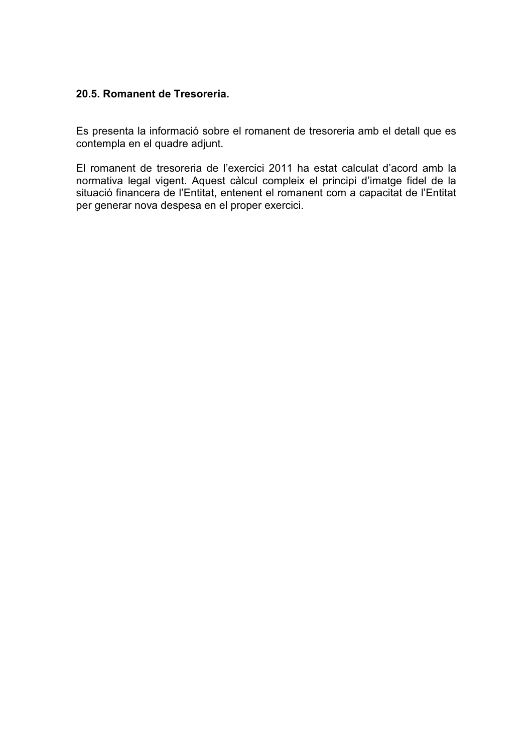**20.5. Romanent de Tresoreria.**

Es presenta la informació sobre el romanent de tresoreria amb el detall que es contempla en el quadre adjunt.

El romanent de tresoreria de l'exercici 2011 ha estat calculat d'acord amb la normativa legal vigent. Aquest càlcul compleix el principi d'imatge fidel de la situació financera de l'Entitat, entenent el romanent com a capacitat de l'Entitat per generar nova despesa en el proper exercici.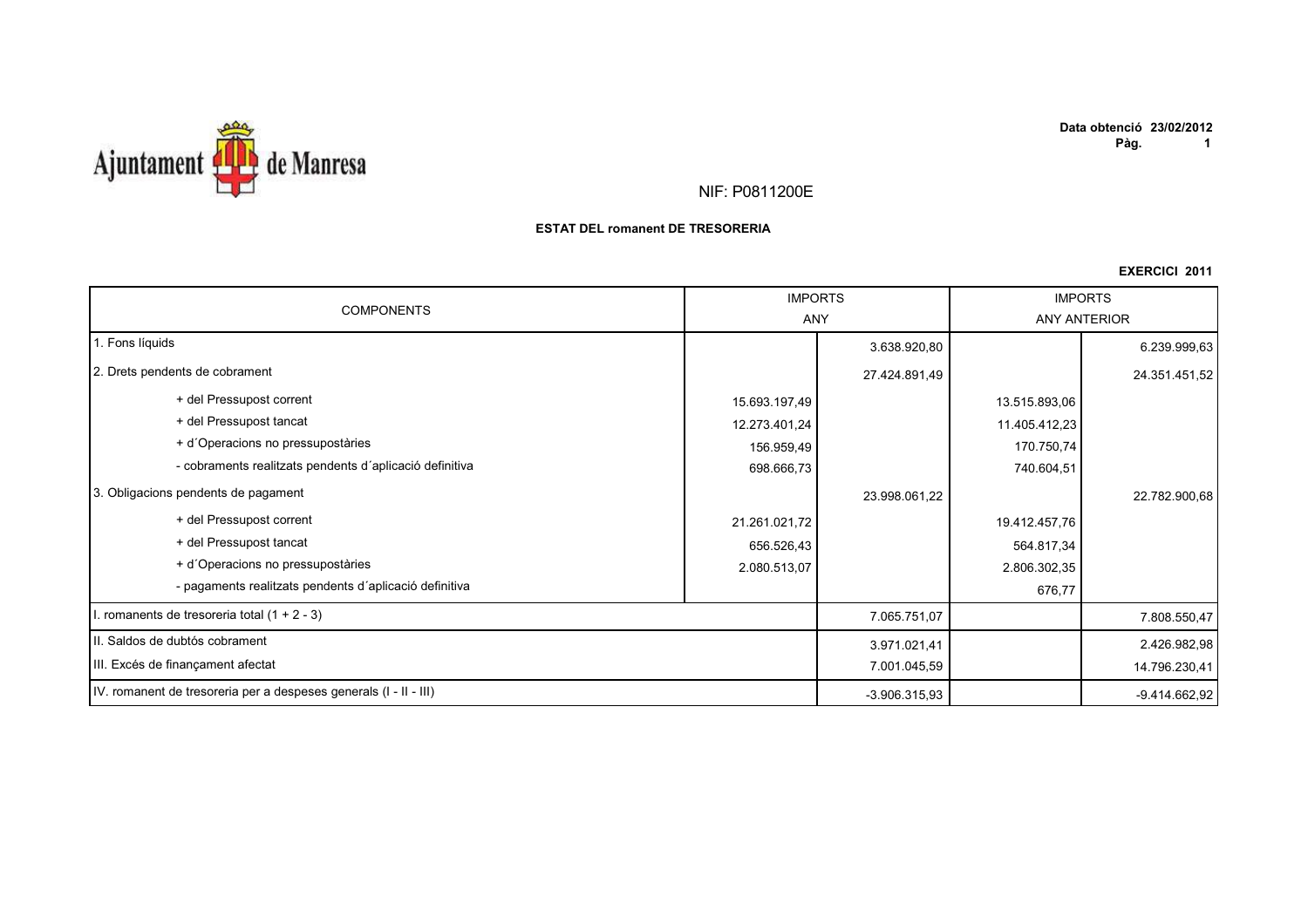Ajuntament de Manresa

Data obtenció 23/02/2012

NIF: P0811200E

**ESTAT DEL romanent DE TRESORERIA**

**EXERCICI 2011**

| COMPONENTS | IMPORTS ANY | | IMPORTS ANY ANTERIOR | |
|---|---|---|---|---|
| 1. Fons líquids | | 3.638.920,80 | | 6.239.999,63 |
| 2. Drets pendents de cobrament | | 27.424.891,49 | | 24.351.451,52 |
| + del Pressupost corrent | 15.693.197,49 | | 13.515.893,06 | |
| + del Pressupost tancat | 12.273.401,24 | | 11.405.412,23 | |
| + d´Operacions no pressupostàries | 156.959,49 | | 170.750,74 | |
| - cobraments realitzats pendents d´aplicació definitiva | 698.666,73 | | 740.604,51 | |
| 3. Obligacions pendents de pagament | | 23.998.061,22 | | 22.782.900,68 |
| + del Pressupost corrent | 21.261.021,72 | | 19.412.457,76 | |
| + del Pressupost tancat | 656.526,43 | | 564.817,34 | |
| + d´Operacions no pressupostàries | 2.080.513,07 | | 2.806.302,35 | |
| - pagaments realitzats pendents d´aplicació definitiva | | | 676,77 | |
| I. romanents de tresoreria total (1 + 2 - 3) | | 7.065.751,07 | | 7.808.550,47 |
| II. Saldos de dubtós cobrament | | 3.971.021,41 | | 2.426.982,98 |
| III. Excés de finançament afectat | | 7.001.045,59 | | 14.796.230,41 |
| IV. romanent de tresoreria per a despeses generals (I - II - III) | | -3.906.315,93 | | -9.414.662,92 |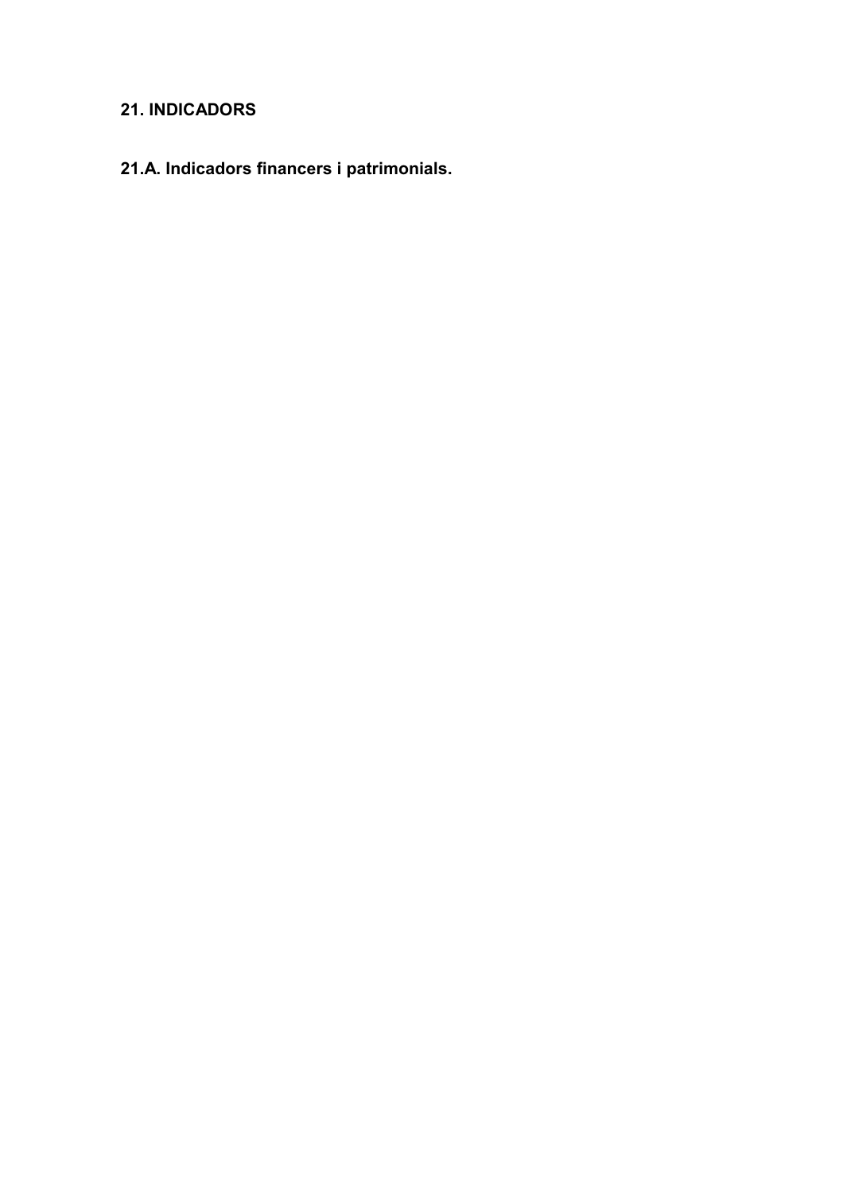## 21. INDICADORS

### 21.A. Indicadors financers i patrimonials.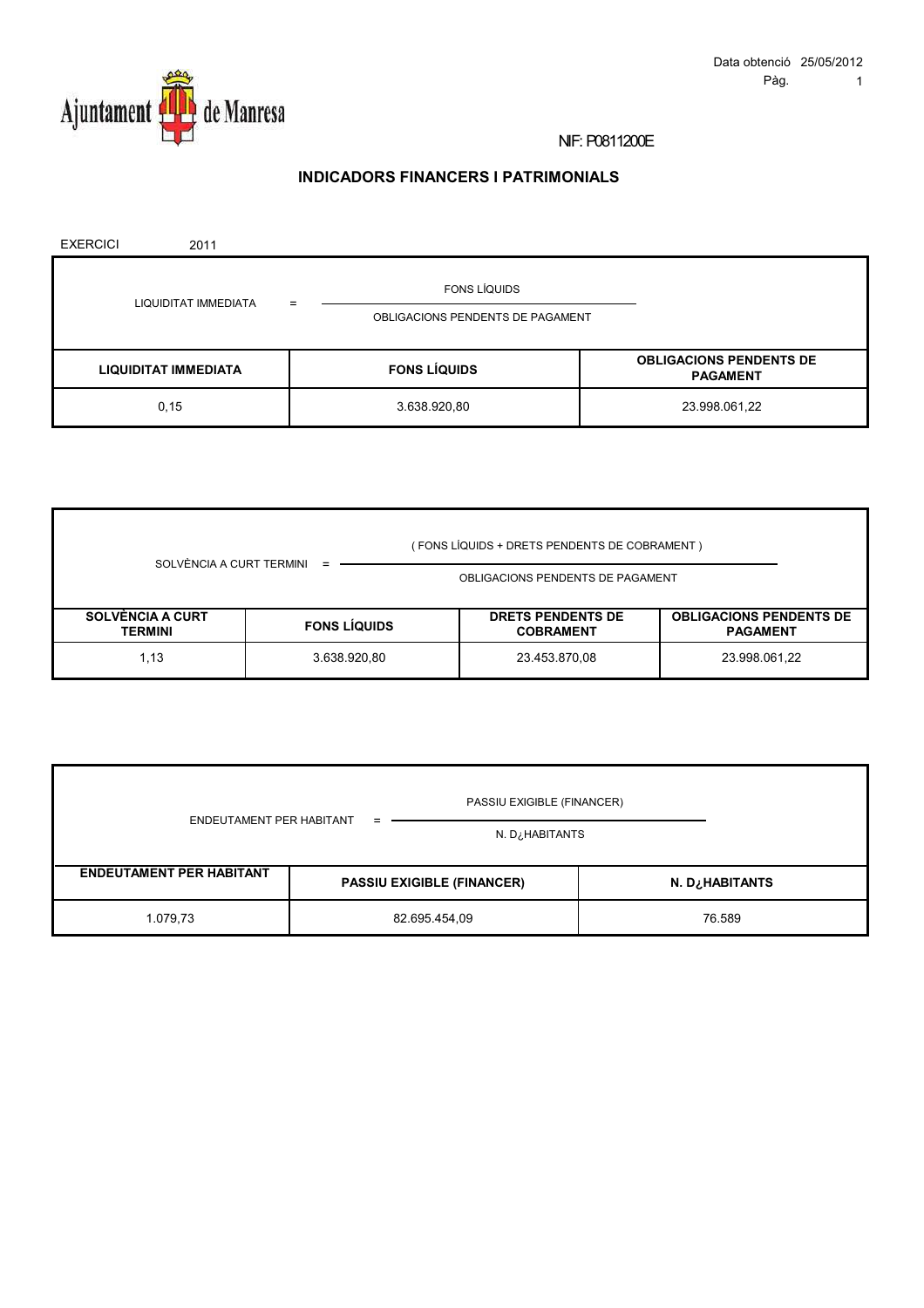Data obtenció 25/05/2012

NIF: P0811200E

## INDICADORS FINANCERS I PATRIMONIALS

EXERCICI 2011

LIQUIDITAT IMMEDIATA = FONS LÍQUIDS / OBLIGACIONS PENDENTS DE PAGAMENT

| LIQUIDITAT IMMEDIATA | FONS LÍQUIDS | OBLIGACIONS PENDENTS DE PAGAMENT |
|---|---|---|
| 0,15 | 3.638.920,80 | 23.998.061,22 |

SOLVÈNCIA A CURT TERMINI = ( FONS LÍQUIDS + DRETS PENDENTS DE COBRAMENT ) / OBLIGACIONS PENDENTS DE PAGAMENT

| SOLVÈNCIA A CURT TERMINI | FONS LÍQUIDS | DRETS PENDENTS DE COBRAMENT | OBLIGACIONS PENDENTS DE PAGAMENT |
|---|---|---|---|
| 1,13 | 3.638.920,80 | 23.453.870,08 | 23.998.061,22 |

ENDEUTAMENT PER HABITANT = PASSIU EXIGIBLE (FINANCER) / N. D¿HABITANTS

| ENDEUTAMENT PER HABITANT | PASSIU EXIGIBLE (FINANCER) | N. D¿HABITANTS |
|---|---|---|
| 1.079,73 | 82.695.454,09 | 76.589 |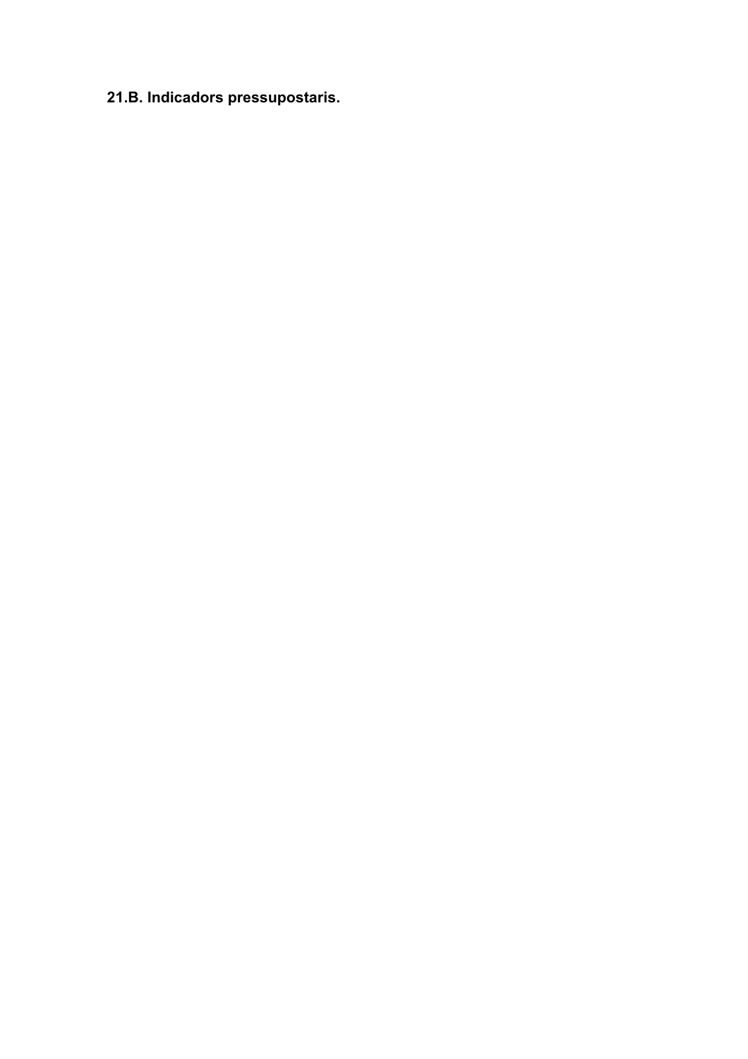## 21.B. Indicadors pressupostaris.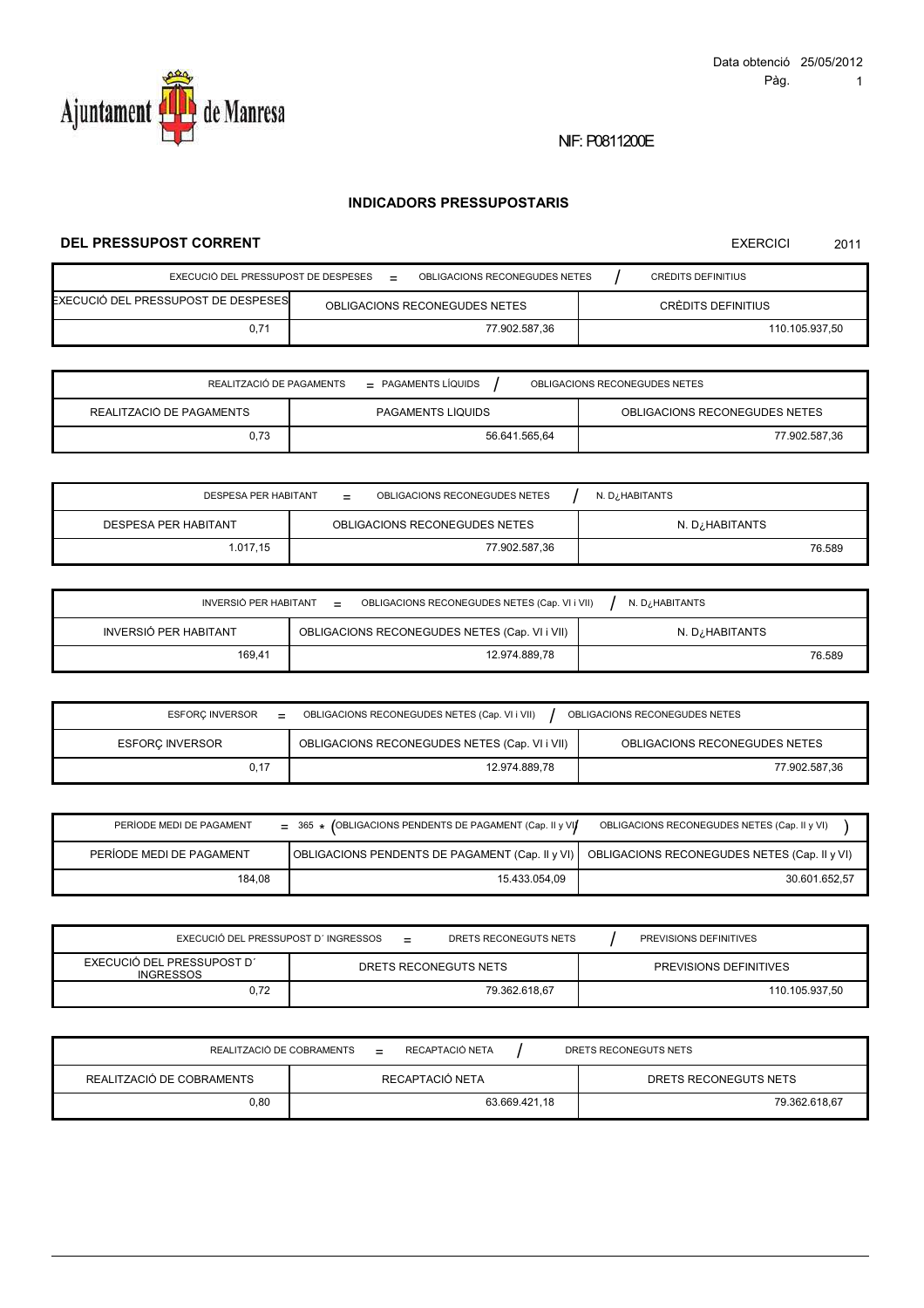Data obtenció 25/05/2012

Ajuntament de Manresa

NIF: P0811200E

## INDICADORS PRESSUPOSTARIS

### DEL PRESSUPOST CORRENT

EXERCICI 2011

EXECUCIÓ DEL PRESSUPOST DE DESPESES = OBLIGACIONS RECONEGUDES NETES / CRÈDITS DEFINITIUS

| EXECUCIÓ DEL PRESSUPOST DE DESPESES | OBLIGACIONS RECONEGUDES NETES | CRÈDITS DEFINITIUS |
|---|---|---|
| 0,71 | 77.902.587,36 | 110.105.937,50 |

REALITZACIÓ DE PAGAMENTS = PAGAMENTS LÍQUIDS / OBLIGACIONS RECONEGUDES NETES

| REALITZACIO DE PAGAMENTS | PAGAMENTS LIQUIDS | OBLIGACIONS RECONEGUDES NETES |
|---|---|---|
| 0,73 | 56.641.565,64 | 77.902.587,36 |

DESPESA PER HABITANT = OBLIGACIONS RECONEGUDES NETES / N. D¿HABITANTS

| DESPESA PER HABITANT | OBLIGACIONS RECONEGUDES NETES | N. D¿HABITANTS |
|---|---|---|
| 1.017,15 | 77.902.587,36 | 76.589 |

INVERSIÓ PER HABITANT = OBLIGACIONS RECONEGUDES NETES (Cap. VI i VII) / N. D¿HABITANTS

| INVERSIÓ PER HABITANT | OBLIGACIONS RECONEGUDES NETES (Cap. VI i VII) | N. D¿HABITANTS |
|---|---|---|
| 169,41 | 12.974.889,78 | 76.589 |

ESFORÇ INVERSOR = OBLIGACIONS RECONEGUDES NETES (Cap. VI i VII) / OBLIGACIONS RECONEGUDES NETES

| ESFORÇ INVERSOR | OBLIGACIONS RECONEGUDES NETES (Cap. VI i VII) | OBLIGACIONS RECONEGUDES NETES |
|---|---|---|
| 0,17 | 12.974.889,78 | 77.902.587,36 |

PERÍODE MEDI DE PAGAMENT = 365 * (OBLIGACIONS PENDENTS DE PAGAMENT (Cap. II y VI) / OBLIGACIONS RECONEGUDES NETES (Cap. II y VI))

| PERÍODE MEDI DE PAGAMENT | OBLIGACIONS PENDENTS DE PAGAMENT (Cap. II y VI) | OBLIGACIONS RECONEGUDES NETES (Cap. II y VI) |
|---|---|---|
| 184,08 | 15.433.054,09 | 30.601.652,57 |

EXECUCIÓ DEL PRESSUPOST D´ INGRESSOS = DRETS RECONEGUTS NETS / PREVISIONS DEFINITIVES

| EXECUCIÓ DEL PRESSUPOST D´ INGRESSOS | DRETS RECONEGUTS NETS | PREVISIONS DEFINITIVES |
|---|---|---|
| 0,72 | 79.362.618,67 | 110.105.937,50 |

REALITZACIÓ DE COBRAMENTS = RECAPTACIÓ NETA / DRETS RECONEGUTS NETS

| REALITZACIÓ DE COBRAMENTS | RECAPTACIÓ NETA | DRETS RECONEGUTS NETS |
|---|---|---|
| 0,80 | 63.669.421,18 | 79.362.618,67 |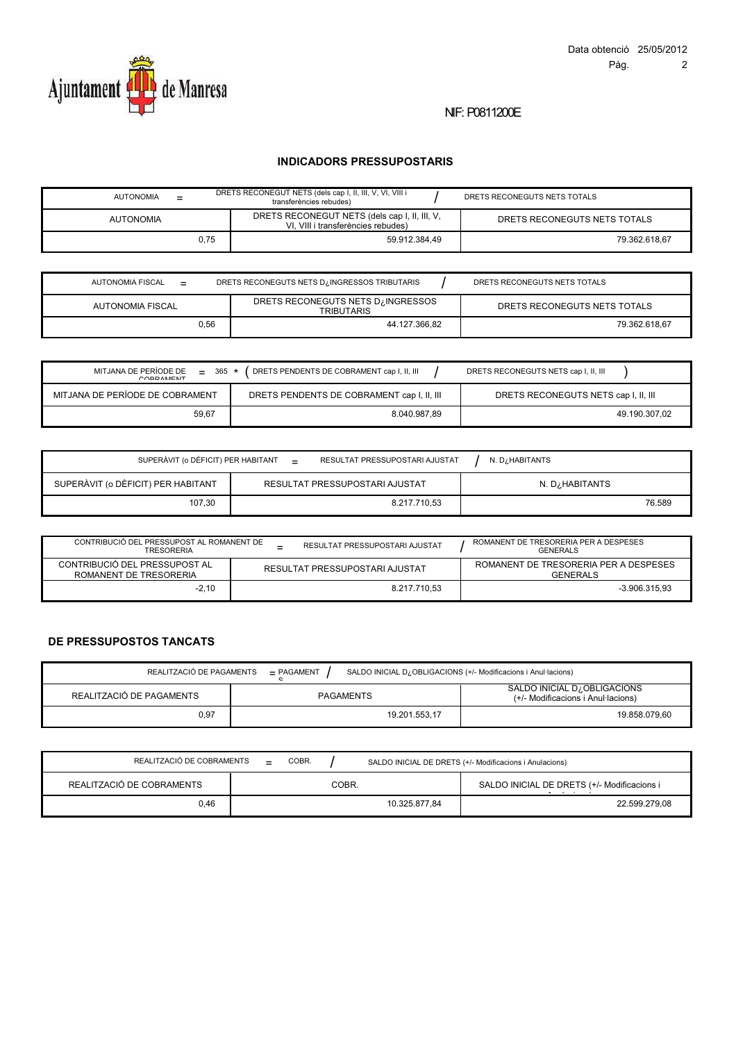Ajuntament de Manresa

Data obtenció 25/05/2012

NIF: P0811200E

## INDICADORS PRESSUPOSTARIS

AUTONOMIA = DRETS RECONEGUT NETS (dels cap I, II, III, V, VI, VIII i transferències rebudes) / DRETS RECONEGUTS NETS TOTALS

| AUTONOMIA | DRETS RECONEGUT NETS (dels cap I, II, III, V, VI, VIII i transferències rebudes) | DRETS RECONEGUTS NETS TOTALS |
|---|---|---|
| 0,75 | 59.912.384,49 | 79.362.618,67 |

AUTONOMIA FISCAL = DRETS RECONEGUTS NETS D¿INGRESSOS TRIBUTARIS / DRETS RECONEGUTS NETS TOTALS

| AUTONOMIA FISCAL | DRETS RECONEGUTS NETS D¿INGRESSOS TRIBUTARIS | DRETS RECONEGUTS NETS TOTALS |
|---|---|---|
| 0,56 | 44.127.366,82 | 79.362.618,67 |

MITJANA DE PERÍODE DE COBRAMENT = 365 * ( DRETS PENDENTS DE COBRAMENT cap I, II, III / DRETS RECONEGUTS NETS cap I, II, III )

| MITJANA DE PERÍODE DE COBRAMENT | DRETS PENDENTS DE COBRAMENT cap I, II, III | DRETS RECONEGUTS NETS cap I, II, III |
|---|---|---|
| 59,67 | 8.040.987,89 | 49.190.307,02 |

SUPERÀVIT (o DÈFICIT) PER HABITANT = RESULTAT PRESSUPOSTARI AJUSTAT / N. D¿HABITANTS

| SUPERÀVIT (o DÈFICIT) PER HABITANT | RESULTAT PRESSUPOSTARI AJUSTAT | N. D¿HABITANTS |
|---|---|---|
| 107,30 | 8.217.710,53 | 76.589 |

CONTRIBUCIÓ DEL PRESSUPOST AL ROMANENT DE TRESORERIA = RESULTAT PRESSUPOSTARI AJUSTAT / ROMANENT DE TRESORERIA PER A DESPESES GENERALS

| CONTRIBUCIÓ DEL PRESSUPOST AL ROMANENT DE TRESORERIA | RESULTAT PRESSUPOSTARI AJUSTAT | ROMANENT DE TRESORERIA PER A DESPESES GENERALS |
|---|---|---|
| -2,10 | 8.217.710,53 | -3.906.315,93 |

### DE PRESSUPOSTOS TANCATS

REALITZACIÓ DE PAGAMENTS = PAGAMENTS / SALDO INICIAL D¿OBLIGACIONS (+/- Modificacions i Anul·lacions)

| REALITZACIÓ DE PAGAMENTS | PAGAMENTS | SALDO INICIAL D¿OBLIGACIONS (+/- Modificacions i Anul·lacions) |
|---|---|---|
| 0,97 | 19.201.553,17 | 19.858.079,60 |

REALITZACIÓ DE COBRAMENTS = COBR. / SALDO INICIAL DE DRETS (+/- Modificacions i Anulacions)

| REALITZACIÓ DE COBRAMENTS | COBR. | SALDO INICIAL DE DRETS (+/- Modificacions i Anulacions) |
|---|---|---|
| 0,46 | 10.325.877,84 | 22.599.279,08 |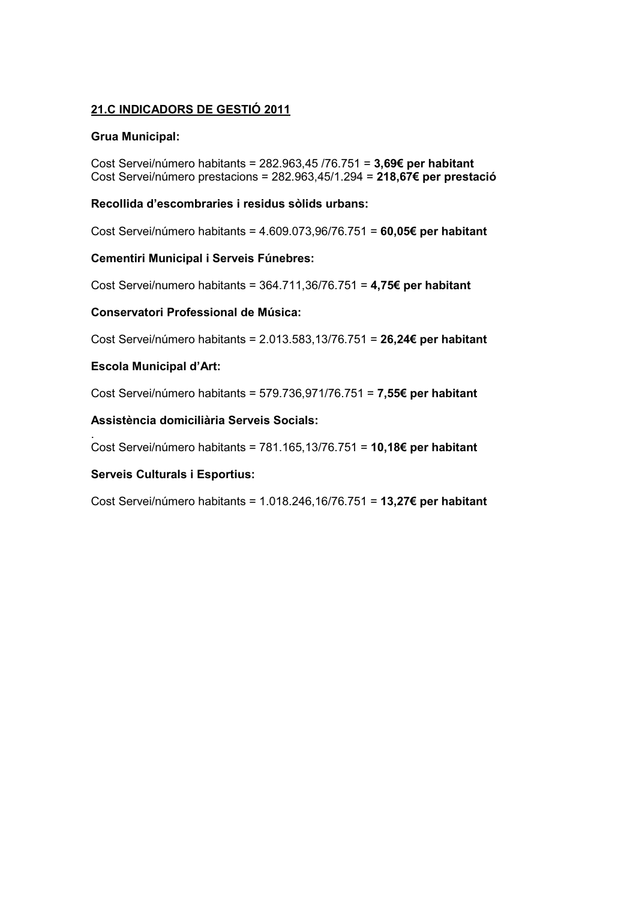## 21.C INDICADORS DE GESTIÓ 2011

**Grua Municipal:**

Cost Servei/número habitants = 282.963,45 /76.751 = **3,69€ per habitant**
Cost Servei/número prestacions = 282.963,45/1.294 = **218,67€ per prestació**

**Recollida d'escombraries i residus sòlids urbans:**

Cost Servei/número habitants = 4.609.073,96/76.751 = **60,05€ per habitant**

**Cementiri Municipal i Serveis Fúnebres:**

Cost Servei/numero habitants = 364.711,36/76.751 = **4,75€ per habitant**

**Conservatori Professional de Música:**

Cost Servei/número habitants = 2.013.583,13/76.751 = **26,24€ per habitant**

**Escola Municipal d'Art:**

Cost Servei/número habitants = 579.736,971/76.751 = **7,55€ per habitant**

**Assistència domiciliària Serveis Socials:**

.
Cost Servei/número habitants = 781.165,13/76.751 = **10,18€ per habitant**

**Serveis Culturals i Esportius:**

Cost Servei/número habitants = 1.018.246,16/76.751 = **13,27€ per habitant**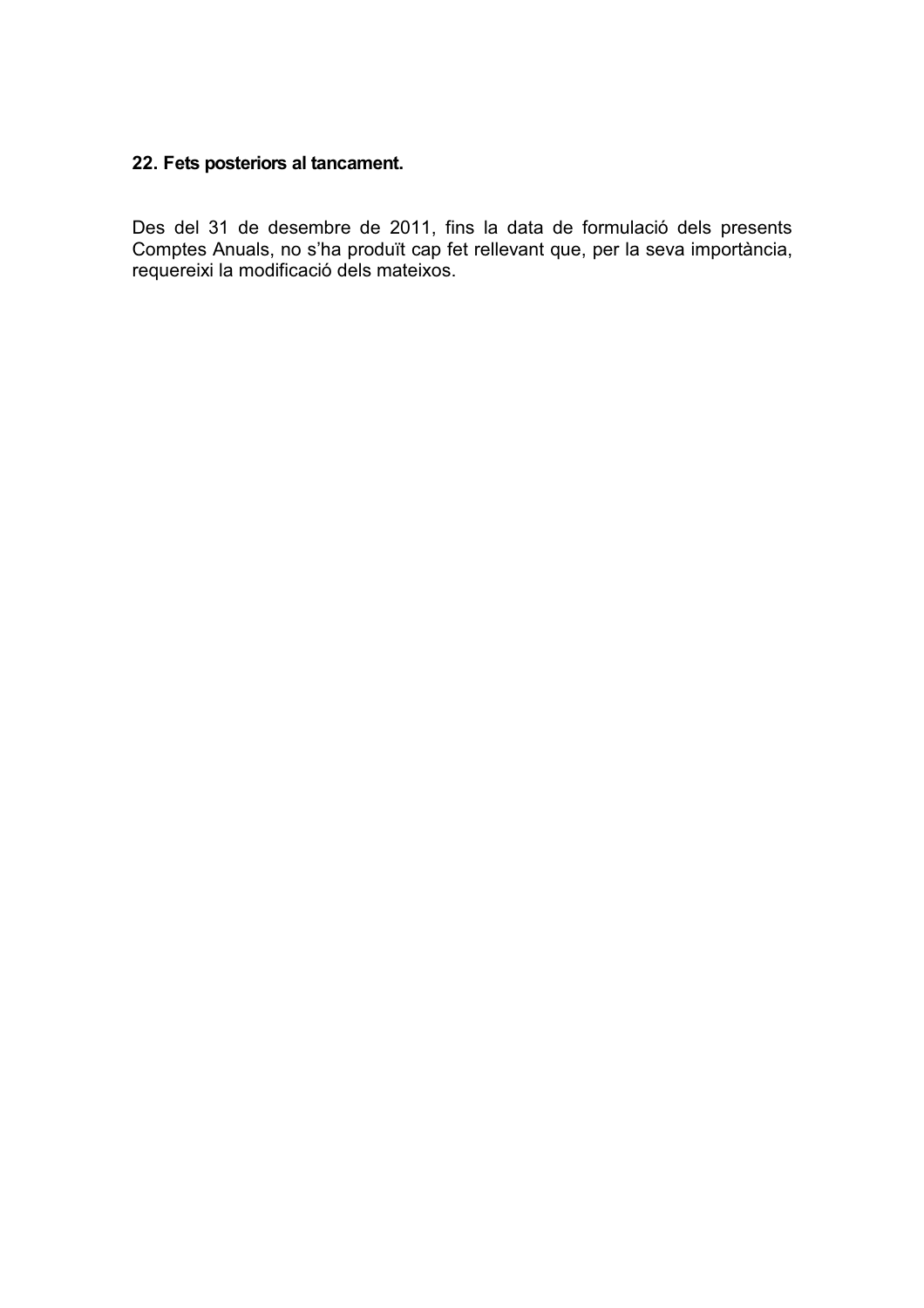**22. Fets posteriors al tancament.**

Des del 31 de desembre de 2011, fins la data de formulació dels presents Comptes Anuals, no s'ha produït cap fet rellevant que, per la seva importància, requereixi la modificació dels mateixos.